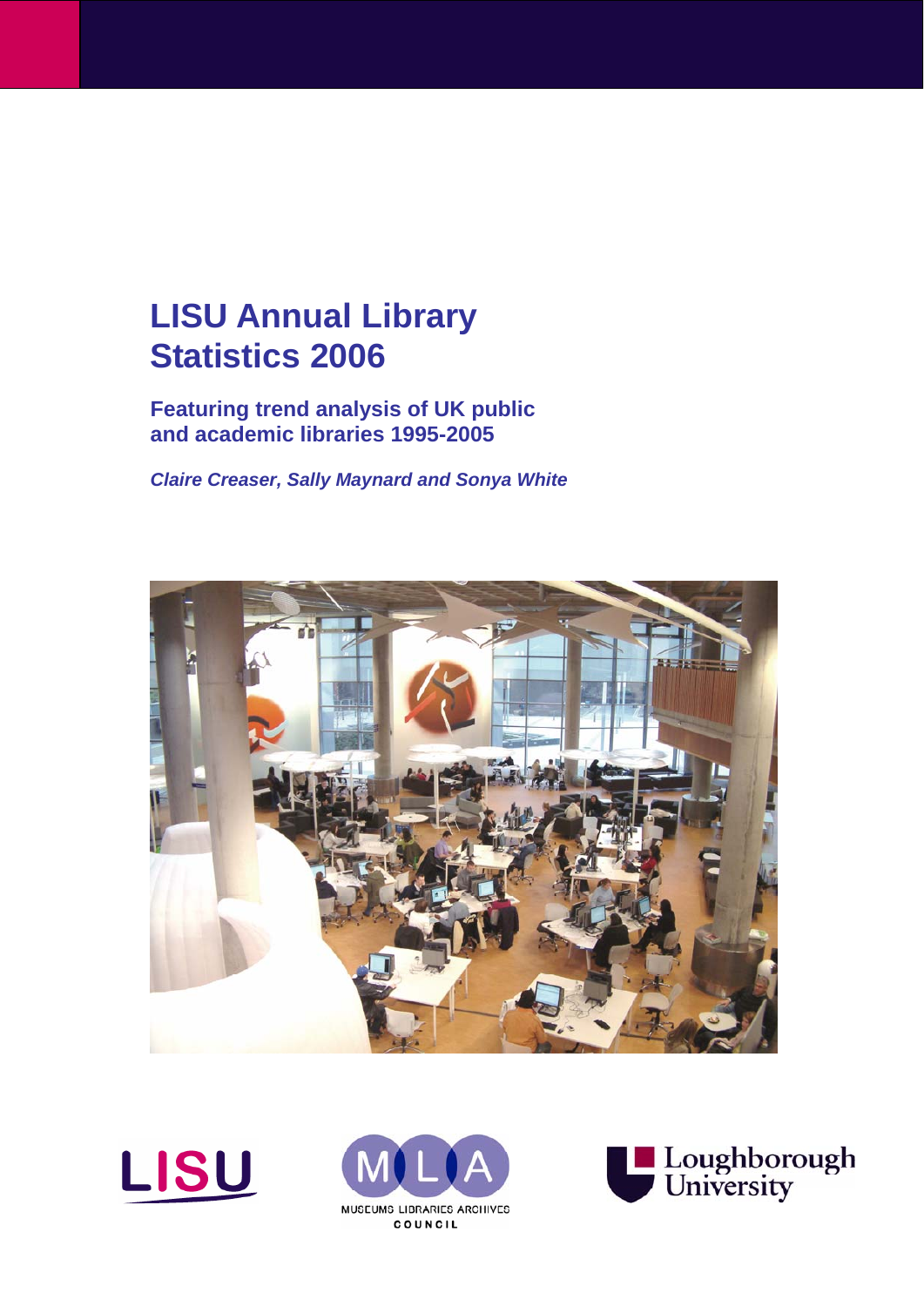# LISU Annual Library Statistics 2006

**Featuring trend analysis of UK public and academic libraries 1995-2005**

***Claire Creaser, Sally Maynard and Sonya White***

LISU

MLA
MUSEUMS LIBRARIES ARCHIVES COUNCIL

Loughborough University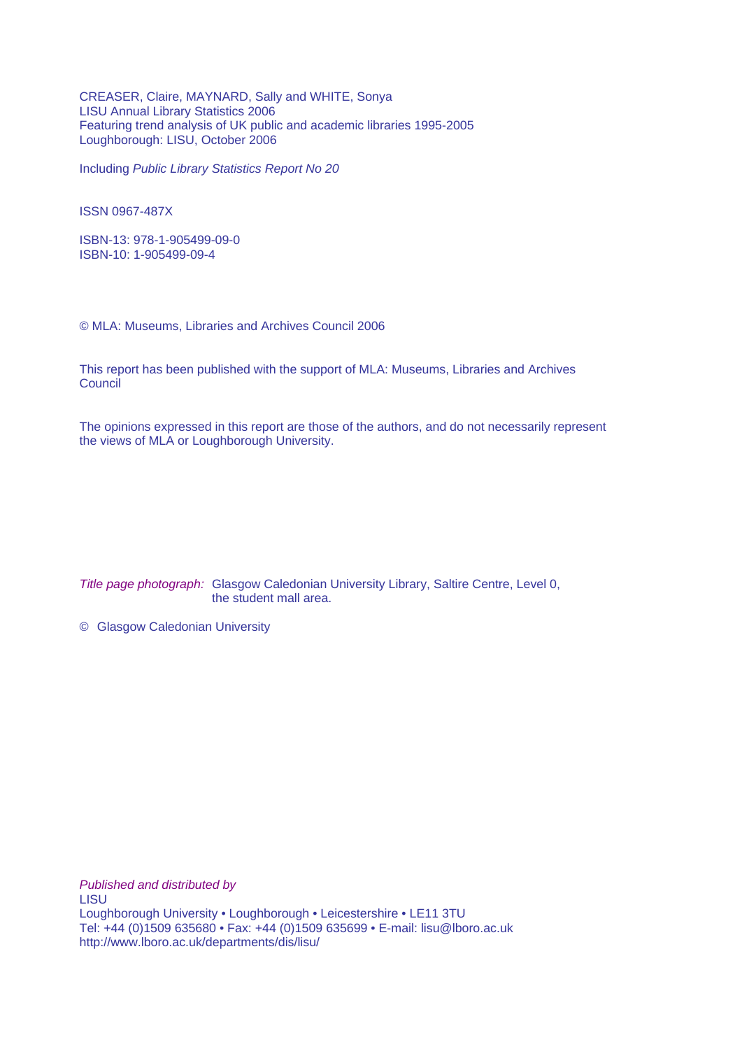CREASER, Claire, MAYNARD, Sally and WHITE, Sonya
LISU Annual Library Statistics 2006
Featuring trend analysis of UK public and academic libraries 1995-2005
Loughborough: LISU, October 2006

Including *Public Library Statistics Report No 20*

ISSN 0967-487X

ISBN-13: 978-1-905499-09-0
ISBN-10: 1-905499-09-4

© MLA: Museums, Libraries and Archives Council 2006

This report has been published with the support of MLA: Museums, Libraries and Archives Council

The opinions expressed in this report are those of the authors, and do not necessarily represent the views of MLA or Loughborough University.

*Title page photograph:* Glasgow Caledonian University Library, Saltire Centre, Level 0, the student mall area.

© Glasgow Caledonian University

*Published and distributed by*
LISU
Loughborough University • Loughborough • Leicestershire • LE11 3TU
Tel: +44 (0)1509 635680 • Fax: +44 (0)1509 635699 • E-mail: lisu@lboro.ac.uk
http://www.lboro.ac.uk/departments/dis/lisu/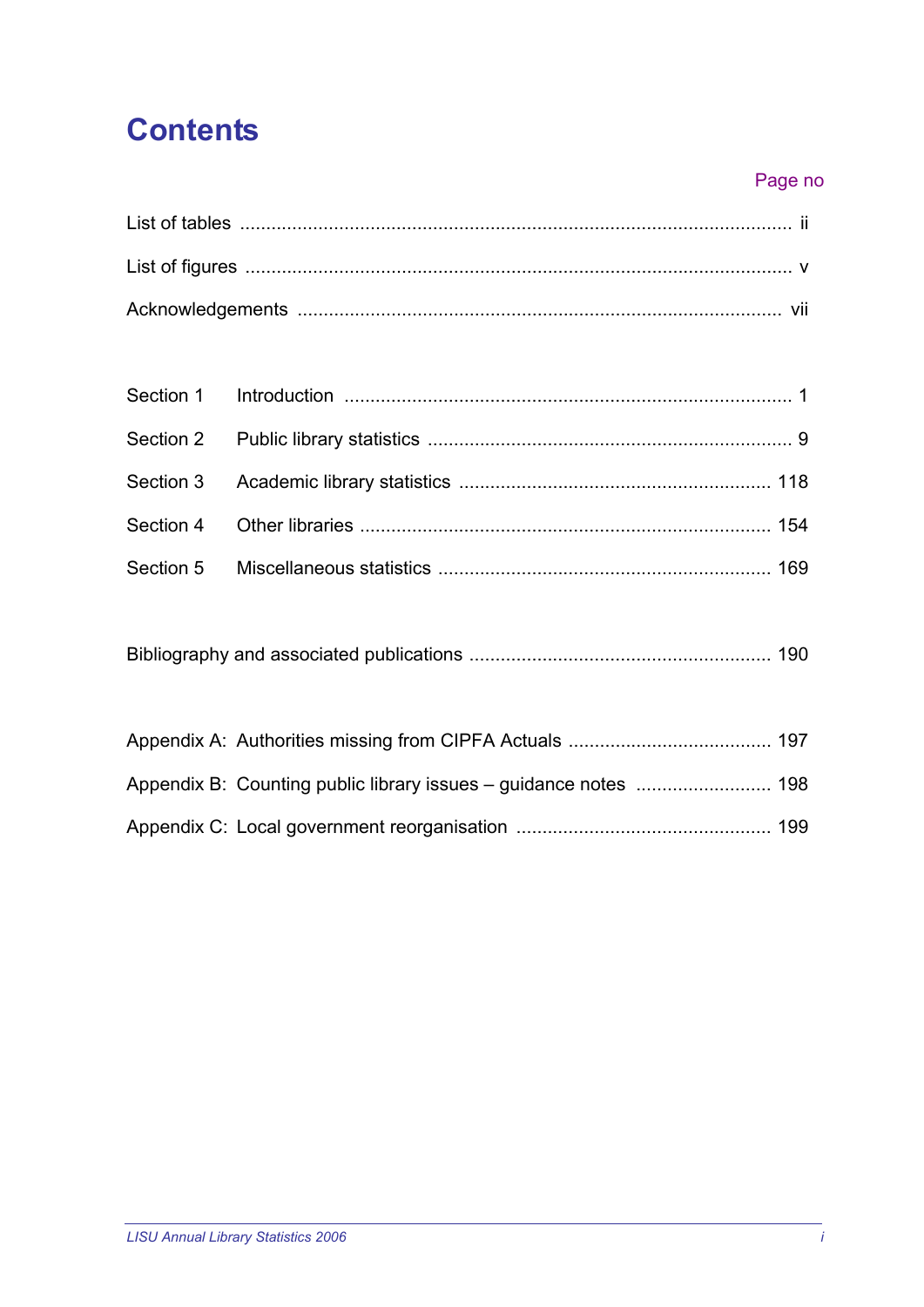# Contents

| | Page no |
|---|---|
| List of tables | ii |
| List of figures | v |
| Acknowledgements | vii |
| | |
| Section 1 Introduction | 1 |
| Section 2 Public library statistics | 9 |
| Section 3 Academic library statistics | 118 |
| Section 4 Other libraries | 154 |
| Section 5 Miscellaneous statistics | 169 |
| | |
| Bibliography and associated publications | 190 |
| | |
| Appendix A: Authorities missing from CIPFA Actuals | 197 |
| Appendix B: Counting public library issues – guidance notes | 198 |
| Appendix C: Local government reorganisation | 199 |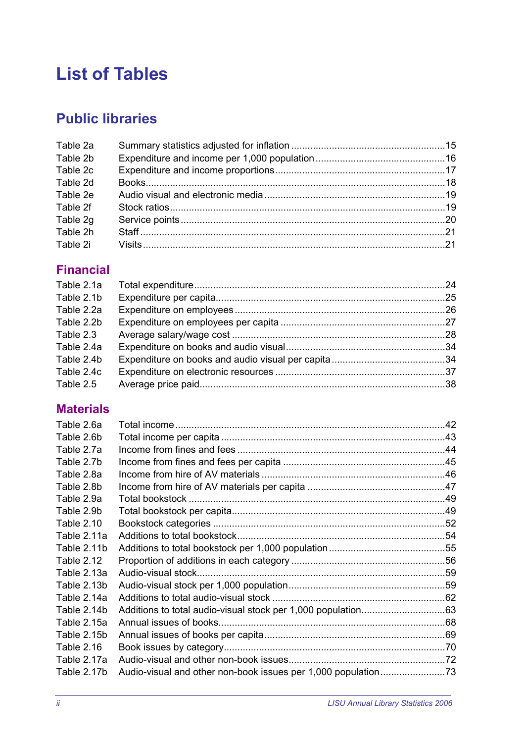# List of Tables

## Public libraries

| | | |
|---|---|---|
| Table 2a | Summary statistics adjusted for inflation | 15 |
| Table 2b | Expenditure and income per 1,000 population | 16 |
| Table 2c | Expenditure and income proportions | 17 |
| Table 2d | Books | 18 |
| Table 2e | Audio visual and electronic media | 19 |
| Table 2f | Stock ratios | 19 |
| Table 2g | Service points | 20 |
| Table 2h | Staff | 21 |
| Table 2i | Visits | 21 |

### Financial

| | | |
|---|---|---|
| Table 2.1a | Total expenditure | 24 |
| Table 2.1b | Expenditure per capita | 25 |
| Table 2.2a | Expenditure on employees | 26 |
| Table 2.2b | Expenditure on employees per capita | 27 |
| Table 2.3 | Average salary/wage cost | 28 |
| Table 2.4a | Expenditure on books and audio visual | 34 |
| Table 2.4b | Expenditure on books and audio visual per capita | 34 |
| Table 2.4c | Expenditure on electronic resources | 37 |
| Table 2.5 | Average price paid | 38 |

### Materials

| | | |
|---|---|---|
| Table 2.6a | Total income | 42 |
| Table 2.6b | Total income per capita | 43 |
| Table 2.7a | Income from fines and fees | 44 |
| Table 2.7b | Income from fines and fees per capita | 45 |
| Table 2.8a | Income from hire of AV materials | 46 |
| Table 2.8b | Income from hire of AV materials per capita | 47 |
| Table 2.9a | Total bookstock | 49 |
| Table 2.9b | Total bookstock per capita | 49 |
| Table 2.10 | Bookstock categories | 52 |
| Table 2.11a | Additions to total bookstock | 54 |
| Table 2.11b | Additions to total bookstock per 1,000 population | 55 |
| Table 2.12 | Proportion of additions in each category | 56 |
| Table 2.13a | Audio-visual stock | 59 |
| Table 2.13b | Audio-visual stock per 1,000 population | 59 |
| Table 2.14a | Additions to total audio-visual stock | 62 |
| Table 2.14b | Additions to total audio-visual stock per 1,000 population | 63 |
| Table 2.15a | Annual issues of books | 68 |
| Table 2.15b | Annual issues of books per capita | 69 |
| Table 2.16 | Book issues by category | 70 |
| Table 2.17a | Audio-visual and other non-book issues | 72 |
| Table 2.17b | Audio-visual and other non-book issues per 1,000 population | 73 |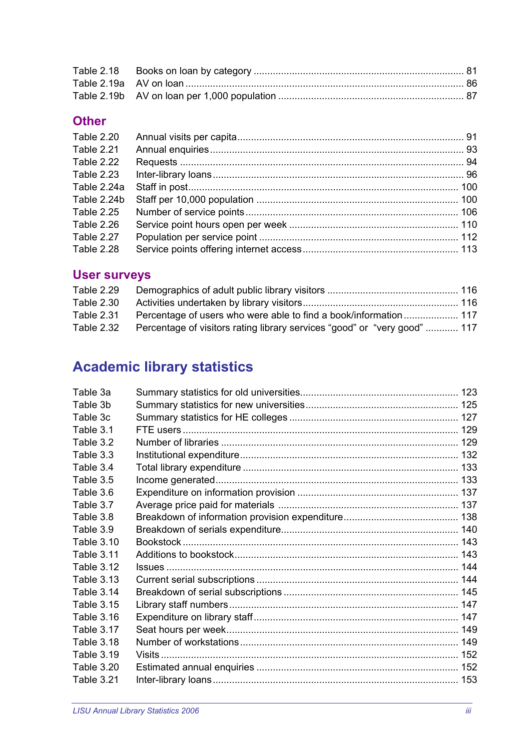| | | |
|---|---|---|
| Table 2.18 | Books on loan by category | 81 |
| Table 2.19a | AV on loan | 86 |
| Table 2.19b | AV on loan per 1,000 population | 87 |

### Other

| | | |
|---|---|---|
| Table 2.20 | Annual visits per capita | 91 |
| Table 2.21 | Annual enquiries | 93 |
| Table 2.22 | Requests | 94 |
| Table 2.23 | Inter-library loans | 96 |
| Table 2.24a | Staff in post | 100 |
| Table 2.24b | Staff per 10,000 population | 100 |
| Table 2.25 | Number of service points | 106 |
| Table 2.26 | Service point hours open per week | 110 |
| Table 2.27 | Population per service point | 112 |
| Table 2.28 | Service points offering internet access | 113 |

### User surveys

| | | |
|---|---|---|
| Table 2.29 | Demographics of adult public library visitors | 116 |
| Table 2.30 | Activities undertaken by library visitors | 116 |
| Table 2.31 | Percentage of users who were able to find a book/information | 117 |
| Table 2.32 | Percentage of visitors rating library services "good" or "very good" | 117 |

## Academic library statistics

| | | |
|---|---|---|
| Table 3a | Summary statistics for old universities | 123 |
| Table 3b | Summary statistics for new universities | 125 |
| Table 3c | Summary statistics for HE colleges | 127 |
| Table 3.1 | FTE users | 129 |
| Table 3.2 | Number of libraries | 129 |
| Table 3.3 | Institutional expenditure | 132 |
| Table 3.4 | Total library expenditure | 133 |
| Table 3.5 | Income generated | 133 |
| Table 3.6 | Expenditure on information provision | 137 |
| Table 3.7 | Average price paid for materials | 137 |
| Table 3.8 | Breakdown of information provision expenditure | 138 |
| Table 3.9 | Breakdown of serials expenditure | 140 |
| Table 3.10 | Bookstock | 143 |
| Table 3.11 | Additions to bookstock | 143 |
| Table 3.12 | Issues | 144 |
| Table 3.13 | Current serial subscriptions | 144 |
| Table 3.14 | Breakdown of serial subscriptions | 145 |
| Table 3.15 | Library staff numbers | 147 |
| Table 3.16 | Expenditure on library staff | 147 |
| Table 3.17 | Seat hours per week | 149 |
| Table 3.18 | Number of workstations | 149 |
| Table 3.19 | Visits | 152 |
| Table 3.20 | Estimated annual enquiries | 152 |
| Table 3.21 | Inter-library loans | 153 |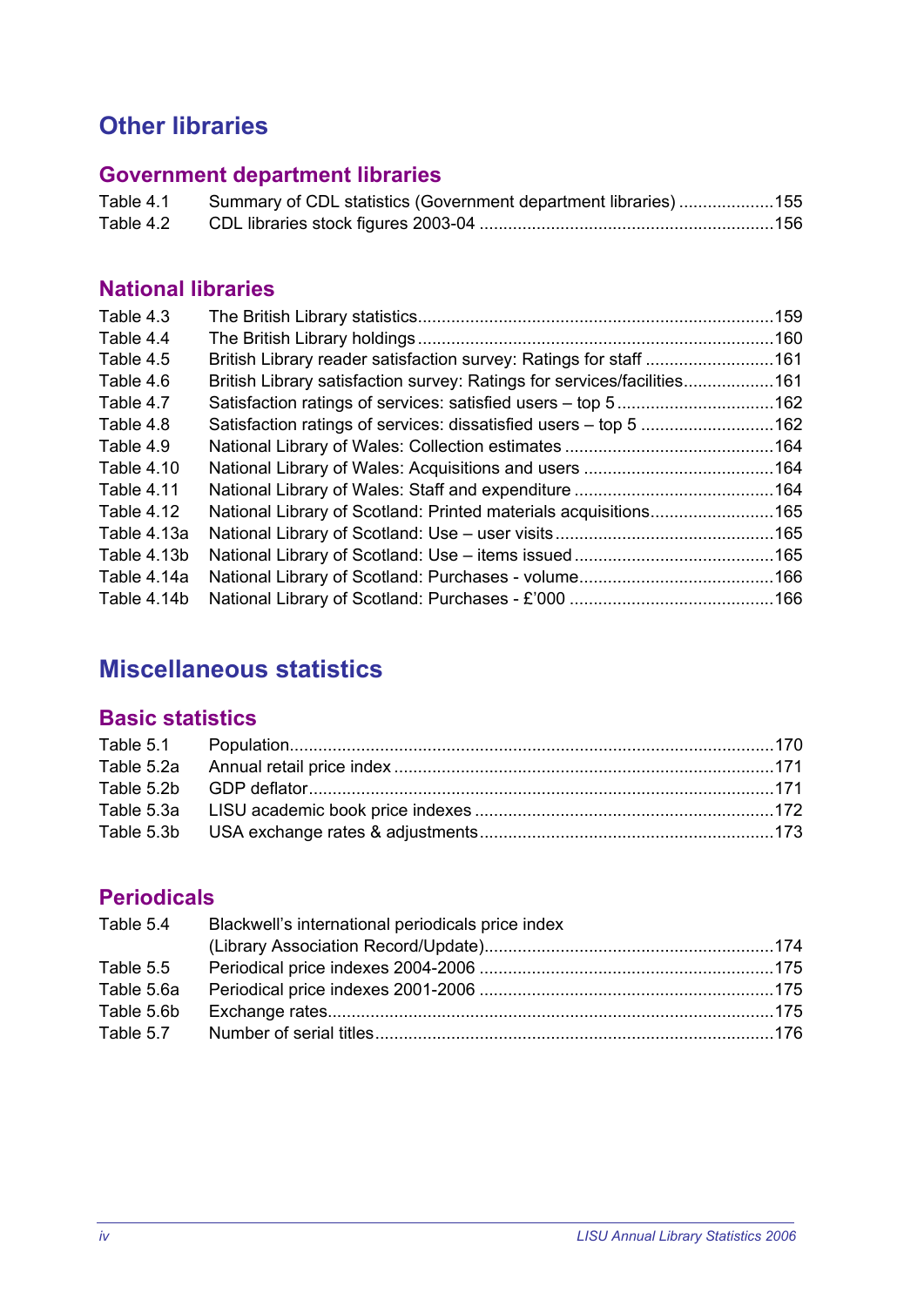# Other libraries

## Government department libraries

| | | |
|---|---|---|
| Table 4.1 | Summary of CDL statistics (Government department libraries) | 155 |
| Table 4.2 | CDL libraries stock figures 2003-04 | 156 |

## National libraries

| | | |
|---|---|---|
| Table 4.3 | The British Library statistics | 159 |
| Table 4.4 | The British Library holdings | 160 |
| Table 4.5 | British Library reader satisfaction survey: Ratings for staff | 161 |
| Table 4.6 | British Library satisfaction survey: Ratings for services/facilities | 161 |
| Table 4.7 | Satisfaction ratings of services: satisfied users – top 5 | 162 |
| Table 4.8 | Satisfaction ratings of services: dissatisfied users – top 5 | 162 |
| Table 4.9 | National Library of Wales: Collection estimates | 164 |
| Table 4.10 | National Library of Wales: Acquisitions and users | 164 |
| Table 4.11 | National Library of Wales: Staff and expenditure | 164 |
| Table 4.12 | National Library of Scotland: Printed materials acquisitions | 165 |
| Table 4.13a | National Library of Scotland: Use – user visits | 165 |
| Table 4.13b | National Library of Scotland: Use – items issued | 165 |
| Table 4.14a | National Library of Scotland: Purchases - volume | 166 |
| Table 4.14b | National Library of Scotland: Purchases - £'000 | 166 |

# Miscellaneous statistics

## Basic statistics

| | | |
|---|---|---|
| Table 5.1 | Population | 170 |
| Table 5.2a | Annual retail price index | 171 |
| Table 5.2b | GDP deflator | 171 |
| Table 5.3a | LISU academic book price indexes | 172 |
| Table 5.3b | USA exchange rates & adjustments | 173 |

## Periodicals

| | | |
|---|---|---|
| Table 5.4 | Blackwell's international periodicals price index (Library Association Record/Update) | 174 |
| Table 5.5 | Periodical price indexes 2004-2006 | 175 |
| Table 5.6a | Periodical price indexes 2001-2006 | 175 |
| Table 5.6b | Exchange rates | 175 |
| Table 5.7 | Number of serial titles | 176 |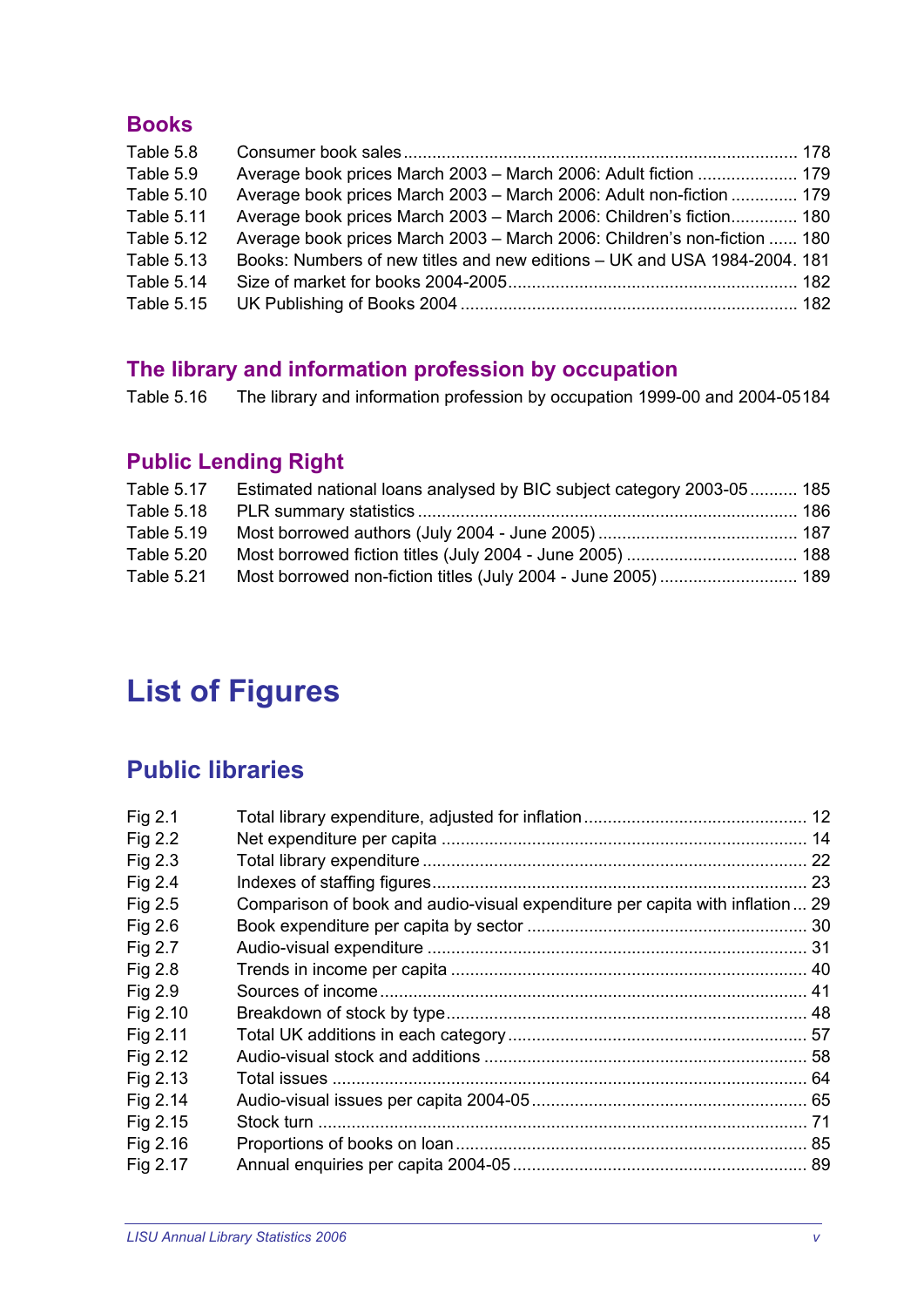### Books

| | | |
|---|---|---|
| Table 5.8 | Consumer book sales | 178 |
| Table 5.9 | Average book prices March 2003 – March 2006: Adult fiction | 179 |
| Table 5.10 | Average book prices March 2003 – March 2006: Adult non-fiction | 179 |
| Table 5.11 | Average book prices March 2003 – March 2006: Children's fiction | 180 |
| Table 5.12 | Average book prices March 2003 – March 2006: Children's non-fiction | 180 |
| Table 5.13 | Books: Numbers of new titles and new editions – UK and USA 1984-2004 | 181 |
| Table 5.14 | Size of market for books 2004-2005 | 182 |
| Table 5.15 | UK Publishing of Books 2004 | 182 |

### The library and information profession by occupation

| | | |
|---|---|---|
| Table 5.16 | The library and information profession by occupation 1999-00 and 2004-05 | 184 |

### Public Lending Right

| | | |
|---|---|---|
| Table 5.17 | Estimated national loans analysed by BIC subject category 2003-05 | 185 |
| Table 5.18 | PLR summary statistics | 186 |
| Table 5.19 | Most borrowed authors (July 2004 - June 2005) | 187 |
| Table 5.20 | Most borrowed fiction titles (July 2004 - June 2005) | 188 |
| Table 5.21 | Most borrowed non-fiction titles (July 2004 - June 2005) | 189 |

# List of Figures

## Public libraries

| | | |
|---|---|---|
| Fig 2.1 | Total library expenditure, adjusted for inflation | 12 |
| Fig 2.2 | Net expenditure per capita | 14 |
| Fig 2.3 | Total library expenditure | 22 |
| Fig 2.4 | Indexes of staffing figures | 23 |
| Fig 2.5 | Comparison of book and audio-visual expenditure per capita with inflation | 29 |
| Fig 2.6 | Book expenditure per capita by sector | 30 |
| Fig 2.7 | Audio-visual expenditure | 31 |
| Fig 2.8 | Trends in income per capita | 40 |
| Fig 2.9 | Sources of income | 41 |
| Fig 2.10 | Breakdown of stock by type | 48 |
| Fig 2.11 | Total UK additions in each category | 57 |
| Fig 2.12 | Audio-visual stock and additions | 58 |
| Fig 2.13 | Total issues | 64 |
| Fig 2.14 | Audio-visual issues per capita 2004-05 | 65 |
| Fig 2.15 | Stock turn | 71 |
| Fig 2.16 | Proportions of books on loan | 85 |
| Fig 2.17 | Annual enquiries per capita 2004-05 | 89 |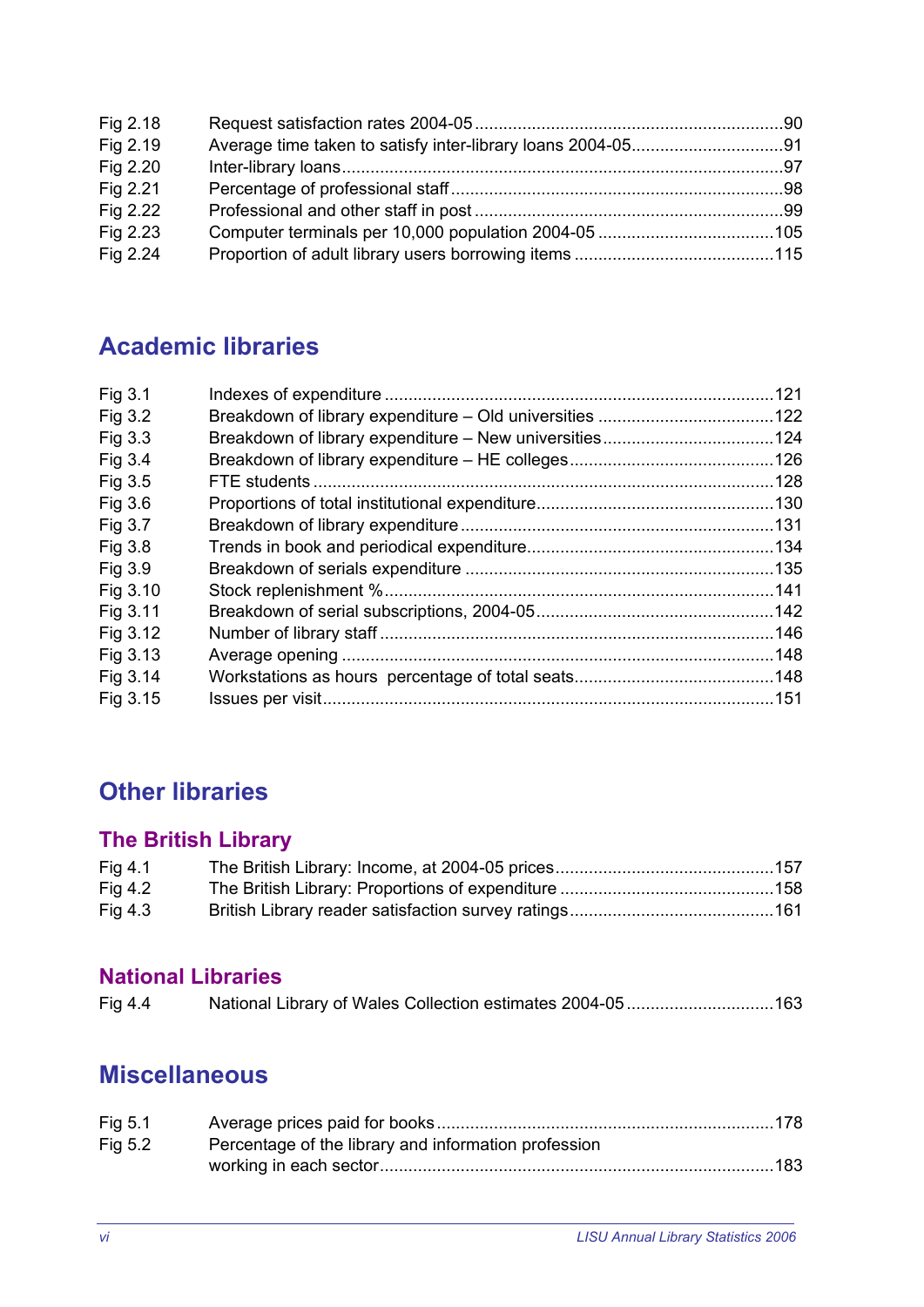| | | |
|---|---|---|
| Fig 2.18 | Request satisfaction rates 2004-05 | 90 |
| Fig 2.19 | Average time taken to satisfy inter-library loans 2004-05 | 91 |
| Fig 2.20 | Inter-library loans | 97 |
| Fig 2.21 | Percentage of professional staff | 98 |
| Fig 2.22 | Professional and other staff in post | 99 |
| Fig 2.23 | Computer terminals per 10,000 population 2004-05 | 105 |
| Fig 2.24 | Proportion of adult library users borrowing items | 115 |

## Academic libraries

| | | |
|---|---|---|
| Fig 3.1 | Indexes of expenditure | 121 |
| Fig 3.2 | Breakdown of library expenditure – Old universities | 122 |
| Fig 3.3 | Breakdown of library expenditure – New universities | 124 |
| Fig 3.4 | Breakdown of library expenditure – HE colleges | 126 |
| Fig 3.5 | FTE students | 128 |
| Fig 3.6 | Proportions of total institutional expenditure | 130 |
| Fig 3.7 | Breakdown of library expenditure | 131 |
| Fig 3.8 | Trends in book and periodical expenditure | 134 |
| Fig 3.9 | Breakdown of serials expenditure | 135 |
| Fig 3.10 | Stock replenishment % | 141 |
| Fig 3.11 | Breakdown of serial subscriptions, 2004-05 | 142 |
| Fig 3.12 | Number of library staff | 146 |
| Fig 3.13 | Average opening | 148 |
| Fig 3.14 | Workstations as hours percentage of total seats | 148 |
| Fig 3.15 | Issues per visit | 151 |

## Other libraries

### The British Library

| | | |
|---|---|---|
| Fig 4.1 | The British Library: Income, at 2004-05 prices | 157 |
| Fig 4.2 | The British Library: Proportions of expenditure | 158 |
| Fig 4.3 | British Library reader satisfaction survey ratings | 161 |

### National Libraries

| | | |
|---|---|---|
| Fig 4.4 | National Library of Wales Collection estimates 2004-05 | 163 |

## Miscellaneous

| | | |
|---|---|---|
| Fig 5.1 | Average prices paid for books | 178 |
| Fig 5.2 | Percentage of the library and information profession working in each sector | 183 |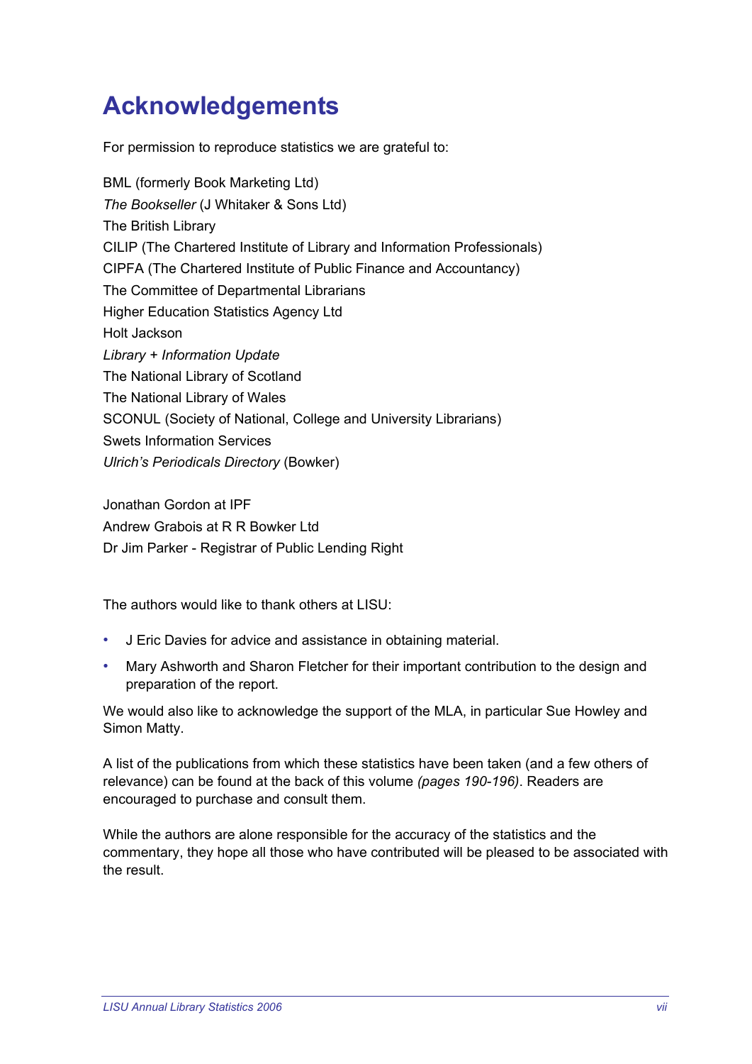# Acknowledgements

For permission to reproduce statistics we are grateful to:

BML (formerly Book Marketing Ltd)
*The Bookseller* (J Whitaker & Sons Ltd)
The British Library
CILIP (The Chartered Institute of Library and Information Professionals)
CIPFA (The Chartered Institute of Public Finance and Accountancy)
The Committee of Departmental Librarians
Higher Education Statistics Agency Ltd
Holt Jackson
*Library + Information Update*
The National Library of Scotland
The National Library of Wales
SCONUL (Society of National, College and University Librarians)
Swets Information Services
*Ulrich's Periodicals Directory* (Bowker)

Jonathan Gordon at IPF
Andrew Grabois at R R Bowker Ltd
Dr Jim Parker - Registrar of Public Lending Right

The authors would like to thank others at LISU:

- J Eric Davies for advice and assistance in obtaining material.
- Mary Ashworth and Sharon Fletcher for their important contribution to the design and preparation of the report.

We would also like to acknowledge the support of the MLA, in particular Sue Howley and Simon Matty.

A list of the publications from which these statistics have been taken (and a few others of relevance) can be found at the back of this volume *(pages 190-196)*. Readers are encouraged to purchase and consult them.

While the authors are alone responsible for the accuracy of the statistics and the commentary, they hope all those who have contributed will be pleased to be associated with the result.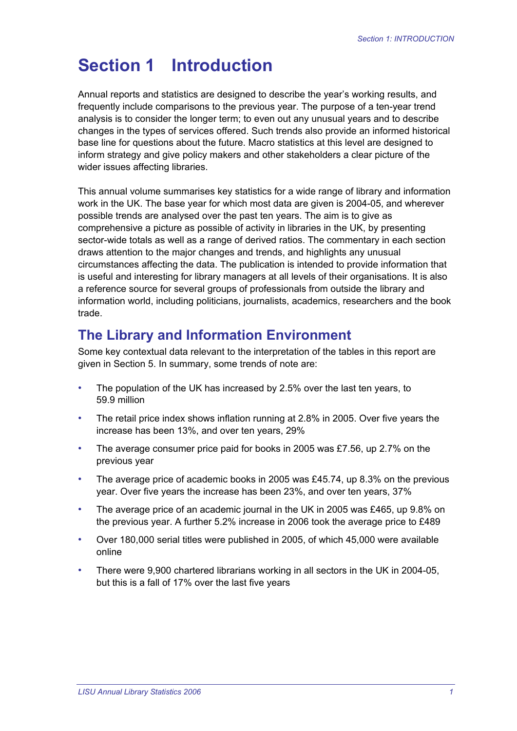# Section 1 Introduction

Annual reports and statistics are designed to describe the year's working results, and frequently include comparisons to the previous year. The purpose of a ten-year trend analysis is to consider the longer term; to even out any unusual years and to describe changes in the types of services offered. Such trends also provide an informed historical base line for questions about the future. Macro statistics at this level are designed to inform strategy and give policy makers and other stakeholders a clear picture of the wider issues affecting libraries.

This annual volume summarises key statistics for a wide range of library and information work in the UK. The base year for which most data are given is 2004-05, and wherever possible trends are analysed over the past ten years. The aim is to give as comprehensive a picture as possible of activity in libraries in the UK, by presenting sector-wide totals as well as a range of derived ratios. The commentary in each section draws attention to the major changes and trends, and highlights any unusual circumstances affecting the data. The publication is intended to provide information that is useful and interesting for library managers at all levels of their organisations. It is also a reference source for several groups of professionals from outside the library and information world, including politicians, journalists, academics, researchers and the book trade.

## The Library and Information Environment

Some key contextual data relevant to the interpretation of the tables in this report are given in Section 5. In summary, some trends of note are:

- The population of the UK has increased by 2.5% over the last ten years, to 59.9 million
- The retail price index shows inflation running at 2.8% in 2005. Over five years the increase has been 13%, and over ten years, 29%
- The average consumer price paid for books in 2005 was £7.56, up 2.7% on the previous year
- The average price of academic books in 2005 was £45.74, up 8.3% on the previous year. Over five years the increase has been 23%, and over ten years, 37%
- The average price of an academic journal in the UK in 2005 was £465, up 9.8% on the previous year. A further 5.2% increase in 2006 took the average price to £489
- Over 180,000 serial titles were published in 2005, of which 45,000 were available online
- There were 9,900 chartered librarians working in all sectors in the UK in 2004-05, but this is a fall of 17% over the last five years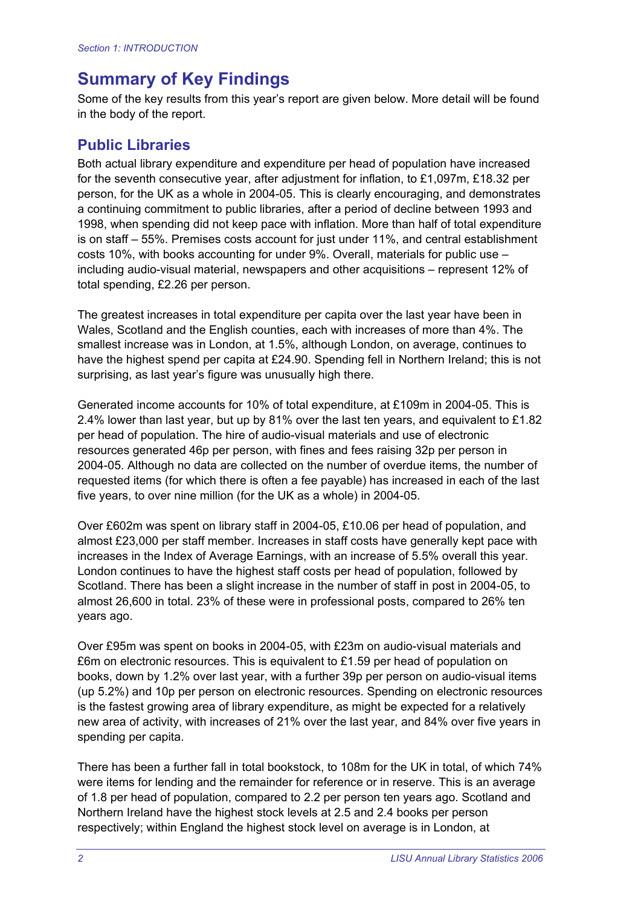# Summary of Key Findings

Some of the key results from this year's report are given below. More detail will be found in the body of the report.

## Public Libraries

Both actual library expenditure and expenditure per head of population have increased for the seventh consecutive year, after adjustment for inflation, to £1,097m, £18.32 per person, for the UK as a whole in 2004-05. This is clearly encouraging, and demonstrates a continuing commitment to public libraries, after a period of decline between 1993 and 1998, when spending did not keep pace with inflation. More than half of total expenditure is on staff – 55%. Premises costs account for just under 11%, and central establishment costs 10%, with books accounting for under 9%. Overall, materials for public use – including audio-visual material, newspapers and other acquisitions – represent 12% of total spending, £2.26 per person.

The greatest increases in total expenditure per capita over the last year have been in Wales, Scotland and the English counties, each with increases of more than 4%. The smallest increase was in London, at 1.5%, although London, on average, continues to have the highest spend per capita at £24.90. Spending fell in Northern Ireland; this is not surprising, as last year's figure was unusually high there.

Generated income accounts for 10% of total expenditure, at £109m in 2004-05. This is 2.4% lower than last year, but up by 81% over the last ten years, and equivalent to £1.82 per head of population. The hire of audio-visual materials and use of electronic resources generated 46p per person, with fines and fees raising 32p per person in 2004-05. Although no data are collected on the number of overdue items, the number of requested items (for which there is often a fee payable) has increased in each of the last five years, to over nine million (for the UK as a whole) in 2004-05.

Over £602m was spent on library staff in 2004-05, £10.06 per head of population, and almost £23,000 per staff member. Increases in staff costs have generally kept pace with increases in the Index of Average Earnings, with an increase of 5.5% overall this year. London continues to have the highest staff costs per head of population, followed by Scotland. There has been a slight increase in the number of staff in post in 2004-05, to almost 26,600 in total. 23% of these were in professional posts, compared to 26% ten years ago.

Over £95m was spent on books in 2004-05, with £23m on audio-visual materials and £6m on electronic resources. This is equivalent to £1.59 per head of population on books, down by 1.2% over last year, with a further 39p per person on audio-visual items (up 5.2%) and 10p per person on electronic resources. Spending on electronic resources is the fastest growing area of library expenditure, as might be expected for a relatively new area of activity, with increases of 21% over the last year, and 84% over five years in spending per capita.

There has been a further fall in total bookstock, to 108m for the UK in total, of which 74% were items for lending and the remainder for reference or in reserve. This is an average of 1.8 per head of population, compared to 2.2 per person ten years ago. Scotland and Northern Ireland have the highest stock levels at 2.5 and 2.4 books per person respectively; within England the highest stock level on average is in London, at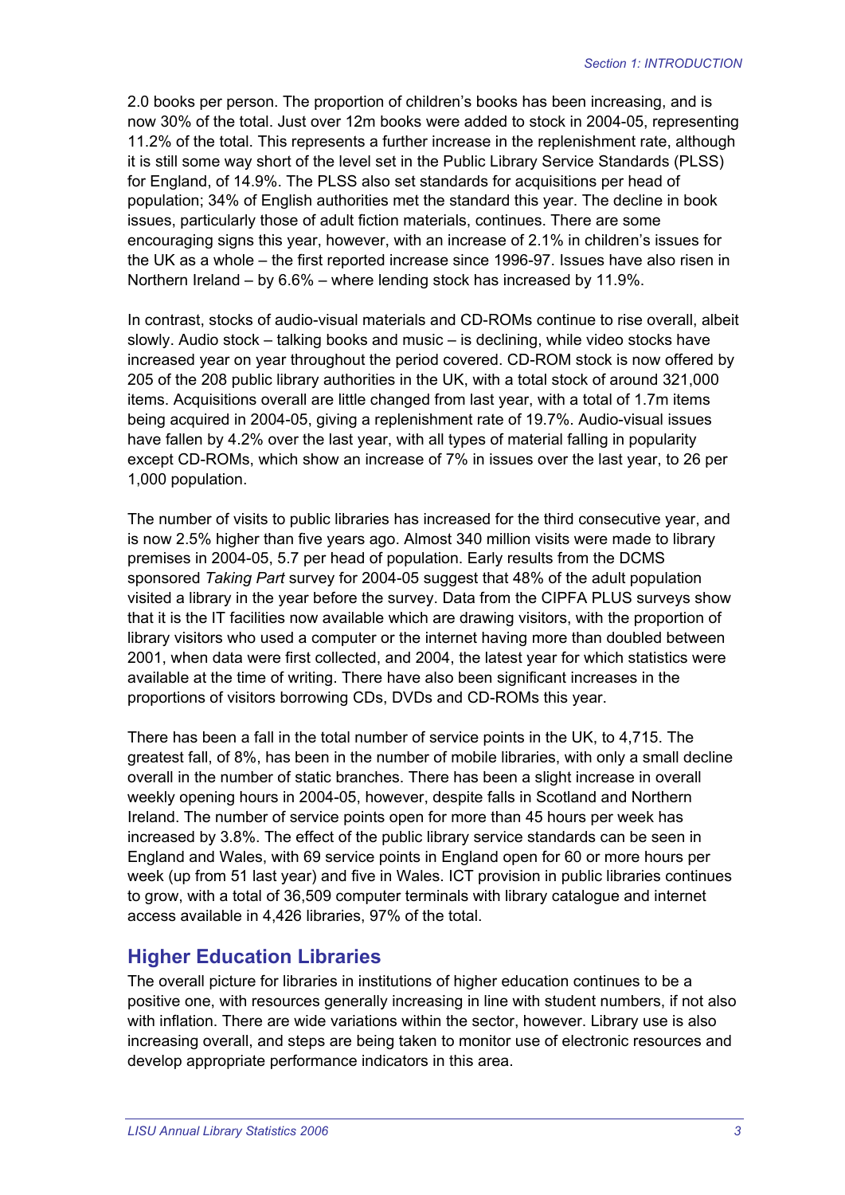2.0 books per person. The proportion of children's books has been increasing, and is now 30% of the total. Just over 12m books were added to stock in 2004-05, representing 11.2% of the total. This represents a further increase in the replenishment rate, although it is still some way short of the level set in the Public Library Service Standards (PLSS) for England, of 14.9%. The PLSS also set standards for acquisitions per head of population; 34% of English authorities met the standard this year. The decline in book issues, particularly those of adult fiction materials, continues. There are some encouraging signs this year, however, with an increase of 2.1% in children's issues for the UK as a whole – the first reported increase since 1996-97. Issues have also risen in Northern Ireland – by 6.6% – where lending stock has increased by 11.9%.

In contrast, stocks of audio-visual materials and CD-ROMs continue to rise overall, albeit slowly. Audio stock – talking books and music – is declining, while video stocks have increased year on year throughout the period covered. CD-ROM stock is now offered by 205 of the 208 public library authorities in the UK, with a total stock of around 321,000 items. Acquisitions overall are little changed from last year, with a total of 1.7m items being acquired in 2004-05, giving a replenishment rate of 19.7%. Audio-visual issues have fallen by 4.2% over the last year, with all types of material falling in popularity except CD-ROMs, which show an increase of 7% in issues over the last year, to 26 per 1,000 population.

The number of visits to public libraries has increased for the third consecutive year, and is now 2.5% higher than five years ago. Almost 340 million visits were made to library premises in 2004-05, 5.7 per head of population. Early results from the DCMS sponsored *Taking Part* survey for 2004-05 suggest that 48% of the adult population visited a library in the year before the survey. Data from the CIPFA PLUS surveys show that it is the IT facilities now available which are drawing visitors, with the proportion of library visitors who used a computer or the internet having more than doubled between 2001, when data were first collected, and 2004, the latest year for which statistics were available at the time of writing. There have also been significant increases in the proportions of visitors borrowing CDs, DVDs and CD-ROMs this year.

There has been a fall in the total number of service points in the UK, to 4,715. The greatest fall, of 8%, has been in the number of mobile libraries, with only a small decline overall in the number of static branches. There has been a slight increase in overall weekly opening hours in 2004-05, however, despite falls in Scotland and Northern Ireland. The number of service points open for more than 45 hours per week has increased by 3.8%. The effect of the public library service standards can be seen in England and Wales, with 69 service points in England open for 60 or more hours per week (up from 51 last year) and five in Wales. ICT provision in public libraries continues to grow, with a total of 36,509 computer terminals with library catalogue and internet access available in 4,426 libraries, 97% of the total.

## Higher Education Libraries

The overall picture for libraries in institutions of higher education continues to be a positive one, with resources generally increasing in line with student numbers, if not also with inflation. There are wide variations within the sector, however. Library use is also increasing overall, and steps are being taken to monitor use of electronic resources and develop appropriate performance indicators in this area.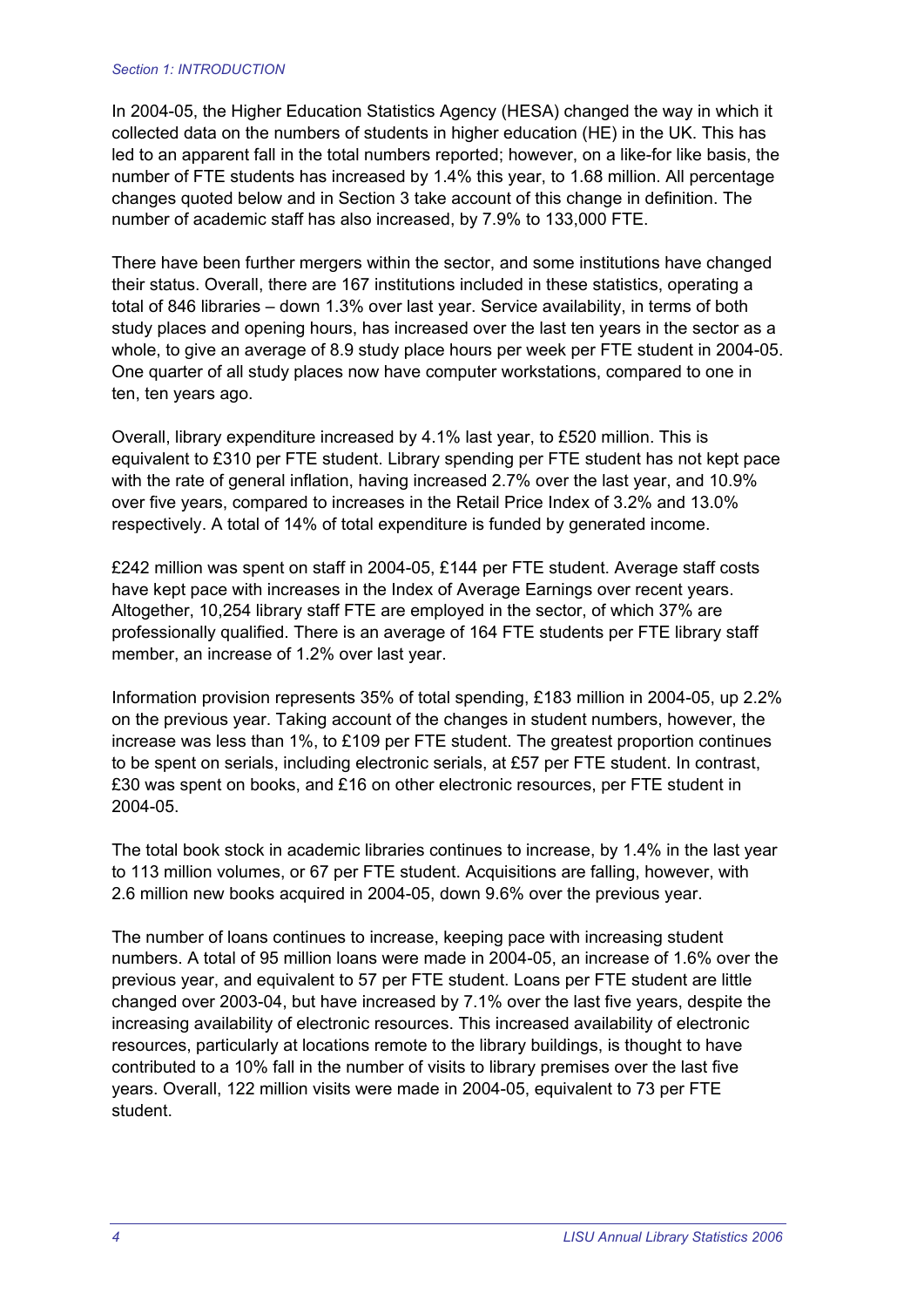In 2004-05, the Higher Education Statistics Agency (HESA) changed the way in which it collected data on the numbers of students in higher education (HE) in the UK. This has led to an apparent fall in the total numbers reported; however, on a like-for like basis, the number of FTE students has increased by 1.4% this year, to 1.68 million. All percentage changes quoted below and in Section 3 take account of this change in definition. The number of academic staff has also increased, by 7.9% to 133,000 FTE.

There have been further mergers within the sector, and some institutions have changed their status. Overall, there are 167 institutions included in these statistics, operating a total of 846 libraries – down 1.3% over last year. Service availability, in terms of both study places and opening hours, has increased over the last ten years in the sector as a whole, to give an average of 8.9 study place hours per week per FTE student in 2004-05. One quarter of all study places now have computer workstations, compared to one in ten, ten years ago.

Overall, library expenditure increased by 4.1% last year, to £520 million. This is equivalent to £310 per FTE student. Library spending per FTE student has not kept pace with the rate of general inflation, having increased 2.7% over the last year, and 10.9% over five years, compared to increases in the Retail Price Index of 3.2% and 13.0% respectively. A total of 14% of total expenditure is funded by generated income.

£242 million was spent on staff in 2004-05, £144 per FTE student. Average staff costs have kept pace with increases in the Index of Average Earnings over recent years. Altogether, 10,254 library staff FTE are employed in the sector, of which 37% are professionally qualified. There is an average of 164 FTE students per FTE library staff member, an increase of 1.2% over last year.

Information provision represents 35% of total spending, £183 million in 2004-05, up 2.2% on the previous year. Taking account of the changes in student numbers, however, the increase was less than 1%, to £109 per FTE student. The greatest proportion continues to be spent on serials, including electronic serials, at £57 per FTE student. In contrast, £30 was spent on books, and £16 on other electronic resources, per FTE student in 2004-05.

The total book stock in academic libraries continues to increase, by 1.4% in the last year to 113 million volumes, or 67 per FTE student. Acquisitions are falling, however, with 2.6 million new books acquired in 2004-05, down 9.6% over the previous year.

The number of loans continues to increase, keeping pace with increasing student numbers. A total of 95 million loans were made in 2004-05, an increase of 1.6% over the previous year, and equivalent to 57 per FTE student. Loans per FTE student are little changed over 2003-04, but have increased by 7.1% over the last five years, despite the increasing availability of electronic resources. This increased availability of electronic resources, particularly at locations remote to the library buildings, is thought to have contributed to a 10% fall in the number of visits to library premises over the last five years. Overall, 122 million visits were made in 2004-05, equivalent to 73 per FTE student.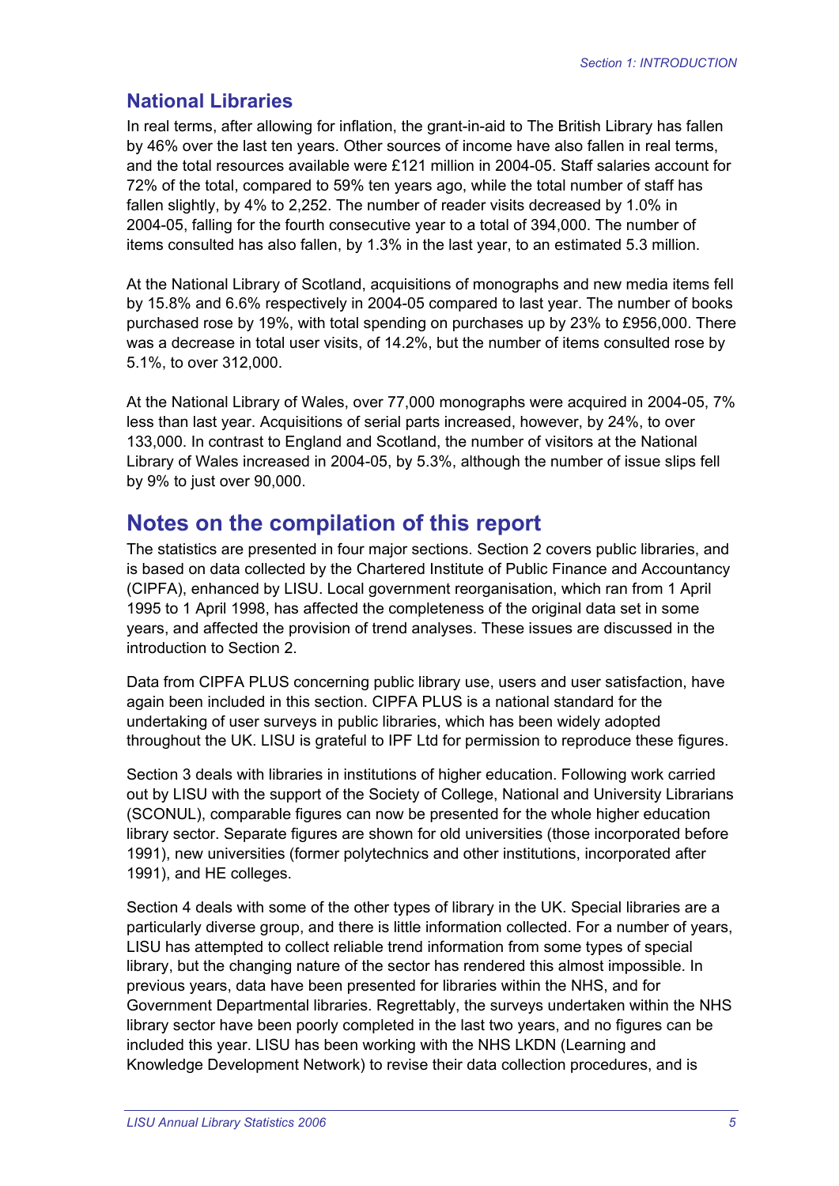## National Libraries

In real terms, after allowing for inflation, the grant-in-aid to The British Library has fallen by 46% over the last ten years. Other sources of income have also fallen in real terms, and the total resources available were £121 million in 2004-05. Staff salaries account for 72% of the total, compared to 59% ten years ago, while the total number of staff has fallen slightly, by 4% to 2,252. The number of reader visits decreased by 1.0% in 2004-05, falling for the fourth consecutive year to a total of 394,000. The number of items consulted has also fallen, by 1.3% in the last year, to an estimated 5.3 million.

At the National Library of Scotland, acquisitions of monographs and new media items fell by 15.8% and 6.6% respectively in 2004-05 compared to last year. The number of books purchased rose by 19%, with total spending on purchases up by 23% to £956,000. There was a decrease in total user visits, of 14.2%, but the number of items consulted rose by 5.1%, to over 312,000.

At the National Library of Wales, over 77,000 monographs were acquired in 2004-05, 7% less than last year. Acquisitions of serial parts increased, however, by 24%, to over 133,000. In contrast to England and Scotland, the number of visitors at the National Library of Wales increased in 2004-05, by 5.3%, although the number of issue slips fell by 9% to just over 90,000.

# Notes on the compilation of this report

The statistics are presented in four major sections. Section 2 covers public libraries, and is based on data collected by the Chartered Institute of Public Finance and Accountancy (CIPFA), enhanced by LISU. Local government reorganisation, which ran from 1 April 1995 to 1 April 1998, has affected the completeness of the original data set in some years, and affected the provision of trend analyses. These issues are discussed in the introduction to Section 2.

Data from CIPFA PLUS concerning public library use, users and user satisfaction, have again been included in this section. CIPFA PLUS is a national standard for the undertaking of user surveys in public libraries, which has been widely adopted throughout the UK. LISU is grateful to IPF Ltd for permission to reproduce these figures.

Section 3 deals with libraries in institutions of higher education. Following work carried out by LISU with the support of the Society of College, National and University Librarians (SCONUL), comparable figures can now be presented for the whole higher education library sector. Separate figures are shown for old universities (those incorporated before 1991), new universities (former polytechnics and other institutions, incorporated after 1991), and HE colleges.

Section 4 deals with some of the other types of library in the UK. Special libraries are a particularly diverse group, and there is little information collected. For a number of years, LISU has attempted to collect reliable trend information from some types of special library, but the changing nature of the sector has rendered this almost impossible. In previous years, data have been presented for libraries within the NHS, and for Government Departmental libraries. Regrettably, the surveys undertaken within the NHS library sector have been poorly completed in the last two years, and no figures can be included this year. LISU has been working with the NHS LKDN (Learning and Knowledge Development Network) to revise their data collection procedures, and is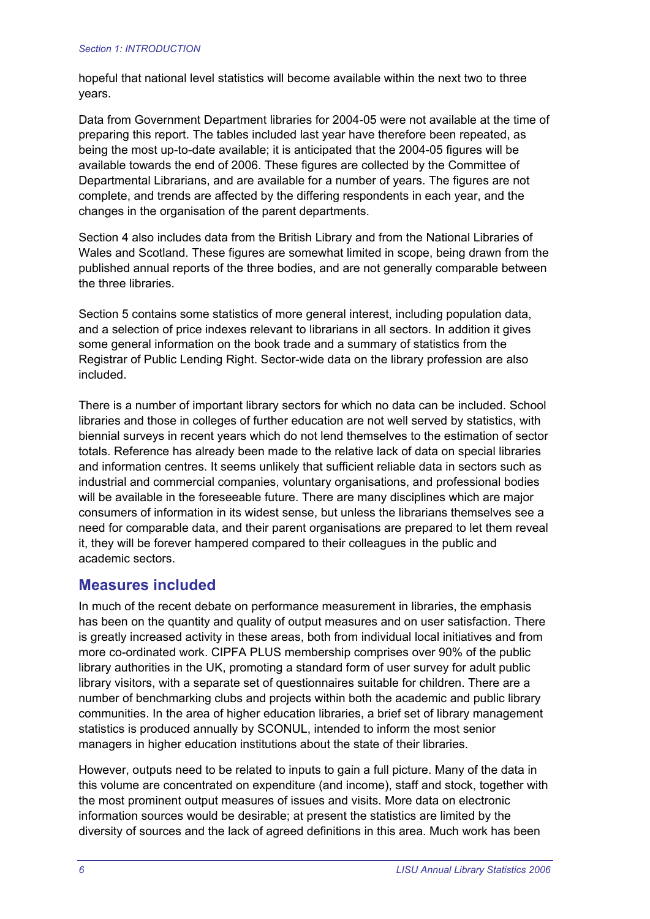hopeful that national level statistics will become available within the next two to three years.

Data from Government Department libraries for 2004-05 were not available at the time of preparing this report. The tables included last year have therefore been repeated, as being the most up-to-date available; it is anticipated that the 2004-05 figures will be available towards the end of 2006. These figures are collected by the Committee of Departmental Librarians, and are available for a number of years. The figures are not complete, and trends are affected by the differing respondents in each year, and the changes in the organisation of the parent departments.

Section 4 also includes data from the British Library and from the National Libraries of Wales and Scotland. These figures are somewhat limited in scope, being drawn from the published annual reports of the three bodies, and are not generally comparable between the three libraries.

Section 5 contains some statistics of more general interest, including population data, and a selection of price indexes relevant to librarians in all sectors. In addition it gives some general information on the book trade and a summary of statistics from the Registrar of Public Lending Right. Sector-wide data on the library profession are also included.

There is a number of important library sectors for which no data can be included. School libraries and those in colleges of further education are not well served by statistics, with biennial surveys in recent years which do not lend themselves to the estimation of sector totals. Reference has already been made to the relative lack of data on special libraries and information centres. It seems unlikely that sufficient reliable data in sectors such as industrial and commercial companies, voluntary organisations, and professional bodies will be available in the foreseeable future. There are many disciplines which are major consumers of information in its widest sense, but unless the librarians themselves see a need for comparable data, and their parent organisations are prepared to let them reveal it, they will be forever hampered compared to their colleagues in the public and academic sectors.

## Measures included

In much of the recent debate on performance measurement in libraries, the emphasis has been on the quantity and quality of output measures and on user satisfaction. There is greatly increased activity in these areas, both from individual local initiatives and from more co-ordinated work. CIPFA PLUS membership comprises over 90% of the public library authorities in the UK, promoting a standard form of user survey for adult public library visitors, with a separate set of questionnaires suitable for children. There are a number of benchmarking clubs and projects within both the academic and public library communities. In the area of higher education libraries, a brief set of library management statistics is produced annually by SCONUL, intended to inform the most senior managers in higher education institutions about the state of their libraries.

However, outputs need to be related to inputs to gain a full picture. Many of the data in this volume are concentrated on expenditure (and income), staff and stock, together with the most prominent output measures of issues and visits. More data on electronic information sources would be desirable; at present the statistics are limited by the diversity of sources and the lack of agreed definitions in this area. Much work has been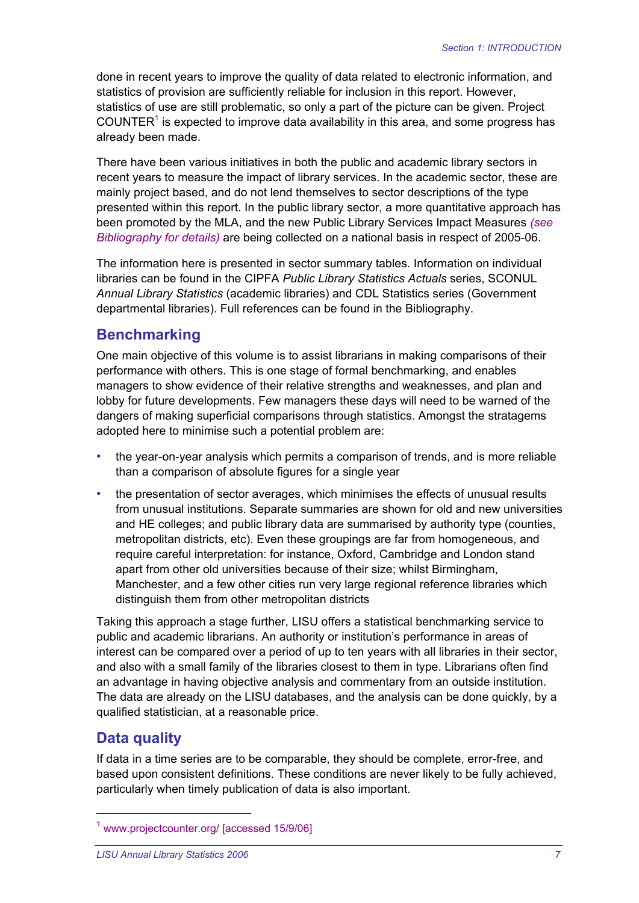done in recent years to improve the quality of data related to electronic information, and statistics of provision are sufficiently reliable for inclusion in this report. However, statistics of use are still problematic, so only a part of the picture can be given. Project COUNTER[1] is expected to improve data availability in this area, and some progress has already been made.

There have been various initiatives in both the public and academic library sectors in recent years to measure the impact of library services. In the academic sector, these are mainly project based, and do not lend themselves to sector descriptions of the type presented within this report. In the public library sector, a more quantitative approach has been promoted by the MLA, and the new Public Library Services Impact Measures *(see Bibliography for details)* are being collected on a national basis in respect of 2005-06.

The information here is presented in sector summary tables. Information on individual libraries can be found in the CIPFA *Public Library Statistics Actuals* series, SCONUL *Annual Library Statistics* (academic libraries) and CDL Statistics series (Government departmental libraries). Full references can be found in the Bibliography.

## Benchmarking

One main objective of this volume is to assist librarians in making comparisons of their performance with others. This is one stage of formal benchmarking, and enables managers to show evidence of their relative strengths and weaknesses, and plan and lobby for future developments. Few managers these days will need to be warned of the dangers of making superficial comparisons through statistics. Amongst the stratagems adopted here to minimise such a potential problem are:

- the year-on-year analysis which permits a comparison of trends, and is more reliable than a comparison of absolute figures for a single year
- the presentation of sector averages, which minimises the effects of unusual results from unusual institutions. Separate summaries are shown for old and new universities and HE colleges; and public library data are summarised by authority type (counties, metropolitan districts, etc). Even these groupings are far from homogeneous, and require careful interpretation: for instance, Oxford, Cambridge and London stand apart from other old universities because of their size; whilst Birmingham, Manchester, and a few other cities run very large regional reference libraries which distinguish them from other metropolitan districts

Taking this approach a stage further, LISU offers a statistical benchmarking service to public and academic librarians. An authority or institution's performance in areas of interest can be compared over a period of up to ten years with all libraries in their sector, and also with a small family of the libraries closest to them in type. Librarians often find an advantage in having objective analysis and commentary from an outside institution. The data are already on the LISU databases, and the analysis can be done quickly, by a qualified statistician, at a reasonable price.

## Data quality

If data in a time series are to be comparable, they should be complete, error-free, and based upon consistent definitions. These conditions are never likely to be fully achieved, particularly when timely publication of data is also important.

---

[1] www.projectcounter.org/ [accessed 15/9/06]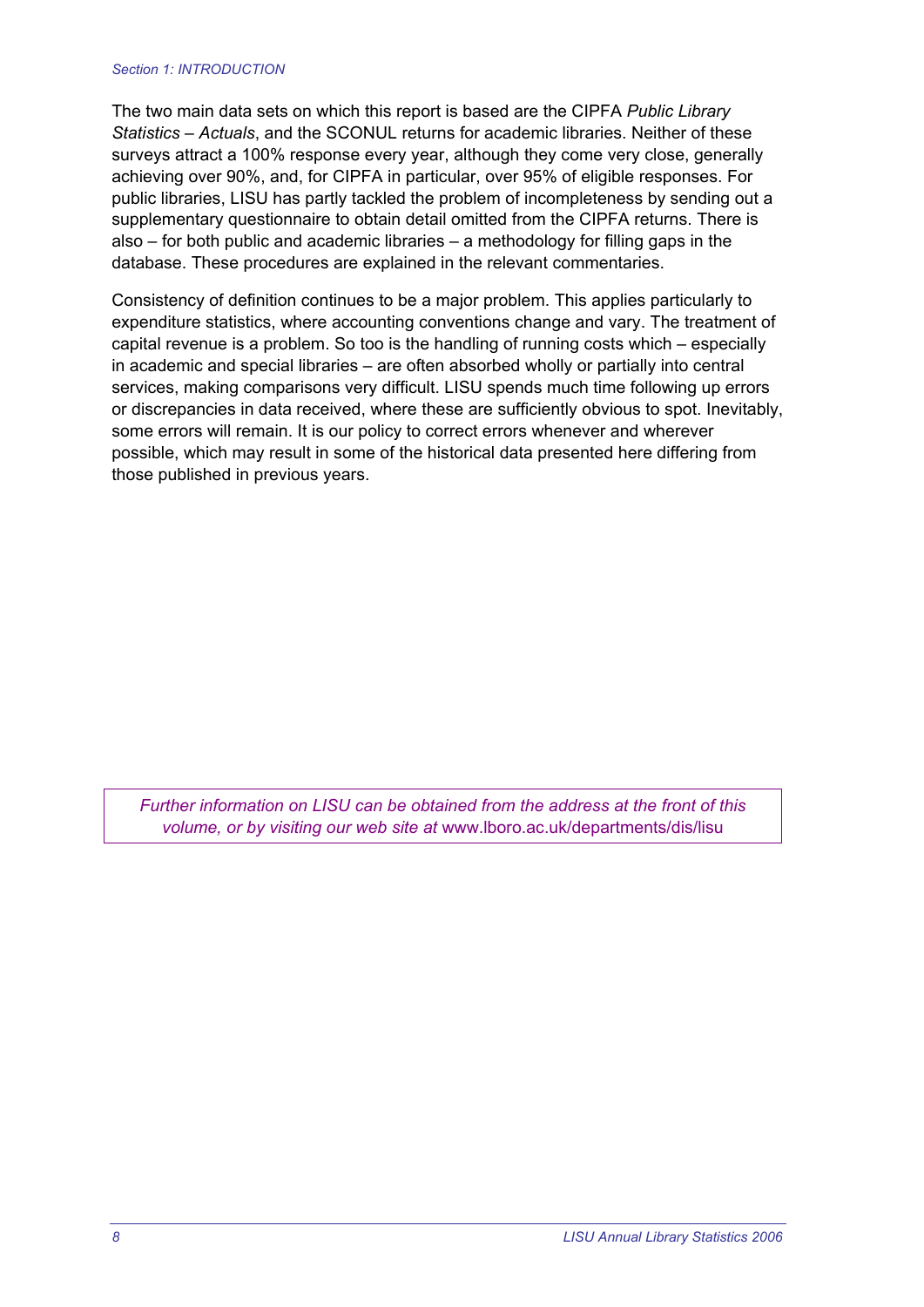The two main data sets on which this report is based are the CIPFA *Public Library Statistics – Actuals*, and the SCONUL returns for academic libraries. Neither of these surveys attract a 100% response every year, although they come very close, generally achieving over 90%, and, for CIPFA in particular, over 95% of eligible responses. For public libraries, LISU has partly tackled the problem of incompleteness by sending out a supplementary questionnaire to obtain detail omitted from the CIPFA returns. There is also – for both public and academic libraries – a methodology for filling gaps in the database. These procedures are explained in the relevant commentaries.

Consistency of definition continues to be a major problem. This applies particularly to expenditure statistics, where accounting conventions change and vary. The treatment of capital revenue is a problem. So too is the handling of running costs which – especially in academic and special libraries – are often absorbed wholly or partially into central services, making comparisons very difficult. LISU spends much time following up errors or discrepancies in data received, where these are sufficiently obvious to spot. Inevitably, some errors will remain. It is our policy to correct errors whenever and wherever possible, which may result in some of the historical data presented here differing from those published in previous years.

*Further information on LISU can be obtained from the address at the front of this volume, or by visiting our web site at* www.lboro.ac.uk/departments/dis/lisu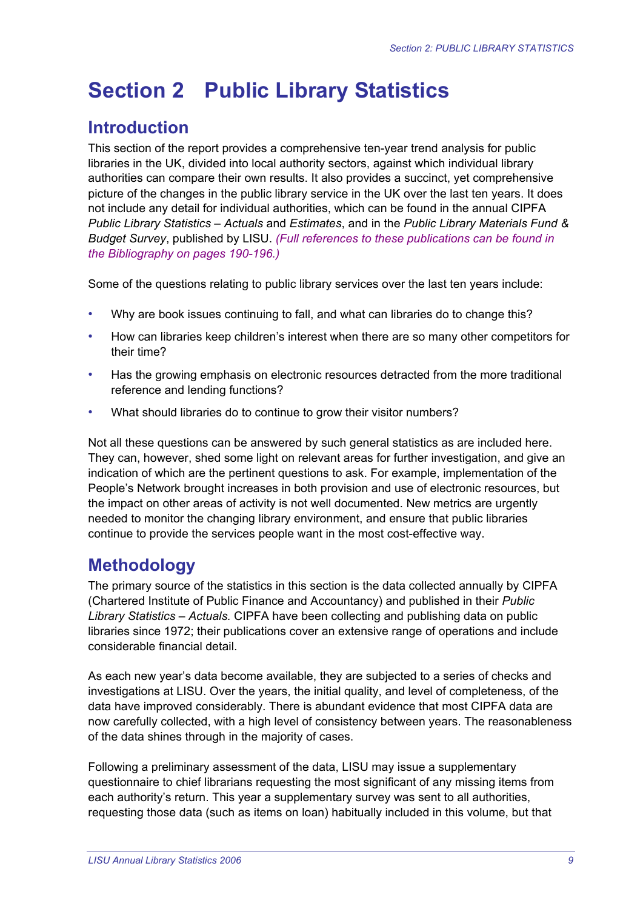# Section 2 Public Library Statistics

## Introduction

This section of the report provides a comprehensive ten-year trend analysis for public libraries in the UK, divided into local authority sectors, against which individual library authorities can compare their own results. It also provides a succinct, yet comprehensive picture of the changes in the public library service in the UK over the last ten years. It does not include any detail for individual authorities, which can be found in the annual CIPFA *Public Library Statistics – Actuals* and *Estimates*, and in the *Public Library Materials Fund & Budget Survey*, published by LISU. *(Full references to these publications can be found in the Bibliography on pages 190-196.)*

Some of the questions relating to public library services over the last ten years include:

- Why are book issues continuing to fall, and what can libraries do to change this?
- How can libraries keep children's interest when there are so many other competitors for their time?
- Has the growing emphasis on electronic resources detracted from the more traditional reference and lending functions?
- What should libraries do to continue to grow their visitor numbers?

Not all these questions can be answered by such general statistics as are included here. They can, however, shed some light on relevant areas for further investigation, and give an indication of which are the pertinent questions to ask. For example, implementation of the People's Network brought increases in both provision and use of electronic resources, but the impact on other areas of activity is not well documented. New metrics are urgently needed to monitor the changing library environment, and ensure that public libraries continue to provide the services people want in the most cost-effective way.

## Methodology

The primary source of the statistics in this section is the data collected annually by CIPFA (Chartered Institute of Public Finance and Accountancy) and published in their *Public Library Statistics – Actuals.* CIPFA have been collecting and publishing data on public libraries since 1972; their publications cover an extensive range of operations and include considerable financial detail.

As each new year's data become available, they are subjected to a series of checks and investigations at LISU. Over the years, the initial quality, and level of completeness, of the data have improved considerably. There is abundant evidence that most CIPFA data are now carefully collected, with a high level of consistency between years. The reasonableness of the data shines through in the majority of cases.

Following a preliminary assessment of the data, LISU may issue a supplementary questionnaire to chief librarians requesting the most significant of any missing items from each authority's return. This year a supplementary survey was sent to all authorities, requesting those data (such as items on loan) habitually included in this volume, but that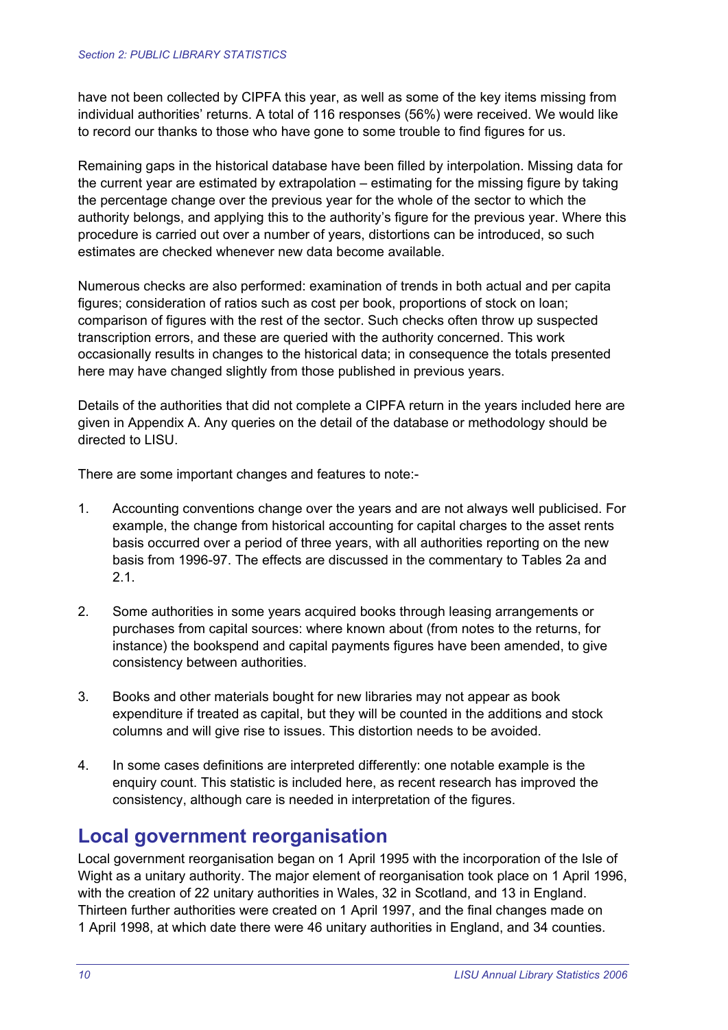have not been collected by CIPFA this year, as well as some of the key items missing from individual authorities' returns. A total of 116 responses (56%) were received. We would like to record our thanks to those who have gone to some trouble to find figures for us.

Remaining gaps in the historical database have been filled by interpolation. Missing data for the current year are estimated by extrapolation – estimating for the missing figure by taking the percentage change over the previous year for the whole of the sector to which the authority belongs, and applying this to the authority's figure for the previous year. Where this procedure is carried out over a number of years, distortions can be introduced, so such estimates are checked whenever new data become available.

Numerous checks are also performed: examination of trends in both actual and per capita figures; consideration of ratios such as cost per book, proportions of stock on loan; comparison of figures with the rest of the sector. Such checks often throw up suspected transcription errors, and these are queried with the authority concerned. This work occasionally results in changes to the historical data; in consequence the totals presented here may have changed slightly from those published in previous years.

Details of the authorities that did not complete a CIPFA return in the years included here are given in Appendix A. Any queries on the detail of the database or methodology should be directed to LISU.

There are some important changes and features to note:-

1. Accounting conventions change over the years and are not always well publicised. For example, the change from historical accounting for capital charges to the asset rents basis occurred over a period of three years, with all authorities reporting on the new basis from 1996-97. The effects are discussed in the commentary to Tables 2a and 2.1.

2. Some authorities in some years acquired books through leasing arrangements or purchases from capital sources: where known about (from notes to the returns, for instance) the bookspend and capital payments figures have been amended, to give consistency between authorities.

3. Books and other materials bought for new libraries may not appear as book expenditure if treated as capital, but they will be counted in the additions and stock columns and will give rise to issues. This distortion needs to be avoided.

4. In some cases definitions are interpreted differently: one notable example is the enquiry count. This statistic is included here, as recent research has improved the consistency, although care is needed in interpretation of the figures.

## Local government reorganisation

Local government reorganisation began on 1 April 1995 with the incorporation of the Isle of Wight as a unitary authority. The major element of reorganisation took place on 1 April 1996, with the creation of 22 unitary authorities in Wales, 32 in Scotland, and 13 in England. Thirteen further authorities were created on 1 April 1997, and the final changes made on 1 April 1998, at which date there were 46 unitary authorities in England, and 34 counties.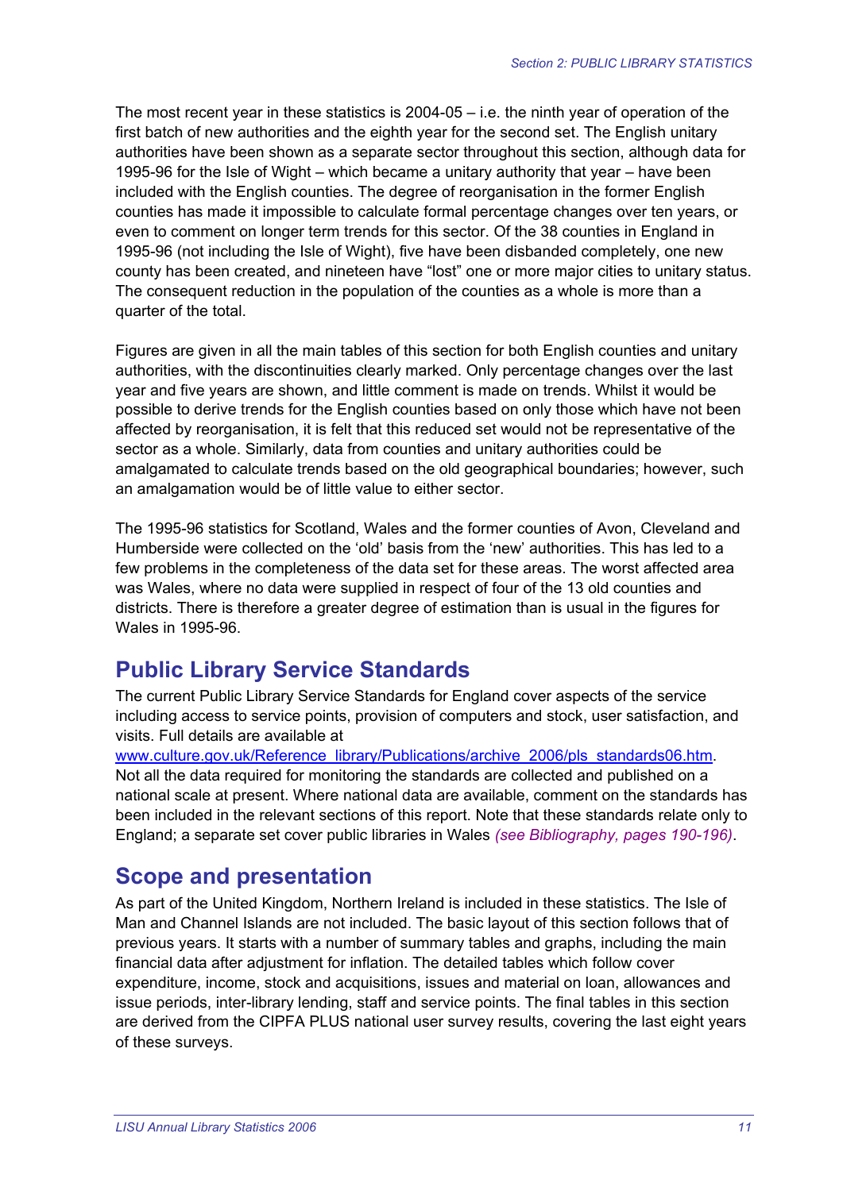The most recent year in these statistics is 2004-05 – i.e. the ninth year of operation of the first batch of new authorities and the eighth year for the second set. The English unitary authorities have been shown as a separate sector throughout this section, although data for 1995-96 for the Isle of Wight – which became a unitary authority that year – have been included with the English counties. The degree of reorganisation in the former English counties has made it impossible to calculate formal percentage changes over ten years, or even to comment on longer term trends for this sector. Of the 38 counties in England in 1995-96 (not including the Isle of Wight), five have been disbanded completely, one new county has been created, and nineteen have "lost" one or more major cities to unitary status. The consequent reduction in the population of the counties as a whole is more than a quarter of the total.

Figures are given in all the main tables of this section for both English counties and unitary authorities, with the discontinuities clearly marked. Only percentage changes over the last year and five years are shown, and little comment is made on trends. Whilst it would be possible to derive trends for the English counties based on only those which have not been affected by reorganisation, it is felt that this reduced set would not be representative of the sector as a whole. Similarly, data from counties and unitary authorities could be amalgamated to calculate trends based on the old geographical boundaries; however, such an amalgamation would be of little value to either sector.

The 1995-96 statistics for Scotland, Wales and the former counties of Avon, Cleveland and Humberside were collected on the 'old' basis from the 'new' authorities. This has led to a few problems in the completeness of the data set for these areas. The worst affected area was Wales, where no data were supplied in respect of four of the 13 old counties and districts. There is therefore a greater degree of estimation than is usual in the figures for Wales in 1995-96.

## Public Library Service Standards

The current Public Library Service Standards for England cover aspects of the service including access to service points, provision of computers and stock, user satisfaction, and visits. Full details are available at [www.culture.gov.uk/Reference_library/Publications/archive_2006/pls_standards06.htm](www.culture.gov.uk/Reference_library/Publications/archive_2006/pls_standards06.htm). Not all the data required for monitoring the standards are collected and published on a national scale at present. Where national data are available, comment on the standards has been included in the relevant sections of this report. Note that these standards relate only to England; a separate set cover public libraries in Wales *(see Bibliography, pages 190-196)*.

## Scope and presentation

As part of the United Kingdom, Northern Ireland is included in these statistics. The Isle of Man and Channel Islands are not included. The basic layout of this section follows that of previous years. It starts with a number of summary tables and graphs, including the main financial data after adjustment for inflation. The detailed tables which follow cover expenditure, income, stock and acquisitions, issues and material on loan, allowances and issue periods, inter-library lending, staff and service points. The final tables in this section are derived from the CIPFA PLUS national user survey results, covering the last eight years of these surveys.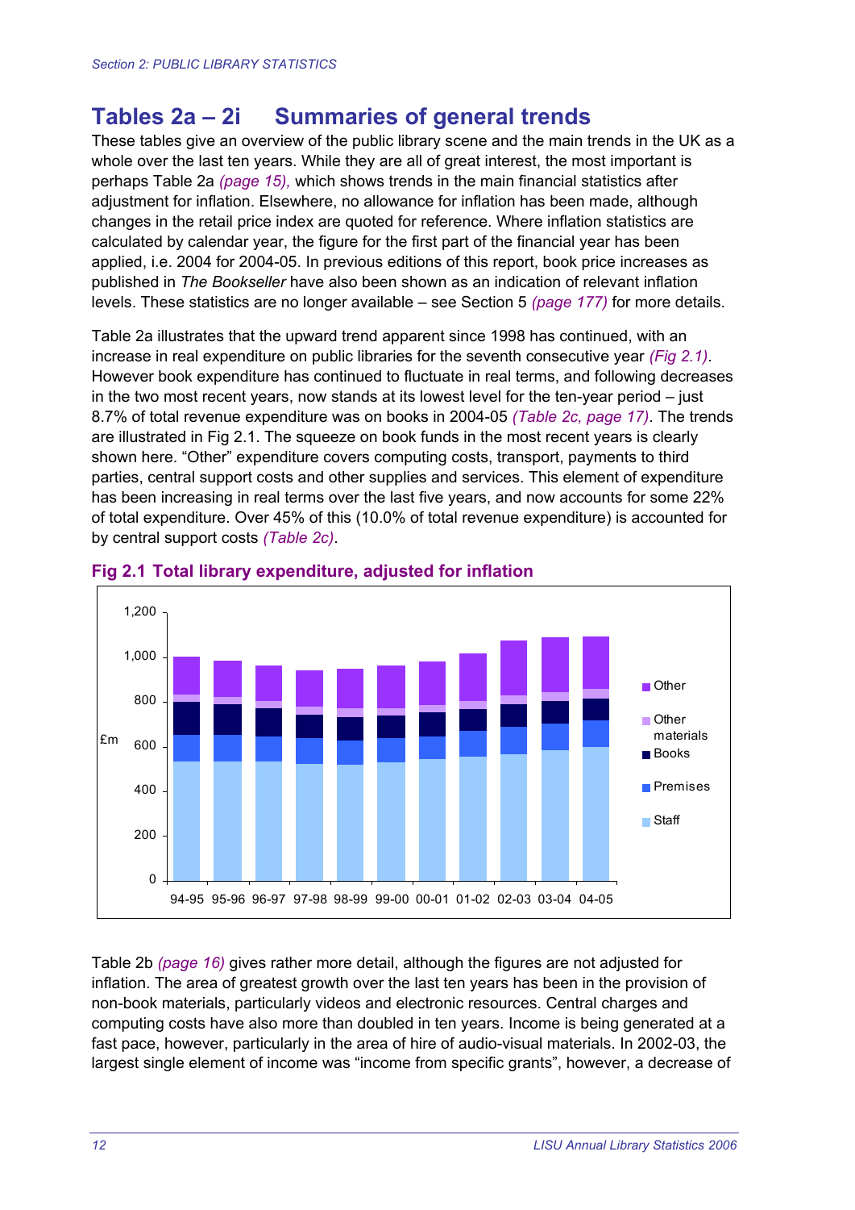## Tables 2a – 2i  Summaries of general trends

These tables give an overview of the public library scene and the main trends in the UK as a whole over the last ten years. While they are all of great interest, the most important is perhaps Table 2a *(page 15)*, which shows trends in the main financial statistics after adjustment for inflation. Elsewhere, no allowance for inflation has been made, although changes in the retail price index are quoted for reference. Where inflation statistics are calculated by calendar year, the figure for the first part of the financial year has been applied, i.e. 2004 for 2004-05. In previous editions of this report, book price increases as published in *The Bookseller* have also been shown as an indication of relevant inflation levels. These statistics are no longer available – see Section 5 *(page 177)* for more details.

Table 2a illustrates that the upward trend apparent since 1998 has continued, with an increase in real expenditure on public libraries for the seventh consecutive year *(Fig 2.1)*. However book expenditure has continued to fluctuate in real terms, and following decreases in the two most recent years, now stands at its lowest level for the ten-year period – just 8.7% of total revenue expenditure was on books in 2004-05 *(Table 2c, page 17)*. The trends are illustrated in Fig 2.1. The squeeze on book funds in the most recent years is clearly shown here. "Other" expenditure covers computing costs, transport, payments to third parties, central support costs and other supplies and services. This element of expenditure has been increasing in real terms over the last five years, and now accounts for some 22% of total expenditure. Over 45% of this (10.0% of total revenue expenditure) is accounted for by central support costs *(Table 2c)*.

**Fig 2.1 Total library expenditure, adjusted for inflation**

Table 2b *(page 16)* gives rather more detail, although the figures are not adjusted for inflation. The area of greatest growth over the last ten years has been in the provision of non-book materials, particularly videos and electronic resources. Central charges and computing costs have also more than doubled in ten years. Income is being generated at a fast pace, however, particularly in the area of hire of audio-visual materials. In 2002-03, the largest single element of income was "income from specific grants", however, a decrease of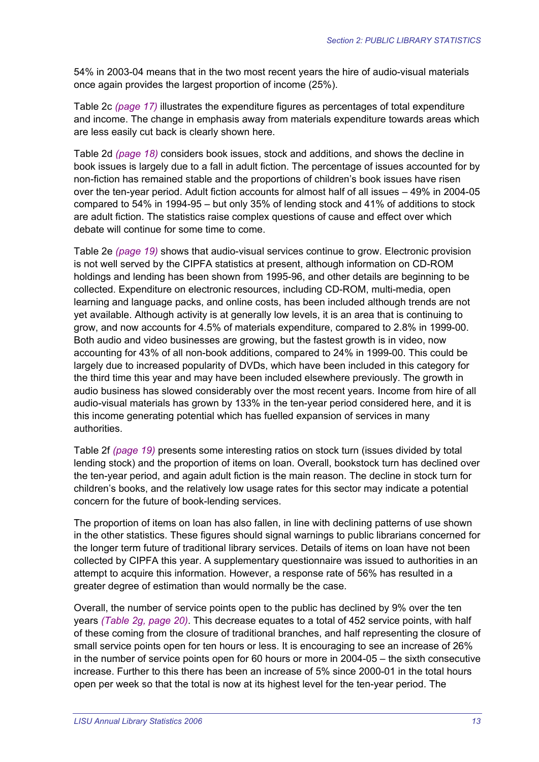54% in 2003-04 means that in the two most recent years the hire of audio-visual materials once again provides the largest proportion of income (25%).

Table 2c *(page 17)* illustrates the expenditure figures as percentages of total expenditure and income. The change in emphasis away from materials expenditure towards areas which are less easily cut back is clearly shown here.

Table 2d *(page 18)* considers book issues, stock and additions, and shows the decline in book issues is largely due to a fall in adult fiction. The percentage of issues accounted for by non-fiction has remained stable and the proportions of children's book issues have risen over the ten-year period. Adult fiction accounts for almost half of all issues – 49% in 2004-05 compared to 54% in 1994-95 – but only 35% of lending stock and 41% of additions to stock are adult fiction. The statistics raise complex questions of cause and effect over which debate will continue for some time to come.

Table 2e *(page 19)* shows that audio-visual services continue to grow. Electronic provision is not well served by the CIPFA statistics at present, although information on CD-ROM holdings and lending has been shown from 1995-96, and other details are beginning to be collected. Expenditure on electronic resources, including CD-ROM, multi-media, open learning and language packs, and online costs, has been included although trends are not yet available. Although activity is at generally low levels, it is an area that is continuing to grow, and now accounts for 4.5% of materials expenditure, compared to 2.8% in 1999-00. Both audio and video businesses are growing, but the fastest growth is in video, now accounting for 43% of all non-book additions, compared to 24% in 1999-00. This could be largely due to increased popularity of DVDs, which have been included in this category for the third time this year and may have been included elsewhere previously. The growth in audio business has slowed considerably over the most recent years. Income from hire of all audio-visual materials has grown by 133% in the ten-year period considered here, and it is this income generating potential which has fuelled expansion of services in many authorities.

Table 2f *(page 19)* presents some interesting ratios on stock turn (issues divided by total lending stock) and the proportion of items on loan. Overall, bookstock turn has declined over the ten-year period, and again adult fiction is the main reason. The decline in stock turn for children's books, and the relatively low usage rates for this sector may indicate a potential concern for the future of book-lending services.

The proportion of items on loan has also fallen, in line with declining patterns of use shown in the other statistics. These figures should signal warnings to public librarians concerned for the longer term future of traditional library services. Details of items on loan have not been collected by CIPFA this year. A supplementary questionnaire was issued to authorities in an attempt to acquire this information. However, a response rate of 56% has resulted in a greater degree of estimation than would normally be the case.

Overall, the number of service points open to the public has declined by 9% over the ten years *(Table 2g, page 20)*. This decrease equates to a total of 452 service points, with half of these coming from the closure of traditional branches, and half representing the closure of small service points open for ten hours or less. It is encouraging to see an increase of 26% in the number of service points open for 60 hours or more in 2004-05 – the sixth consecutive increase. Further to this there has been an increase of 5% since 2000-01 in the total hours open per week so that the total is now at its highest level for the ten-year period. The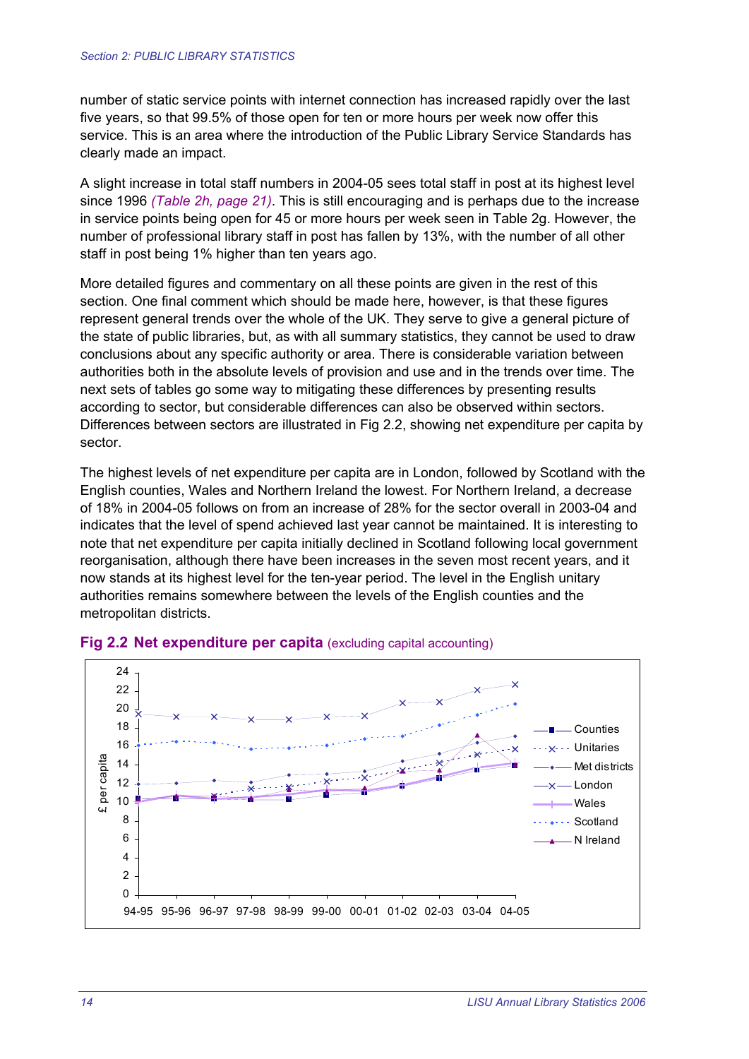number of static service points with internet connection has increased rapidly over the last five years, so that 99.5% of those open for ten or more hours per week now offer this service. This is an area where the introduction of the Public Library Service Standards has clearly made an impact.

A slight increase in total staff numbers in 2004-05 sees total staff in post at its highest level since 1996 *(Table 2h, page 21)*. This is still encouraging and is perhaps due to the increase in service points being open for 45 or more hours per week seen in Table 2g. However, the number of professional library staff in post has fallen by 13%, with the number of all other staff in post being 1% higher than ten years ago.

More detailed figures and commentary on all these points are given in the rest of this section. One final comment which should be made here, however, is that these figures represent general trends over the whole of the UK. They serve to give a general picture of the state of public libraries, but, as with all summary statistics, they cannot be used to draw conclusions about any specific authority or area. There is considerable variation between authorities both in the absolute levels of provision and use and in the trends over time. The next sets of tables go some way to mitigating these differences by presenting results according to sector, but considerable differences can also be observed within sectors. Differences between sectors are illustrated in Fig 2.2, showing net expenditure per capita by sector.

The highest levels of net expenditure per capita are in London, followed by Scotland with the English counties, Wales and Northern Ireland the lowest. For Northern Ireland, a decrease of 18% in 2004-05 follows on from an increase of 28% for the sector overall in 2003-04 and indicates that the level of spend achieved last year cannot be maintained. It is interesting to note that net expenditure per capita initially declined in Scotland following local government reorganisation, although there have been increases in the seven most recent years, and it now stands at its highest level for the ten-year period. The level in the English unitary authorities remains somewhere between the levels of the English counties and the metropolitan districts.

**Fig 2.2 Net expenditure per capita** (excluding capital accounting)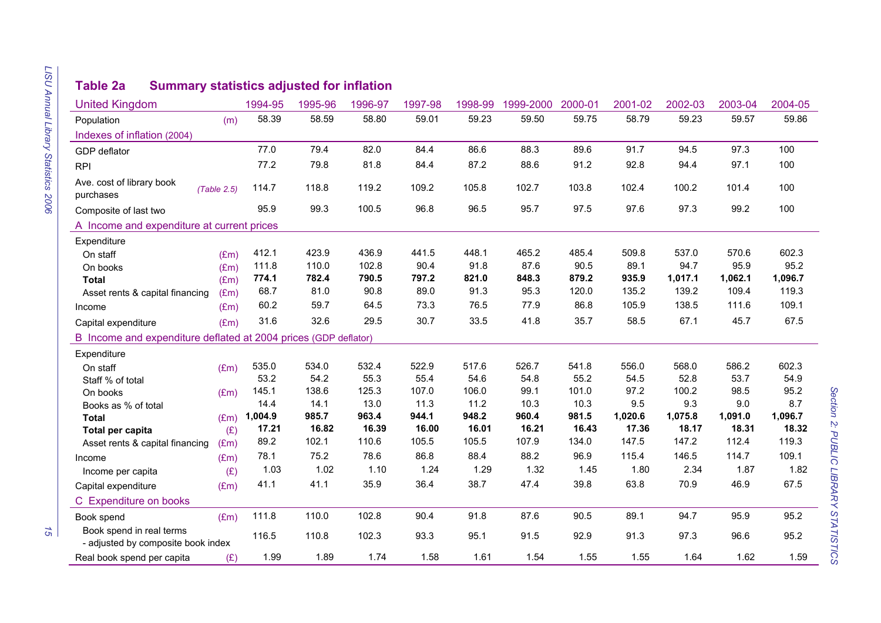## Table 2a Summary statistics adjusted for inflation

| United Kingdom | | 1994-95 | 1995-96 | 1996-97 | 1997-98 | 1998-99 | 1999-2000 | 2000-01 | 2001-02 | 2002-03 | 2003-04 | 2004-05 |
|---|---|---|---|---|---|---|---|---|---|---|---|---|
| Population | (m) | 58.39 | 58.59 | 58.80 | 59.01 | 59.23 | 59.50 | 59.75 | 58.79 | 59.23 | 59.57 | 59.86 |
| **Indexes of inflation (2004)** | | | | | | | | | | | | |
| GDP deflator | | 77.0 | 79.4 | 82.0 | 84.4 | 86.6 | 88.3 | 89.6 | 91.7 | 94.5 | 97.3 | 100 |
| RPI | | 77.2 | 79.8 | 81.8 | 84.4 | 87.2 | 88.6 | 91.2 | 92.8 | 94.4 | 97.1 | 100 |
| Ave. cost of library book purchases | *(Table 2.5)* | 114.7 | 118.8 | 119.2 | 109.2 | 105.8 | 102.7 | 103.8 | 102.4 | 100.2 | 101.4 | 100 |
| Composite of last two | | 95.9 | 99.3 | 100.5 | 96.8 | 96.5 | 95.7 | 97.5 | 97.6 | 97.3 | 99.2 | 100 |
| **A Income and expenditure at current prices** | | | | | | | | | | | | |
| Expenditure | | | | | | | | | | | | |
| On staff | (£m) | 412.1 | 423.9 | 436.9 | 441.5 | 448.1 | 465.2 | 485.4 | 509.8 | 537.0 | 570.6 | 602.3 |
| On books | (£m) | 111.8 | 110.0 | 102.8 | 90.4 | 91.8 | 87.6 | 90.5 | 89.1 | 94.7 | 95.9 | 95.2 |
| **Total** | (£m) | **774.1** | **782.4** | **790.5** | **797.2** | **821.0** | **848.3** | **879.2** | **935.9** | **1,017.1** | **1,062.1** | **1,096.7** |
| Asset rents & capital financing | (£m) | 68.7 | 81.0 | 90.8 | 89.0 | 91.3 | 95.3 | 120.0 | 135.2 | 139.2 | 109.4 | 119.3 |
| Income | (£m) | 60.2 | 59.7 | 64.5 | 73.3 | 76.5 | 77.9 | 86.8 | 105.9 | 138.5 | 111.6 | 109.1 |
| Capital expenditure | (£m) | 31.6 | 32.6 | 29.5 | 30.7 | 33.5 | 41.8 | 35.7 | 58.5 | 67.1 | 45.7 | 67.5 |
| **B Income and expenditure deflated at 2004 prices (GDP deflator)** | | | | | | | | | | | | |
| Expenditure | | | | | | | | | | | | |
| On staff | (£m) | 535.0 | 534.0 | 532.4 | 522.9 | 517.6 | 526.7 | 541.8 | 556.0 | 568.0 | 586.2 | 602.3 |
| Staff % of total | | 53.2 | 54.2 | 55.3 | 55.4 | 54.6 | 54.8 | 55.2 | 54.5 | 52.8 | 53.7 | 54.9 |
| On books | (£m) | 145.1 | 138.6 | 125.3 | 107.0 | 106.0 | 99.1 | 101.0 | 97.2 | 100.2 | 98.5 | 95.2 |
| Books as % of total | | 14.4 | 14.1 | 13.0 | 11.3 | 11.2 | 10.3 | 10.3 | 9.5 | 9.3 | 9.0 | 8.7 |
| **Total** | (£m) | **1,004.9** | **985.7** | **963.4** | **944.1** | **948.2** | **960.4** | **981.5** | **1,020.6** | **1,075.8** | **1,091.0** | **1,096.7** |
| **Total per capita** | (£) | **17.21** | **16.82** | **16.39** | **16.00** | **16.01** | **16.21** | **16.43** | **17.36** | **18.17** | **18.31** | **18.32** |
| Asset rents & capital financing | (£m) | 89.2 | 102.1 | 110.6 | 105.5 | 105.5 | 107.9 | 134.0 | 147.5 | 147.2 | 112.4 | 119.3 |
| Income | (£m) | 78.1 | 75.2 | 78.6 | 86.8 | 88.4 | 88.2 | 96.9 | 115.4 | 146.5 | 114.7 | 109.1 |
| Income per capita | (£) | 1.03 | 1.02 | 1.10 | 1.24 | 1.29 | 1.32 | 1.45 | 1.80 | 2.34 | 1.87 | 1.82 |
| Capital expenditure | (£m) | 41.1 | 41.1 | 35.9 | 36.4 | 38.7 | 47.4 | 39.8 | 63.8 | 70.9 | 46.9 | 67.5 |
| **C Expenditure on books** | | | | | | | | | | | | |
| Book spend | (£m) | 111.8 | 110.0 | 102.8 | 90.4 | 91.8 | 87.6 | 90.5 | 89.1 | 94.7 | 95.9 | 95.2 |
| Book spend in real terms - adjusted by composite book index | | 116.5 | 110.8 | 102.3 | 93.3 | 95.1 | 91.5 | 92.9 | 91.3 | 97.3 | 96.6 | 95.2 |
| Real book spend per capita | (£) | 1.99 | 1.89 | 1.74 | 1.58 | 1.61 | 1.54 | 1.55 | 1.55 | 1.64 | 1.62 | 1.59 |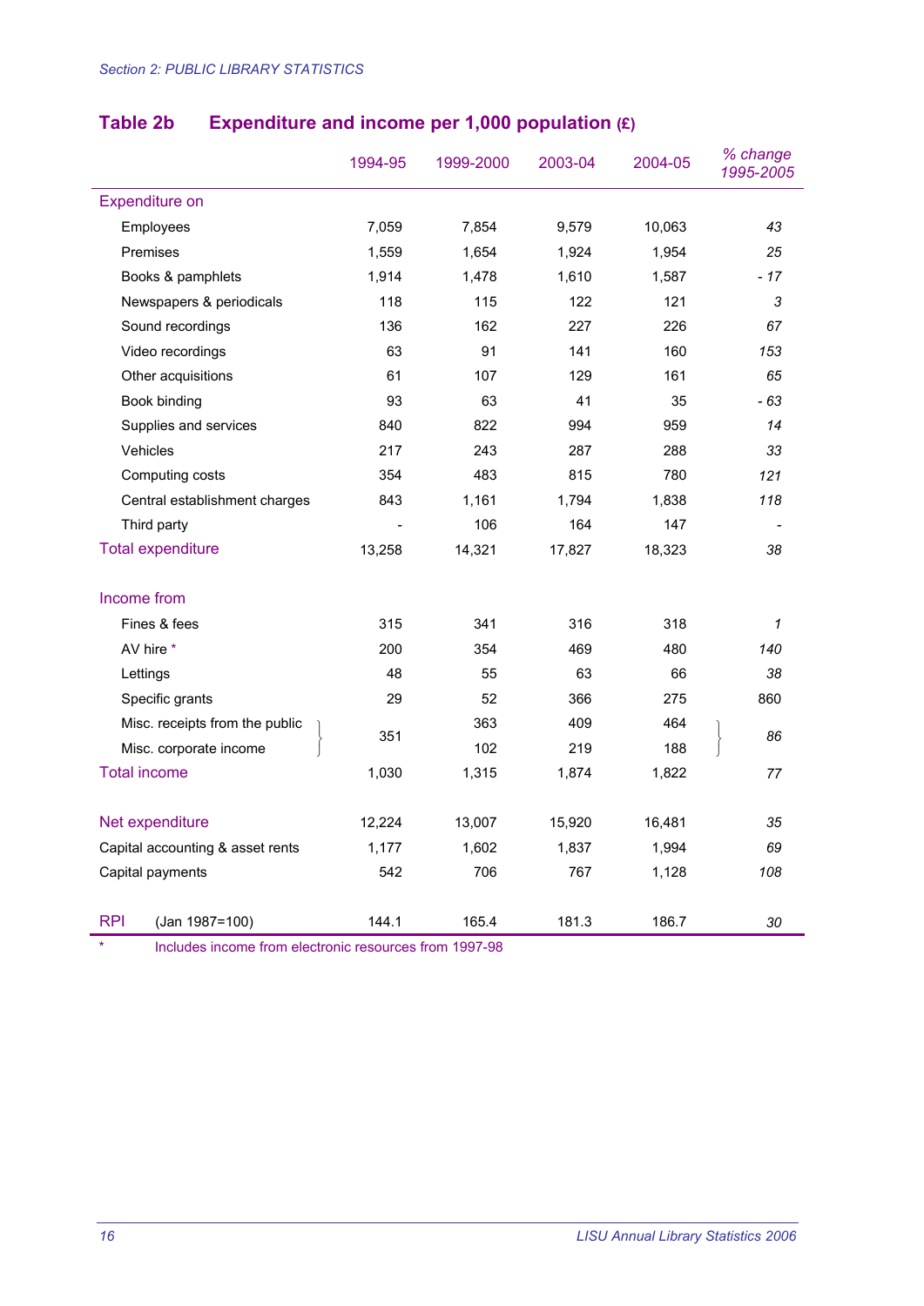## Table 2b Expenditure and income per 1,000 population (£)

| | 1994-95 | 1999-2000 | 2003-04 | 2004-05 | *% change 1995-2005* |
|---|---|---|---|---|---|
| **Expenditure on** | | | | | |
| Employees | 7,059 | 7,854 | 9,579 | 10,063 | *43* |
| Premises | 1,559 | 1,654 | 1,924 | 1,954 | *25* |
| Books & pamphlets | 1,914 | 1,478 | 1,610 | 1,587 | *- 17* |
| Newspapers & periodicals | 118 | 115 | 122 | 121 | *3* |
| Sound recordings | 136 | 162 | 227 | 226 | *67* |
| Video recordings | 63 | 91 | 141 | 160 | *153* |
| Other acquisitions | 61 | 107 | 129 | 161 | *65* |
| Book binding | 93 | 63 | 41 | 35 | *- 63* |
| Supplies and services | 840 | 822 | 994 | 959 | *14* |
| Vehicles | 217 | 243 | 287 | 288 | *33* |
| Computing costs | 354 | 483 | 815 | 780 | *121* |
| Central establishment charges | 843 | 1,161 | 1,794 | 1,838 | *118* |
| Third party | - | 106 | 164 | 147 | - |
| **Total expenditure** | 13,258 | 14,321 | 17,827 | 18,323 | *38* |
| **Income from** | | | | | |
| Fines & fees | 315 | 341 | 316 | 318 | *1* |
| AV hire * | 200 | 354 | 469 | 480 | *140* |
| Lettings | 48 | 55 | 63 | 66 | *38* |
| Specific grants | 29 | 52 | 366 | 275 | 860 |
| Misc. receipts from the public | 351 (combined) | 363 | 409 | 464 | *86* (combined) |
| Misc. corporate income | | 102 | 219 | 188 | |
| **Total income** | 1,030 | 1,315 | 1,874 | 1,822 | *77* |
| **Net expenditure** | 12,224 | 13,007 | 15,920 | 16,481 | *35* |
| Capital accounting & asset rents | 1,177 | 1,602 | 1,837 | 1,994 | *69* |
| Capital payments | 542 | 706 | 767 | 1,128 | *108* |
| **RPI** (Jan 1987=100) | 144.1 | 165.4 | 181.3 | 186.7 | *30* |

\* Includes income from electronic resources from 1997-98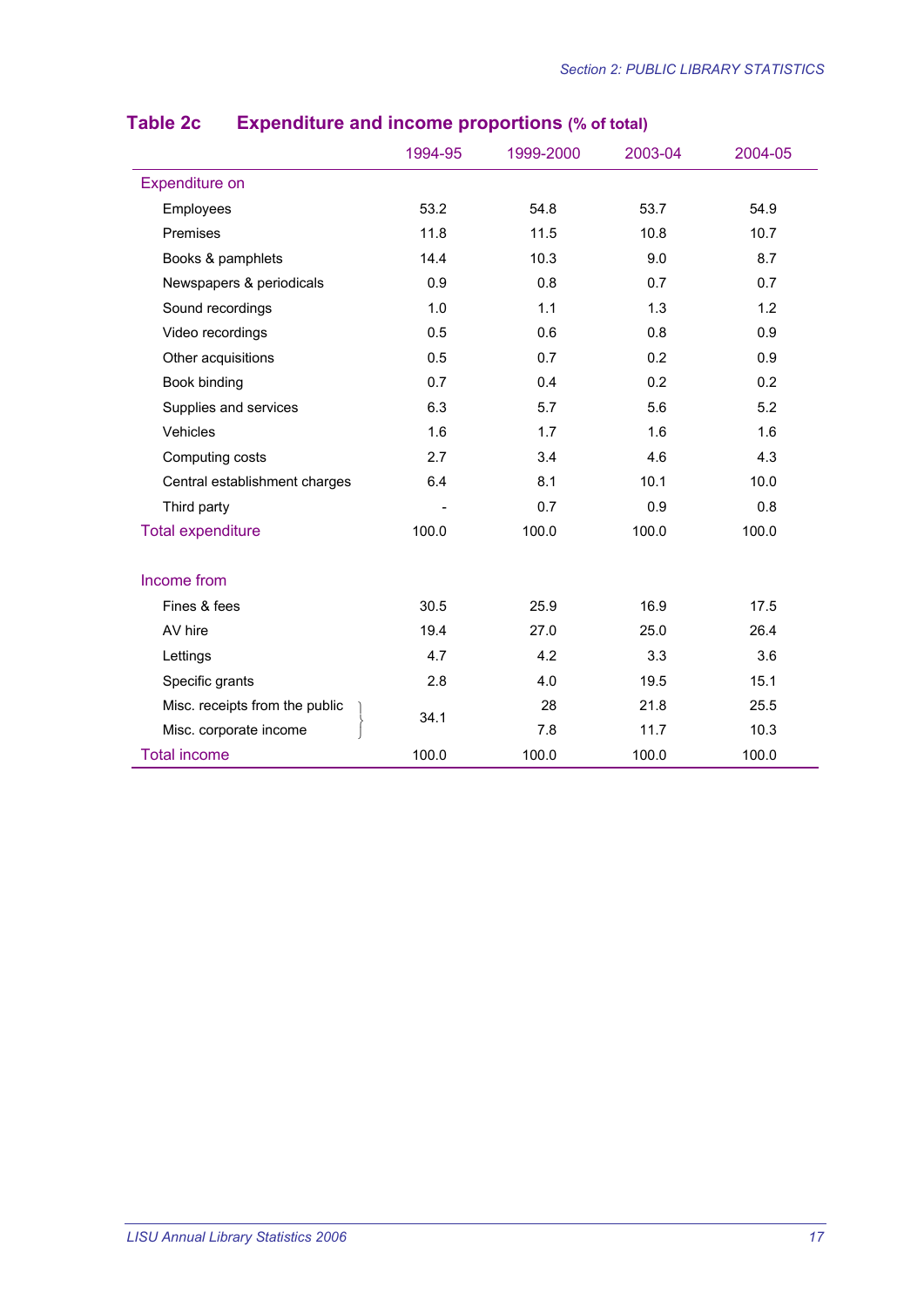## Table 2c Expenditure and income proportions (% of total)

| | 1994-95 | 1999-2000 | 2003-04 | 2004-05 |
|---|---|---|---|---|
| **Expenditure on** | | | | |
| Employees | 53.2 | 54.8 | 53.7 | 54.9 |
| Premises | 11.8 | 11.5 | 10.8 | 10.7 |
| Books & pamphlets | 14.4 | 10.3 | 9.0 | 8.7 |
| Newspapers & periodicals | 0.9 | 0.8 | 0.7 | 0.7 |
| Sound recordings | 1.0 | 1.1 | 1.3 | 1.2 |
| Video recordings | 0.5 | 0.6 | 0.8 | 0.9 |
| Other acquisitions | 0.5 | 0.7 | 0.2 | 0.9 |
| Book binding | 0.7 | 0.4 | 0.2 | 0.2 |
| Supplies and services | 6.3 | 5.7 | 5.6 | 5.2 |
| Vehicles | 1.6 | 1.7 | 1.6 | 1.6 |
| Computing costs | 2.7 | 3.4 | 4.6 | 4.3 |
| Central establishment charges | 6.4 | 8.1 | 10.1 | 10.0 |
| Third party | - | 0.7 | 0.9 | 0.8 |
| **Total expenditure** | 100.0 | 100.0 | 100.0 | 100.0 |
| | | | | |
| **Income from** | | | | |
| Fines & fees | 30.5 | 25.9 | 16.9 | 17.5 |
| AV hire | 19.4 | 27.0 | 25.0 | 26.4 |
| Lettings | 4.7 | 4.2 | 3.3 | 3.6 |
| Specific grants | 2.8 | 4.0 | 19.5 | 15.1 |
| Misc. receipts from the public | 34.1 | 28 | 21.8 | 25.5 |
| Misc. corporate income | | 7.8 | 11.7 | 10.3 |
| **Total income** | 100.0 | 100.0 | 100.0 | 100.0 |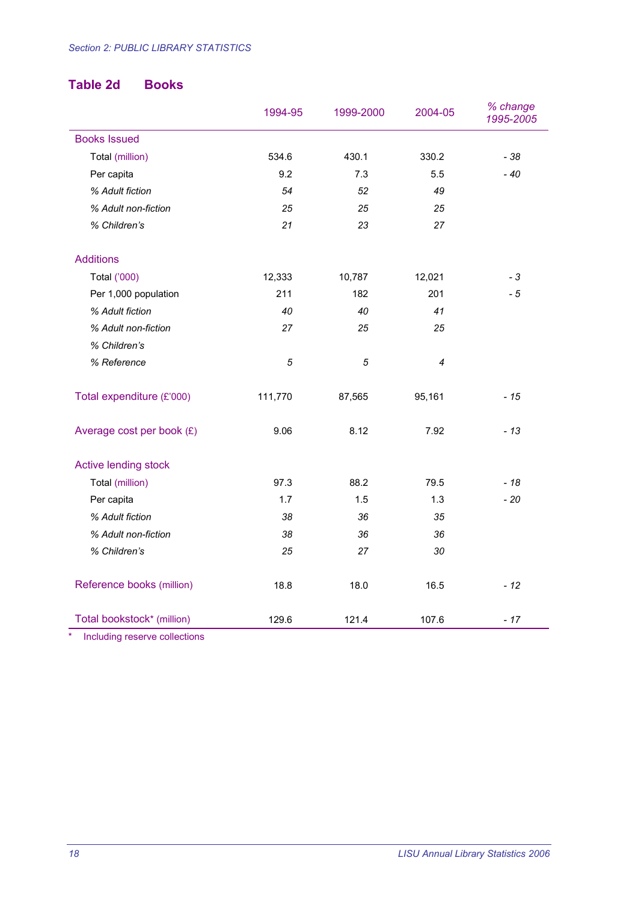## Table 2d Books

| | 1994-95 | 1999-2000 | 2004-05 | *% change 1995-2005* |
|---|---|---|---|---|
| **Books Issued** | | | | |
| Total (million) | 534.6 | 430.1 | 330.2 | *- 38* |
| Per capita | 9.2 | 7.3 | 5.5 | *- 40* |
| *% Adult fiction* | *54* | *52* | *49* | |
| *% Adult non-fiction* | *25* | *25* | *25* | |
| *% Children's* | *21* | *23* | *27* | |
| **Additions** | | | | |
| Total ('000) | 12,333 | 10,787 | 12,021 | *- 3* |
| Per 1,000 population | 211 | 182 | 201 | *- 5* |
| *% Adult fiction* | *40* | *40* | *41* | |
| *% Adult non-fiction* | *27* | *25* | *25* | |
| *% Children's* | | | | |
| *% Reference* | *5* | *5* | *4* | |
| **Total expenditure (£'000)** | 111,770 | 87,565 | 95,161 | *- 15* |
| **Average cost per book (£)** | 9.06 | 8.12 | 7.92 | *- 13* |
| **Active lending stock** | | | | |
| Total (million) | 97.3 | 88.2 | 79.5 | *- 18* |
| Per capita | 1.7 | 1.5 | 1.3 | *- 20* |
| *% Adult fiction* | *38* | *36* | *35* | |
| *% Adult non-fiction* | *38* | *36* | *36* | |
| *% Children's* | *25* | *27* | *30* | |
| **Reference books (million)** | 18.8 | 18.0 | 16.5 | *- 12* |
| **Total bookstock* (million)** | 129.6 | 121.4 | 107.6 | *- 17* |

* Including reserve collections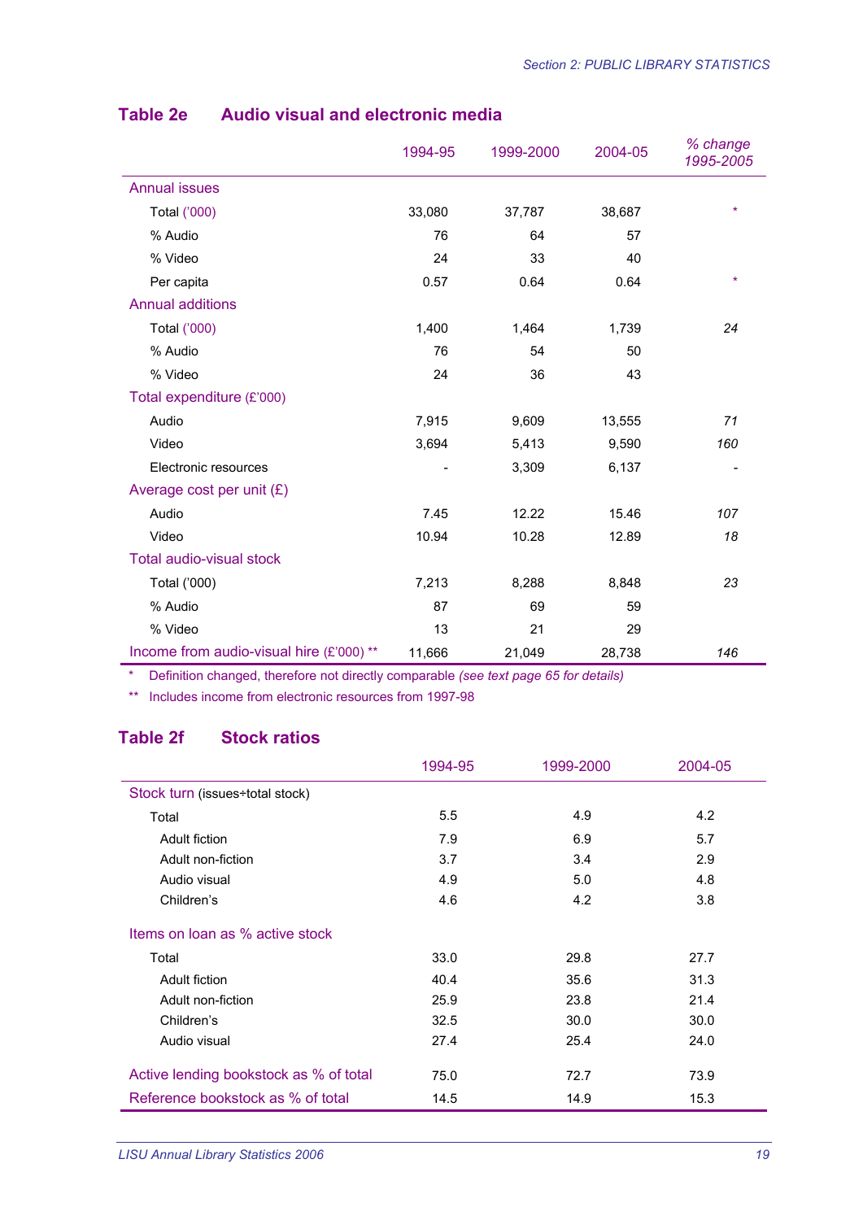## Table 2e Audio visual and electronic media

| | 1994-95 | 1999-2000 | 2004-05 | *% change 1995-2005* |
|---|---|---|---|---|
| Annual issues | | | | |
| Total ('000) | 33,080 | 37,787 | 38,687 | * |
| % Audio | 76 | 64 | 57 | |
| % Video | 24 | 33 | 40 | |
| Per capita | 0.57 | 0.64 | 0.64 | * |
| Annual additions | | | | |
| Total ('000) | 1,400 | 1,464 | 1,739 | *24* |
| % Audio | 76 | 54 | 50 | |
| % Video | 24 | 36 | 43 | |
| Total expenditure (£'000) | | | | |
| Audio | 7,915 | 9,609 | 13,555 | *71* |
| Video | 3,694 | 5,413 | 9,590 | *160* |
| Electronic resources | - | 3,309 | 6,137 | - |
| Average cost per unit (£) | | | | |
| Audio | 7.45 | 12.22 | 15.46 | *107* |
| Video | 10.94 | 10.28 | 12.89 | *18* |
| Total audio-visual stock | | | | |
| Total ('000) | 7,213 | 8,288 | 8,848 | *23* |
| % Audio | 87 | 69 | 59 | |
| % Video | 13 | 21 | 29 | |
| Income from audio-visual hire (£'000) ** | 11,666 | 21,049 | 28,738 | *146* |

\* Definition changed, therefore not directly comparable *(see text page 65 for details)*

** Includes income from electronic resources from 1997-98

## Table 2f Stock ratios

| | 1994-95 | 1999-2000 | 2004-05 |
|---|---|---|---|
| Stock turn (issues÷total stock) | | | |
| Total | 5.5 | 4.9 | 4.2 |
| Adult fiction | 7.9 | 6.9 | 5.7 |
| Adult non-fiction | 3.7 | 3.4 | 2.9 |
| Audio visual | 4.9 | 5.0 | 4.8 |
| Children's | 4.6 | 4.2 | 3.8 |
| Items on loan as % active stock | | | |
| Total | 33.0 | 29.8 | 27.7 |
| Adult fiction | 40.4 | 35.6 | 31.3 |
| Adult non-fiction | 25.9 | 23.8 | 21.4 |
| Children's | 32.5 | 30.0 | 30.0 |
| Audio visual | 27.4 | 25.4 | 24.0 |
| Active lending bookstock as % of total | 75.0 | 72.7 | 73.9 |
| Reference bookstock as % of total | 14.5 | 14.9 | 15.3 |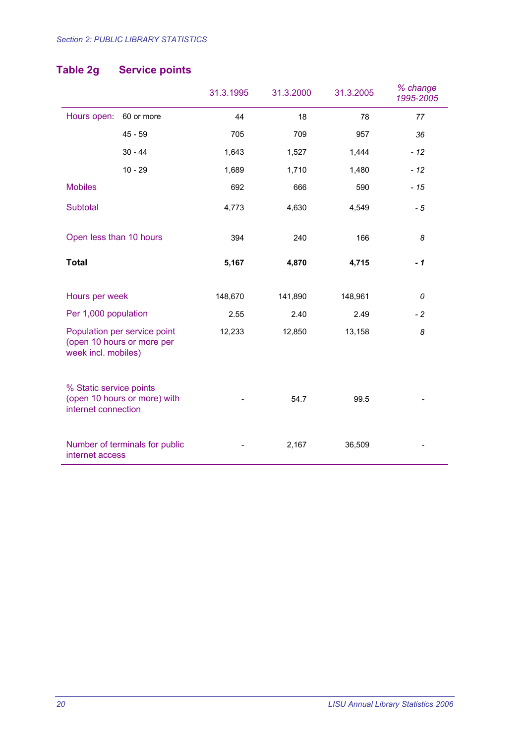## Table 2g Service points

| | | 31.3.1995 | 31.3.2000 | 31.3.2005 | *% change 1995-2005* |
|---|---|---|---|---|---|
| Hours open: | 60 or more | 44 | 18 | 78 | *77* |
| | 45 - 59 | 705 | 709 | 957 | *36* |
| | 30 - 44 | 1,643 | 1,527 | 1,444 | *- 12* |
| | 10 - 29 | 1,689 | 1,710 | 1,480 | *- 12* |
| Mobiles | | 692 | 666 | 590 | *- 15* |
| Subtotal | | 4,773 | 4,630 | 4,549 | *- 5* |
| Open less than 10 hours | | 394 | 240 | 166 | *8* |
| **Total** | | **5,167** | **4,870** | **4,715** | ***- 1*** |
| Hours per week | | 148,670 | 141,890 | 148,961 | *0* |
| Per 1,000 population | | 2.55 | 2.40 | 2.49 | *- 2* |
| Population per service point (open 10 hours or more per week incl. mobiles) | | 12,233 | 12,850 | 13,158 | *8* |
| % Static service points (open 10 hours or more) with internet connection | | - | 54.7 | 99.5 | - |
| Number of terminals for public internet access | | - | 2,167 | 36,509 | - |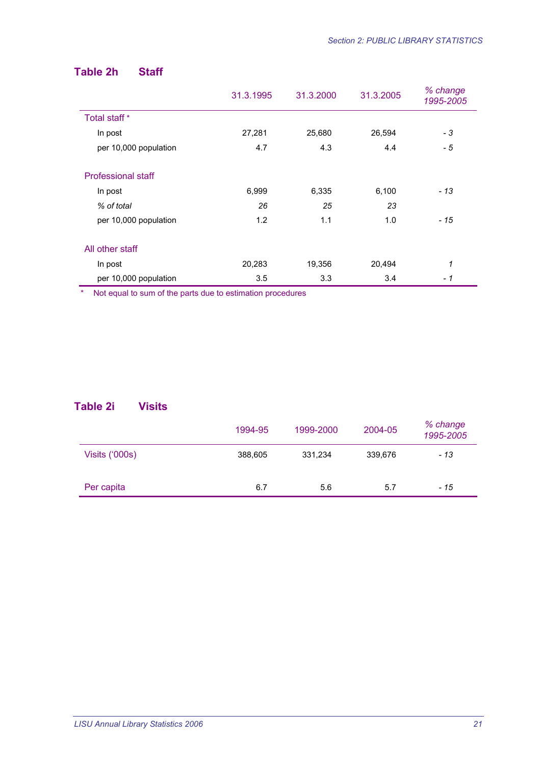## Table 2h Staff

| | 31.3.1995 | 31.3.2000 | 31.3.2005 | *% change 1995-2005* |
|---|---|---|---|---|
| Total staff * | | | | |
| In post | 27,281 | 25,680 | 26,594 | *- 3* |
| per 10,000 population | 4.7 | 4.3 | 4.4 | *- 5* |
| Professional staff | | | | |
| In post | 6,999 | 6,335 | 6,100 | *- 13* |
| *% of total* | *26* | *25* | *23* | |
| per 10,000 population | 1.2 | 1.1 | 1.0 | *- 15* |
| All other staff | | | | |
| In post | 20,283 | 19,356 | 20,494 | *1* |
| per 10,000 population | 3.5 | 3.3 | 3.4 | *- 1* |

\* Not equal to sum of the parts due to estimation procedures

## Table 2i Visits

| | 1994-95 | 1999-2000 | 2004-05 | *% change 1995-2005* |
|---|---|---|---|---|
| Visits ('000s) | 388,605 | 331,234 | 339,676 | *- 13* |
| Per capita | 6.7 | 5.6 | 5.7 | *- 15* |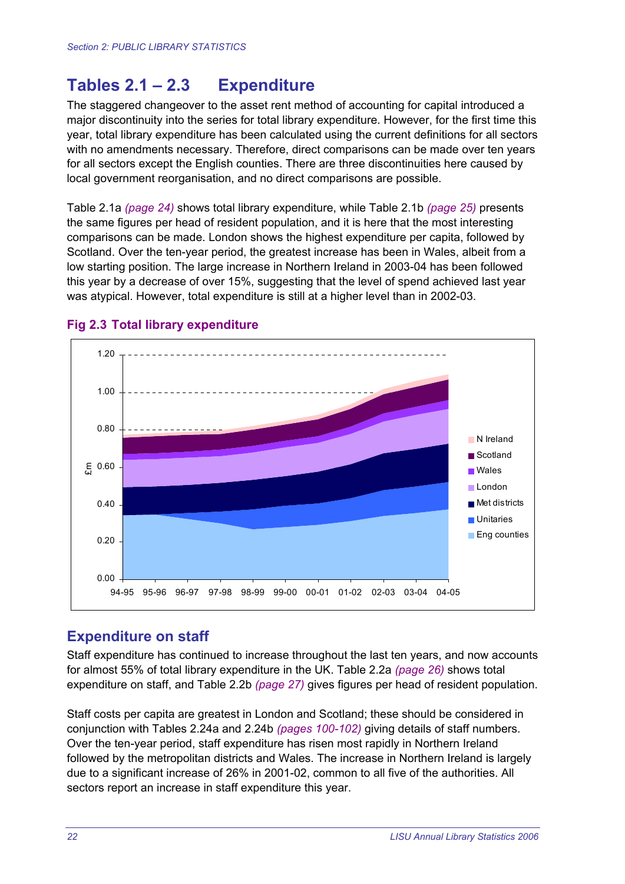## Tables 2.1 – 2.3 Expenditure

The staggered changeover to the asset rent method of accounting for capital introduced a major discontinuity into the series for total library expenditure. However, for the first time this year, total library expenditure has been calculated using the current definitions for all sectors with no amendments necessary. Therefore, direct comparisons can be made over ten years for all sectors except the English counties. There are three discontinuities here caused by local government reorganisation, and no direct comparisons are possible.

Table 2.1a *(page 24)* shows total library expenditure, while Table 2.1b *(page 25)* presents the same figures per head of resident population, and it is here that the most interesting comparisons can be made. London shows the highest expenditure per capita, followed by Scotland. Over the ten-year period, the greatest increase has been in Wales, albeit from a low starting position. The large increase in Northern Ireland in 2003-04 has been followed this year by a decrease of over 15%, suggesting that the level of spend achieved last year was atypical. However, total expenditure is still at a higher level than in 2002-03.

**Fig 2.3 Total library expenditure**

## Expenditure on staff

Staff expenditure has continued to increase throughout the last ten years, and now accounts for almost 55% of total library expenditure in the UK. Table 2.2a *(page 26)* shows total expenditure on staff, and Table 2.2b *(page 27)* gives figures per head of resident population.

Staff costs per capita are greatest in London and Scotland; these should be considered in conjunction with Tables 2.24a and 2.24b *(pages 100-102)* giving details of staff numbers. Over the ten-year period, staff expenditure has risen most rapidly in Northern Ireland followed by the metropolitan districts and Wales. The increase in Northern Ireland is largely due to a significant increase of 26% in 2001-02, common to all five of the authorities. All sectors report an increase in staff expenditure this year.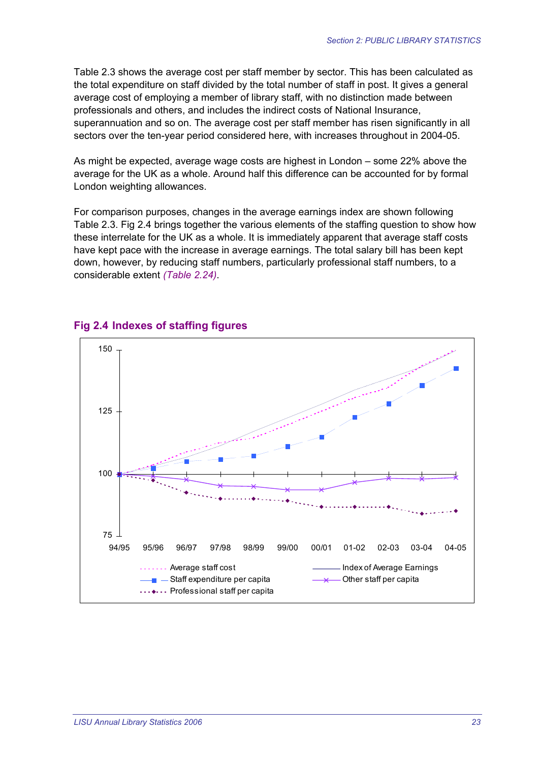Table 2.3 shows the average cost per staff member by sector. This has been calculated as the total expenditure on staff divided by the total number of staff in post. It gives a general average cost of employing a member of library staff, with no distinction made between professionals and others, and includes the indirect costs of National Insurance, superannuation and so on. The average cost per staff member has risen significantly in all sectors over the ten-year period considered here, with increases throughout in 2004-05.

As might be expected, average wage costs are highest in London – some 22% above the average for the UK as a whole. Around half this difference can be accounted for by formal London weighting allowances.

For comparison purposes, changes in the average earnings index are shown following Table 2.3. Fig 2.4 brings together the various elements of the staffing question to show how these interrelate for the UK as a whole. It is immediately apparent that average staff costs have kept pace with the increase in average earnings. The total salary bill has been kept down, however, by reducing staff numbers, particularly professional staff numbers, to a considerable extent *(Table 2.24)*.

## Fig 2.4 Indexes of staffing figures

Chart with y-axis from 75 to 150 and x-axis 94/95, 95/96, 96/97, 97/98, 98/99, 99/00, 00/01, 01-02, 02-03, 03-04, 04-05.

Legend: Average staff cost; Index of Average Earnings; Staff expenditure per capita; Other staff per capita; Professional staff per capita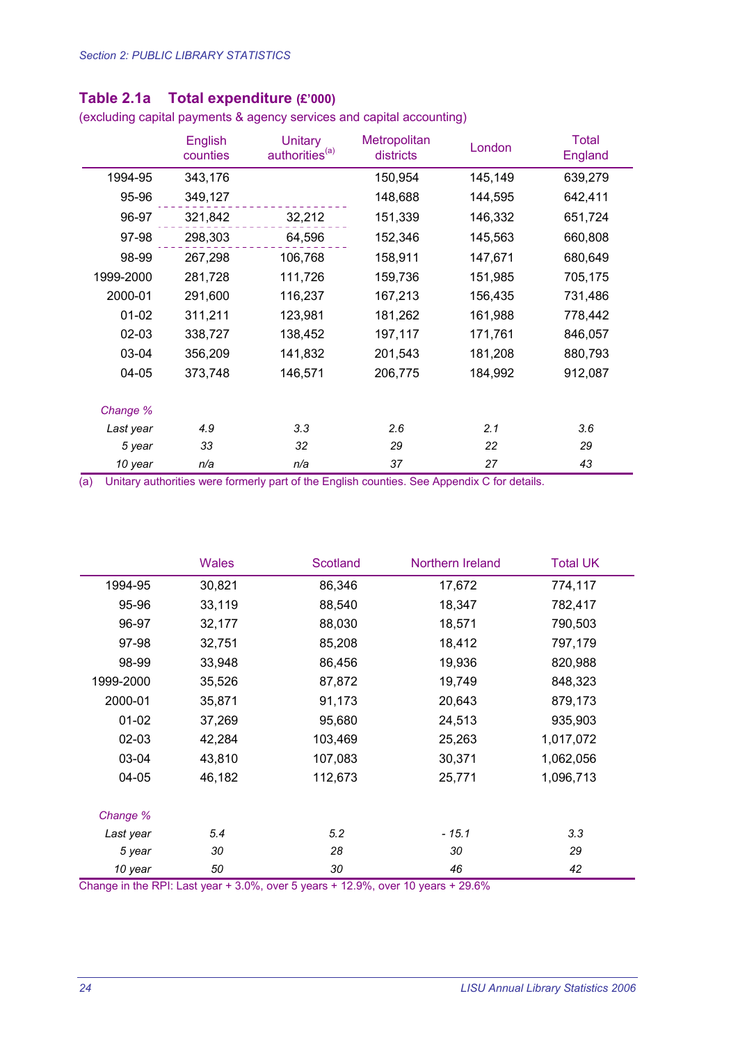## Table 2.1a Total expenditure (£'000)

(excluding capital payments & agency services and capital accounting)

| | English counties | Unitary authorities[(a)] | Metropolitan districts | London | Total England |
|---|---|---|---|---|---|
| 1994-95 | 343,176 | | 150,954 | 145,149 | 639,279 |
| 95-96 | 349,127 | | 148,688 | 144,595 | 642,411 |
| 96-97 | 321,842 | 32,212 | 151,339 | 146,332 | 651,724 |
| 97-98 | 298,303 | 64,596 | 152,346 | 145,563 | 660,808 |
| 98-99 | 267,298 | 106,768 | 158,911 | 147,671 | 680,649 |
| 1999-2000 | 281,728 | 111,726 | 159,736 | 151,985 | 705,175 |
| 2000-01 | 291,600 | 116,237 | 167,213 | 156,435 | 731,486 |
| 01-02 | 311,211 | 123,981 | 181,262 | 161,988 | 778,442 |
| 02-03 | 338,727 | 138,452 | 197,117 | 171,761 | 846,057 |
| 03-04 | 356,209 | 141,832 | 201,543 | 181,208 | 880,793 |
| 04-05 | 373,748 | 146,571 | 206,775 | 184,992 | 912,087 |
| *Change %* | | | | | |
| *Last year* | *4.9* | *3.3* | *2.6* | *2.1* | *3.6* |
| *5 year* | *33* | *32* | *29* | *22* | *29* |
| *10 year* | *n/a* | *n/a* | *37* | *27* | *43* |

(a) Unitary authorities were formerly part of the English counties. See Appendix C for details.

| | Wales | Scotland | Northern Ireland | Total UK |
|---|---|---|---|---|
| 1994-95 | 30,821 | 86,346 | 17,672 | 774,117 |
| 95-96 | 33,119 | 88,540 | 18,347 | 782,417 |
| 96-97 | 32,177 | 88,030 | 18,571 | 790,503 |
| 97-98 | 32,751 | 85,208 | 18,412 | 797,179 |
| 98-99 | 33,948 | 86,456 | 19,936 | 820,988 |
| 1999-2000 | 35,526 | 87,872 | 19,749 | 848,323 |
| 2000-01 | 35,871 | 91,173 | 20,643 | 879,173 |
| 01-02 | 37,269 | 95,680 | 24,513 | 935,903 |
| 02-03 | 42,284 | 103,469 | 25,263 | 1,017,072 |
| 03-04 | 43,810 | 107,083 | 30,371 | 1,062,056 |
| 04-05 | 46,182 | 112,673 | 25,771 | 1,096,713 |
| *Change %* | | | | |
| *Last year* | *5.4* | *5.2* | *- 15.1* | *3.3* |
| *5 year* | *30* | *28* | *30* | *29* |
| *10 year* | *50* | *30* | *46* | *42* |

Change in the RPI: Last year + 3.0%, over 5 years + 12.9%, over 10 years + 29.6%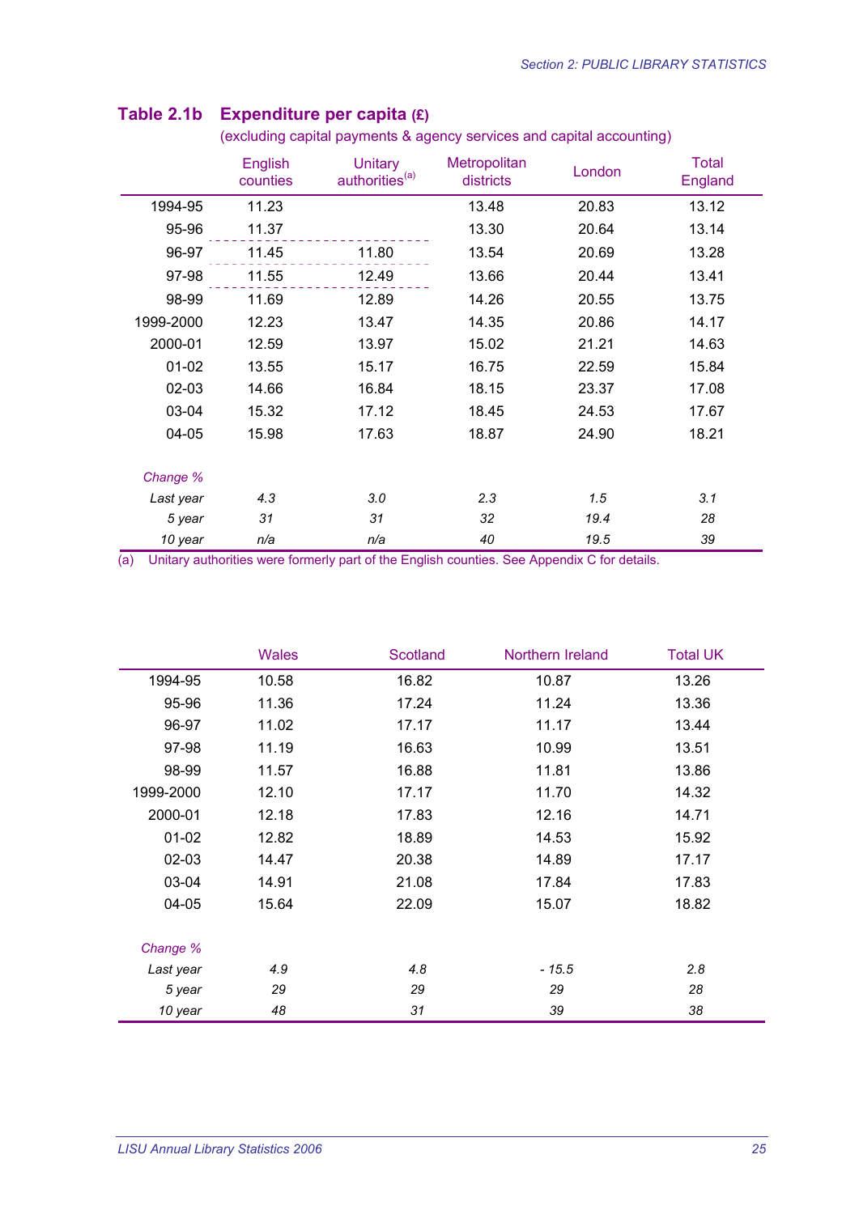## Table 2.1b Expenditure per capita (£)

(excluding capital payments & agency services and capital accounting)

| | English counties | Unitary authorities[(a)] | Metropolitan districts | London | Total England |
|---|---|---|---|---|---|
| 1994-95 | 11.23 | | 13.48 | 20.83 | 13.12 |
| 95-96 | 11.37 | | 13.30 | 20.64 | 13.14 |
| 96-97 | 11.45 | 11.80 | 13.54 | 20.69 | 13.28 |
| 97-98 | 11.55 | 12.49 | 13.66 | 20.44 | 13.41 |
| 98-99 | 11.69 | 12.89 | 14.26 | 20.55 | 13.75 |
| 1999-2000 | 12.23 | 13.47 | 14.35 | 20.86 | 14.17 |
| 2000-01 | 12.59 | 13.97 | 15.02 | 21.21 | 14.63 |
| 01-02 | 13.55 | 15.17 | 16.75 | 22.59 | 15.84 |
| 02-03 | 14.66 | 16.84 | 18.15 | 23.37 | 17.08 |
| 03-04 | 15.32 | 17.12 | 18.45 | 24.53 | 17.67 |
| 04-05 | 15.98 | 17.63 | 18.87 | 24.90 | 18.21 |
| *Change %* | | | | | |
| *Last year* | *4.3* | *3.0* | *2.3* | *1.5* | *3.1* |
| *5 year* | *31* | *31* | *32* | *19.4* | *28* |
| *10 year* | *n/a* | *n/a* | *40* | *19.5* | *39* |

(a) Unitary authorities were formerly part of the English counties. See Appendix C for details.

| | Wales | Scotland | Northern Ireland | Total UK |
|---|---|---|---|---|
| 1994-95 | 10.58 | 16.82 | 10.87 | 13.26 |
| 95-96 | 11.36 | 17.24 | 11.24 | 13.36 |
| 96-97 | 11.02 | 17.17 | 11.17 | 13.44 |
| 97-98 | 11.19 | 16.63 | 10.99 | 13.51 |
| 98-99 | 11.57 | 16.88 | 11.81 | 13.86 |
| 1999-2000 | 12.10 | 17.17 | 11.70 | 14.32 |
| 2000-01 | 12.18 | 17.83 | 12.16 | 14.71 |
| 01-02 | 12.82 | 18.89 | 14.53 | 15.92 |
| 02-03 | 14.47 | 20.38 | 14.89 | 17.17 |
| 03-04 | 14.91 | 21.08 | 17.84 | 17.83 |
| 04-05 | 15.64 | 22.09 | 15.07 | 18.82 |
| *Change %* | | | | |
| *Last year* | *4.9* | *4.8* | *- 15.5* | *2.8* |
| *5 year* | *29* | *29* | *29* | *28* |
| *10 year* | *48* | *31* | *39* | *38* |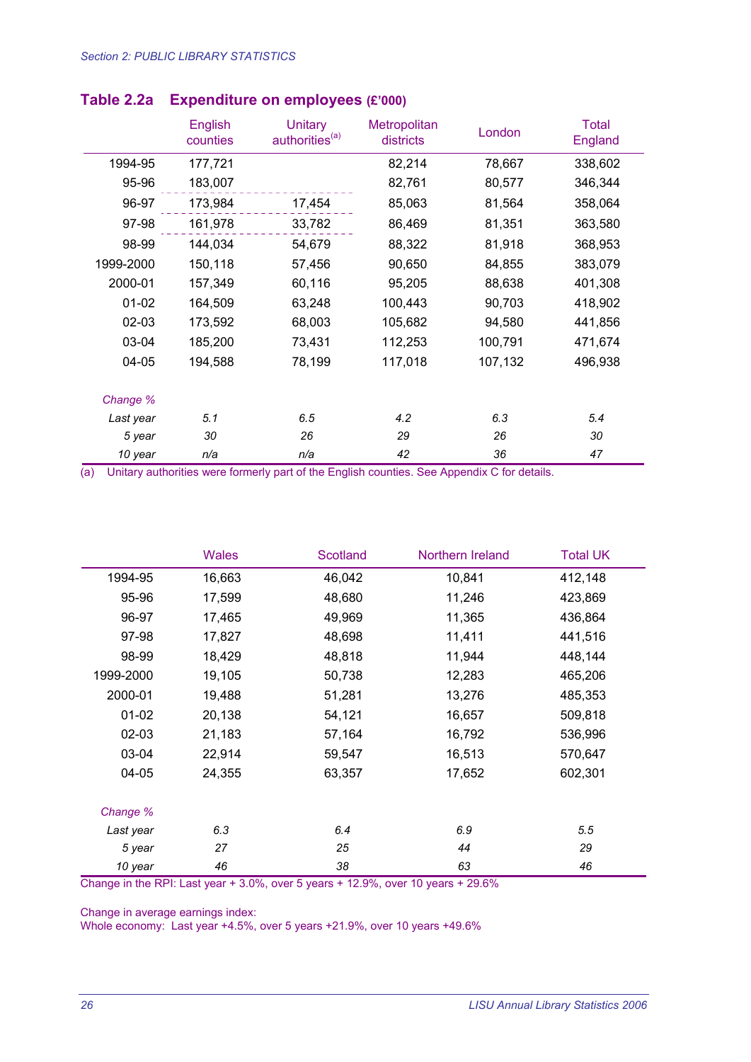## Table 2.2a Expenditure on employees (£'000)

| | English counties | Unitary authorities[a] | Metropolitan districts | London | Total England |
|---|---|---|---|---|---|
| 1994-95 | 177,721 | | 82,214 | 78,667 | 338,602 |
| 95-96 | 183,007 | | 82,761 | 80,577 | 346,344 |
| 96-97 | 173,984 | 17,454 | 85,063 | 81,564 | 358,064 |
| 97-98 | 161,978 | 33,782 | 86,469 | 81,351 | 363,580 |
| 98-99 | 144,034 | 54,679 | 88,322 | 81,918 | 368,953 |
| 1999-2000 | 150,118 | 57,456 | 90,650 | 84,855 | 383,079 |
| 2000-01 | 157,349 | 60,116 | 95,205 | 88,638 | 401,308 |
| 01-02 | 164,509 | 63,248 | 100,443 | 90,703 | 418,902 |
| 02-03 | 173,592 | 68,003 | 105,682 | 94,580 | 441,856 |
| 03-04 | 185,200 | 73,431 | 112,253 | 100,791 | 471,674 |
| 04-05 | 194,588 | 78,199 | 117,018 | 107,132 | 496,938 |
| *Change %* | | | | | |
| *Last year* | *5.1* | *6.5* | *4.2* | *6.3* | *5.4* |
| *5 year* | *30* | *26* | *29* | *26* | *30* |
| *10 year* | *n/a* | *n/a* | *42* | *36* | *47* |

(a) Unitary authorities were formerly part of the English counties. See Appendix C for details.

| | Wales | Scotland | Northern Ireland | Total UK |
|---|---|---|---|---|
| 1994-95 | 16,663 | 46,042 | 10,841 | 412,148 |
| 95-96 | 17,599 | 48,680 | 11,246 | 423,869 |
| 96-97 | 17,465 | 49,969 | 11,365 | 436,864 |
| 97-98 | 17,827 | 48,698 | 11,411 | 441,516 |
| 98-99 | 18,429 | 48,818 | 11,944 | 448,144 |
| 1999-2000 | 19,105 | 50,738 | 12,283 | 465,206 |
| 2000-01 | 19,488 | 51,281 | 13,276 | 485,353 |
| 01-02 | 20,138 | 54,121 | 16,657 | 509,818 |
| 02-03 | 21,183 | 57,164 | 16,792 | 536,996 |
| 03-04 | 22,914 | 59,547 | 16,513 | 570,647 |
| 04-05 | 24,355 | 63,357 | 17,652 | 602,301 |
| *Change %* | | | | |
| *Last year* | *6.3* | *6.4* | *6.9* | *5.5* |
| *5 year* | *27* | *25* | *44* | *29* |
| *10 year* | *46* | *38* | *63* | *46* |

Change in the RPI: Last year + 3.0%, over 5 years + 12.9%, over 10 years + 29.6%

Change in average earnings index:
Whole economy: Last year +4.5%, over 5 years +21.9%, over 10 years +49.6%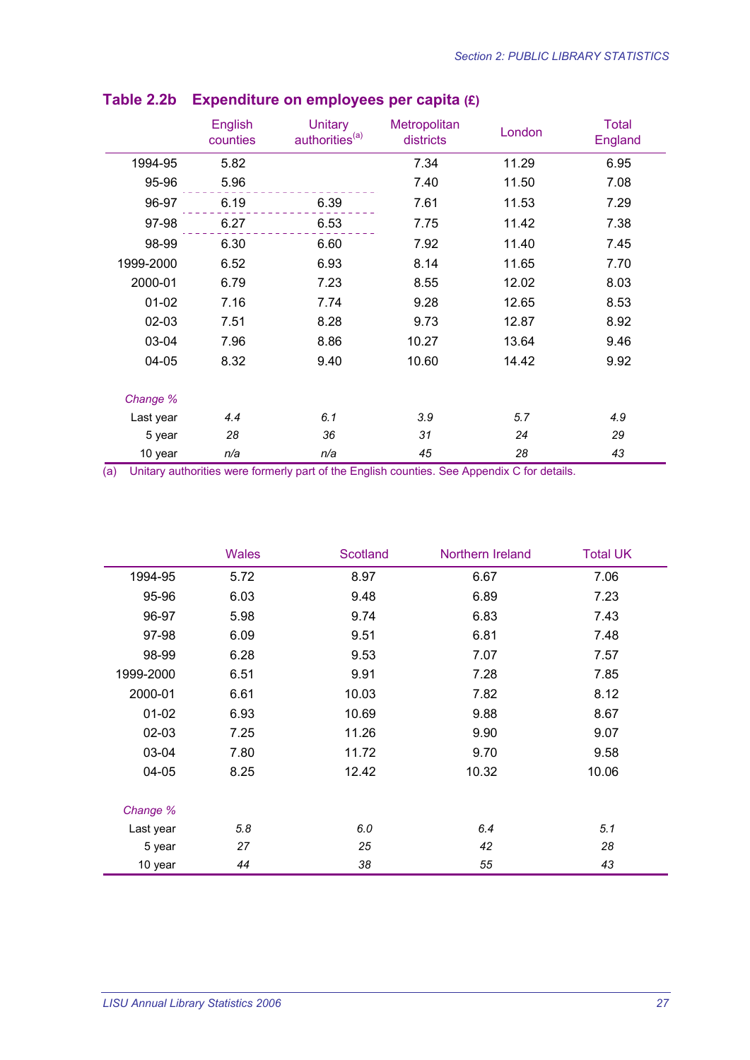## Table 2.2b Expenditure on employees per capita (£)

| | English counties | Unitary authorities[a] | Metropolitan districts | London | Total England |
|---|---|---|---|---|---|
| 1994-95 | 5.82 | | 7.34 | 11.29 | 6.95 |
| 95-96 | 5.96 | | 7.40 | 11.50 | 7.08 |
| 96-97 | 6.19 | 6.39 | 7.61 | 11.53 | 7.29 |
| 97-98 | 6.27 | 6.53 | 7.75 | 11.42 | 7.38 |
| 98-99 | 6.30 | 6.60 | 7.92 | 11.40 | 7.45 |
| 1999-2000 | 6.52 | 6.93 | 8.14 | 11.65 | 7.70 |
| 2000-01 | 6.79 | 7.23 | 8.55 | 12.02 | 8.03 |
| 01-02 | 7.16 | 7.74 | 9.28 | 12.65 | 8.53 |
| 02-03 | 7.51 | 8.28 | 9.73 | 12.87 | 8.92 |
| 03-04 | 7.96 | 8.86 | 10.27 | 13.64 | 9.46 |
| 04-05 | 8.32 | 9.40 | 10.60 | 14.42 | 9.92 |
| *Change %* | | | | | |
| Last year | *4.4* | *6.1* | *3.9* | *5.7* | *4.9* |
| 5 year | *28* | *36* | *31* | *24* | *29* |
| 10 year | *n/a* | *n/a* | *45* | *28* | *43* |

(a) Unitary authorities were formerly part of the English counties. See Appendix C for details.

| | Wales | Scotland | Northern Ireland | Total UK |
|---|---|---|---|---|
| 1994-95 | 5.72 | 8.97 | 6.67 | 7.06 |
| 95-96 | 6.03 | 9.48 | 6.89 | 7.23 |
| 96-97 | 5.98 | 9.74 | 6.83 | 7.43 |
| 97-98 | 6.09 | 9.51 | 6.81 | 7.48 |
| 98-99 | 6.28 | 9.53 | 7.07 | 7.57 |
| 1999-2000 | 6.51 | 9.91 | 7.28 | 7.85 |
| 2000-01 | 6.61 | 10.03 | 7.82 | 8.12 |
| 01-02 | 6.93 | 10.69 | 9.88 | 8.67 |
| 02-03 | 7.25 | 11.26 | 9.90 | 9.07 |
| 03-04 | 7.80 | 11.72 | 9.70 | 9.58 |
| 04-05 | 8.25 | 12.42 | 10.32 | 10.06 |
| *Change %* | | | | |
| Last year | *5.8* | *6.0* | *6.4* | *5.1* |
| 5 year | *27* | *25* | *42* | *28* |
| 10 year | *44* | *38* | *55* | *43* |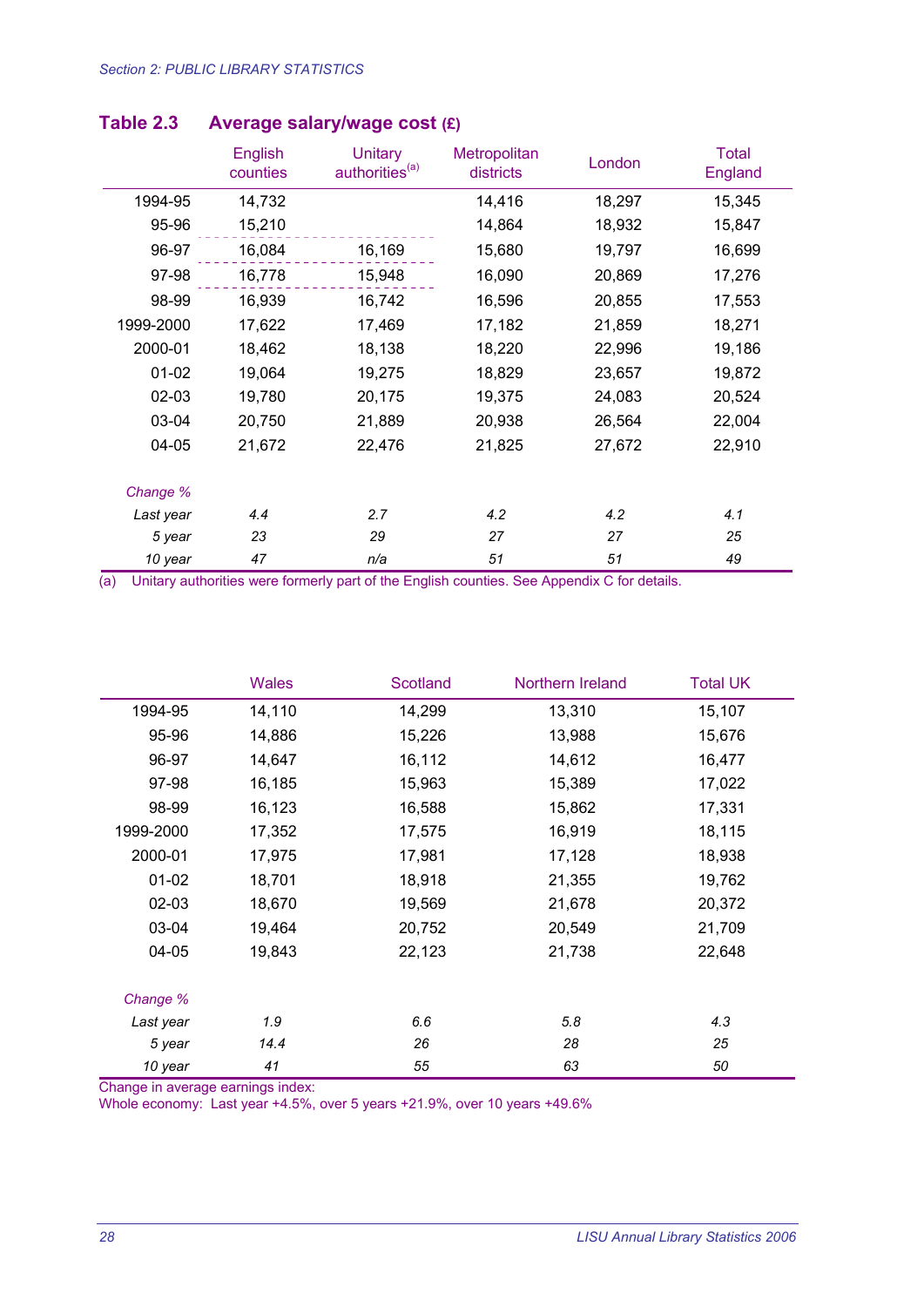*Section 2: PUBLIC LIBRARY STATISTICS*

## Table 2.3 Average salary/wage cost (£)

| | English counties | Unitary authorities[a] | Metropolitan districts | London | Total England |
|---|---|---|---|---|---|
| 1994-95 | 14,732 | | 14,416 | 18,297 | 15,345 |
| 95-96 | 15,210 | | 14,864 | 18,932 | 15,847 |
| 96-97 | 16,084 | 16,169 | 15,680 | 19,797 | 16,699 |
| 97-98 | 16,778 | 15,948 | 16,090 | 20,869 | 17,276 |
| 98-99 | 16,939 | 16,742 | 16,596 | 20,855 | 17,553 |
| 1999-2000 | 17,622 | 17,469 | 17,182 | 21,859 | 18,271 |
| 2000-01 | 18,462 | 18,138 | 18,220 | 22,996 | 19,186 |
| 01-02 | 19,064 | 19,275 | 18,829 | 23,657 | 19,872 |
| 02-03 | 19,780 | 20,175 | 19,375 | 24,083 | 20,524 |
| 03-04 | 20,750 | 21,889 | 20,938 | 26,564 | 22,004 |
| 04-05 | 21,672 | 22,476 | 21,825 | 27,672 | 22,910 |
| *Change %* | | | | | |
| *Last year* | *4.4* | *2.7* | *4.2* | *4.2* | *4.1* |
| *5 year* | *23* | *29* | *27* | *27* | *25* |
| *10 year* | *47* | *n/a* | *51* | *51* | *49* |

(a) Unitary authorities were formerly part of the English counties. See Appendix C for details.

| | Wales | Scotland | Northern Ireland | Total UK |
|---|---|---|---|---|
| 1994-95 | 14,110 | 14,299 | 13,310 | 15,107 |
| 95-96 | 14,886 | 15,226 | 13,988 | 15,676 |
| 96-97 | 14,647 | 16,112 | 14,612 | 16,477 |
| 97-98 | 16,185 | 15,963 | 15,389 | 17,022 |
| 98-99 | 16,123 | 16,588 | 15,862 | 17,331 |
| 1999-2000 | 17,352 | 17,575 | 16,919 | 18,115 |
| 2000-01 | 17,975 | 17,981 | 17,128 | 18,938 |
| 01-02 | 18,701 | 18,918 | 21,355 | 19,762 |
| 02-03 | 18,670 | 19,569 | 21,678 | 20,372 |
| 03-04 | 19,464 | 20,752 | 20,549 | 21,709 |
| 04-05 | 19,843 | 22,123 | 21,738 | 22,648 |
| *Change %* | | | | |
| *Last year* | *1.9* | *6.6* | *5.8* | *4.3* |
| *5 year* | *14.4* | *26* | *28* | *25* |
| *10 year* | *41* | *55* | *63* | *50* |

Change in average earnings index:
Whole economy: Last year +4.5%, over 5 years +21.9%, over 10 years +49.6%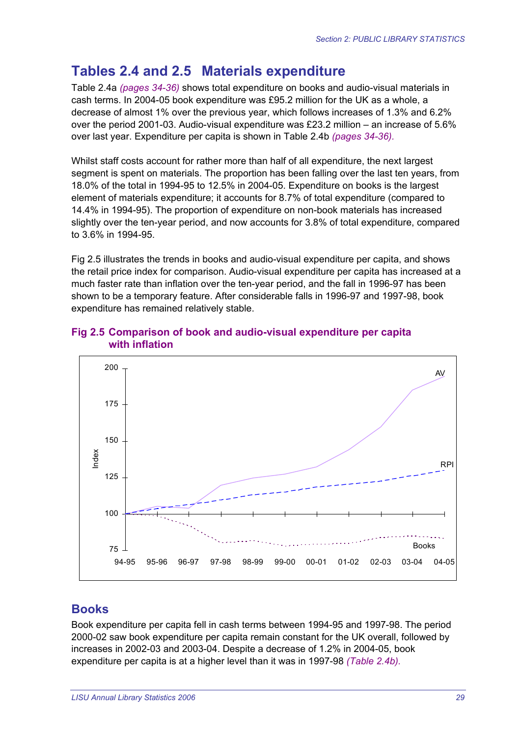## Tables 2.4 and 2.5 Materials expenditure

Table 2.4a *(pages 34-36)* shows total expenditure on books and audio-visual materials in cash terms. In 2004-05 book expenditure was £95.2 million for the UK as a whole, a decrease of almost 1% over the previous year, which follows increases of 1.3% and 6.2% over the period 2001-03. Audio-visual expenditure was £23.2 million – an increase of 5.6% over last year. Expenditure per capita is shown in Table 2.4b *(pages 34-36).*

Whilst staff costs account for rather more than half of all expenditure, the next largest segment is spent on materials. The proportion has been falling over the last ten years, from 18.0% of the total in 1994-95 to 12.5% in 2004-05. Expenditure on books is the largest element of materials expenditure; it accounts for 8.7% of total expenditure (compared to 14.4% in 1994-95). The proportion of expenditure on non-book materials has increased slightly over the ten-year period, and now accounts for 3.8% of total expenditure, compared to 3.6% in 1994-95.

Fig 2.5 illustrates the trends in books and audio-visual expenditure per capita, and shows the retail price index for comparison. Audio-visual expenditure per capita has increased at a much faster rate than inflation over the ten-year period, and the fall in 1996-97 has been shown to be a temporary feature. After considerable falls in 1996-97 and 1997-98, book expenditure has remained relatively stable.

**Fig 2.5 Comparison of book and audio-visual expenditure per capita with inflation**

## Books

Book expenditure per capita fell in cash terms between 1994-95 and 1997-98. The period 2000-02 saw book expenditure per capita remain constant for the UK overall, followed by increases in 2002-03 and 2003-04. Despite a decrease of 1.2% in 2004-05, book expenditure per capita is at a higher level than it was in 1997-98 *(Table 2.4b).*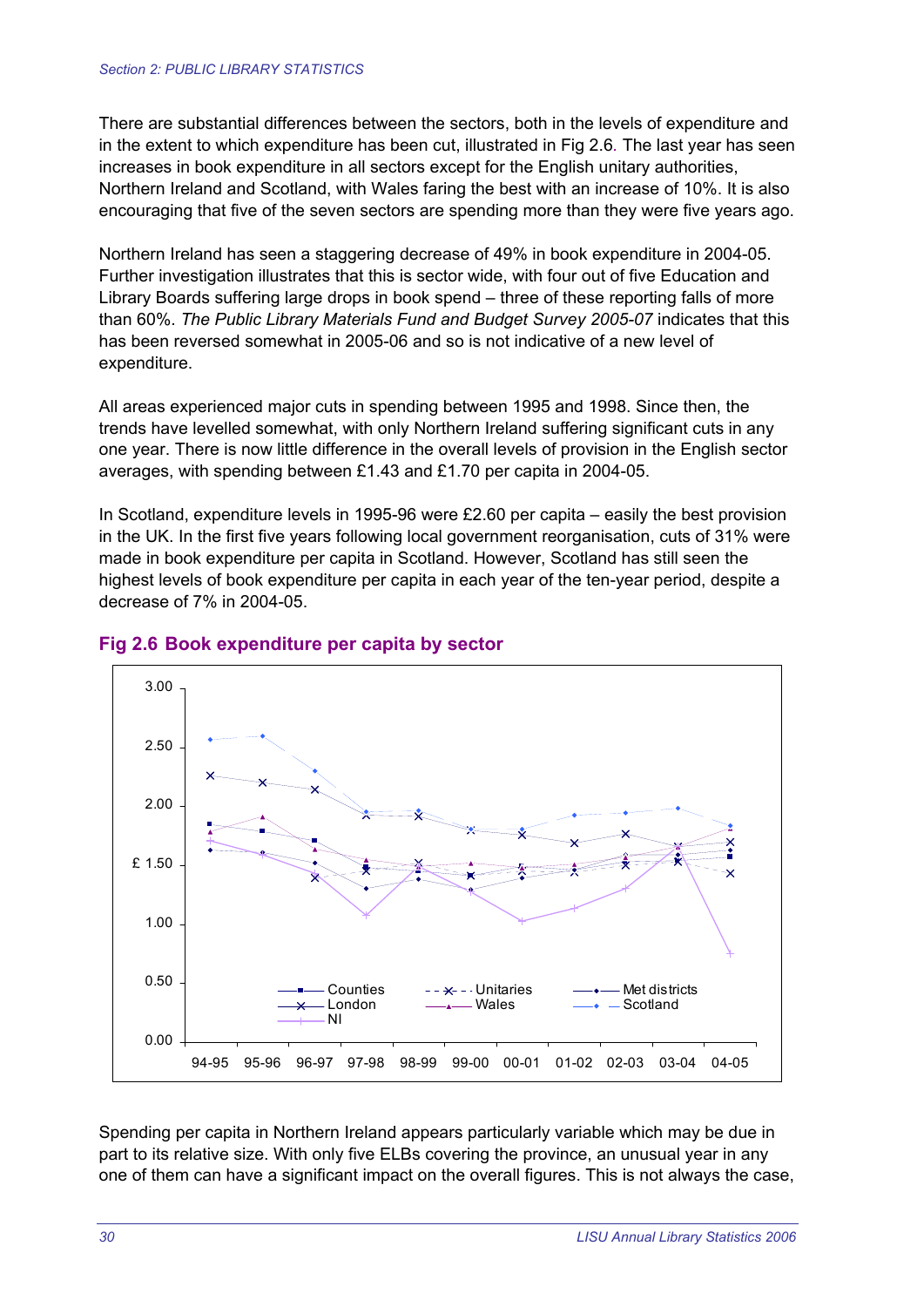There are substantial differences between the sectors, both in the levels of expenditure and in the extent to which expenditure has been cut, illustrated in Fig 2.6. The last year has seen increases in book expenditure in all sectors except for the English unitary authorities, Northern Ireland and Scotland, with Wales faring the best with an increase of 10%. It is also encouraging that five of the seven sectors are spending more than they were five years ago.

Northern Ireland has seen a staggering decrease of 49% in book expenditure in 2004-05. Further investigation illustrates that this is sector wide, with four out of five Education and Library Boards suffering large drops in book spend – three of these reporting falls of more than 60%. *The Public Library Materials Fund and Budget Survey 2005-07* indicates that this has been reversed somewhat in 2005-06 and so is not indicative of a new level of expenditure.

All areas experienced major cuts in spending between 1995 and 1998. Since then, the trends have levelled somewhat, with only Northern Ireland suffering significant cuts in any one year. There is now little difference in the overall levels of provision in the English sector averages, with spending between £1.43 and £1.70 per capita in 2004-05.

In Scotland, expenditure levels in 1995-96 were £2.60 per capita – easily the best provision in the UK. In the first five years following local government reorganisation, cuts of 31% were made in book expenditure per capita in Scotland. However, Scotland has still seen the highest levels of book expenditure per capita in each year of the ten-year period, despite a decrease of 7% in 2004-05.

## Fig 2.6 Book expenditure per capita by sector

Spending per capita in Northern Ireland appears particularly variable which may be due in part to its relative size. With only five ELBs covering the province, an unusual year in any one of them can have a significant impact on the overall figures. This is not always the case,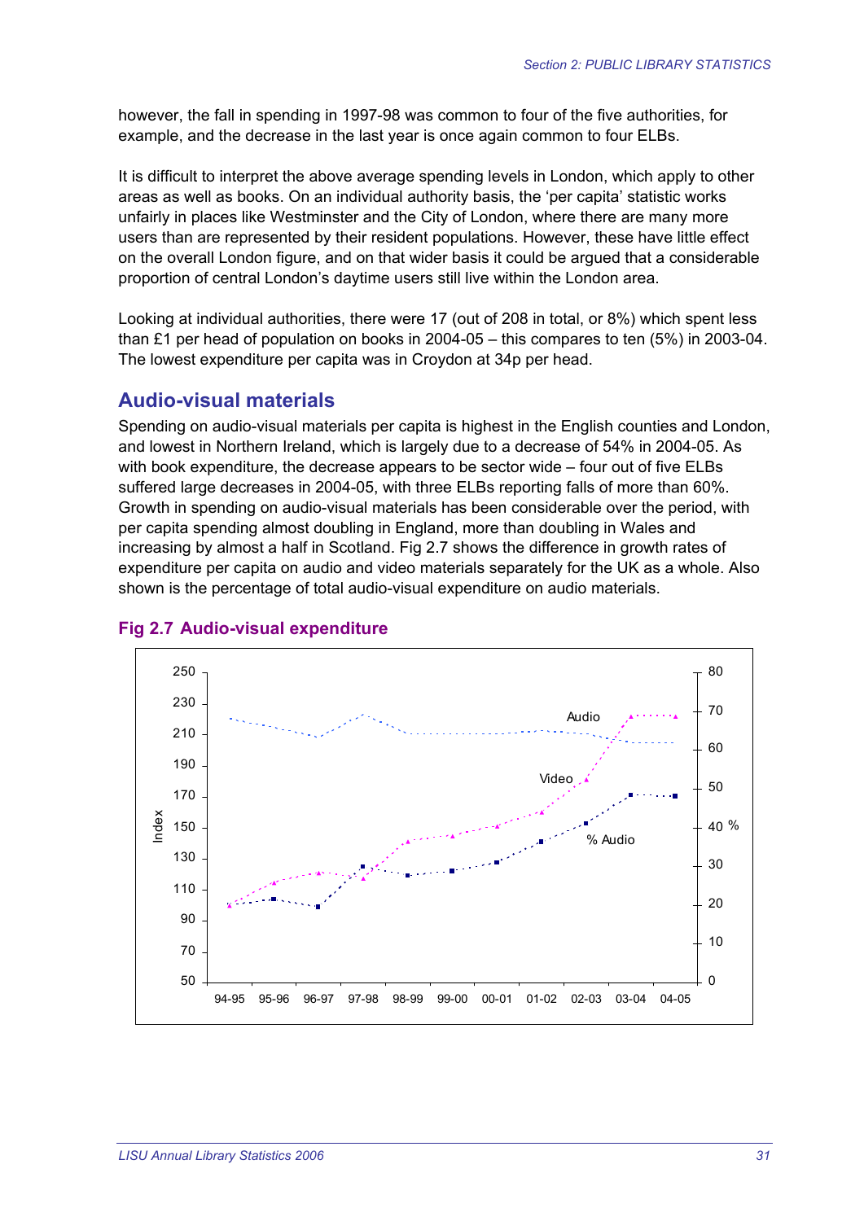however, the fall in spending in 1997-98 was common to four of the five authorities, for example, and the decrease in the last year is once again common to four ELBs.

It is difficult to interpret the above average spending levels in London, which apply to other areas as well as books. On an individual authority basis, the 'per capita' statistic works unfairly in places like Westminster and the City of London, where there are many more users than are represented by their resident populations. However, these have little effect on the overall London figure, and on that wider basis it could be argued that a considerable proportion of central London's daytime users still live within the London area.

Looking at individual authorities, there were 17 (out of 208 in total, or 8%) which spent less than £1 per head of population on books in 2004-05 – this compares to ten (5%) in 2003-04. The lowest expenditure per capita was in Croydon at 34p per head.

## Audio-visual materials

Spending on audio-visual materials per capita is highest in the English counties and London, and lowest in Northern Ireland, which is largely due to a decrease of 54% in 2004-05. As with book expenditure, the decrease appears to be sector wide – four out of five ELBs suffered large decreases in 2004-05, with three ELBs reporting falls of more than 60%. Growth in spending on audio-visual materials has been considerable over the period, with per capita spending almost doubling in England, more than doubling in Wales and increasing by almost a half in Scotland. Fig 2.7 shows the difference in growth rates of expenditure per capita on audio and video materials separately for the UK as a whole. Also shown is the percentage of total audio-visual expenditure on audio materials.

### Fig 2.7 Audio-visual expenditure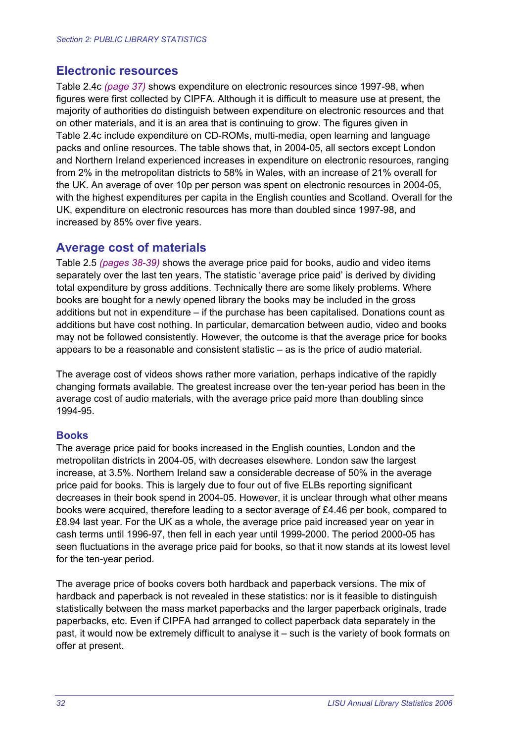## Electronic resources

Table 2.4c *(page 37)* shows expenditure on electronic resources since 1997-98, when figures were first collected by CIPFA. Although it is difficult to measure use at present, the majority of authorities do distinguish between expenditure on electronic resources and that on other materials, and it is an area that is continuing to grow. The figures given in Table 2.4c include expenditure on CD-ROMs, multi-media, open learning and language packs and online resources. The table shows that, in 2004-05, all sectors except London and Northern Ireland experienced increases in expenditure on electronic resources, ranging from 2% in the metropolitan districts to 58% in Wales, with an increase of 21% overall for the UK. An average of over 10p per person was spent on electronic resources in 2004-05, with the highest expenditures per capita in the English counties and Scotland. Overall for the UK, expenditure on electronic resources has more than doubled since 1997-98, and increased by 85% over five years.

## Average cost of materials

Table 2.5 *(pages 38-39)* shows the average price paid for books, audio and video items separately over the last ten years. The statistic 'average price paid' is derived by dividing total expenditure by gross additions. Technically there are some likely problems. Where books are bought for a newly opened library the books may be included in the gross additions but not in expenditure – if the purchase has been capitalised. Donations count as additions but have cost nothing. In particular, demarcation between audio, video and books may not be followed consistently. However, the outcome is that the average price for books appears to be a reasonable and consistent statistic – as is the price of audio material.

The average cost of videos shows rather more variation, perhaps indicative of the rapidly changing formats available. The greatest increase over the ten-year period has been in the average cost of audio materials, with the average price paid more than doubling since 1994-95.

### Books

The average price paid for books increased in the English counties, London and the metropolitan districts in 2004-05, with decreases elsewhere. London saw the largest increase, at 3.5%. Northern Ireland saw a considerable decrease of 50% in the average price paid for books. This is largely due to four out of five ELBs reporting significant decreases in their book spend in 2004-05. However, it is unclear through what other means books were acquired, therefore leading to a sector average of £4.46 per book, compared to £8.94 last year. For the UK as a whole, the average price paid increased year on year in cash terms until 1996-97, then fell in each year until 1999-2000. The period 2000-05 has seen fluctuations in the average price paid for books, so that it now stands at its lowest level for the ten-year period.

The average price of books covers both hardback and paperback versions. The mix of hardback and paperback is not revealed in these statistics: nor is it feasible to distinguish statistically between the mass market paperbacks and the larger paperback originals, trade paperbacks, etc. Even if CIPFA had arranged to collect paperback data separately in the past, it would now be extremely difficult to analyse it – such is the variety of book formats on offer at present.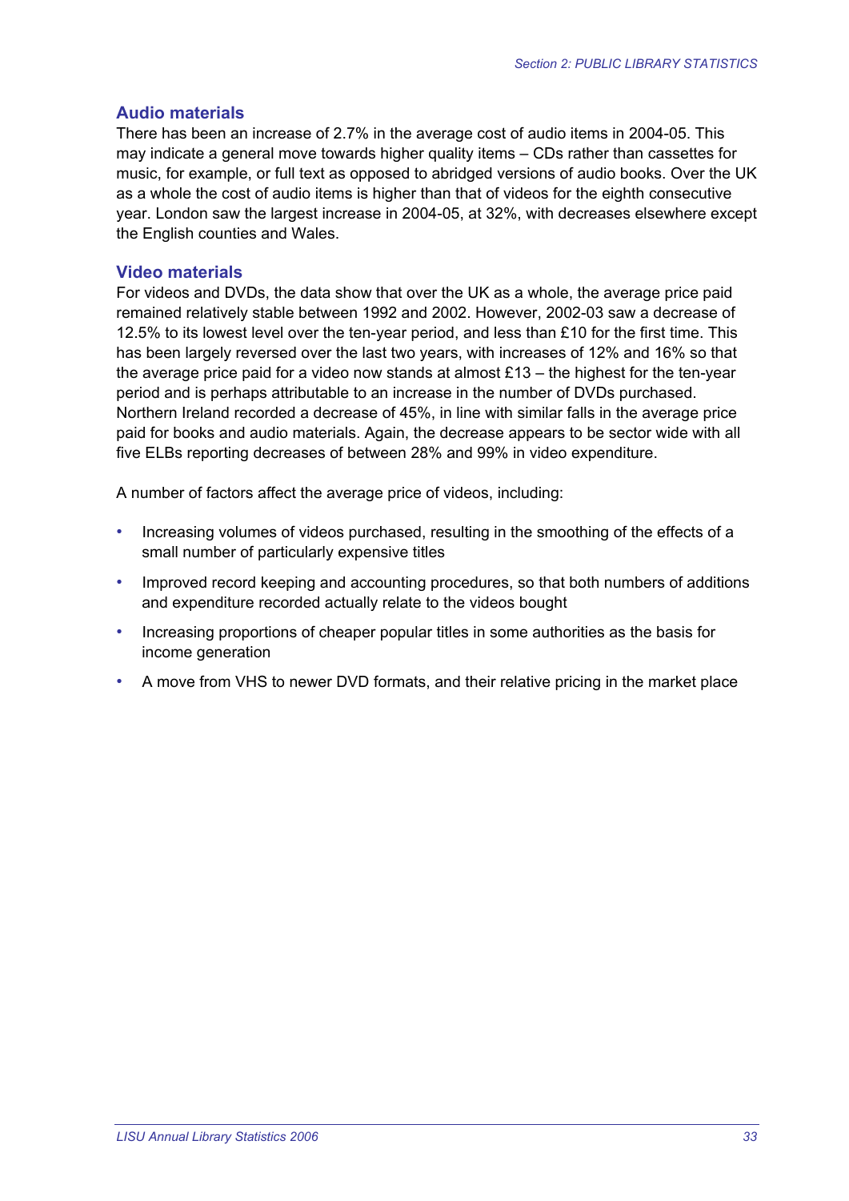### Audio materials

There has been an increase of 2.7% in the average cost of audio items in 2004-05. This may indicate a general move towards higher quality items – CDs rather than cassettes for music, for example, or full text as opposed to abridged versions of audio books. Over the UK as a whole the cost of audio items is higher than that of videos for the eighth consecutive year. London saw the largest increase in 2004-05, at 32%, with decreases elsewhere except the English counties and Wales.

### Video materials

For videos and DVDs, the data show that over the UK as a whole, the average price paid remained relatively stable between 1992 and 2002. However, 2002-03 saw a decrease of 12.5% to its lowest level over the ten-year period, and less than £10 for the first time. This has been largely reversed over the last two years, with increases of 12% and 16% so that the average price paid for a video now stands at almost £13 – the highest for the ten-year period and is perhaps attributable to an increase in the number of DVDs purchased. Northern Ireland recorded a decrease of 45%, in line with similar falls in the average price paid for books and audio materials. Again, the decrease appears to be sector wide with all five ELBs reporting decreases of between 28% and 99% in video expenditure.

A number of factors affect the average price of videos, including:

- Increasing volumes of videos purchased, resulting in the smoothing of the effects of a small number of particularly expensive titles
- Improved record keeping and accounting procedures, so that both numbers of additions and expenditure recorded actually relate to the videos bought
- Increasing proportions of cheaper popular titles in some authorities as the basis for income generation
- A move from VHS to newer DVD formats, and their relative pricing in the market place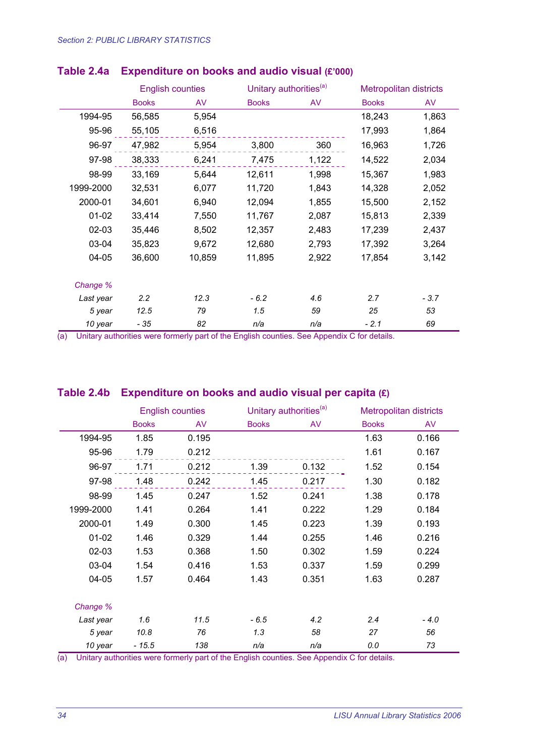## Table 2.4a Expenditure on books and audio visual (£'000)

| | English counties | | Unitary authorities[(a)] | | Metropolitan districts | |
|---|---|---|---|---|---|---|
| | Books | AV | Books | AV | Books | AV |
| 1994-95 | 56,585 | 5,954 | | | 18,243 | 1,863 |
| 95-96 | 55,105 | 6,516 | | | 17,993 | 1,864 |
| 96-97 | 47,982 | 5,954 | 3,800 | 360 | 16,963 | 1,726 |
| 97-98 | 38,333 | 6,241 | 7,475 | 1,122 | 14,522 | 2,034 |
| 98-99 | 33,169 | 5,644 | 12,611 | 1,998 | 15,367 | 1,983 |
| 1999-2000 | 32,531 | 6,077 | 11,720 | 1,843 | 14,328 | 2,052 |
| 2000-01 | 34,601 | 6,940 | 12,094 | 1,855 | 15,500 | 2,152 |
| 01-02 | 33,414 | 7,550 | 11,767 | 2,087 | 15,813 | 2,339 |
| 02-03 | 35,446 | 8,502 | 12,357 | 2,483 | 17,239 | 2,437 |
| 03-04 | 35,823 | 9,672 | 12,680 | 2,793 | 17,392 | 3,264 |
| 04-05 | 36,600 | 10,859 | 11,895 | 2,922 | 17,854 | 3,142 |
| *Change %* | | | | | | |
| *Last year* | *2.2* | *12.3* | *- 6.2* | *4.6* | *2.7* | *- 3.7* |
| *5 year* | *12.5* | *79* | *1.5* | *59* | *25* | *53* |
| *10 year* | *- 35* | *82* | *n/a* | *n/a* | *- 2.1* | *69* |

(a) Unitary authorities were formerly part of the English counties. See Appendix C for details.

## Table 2.4b Expenditure on books and audio visual per capita (£)

| | English counties | | Unitary authorities[(a)] | | Metropolitan districts | |
|---|---|---|---|---|---|---|
| | Books | AV | Books | AV | Books | AV |
| 1994-95 | 1.85 | 0.195 | | | 1.63 | 0.166 |
| 95-96 | 1.79 | 0.212 | | | 1.61 | 0.167 |
| 96-97 | 1.71 | 0.212 | 1.39 | 0.132 | 1.52 | 0.154 |
| 97-98 | 1.48 | 0.242 | 1.45 | 0.217 | 1.30 | 0.182 |
| 98-99 | 1.45 | 0.247 | 1.52 | 0.241 | 1.38 | 0.178 |
| 1999-2000 | 1.41 | 0.264 | 1.41 | 0.222 | 1.29 | 0.184 |
| 2000-01 | 1.49 | 0.300 | 1.45 | 0.223 | 1.39 | 0.193 |
| 01-02 | 1.46 | 0.329 | 1.44 | 0.255 | 1.46 | 0.216 |
| 02-03 | 1.53 | 0.368 | 1.50 | 0.302 | 1.59 | 0.224 |
| 03-04 | 1.54 | 0.416 | 1.53 | 0.337 | 1.59 | 0.299 |
| 04-05 | 1.57 | 0.464 | 1.43 | 0.351 | 1.63 | 0.287 |
| *Change %* | | | | | | |
| *Last year* | *1.6* | *11.5* | *- 6.5* | *4.2* | *2.4* | *- 4.0* |
| *5 year* | *10.8* | *76* | *1.3* | *58* | *27* | *56* |
| *10 year* | *- 15.5* | *138* | *n/a* | *n/a* | *0.0* | *73* |

(a) Unitary authorities were formerly part of the English counties. See Appendix C for details.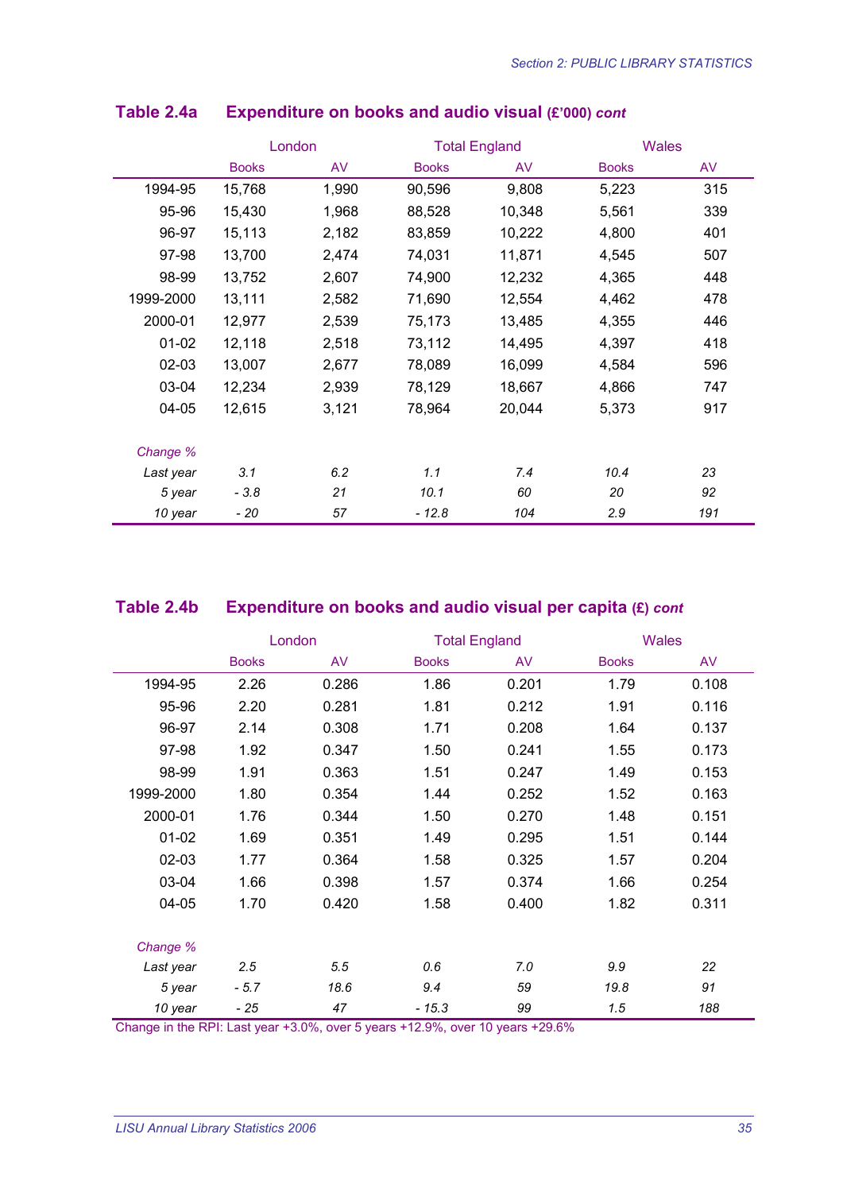## Table 2.4a Expenditure on books and audio visual (£'000) *cont*

| | London | | Total England | | Wales | |
|---|---|---|---|---|---|---|
| | Books | AV | Books | AV | Books | AV |
| 1994-95 | 15,768 | 1,990 | 90,596 | 9,808 | 5,223 | 315 |
| 95-96 | 15,430 | 1,968 | 88,528 | 10,348 | 5,561 | 339 |
| 96-97 | 15,113 | 2,182 | 83,859 | 10,222 | 4,800 | 401 |
| 97-98 | 13,700 | 2,474 | 74,031 | 11,871 | 4,545 | 507 |
| 98-99 | 13,752 | 2,607 | 74,900 | 12,232 | 4,365 | 448 |
| 1999-2000 | 13,111 | 2,582 | 71,690 | 12,554 | 4,462 | 478 |
| 2000-01 | 12,977 | 2,539 | 75,173 | 13,485 | 4,355 | 446 |
| 01-02 | 12,118 | 2,518 | 73,112 | 14,495 | 4,397 | 418 |
| 02-03 | 13,007 | 2,677 | 78,089 | 16,099 | 4,584 | 596 |
| 03-04 | 12,234 | 2,939 | 78,129 | 18,667 | 4,866 | 747 |
| 04-05 | 12,615 | 3,121 | 78,964 | 20,044 | 5,373 | 917 |
| *Change %* | | | | | | |
| *Last year* | *3.1* | *6.2* | *1.1* | *7.4* | *10.4* | *23* |
| *5 year* | *- 3.8* | *21* | *10.1* | *60* | *20* | *92* |
| *10 year* | *- 20* | *57* | *- 12.8* | *104* | *2.9* | *191* |

## Table 2.4b Expenditure on books and audio visual per capita (£) *cont*

| | London | | Total England | | Wales | |
|---|---|---|---|---|---|---|
| | Books | AV | Books | AV | Books | AV |
| 1994-95 | 2.26 | 0.286 | 1.86 | 0.201 | 1.79 | 0.108 |
| 95-96 | 2.20 | 0.281 | 1.81 | 0.212 | 1.91 | 0.116 |
| 96-97 | 2.14 | 0.308 | 1.71 | 0.208 | 1.64 | 0.137 |
| 97-98 | 1.92 | 0.347 | 1.50 | 0.241 | 1.55 | 0.173 |
| 98-99 | 1.91 | 0.363 | 1.51 | 0.247 | 1.49 | 0.153 |
| 1999-2000 | 1.80 | 0.354 | 1.44 | 0.252 | 1.52 | 0.163 |
| 2000-01 | 1.76 | 0.344 | 1.50 | 0.270 | 1.48 | 0.151 |
| 01-02 | 1.69 | 0.351 | 1.49 | 0.295 | 1.51 | 0.144 |
| 02-03 | 1.77 | 0.364 | 1.58 | 0.325 | 1.57 | 0.204 |
| 03-04 | 1.66 | 0.398 | 1.57 | 0.374 | 1.66 | 0.254 |
| 04-05 | 1.70 | 0.420 | 1.58 | 0.400 | 1.82 | 0.311 |
| *Change %* | | | | | | |
| *Last year* | *2.5* | *5.5* | *0.6* | *7.0* | *9.9* | *22* |
| *5 year* | *- 5.7* | *18.6* | *9.4* | *59* | *19.8* | *91* |
| *10 year* | *- 25* | *47* | *- 15.3* | *99* | *1.5* | *188* |

Change in the RPI: Last year +3.0%, over 5 years +12.9%, over 10 years +29.6%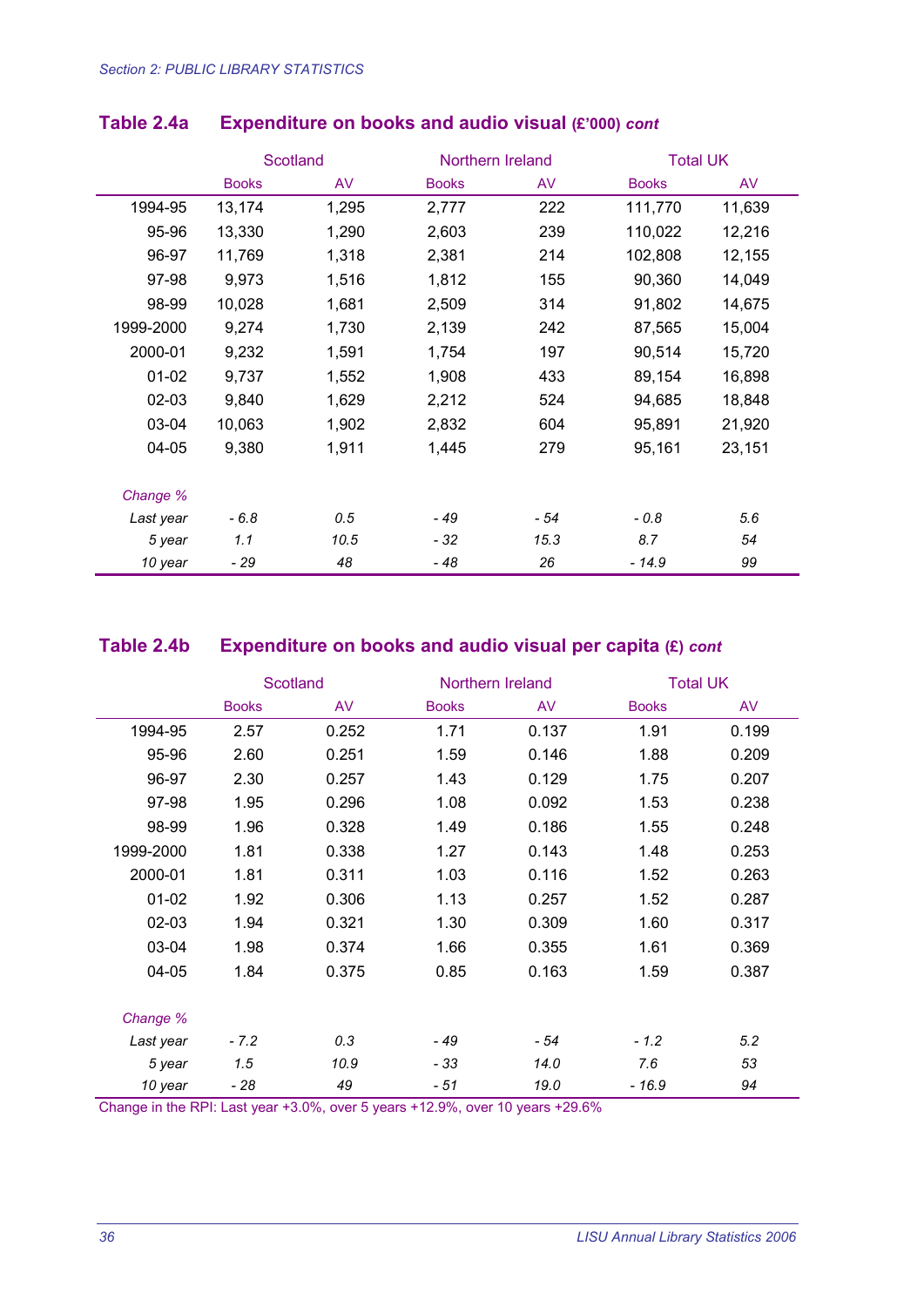## Table 2.4a Expenditure on books and audio visual (£'000) *cont*

| | Scotland | | Northern Ireland | | Total UK | |
|---|---|---|---|---|---|---|
| | Books | AV | Books | AV | Books | AV |
| 1994-95 | 13,174 | 1,295 | 2,777 | 222 | 111,770 | 11,639 |
| 95-96 | 13,330 | 1,290 | 2,603 | 239 | 110,022 | 12,216 |
| 96-97 | 11,769 | 1,318 | 2,381 | 214 | 102,808 | 12,155 |
| 97-98 | 9,973 | 1,516 | 1,812 | 155 | 90,360 | 14,049 |
| 98-99 | 10,028 | 1,681 | 2,509 | 314 | 91,802 | 14,675 |
| 1999-2000 | 9,274 | 1,730 | 2,139 | 242 | 87,565 | 15,004 |
| 2000-01 | 9,232 | 1,591 | 1,754 | 197 | 90,514 | 15,720 |
| 01-02 | 9,737 | 1,552 | 1,908 | 433 | 89,154 | 16,898 |
| 02-03 | 9,840 | 1,629 | 2,212 | 524 | 94,685 | 18,848 |
| 03-04 | 10,063 | 1,902 | 2,832 | 604 | 95,891 | 21,920 |
| 04-05 | 9,380 | 1,911 | 1,445 | 279 | 95,161 | 23,151 |
| *Change %* | | | | | | |
| *Last year* | *- 6.8* | *0.5* | *- 49* | *- 54* | *- 0.8* | *5.6* |
| *5 year* | *1.1* | *10.5* | *- 32* | *15.3* | *8.7* | *54* |
| *10 year* | *- 29* | *48* | *- 48* | *26* | *- 14.9* | *99* |

## Table 2.4b Expenditure on books and audio visual per capita (£) *cont*

| | Scotland | | Northern Ireland | | Total UK | |
|---|---|---|---|---|---|---|
| | Books | AV | Books | AV | Books | AV |
| 1994-95 | 2.57 | 0.252 | 1.71 | 0.137 | 1.91 | 0.199 |
| 95-96 | 2.60 | 0.251 | 1.59 | 0.146 | 1.88 | 0.209 |
| 96-97 | 2.30 | 0.257 | 1.43 | 0.129 | 1.75 | 0.207 |
| 97-98 | 1.95 | 0.296 | 1.08 | 0.092 | 1.53 | 0.238 |
| 98-99 | 1.96 | 0.328 | 1.49 | 0.186 | 1.55 | 0.248 |
| 1999-2000 | 1.81 | 0.338 | 1.27 | 0.143 | 1.48 | 0.253 |
| 2000-01 | 1.81 | 0.311 | 1.03 | 0.116 | 1.52 | 0.263 |
| 01-02 | 1.92 | 0.306 | 1.13 | 0.257 | 1.52 | 0.287 |
| 02-03 | 1.94 | 0.321 | 1.30 | 0.309 | 1.60 | 0.317 |
| 03-04 | 1.98 | 0.374 | 1.66 | 0.355 | 1.61 | 0.369 |
| 04-05 | 1.84 | 0.375 | 0.85 | 0.163 | 1.59 | 0.387 |
| *Change %* | | | | | | |
| *Last year* | *- 7.2* | *0.3* | *- 49* | *- 54* | *- 1.2* | *5.2* |
| *5 year* | *1.5* | *10.9* | *- 33* | *14.0* | *7.6* | *53* |
| *10 year* | *- 28* | *49* | *- 51* | *19.0* | *- 16.9* | *94* |

Change in the RPI: Last year +3.0%, over 5 years +12.9%, over 10 years +29.6%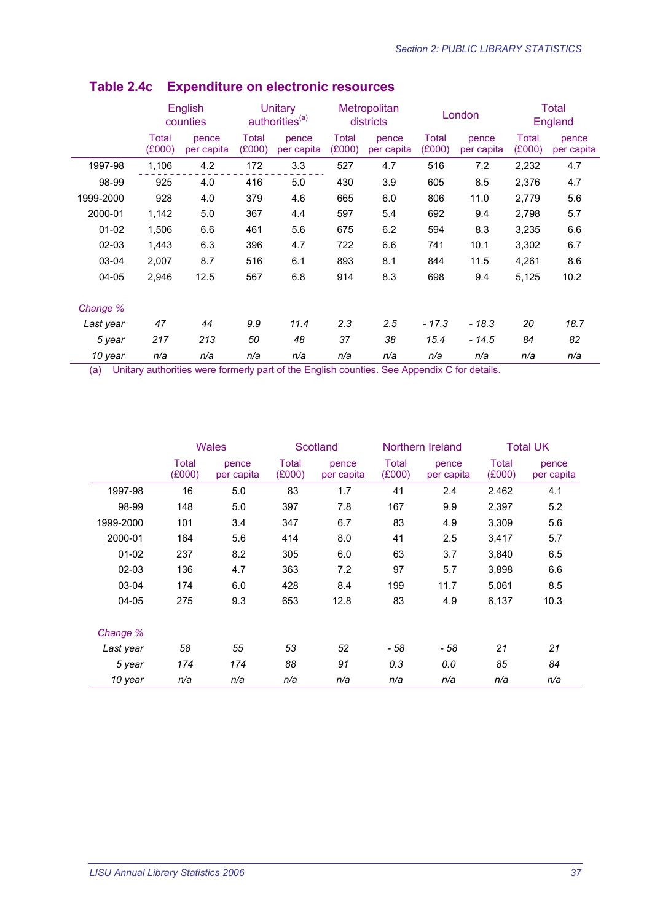## Table 2.4c Expenditure on electronic resources

| | English counties | | Unitary authorities[(a)] | | Metropolitan districts | | London | | Total England | |
|---|---|---|---|---|---|---|---|---|---|---|
| | Total (£000) | pence per capita | Total (£000) | pence per capita | Total (£000) | pence per capita | Total (£000) | pence per capita | Total (£000) | pence per capita |
| 1997-98 | 1,106 | 4.2 | 172 | 3.3 | 527 | 4.7 | 516 | 7.2 | 2,232 | 4.7 |
| 98-99 | 925 | 4.0 | 416 | 5.0 | 430 | 3.9 | 605 | 8.5 | 2,376 | 4.7 |
| 1999-2000 | 928 | 4.0 | 379 | 4.6 | 665 | 6.0 | 806 | 11.0 | 2,779 | 5.6 |
| 2000-01 | 1,142 | 5.0 | 367 | 4.4 | 597 | 5.4 | 692 | 9.4 | 2,798 | 5.7 |
| 01-02 | 1,506 | 6.6 | 461 | 5.6 | 675 | 6.2 | 594 | 8.3 | 3,235 | 6.6 |
| 02-03 | 1,443 | 6.3 | 396 | 4.7 | 722 | 6.6 | 741 | 10.1 | 3,302 | 6.7 |
| 03-04 | 2,007 | 8.7 | 516 | 6.1 | 893 | 8.1 | 844 | 11.5 | 4,261 | 8.6 |
| 04-05 | 2,946 | 12.5 | 567 | 6.8 | 914 | 8.3 | 698 | 9.4 | 5,125 | 10.2 |
| *Change %* | | | | | | | | | | |
| *Last year* | *47* | *44* | *9.9* | *11.4* | *2.3* | *2.5* | *- 17.3* | *- 18.3* | *20* | *18.7* |
| *5 year* | *217* | *213* | *50* | *48* | *37* | *38* | *15.4* | *- 14.5* | *84* | *82* |
| *10 year* | *n/a* | *n/a* | *n/a* | *n/a* | *n/a* | *n/a* | *n/a* | *n/a* | *n/a* | *n/a* |

(a) Unitary authorities were formerly part of the English counties. See Appendix C for details.

| | Wales | | Scotland | | Northern Ireland | | Total UK | |
|---|---|---|---|---|---|---|---|---|
| | Total (£000) | pence per capita | Total (£000) | pence per capita | Total (£000) | pence per capita | Total (£000) | pence per capita |
| 1997-98 | 16 | 5.0 | 83 | 1.7 | 41 | 2.4 | 2,462 | 4.1 |
| 98-99 | 148 | 5.0 | 397 | 7.8 | 167 | 9.9 | 2,397 | 5.2 |
| 1999-2000 | 101 | 3.4 | 347 | 6.7 | 83 | 4.9 | 3,309 | 5.6 |
| 2000-01 | 164 | 5.6 | 414 | 8.0 | 41 | 2.5 | 3,417 | 5.7 |
| 01-02 | 237 | 8.2 | 305 | 6.0 | 63 | 3.7 | 3,840 | 6.5 |
| 02-03 | 136 | 4.7 | 363 | 7.2 | 97 | 5.7 | 3,898 | 6.6 |
| 03-04 | 174 | 6.0 | 428 | 8.4 | 199 | 11.7 | 5,061 | 8.5 |
| 04-05 | 275 | 9.3 | 653 | 12.8 | 83 | 4.9 | 6,137 | 10.3 |
| *Change %* | | | | | | | | |
| *Last year* | *58* | *55* | *53* | *52* | *- 58* | *- 58* | *21* | *21* |
| *5 year* | *174* | *174* | *88* | *91* | *0.3* | *0.0* | *85* | *84* |
| *10 year* | *n/a* | *n/a* | *n/a* | *n/a* | *n/a* | *n/a* | *n/a* | *n/a* |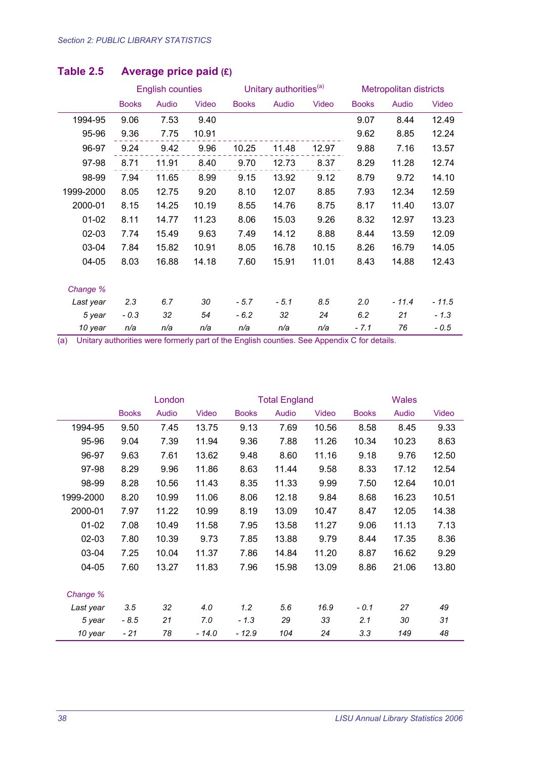## Table 2.5 Average price paid (£)

| | English counties | | | Unitary authorities[(a)] | | | Metropolitan districts | | |
|---|---|---|---|---|---|---|---|---|---|
| | Books | Audio | Video | Books | Audio | Video | Books | Audio | Video |
| 1994-95 | 9.06 | 7.53 | 9.40 | | | | 9.07 | 8.44 | 12.49 |
| 95-96 | 9.36 | 7.75 | 10.91 | | | | 9.62 | 8.85 | 12.24 |
| 96-97 | 9.24 | 9.42 | 9.96 | 10.25 | 11.48 | 12.97 | 9.88 | 7.16 | 13.57 |
| 97-98 | 8.71 | 11.91 | 8.40 | 9.70 | 12.73 | 8.37 | 8.29 | 11.28 | 12.74 |
| 98-99 | 7.94 | 11.65 | 8.99 | 9.15 | 13.92 | 9.12 | 8.79 | 9.72 | 14.10 |
| 1999-2000 | 8.05 | 12.75 | 9.20 | 8.10 | 12.07 | 8.85 | 7.93 | 12.34 | 12.59 |
| 2000-01 | 8.15 | 14.25 | 10.19 | 8.55 | 14.76 | 8.75 | 8.17 | 11.40 | 13.07 |
| 01-02 | 8.11 | 14.77 | 11.23 | 8.06 | 15.03 | 9.26 | 8.32 | 12.97 | 13.23 |
| 02-03 | 7.74 | 15.49 | 9.63 | 7.49 | 14.12 | 8.88 | 8.44 | 13.59 | 12.09 |
| 03-04 | 7.84 | 15.82 | 10.91 | 8.05 | 16.78 | 10.15 | 8.26 | 16.79 | 14.05 |
| 04-05 | 8.03 | 16.88 | 14.18 | 7.60 | 15.91 | 11.01 | 8.43 | 14.88 | 12.43 |
| *Change %* | | | | | | | | | |
| *Last year* | *2.3* | *6.7* | *30* | *- 5.7* | *- 5.1* | *8.5* | *2.0* | *- 11.4* | *- 11.5* |
| *5 year* | *- 0.3* | *32* | *54* | *- 6.2* | *32* | *24* | *6.2* | *21* | *- 1.3* |
| *10 year* | *n/a* | *n/a* | *n/a* | *n/a* | *n/a* | *n/a* | *- 7.1* | *76* | *- 0.5* |

(a) Unitary authorities were formerly part of the English counties. See Appendix C for details.

| | London | | | Total England | | | Wales | | |
|---|---|---|---|---|---|---|---|---|---|
| | Books | Audio | Video | Books | Audio | Video | Books | Audio | Video |
| 1994-95 | 9.50 | 7.45 | 13.75 | 9.13 | 7.69 | 10.56 | 8.58 | 8.45 | 9.33 |
| 95-96 | 9.04 | 7.39 | 11.94 | 9.36 | 7.88 | 11.26 | 10.34 | 10.23 | 8.63 |
| 96-97 | 9.63 | 7.61 | 13.62 | 9.48 | 8.60 | 11.16 | 9.18 | 9.76 | 12.50 |
| 97-98 | 8.29 | 9.96 | 11.86 | 8.63 | 11.44 | 9.58 | 8.33 | 17.12 | 12.54 |
| 98-99 | 8.28 | 10.56 | 11.43 | 8.35 | 11.33 | 9.99 | 7.50 | 12.64 | 10.01 |
| 1999-2000 | 8.20 | 10.99 | 11.06 | 8.06 | 12.18 | 9.84 | 8.68 | 16.23 | 10.51 |
| 2000-01 | 7.97 | 11.22 | 10.99 | 8.19 | 13.09 | 10.47 | 8.47 | 12.05 | 14.38 |
| 01-02 | 7.08 | 10.49 | 11.58 | 7.95 | 13.58 | 11.27 | 9.06 | 11.13 | 7.13 |
| 02-03 | 7.80 | 10.39 | 9.73 | 7.85 | 13.88 | 9.79 | 8.44 | 17.35 | 8.36 |
| 03-04 | 7.25 | 10.04 | 11.37 | 7.86 | 14.84 | 11.20 | 8.87 | 16.62 | 9.29 |
| 04-05 | 7.60 | 13.27 | 11.83 | 7.96 | 15.98 | 13.09 | 8.86 | 21.06 | 13.80 |
| *Change %* | | | | | | | | | |
| *Last year* | *3.5* | *32* | *4.0* | *1.2* | *5.6* | *16.9* | *- 0.1* | *27* | *49* |
| *5 year* | *- 8.5* | *21* | *7.0* | *- 1.3* | *29* | *33* | *2.1* | *30* | *31* |
| *10 year* | *- 21* | *78* | *- 14.0* | *- 12.9* | *104* | *24* | *3.3* | *149* | *48* |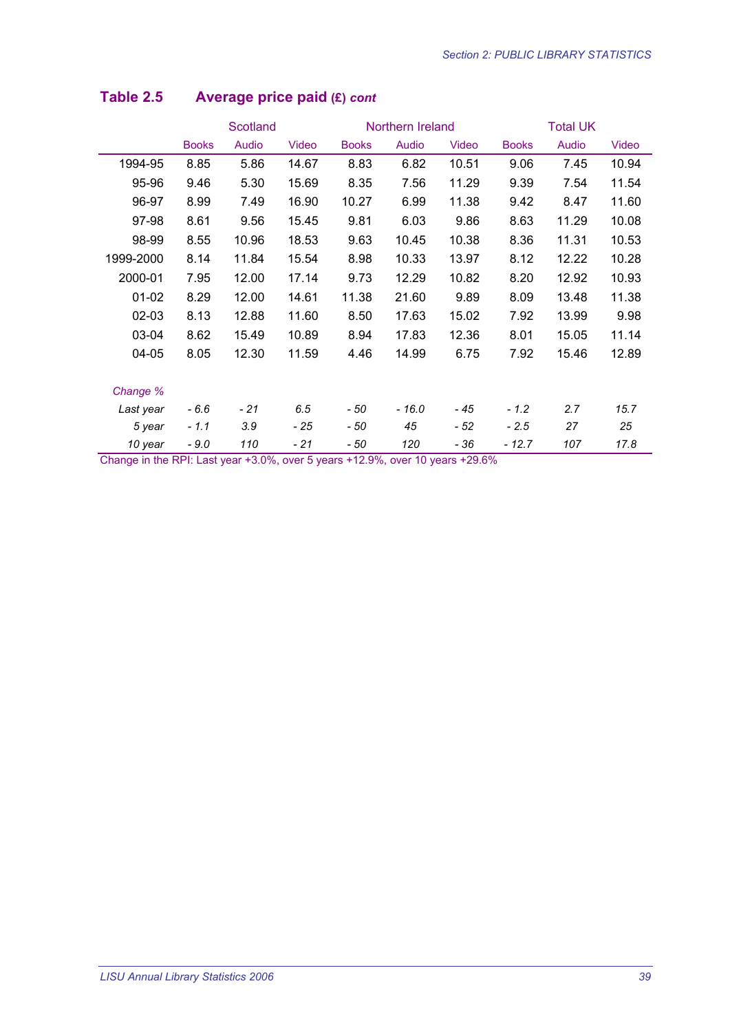## Table 2.5 Average price paid (£) *cont*

| | Scotland | | | Northern Ireland | | | Total UK | | |
|---|---|---|---|---|---|---|---|---|---|
| | Books | Audio | Video | Books | Audio | Video | Books | Audio | Video |
| 1994-95 | 8.85 | 5.86 | 14.67 | 8.83 | 6.82 | 10.51 | 9.06 | 7.45 | 10.94 |
| 95-96 | 9.46 | 5.30 | 15.69 | 8.35 | 7.56 | 11.29 | 9.39 | 7.54 | 11.54 |
| 96-97 | 8.99 | 7.49 | 16.90 | 10.27 | 6.99 | 11.38 | 9.42 | 8.47 | 11.60 |
| 97-98 | 8.61 | 9.56 | 15.45 | 9.81 | 6.03 | 9.86 | 8.63 | 11.29 | 10.08 |
| 98-99 | 8.55 | 10.96 | 18.53 | 9.63 | 10.45 | 10.38 | 8.36 | 11.31 | 10.53 |
| 1999-2000 | 8.14 | 11.84 | 15.54 | 8.98 | 10.33 | 13.97 | 8.12 | 12.22 | 10.28 |
| 2000-01 | 7.95 | 12.00 | 17.14 | 9.73 | 12.29 | 10.82 | 8.20 | 12.92 | 10.93 |
| 01-02 | 8.29 | 12.00 | 14.61 | 11.38 | 21.60 | 9.89 | 8.09 | 13.48 | 11.38 |
| 02-03 | 8.13 | 12.88 | 11.60 | 8.50 | 17.63 | 15.02 | 7.92 | 13.99 | 9.98 |
| 03-04 | 8.62 | 15.49 | 10.89 | 8.94 | 17.83 | 12.36 | 8.01 | 15.05 | 11.14 |
| 04-05 | 8.05 | 12.30 | 11.59 | 4.46 | 14.99 | 6.75 | 7.92 | 15.46 | 12.89 |
| *Change %* | | | | | | | | | |
| *Last year* | *- 6.6* | *- 21* | *6.5* | *- 50* | *- 16.0* | *- 45* | *- 1.2* | *2.7* | *15.7* |
| *5 year* | *- 1.1* | *3.9* | *- 25* | *- 50* | *45* | *- 52* | *- 2.5* | *27* | *25* |
| *10 year* | *- 9.0* | *110* | *- 21* | *- 50* | *120* | *- 36* | *- 12.7* | *107* | *17.8* |

Change in the RPI: Last year +3.0%, over 5 years +12.9%, over 10 years +29.6%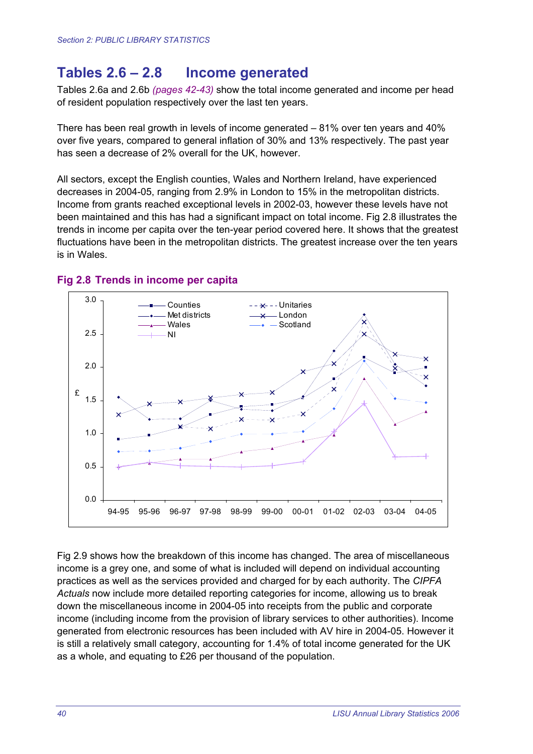## Tables 2.6 – 2.8 Income generated

Tables 2.6a and 2.6b *(pages 42-43)* show the total income generated and income per head of resident population respectively over the last ten years.

There has been real growth in levels of income generated – 81% over ten years and 40% over five years, compared to general inflation of 30% and 13% respectively. The past year has seen a decrease of 2% overall for the UK, however.

All sectors, except the English counties, Wales and Northern Ireland, have experienced decreases in 2004-05, ranging from 2.9% in London to 15% in the metropolitan districts. Income from grants reached exceptional levels in 2002-03, however these levels have not been maintained and this has had a significant impact on total income. Fig 2.8 illustrates the trends in income per capita over the ten-year period covered here. It shows that the greatest fluctuations have been in the metropolitan districts. The greatest increase over the ten years is in Wales.

### Fig 2.8 Trends in income per capita

Fig 2.9 shows how the breakdown of this income has changed. The area of miscellaneous income is a grey one, and some of what is included will depend on individual accounting practices as well as the services provided and charged for by each authority. The *CIPFA Actuals* now include more detailed reporting categories for income, allowing us to break down the miscellaneous income in 2004-05 into receipts from the public and corporate income (including income from the provision of library services to other authorities). Income generated from electronic resources has been included with AV hire in 2004-05. However it is still a relatively small category, accounting for 1.4% of total income generated for the UK as a whole, and equating to £26 per thousand of the population.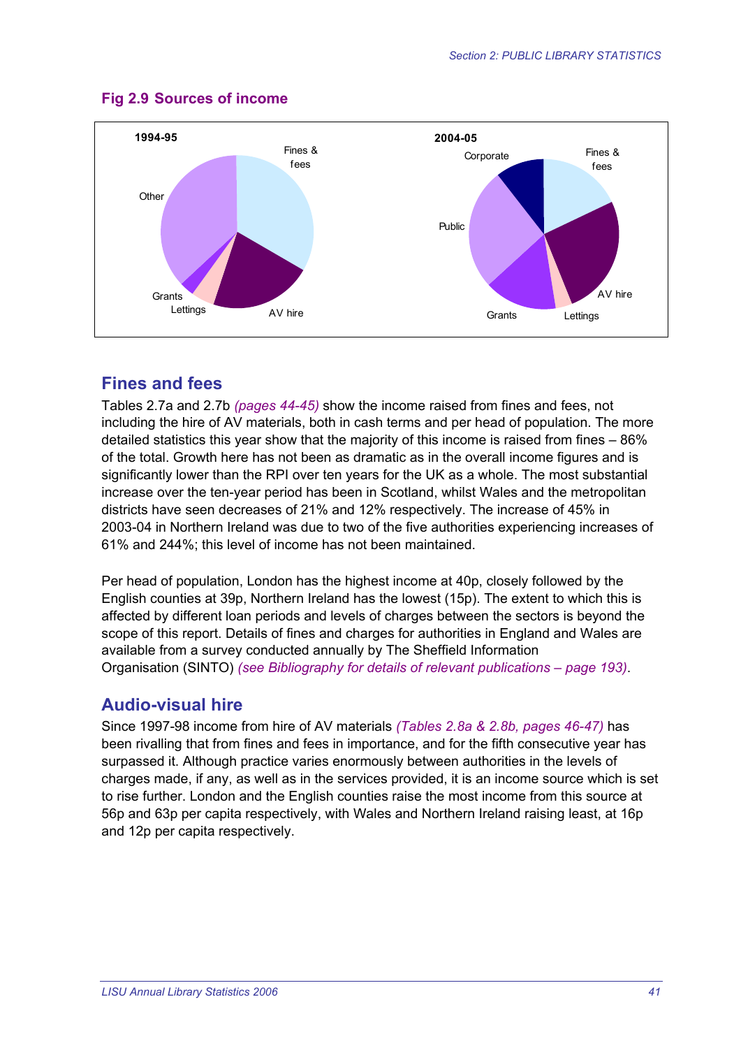## Fig 2.9 Sources of income

1994-95

Fines & fees

Other

Grants

Lettings

AV hire

2004-05

Corporate

Fines & fees

Public

AV hire

Grants

Lettings

## Fines and fees

Tables 2.7a and 2.7b *(pages 44-45)* show the income raised from fines and fees, not including the hire of AV materials, both in cash terms and per head of population. The more detailed statistics this year show that the majority of this income is raised from fines – 86% of the total. Growth here has not been as dramatic as in the overall income figures and is significantly lower than the RPI over ten years for the UK as a whole. The most substantial increase over the ten-year period has been in Scotland, whilst Wales and the metropolitan districts have seen decreases of 21% and 12% respectively. The increase of 45% in 2003-04 in Northern Ireland was due to two of the five authorities experiencing increases of 61% and 244%; this level of income has not been maintained.

Per head of population, London has the highest income at 40p, closely followed by the English counties at 39p, Northern Ireland has the lowest (15p). The extent to which this is affected by different loan periods and levels of charges between the sectors is beyond the scope of this report. Details of fines and charges for authorities in England and Wales are available from a survey conducted annually by The Sheffield Information Organisation (SINTO) *(see Bibliography for details of relevant publications – page 193)*.

## Audio-visual hire

Since 1997-98 income from hire of AV materials *(Tables 2.8a & 2.8b, pages 46-47)* has been rivalling that from fines and fees in importance, and for the fifth consecutive year has surpassed it. Although practice varies enormously between authorities in the levels of charges made, if any, as well as in the services provided, it is an income source which is set to rise further. London and the English counties raise the most income from this source at 56p and 63p per capita respectively, with Wales and Northern Ireland raising least, at 16p and 12p per capita respectively.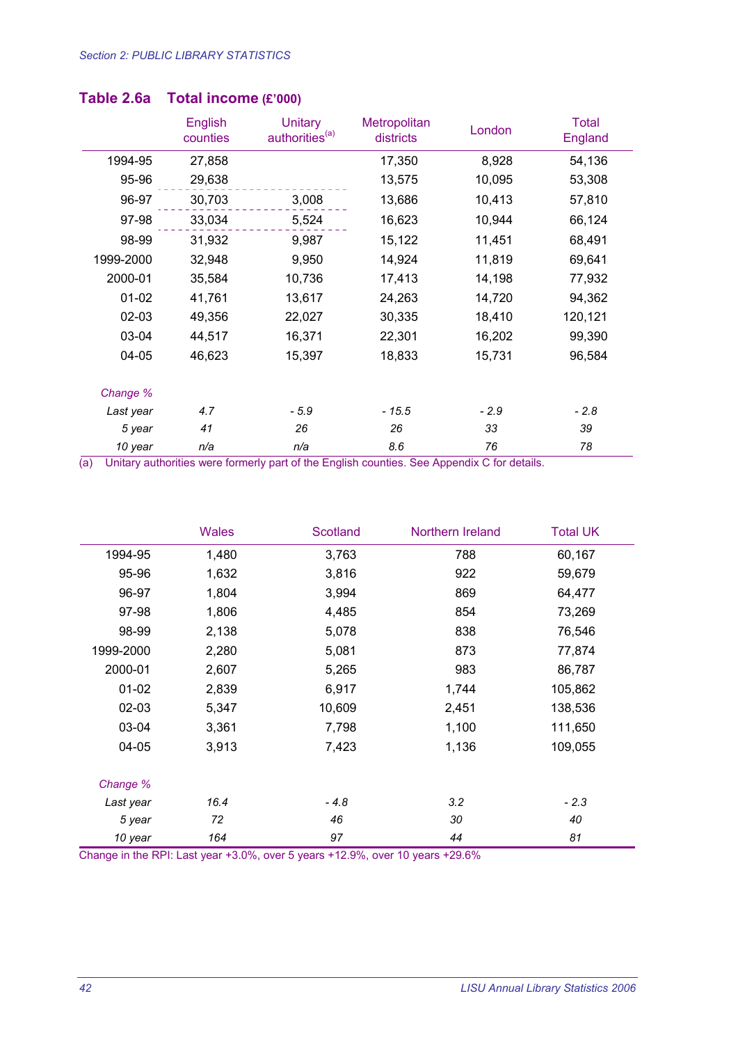## Table 2.6a Total income (£'000)

| | English counties | Unitary authorities[(a)] | Metropolitan districts | London | Total England |
|---|---|---|---|---|---|
| 1994-95 | 27,858 | | 17,350 | 8,928 | 54,136 |
| 95-96 | 29,638 | | 13,575 | 10,095 | 53,308 |
| 96-97 | 30,703 | 3,008 | 13,686 | 10,413 | 57,810 |
| 97-98 | 33,034 | 5,524 | 16,623 | 10,944 | 66,124 |
| 98-99 | 31,932 | 9,987 | 15,122 | 11,451 | 68,491 |
| 1999-2000 | 32,948 | 9,950 | 14,924 | 11,819 | 69,641 |
| 2000-01 | 35,584 | 10,736 | 17,413 | 14,198 | 77,932 |
| 01-02 | 41,761 | 13,617 | 24,263 | 14,720 | 94,362 |
| 02-03 | 49,356 | 22,027 | 30,335 | 18,410 | 120,121 |
| 03-04 | 44,517 | 16,371 | 22,301 | 16,202 | 99,390 |
| 04-05 | 46,623 | 15,397 | 18,833 | 15,731 | 96,584 |
| *Change %* | | | | | |
| *Last year* | *4.7* | *- 5.9* | *- 15.5* | *- 2.9* | *- 2.8* |
| *5 year* | *41* | *26* | *26* | *33* | *39* |
| *10 year* | *n/a* | *n/a* | *8.6* | *76* | *78* |

(a) Unitary authorities were formerly part of the English counties. See Appendix C for details.

| | Wales | Scotland | Northern Ireland | Total UK |
|---|---|---|---|---|
| 1994-95 | 1,480 | 3,763 | 788 | 60,167 |
| 95-96 | 1,632 | 3,816 | 922 | 59,679 |
| 96-97 | 1,804 | 3,994 | 869 | 64,477 |
| 97-98 | 1,806 | 4,485 | 854 | 73,269 |
| 98-99 | 2,138 | 5,078 | 838 | 76,546 |
| 1999-2000 | 2,280 | 5,081 | 873 | 77,874 |
| 2000-01 | 2,607 | 5,265 | 983 | 86,787 |
| 01-02 | 2,839 | 6,917 | 1,744 | 105,862 |
| 02-03 | 5,347 | 10,609 | 2,451 | 138,536 |
| 03-04 | 3,361 | 7,798 | 1,100 | 111,650 |
| 04-05 | 3,913 | 7,423 | 1,136 | 109,055 |
| *Change %* | | | | |
| *Last year* | *16.4* | *- 4.8* | *3.2* | *- 2.3* |
| *5 year* | *72* | *46* | *30* | *40* |
| *10 year* | *164* | *97* | *44* | *81* |

Change in the RPI: Last year +3.0%, over 5 years +12.9%, over 10 years +29.6%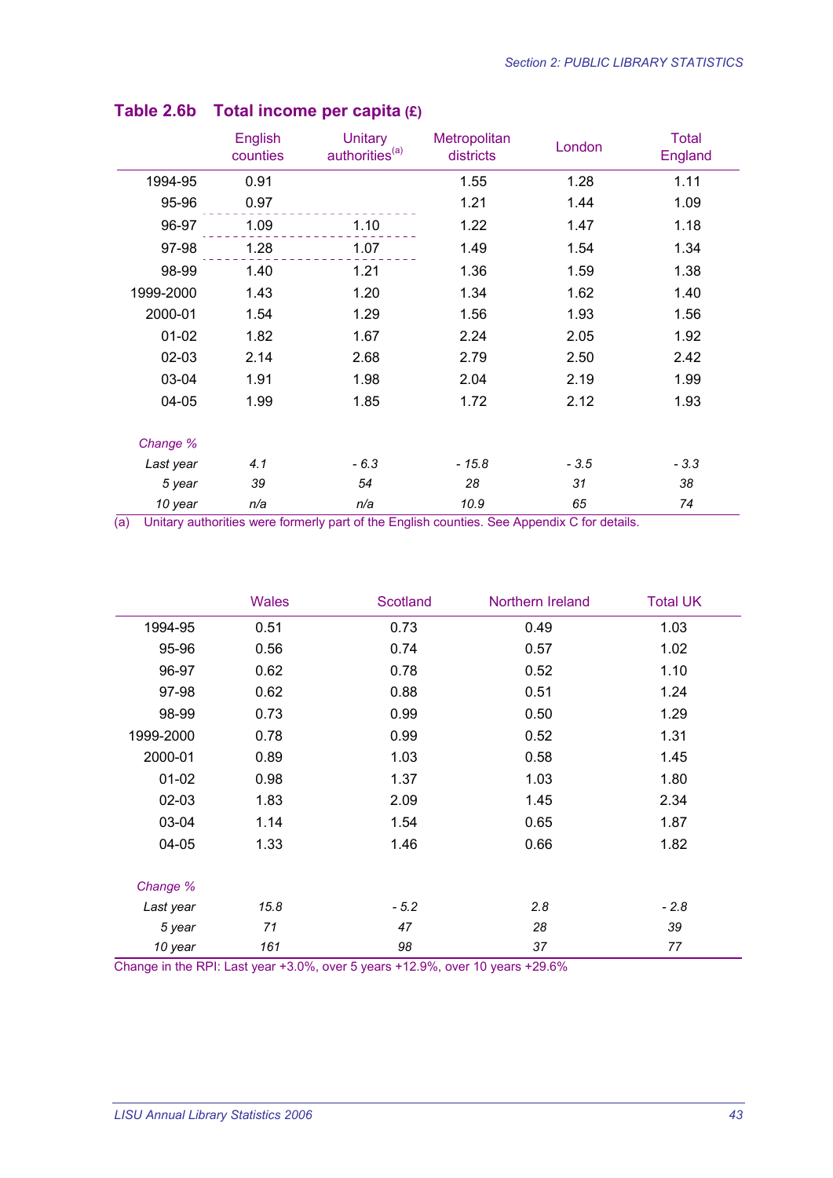## Table 2.6b Total income per capita (£)

| | English counties | Unitary authorities[a] | Metropolitan districts | London | Total England |
|---|---|---|---|---|---|
| 1994-95 | 0.91 | | 1.55 | 1.28 | 1.11 |
| 95-96 | 0.97 | | 1.21 | 1.44 | 1.09 |
| 96-97 | 1.09 | 1.10 | 1.22 | 1.47 | 1.18 |
| 97-98 | 1.28 | 1.07 | 1.49 | 1.54 | 1.34 |
| 98-99 | 1.40 | 1.21 | 1.36 | 1.59 | 1.38 |
| 1999-2000 | 1.43 | 1.20 | 1.34 | 1.62 | 1.40 |
| 2000-01 | 1.54 | 1.29 | 1.56 | 1.93 | 1.56 |
| 01-02 | 1.82 | 1.67 | 2.24 | 2.05 | 1.92 |
| 02-03 | 2.14 | 2.68 | 2.79 | 2.50 | 2.42 |
| 03-04 | 1.91 | 1.98 | 2.04 | 2.19 | 1.99 |
| 04-05 | 1.99 | 1.85 | 1.72 | 2.12 | 1.93 |
| *Change %* | | | | | |
| *Last year* | *4.1* | *- 6.3* | *- 15.8* | *- 3.5* | *- 3.3* |
| *5 year* | *39* | *54* | *28* | *31* | *38* |
| *10 year* | *n/a* | *n/a* | *10.9* | *65* | *74* |

(a) Unitary authorities were formerly part of the English counties. See Appendix C for details.

| | Wales | Scotland | Northern Ireland | Total UK |
|---|---|---|---|---|
| 1994-95 | 0.51 | 0.73 | 0.49 | 1.03 |
| 95-96 | 0.56 | 0.74 | 0.57 | 1.02 |
| 96-97 | 0.62 | 0.78 | 0.52 | 1.10 |
| 97-98 | 0.62 | 0.88 | 0.51 | 1.24 |
| 98-99 | 0.73 | 0.99 | 0.50 | 1.29 |
| 1999-2000 | 0.78 | 0.99 | 0.52 | 1.31 |
| 2000-01 | 0.89 | 1.03 | 0.58 | 1.45 |
| 01-02 | 0.98 | 1.37 | 1.03 | 1.80 |
| 02-03 | 1.83 | 2.09 | 1.45 | 2.34 |
| 03-04 | 1.14 | 1.54 | 0.65 | 1.87 |
| 04-05 | 1.33 | 1.46 | 0.66 | 1.82 |
| *Change %* | | | | |
| *Last year* | *15.8* | *- 5.2* | *2.8* | *- 2.8* |
| *5 year* | *71* | *47* | *28* | *39* |
| *10 year* | *161* | *98* | *37* | *77* |

Change in the RPI: Last year +3.0%, over 5 years +12.9%, over 10 years +29.6%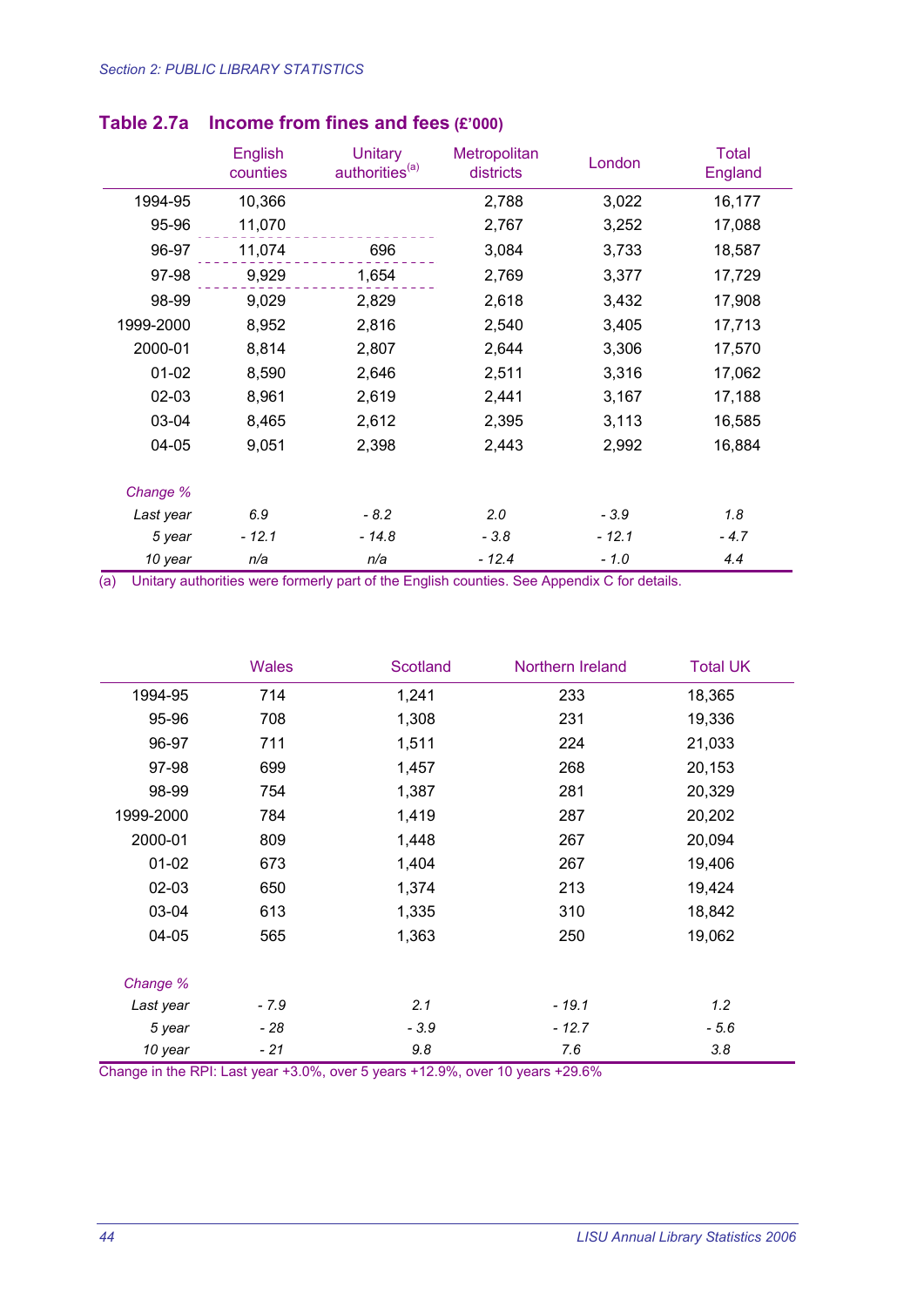## Table 2.7a Income from fines and fees (£'000)

| | English counties | Unitary authorities[a] | Metropolitan districts | London | Total England |
|---|---|---|---|---|---|
| 1994-95 | 10,366 | | 2,788 | 3,022 | 16,177 |
| 95-96 | 11,070 | | 2,767 | 3,252 | 17,088 |
| 96-97 | 11,074 | 696 | 3,084 | 3,733 | 18,587 |
| 97-98 | 9,929 | 1,654 | 2,769 | 3,377 | 17,729 |
| 98-99 | 9,029 | 2,829 | 2,618 | 3,432 | 17,908 |
| 1999-2000 | 8,952 | 2,816 | 2,540 | 3,405 | 17,713 |
| 2000-01 | 8,814 | 2,807 | 2,644 | 3,306 | 17,570 |
| 01-02 | 8,590 | 2,646 | 2,511 | 3,316 | 17,062 |
| 02-03 | 8,961 | 2,619 | 2,441 | 3,167 | 17,188 |
| 03-04 | 8,465 | 2,612 | 2,395 | 3,113 | 16,585 |
| 04-05 | 9,051 | 2,398 | 2,443 | 2,992 | 16,884 |
| *Change %* | | | | | |
| *Last year* | *6.9* | *- 8.2* | *2.0* | *- 3.9* | *1.8* |
| *5 year* | *- 12.1* | *- 14.8* | *- 3.8* | *- 12.1* | *- 4.7* |
| *10 year* | *n/a* | *n/a* | *- 12.4* | *- 1.0* | *4.4* |

(a) Unitary authorities were formerly part of the English counties. See Appendix C for details.

| | Wales | Scotland | Northern Ireland | Total UK |
|---|---|---|---|---|
| 1994-95 | 714 | 1,241 | 233 | 18,365 |
| 95-96 | 708 | 1,308 | 231 | 19,336 |
| 96-97 | 711 | 1,511 | 224 | 21,033 |
| 97-98 | 699 | 1,457 | 268 | 20,153 |
| 98-99 | 754 | 1,387 | 281 | 20,329 |
| 1999-2000 | 784 | 1,419 | 287 | 20,202 |
| 2000-01 | 809 | 1,448 | 267 | 20,094 |
| 01-02 | 673 | 1,404 | 267 | 19,406 |
| 02-03 | 650 | 1,374 | 213 | 19,424 |
| 03-04 | 613 | 1,335 | 310 | 18,842 |
| 04-05 | 565 | 1,363 | 250 | 19,062 |
| *Change %* | | | | |
| *Last year* | *- 7.9* | *2.1* | *- 19.1* | *1.2* |
| *5 year* | *- 28* | *- 3.9* | *- 12.7* | *- 5.6* |
| *10 year* | *- 21* | *9.8* | *7.6* | *3.8* |

Change in the RPI: Last year +3.0%, over 5 years +12.9%, over 10 years +29.6%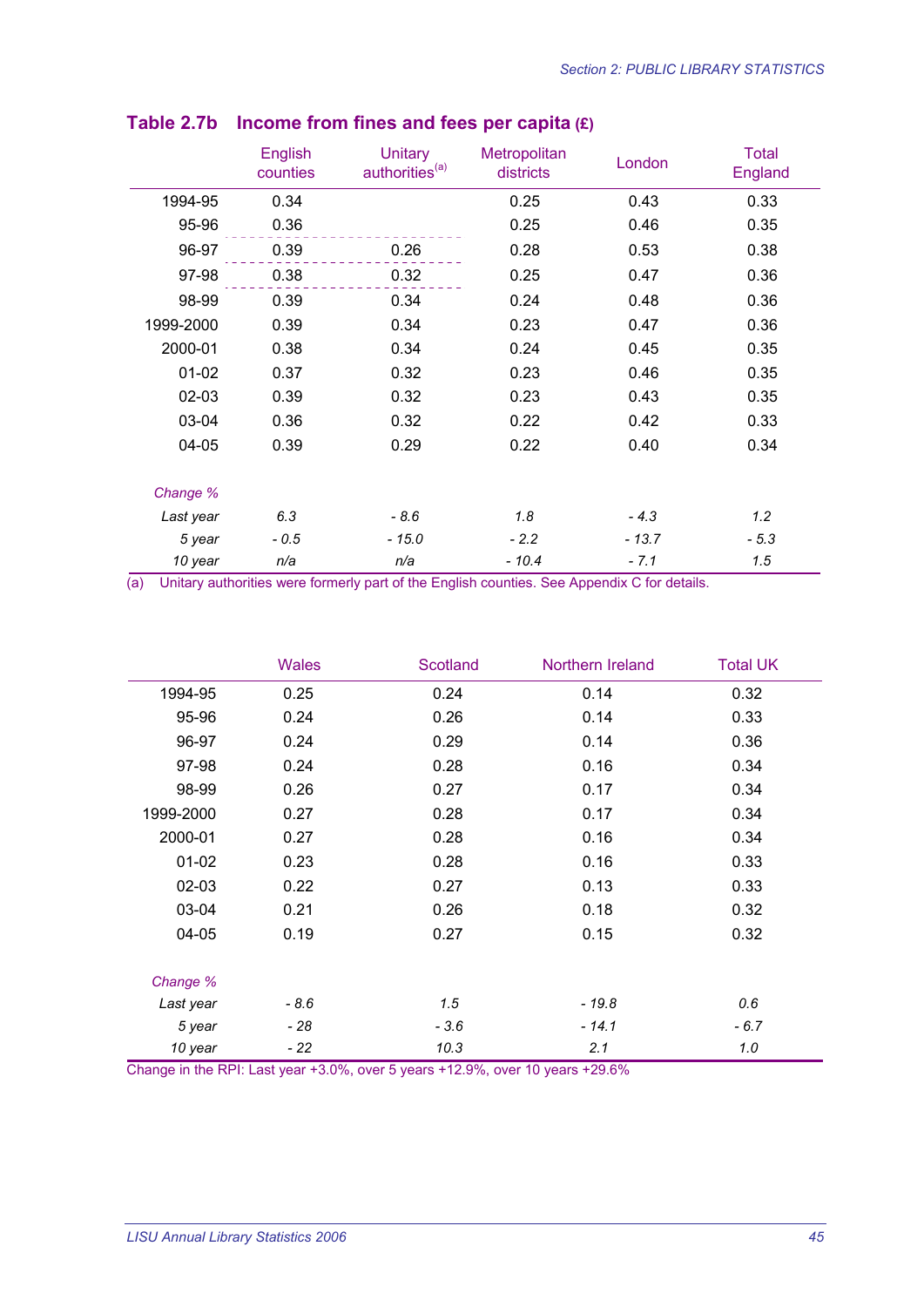## Table 2.7b Income from fines and fees per capita (£)

| | English counties | Unitary authorities[a] | Metropolitan districts | London | Total England |
|---|---|---|---|---|---|
| 1994-95 | 0.34 | | 0.25 | 0.43 | 0.33 |
| 95-96 | 0.36 | | 0.25 | 0.46 | 0.35 |
| 96-97 | 0.39 | 0.26 | 0.28 | 0.53 | 0.38 |
| 97-98 | 0.38 | 0.32 | 0.25 | 0.47 | 0.36 |
| 98-99 | 0.39 | 0.34 | 0.24 | 0.48 | 0.36 |
| 1999-2000 | 0.39 | 0.34 | 0.23 | 0.47 | 0.36 |
| 2000-01 | 0.38 | 0.34 | 0.24 | 0.45 | 0.35 |
| 01-02 | 0.37 | 0.32 | 0.23 | 0.46 | 0.35 |
| 02-03 | 0.39 | 0.32 | 0.23 | 0.43 | 0.35 |
| 03-04 | 0.36 | 0.32 | 0.22 | 0.42 | 0.33 |
| 04-05 | 0.39 | 0.29 | 0.22 | 0.40 | 0.34 |
| *Change %* | | | | | |
| *Last year* | *6.3* | *- 8.6* | *1.8* | *- 4.3* | *1.2* |
| *5 year* | *- 0.5* | *- 15.0* | *- 2.2* | *- 13.7* | *- 5.3* |
| *10 year* | *n/a* | *n/a* | *- 10.4* | *- 7.1* | *1.5* |

(a) Unitary authorities were formerly part of the English counties. See Appendix C for details.

| | Wales | Scotland | Northern Ireland | Total UK |
|---|---|---|---|---|
| 1994-95 | 0.25 | 0.24 | 0.14 | 0.32 |
| 95-96 | 0.24 | 0.26 | 0.14 | 0.33 |
| 96-97 | 0.24 | 0.29 | 0.14 | 0.36 |
| 97-98 | 0.24 | 0.28 | 0.16 | 0.34 |
| 98-99 | 0.26 | 0.27 | 0.17 | 0.34 |
| 1999-2000 | 0.27 | 0.28 | 0.17 | 0.34 |
| 2000-01 | 0.27 | 0.28 | 0.16 | 0.34 |
| 01-02 | 0.23 | 0.28 | 0.16 | 0.33 |
| 02-03 | 0.22 | 0.27 | 0.13 | 0.33 |
| 03-04 | 0.21 | 0.26 | 0.18 | 0.32 |
| 04-05 | 0.19 | 0.27 | 0.15 | 0.32 |
| *Change %* | | | | |
| *Last year* | *- 8.6* | *1.5* | *- 19.8* | *0.6* |
| *5 year* | *- 28* | *- 3.6* | *- 14.1* | *- 6.7* |
| *10 year* | *- 22* | *10.3* | *2.1* | *1.0* |

Change in the RPI: Last year +3.0%, over 5 years +12.9%, over 10 years +29.6%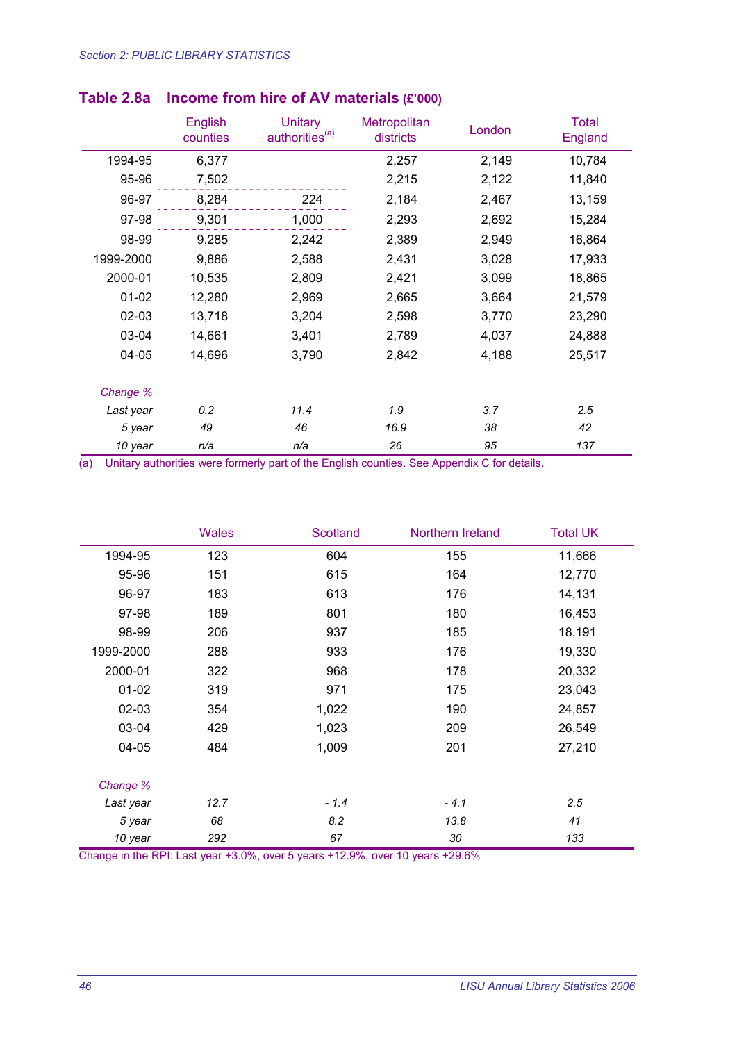Section 2: PUBLIC LIBRARY STATISTICS

## Table 2.8a Income from hire of AV materials (£'000)

| | English counties | Unitary authorities(a) | Metropolitan districts | London | Total England |
|---|---|---|---|---|---|
| 1994-95 | 6,377 | | 2,257 | 2,149 | 10,784 |
| 95-96 | 7,502 | | 2,215 | 2,122 | 11,840 |
| 96-97 | 8,284 | 224 | 2,184 | 2,467 | 13,159 |
| 97-98 | 9,301 | 1,000 | 2,293 | 2,692 | 15,284 |
| 98-99 | 9,285 | 2,242 | 2,389 | 2,949 | 16,864 |
| 1999-2000 | 9,886 | 2,588 | 2,431 | 3,028 | 17,933 |
| 2000-01 | 10,535 | 2,809 | 2,421 | 3,099 | 18,865 |
| 01-02 | 12,280 | 2,969 | 2,665 | 3,664 | 21,579 |
| 02-03 | 13,718 | 3,204 | 2,598 | 3,770 | 23,290 |
| 03-04 | 14,661 | 3,401 | 2,789 | 4,037 | 24,888 |
| 04-05 | 14,696 | 3,790 | 2,842 | 4,188 | 25,517 |
| *Change %* | | | | | |
| *Last year* | *0.2* | *11.4* | *1.9* | *3.7* | *2.5* |
| *5 year* | *49* | *46* | *16.9* | *38* | *42* |
| *10 year* | *n/a* | *n/a* | *26* | *95* | *137* |

(a) Unitary authorities were formerly part of the English counties. See Appendix C for details.

| | Wales | Scotland | Northern Ireland | Total UK |
|---|---|---|---|---|
| 1994-95 | 123 | 604 | 155 | 11,666 |
| 95-96 | 151 | 615 | 164 | 12,770 |
| 96-97 | 183 | 613 | 176 | 14,131 |
| 97-98 | 189 | 801 | 180 | 16,453 |
| 98-99 | 206 | 937 | 185 | 18,191 |
| 1999-2000 | 288 | 933 | 176 | 19,330 |
| 2000-01 | 322 | 968 | 178 | 20,332 |
| 01-02 | 319 | 971 | 175 | 23,043 |
| 02-03 | 354 | 1,022 | 190 | 24,857 |
| 03-04 | 429 | 1,023 | 209 | 26,549 |
| 04-05 | 484 | 1,009 | 201 | 27,210 |
| *Change %* | | | | |
| *Last year* | *12.7* | *- 1.4* | *- 4.1* | *2.5* |
| *5 year* | *68* | *8.2* | *13.8* | *41* |
| *10 year* | *292* | *67* | *30* | *133* |

Change in the RPI: Last year +3.0%, over 5 years +12.9%, over 10 years +29.6%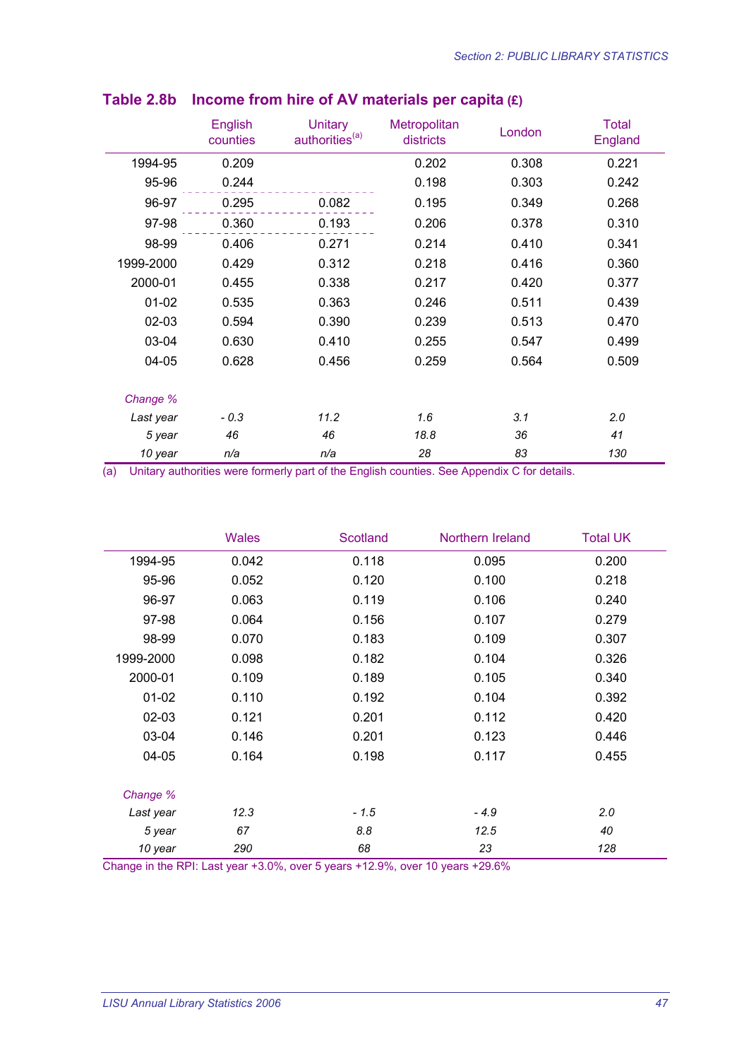## Table 2.8b Income from hire of AV materials per capita (£)

| | English counties | Unitary authorities(a) | Metropolitan districts | London | Total England |
|---|---|---|---|---|---|
| 1994-95 | 0.209 | | 0.202 | 0.308 | 0.221 |
| 95-96 | 0.244 | | 0.198 | 0.303 | 0.242 |
| 96-97 | 0.295 | 0.082 | 0.195 | 0.349 | 0.268 |
| 97-98 | 0.360 | 0.193 | 0.206 | 0.378 | 0.310 |
| 98-99 | 0.406 | 0.271 | 0.214 | 0.410 | 0.341 |
| 1999-2000 | 0.429 | 0.312 | 0.218 | 0.416 | 0.360 |
| 2000-01 | 0.455 | 0.338 | 0.217 | 0.420 | 0.377 |
| 01-02 | 0.535 | 0.363 | 0.246 | 0.511 | 0.439 |
| 02-03 | 0.594 | 0.390 | 0.239 | 0.513 | 0.470 |
| 03-04 | 0.630 | 0.410 | 0.255 | 0.547 | 0.499 |
| 04-05 | 0.628 | 0.456 | 0.259 | 0.564 | 0.509 |
| *Change %* | | | | | |
| *Last year* | *- 0.3* | *11.2* | *1.6* | *3.1* | *2.0* |
| *5 year* | *46* | *46* | *18.8* | *36* | *41* |
| *10 year* | *n/a* | *n/a* | *28* | *83* | *130* |

(a) Unitary authorities were formerly part of the English counties. See Appendix C for details.

| | Wales | Scotland | Northern Ireland | Total UK |
|---|---|---|---|---|
| 1994-95 | 0.042 | 0.118 | 0.095 | 0.200 |
| 95-96 | 0.052 | 0.120 | 0.100 | 0.218 |
| 96-97 | 0.063 | 0.119 | 0.106 | 0.240 |
| 97-98 | 0.064 | 0.156 | 0.107 | 0.279 |
| 98-99 | 0.070 | 0.183 | 0.109 | 0.307 |
| 1999-2000 | 0.098 | 0.182 | 0.104 | 0.326 |
| 2000-01 | 0.109 | 0.189 | 0.105 | 0.340 |
| 01-02 | 0.110 | 0.192 | 0.104 | 0.392 |
| 02-03 | 0.121 | 0.201 | 0.112 | 0.420 |
| 03-04 | 0.146 | 0.201 | 0.123 | 0.446 |
| 04-05 | 0.164 | 0.198 | 0.117 | 0.455 |
| *Change %* | | | | |
| *Last year* | *12.3* | *- 1.5* | *- 4.9* | *2.0* |
| *5 year* | *67* | *8.8* | *12.5* | *40* |
| *10 year* | *290* | *68* | *23* | *128* |

Change in the RPI: Last year +3.0%, over 5 years +12.9%, over 10 years +29.6%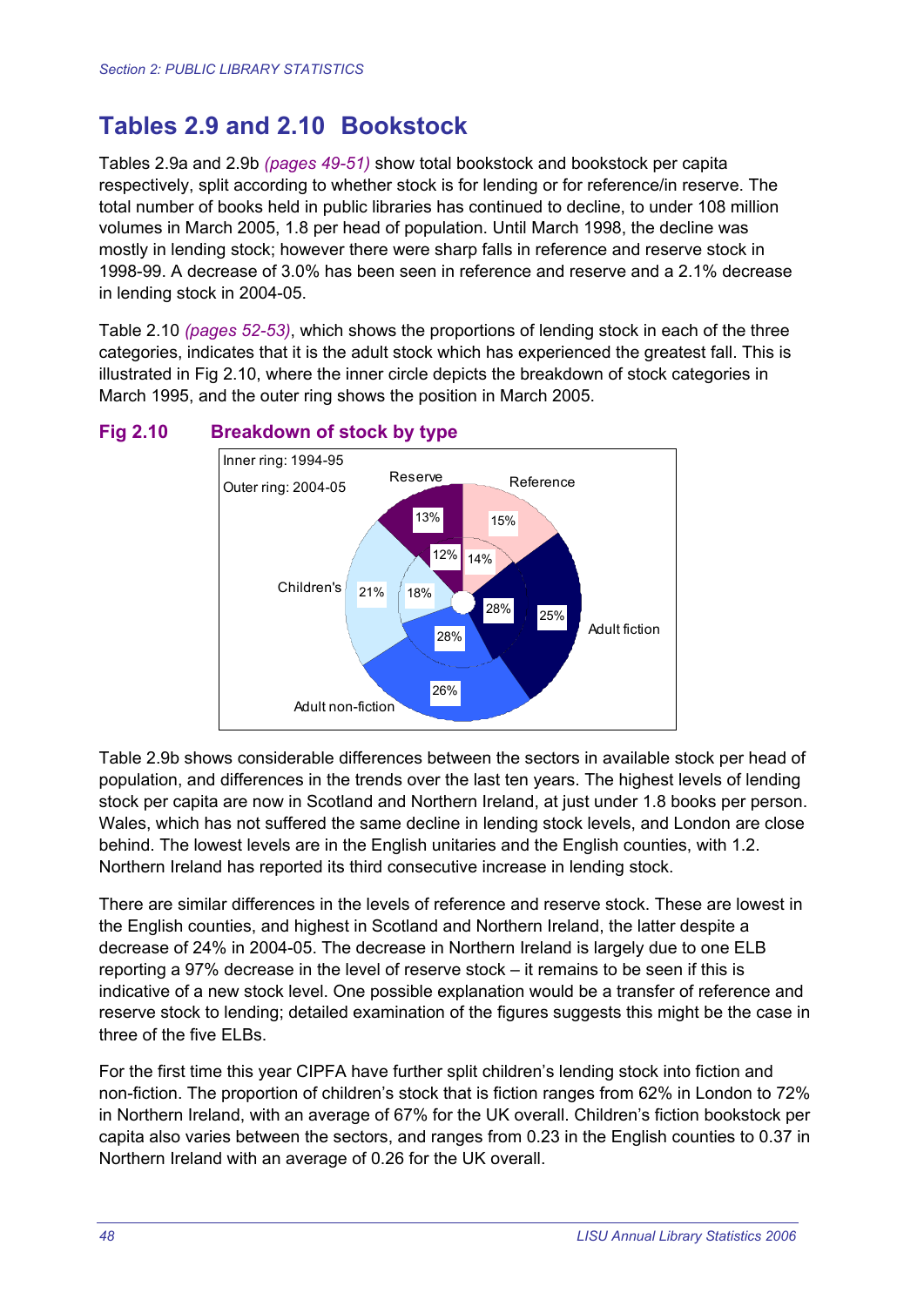# Tables 2.9 and 2.10 Bookstock

Tables 2.9a and 2.9b *(pages 49-51)* show total bookstock and bookstock per capita respectively, split according to whether stock is for lending or for reference/in reserve. The total number of books held in public libraries has continued to decline, to under 108 million volumes in March 2005, 1.8 per head of population. Until March 1998, the decline was mostly in lending stock; however there were sharp falls in reference and reserve stock in 1998-99. A decrease of 3.0% has been seen in reference and reserve and a 2.1% decrease in lending stock in 2004-05.

Table 2.10 *(pages 52-53)*, which shows the proportions of lending stock in each of the three categories, indicates that it is the adult stock which has experienced the greatest fall. This is illustrated in Fig 2.10, where the inner circle depicts the breakdown of stock categories in March 1995, and the outer ring shows the position in March 2005.

## Fig 2.10 Breakdown of stock by type

Inner ring: 1994-95
Outer ring: 2004-05

| Type | Inner ring: 1994-95 | Outer ring: 2004-05 |
|---|---|---|
| Reserve | 12% | 13% |
| Reference | 14% | 15% |
| Adult fiction | 28% | 25% |
| Adult non-fiction | 28% | 26% |
| Children's | 18% | 21% |

Table 2.9b shows considerable differences between the sectors in available stock per head of population, and differences in the trends over the last ten years. The highest levels of lending stock per capita are now in Scotland and Northern Ireland, at just under 1.8 books per person. Wales, which has not suffered the same decline in lending stock levels, and London are close behind. The lowest levels are in the English unitaries and the English counties, with 1.2. Northern Ireland has reported its third consecutive increase in lending stock.

There are similar differences in the levels of reference and reserve stock. These are lowest in the English counties, and highest in Scotland and Northern Ireland, the latter despite a decrease of 24% in 2004-05. The decrease in Northern Ireland is largely due to one ELB reporting a 97% decrease in the level of reserve stock – it remains to be seen if this is indicative of a new stock level. One possible explanation would be a transfer of reference and reserve stock to lending; detailed examination of the figures suggests this might be the case in three of the five ELBs.

For the first time this year CIPFA have further split children's lending stock into fiction and non-fiction. The proportion of children's stock that is fiction ranges from 62% in London to 72% in Northern Ireland, with an average of 67% for the UK overall. Children's fiction bookstock per capita also varies between the sectors, and ranges from 0.23 in the English counties to 0.37 in Northern Ireland with an average of 0.26 for the UK overall.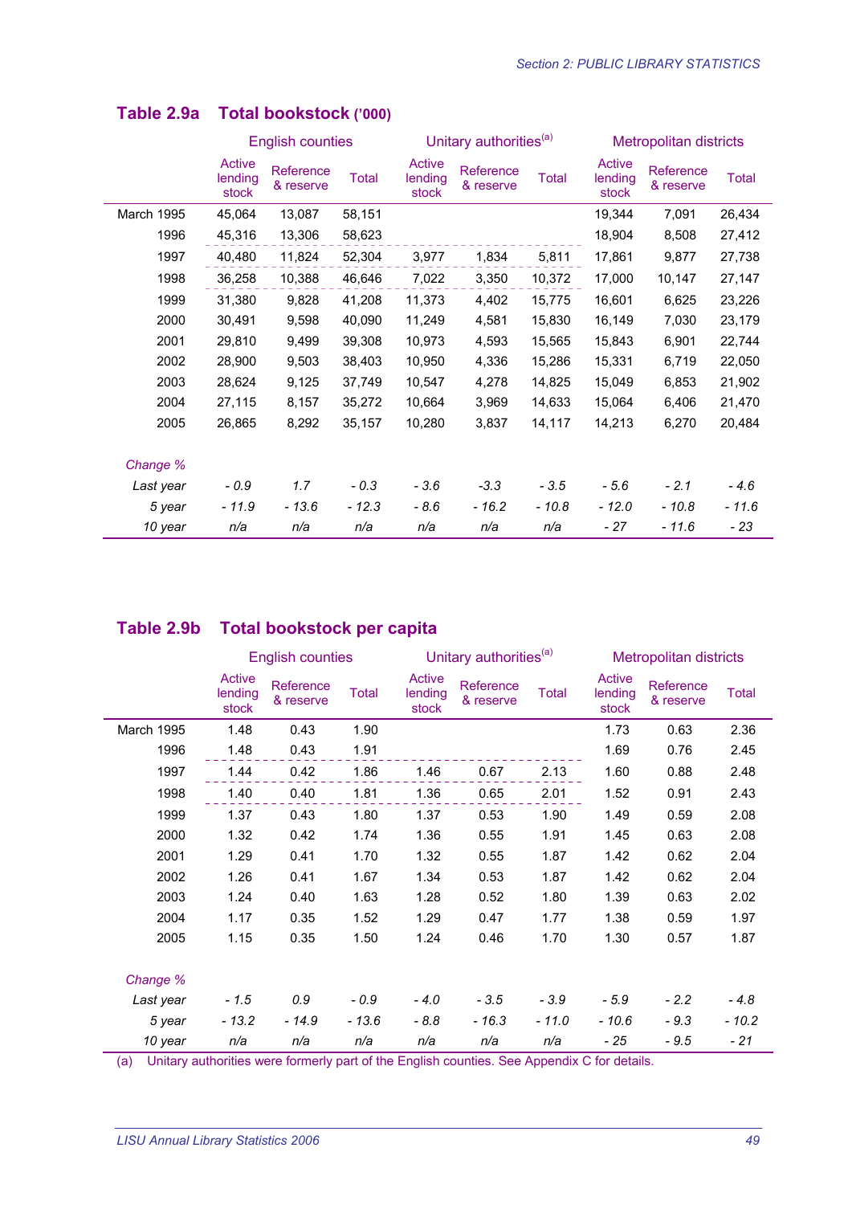## Table 2.9a Total bookstock ('000)

| | English counties | | | Unitary authorities[a] | | | Metropolitan districts | | |
|---|---|---|---|---|---|---|---|---|---|
| | Active lending stock | Reference & reserve | Total | Active lending stock | Reference & reserve | Total | Active lending stock | Reference & reserve | Total |
| March 1995 | 45,064 | 13,087 | 58,151 | | | | 19,344 | 7,091 | 26,434 |
| 1996 | 45,316 | 13,306 | 58,623 | | | | 18,904 | 8,508 | 27,412 |
| 1997 | 40,480 | 11,824 | 52,304 | 3,977 | 1,834 | 5,811 | 17,861 | 9,877 | 27,738 |
| 1998 | 36,258 | 10,388 | 46,646 | 7,022 | 3,350 | 10,372 | 17,000 | 10,147 | 27,147 |
| 1999 | 31,380 | 9,828 | 41,208 | 11,373 | 4,402 | 15,775 | 16,601 | 6,625 | 23,226 |
| 2000 | 30,491 | 9,598 | 40,090 | 11,249 | 4,581 | 15,830 | 16,149 | 7,030 | 23,179 |
| 2001 | 29,810 | 9,499 | 39,308 | 10,973 | 4,593 | 15,565 | 15,843 | 6,901 | 22,744 |
| 2002 | 28,900 | 9,503 | 38,403 | 10,950 | 4,336 | 15,286 | 15,331 | 6,719 | 22,050 |
| 2003 | 28,624 | 9,125 | 37,749 | 10,547 | 4,278 | 14,825 | 15,049 | 6,853 | 21,902 |
| 2004 | 27,115 | 8,157 | 35,272 | 10,664 | 3,969 | 14,633 | 15,064 | 6,406 | 21,470 |
| 2005 | 26,865 | 8,292 | 35,157 | 10,280 | 3,837 | 14,117 | 14,213 | 6,270 | 20,484 |
| *Change %* | | | | | | | | | |
| *Last year* | *- 0.9* | *1.7* | *- 0.3* | *- 3.6* | *-3.3* | *- 3.5* | *- 5.6* | *- 2.1* | *- 4.6* |
| *5 year* | *- 11.9* | *- 13.6* | *- 12.3* | *- 8.6* | *- 16.2* | *- 10.8* | *- 12.0* | *- 10.8* | *- 11.6* |
| *10 year* | *n/a* | *n/a* | *n/a* | *n/a* | *n/a* | *n/a* | *- 27* | *- 11.6* | *- 23* |

## Table 2.9b Total bookstock per capita

| | English counties | | | Unitary authorities[a] | | | Metropolitan districts | | |
|---|---|---|---|---|---|---|---|---|---|
| | Active lending stock | Reference & reserve | Total | Active lending stock | Reference & reserve | Total | Active lending stock | Reference & reserve | Total |
| March 1995 | 1.48 | 0.43 | 1.90 | | | | 1.73 | 0.63 | 2.36 |
| 1996 | 1.48 | 0.43 | 1.91 | | | | 1.69 | 0.76 | 2.45 |
| 1997 | 1.44 | 0.42 | 1.86 | 1.46 | 0.67 | 2.13 | 1.60 | 0.88 | 2.48 |
| 1998 | 1.40 | 0.40 | 1.81 | 1.36 | 0.65 | 2.01 | 1.52 | 0.91 | 2.43 |
| 1999 | 1.37 | 0.43 | 1.80 | 1.37 | 0.53 | 1.90 | 1.49 | 0.59 | 2.08 |
| 2000 | 1.32 | 0.42 | 1.74 | 1.36 | 0.55 | 1.91 | 1.45 | 0.63 | 2.08 |
| 2001 | 1.29 | 0.41 | 1.70 | 1.32 | 0.55 | 1.87 | 1.42 | 0.62 | 2.04 |
| 2002 | 1.26 | 0.41 | 1.67 | 1.34 | 0.53 | 1.87 | 1.42 | 0.62 | 2.04 |
| 2003 | 1.24 | 0.40 | 1.63 | 1.28 | 0.52 | 1.80 | 1.39 | 0.63 | 2.02 |
| 2004 | 1.17 | 0.35 | 1.52 | 1.29 | 0.47 | 1.77 | 1.38 | 0.59 | 1.97 |
| 2005 | 1.15 | 0.35 | 1.50 | 1.24 | 0.46 | 1.70 | 1.30 | 0.57 | 1.87 |
| *Change %* | | | | | | | | | |
| *Last year* | *- 1.5* | *0.9* | *- 0.9* | *- 4.0* | *- 3.5* | *- 3.9* | *- 5.9* | *- 2.2* | *- 4.8* |
| *5 year* | *- 13.2* | *- 14.9* | *- 13.6* | *- 8.8* | *- 16.3* | *- 11.0* | *- 10.6* | *- 9.3* | *- 10.2* |
| *10 year* | *n/a* | *n/a* | *n/a* | *n/a* | *n/a* | *n/a* | *- 25* | *- 9.5* | *- 21* |

(a) Unitary authorities were formerly part of the English counties. See Appendix C for details.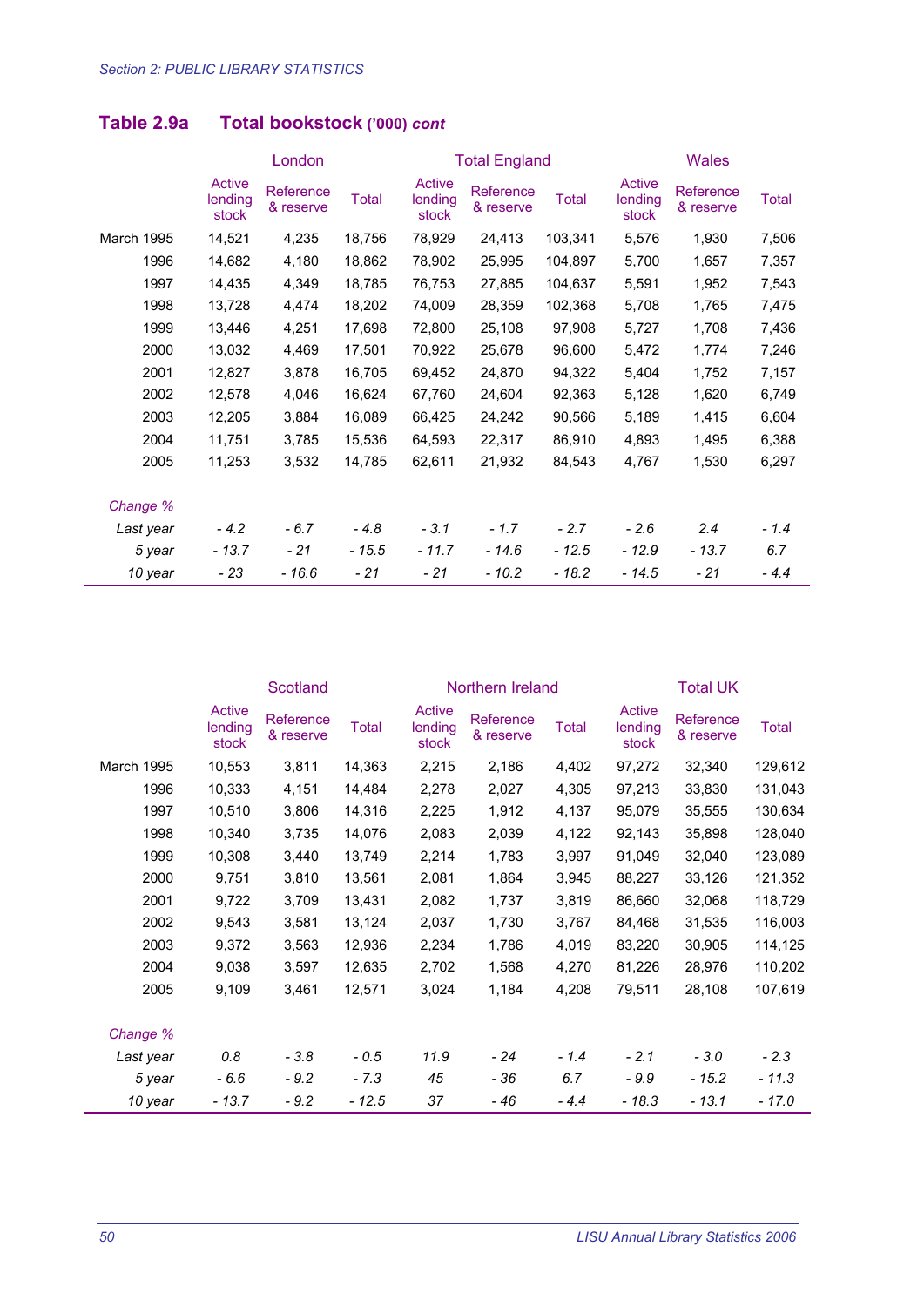## Table 2.9a Total bookstock ('000) *cont*

| | London | | | Total England | | | Wales | | |
|---|---|---|---|---|---|---|---|---|---|
| | Active lending stock | Reference & reserve | Total | Active lending stock | Reference & reserve | Total | Active lending stock | Reference & reserve | Total |
| March 1995 | 14,521 | 4,235 | 18,756 | 78,929 | 24,413 | 103,341 | 5,576 | 1,930 | 7,506 |
| 1996 | 14,682 | 4,180 | 18,862 | 78,902 | 25,995 | 104,897 | 5,700 | 1,657 | 7,357 |
| 1997 | 14,435 | 4,349 | 18,785 | 76,753 | 27,885 | 104,637 | 5,591 | 1,952 | 7,543 |
| 1998 | 13,728 | 4,474 | 18,202 | 74,009 | 28,359 | 102,368 | 5,708 | 1,765 | 7,475 |
| 1999 | 13,446 | 4,251 | 17,698 | 72,800 | 25,108 | 97,908 | 5,727 | 1,708 | 7,436 |
| 2000 | 13,032 | 4,469 | 17,501 | 70,922 | 25,678 | 96,600 | 5,472 | 1,774 | 7,246 |
| 2001 | 12,827 | 3,878 | 16,705 | 69,452 | 24,870 | 94,322 | 5,404 | 1,752 | 7,157 |
| 2002 | 12,578 | 4,046 | 16,624 | 67,760 | 24,604 | 92,363 | 5,128 | 1,620 | 6,749 |
| 2003 | 12,205 | 3,884 | 16,089 | 66,425 | 24,242 | 90,566 | 5,189 | 1,415 | 6,604 |
| 2004 | 11,751 | 3,785 | 15,536 | 64,593 | 22,317 | 86,910 | 4,893 | 1,495 | 6,388 |
| 2005 | 11,253 | 3,532 | 14,785 | 62,611 | 21,932 | 84,543 | 4,767 | 1,530 | 6,297 |
| *Change %* | | | | | | | | | |
| *Last year* | *- 4.2* | *- 6.7* | *- 4.8* | *- 3.1* | *- 1.7* | *- 2.7* | *- 2.6* | *2.4* | *- 1.4* |
| *5 year* | *- 13.7* | *- 21* | *- 15.5* | *- 11.7* | *- 14.6* | *- 12.5* | *- 12.9* | *- 13.7* | *6.7* |
| *10 year* | *- 23* | *- 16.6* | *- 21* | *- 21* | *- 10.2* | *- 18.2* | *- 14.5* | *- 21* | *- 4.4* |

| | Scotland | | | Northern Ireland | | | Total UK | | |
|---|---|---|---|---|---|---|---|---|---|
| | Active lending stock | Reference & reserve | Total | Active lending stock | Reference & reserve | Total | Active lending stock | Reference & reserve | Total |
| March 1995 | 10,553 | 3,811 | 14,363 | 2,215 | 2,186 | 4,402 | 97,272 | 32,340 | 129,612 |
| 1996 | 10,333 | 4,151 | 14,484 | 2,278 | 2,027 | 4,305 | 97,213 | 33,830 | 131,043 |
| 1997 | 10,510 | 3,806 | 14,316 | 2,225 | 1,912 | 4,137 | 95,079 | 35,555 | 130,634 |
| 1998 | 10,340 | 3,735 | 14,076 | 2,083 | 2,039 | 4,122 | 92,143 | 35,898 | 128,040 |
| 1999 | 10,308 | 3,440 | 13,749 | 2,214 | 1,783 | 3,997 | 91,049 | 32,040 | 123,089 |
| 2000 | 9,751 | 3,810 | 13,561 | 2,081 | 1,864 | 3,945 | 88,227 | 33,126 | 121,352 |
| 2001 | 9,722 | 3,709 | 13,431 | 2,082 | 1,737 | 3,819 | 86,660 | 32,068 | 118,729 |
| 2002 | 9,543 | 3,581 | 13,124 | 2,037 | 1,730 | 3,767 | 84,468 | 31,535 | 116,003 |
| 2003 | 9,372 | 3,563 | 12,936 | 2,234 | 1,786 | 4,019 | 83,220 | 30,905 | 114,125 |
| 2004 | 9,038 | 3,597 | 12,635 | 2,702 | 1,568 | 4,270 | 81,226 | 28,976 | 110,202 |
| 2005 | 9,109 | 3,461 | 12,571 | 3,024 | 1,184 | 4,208 | 79,511 | 28,108 | 107,619 |
| *Change %* | | | | | | | | | |
| *Last year* | *0.8* | *- 3.8* | *- 0.5* | *11.9* | *- 24* | *- 1.4* | *- 2.1* | *- 3.0* | *- 2.3* |
| *5 year* | *- 6.6* | *- 9.2* | *- 7.3* | *45* | *- 36* | *6.7* | *- 9.9* | *- 15.2* | *- 11.3* |
| *10 year* | *- 13.7* | *- 9.2* | *- 12.5* | *37* | *- 46* | *- 4.4* | *- 18.3* | *- 13.1* | *- 17.0* |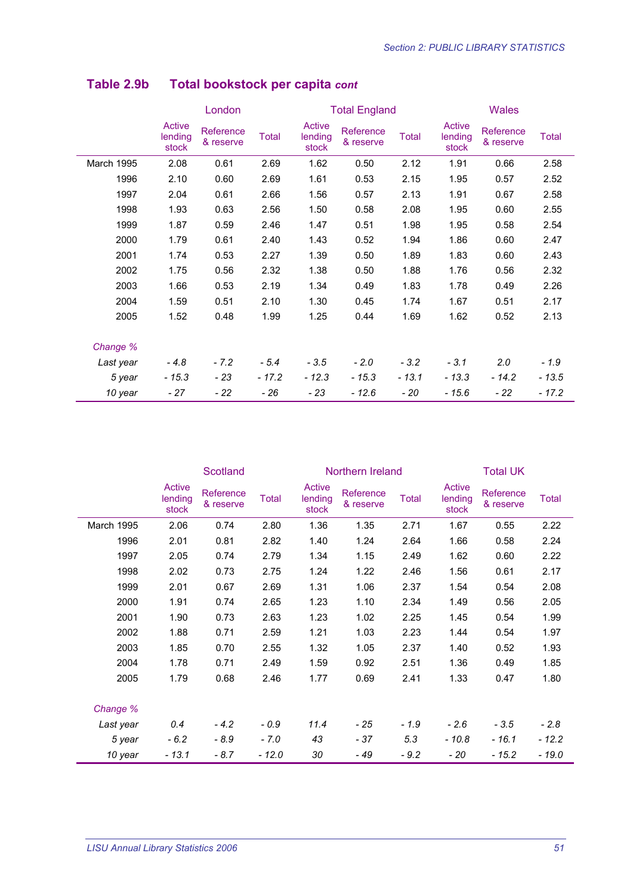## Table 2.9b Total bookstock per capita *cont*

| | London | | | Total England | | | Wales | | |
|---|---|---|---|---|---|---|---|---|---|
| | Active lending stock | Reference & reserve | Total | Active lending stock | Reference & reserve | Total | Active lending stock | Reference & reserve | Total |
| March 1995 | 2.08 | 0.61 | 2.69 | 1.62 | 0.50 | 2.12 | 1.91 | 0.66 | 2.58 |
| 1996 | 2.10 | 0.60 | 2.69 | 1.61 | 0.53 | 2.15 | 1.95 | 0.57 | 2.52 |
| 1997 | 2.04 | 0.61 | 2.66 | 1.56 | 0.57 | 2.13 | 1.91 | 0.67 | 2.58 |
| 1998 | 1.93 | 0.63 | 2.56 | 1.50 | 0.58 | 2.08 | 1.95 | 0.60 | 2.55 |
| 1999 | 1.87 | 0.59 | 2.46 | 1.47 | 0.51 | 1.98 | 1.95 | 0.58 | 2.54 |
| 2000 | 1.79 | 0.61 | 2.40 | 1.43 | 0.52 | 1.94 | 1.86 | 0.60 | 2.47 |
| 2001 | 1.74 | 0.53 | 2.27 | 1.39 | 0.50 | 1.89 | 1.83 | 0.60 | 2.43 |
| 2002 | 1.75 | 0.56 | 2.32 | 1.38 | 0.50 | 1.88 | 1.76 | 0.56 | 2.32 |
| 2003 | 1.66 | 0.53 | 2.19 | 1.34 | 0.49 | 1.83 | 1.78 | 0.49 | 2.26 |
| 2004 | 1.59 | 0.51 | 2.10 | 1.30 | 0.45 | 1.74 | 1.67 | 0.51 | 2.17 |
| 2005 | 1.52 | 0.48 | 1.99 | 1.25 | 0.44 | 1.69 | 1.62 | 0.52 | 2.13 |
| *Change %* | | | | | | | | | |
| *Last year* | *- 4.8* | *- 7.2* | *- 5.4* | *- 3.5* | *- 2.0* | *- 3.2* | *- 3.1* | *2.0* | *- 1.9* |
| *5 year* | *- 15.3* | *- 23* | *- 17.2* | *- 12.3* | *- 15.3* | *- 13.1* | *- 13.3* | *- 14.2* | *- 13.5* |
| *10 year* | *- 27* | *- 22* | *- 26* | *- 23* | *- 12.6* | *- 20* | *- 15.6* | *- 22* | *- 17.2* |

| | Scotland | | | Northern Ireland | | | Total UK | | |
|---|---|---|---|---|---|---|---|---|---|
| | Active lending stock | Reference & reserve | Total | Active lending stock | Reference & reserve | Total | Active lending stock | Reference & reserve | Total |
| March 1995 | 2.06 | 0.74 | 2.80 | 1.36 | 1.35 | 2.71 | 1.67 | 0.55 | 2.22 |
| 1996 | 2.01 | 0.81 | 2.82 | 1.40 | 1.24 | 2.64 | 1.66 | 0.58 | 2.24 |
| 1997 | 2.05 | 0.74 | 2.79 | 1.34 | 1.15 | 2.49 | 1.62 | 0.60 | 2.22 |
| 1998 | 2.02 | 0.73 | 2.75 | 1.24 | 1.22 | 2.46 | 1.56 | 0.61 | 2.17 |
| 1999 | 2.01 | 0.67 | 2.69 | 1.31 | 1.06 | 2.37 | 1.54 | 0.54 | 2.08 |
| 2000 | 1.91 | 0.74 | 2.65 | 1.23 | 1.10 | 2.34 | 1.49 | 0.56 | 2.05 |
| 2001 | 1.90 | 0.73 | 2.63 | 1.23 | 1.02 | 2.25 | 1.45 | 0.54 | 1.99 |
| 2002 | 1.88 | 0.71 | 2.59 | 1.21 | 1.03 | 2.23 | 1.44 | 0.54 | 1.97 |
| 2003 | 1.85 | 0.70 | 2.55 | 1.32 | 1.05 | 2.37 | 1.40 | 0.52 | 1.93 |
| 2004 | 1.78 | 0.71 | 2.49 | 1.59 | 0.92 | 2.51 | 1.36 | 0.49 | 1.85 |
| 2005 | 1.79 | 0.68 | 2.46 | 1.77 | 0.69 | 2.41 | 1.33 | 0.47 | 1.80 |
| *Change %* | | | | | | | | | |
| *Last year* | *0.4* | *- 4.2* | *- 0.9* | *11.4* | *- 25* | *- 1.9* | *- 2.6* | *- 3.5* | *- 2.8* |
| *5 year* | *- 6.2* | *- 8.9* | *- 7.0* | *43* | *- 37* | *5.3* | *- 10.8* | *- 16.1* | *- 12.2* |
| *10 year* | *- 13.1* | *- 8.7* | *- 12.0* | *30* | *- 49* | *- 9.2* | *- 20* | *- 15.2* | *- 19.0* |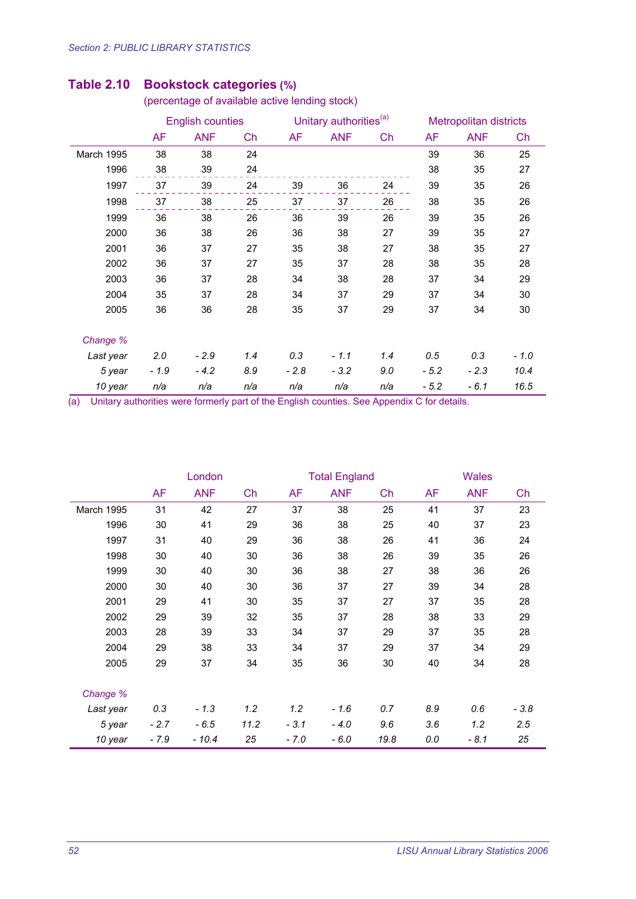## Table 2.10 Bookstock categories (%)

(percentage of available active lending stock)

| | English counties | | | Unitary authorities[(a)] | | | Metropolitan districts | | |
|---|---|---|---|---|---|---|---|---|---|
| | AF | ANF | Ch | AF | ANF | Ch | AF | ANF | Ch |
| March 1995 | 38 | 38 | 24 | | | | 39 | 36 | 25 |
| 1996 | 38 | 39 | 24 | | | | 38 | 35 | 27 |
| 1997 | 37 | 39 | 24 | 39 | 36 | 24 | 39 | 35 | 26 |
| 1998 | 37 | 38 | 25 | 37 | 37 | 26 | 38 | 35 | 26 |
| 1999 | 36 | 38 | 26 | 36 | 39 | 26 | 39 | 35 | 26 |
| 2000 | 36 | 38 | 26 | 36 | 38 | 27 | 39 | 35 | 27 |
| 2001 | 36 | 37 | 27 | 35 | 38 | 27 | 38 | 35 | 27 |
| 2002 | 36 | 37 | 27 | 35 | 37 | 28 | 38 | 35 | 28 |
| 2003 | 36 | 37 | 28 | 34 | 38 | 28 | 37 | 34 | 29 |
| 2004 | 35 | 37 | 28 | 34 | 37 | 29 | 37 | 34 | 30 |
| 2005 | 36 | 36 | 28 | 35 | 37 | 29 | 37 | 34 | 30 |
| *Change %* | | | | | | | | | |
| *Last year* | *2.0* | *- 2.9* | *1.4* | *0.3* | *- 1.1* | *1.4* | *0.5* | *0.3* | *- 1.0* |
| *5 year* | *- 1.9* | *- 4.2* | *8.9* | *- 2.8* | *- 3.2* | *9.0* | *- 5.2* | *- 2.3* | *10.4* |
| *10 year* | *n/a* | *n/a* | *n/a* | *n/a* | *n/a* | *n/a* | *- 5.2* | *- 6.1* | *16.5* |

(a) Unitary authorities were formerly part of the English counties. See Appendix C for details.

| | London | | | Total England | | | Wales | | |
|---|---|---|---|---|---|---|---|---|---|
| | AF | ANF | Ch | AF | ANF | Ch | AF | ANF | Ch |
| March 1995 | 31 | 42 | 27 | 37 | 38 | 25 | 41 | 37 | 23 |
| 1996 | 30 | 41 | 29 | 36 | 38 | 25 | 40 | 37 | 23 |
| 1997 | 31 | 40 | 29 | 36 | 38 | 26 | 41 | 36 | 24 |
| 1998 | 30 | 40 | 30 | 36 | 38 | 26 | 39 | 35 | 26 |
| 1999 | 30 | 40 | 30 | 36 | 38 | 27 | 38 | 36 | 26 |
| 2000 | 30 | 40 | 30 | 36 | 37 | 27 | 39 | 34 | 28 |
| 2001 | 29 | 41 | 30 | 35 | 37 | 27 | 37 | 35 | 28 |
| 2002 | 29 | 39 | 32 | 35 | 37 | 28 | 38 | 33 | 29 |
| 2003 | 28 | 39 | 33 | 34 | 37 | 29 | 37 | 35 | 28 |
| 2004 | 29 | 38 | 33 | 34 | 37 | 29 | 37 | 34 | 29 |
| 2005 | 29 | 37 | 34 | 35 | 36 | 30 | 40 | 34 | 28 |
| *Change %* | | | | | | | | | |
| *Last year* | *0.3* | *- 1.3* | *1.2* | *1.2* | *- 1.6* | *0.7* | *8.9* | *0.6* | *- 3.8* |
| *5 year* | *- 2.7* | *- 6.5* | *11.2* | *- 3.1* | *- 4.0* | *9.6* | *3.6* | *1.2* | *2.5* |
| *10 year* | *- 7.9* | *- 10.4* | *25* | *- 7.0* | *- 6.0* | *19.8* | *0.0* | *- 8.1* | *25* |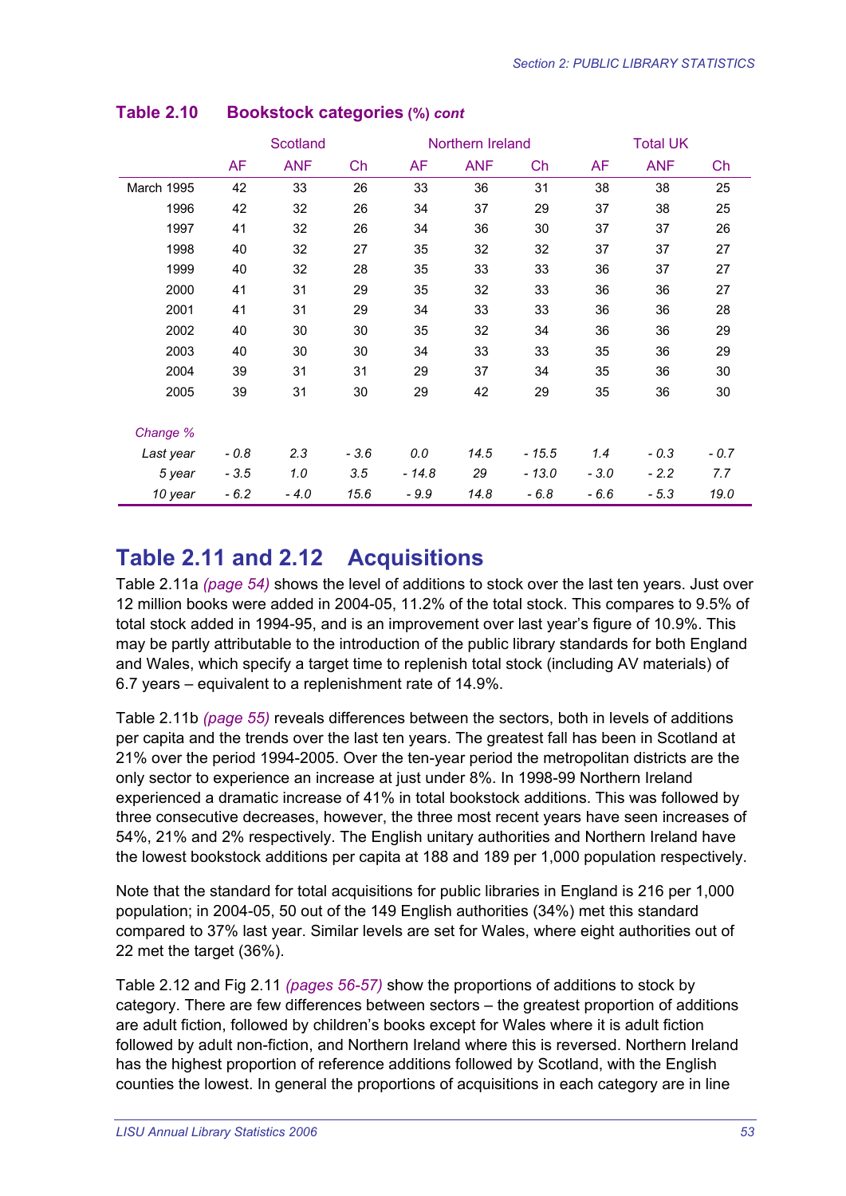## Table 2.10 Bookstock categories (%) *cont*

| | Scotland | | | Northern Ireland | | | Total UK | | |
|---|---|---|---|---|---|---|---|---|---|
| | AF | ANF | Ch | AF | ANF | Ch | AF | ANF | Ch |
| March 1995 | 42 | 33 | 26 | 33 | 36 | 31 | 38 | 38 | 25 |
| 1996 | 42 | 32 | 26 | 34 | 37 | 29 | 37 | 38 | 25 |
| 1997 | 41 | 32 | 26 | 34 | 36 | 30 | 37 | 37 | 26 |
| 1998 | 40 | 32 | 27 | 35 | 32 | 32 | 37 | 37 | 27 |
| 1999 | 40 | 32 | 28 | 35 | 33 | 33 | 36 | 37 | 27 |
| 2000 | 41 | 31 | 29 | 35 | 32 | 33 | 36 | 36 | 27 |
| 2001 | 41 | 31 | 29 | 34 | 33 | 33 | 36 | 36 | 28 |
| 2002 | 40 | 30 | 30 | 35 | 32 | 34 | 36 | 36 | 29 |
| 2003 | 40 | 30 | 30 | 34 | 33 | 33 | 35 | 36 | 29 |
| 2004 | 39 | 31 | 31 | 29 | 37 | 34 | 35 | 36 | 30 |
| 2005 | 39 | 31 | 30 | 29 | 42 | 29 | 35 | 36 | 30 |
| *Change %* | | | | | | | | | |
| *Last year* | *- 0.8* | *2.3* | *- 3.6* | *0.0* | *14.5* | *- 15.5* | *1.4* | *- 0.3* | *- 0.7* |
| *5 year* | *- 3.5* | *1.0* | *3.5* | *- 14.8* | *29* | *- 13.0* | *- 3.0* | *- 2.2* | *7.7* |
| *10 year* | *- 6.2* | *- 4.0* | *15.6* | *- 9.9* | *14.8* | *- 6.8* | *- 6.6* | *- 5.3* | *19.0* |

# Table 2.11 and 2.12 Acquisitions

Table 2.11a *(page 54)* shows the level of additions to stock over the last ten years. Just over 12 million books were added in 2004-05, 11.2% of the total stock. This compares to 9.5% of total stock added in 1994-95, and is an improvement over last year's figure of 10.9%. This may be partly attributable to the introduction of the public library standards for both England and Wales, which specify a target time to replenish total stock (including AV materials) of 6.7 years – equivalent to a replenishment rate of 14.9%.

Table 2.11b *(page 55)* reveals differences between the sectors, both in levels of additions per capita and the trends over the last ten years. The greatest fall has been in Scotland at 21% over the period 1994-2005. Over the ten-year period the metropolitan districts are the only sector to experience an increase at just under 8%. In 1998-99 Northern Ireland experienced a dramatic increase of 41% in total bookstock additions. This was followed by three consecutive decreases, however, the three most recent years have seen increases of 54%, 21% and 2% respectively. The English unitary authorities and Northern Ireland have the lowest bookstock additions per capita at 188 and 189 per 1,000 population respectively.

Note that the standard for total acquisitions for public libraries in England is 216 per 1,000 population; in 2004-05, 50 out of the 149 English authorities (34%) met this standard compared to 37% last year. Similar levels are set for Wales, where eight authorities out of 22 met the target (36%).

Table 2.12 and Fig 2.11 *(pages 56-57)* show the proportions of additions to stock by category. There are few differences between sectors – the greatest proportion of additions are adult fiction, followed by children's books except for Wales where it is adult fiction followed by adult non-fiction, and Northern Ireland where this is reversed. Northern Ireland has the highest proportion of reference additions followed by Scotland, with the English counties the lowest. In general the proportions of acquisitions in each category are in line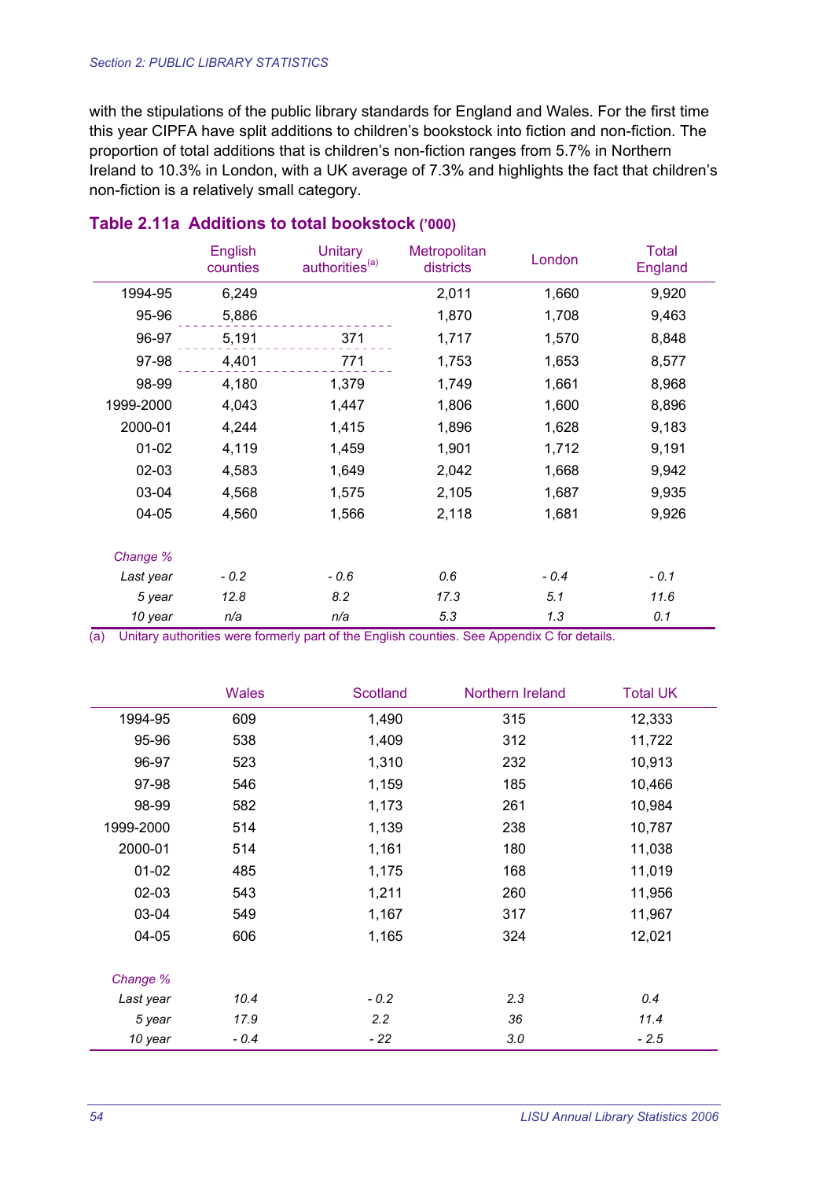with the stipulations of the public library standards for England and Wales. For the first time this year CIPFA have split additions to children's bookstock into fiction and non-fiction. The proportion of total additions that is children's non-fiction ranges from 5.7% in Northern Ireland to 10.3% in London, with a UK average of 7.3% and highlights the fact that children's non-fiction is a relatively small category.

## Table 2.11a Additions to total bookstock ('000)

| | English counties | Unitary authorities[(a)] | Metropolitan districts | London | Total England |
|---|---|---|---|---|---|
| 1994-95 | 6,249 | | 2,011 | 1,660 | 9,920 |
| 95-96 | 5,886 | | 1,870 | 1,708 | 9,463 |
| 96-97 | 5,191 | 371 | 1,717 | 1,570 | 8,848 |
| 97-98 | 4,401 | 771 | 1,753 | 1,653 | 8,577 |
| 98-99 | 4,180 | 1,379 | 1,749 | 1,661 | 8,968 |
| 1999-2000 | 4,043 | 1,447 | 1,806 | 1,600 | 8,896 |
| 2000-01 | 4,244 | 1,415 | 1,896 | 1,628 | 9,183 |
| 01-02 | 4,119 | 1,459 | 1,901 | 1,712 | 9,191 |
| 02-03 | 4,583 | 1,649 | 2,042 | 1,668 | 9,942 |
| 03-04 | 4,568 | 1,575 | 2,105 | 1,687 | 9,935 |
| 04-05 | 4,560 | 1,566 | 2,118 | 1,681 | 9,926 |
| *Change %* | | | | | |
| *Last year* | *- 0.2* | *- 0.6* | *0.6* | *- 0.4* | *- 0.1* |
| *5 year* | *12.8* | *8.2* | *17.3* | *5.1* | *11.6* |
| *10 year* | *n/a* | *n/a* | *5.3* | *1.3* | *0.1* |

(a) Unitary authorities were formerly part of the English counties. See Appendix C for details.

| | Wales | Scotland | Northern Ireland | Total UK |
|---|---|---|---|---|
| 1994-95 | 609 | 1,490 | 315 | 12,333 |
| 95-96 | 538 | 1,409 | 312 | 11,722 |
| 96-97 | 523 | 1,310 | 232 | 10,913 |
| 97-98 | 546 | 1,159 | 185 | 10,466 |
| 98-99 | 582 | 1,173 | 261 | 10,984 |
| 1999-2000 | 514 | 1,139 | 238 | 10,787 |
| 2000-01 | 514 | 1,161 | 180 | 11,038 |
| 01-02 | 485 | 1,175 | 168 | 11,019 |
| 02-03 | 543 | 1,211 | 260 | 11,956 |
| 03-04 | 549 | 1,167 | 317 | 11,967 |
| 04-05 | 606 | 1,165 | 324 | 12,021 |
| *Change %* | | | | |
| *Last year* | *10.4* | *- 0.2* | *2.3* | *0.4* |
| *5 year* | *17.9* | *2.2* | *36* | *11.4* |
| *10 year* | *- 0.4* | *- 22* | *3.0* | *- 2.5* |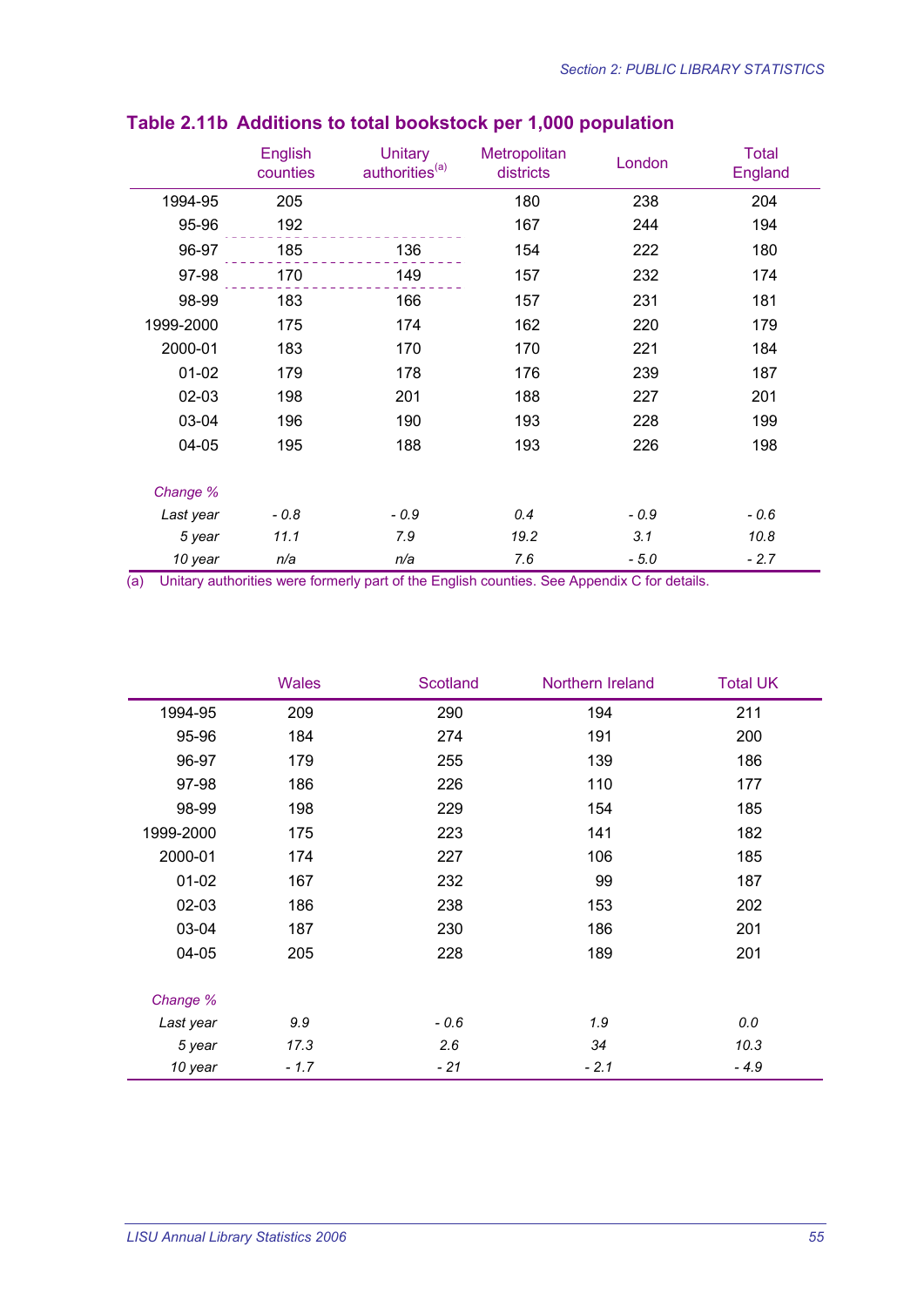## Table 2.11b Additions to total bookstock per 1,000 population

| | English counties | Unitary authorities[(a)] | Metropolitan districts | London | Total England |
|---|---|---|---|---|---|
| 1994-95 | 205 | | 180 | 238 | 204 |
| 95-96 | 192 | | 167 | 244 | 194 |
| 96-97 | 185 | 136 | 154 | 222 | 180 |
| 97-98 | 170 | 149 | 157 | 232 | 174 |
| 98-99 | 183 | 166 | 157 | 231 | 181 |
| 1999-2000 | 175 | 174 | 162 | 220 | 179 |
| 2000-01 | 183 | 170 | 170 | 221 | 184 |
| 01-02 | 179 | 178 | 176 | 239 | 187 |
| 02-03 | 198 | 201 | 188 | 227 | 201 |
| 03-04 | 196 | 190 | 193 | 228 | 199 |
| 04-05 | 195 | 188 | 193 | 226 | 198 |
| *Change %* | | | | | |
| *Last year* | *- 0.8* | *- 0.9* | *0.4* | *- 0.9* | *- 0.6* |
| *5 year* | *11.1* | *7.9* | *19.2* | *3.1* | *10.8* |
| *10 year* | *n/a* | *n/a* | *7.6* | *- 5.0* | *- 2.7* |

(a) Unitary authorities were formerly part of the English counties. See Appendix C for details.

| | Wales | Scotland | Northern Ireland | Total UK |
|---|---|---|---|---|
| 1994-95 | 209 | 290 | 194 | 211 |
| 95-96 | 184 | 274 | 191 | 200 |
| 96-97 | 179 | 255 | 139 | 186 |
| 97-98 | 186 | 226 | 110 | 177 |
| 98-99 | 198 | 229 | 154 | 185 |
| 1999-2000 | 175 | 223 | 141 | 182 |
| 2000-01 | 174 | 227 | 106 | 185 |
| 01-02 | 167 | 232 | 99 | 187 |
| 02-03 | 186 | 238 | 153 | 202 |
| 03-04 | 187 | 230 | 186 | 201 |
| 04-05 | 205 | 228 | 189 | 201 |
| *Change %* | | | | |
| *Last year* | *9.9* | *- 0.6* | *1.9* | *0.0* |
| *5 year* | *17.3* | *2.6* | *34* | *10.3* |
| *10 year* | *- 1.7* | *- 21* | *- 2.1* | *- 4.9* |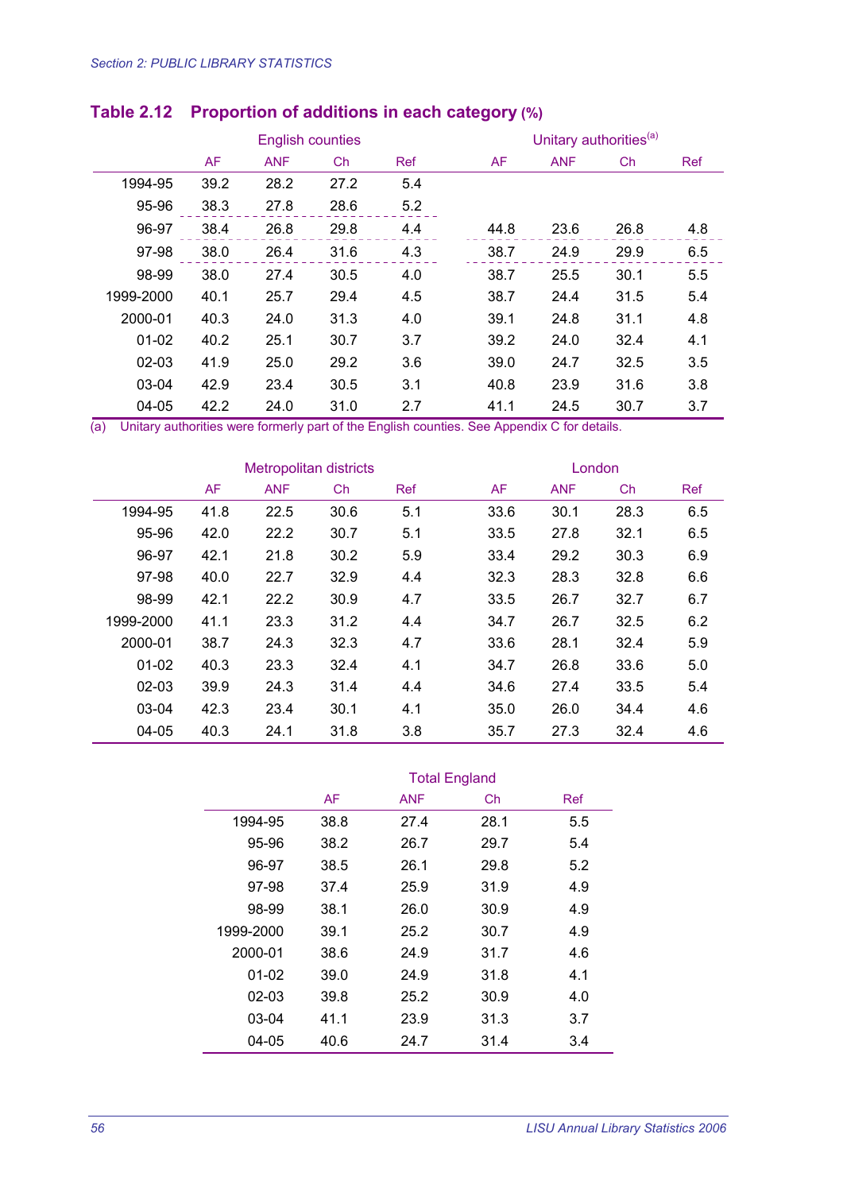## Table 2.12 Proportion of additions in each category (%)

| | English counties | | | | Unitary authorities[a] | | | |
|---|---|---|---|---|---|---|---|---|
| | AF | ANF | Ch | Ref | AF | ANF | Ch | Ref |
| 1994-95 | 39.2 | 28.2 | 27.2 | 5.4 | | | | |
| 95-96 | 38.3 | 27.8 | 28.6 | 5.2 | | | | |
| 96-97 | 38.4 | 26.8 | 29.8 | 4.4 | 44.8 | 23.6 | 26.8 | 4.8 |
| 97-98 | 38.0 | 26.4 | 31.6 | 4.3 | 38.7 | 24.9 | 29.9 | 6.5 |
| 98-99 | 38.0 | 27.4 | 30.5 | 4.0 | 38.7 | 25.5 | 30.1 | 5.5 |
| 1999-2000 | 40.1 | 25.7 | 29.4 | 4.5 | 38.7 | 24.4 | 31.5 | 5.4 |
| 2000-01 | 40.3 | 24.0 | 31.3 | 4.0 | 39.1 | 24.8 | 31.1 | 4.8 |
| 01-02 | 40.2 | 25.1 | 30.7 | 3.7 | 39.2 | 24.0 | 32.4 | 4.1 |
| 02-03 | 41.9 | 25.0 | 29.2 | 3.6 | 39.0 | 24.7 | 32.5 | 3.5 |
| 03-04 | 42.9 | 23.4 | 30.5 | 3.1 | 40.8 | 23.9 | 31.6 | 3.8 |
| 04-05 | 42.2 | 24.0 | 31.0 | 2.7 | 41.1 | 24.5 | 30.7 | 3.7 |

(a) Unitary authorities were formerly part of the English counties. See Appendix C for details.

| | Metropolitan districts | | | | London | | | |
|---|---|---|---|---|---|---|---|---|
| | AF | ANF | Ch | Ref | AF | ANF | Ch | Ref |
| 1994-95 | 41.8 | 22.5 | 30.6 | 5.1 | 33.6 | 30.1 | 28.3 | 6.5 |
| 95-96 | 42.0 | 22.2 | 30.7 | 5.1 | 33.5 | 27.8 | 32.1 | 6.5 |
| 96-97 | 42.1 | 21.8 | 30.2 | 5.9 | 33.4 | 29.2 | 30.3 | 6.9 |
| 97-98 | 40.0 | 22.7 | 32.9 | 4.4 | 32.3 | 28.3 | 32.8 | 6.6 |
| 98-99 | 42.1 | 22.2 | 30.9 | 4.7 | 33.5 | 26.7 | 32.7 | 6.7 |
| 1999-2000 | 41.1 | 23.3 | 31.2 | 4.4 | 34.7 | 26.7 | 32.5 | 6.2 |
| 2000-01 | 38.7 | 24.3 | 32.3 | 4.7 | 33.6 | 28.1 | 32.4 | 5.9 |
| 01-02 | 40.3 | 23.3 | 32.4 | 4.1 | 34.7 | 26.8 | 33.6 | 5.0 |
| 02-03 | 39.9 | 24.3 | 31.4 | 4.4 | 34.6 | 27.4 | 33.5 | 5.4 |
| 03-04 | 42.3 | 23.4 | 30.1 | 4.1 | 35.0 | 26.0 | 34.4 | 4.6 |
| 04-05 | 40.3 | 24.1 | 31.8 | 3.8 | 35.7 | 27.3 | 32.4 | 4.6 |

| | Total England | | | |
|---|---|---|---|---|
| | AF | ANF | Ch | Ref |
| 1994-95 | 38.8 | 27.4 | 28.1 | 5.5 |
| 95-96 | 38.2 | 26.7 | 29.7 | 5.4 |
| 96-97 | 38.5 | 26.1 | 29.8 | 5.2 |
| 97-98 | 37.4 | 25.9 | 31.9 | 4.9 |
| 98-99 | 38.1 | 26.0 | 30.9 | 4.9 |
| 1999-2000 | 39.1 | 25.2 | 30.7 | 4.9 |
| 2000-01 | 38.6 | 24.9 | 31.7 | 4.6 |
| 01-02 | 39.0 | 24.9 | 31.8 | 4.1 |
| 02-03 | 39.8 | 25.2 | 30.9 | 4.0 |
| 03-04 | 41.1 | 23.9 | 31.3 | 3.7 |
| 04-05 | 40.6 | 24.7 | 31.4 | 3.4 |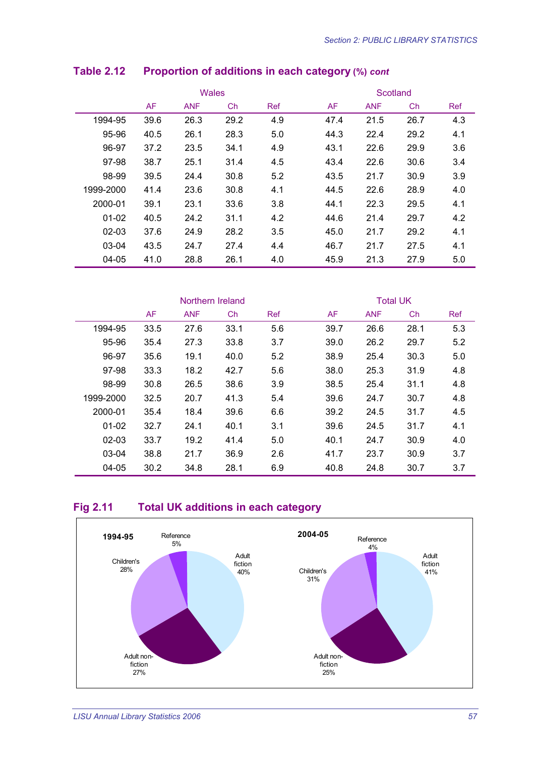## Table 2.12 Proportion of additions in each category (%) *cont*

| | Wales | | | | Scotland | | | |
|---|---|---|---|---|---|---|---|---|
| | AF | ANF | Ch | Ref | AF | ANF | Ch | Ref |
| 1994-95 | 39.6 | 26.3 | 29.2 | 4.9 | 47.4 | 21.5 | 26.7 | 4.3 |
| 95-96 | 40.5 | 26.1 | 28.3 | 5.0 | 44.3 | 22.4 | 29.2 | 4.1 |
| 96-97 | 37.2 | 23.5 | 34.1 | 4.9 | 43.1 | 22.6 | 29.9 | 3.6 |
| 97-98 | 38.7 | 25.1 | 31.4 | 4.5 | 43.4 | 22.6 | 30.6 | 3.4 |
| 98-99 | 39.5 | 24.4 | 30.8 | 5.2 | 43.5 | 21.7 | 30.9 | 3.9 |
| 1999-2000 | 41.4 | 23.6 | 30.8 | 4.1 | 44.5 | 22.6 | 28.9 | 4.0 |
| 2000-01 | 39.1 | 23.1 | 33.6 | 3.8 | 44.1 | 22.3 | 29.5 | 4.1 |
| 01-02 | 40.5 | 24.2 | 31.1 | 4.2 | 44.6 | 21.4 | 29.7 | 4.2 |
| 02-03 | 37.6 | 24.9 | 28.2 | 3.5 | 45.0 | 21.7 | 29.2 | 4.1 |
| 03-04 | 43.5 | 24.7 | 27.4 | 4.4 | 46.7 | 21.7 | 27.5 | 4.1 |
| 04-05 | 41.0 | 28.8 | 26.1 | 4.0 | 45.9 | 21.3 | 27.9 | 5.0 |

| | Northern Ireland | | | | Total UK | | | |
|---|---|---|---|---|---|---|---|---|
| | AF | ANF | Ch | Ref | AF | ANF | Ch | Ref |
| 1994-95 | 33.5 | 27.6 | 33.1 | 5.6 | 39.7 | 26.6 | 28.1 | 5.3 |
| 95-96 | 35.4 | 27.3 | 33.8 | 3.7 | 39.0 | 26.2 | 29.7 | 5.2 |
| 96-97 | 35.6 | 19.1 | 40.0 | 5.2 | 38.9 | 25.4 | 30.3 | 5.0 |
| 97-98 | 33.3 | 18.2 | 42.7 | 5.6 | 38.0 | 25.3 | 31.9 | 4.8 |
| 98-99 | 30.8 | 26.5 | 38.6 | 3.9 | 38.5 | 25.4 | 31.1 | 4.8 |
| 1999-2000 | 32.5 | 20.7 | 41.3 | 5.4 | 39.6 | 24.7 | 30.7 | 4.8 |
| 2000-01 | 35.4 | 18.4 | 39.6 | 6.6 | 39.2 | 24.5 | 31.7 | 4.5 |
| 01-02 | 32.7 | 24.1 | 40.1 | 3.1 | 39.6 | 24.5 | 31.7 | 4.1 |
| 02-03 | 33.7 | 19.2 | 41.4 | 5.0 | 40.1 | 24.7 | 30.9 | 4.0 |
| 03-04 | 38.8 | 21.7 | 36.9 | 2.6 | 41.7 | 23.7 | 30.9 | 3.7 |
| 04-05 | 30.2 | 34.8 | 28.1 | 6.9 | 40.8 | 24.8 | 30.7 | 3.7 |

## Fig 2.11 Total UK additions in each category

**1994-95**: Adult fiction 40%, Adult non-fiction 27%, Children's 28%, Reference 5%

**2004-05**: Adult fiction 41%, Adult non-fiction 25%, Children's 31%, Reference 4%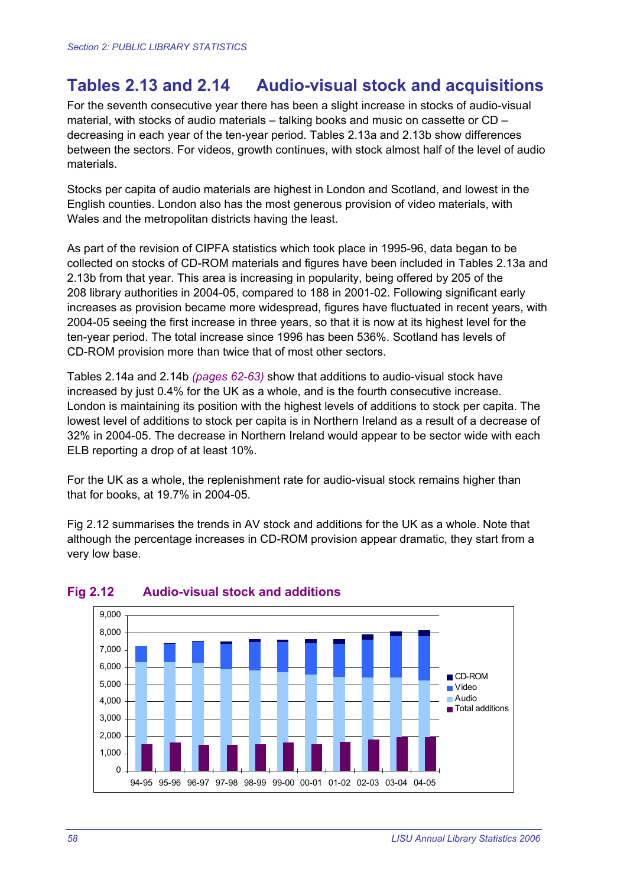## Tables 2.13 and 2.14 Audio-visual stock and acquisitions

For the seventh consecutive year there has been a slight increase in stocks of audio-visual material, with stocks of audio materials – talking books and music on cassette or CD – decreasing in each year of the ten-year period. Tables 2.13a and 2.13b show differences between the sectors. For videos, growth continues, with stock almost half of the level of audio materials.

Stocks per capita of audio materials are highest in London and Scotland, and lowest in the English counties. London also has the most generous provision of video materials, with Wales and the metropolitan districts having the least.

As part of the revision of CIPFA statistics which took place in 1995-96, data began to be collected on stocks of CD-ROM materials and figures have been included in Tables 2.13a and 2.13b from that year. This area is increasing in popularity, being offered by 205 of the 208 library authorities in 2004-05, compared to 188 in 2001-02. Following significant early increases as provision became more widespread, figures have fluctuated in recent years, with 2004-05 seeing the first increase in three years, so that it is now at its highest level for the ten-year period. The total increase since 1996 has been 536%. Scotland has levels of CD-ROM provision more than twice that of most other sectors.

Tables 2.14a and 2.14b *(pages 62-63)* show that additions to audio-visual stock have increased by just 0.4% for the UK as a whole, and is the fourth consecutive increase. London is maintaining its position with the highest levels of additions to stock per capita. The lowest level of additions to stock per capita is in Northern Ireland as a result of a decrease of 32% in 2004-05. The decrease in Northern Ireland would appear to be sector wide with each ELB reporting a drop of at least 10%.

For the UK as a whole, the replenishment rate for audio-visual stock remains higher than that for books, at 19.7% in 2004-05.

Fig 2.12 summarises the trends in AV stock and additions for the UK as a whole. Note that although the percentage increases in CD-ROM provision appear dramatic, they start from a very low base.

### Fig 2.12 Audio-visual stock and additions

[Stacked bar chart, years 94-95 to 04-05, y-axis 0 to 9,000; series: CD-ROM, Video, Audio, Total additions]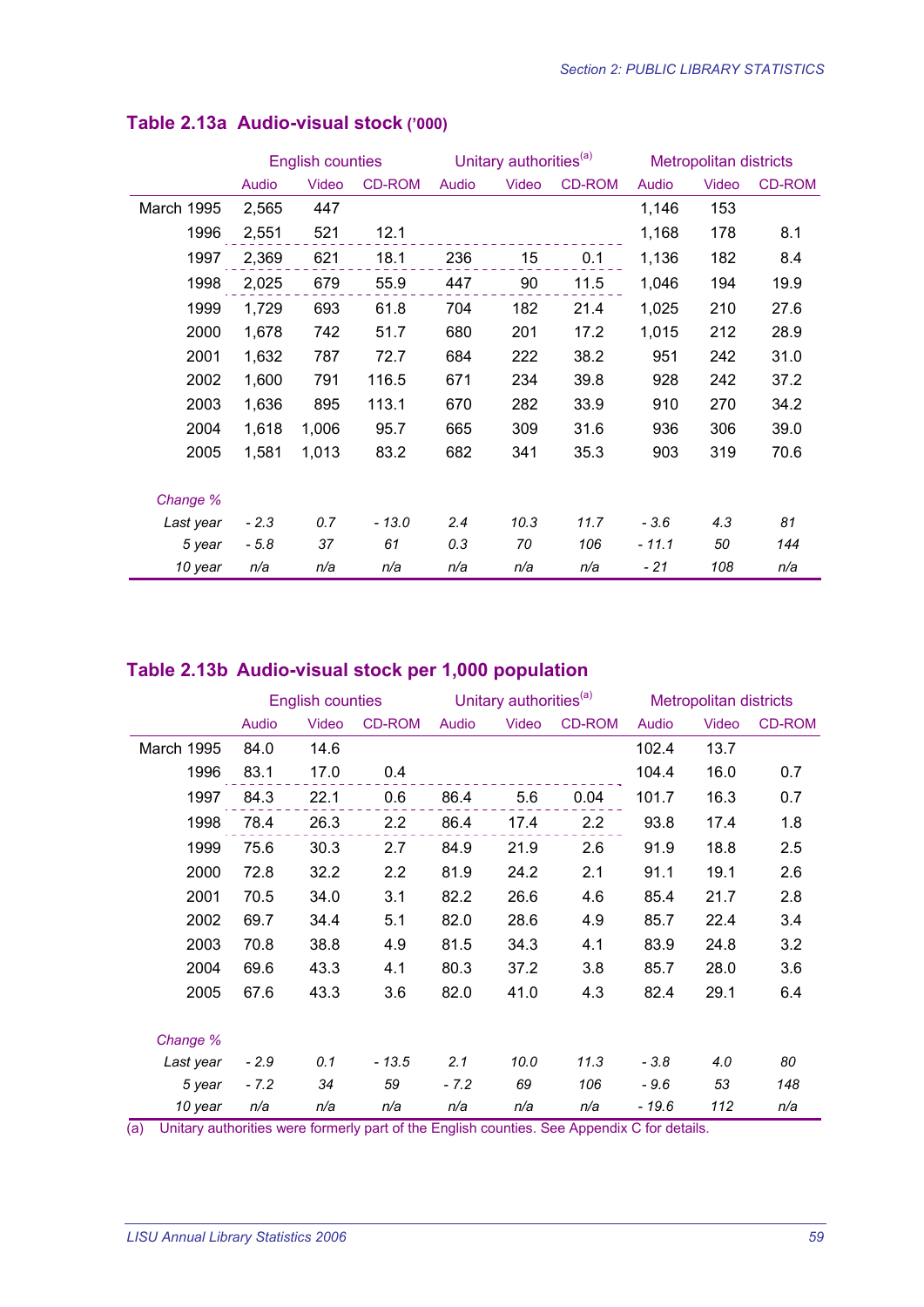## Table 2.13a Audio-visual stock ('000)

| | English counties | | | Unitary authorities[(a)] | | | Metropolitan districts | | |
|---|---|---|---|---|---|---|---|---|---|
| | Audio | Video | CD-ROM | Audio | Video | CD-ROM | Audio | Video | CD-ROM |
| March 1995 | 2,565 | 447 | | | | | 1,146 | 153 | |
| 1996 | 2,551 | 521 | 12.1 | | | | 1,168 | 178 | 8.1 |
| 1997 | 2,369 | 621 | 18.1 | 236 | 15 | 0.1 | 1,136 | 182 | 8.4 |
| 1998 | 2,025 | 679 | 55.9 | 447 | 90 | 11.5 | 1,046 | 194 | 19.9 |
| 1999 | 1,729 | 693 | 61.8 | 704 | 182 | 21.4 | 1,025 | 210 | 27.6 |
| 2000 | 1,678 | 742 | 51.7 | 680 | 201 | 17.2 | 1,015 | 212 | 28.9 |
| 2001 | 1,632 | 787 | 72.7 | 684 | 222 | 38.2 | 951 | 242 | 31.0 |
| 2002 | 1,600 | 791 | 116.5 | 671 | 234 | 39.8 | 928 | 242 | 37.2 |
| 2003 | 1,636 | 895 | 113.1 | 670 | 282 | 33.9 | 910 | 270 | 34.2 |
| 2004 | 1,618 | 1,006 | 95.7 | 665 | 309 | 31.6 | 936 | 306 | 39.0 |
| 2005 | 1,581 | 1,013 | 83.2 | 682 | 341 | 35.3 | 903 | 319 | 70.6 |
| *Change %* | | | | | | | | | |
| *Last year* | *- 2.3* | *0.7* | *- 13.0* | *2.4* | *10.3* | *11.7* | *- 3.6* | *4.3* | *81* |
| *5 year* | *- 5.8* | *37* | *61* | *0.3* | *70* | *106* | *- 11.1* | *50* | *144* |
| *10 year* | *n/a* | *n/a* | *n/a* | *n/a* | *n/a* | *n/a* | *- 21* | *108* | *n/a* |

## Table 2.13b Audio-visual stock per 1,000 population

| | English counties | | | Unitary authorities[(a)] | | | Metropolitan districts | | |
|---|---|---|---|---|---|---|---|---|---|
| | Audio | Video | CD-ROM | Audio | Video | CD-ROM | Audio | Video | CD-ROM |
| March 1995 | 84.0 | 14.6 | | | | | 102.4 | 13.7 | |
| 1996 | 83.1 | 17.0 | 0.4 | | | | 104.4 | 16.0 | 0.7 |
| 1997 | 84.3 | 22.1 | 0.6 | 86.4 | 5.6 | 0.04 | 101.7 | 16.3 | 0.7 |
| 1998 | 78.4 | 26.3 | 2.2 | 86.4 | 17.4 | 2.2 | 93.8 | 17.4 | 1.8 |
| 1999 | 75.6 | 30.3 | 2.7 | 84.9 | 21.9 | 2.6 | 91.9 | 18.8 | 2.5 |
| 2000 | 72.8 | 32.2 | 2.2 | 81.9 | 24.2 | 2.1 | 91.1 | 19.1 | 2.6 |
| 2001 | 70.5 | 34.0 | 3.1 | 82.2 | 26.6 | 4.6 | 85.4 | 21.7 | 2.8 |
| 2002 | 69.7 | 34.4 | 5.1 | 82.0 | 28.6 | 4.9 | 85.7 | 22.4 | 3.4 |
| 2003 | 70.8 | 38.8 | 4.9 | 81.5 | 34.3 | 4.1 | 83.9 | 24.8 | 3.2 |
| 2004 | 69.6 | 43.3 | 4.1 | 80.3 | 37.2 | 3.8 | 85.7 | 28.0 | 3.6 |
| 2005 | 67.6 | 43.3 | 3.6 | 82.0 | 41.0 | 4.3 | 82.4 | 29.1 | 6.4 |
| *Change %* | | | | | | | | | |
| *Last year* | *- 2.9* | *0.1* | *- 13.5* | *2.1* | *10.0* | *11.3* | *- 3.8* | *4.0* | *80* |
| *5 year* | *- 7.2* | *34* | *59* | *- 7.2* | *69* | *106* | *- 9.6* | *53* | *148* |
| *10 year* | *n/a* | *n/a* | *n/a* | *n/a* | *n/a* | *n/a* | *- 19.6* | *112* | *n/a* |

(a) Unitary authorities were formerly part of the English counties. See Appendix C for details.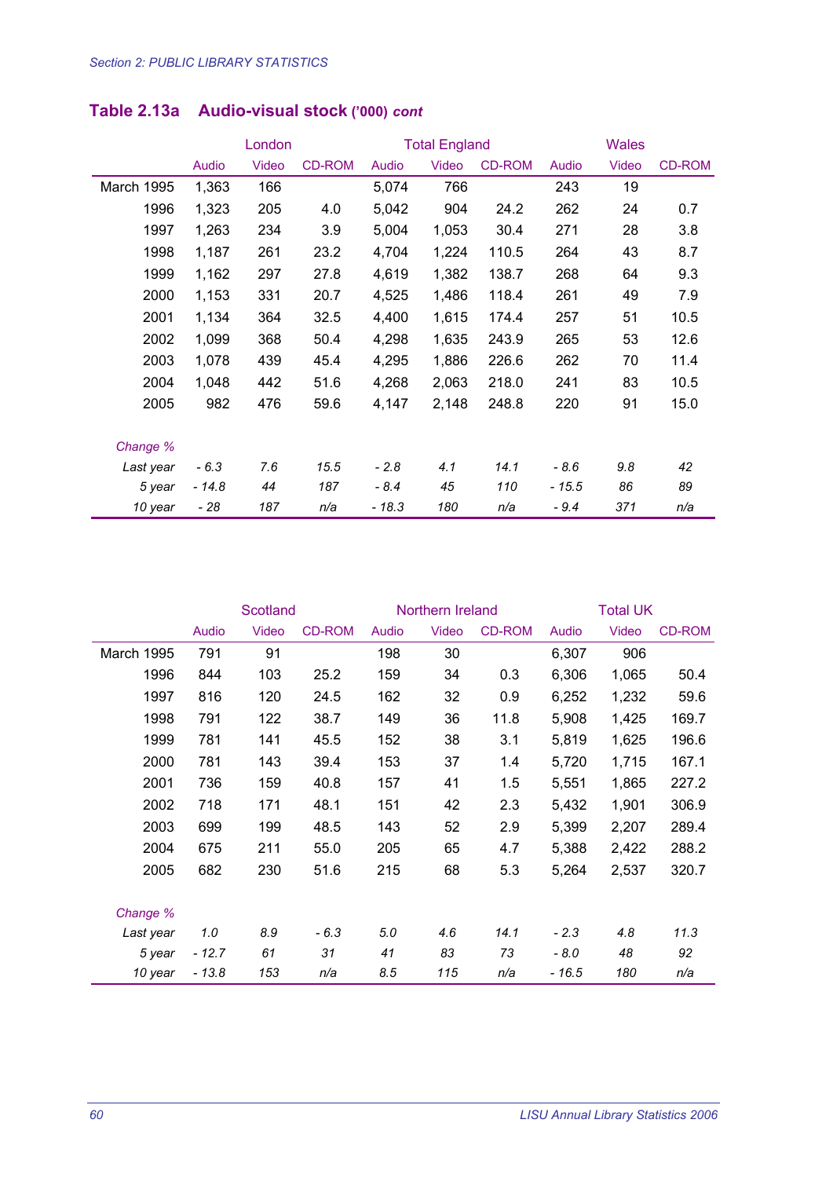## Table 2.13a Audio-visual stock ('000) *cont*

| | London | | | Total England | | | Wales | | |
|---|---|---|---|---|---|---|---|---|---|
| | Audio | Video | CD-ROM | Audio | Video | CD-ROM | Audio | Video | CD-ROM |
| March 1995 | 1,363 | 166 | | 5,074 | 766 | | 243 | 19 | |
| 1996 | 1,323 | 205 | 4.0 | 5,042 | 904 | 24.2 | 262 | 24 | 0.7 |
| 1997 | 1,263 | 234 | 3.9 | 5,004 | 1,053 | 30.4 | 271 | 28 | 3.8 |
| 1998 | 1,187 | 261 | 23.2 | 4,704 | 1,224 | 110.5 | 264 | 43 | 8.7 |
| 1999 | 1,162 | 297 | 27.8 | 4,619 | 1,382 | 138.7 | 268 | 64 | 9.3 |
| 2000 | 1,153 | 331 | 20.7 | 4,525 | 1,486 | 118.4 | 261 | 49 | 7.9 |
| 2001 | 1,134 | 364 | 32.5 | 4,400 | 1,615 | 174.4 | 257 | 51 | 10.5 |
| 2002 | 1,099 | 368 | 50.4 | 4,298 | 1,635 | 243.9 | 265 | 53 | 12.6 |
| 2003 | 1,078 | 439 | 45.4 | 4,295 | 1,886 | 226.6 | 262 | 70 | 11.4 |
| 2004 | 1,048 | 442 | 51.6 | 4,268 | 2,063 | 218.0 | 241 | 83 | 10.5 |
| 2005 | 982 | 476 | 59.6 | 4,147 | 2,148 | 248.8 | 220 | 91 | 15.0 |
| *Change %* | | | | | | | | | |
| *Last year* | *- 6.3* | *7.6* | *15.5* | *- 2.8* | *4.1* | *14.1* | *- 8.6* | *9.8* | *42* |
| *5 year* | *- 14.8* | *44* | *187* | *- 8.4* | *45* | *110* | *- 15.5* | *86* | *89* |
| *10 year* | *- 28* | *187* | *n/a* | *- 18.3* | *180* | *n/a* | *- 9.4* | *371* | *n/a* |

| | Scotland | | | Northern Ireland | | | Total UK | | |
|---|---|---|---|---|---|---|---|---|---|
| | Audio | Video | CD-ROM | Audio | Video | CD-ROM | Audio | Video | CD-ROM |
| March 1995 | 791 | 91 | | 198 | 30 | | 6,307 | 906 | |
| 1996 | 844 | 103 | 25.2 | 159 | 34 | 0.3 | 6,306 | 1,065 | 50.4 |
| 1997 | 816 | 120 | 24.5 | 162 | 32 | 0.9 | 6,252 | 1,232 | 59.6 |
| 1998 | 791 | 122 | 38.7 | 149 | 36 | 11.8 | 5,908 | 1,425 | 169.7 |
| 1999 | 781 | 141 | 45.5 | 152 | 38 | 3.1 | 5,819 | 1,625 | 196.6 |
| 2000 | 781 | 143 | 39.4 | 153 | 37 | 1.4 | 5,720 | 1,715 | 167.1 |
| 2001 | 736 | 159 | 40.8 | 157 | 41 | 1.5 | 5,551 | 1,865 | 227.2 |
| 2002 | 718 | 171 | 48.1 | 151 | 42 | 2.3 | 5,432 | 1,901 | 306.9 |
| 2003 | 699 | 199 | 48.5 | 143 | 52 | 2.9 | 5,399 | 2,207 | 289.4 |
| 2004 | 675 | 211 | 55.0 | 205 | 65 | 4.7 | 5,388 | 2,422 | 288.2 |
| 2005 | 682 | 230 | 51.6 | 215 | 68 | 5.3 | 5,264 | 2,537 | 320.7 |
| *Change %* | | | | | | | | | |
| *Last year* | *1.0* | *8.9* | *- 6.3* | *5.0* | *4.6* | *14.1* | *- 2.3* | *4.8* | *11.3* |
| *5 year* | *- 12.7* | *61* | *31* | *41* | *83* | *73* | *- 8.0* | *48* | *92* |
| *10 year* | *- 13.8* | *153* | *n/a* | *8.5* | *115* | *n/a* | *- 16.5* | *180* | *n/a* |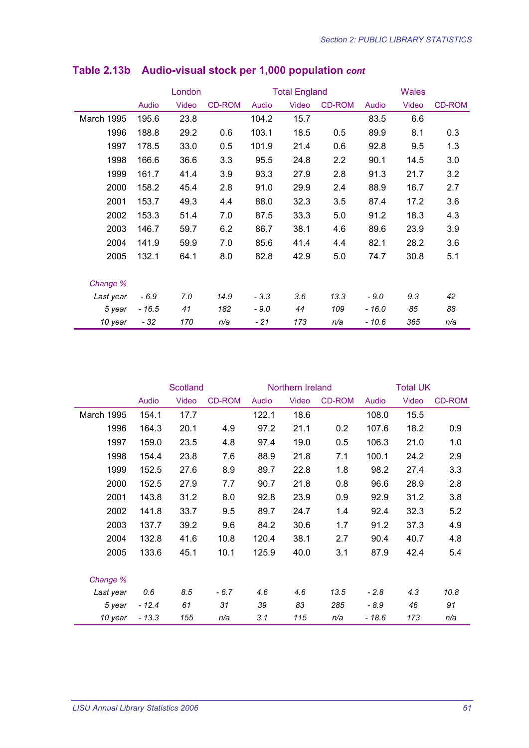## Table 2.13b Audio-visual stock per 1,000 population *cont*

| | London | | | Total England | | | Wales | | |
|---|---|---|---|---|---|---|---|---|---|
| | Audio | Video | CD-ROM | Audio | Video | CD-ROM | Audio | Video | CD-ROM |
| March 1995 | 195.6 | 23.8 | | 104.2 | 15.7 | | 83.5 | 6.6 | |
| 1996 | 188.8 | 29.2 | 0.6 | 103.1 | 18.5 | 0.5 | 89.9 | 8.1 | 0.3 |
| 1997 | 178.5 | 33.0 | 0.5 | 101.9 | 21.4 | 0.6 | 92.8 | 9.5 | 1.3 |
| 1998 | 166.6 | 36.6 | 3.3 | 95.5 | 24.8 | 2.2 | 90.1 | 14.5 | 3.0 |
| 1999 | 161.7 | 41.4 | 3.9 | 93.3 | 27.9 | 2.8 | 91.3 | 21.7 | 3.2 |
| 2000 | 158.2 | 45.4 | 2.8 | 91.0 | 29.9 | 2.4 | 88.9 | 16.7 | 2.7 |
| 2001 | 153.7 | 49.3 | 4.4 | 88.0 | 32.3 | 3.5 | 87.4 | 17.2 | 3.6 |
| 2002 | 153.3 | 51.4 | 7.0 | 87.5 | 33.3 | 5.0 | 91.2 | 18.3 | 4.3 |
| 2003 | 146.7 | 59.7 | 6.2 | 86.7 | 38.1 | 4.6 | 89.6 | 23.9 | 3.9 |
| 2004 | 141.9 | 59.9 | 7.0 | 85.6 | 41.4 | 4.4 | 82.1 | 28.2 | 3.6 |
| 2005 | 132.1 | 64.1 | 8.0 | 82.8 | 42.9 | 5.0 | 74.7 | 30.8 | 5.1 |
| *Change %* | | | | | | | | | |
| *Last year* | *- 6.9* | *7.0* | *14.9* | *- 3.3* | *3.6* | *13.3* | *- 9.0* | *9.3* | *42* |
| *5 year* | *- 16.5* | *41* | *182* | *- 9.0* | *44* | *109* | *- 16.0* | *85* | *88* |
| *10 year* | *- 32* | *170* | *n/a* | *- 21* | *173* | *n/a* | *- 10.6* | *365* | *n/a* |

| | Scotland | | | Northern Ireland | | | Total UK | | |
|---|---|---|---|---|---|---|---|---|---|
| | Audio | Video | CD-ROM | Audio | Video | CD-ROM | Audio | Video | CD-ROM |
| March 1995 | 154.1 | 17.7 | | 122.1 | 18.6 | | 108.0 | 15.5 | |
| 1996 | 164.3 | 20.1 | 4.9 | 97.2 | 21.1 | 0.2 | 107.6 | 18.2 | 0.9 |
| 1997 | 159.0 | 23.5 | 4.8 | 97.4 | 19.0 | 0.5 | 106.3 | 21.0 | 1.0 |
| 1998 | 154.4 | 23.8 | 7.6 | 88.9 | 21.8 | 7.1 | 100.1 | 24.2 | 2.9 |
| 1999 | 152.5 | 27.6 | 8.9 | 89.7 | 22.8 | 1.8 | 98.2 | 27.4 | 3.3 |
| 2000 | 152.5 | 27.9 | 7.7 | 90.7 | 21.8 | 0.8 | 96.6 | 28.9 | 2.8 |
| 2001 | 143.8 | 31.2 | 8.0 | 92.8 | 23.9 | 0.9 | 92.9 | 31.2 | 3.8 |
| 2002 | 141.8 | 33.7 | 9.5 | 89.7 | 24.7 | 1.4 | 92.4 | 32.3 | 5.2 |
| 2003 | 137.7 | 39.2 | 9.6 | 84.2 | 30.6 | 1.7 | 91.2 | 37.3 | 4.9 |
| 2004 | 132.8 | 41.6 | 10.8 | 120.4 | 38.1 | 2.7 | 90.4 | 40.7 | 4.8 |
| 2005 | 133.6 | 45.1 | 10.1 | 125.9 | 40.0 | 3.1 | 87.9 | 42.4 | 5.4 |
| *Change %* | | | | | | | | | |
| *Last year* | *0.6* | *8.5* | *- 6.7* | *4.6* | *4.6* | *13.5* | *- 2.8* | *4.3* | *10.8* |
| *5 year* | *- 12.4* | *61* | *31* | *39* | *83* | *285* | *- 8.9* | *46* | *91* |
| *10 year* | *- 13.3* | *155* | *n/a* | *3.1* | *115* | *n/a* | *- 18.6* | *173* | *n/a* |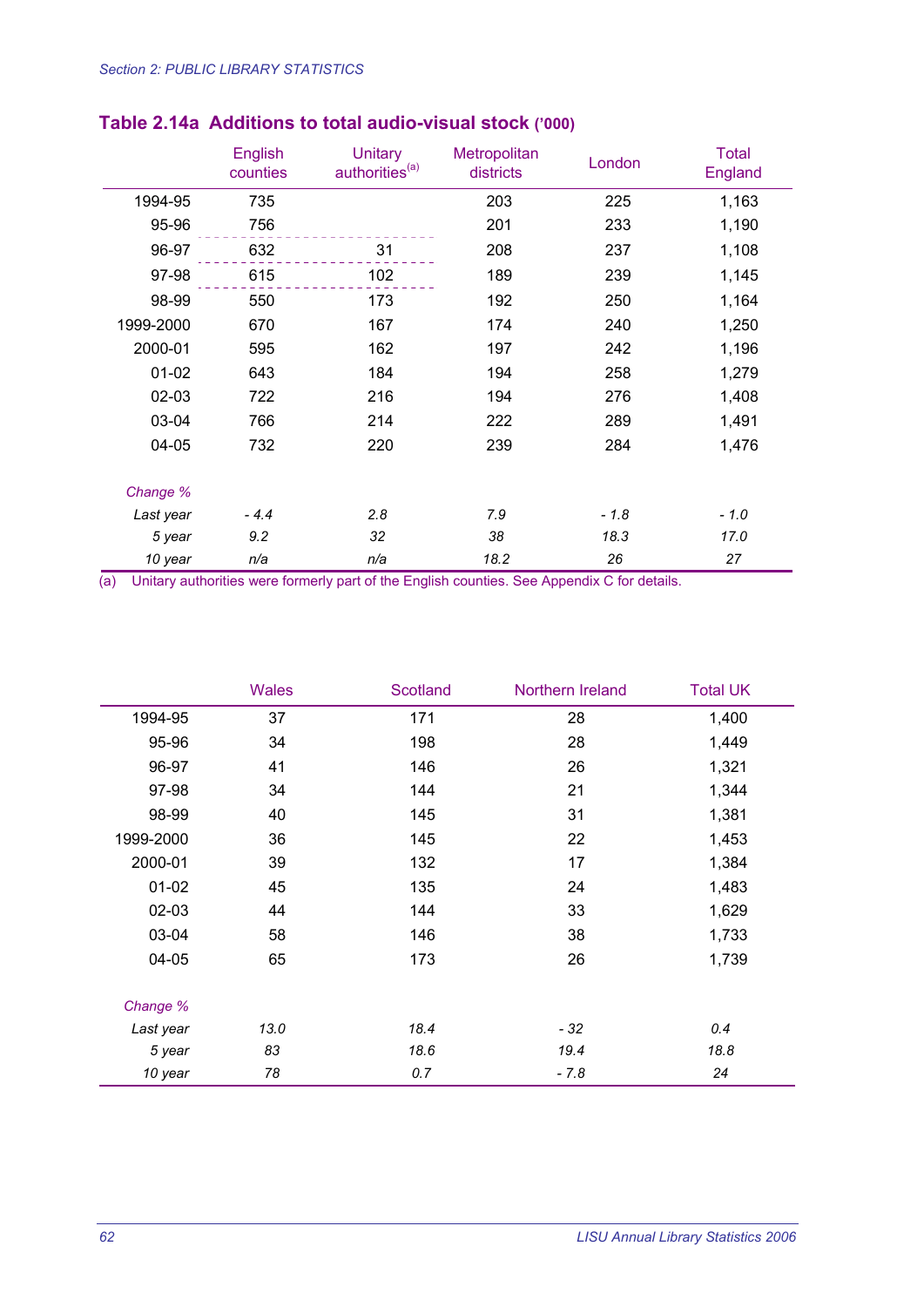## Table 2.14a  Additions to total audio-visual stock ('000)

| | English counties | Unitary authorities[a] | Metropolitan districts | London | Total England |
|---|---|---|---|---|---|
| 1994-95 | 735 | | 203 | 225 | 1,163 |
| 95-96 | 756 | | 201 | 233 | 1,190 |
| 96-97 | 632 | 31 | 208 | 237 | 1,108 |
| 97-98 | 615 | 102 | 189 | 239 | 1,145 |
| 98-99 | 550 | 173 | 192 | 250 | 1,164 |
| 1999-2000 | 670 | 167 | 174 | 240 | 1,250 |
| 2000-01 | 595 | 162 | 197 | 242 | 1,196 |
| 01-02 | 643 | 184 | 194 | 258 | 1,279 |
| 02-03 | 722 | 216 | 194 | 276 | 1,408 |
| 03-04 | 766 | 214 | 222 | 289 | 1,491 |
| 04-05 | 732 | 220 | 239 | 284 | 1,476 |
| *Change %* | | | | | |
| *Last year* | *- 4.4* | *2.8* | *7.9* | *- 1.8* | *- 1.0* |
| *5 year* | *9.2* | *32* | *38* | *18.3* | *17.0* |
| *10 year* | *n/a* | *n/a* | *18.2* | *26* | *27* |

(a) Unitary authorities were formerly part of the English counties. See Appendix C for details.

| | Wales | Scotland | Northern Ireland | Total UK |
|---|---|---|---|---|
| 1994-95 | 37 | 171 | 28 | 1,400 |
| 95-96 | 34 | 198 | 28 | 1,449 |
| 96-97 | 41 | 146 | 26 | 1,321 |
| 97-98 | 34 | 144 | 21 | 1,344 |
| 98-99 | 40 | 145 | 31 | 1,381 |
| 1999-2000 | 36 | 145 | 22 | 1,453 |
| 2000-01 | 39 | 132 | 17 | 1,384 |
| 01-02 | 45 | 135 | 24 | 1,483 |
| 02-03 | 44 | 144 | 33 | 1,629 |
| 03-04 | 58 | 146 | 38 | 1,733 |
| 04-05 | 65 | 173 | 26 | 1,739 |
| *Change %* | | | | |
| *Last year* | *13.0* | *18.4* | *- 32* | *0.4* |
| *5 year* | *83* | *18.6* | *19.4* | *18.8* |
| *10 year* | *78* | *0.7* | *- 7.8* | *24* |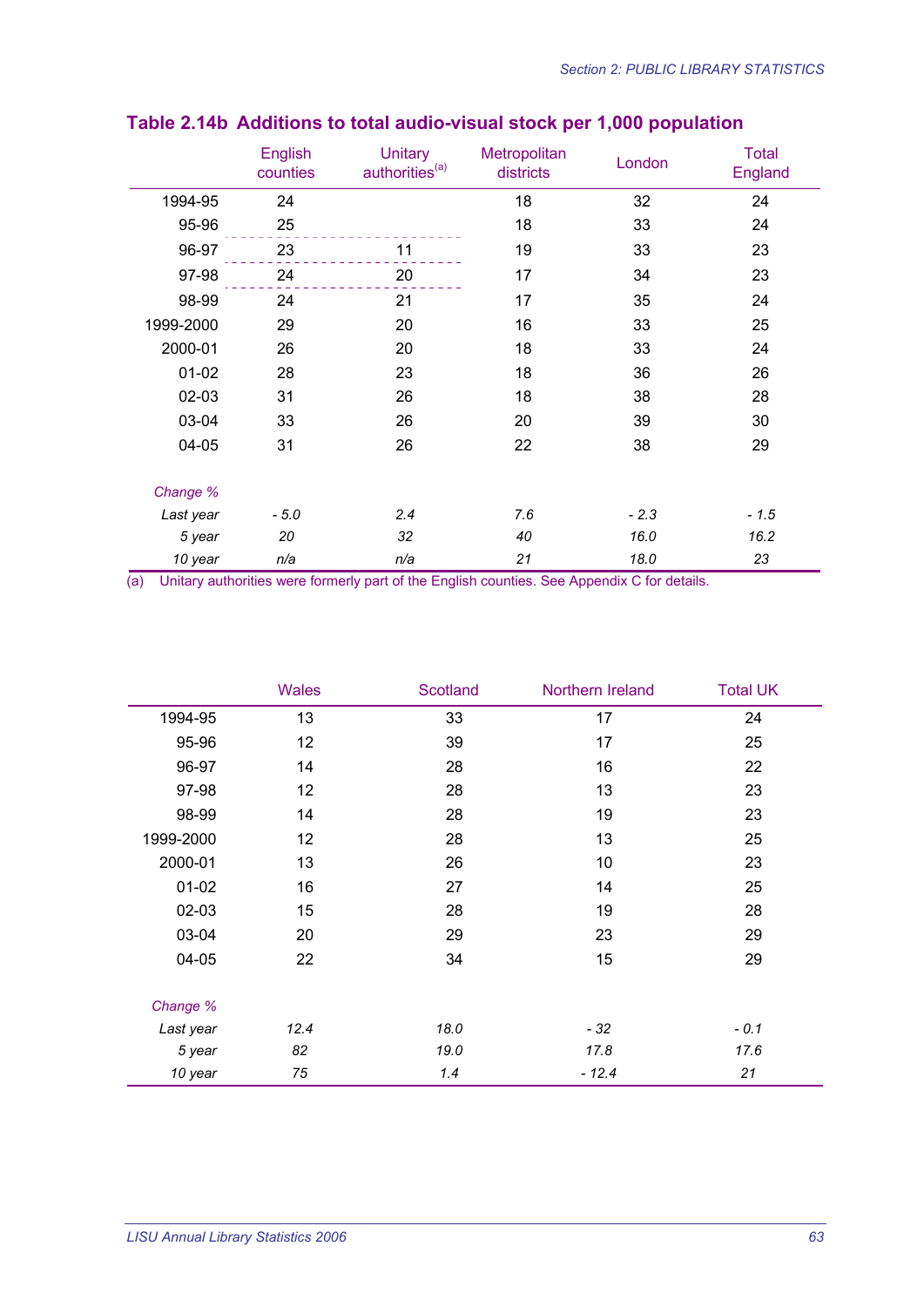## Table 2.14b Additions to total audio-visual stock per 1,000 population

| | English counties | Unitary authorities[a] | Metropolitan districts | London | Total England |
|---|---|---|---|---|---|
| 1994-95 | 24 | | 18 | 32 | 24 |
| 95-96 | 25 | | 18 | 33 | 24 |
| 96-97 | 23 | 11 | 19 | 33 | 23 |
| 97-98 | 24 | 20 | 17 | 34 | 23 |
| 98-99 | 24 | 21 | 17 | 35 | 24 |
| 1999-2000 | 29 | 20 | 16 | 33 | 25 |
| 2000-01 | 26 | 20 | 18 | 33 | 24 |
| 01-02 | 28 | 23 | 18 | 36 | 26 |
| 02-03 | 31 | 26 | 18 | 38 | 28 |
| 03-04 | 33 | 26 | 20 | 39 | 30 |
| 04-05 | 31 | 26 | 22 | 38 | 29 |
| *Change %* | | | | | |
| *Last year* | *- 5.0* | *2.4* | *7.6* | *- 2.3* | *- 1.5* |
| *5 year* | *20* | *32* | *40* | *16.0* | *16.2* |
| *10 year* | *n/a* | *n/a* | *21* | *18.0* | *23* |

(a) Unitary authorities were formerly part of the English counties. See Appendix C for details.

| | Wales | Scotland | Northern Ireland | Total UK |
|---|---|---|---|---|
| 1994-95 | 13 | 33 | 17 | 24 |
| 95-96 | 12 | 39 | 17 | 25 |
| 96-97 | 14 | 28 | 16 | 22 |
| 97-98 | 12 | 28 | 13 | 23 |
| 98-99 | 14 | 28 | 19 | 23 |
| 1999-2000 | 12 | 28 | 13 | 25 |
| 2000-01 | 13 | 26 | 10 | 23 |
| 01-02 | 16 | 27 | 14 | 25 |
| 02-03 | 15 | 28 | 19 | 28 |
| 03-04 | 20 | 29 | 23 | 29 |
| 04-05 | 22 | 34 | 15 | 29 |
| *Change %* | | | | |
| *Last year* | *12.4* | *18.0* | *- 32* | *- 0.1* |
| *5 year* | *82* | *19.0* | *17.8* | *17.6* |
| *10 year* | *75* | *1.4* | *- 12.4* | *21* |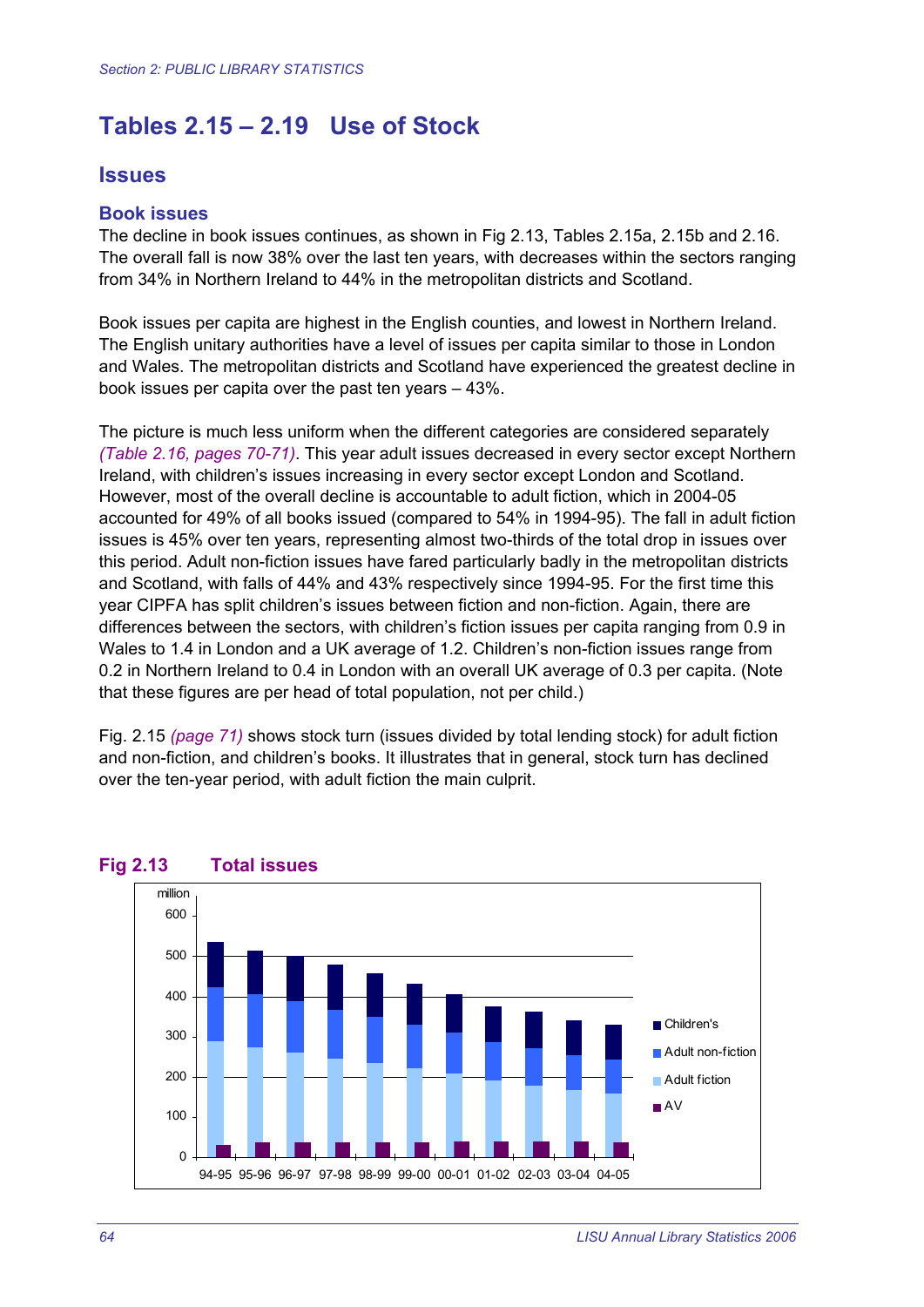# Tables 2.15 – 2.19 Use of Stock

## Issues

### Book issues

The decline in book issues continues, as shown in Fig 2.13, Tables 2.15a, 2.15b and 2.16. The overall fall is now 38% over the last ten years, with decreases within the sectors ranging from 34% in Northern Ireland to 44% in the metropolitan districts and Scotland.

Book issues per capita are highest in the English counties, and lowest in Northern Ireland. The English unitary authorities have a level of issues per capita similar to those in London and Wales. The metropolitan districts and Scotland have experienced the greatest decline in book issues per capita over the past ten years – 43%.

The picture is much less uniform when the different categories are considered separately *(Table 2.16, pages 70-71)*. This year adult issues decreased in every sector except Northern Ireland, with children's issues increasing in every sector except London and Scotland. However, most of the overall decline is accountable to adult fiction, which in 2004-05 accounted for 49% of all books issued (compared to 54% in 1994-95). The fall in adult fiction issues is 45% over ten years, representing almost two-thirds of the total drop in issues over this period. Adult non-fiction issues have fared particularly badly in the metropolitan districts and Scotland, with falls of 44% and 43% respectively since 1994-95. For the first time this year CIPFA has split children's issues between fiction and non-fiction. Again, there are differences between the sectors, with children's fiction issues per capita ranging from 0.9 in Wales to 1.4 in London and a UK average of 1.2. Children's non-fiction issues range from 0.2 in Northern Ireland to 0.4 in London with an overall UK average of 0.3 per capita. (Note that these figures are per head of total population, not per child.)

Fig. 2.15 *(page 71)* shows stock turn (issues divided by total lending stock) for adult fiction and non-fiction, and children's books. It illustrates that in general, stock turn has declined over the ten-year period, with adult fiction the main culprit.

**Fig 2.13 Total issues**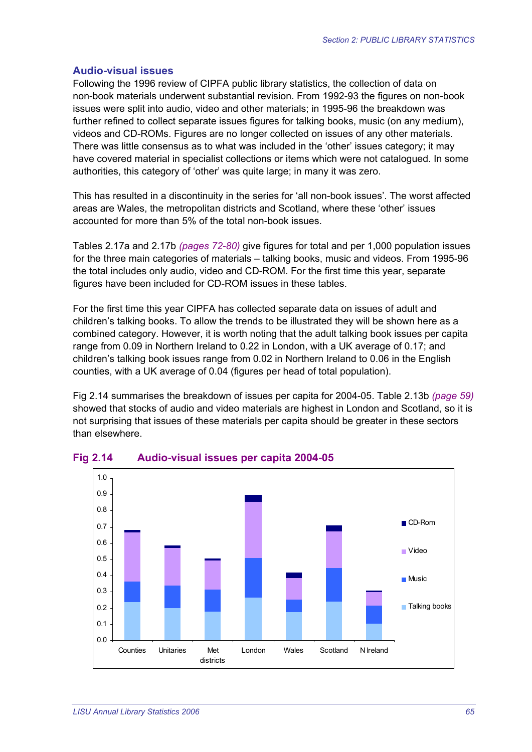## Audio-visual issues

Following the 1996 review of CIPFA public library statistics, the collection of data on non-book materials underwent substantial revision. From 1992-93 the figures on non-book issues were split into audio, video and other materials; in 1995-96 the breakdown was further refined to collect separate issues figures for talking books, music (on any medium), videos and CD-ROMs. Figures are no longer collected on issues of any other materials. There was little consensus as to what was included in the 'other' issues category; it may have covered material in specialist collections or items which were not catalogued. In some authorities, this category of 'other' was quite large; in many it was zero.

This has resulted in a discontinuity in the series for 'all non-book issues'. The worst affected areas are Wales, the metropolitan districts and Scotland, where these 'other' issues accounted for more than 5% of the total non-book issues.

Tables 2.17a and 2.17b *(pages 72-80)* give figures for total and per 1,000 population issues for the three main categories of materials – talking books, music and videos. From 1995-96 the total includes only audio, video and CD-ROM. For the first time this year, separate figures have been included for CD-ROM issues in these tables.

For the first time this year CIPFA has collected separate data on issues of adult and children's talking books. To allow the trends to be illustrated they will be shown here as a combined category. However, it is worth noting that the adult talking book issues per capita range from 0.09 in Northern Ireland to 0.22 in London, with a UK average of 0.17; and children's talking book issues range from 0.02 in Northern Ireland to 0.06 in the English counties, with a UK average of 0.04 (figures per head of total population).

Fig 2.14 summarises the breakdown of issues per capita for 2004-05. Table 2.13b *(page 59)* showed that stocks of audio and video materials are highest in London and Scotland, so it is not surprising that issues of these materials per capita should be greater in these sectors than elsewhere.

### Fig 2.14 Audio-visual issues per capita 2004-05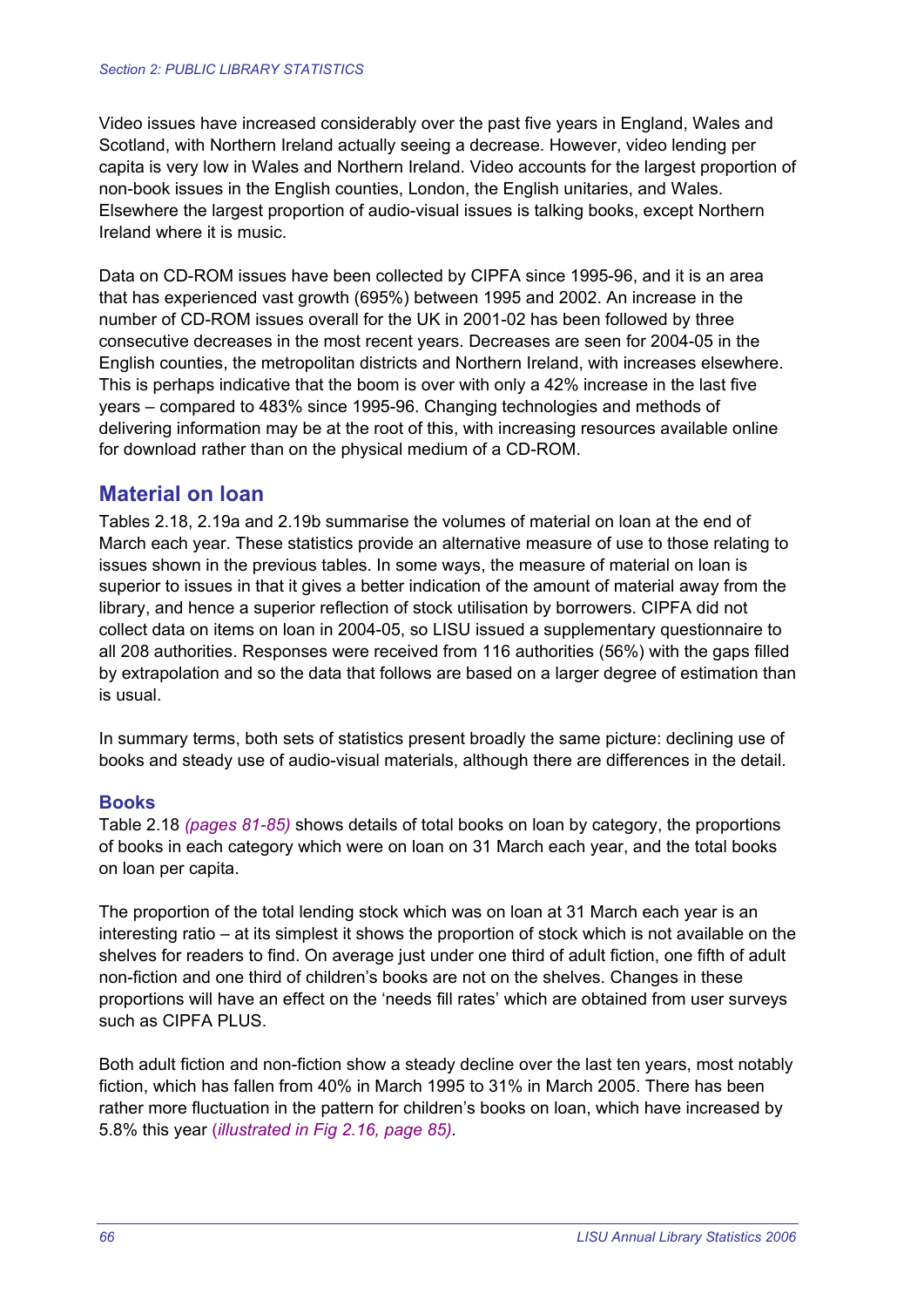Video issues have increased considerably over the past five years in England, Wales and Scotland, with Northern Ireland actually seeing a decrease. However, video lending per capita is very low in Wales and Northern Ireland. Video accounts for the largest proportion of non-book issues in the English counties, London, the English unitaries, and Wales. Elsewhere the largest proportion of audio-visual issues is talking books, except Northern Ireland where it is music.

Data on CD-ROM issues have been collected by CIPFA since 1995-96, and it is an area that has experienced vast growth (695%) between 1995 and 2002. An increase in the number of CD-ROM issues overall for the UK in 2001-02 has been followed by three consecutive decreases in the most recent years. Decreases are seen for 2004-05 in the English counties, the metropolitan districts and Northern Ireland, with increases elsewhere. This is perhaps indicative that the boom is over with only a 42% increase in the last five years – compared to 483% since 1995-96. Changing technologies and methods of delivering information may be at the root of this, with increasing resources available online for download rather than on the physical medium of a CD-ROM.

## Material on loan

Tables 2.18, 2.19a and 2.19b summarise the volumes of material on loan at the end of March each year. These statistics provide an alternative measure of use to those relating to issues shown in the previous tables. In some ways, the measure of material on loan is superior to issues in that it gives a better indication of the amount of material away from the library, and hence a superior reflection of stock utilisation by borrowers. CIPFA did not collect data on items on loan in 2004-05, so LISU issued a supplementary questionnaire to all 208 authorities. Responses were received from 116 authorities (56%) with the gaps filled by extrapolation and so the data that follows are based on a larger degree of estimation than is usual.

In summary terms, both sets of statistics present broadly the same picture: declining use of books and steady use of audio-visual materials, although there are differences in the detail.

### Books

Table 2.18 *(pages 81-85)* shows details of total books on loan by category, the proportions of books in each category which were on loan on 31 March each year, and the total books on loan per capita.

The proportion of the total lending stock which was on loan at 31 March each year is an interesting ratio – at its simplest it shows the proportion of stock which is not available on the shelves for readers to find. On average just under one third of adult fiction, one fifth of adult non-fiction and one third of children's books are not on the shelves. Changes in these proportions will have an effect on the 'needs fill rates' which are obtained from user surveys such as CIPFA PLUS.

Both adult fiction and non-fiction show a steady decline over the last ten years, most notably fiction, which has fallen from 40% in March 1995 to 31% in March 2005. There has been rather more fluctuation in the pattern for children's books on loan, which have increased by 5.8% this year (*illustrated in Fig 2.16, page 85)*.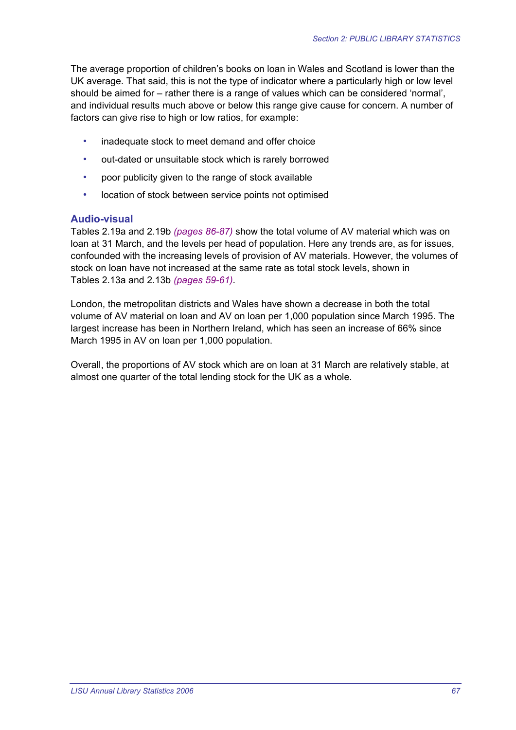The average proportion of children's books on loan in Wales and Scotland is lower than the UK average. That said, this is not the type of indicator where a particularly high or low level should be aimed for – rather there is a range of values which can be considered 'normal', and individual results much above or below this range give cause for concern. A number of factors can give rise to high or low ratios, for example:

- inadequate stock to meet demand and offer choice
- out-dated or unsuitable stock which is rarely borrowed
- poor publicity given to the range of stock available
- location of stock between service points not optimised

## Audio-visual

Tables 2.19a and 2.19b *(pages 86-87)* show the total volume of AV material which was on loan at 31 March, and the levels per head of population. Here any trends are, as for issues, confounded with the increasing levels of provision of AV materials. However, the volumes of stock on loan have not increased at the same rate as total stock levels, shown in Tables 2.13a and 2.13b *(pages 59-61)*.

London, the metropolitan districts and Wales have shown a decrease in both the total volume of AV material on loan and AV on loan per 1,000 population since March 1995. The largest increase has been in Northern Ireland, which has seen an increase of 66% since March 1995 in AV on loan per 1,000 population.

Overall, the proportions of AV stock which are on loan at 31 March are relatively stable, at almost one quarter of the total lending stock for the UK as a whole.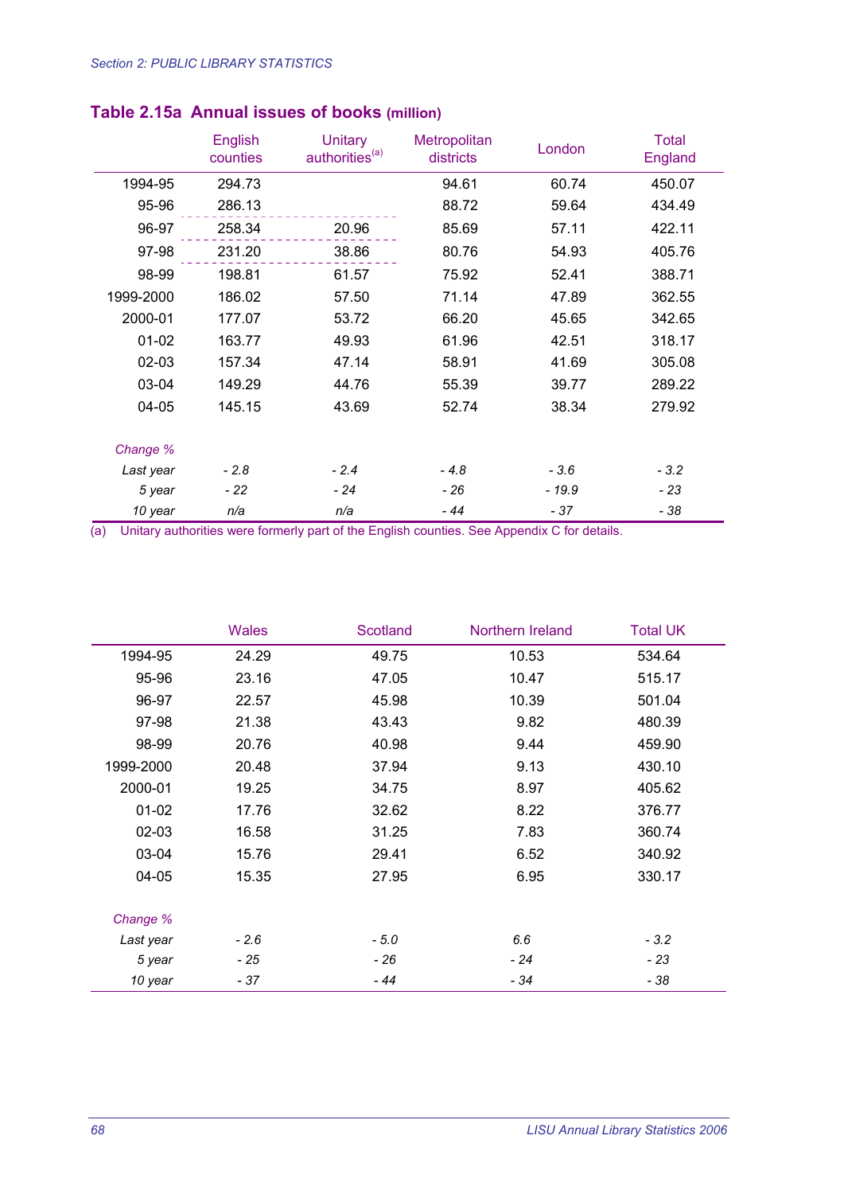## Table 2.15a Annual issues of books (million)

| | English counties | Unitary authorities[a] | Metropolitan districts | London | Total England |
|---|---|---|---|---|---|
| 1994-95 | 294.73 | | 94.61 | 60.74 | 450.07 |
| 95-96 | 286.13 | | 88.72 | 59.64 | 434.49 |
| 96-97 | 258.34 | 20.96 | 85.69 | 57.11 | 422.11 |
| 97-98 | 231.20 | 38.86 | 80.76 | 54.93 | 405.76 |
| 98-99 | 198.81 | 61.57 | 75.92 | 52.41 | 388.71 |
| 1999-2000 | 186.02 | 57.50 | 71.14 | 47.89 | 362.55 |
| 2000-01 | 177.07 | 53.72 | 66.20 | 45.65 | 342.65 |
| 01-02 | 163.77 | 49.93 | 61.96 | 42.51 | 318.17 |
| 02-03 | 157.34 | 47.14 | 58.91 | 41.69 | 305.08 |
| 03-04 | 149.29 | 44.76 | 55.39 | 39.77 | 289.22 |
| 04-05 | 145.15 | 43.69 | 52.74 | 38.34 | 279.92 |
| *Change %* | | | | | |
| *Last year* | *- 2.8* | *- 2.4* | *- 4.8* | *- 3.6* | *- 3.2* |
| *5 year* | *- 22* | *- 24* | *- 26* | *- 19.9* | *- 23* |
| *10 year* | *n/a* | *n/a* | *- 44* | *- 37* | *- 38* |

(a) Unitary authorities were formerly part of the English counties. See Appendix C for details.

| | Wales | Scotland | Northern Ireland | Total UK |
|---|---|---|---|---|
| 1994-95 | 24.29 | 49.75 | 10.53 | 534.64 |
| 95-96 | 23.16 | 47.05 | 10.47 | 515.17 |
| 96-97 | 22.57 | 45.98 | 10.39 | 501.04 |
| 97-98 | 21.38 | 43.43 | 9.82 | 480.39 |
| 98-99 | 20.76 | 40.98 | 9.44 | 459.90 |
| 1999-2000 | 20.48 | 37.94 | 9.13 | 430.10 |
| 2000-01 | 19.25 | 34.75 | 8.97 | 405.62 |
| 01-02 | 17.76 | 32.62 | 8.22 | 376.77 |
| 02-03 | 16.58 | 31.25 | 7.83 | 360.74 |
| 03-04 | 15.76 | 29.41 | 6.52 | 340.92 |
| 04-05 | 15.35 | 27.95 | 6.95 | 330.17 |
| *Change %* | | | | |
| *Last year* | *- 2.6* | *- 5.0* | *6.6* | *- 3.2* |
| *5 year* | *- 25* | *- 26* | *- 24* | *- 23* |
| *10 year* | *- 37* | *- 44* | *- 34* | *- 38* |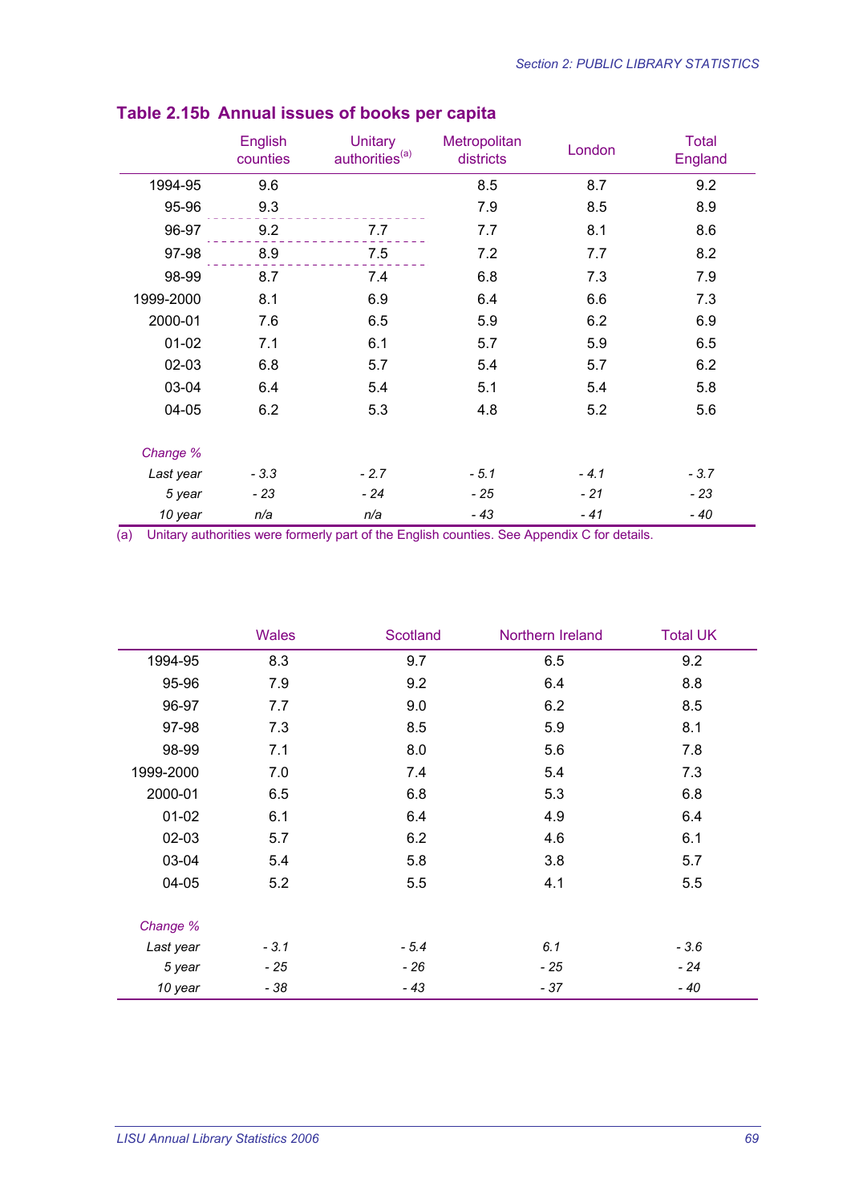## Table 2.15b Annual issues of books per capita

| | English counties | Unitary authorities[a] | Metropolitan districts | London | Total England |
|---|---|---|---|---|---|
| 1994-95 | 9.6 | | 8.5 | 8.7 | 9.2 |
| 95-96 | 9.3 | | 7.9 | 8.5 | 8.9 |
| 96-97 | 9.2 | 7.7 | 7.7 | 8.1 | 8.6 |
| 97-98 | 8.9 | 7.5 | 7.2 | 7.7 | 8.2 |
| 98-99 | 8.7 | 7.4 | 6.8 | 7.3 | 7.9 |
| 1999-2000 | 8.1 | 6.9 | 6.4 | 6.6 | 7.3 |
| 2000-01 | 7.6 | 6.5 | 5.9 | 6.2 | 6.9 |
| 01-02 | 7.1 | 6.1 | 5.7 | 5.9 | 6.5 |
| 02-03 | 6.8 | 5.7 | 5.4 | 5.7 | 6.2 |
| 03-04 | 6.4 | 5.4 | 5.1 | 5.4 | 5.8 |
| 04-05 | 6.2 | 5.3 | 4.8 | 5.2 | 5.6 |
| *Change %* | | | | | |
| *Last year* | *- 3.3* | *- 2.7* | *- 5.1* | *- 4.1* | *- 3.7* |
| *5 year* | *- 23* | *- 24* | *- 25* | *- 21* | *- 23* |
| *10 year* | *n/a* | *n/a* | *- 43* | *- 41* | *- 40* |

(a) Unitary authorities were formerly part of the English counties. See Appendix C for details.

| | Wales | Scotland | Northern Ireland | Total UK |
|---|---|---|---|---|
| 1994-95 | 8.3 | 9.7 | 6.5 | 9.2 |
| 95-96 | 7.9 | 9.2 | 6.4 | 8.8 |
| 96-97 | 7.7 | 9.0 | 6.2 | 8.5 |
| 97-98 | 7.3 | 8.5 | 5.9 | 8.1 |
| 98-99 | 7.1 | 8.0 | 5.6 | 7.8 |
| 1999-2000 | 7.0 | 7.4 | 5.4 | 7.3 |
| 2000-01 | 6.5 | 6.8 | 5.3 | 6.8 |
| 01-02 | 6.1 | 6.4 | 4.9 | 6.4 |
| 02-03 | 5.7 | 6.2 | 4.6 | 6.1 |
| 03-04 | 5.4 | 5.8 | 3.8 | 5.7 |
| 04-05 | 5.2 | 5.5 | 4.1 | 5.5 |
| *Change %* | | | | |
| *Last year* | *- 3.1* | *- 5.4* | *6.1* | *- 3.6* |
| *5 year* | *- 25* | *- 26* | *- 25* | *- 24* |
| *10 year* | *- 38* | *- 43* | *- 37* | *- 40* |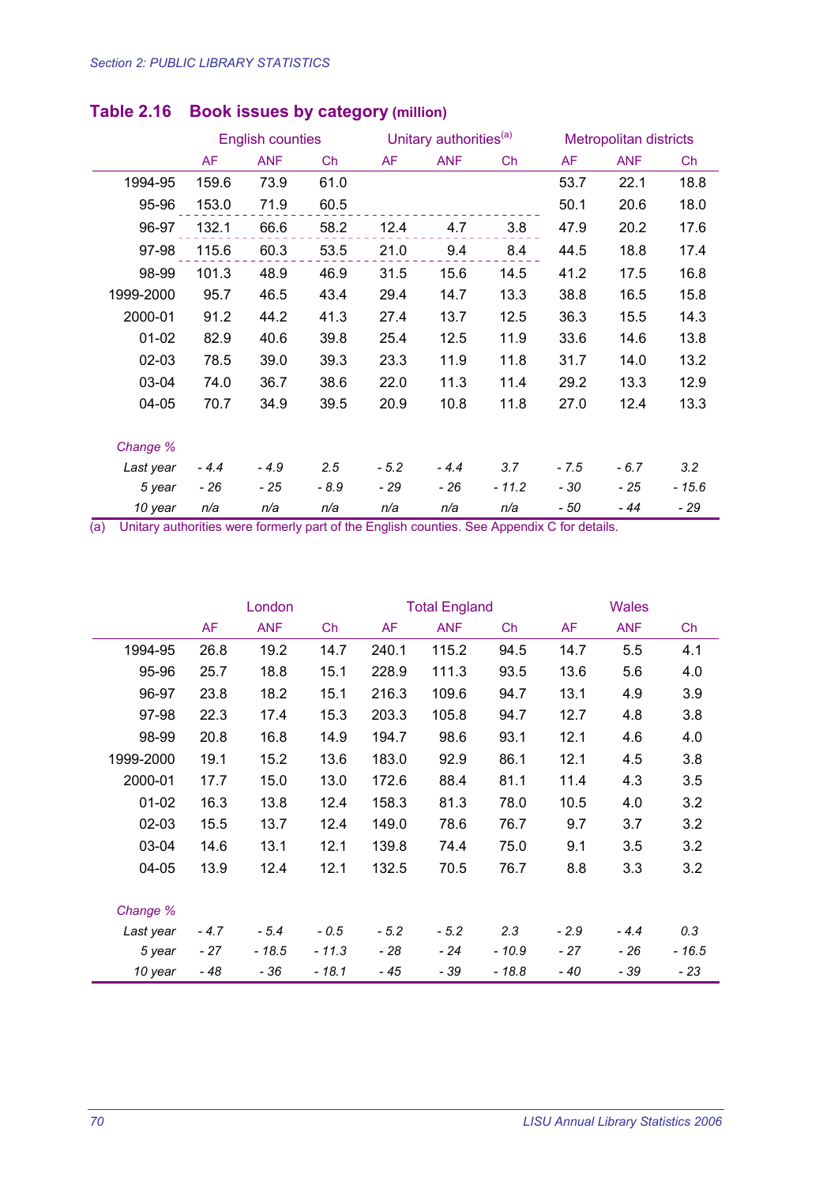## Table 2.16 Book issues by category (million)

| | English counties | | | Unitary authorities[a] | | | Metropolitan districts | | |
|---|---|---|---|---|---|---|---|---|---|
| | AF | ANF | Ch | AF | ANF | Ch | AF | ANF | Ch |
| 1994-95 | 159.6 | 73.9 | 61.0 | | | | 53.7 | 22.1 | 18.8 |
| 95-96 | 153.0 | 71.9 | 60.5 | | | | 50.1 | 20.6 | 18.0 |
| 96-97 | 132.1 | 66.6 | 58.2 | 12.4 | 4.7 | 3.8 | 47.9 | 20.2 | 17.6 |
| 97-98 | 115.6 | 60.3 | 53.5 | 21.0 | 9.4 | 8.4 | 44.5 | 18.8 | 17.4 |
| 98-99 | 101.3 | 48.9 | 46.9 | 31.5 | 15.6 | 14.5 | 41.2 | 17.5 | 16.8 |
| 1999-2000 | 95.7 | 46.5 | 43.4 | 29.4 | 14.7 | 13.3 | 38.8 | 16.5 | 15.8 |
| 2000-01 | 91.2 | 44.2 | 41.3 | 27.4 | 13.7 | 12.5 | 36.3 | 15.5 | 14.3 |
| 01-02 | 82.9 | 40.6 | 39.8 | 25.4 | 12.5 | 11.9 | 33.6 | 14.6 | 13.8 |
| 02-03 | 78.5 | 39.0 | 39.3 | 23.3 | 11.9 | 11.8 | 31.7 | 14.0 | 13.2 |
| 03-04 | 74.0 | 36.7 | 38.6 | 22.0 | 11.3 | 11.4 | 29.2 | 13.3 | 12.9 |
| 04-05 | 70.7 | 34.9 | 39.5 | 20.9 | 10.8 | 11.8 | 27.0 | 12.4 | 13.3 |
| *Change %* | | | | | | | | | |
| *Last year* | *- 4.4* | *- 4.9* | *2.5* | *- 5.2* | *- 4.4* | *3.7* | *- 7.5* | *- 6.7* | *3.2* |
| *5 year* | *- 26* | *- 25* | *- 8.9* | *- 29* | *- 26* | *- 11.2* | *- 30* | *- 25* | *- 15.6* |
| *10 year* | *n/a* | *n/a* | *n/a* | *n/a* | *n/a* | *n/a* | *- 50* | *- 44* | *- 29* |

(a) Unitary authorities were formerly part of the English counties. See Appendix C for details.

| | London | | | Total England | | | Wales | | |
|---|---|---|---|---|---|---|---|---|---|
| | AF | ANF | Ch | AF | ANF | Ch | AF | ANF | Ch |
| 1994-95 | 26.8 | 19.2 | 14.7 | 240.1 | 115.2 | 94.5 | 14.7 | 5.5 | 4.1 |
| 95-96 | 25.7 | 18.8 | 15.1 | 228.9 | 111.3 | 93.5 | 13.6 | 5.6 | 4.0 |
| 96-97 | 23.8 | 18.2 | 15.1 | 216.3 | 109.6 | 94.7 | 13.1 | 4.9 | 3.9 |
| 97-98 | 22.3 | 17.4 | 15.3 | 203.3 | 105.8 | 94.7 | 12.7 | 4.8 | 3.8 |
| 98-99 | 20.8 | 16.8 | 14.9 | 194.7 | 98.6 | 93.1 | 12.1 | 4.6 | 4.0 |
| 1999-2000 | 19.1 | 15.2 | 13.6 | 183.0 | 92.9 | 86.1 | 12.1 | 4.5 | 3.8 |
| 2000-01 | 17.7 | 15.0 | 13.0 | 172.6 | 88.4 | 81.1 | 11.4 | 4.3 | 3.5 |
| 01-02 | 16.3 | 13.8 | 12.4 | 158.3 | 81.3 | 78.0 | 10.5 | 4.0 | 3.2 |
| 02-03 | 15.5 | 13.7 | 12.4 | 149.0 | 78.6 | 76.7 | 9.7 | 3.7 | 3.2 |
| 03-04 | 14.6 | 13.1 | 12.1 | 139.8 | 74.4 | 75.0 | 9.1 | 3.5 | 3.2 |
| 04-05 | 13.9 | 12.4 | 12.1 | 132.5 | 70.5 | 76.7 | 8.8 | 3.3 | 3.2 |
| *Change %* | | | | | | | | | |
| *Last year* | *- 4.7* | *- 5.4* | *- 0.5* | *- 5.2* | *- 5.2* | *2.3* | *- 2.9* | *- 4.4* | *0.3* |
| *5 year* | *- 27* | *- 18.5* | *- 11.3* | *- 28* | *- 24* | *- 10.9* | *- 27* | *- 26* | *- 16.5* |
| *10 year* | *- 48* | *- 36* | *- 18.1* | *- 45* | *- 39* | *- 18.8* | *- 40* | *- 39* | *- 23* |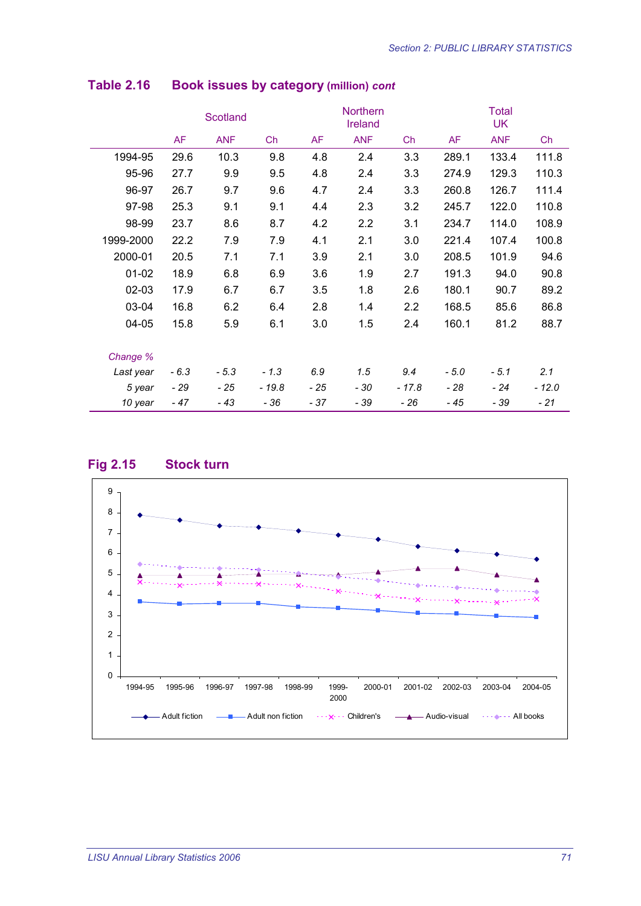## Table 2.16 Book issues by category (million) *cont*

| | Scotland | | | Northern Ireland | | | Total UK | | |
|---|---|---|---|---|---|---|---|---|---|
| | AF | ANF | Ch | AF | ANF | Ch | AF | ANF | Ch |
| 1994-95 | 29.6 | 10.3 | 9.8 | 4.8 | 2.4 | 3.3 | 289.1 | 133.4 | 111.8 |
| 95-96 | 27.7 | 9.9 | 9.5 | 4.8 | 2.4 | 3.3 | 274.9 | 129.3 | 110.3 |
| 96-97 | 26.7 | 9.7 | 9.6 | 4.7 | 2.4 | 3.3 | 260.8 | 126.7 | 111.4 |
| 97-98 | 25.3 | 9.1 | 9.1 | 4.4 | 2.3 | 3.2 | 245.7 | 122.0 | 110.8 |
| 98-99 | 23.7 | 8.6 | 8.7 | 4.2 | 2.2 | 3.1 | 234.7 | 114.0 | 108.9 |
| 1999-2000 | 22.2 | 7.9 | 7.9 | 4.1 | 2.1 | 3.0 | 221.4 | 107.4 | 100.8 |
| 2000-01 | 20.5 | 7.1 | 7.1 | 3.9 | 2.1 | 3.0 | 208.5 | 101.9 | 94.6 |
| 01-02 | 18.9 | 6.8 | 6.9 | 3.6 | 1.9 | 2.7 | 191.3 | 94.0 | 90.8 |
| 02-03 | 17.9 | 6.7 | 6.7 | 3.5 | 1.8 | 2.6 | 180.1 | 90.7 | 89.2 |
| 03-04 | 16.8 | 6.2 | 6.4 | 2.8 | 1.4 | 2.2 | 168.5 | 85.6 | 86.8 |
| 04-05 | 15.8 | 5.9 | 6.1 | 3.0 | 1.5 | 2.4 | 160.1 | 81.2 | 88.7 |
| *Change %* | | | | | | | | | |
| *Last year* | *- 6.3* | *- 5.3* | *- 1.3* | *6.9* | *1.5* | *9.4* | *- 5.0* | *- 5.1* | *2.1* |
| *5 year* | *- 29* | *- 25* | *- 19.8* | *- 25* | *- 30* | *- 17.8* | *- 28* | *- 24* | *- 12.0* |
| *10 year* | *- 47* | *- 43* | *- 36* | *- 37* | *- 39* | *- 26* | *- 45* | *- 39* | *- 21* |

## Fig 2.15 Stock turn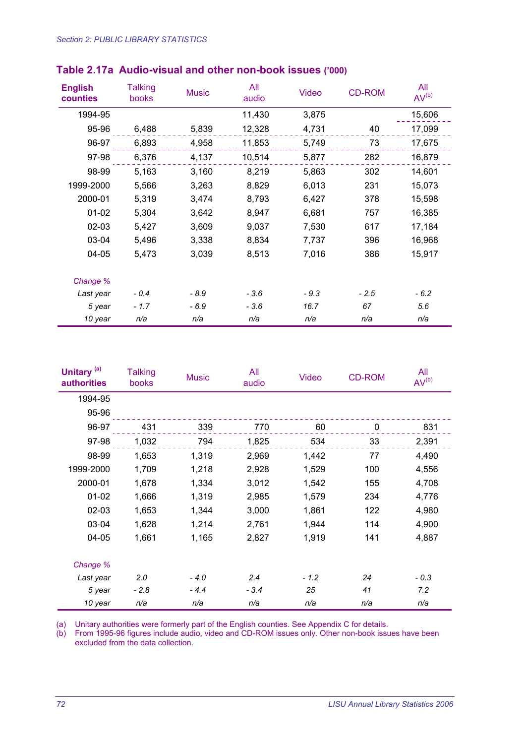## Table 2.17a Audio-visual and other non-book issues ('000)

| English counties | Talking books | Music | All audio | Video | CD-ROM | All AV[b] |
|---|---|---|---|---|---|---|
| 1994-95 | | | 11,430 | 3,875 | | 15,606 |
| 95-96 | 6,488 | 5,839 | 12,328 | 4,731 | 40 | 17,099 |
| 96-97 | 6,893 | 4,958 | 11,853 | 5,749 | 73 | 17,675 |
| 97-98 | 6,376 | 4,137 | 10,514 | 5,877 | 282 | 16,879 |
| 98-99 | 5,163 | 3,160 | 8,219 | 5,863 | 302 | 14,601 |
| 1999-2000 | 5,566 | 3,263 | 8,829 | 6,013 | 231 | 15,073 |
| 2000-01 | 5,319 | 3,474 | 8,793 | 6,427 | 378 | 15,598 |
| 01-02 | 5,304 | 3,642 | 8,947 | 6,681 | 757 | 16,385 |
| 02-03 | 5,427 | 3,609 | 9,037 | 7,530 | 617 | 17,184 |
| 03-04 | 5,496 | 3,338 | 8,834 | 7,737 | 396 | 16,968 |
| 04-05 | 5,473 | 3,039 | 8,513 | 7,016 | 386 | 15,917 |
| *Change %* | | | | | | |
| *Last year* | *- 0.4* | *- 8.9* | *- 3.6* | *- 9.3* | *- 2.5* | *- 6.2* |
| *5 year* | *- 1.7* | *- 6.9* | *- 3.6* | *16.7* | *67* | *5.6* |
| *10 year* | *n/a* | *n/a* | *n/a* | *n/a* | *n/a* | *n/a* |

| Unitary [a] authorities | Talking books | Music | All audio | Video | CD-ROM | All AV[b] |
|---|---|---|---|---|---|---|
| 1994-95 | | | | | | |
| 95-96 | | | | | | |
| 96-97 | 431 | 339 | 770 | 60 | 0 | 831 |
| 97-98 | 1,032 | 794 | 1,825 | 534 | 33 | 2,391 |
| 98-99 | 1,653 | 1,319 | 2,969 | 1,442 | 77 | 4,490 |
| 1999-2000 | 1,709 | 1,218 | 2,928 | 1,529 | 100 | 4,556 |
| 2000-01 | 1,678 | 1,334 | 3,012 | 1,542 | 155 | 4,708 |
| 01-02 | 1,666 | 1,319 | 2,985 | 1,579 | 234 | 4,776 |
| 02-03 | 1,653 | 1,344 | 3,000 | 1,861 | 122 | 4,980 |
| 03-04 | 1,628 | 1,214 | 2,761 | 1,944 | 114 | 4,900 |
| 04-05 | 1,661 | 1,165 | 2,827 | 1,919 | 141 | 4,887 |
| *Change %* | | | | | | |
| *Last year* | *2.0* | *- 4.0* | *2.4* | *- 1.2* | *24* | *- 0.3* |
| *5 year* | *- 2.8* | *- 4.4* | *- 3.4* | *25* | *41* | *7.2* |
| *10 year* | *n/a* | *n/a* | *n/a* | *n/a* | *n/a* | *n/a* |

(a) Unitary authorities were formerly part of the English counties. See Appendix C for details.

(b) From 1995-96 figures include audio, video and CD-ROM issues only. Other non-book issues have been excluded from the data collection.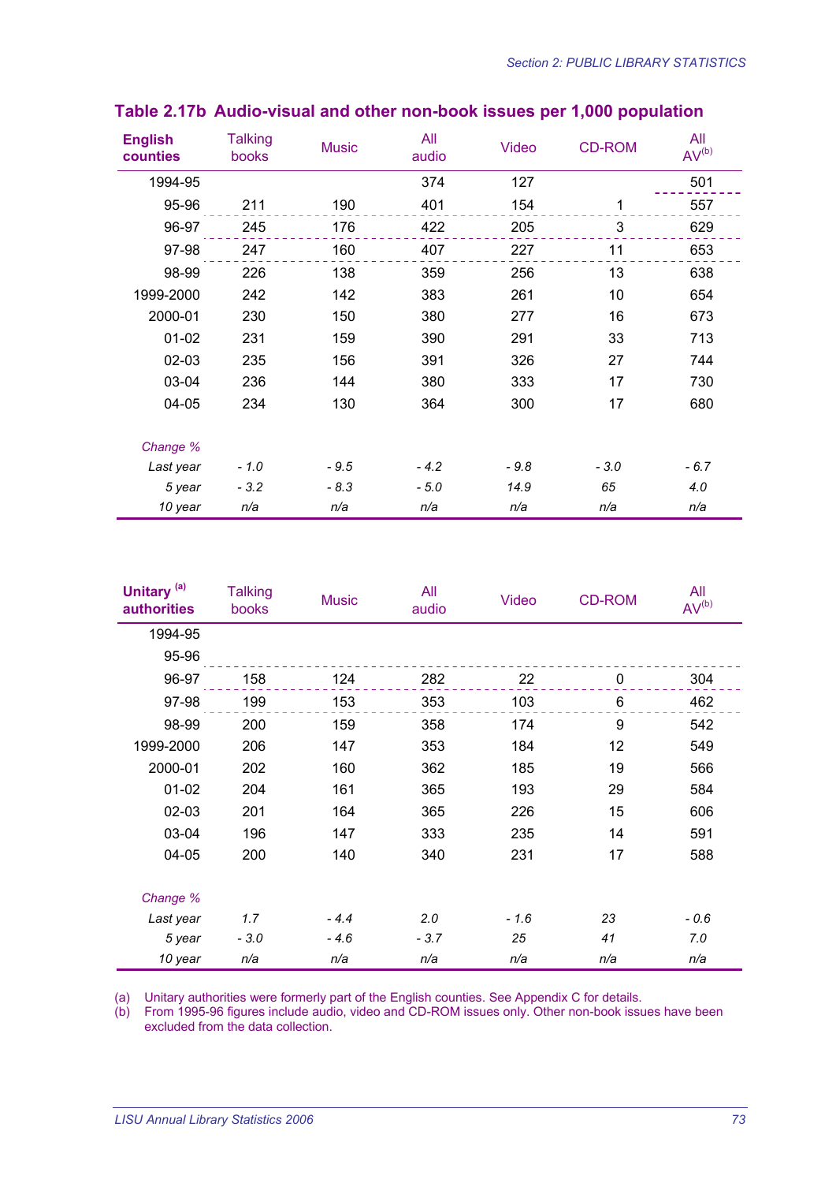## Table 2.17b Audio-visual and other non-book issues per 1,000 population

| English counties | Talking books | Music | All audio | Video | CD-ROM | All AV[b] |
|---|---|---|---|---|---|---|
| 1994-95 | | | 374 | 127 | | 501 |
| 95-96 | 211 | 190 | 401 | 154 | 1 | 557 |
| 96-97 | 245 | 176 | 422 | 205 | 3 | 629 |
| 97-98 | 247 | 160 | 407 | 227 | 11 | 653 |
| 98-99 | 226 | 138 | 359 | 256 | 13 | 638 |
| 1999-2000 | 242 | 142 | 383 | 261 | 10 | 654 |
| 2000-01 | 230 | 150 | 380 | 277 | 16 | 673 |
| 01-02 | 231 | 159 | 390 | 291 | 33 | 713 |
| 02-03 | 235 | 156 | 391 | 326 | 27 | 744 |
| 03-04 | 236 | 144 | 380 | 333 | 17 | 730 |
| 04-05 | 234 | 130 | 364 | 300 | 17 | 680 |
| *Change %* | | | | | | |
| *Last year* | *- 1.0* | *- 9.5* | *- 4.2* | *- 9.8* | *- 3.0* | *- 6.7* |
| *5 year* | *- 3.2* | *- 8.3* | *- 5.0* | *14.9* | *65* | *4.0* |
| *10 year* | *n/a* | *n/a* | *n/a* | *n/a* | *n/a* | *n/a* |

| Unitary[a] authorities | Talking books | Music | All audio | Video | CD-ROM | All AV[b] |
|---|---|---|---|---|---|---|
| 1994-95 | | | | | | |
| 95-96 | | | | | | |
| 96-97 | 158 | 124 | 282 | 22 | 0 | 304 |
| 97-98 | 199 | 153 | 353 | 103 | 6 | 462 |
| 98-99 | 200 | 159 | 358 | 174 | 9 | 542 |
| 1999-2000 | 206 | 147 | 353 | 184 | 12 | 549 |
| 2000-01 | 202 | 160 | 362 | 185 | 19 | 566 |
| 01-02 | 204 | 161 | 365 | 193 | 29 | 584 |
| 02-03 | 201 | 164 | 365 | 226 | 15 | 606 |
| 03-04 | 196 | 147 | 333 | 235 | 14 | 591 |
| 04-05 | 200 | 140 | 340 | 231 | 17 | 588 |
| *Change %* | | | | | | |
| *Last year* | *1.7* | *- 4.4* | *2.0* | *- 1.6* | *23* | *- 0.6* |
| *5 year* | *- 3.0* | *- 4.6* | *- 3.7* | *25* | *41* | *7.0* |
| *10 year* | *n/a* | *n/a* | *n/a* | *n/a* | *n/a* | *n/a* |

(a) Unitary authorities were formerly part of the English counties. See Appendix C for details.
(b) From 1995-96 figures include audio, video and CD-ROM issues only. Other non-book issues have been excluded from the data collection.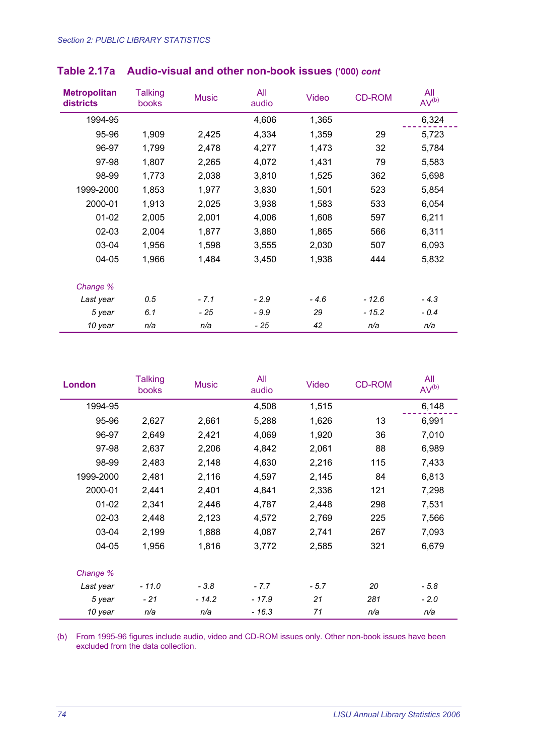## Table 2.17a Audio-visual and other non-book issues ('000) *cont*

| Metropolitan districts | Talking books | Music | All audio | Video | CD-ROM | All AV(b) |
|---|---|---|---|---|---|---|
| 1994-95 | | | 4,606 | 1,365 | | 6,324 |
| 95-96 | 1,909 | 2,425 | 4,334 | 1,359 | 29 | 5,723 |
| 96-97 | 1,799 | 2,478 | 4,277 | 1,473 | 32 | 5,784 |
| 97-98 | 1,807 | 2,265 | 4,072 | 1,431 | 79 | 5,583 |
| 98-99 | 1,773 | 2,038 | 3,810 | 1,525 | 362 | 5,698 |
| 1999-2000 | 1,853 | 1,977 | 3,830 | 1,501 | 523 | 5,854 |
| 2000-01 | 1,913 | 2,025 | 3,938 | 1,583 | 533 | 6,054 |
| 01-02 | 2,005 | 2,001 | 4,006 | 1,608 | 597 | 6,211 |
| 02-03 | 2,004 | 1,877 | 3,880 | 1,865 | 566 | 6,311 |
| 03-04 | 1,956 | 1,598 | 3,555 | 2,030 | 507 | 6,093 |
| 04-05 | 1,966 | 1,484 | 3,450 | 1,938 | 444 | 5,832 |
| *Change %* | | | | | | |
| *Last year* | *0.5* | *- 7.1* | *- 2.9* | *- 4.6* | *- 12.6* | *- 4.3* |
| *5 year* | *6.1* | *- 25* | *- 9.9* | *29* | *- 15.2* | *- 0.4* |
| *10 year* | *n/a* | *n/a* | *- 25* | *42* | *n/a* | *n/a* |

| London | Talking books | Music | All audio | Video | CD-ROM | All AV(b) |
|---|---|---|---|---|---|---|
| 1994-95 | | | 4,508 | 1,515 | | 6,148 |
| 95-96 | 2,627 | 2,661 | 5,288 | 1,626 | 13 | 6,991 |
| 96-97 | 2,649 | 2,421 | 4,069 | 1,920 | 36 | 7,010 |
| 97-98 | 2,637 | 2,206 | 4,842 | 2,061 | 88 | 6,989 |
| 98-99 | 2,483 | 2,148 | 4,630 | 2,216 | 115 | 7,433 |
| 1999-2000 | 2,481 | 2,116 | 4,597 | 2,145 | 84 | 6,813 |
| 2000-01 | 2,441 | 2,401 | 4,841 | 2,336 | 121 | 7,298 |
| 01-02 | 2,341 | 2,446 | 4,787 | 2,448 | 298 | 7,531 |
| 02-03 | 2,448 | 2,123 | 4,572 | 2,769 | 225 | 7,566 |
| 03-04 | 2,199 | 1,888 | 4,087 | 2,741 | 267 | 7,093 |
| 04-05 | 1,956 | 1,816 | 3,772 | 2,585 | 321 | 6,679 |
| *Change %* | | | | | | |
| *Last year* | *- 11.0* | *- 3.8* | *- 7.7* | *- 5.7* | *20* | *- 5.8* |
| *5 year* | *- 21* | *- 14.2* | *- 17.9* | *21* | *281* | *- 2.0* |
| *10 year* | *n/a* | *n/a* | *- 16.3* | *71* | *n/a* | *n/a* |

(b) From 1995-96 figures include audio, video and CD-ROM issues only. Other non-book issues have been excluded from the data collection.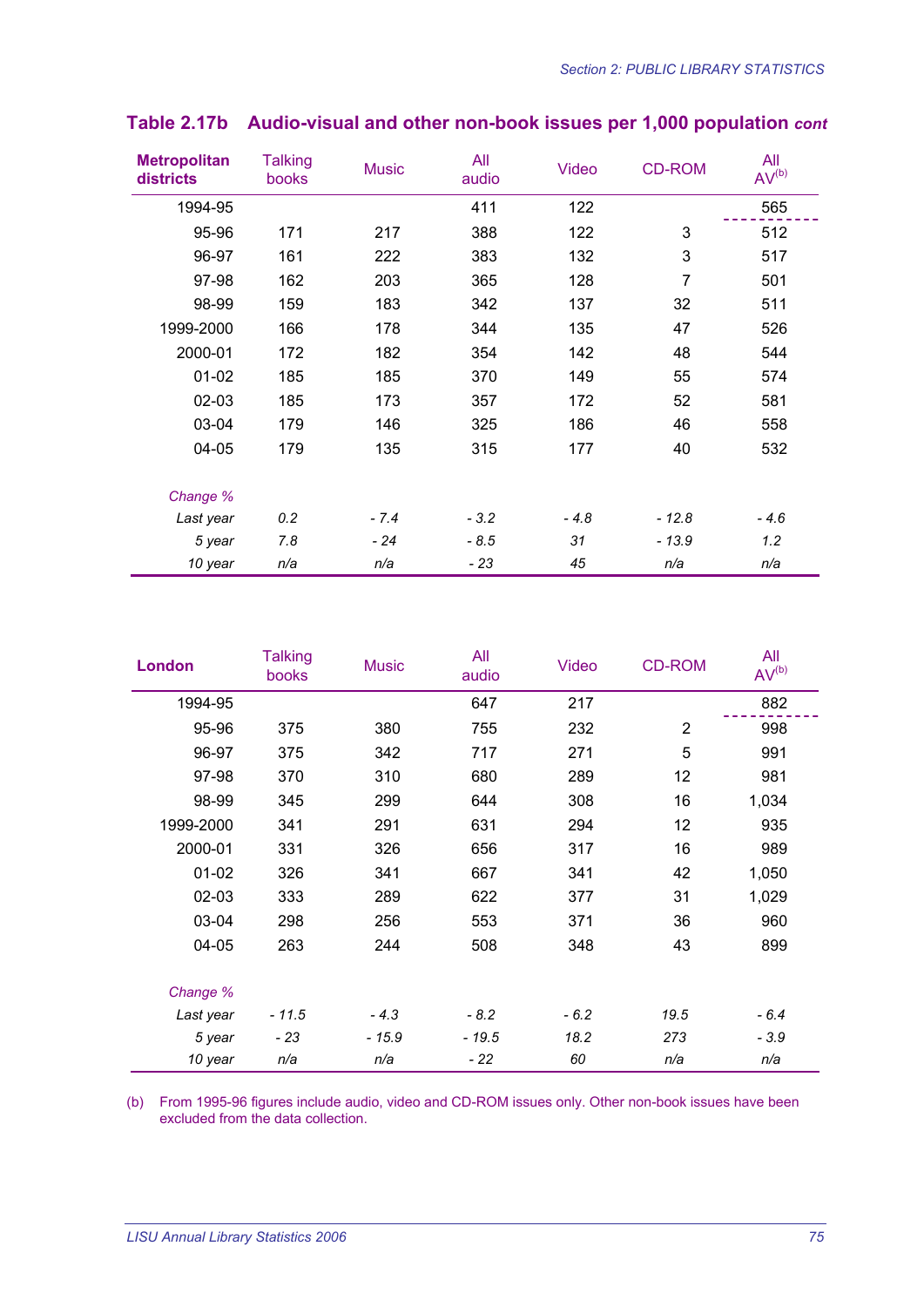## Table 2.17b Audio-visual and other non-book issues per 1,000 population *cont*

| Metropolitan districts | Talking books | Music | All audio | Video | CD-ROM | All AV(b) |
|---|---|---|---|---|---|---|
| 1994-95 | | | 411 | 122 | | 565 |
| 95-96 | 171 | 217 | 388 | 122 | 3 | 512 |
| 96-97 | 161 | 222 | 383 | 132 | 3 | 517 |
| 97-98 | 162 | 203 | 365 | 128 | 7 | 501 |
| 98-99 | 159 | 183 | 342 | 137 | 32 | 511 |
| 1999-2000 | 166 | 178 | 344 | 135 | 47 | 526 |
| 2000-01 | 172 | 182 | 354 | 142 | 48 | 544 |
| 01-02 | 185 | 185 | 370 | 149 | 55 | 574 |
| 02-03 | 185 | 173 | 357 | 172 | 52 | 581 |
| 03-04 | 179 | 146 | 325 | 186 | 46 | 558 |
| 04-05 | 179 | 135 | 315 | 177 | 40 | 532 |
| *Change %* | | | | | | |
| *Last year* | *0.2* | *- 7.4* | *- 3.2* | *- 4.8* | *- 12.8* | *- 4.6* |
| *5 year* | *7.8* | *- 24* | *- 8.5* | *31* | *- 13.9* | *1.2* |
| *10 year* | *n/a* | *n/a* | *- 23* | *45* | *n/a* | *n/a* |

| London | Talking books | Music | All audio | Video | CD-ROM | All AV(b) |
|---|---|---|---|---|---|---|
| 1994-95 | | | 647 | 217 | | 882 |
| 95-96 | 375 | 380 | 755 | 232 | 2 | 998 |
| 96-97 | 375 | 342 | 717 | 271 | 5 | 991 |
| 97-98 | 370 | 310 | 680 | 289 | 12 | 981 |
| 98-99 | 345 | 299 | 644 | 308 | 16 | 1,034 |
| 1999-2000 | 341 | 291 | 631 | 294 | 12 | 935 |
| 2000-01 | 331 | 326 | 656 | 317 | 16 | 989 |
| 01-02 | 326 | 341 | 667 | 341 | 42 | 1,050 |
| 02-03 | 333 | 289 | 622 | 377 | 31 | 1,029 |
| 03-04 | 298 | 256 | 553 | 371 | 36 | 960 |
| 04-05 | 263 | 244 | 508 | 348 | 43 | 899 |
| *Change %* | | | | | | |
| *Last year* | *- 11.5* | *- 4.3* | *- 8.2* | *- 6.2* | *19.5* | *- 6.4* |
| *5 year* | *- 23* | *- 15.9* | *- 19.5* | *18.2* | *273* | *- 3.9* |
| *10 year* | *n/a* | *n/a* | *- 22* | *60* | *n/a* | *n/a* |

(b) From 1995-96 figures include audio, video and CD-ROM issues only. Other non-book issues have been excluded from the data collection.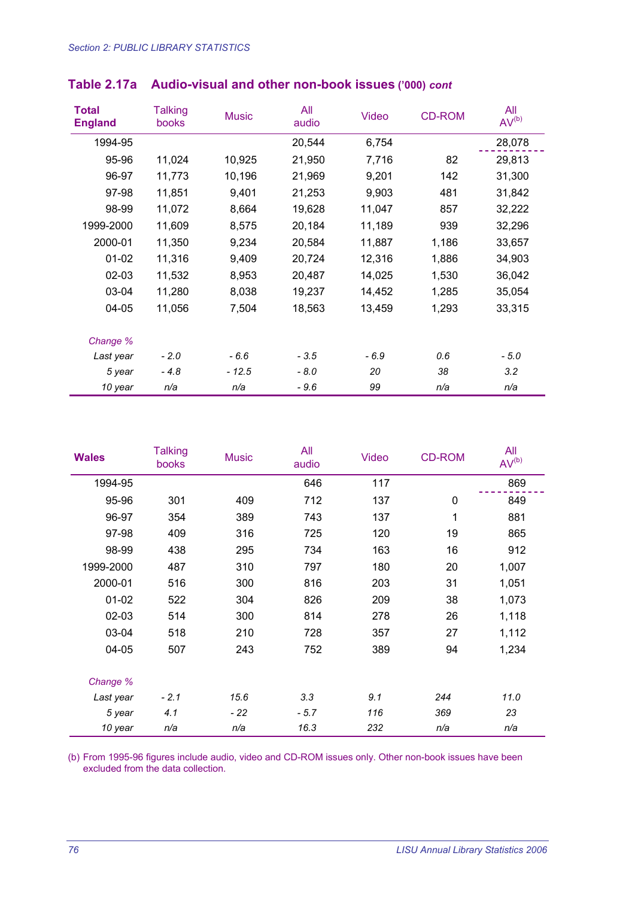## Table 2.17a Audio-visual and other non-book issues ('000) *cont*

| **Total England** | Talking books | Music | All audio | Video | CD-ROM | All AV(b) |
|---|---|---|---|---|---|---|
| 1994-95 | | | 20,544 | 6,754 | | 28,078 |
| 95-96 | 11,024 | 10,925 | 21,950 | 7,716 | 82 | 29,813 |
| 96-97 | 11,773 | 10,196 | 21,969 | 9,201 | 142 | 31,300 |
| 97-98 | 11,851 | 9,401 | 21,253 | 9,903 | 481 | 31,842 |
| 98-99 | 11,072 | 8,664 | 19,628 | 11,047 | 857 | 32,222 |
| 1999-2000 | 11,609 | 8,575 | 20,184 | 11,189 | 939 | 32,296 |
| 2000-01 | 11,350 | 9,234 | 20,584 | 11,887 | 1,186 | 33,657 |
| 01-02 | 11,316 | 9,409 | 20,724 | 12,316 | 1,886 | 34,903 |
| 02-03 | 11,532 | 8,953 | 20,487 | 14,025 | 1,530 | 36,042 |
| 03-04 | 11,280 | 8,038 | 19,237 | 14,452 | 1,285 | 35,054 |
| 04-05 | 11,056 | 7,504 | 18,563 | 13,459 | 1,293 | 33,315 |
| *Change %* | | | | | | |
| *Last year* | *- 2.0* | *- 6.6* | *- 3.5* | *- 6.9* | *0.6* | *- 5.0* |
| *5 year* | *- 4.8* | *- 12.5* | *- 8.0* | *20* | *38* | *3.2* |
| *10 year* | *n/a* | *n/a* | *- 9.6* | *99* | *n/a* | *n/a* |

| **Wales** | Talking books | Music | All audio | Video | CD-ROM | All AV(b) |
|---|---|---|---|---|---|---|
| 1994-95 | | | 646 | 117 | | 869 |
| 95-96 | 301 | 409 | 712 | 137 | 0 | 849 |
| 96-97 | 354 | 389 | 743 | 137 | 1 | 881 |
| 97-98 | 409 | 316 | 725 | 120 | 19 | 865 |
| 98-99 | 438 | 295 | 734 | 163 | 16 | 912 |
| 1999-2000 | 487 | 310 | 797 | 180 | 20 | 1,007 |
| 2000-01 | 516 | 300 | 816 | 203 | 31 | 1,051 |
| 01-02 | 522 | 304 | 826 | 209 | 38 | 1,073 |
| 02-03 | 514 | 300 | 814 | 278 | 26 | 1,118 |
| 03-04 | 518 | 210 | 728 | 357 | 27 | 1,112 |
| 04-05 | 507 | 243 | 752 | 389 | 94 | 1,234 |
| *Change %* | | | | | | |
| *Last year* | *- 2.1* | *15.6* | *3.3* | *9.1* | *244* | *11.0* |
| *5 year* | *4.1* | *- 22* | *- 5.7* | *116* | *369* | *23* |
| *10 year* | *n/a* | *n/a* | *16.3* | *232* | *n/a* | *n/a* |

(b) From 1995-96 figures include audio, video and CD-ROM issues only. Other non-book issues have been excluded from the data collection.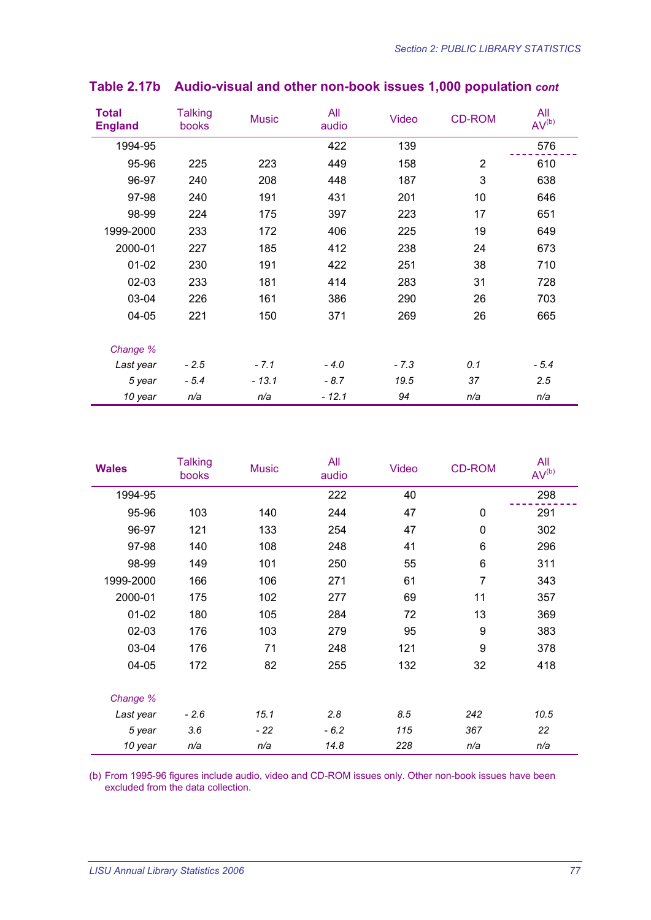## Table 2.17b Audio-visual and other non-book issues 1,000 population *cont*

| **Total England** | Talking books | Music | All audio | Video | CD-ROM | All AV(b) |
|---|---|---|---|---|---|---|
| 1994-95 | | | 422 | 139 | | 576 |
| 95-96 | 225 | 223 | 449 | 158 | 2 | 610 |
| 96-97 | 240 | 208 | 448 | 187 | 3 | 638 |
| 97-98 | 240 | 191 | 431 | 201 | 10 | 646 |
| 98-99 | 224 | 175 | 397 | 223 | 17 | 651 |
| 1999-2000 | 233 | 172 | 406 | 225 | 19 | 649 |
| 2000-01 | 227 | 185 | 412 | 238 | 24 | 673 |
| 01-02 | 230 | 191 | 422 | 251 | 38 | 710 |
| 02-03 | 233 | 181 | 414 | 283 | 31 | 728 |
| 03-04 | 226 | 161 | 386 | 290 | 26 | 703 |
| 04-05 | 221 | 150 | 371 | 269 | 26 | 665 |
| *Change %* | | | | | | |
| *Last year* | *- 2.5* | *- 7.1* | *- 4.0* | *- 7.3* | *0.1* | *- 5.4* |
| *5 year* | *- 5.4* | *- 13.1* | *- 8.7* | *19.5* | *37* | *2.5* |
| *10 year* | *n/a* | *n/a* | *- 12.1* | *94* | *n/a* | *n/a* |

| **Wales** | Talking books | Music | All audio | Video | CD-ROM | All AV(b) |
|---|---|---|---|---|---|---|
| 1994-95 | | | 222 | 40 | | 298 |
| 95-96 | 103 | 140 | 244 | 47 | 0 | 291 |
| 96-97 | 121 | 133 | 254 | 47 | 0 | 302 |
| 97-98 | 140 | 108 | 248 | 41 | 6 | 296 |
| 98-99 | 149 | 101 | 250 | 55 | 6 | 311 |
| 1999-2000 | 166 | 106 | 271 | 61 | 7 | 343 |
| 2000-01 | 175 | 102 | 277 | 69 | 11 | 357 |
| 01-02 | 180 | 105 | 284 | 72 | 13 | 369 |
| 02-03 | 176 | 103 | 279 | 95 | 9 | 383 |
| 03-04 | 176 | 71 | 248 | 121 | 9 | 378 |
| 04-05 | 172 | 82 | 255 | 132 | 32 | 418 |
| *Change %* | | | | | | |
| *Last year* | *- 2.6* | *15.1* | *2.8* | *8.5* | *242* | *10.5* |
| *5 year* | *3.6* | *- 22* | *- 6.2* | *115* | *367* | *22* |
| *10 year* | *n/a* | *n/a* | *14.8* | *228* | *n/a* | *n/a* |

(b) From 1995-96 figures include audio, video and CD-ROM issues only. Other non-book issues have been excluded from the data collection.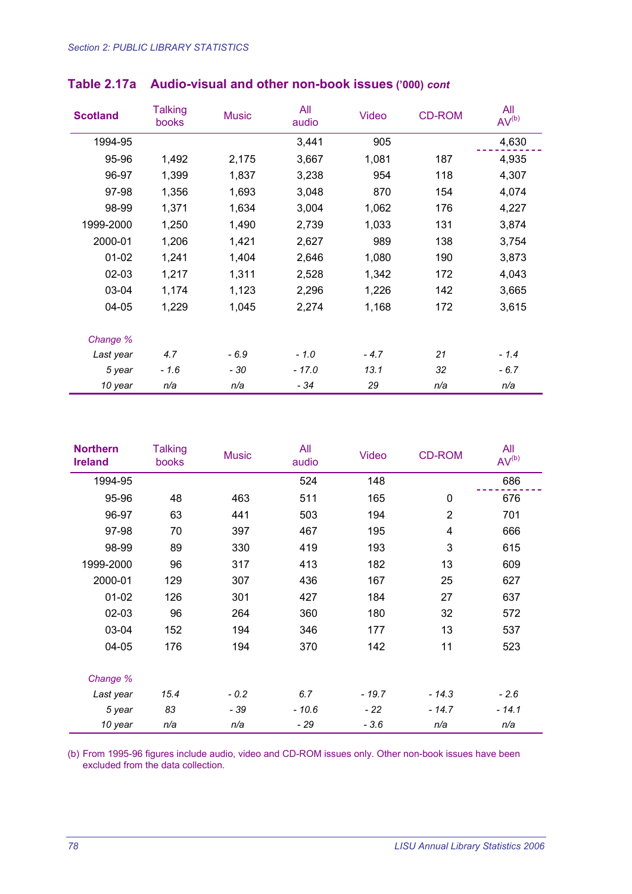## Table 2.17a Audio-visual and other non-book issues ('000) *cont*

| Scotland | Talking books | Music | All audio | Video | CD-ROM | All AV[(b)] |
|---|---|---|---|---|---|---|
| 1994-95 | | | 3,441 | 905 | | 4,630 |
| 95-96 | 1,492 | 2,175 | 3,667 | 1,081 | 187 | 4,935 |
| 96-97 | 1,399 | 1,837 | 3,238 | 954 | 118 | 4,307 |
| 97-98 | 1,356 | 1,693 | 3,048 | 870 | 154 | 4,074 |
| 98-99 | 1,371 | 1,634 | 3,004 | 1,062 | 176 | 4,227 |
| 1999-2000 | 1,250 | 1,490 | 2,739 | 1,033 | 131 | 3,874 |
| 2000-01 | 1,206 | 1,421 | 2,627 | 989 | 138 | 3,754 |
| 01-02 | 1,241 | 1,404 | 2,646 | 1,080 | 190 | 3,873 |
| 02-03 | 1,217 | 1,311 | 2,528 | 1,342 | 172 | 4,043 |
| 03-04 | 1,174 | 1,123 | 2,296 | 1,226 | 142 | 3,665 |
| 04-05 | 1,229 | 1,045 | 2,274 | 1,168 | 172 | 3,615 |
| *Change %* | | | | | | |
| *Last year* | *4.7* | *- 6.9* | *- 1.0* | *- 4.7* | *21* | *- 1.4* |
| *5 year* | *- 1.6* | *- 30* | *- 17.0* | *13.1* | *32* | *- 6.7* |
| *10 year* | *n/a* | *n/a* | *- 34* | *29* | *n/a* | *n/a* |

| Northern Ireland | Talking books | Music | All audio | Video | CD-ROM | All AV[(b)] |
|---|---|---|---|---|---|---|
| 1994-95 | | | 524 | 148 | | 686 |
| 95-96 | 48 | 463 | 511 | 165 | 0 | 676 |
| 96-97 | 63 | 441 | 503 | 194 | 2 | 701 |
| 97-98 | 70 | 397 | 467 | 195 | 4 | 666 |
| 98-99 | 89 | 330 | 419 | 193 | 3 | 615 |
| 1999-2000 | 96 | 317 | 413 | 182 | 13 | 609 |
| 2000-01 | 129 | 307 | 436 | 167 | 25 | 627 |
| 01-02 | 126 | 301 | 427 | 184 | 27 | 637 |
| 02-03 | 96 | 264 | 360 | 180 | 32 | 572 |
| 03-04 | 152 | 194 | 346 | 177 | 13 | 537 |
| 04-05 | 176 | 194 | 370 | 142 | 11 | 523 |
| *Change %* | | | | | | |
| *Last year* | *15.4* | *- 0.2* | *6.7* | *- 19.7* | *- 14.3* | *- 2.6* |
| *5 year* | *83* | *- 39* | *- 10.6* | *- 22* | *- 14.7* | *- 14.1* |
| *10 year* | *n/a* | *n/a* | *- 29* | *- 3.6* | *n/a* | *n/a* |

(b) From 1995-96 figures include audio, video and CD-ROM issues only. Other non-book issues have been excluded from the data collection.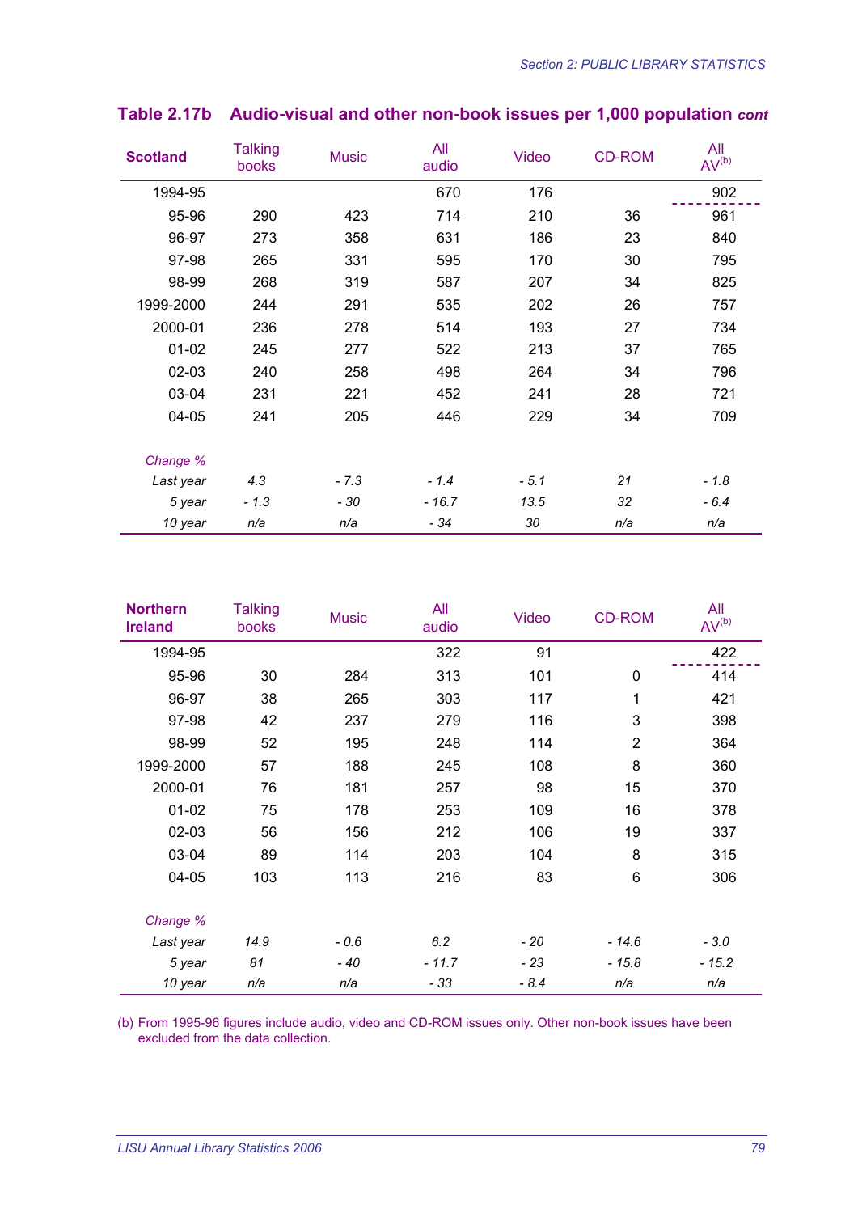## Table 2.17b Audio-visual and other non-book issues per 1,000 population *cont*

| **Scotland** | Talking books | Music | All audio | Video | CD-ROM | All AV[(b)] |
|---|---|---|---|---|---|---|
| 1994-95 | | | 670 | 176 | | 902 |
| 95-96 | 290 | 423 | 714 | 210 | 36 | 961 |
| 96-97 | 273 | 358 | 631 | 186 | 23 | 840 |
| 97-98 | 265 | 331 | 595 | 170 | 30 | 795 |
| 98-99 | 268 | 319 | 587 | 207 | 34 | 825 |
| 1999-2000 | 244 | 291 | 535 | 202 | 26 | 757 |
| 2000-01 | 236 | 278 | 514 | 193 | 27 | 734 |
| 01-02 | 245 | 277 | 522 | 213 | 37 | 765 |
| 02-03 | 240 | 258 | 498 | 264 | 34 | 796 |
| 03-04 | 231 | 221 | 452 | 241 | 28 | 721 |
| 04-05 | 241 | 205 | 446 | 229 | 34 | 709 |
| *Change %* | | | | | | |
| *Last year* | *4.3* | *- 7.3* | *- 1.4* | *- 5.1* | *21* | *- 1.8* |
| *5 year* | *- 1.3* | *- 30* | *- 16.7* | *13.5* | *32* | *- 6.4* |
| *10 year* | *n/a* | *n/a* | *- 34* | *30* | *n/a* | *n/a* |

| **Northern Ireland** | Talking books | Music | All audio | Video | CD-ROM | All AV[(b)] |
|---|---|---|---|---|---|---|
| 1994-95 | | | 322 | 91 | | 422 |
| 95-96 | 30 | 284 | 313 | 101 | 0 | 414 |
| 96-97 | 38 | 265 | 303 | 117 | 1 | 421 |
| 97-98 | 42 | 237 | 279 | 116 | 3 | 398 |
| 98-99 | 52 | 195 | 248 | 114 | 2 | 364 |
| 1999-2000 | 57 | 188 | 245 | 108 | 8 | 360 |
| 2000-01 | 76 | 181 | 257 | 98 | 15 | 370 |
| 01-02 | 75 | 178 | 253 | 109 | 16 | 378 |
| 02-03 | 56 | 156 | 212 | 106 | 19 | 337 |
| 03-04 | 89 | 114 | 203 | 104 | 8 | 315 |
| 04-05 | 103 | 113 | 216 | 83 | 6 | 306 |
| *Change %* | | | | | | |
| *Last year* | *14.9* | *- 0.6* | *6.2* | *- 20* | *- 14.6* | *- 3.0* |
| *5 year* | *81* | *- 40* | *- 11.7* | *- 23* | *- 15.8* | *- 15.2* |
| *10 year* | *n/a* | *n/a* | *- 33* | *- 8.4* | *n/a* | *n/a* |

(b) From 1995-96 figures include audio, video and CD-ROM issues only. Other non-book issues have been excluded from the data collection.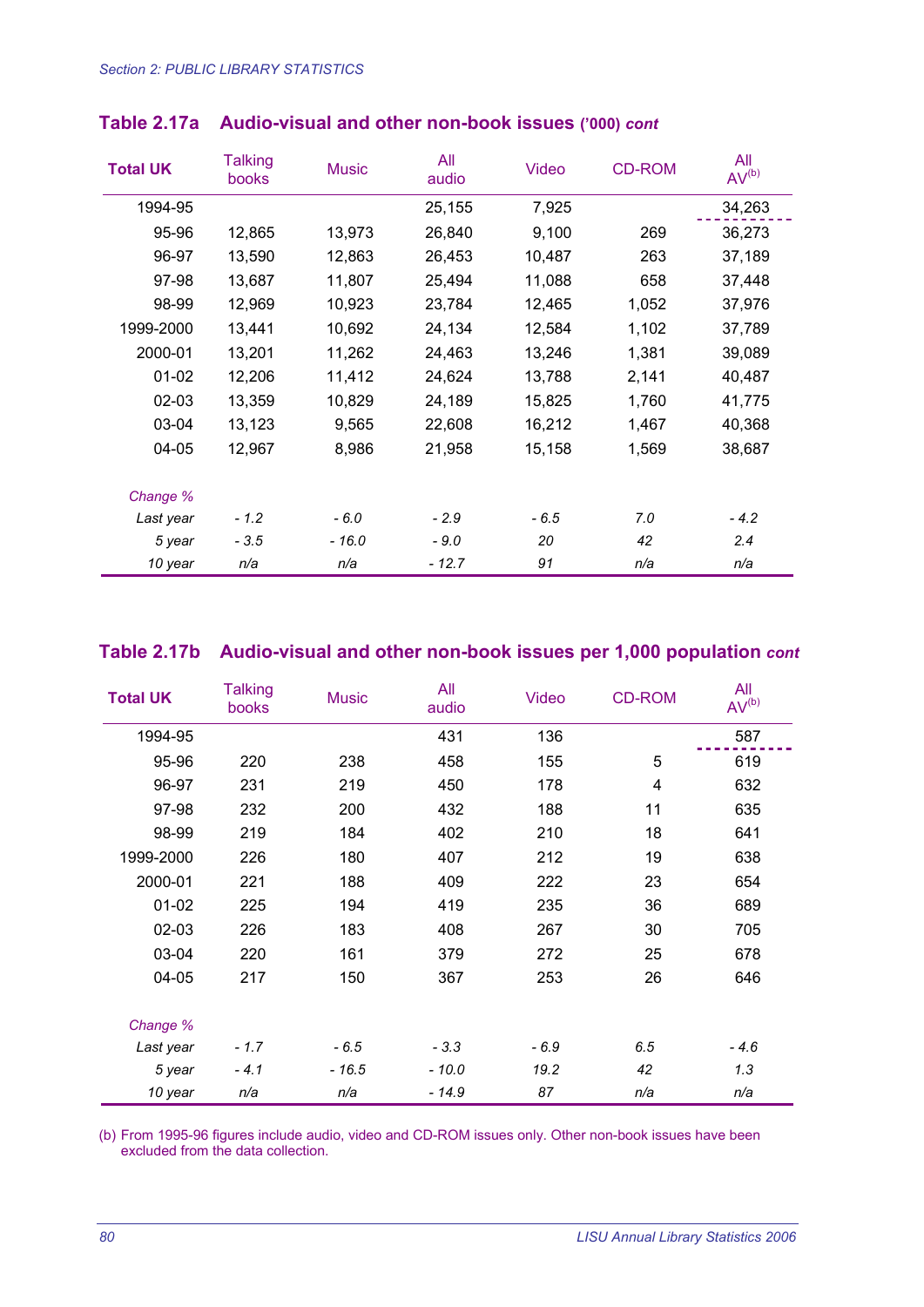Section 2: PUBLIC LIBRARY STATISTICS

## Table 2.17a Audio-visual and other non-book issues ('000) *cont*

| Total UK | Talking books | Music | All audio | Video | CD-ROM | All AV(b) |
|---|---|---|---|---|---|---|
| 1994-95 | | | 25,155 | 7,925 | | 34,263 |
| 95-96 | 12,865 | 13,973 | 26,840 | 9,100 | 269 | 36,273 |
| 96-97 | 13,590 | 12,863 | 26,453 | 10,487 | 263 | 37,189 |
| 97-98 | 13,687 | 11,807 | 25,494 | 11,088 | 658 | 37,448 |
| 98-99 | 12,969 | 10,923 | 23,784 | 12,465 | 1,052 | 37,976 |
| 1999-2000 | 13,441 | 10,692 | 24,134 | 12,584 | 1,102 | 37,789 |
| 2000-01 | 13,201 | 11,262 | 24,463 | 13,246 | 1,381 | 39,089 |
| 01-02 | 12,206 | 11,412 | 24,624 | 13,788 | 2,141 | 40,487 |
| 02-03 | 13,359 | 10,829 | 24,189 | 15,825 | 1,760 | 41,775 |
| 03-04 | 13,123 | 9,565 | 22,608 | 16,212 | 1,467 | 40,368 |
| 04-05 | 12,967 | 8,986 | 21,958 | 15,158 | 1,569 | 38,687 |
| *Change %* | | | | | | |
| *Last year* | *- 1.2* | *- 6.0* | *- 2.9* | *- 6.5* | *7.0* | *- 4.2* |
| *5 year* | *- 3.5* | *- 16.0* | *- 9.0* | *20* | *42* | *2.4* |
| *10 year* | *n/a* | *n/a* | *- 12.7* | *91* | *n/a* | *n/a* |

## Table 2.17b Audio-visual and other non-book issues per 1,000 population *cont*

| Total UK | Talking books | Music | All audio | Video | CD-ROM | All AV(b) |
|---|---|---|---|---|---|---|
| 1994-95 | | | 431 | 136 | | 587 |
| 95-96 | 220 | 238 | 458 | 155 | 5 | 619 |
| 96-97 | 231 | 219 | 450 | 178 | 4 | 632 |
| 97-98 | 232 | 200 | 432 | 188 | 11 | 635 |
| 98-99 | 219 | 184 | 402 | 210 | 18 | 641 |
| 1999-2000 | 226 | 180 | 407 | 212 | 19 | 638 |
| 2000-01 | 221 | 188 | 409 | 222 | 23 | 654 |
| 01-02 | 225 | 194 | 419 | 235 | 36 | 689 |
| 02-03 | 226 | 183 | 408 | 267 | 30 | 705 |
| 03-04 | 220 | 161 | 379 | 272 | 25 | 678 |
| 04-05 | 217 | 150 | 367 | 253 | 26 | 646 |
| *Change %* | | | | | | |
| *Last year* | *- 1.7* | *- 6.5* | *- 3.3* | *- 6.9* | *6.5* | *- 4.6* |
| *5 year* | *- 4.1* | *- 16.5* | *- 10.0* | *19.2* | *42* | *1.3* |
| *10 year* | *n/a* | *n/a* | *- 14.9* | *87* | *n/a* | *n/a* |

(b) From 1995-96 figures include audio, video and CD-ROM issues only. Other non-book issues have been excluded from the data collection.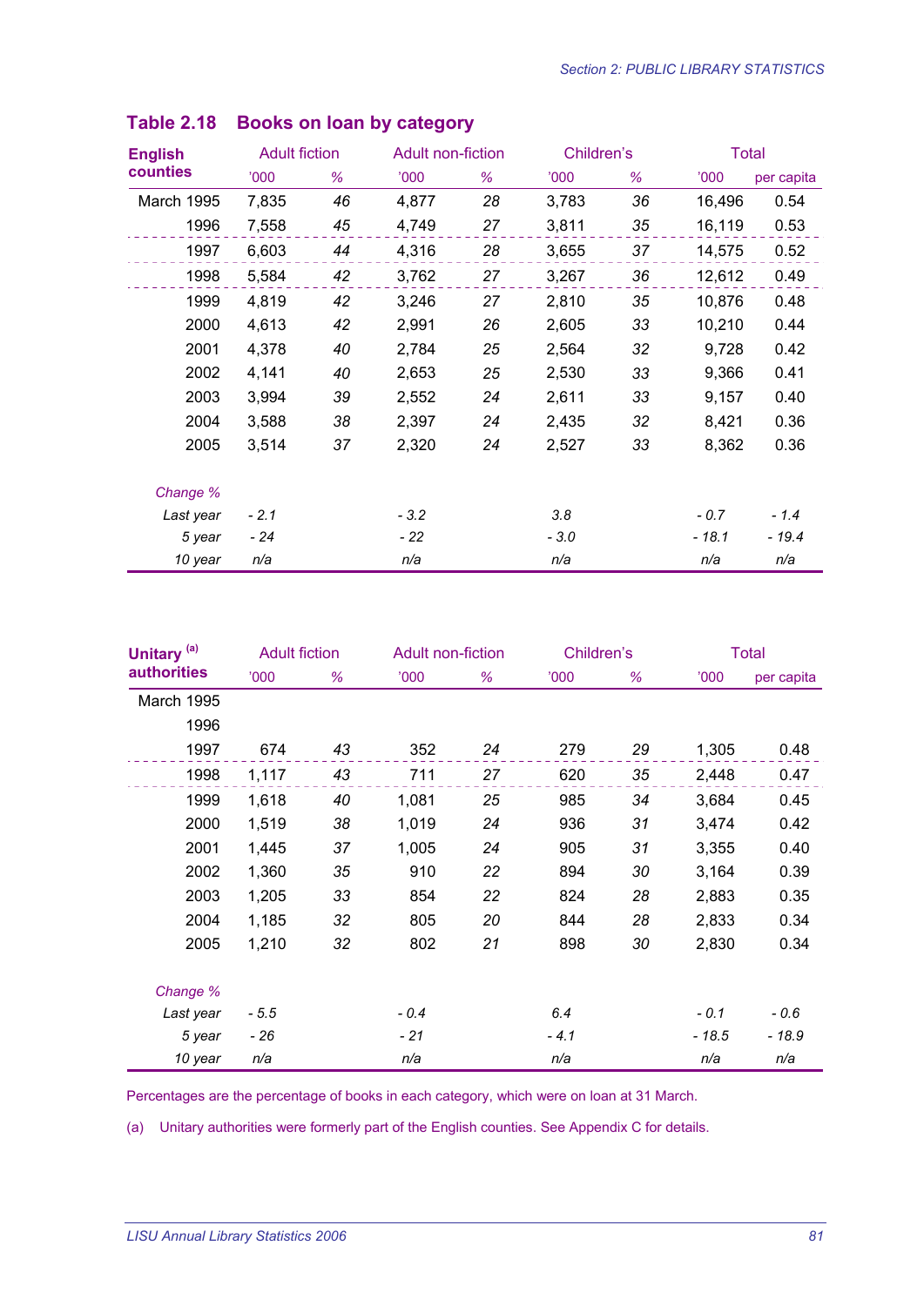## Table 2.18 Books on loan by category

| English counties | Adult fiction | | Adult non-fiction | | Children's | | Total | |
|---|---|---|---|---|---|---|---|---|
| | '000 | % | '000 | % | '000 | % | '000 | per capita |
| March 1995 | 7,835 | *46* | 4,877 | *28* | 3,783 | *36* | 16,496 | 0.54 |
| 1996 | 7,558 | *45* | 4,749 | *27* | 3,811 | *35* | 16,119 | 0.53 |
| 1997 | 6,603 | *44* | 4,316 | *28* | 3,655 | *37* | 14,575 | 0.52 |
| 1998 | 5,584 | *42* | 3,762 | *27* | 3,267 | *36* | 12,612 | 0.49 |
| 1999 | 4,819 | *42* | 3,246 | *27* | 2,810 | *35* | 10,876 | 0.48 |
| 2000 | 4,613 | *42* | 2,991 | *26* | 2,605 | *33* | 10,210 | 0.44 |
| 2001 | 4,378 | *40* | 2,784 | *25* | 2,564 | *32* | 9,728 | 0.42 |
| 2002 | 4,141 | *40* | 2,653 | *25* | 2,530 | *33* | 9,366 | 0.41 |
| 2003 | 3,994 | *39* | 2,552 | *24* | 2,611 | *33* | 9,157 | 0.40 |
| 2004 | 3,588 | *38* | 2,397 | *24* | 2,435 | *32* | 8,421 | 0.36 |
| 2005 | 3,514 | *37* | 2,320 | *24* | 2,527 | *33* | 8,362 | 0.36 |
| *Change %* | | | | | | | | |
| *Last year* | *- 2.1* | | *- 3.2* | | *3.8* | | *- 0.7* | *- 1.4* |
| *5 year* | *- 24* | | *- 22* | | *- 3.0* | | *- 18.1* | *- 19.4* |
| *10 year* | *n/a* | | *n/a* | | *n/a* | | *n/a* | *n/a* |

| Unitary [(a)] authorities | Adult fiction | | Adult non-fiction | | Children's | | Total | |
|---|---|---|---|---|---|---|---|---|
| | '000 | % | '000 | % | '000 | % | '000 | per capita |
| March 1995 | | | | | | | | |
| 1996 | | | | | | | | |
| 1997 | 674 | *43* | 352 | *24* | 279 | *29* | 1,305 | 0.48 |
| 1998 | 1,117 | *43* | 711 | *27* | 620 | *35* | 2,448 | 0.47 |
| 1999 | 1,618 | *40* | 1,081 | *25* | 985 | *34* | 3,684 | 0.45 |
| 2000 | 1,519 | *38* | 1,019 | *24* | 936 | *31* | 3,474 | 0.42 |
| 2001 | 1,445 | *37* | 1,005 | *24* | 905 | *31* | 3,355 | 0.40 |
| 2002 | 1,360 | *35* | 910 | *22* | 894 | *30* | 3,164 | 0.39 |
| 2003 | 1,205 | *33* | 854 | *22* | 824 | *28* | 2,883 | 0.35 |
| 2004 | 1,185 | *32* | 805 | *20* | 844 | *28* | 2,833 | 0.34 |
| 2005 | 1,210 | *32* | 802 | *21* | 898 | *30* | 2,830 | 0.34 |
| *Change %* | | | | | | | | |
| *Last year* | *- 5.5* | | *- 0.4* | | *6.4* | | *- 0.1* | *- 0.6* |
| *5 year* | *- 26* | | *- 21* | | *- 4.1* | | *- 18.5* | *- 18.9* |
| *10 year* | *n/a* | | *n/a* | | *n/a* | | *n/a* | *n/a* |

Percentages are the percentage of books in each category, which were on loan at 31 March.

(a) Unitary authorities were formerly part of the English counties. See Appendix C for details.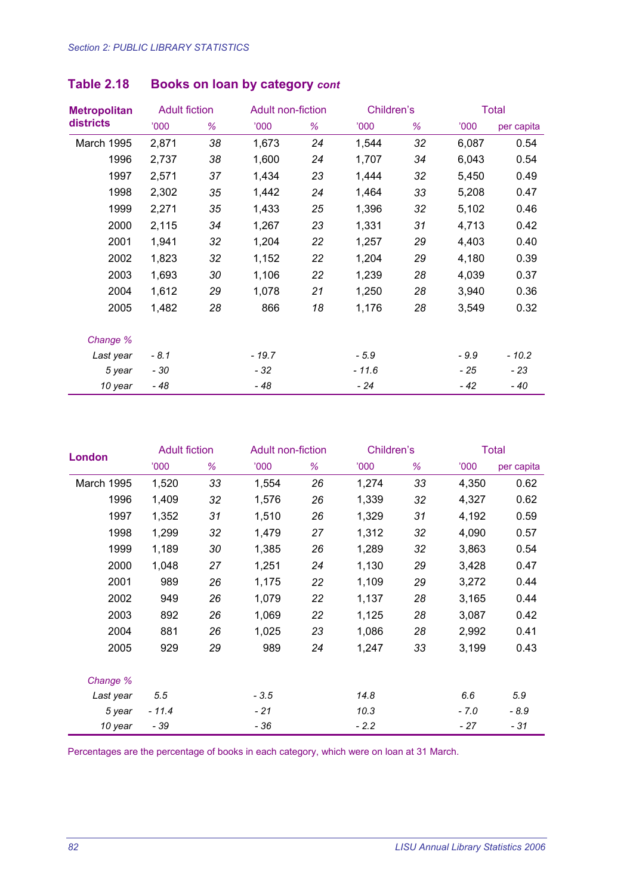## Table 2.18 Books on loan by category *cont*

| **Metropolitan districts** | Adult fiction | | Adult non-fiction | | Children's | | Total | |
|---|---|---|---|---|---|---|---|---|
| | '000 | % | '000 | % | '000 | % | '000 | per capita |
| March 1995 | 2,871 | *38* | 1,673 | *24* | 1,544 | *32* | 6,087 | 0.54 |
| 1996 | 2,737 | *38* | 1,600 | *24* | 1,707 | *34* | 6,043 | 0.54 |
| 1997 | 2,571 | *37* | 1,434 | *23* | 1,444 | *32* | 5,450 | 0.49 |
| 1998 | 2,302 | *35* | 1,442 | *24* | 1,464 | *33* | 5,208 | 0.47 |
| 1999 | 2,271 | *35* | 1,433 | *25* | 1,396 | *32* | 5,102 | 0.46 |
| 2000 | 2,115 | *34* | 1,267 | *23* | 1,331 | *31* | 4,713 | 0.42 |
| 2001 | 1,941 | *32* | 1,204 | *22* | 1,257 | *29* | 4,403 | 0.40 |
| 2002 | 1,823 | *32* | 1,152 | *22* | 1,204 | *29* | 4,180 | 0.39 |
| 2003 | 1,693 | *30* | 1,106 | *22* | 1,239 | *28* | 4,039 | 0.37 |
| 2004 | 1,612 | *29* | 1,078 | *21* | 1,250 | *28* | 3,940 | 0.36 |
| 2005 | 1,482 | *28* | 866 | *18* | 1,176 | *28* | 3,549 | 0.32 |
| *Change %* | | | | | | | | |
| *Last year* | *- 8.1* | | *- 19.7* | | *- 5.9* | | *- 9.9* | *- 10.2* |
| *5 year* | *- 30* | | *- 32* | | *- 11.6* | | *- 25* | *- 23* |
| *10 year* | *- 48* | | *- 48* | | *- 24* | | *- 42* | *- 40* |

| **London** | Adult fiction | | Adult non-fiction | | Children's | | Total | |
|---|---|---|---|---|---|---|---|---|
| | '000 | % | '000 | % | '000 | % | '000 | per capita |
| March 1995 | 1,520 | *33* | 1,554 | *26* | 1,274 | *33* | 4,350 | 0.62 |
| 1996 | 1,409 | *32* | 1,576 | *26* | 1,339 | *32* | 4,327 | 0.62 |
| 1997 | 1,352 | *31* | 1,510 | *26* | 1,329 | *31* | 4,192 | 0.59 |
| 1998 | 1,299 | *32* | 1,479 | *27* | 1,312 | *32* | 4,090 | 0.57 |
| 1999 | 1,189 | *30* | 1,385 | *26* | 1,289 | *32* | 3,863 | 0.54 |
| 2000 | 1,048 | *27* | 1,251 | *24* | 1,130 | *29* | 3,428 | 0.47 |
| 2001 | 989 | *26* | 1,175 | *22* | 1,109 | *29* | 3,272 | 0.44 |
| 2002 | 949 | *26* | 1,079 | *22* | 1,137 | *28* | 3,165 | 0.44 |
| 2003 | 892 | *26* | 1,069 | *22* | 1,125 | *28* | 3,087 | 0.42 |
| 2004 | 881 | *26* | 1,025 | *23* | 1,086 | *28* | 2,992 | 0.41 |
| 2005 | 929 | *29* | 989 | *24* | 1,247 | *33* | 3,199 | 0.43 |
| *Change %* | | | | | | | | |
| *Last year* | *5.5* | | *- 3.5* | | *14.8* | | *6.6* | *5.9* |
| *5 year* | *- 11.4* | | *- 21* | | *10.3* | | *- 7.0* | *- 8.9* |
| *10 year* | *- 39* | | *- 36* | | *- 2.2* | | *- 27* | *- 31* |

Percentages are the percentage of books in each category, which were on loan at 31 March.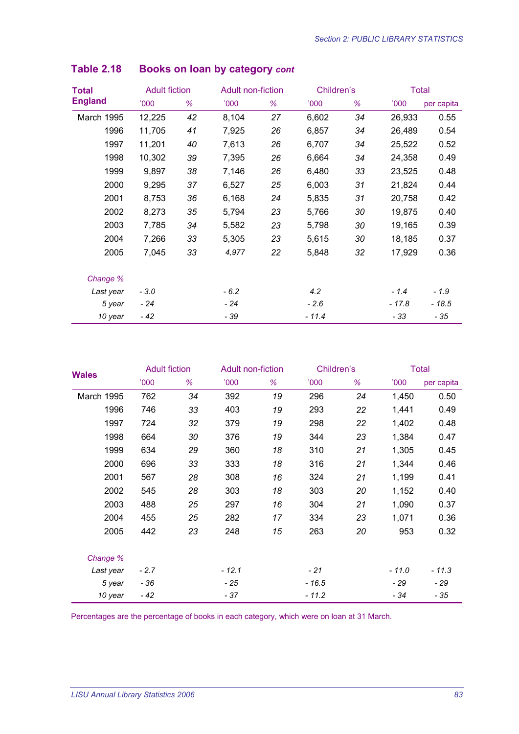## Table 2.18 Books on loan by category *cont*

| Total England | Adult fiction | | Adult non-fiction | | Children's | | Total | |
|---|---|---|---|---|---|---|---|---|
| | '000 | % | '000 | % | '000 | % | '000 | per capita |
| March 1995 | 12,225 | *42* | 8,104 | *27* | 6,602 | *34* | 26,933 | 0.55 |
| 1996 | 11,705 | *41* | 7,925 | *26* | 6,857 | *34* | 26,489 | 0.54 |
| 1997 | 11,201 | *40* | 7,613 | *26* | 6,707 | *34* | 25,522 | 0.52 |
| 1998 | 10,302 | *39* | 7,395 | *26* | 6,664 | *34* | 24,358 | 0.49 |
| 1999 | 9,897 | *38* | 7,146 | *26* | 6,480 | *33* | 23,525 | 0.48 |
| 2000 | 9,295 | *37* | 6,527 | *25* | 6,003 | *31* | 21,824 | 0.44 |
| 2001 | 8,753 | *36* | 6,168 | *24* | 5,835 | *31* | 20,758 | 0.42 |
| 2002 | 8,273 | *35* | 5,794 | *23* | 5,766 | *30* | 19,875 | 0.40 |
| 2003 | 7,785 | *34* | 5,582 | *23* | 5,798 | *30* | 19,165 | 0.39 |
| 2004 | 7,266 | *33* | 5,305 | *23* | 5,615 | *30* | 18,185 | 0.37 |
| 2005 | 7,045 | *33* | *4,977* | *22* | 5,848 | *32* | 17,929 | 0.36 |
| *Change %* | | | | | | | | |
| *Last year* | *- 3.0* | | *- 6.2* | | *4.2* | | *- 1.4* | *- 1.9* |
| *5 year* | *- 24* | | *- 24* | | *- 2.6* | | *- 17.8* | *- 18.5* |
| *10 year* | *- 42* | | *- 39* | | *- 11.4* | | *- 33* | *- 35* |

| Wales | Adult fiction | | Adult non-fiction | | Children's | | Total | |
|---|---|---|---|---|---|---|---|---|
| | '000 | % | '000 | % | '000 | % | '000 | per capita |
| March 1995 | 762 | *34* | 392 | *19* | 296 | *24* | 1,450 | 0.50 |
| 1996 | 746 | *33* | 403 | *19* | 293 | *22* | 1,441 | 0.49 |
| 1997 | 724 | *32* | 379 | *19* | 298 | *22* | 1,402 | 0.48 |
| 1998 | 664 | *30* | 376 | *19* | 344 | *23* | 1,384 | 0.47 |
| 1999 | 634 | *29* | 360 | *18* | 310 | *21* | 1,305 | 0.45 |
| 2000 | 696 | *33* | 333 | *18* | 316 | *21* | 1,344 | 0.46 |
| 2001 | 567 | *28* | 308 | *16* | 324 | *21* | 1,199 | 0.41 |
| 2002 | 545 | *28* | 303 | *18* | 303 | *20* | 1,152 | 0.40 |
| 2003 | 488 | *25* | 297 | *16* | 304 | *21* | 1,090 | 0.37 |
| 2004 | 455 | *25* | 282 | *17* | 334 | *23* | 1,071 | 0.36 |
| 2005 | 442 | *23* | 248 | *15* | 263 | *20* | 953 | 0.32 |
| *Change %* | | | | | | | | |
| *Last year* | *- 2.7* | | *- 12.1* | | *- 21* | | *- 11.0* | *- 11.3* |
| *5 year* | *- 36* | | *- 25* | | *- 16.5* | | *- 29* | *- 29* |
| *10 year* | *- 42* | | *- 37* | | *- 11.2* | | *- 34* | *- 35* |

Percentages are the percentage of books in each category, which were on loan at 31 March.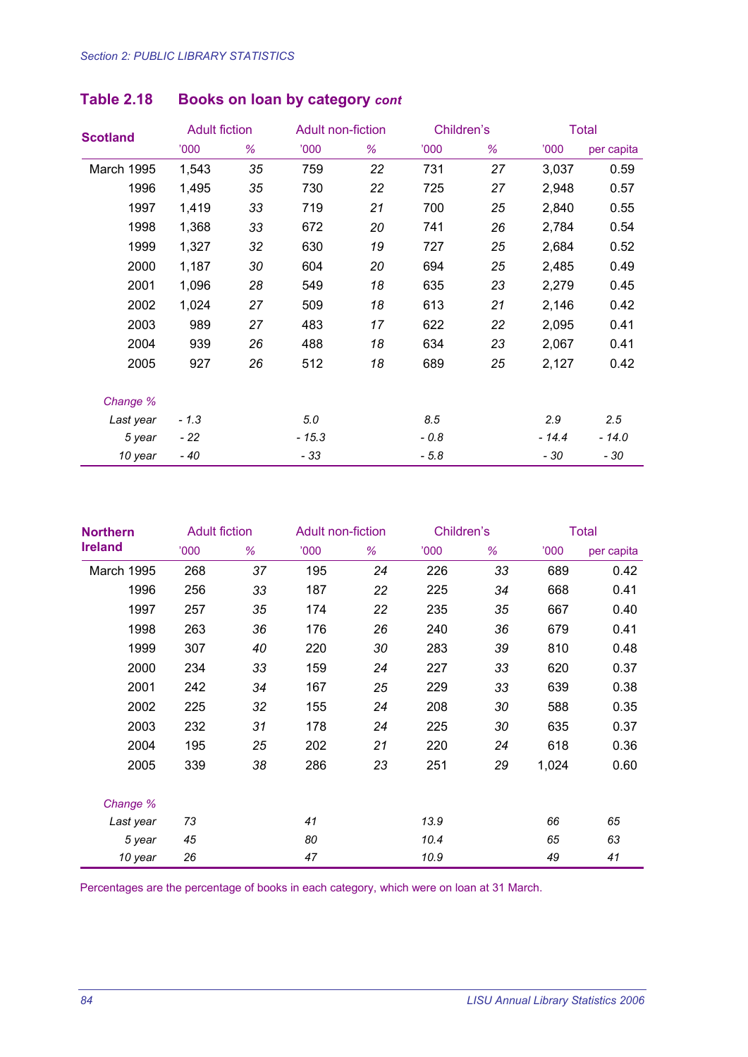## Table 2.18 Books on loan by category *cont*

| Scotland | Adult fiction | | Adult non-fiction | | Children's | | Total | |
|---|---|---|---|---|---|---|---|---|
| | '000 | % | '000 | % | '000 | % | '000 | per capita |
| March 1995 | 1,543 | *35* | 759 | *22* | 731 | *27* | 3,037 | 0.59 |
| 1996 | 1,495 | *35* | 730 | *22* | 725 | *27* | 2,948 | 0.57 |
| 1997 | 1,419 | *33* | 719 | *21* | 700 | *25* | 2,840 | 0.55 |
| 1998 | 1,368 | *33* | 672 | *20* | 741 | *26* | 2,784 | 0.54 |
| 1999 | 1,327 | *32* | 630 | *19* | 727 | *25* | 2,684 | 0.52 |
| 2000 | 1,187 | *30* | 604 | *20* | 694 | *25* | 2,485 | 0.49 |
| 2001 | 1,096 | *28* | 549 | *18* | 635 | *23* | 2,279 | 0.45 |
| 2002 | 1,024 | *27* | 509 | *18* | 613 | *21* | 2,146 | 0.42 |
| 2003 | 989 | *27* | 483 | *17* | 622 | *22* | 2,095 | 0.41 |
| 2004 | 939 | *26* | 488 | *18* | 634 | *23* | 2,067 | 0.41 |
| 2005 | 927 | *26* | 512 | *18* | 689 | *25* | 2,127 | 0.42 |
| *Change %* | | | | | | | | |
| *Last year* | *- 1.3* | | *5.0* | | *8.5* | | *2.9* | *2.5* |
| *5 year* | *- 22* | | *- 15.3* | | *- 0.8* | | *- 14.4* | *- 14.0* |
| *10 year* | *- 40* | | *- 33* | | *- 5.8* | | *- 30* | *- 30* |

| Northern Ireland | Adult fiction | | Adult non-fiction | | Children's | | Total | |
|---|---|---|---|---|---|---|---|---|
| | '000 | % | '000 | % | '000 | % | '000 | per capita |
| March 1995 | 268 | *37* | 195 | *24* | 226 | *33* | 689 | 0.42 |
| 1996 | 256 | *33* | 187 | *22* | 225 | *34* | 668 | 0.41 |
| 1997 | 257 | *35* | 174 | *22* | 235 | *35* | 667 | 0.40 |
| 1998 | 263 | *36* | 176 | *26* | 240 | *36* | 679 | 0.41 |
| 1999 | 307 | *40* | 220 | *30* | 283 | *39* | 810 | 0.48 |
| 2000 | 234 | *33* | 159 | *24* | 227 | *33* | 620 | 0.37 |
| 2001 | 242 | *34* | 167 | *25* | 229 | *33* | 639 | 0.38 |
| 2002 | 225 | *32* | 155 | *24* | 208 | *30* | 588 | 0.35 |
| 2003 | 232 | *31* | 178 | *24* | 225 | *30* | 635 | 0.37 |
| 2004 | 195 | *25* | 202 | *21* | 220 | *24* | 618 | 0.36 |
| 2005 | 339 | *38* | 286 | *23* | 251 | *29* | 1,024 | 0.60 |
| *Change %* | | | | | | | | |
| *Last year* | *73* | | *41* | | *13.9* | | *66* | *65* |
| *5 year* | *45* | | *80* | | *10.4* | | *65* | *63* |
| *10 year* | *26* | | *47* | | *10.9* | | *49* | *41* |

Percentages are the percentage of books in each category, which were on loan at 31 March.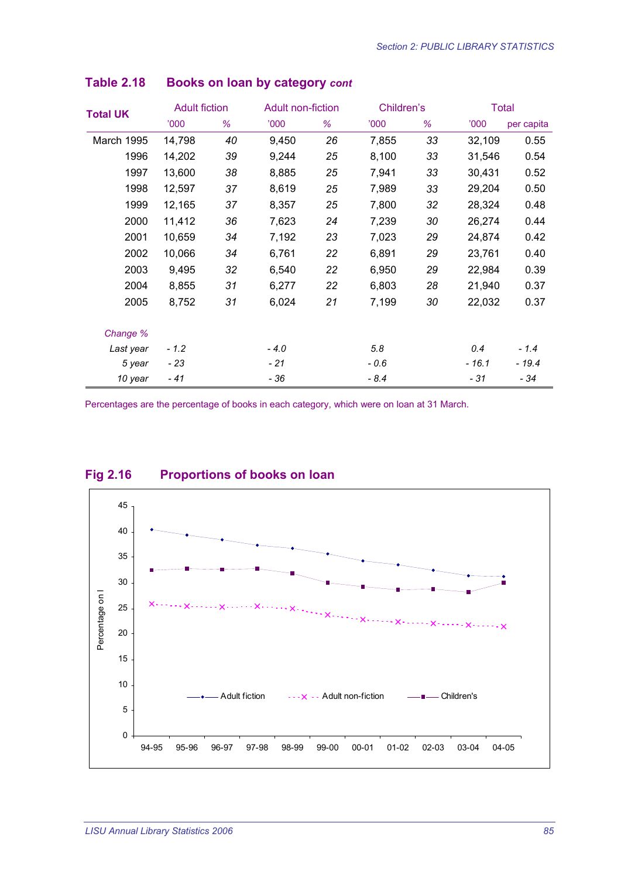## Table 2.18 Books on loan by category *cont*

| Total UK | Adult fiction | | Adult non-fiction | | Children's | | Total | |
|---|---|---|---|---|---|---|---|---|
| | '000 | % | '000 | % | '000 | % | '000 | per capita |
| March 1995 | 14,798 | *40* | 9,450 | *26* | 7,855 | *33* | 32,109 | 0.55 |
| 1996 | 14,202 | *39* | 9,244 | *25* | 8,100 | *33* | 31,546 | 0.54 |
| 1997 | 13,600 | *38* | 8,885 | *25* | 7,941 | *33* | 30,431 | 0.52 |
| 1998 | 12,597 | *37* | 8,619 | *25* | 7,989 | *33* | 29,204 | 0.50 |
| 1999 | 12,165 | *37* | 8,357 | *25* | 7,800 | *32* | 28,324 | 0.48 |
| 2000 | 11,412 | *36* | 7,623 | *24* | 7,239 | *30* | 26,274 | 0.44 |
| 2001 | 10,659 | *34* | 7,192 | *23* | 7,023 | *29* | 24,874 | 0.42 |
| 2002 | 10,066 | *34* | 6,761 | *22* | 6,891 | *29* | 23,761 | 0.40 |
| 2003 | 9,495 | *32* | 6,540 | *22* | 6,950 | *29* | 22,984 | 0.39 |
| 2004 | 8,855 | *31* | 6,277 | *22* | 6,803 | *28* | 21,940 | 0.37 |
| 2005 | 8,752 | *31* | 6,024 | *21* | 7,199 | *30* | 22,032 | 0.37 |
| *Change %* | | | | | | | | |
| *Last year* | *- 1.2* | | *- 4.0* | | *5.8* | | *0.4* | *- 1.4* |
| *5 year* | *- 23* | | *- 21* | | *- 0.6* | | *- 16.1* | *- 19.4* |
| *10 year* | *- 41* | | *- 36* | | *- 8.4* | | *- 31* | *- 34* |

Percentages are the percentage of books in each category, which were on loan at 31 March.

## Fig 2.16 Proportions of books on loan

| Year | Adult fiction | Adult non-fiction | Children's |
|---|---|---|---|
| 94-95 | 40 | 26 | 33 |
| 95-96 | 39 | 25 | 33 |
| 96-97 | 38 | 25 | 33 |
| 97-98 | 37 | 25 | 33 |
| 98-99 | 37 | 25 | 32 |
| 99-00 | 36 | 24 | 30 |
| 00-01 | 34 | 23 | 29 |
| 01-02 | 34 | 22 | 29 |
| 02-03 | 32 | 22 | 29 |
| 03-04 | 31 | 22 | 28 |
| 04-05 | 31 | 21 | 30 |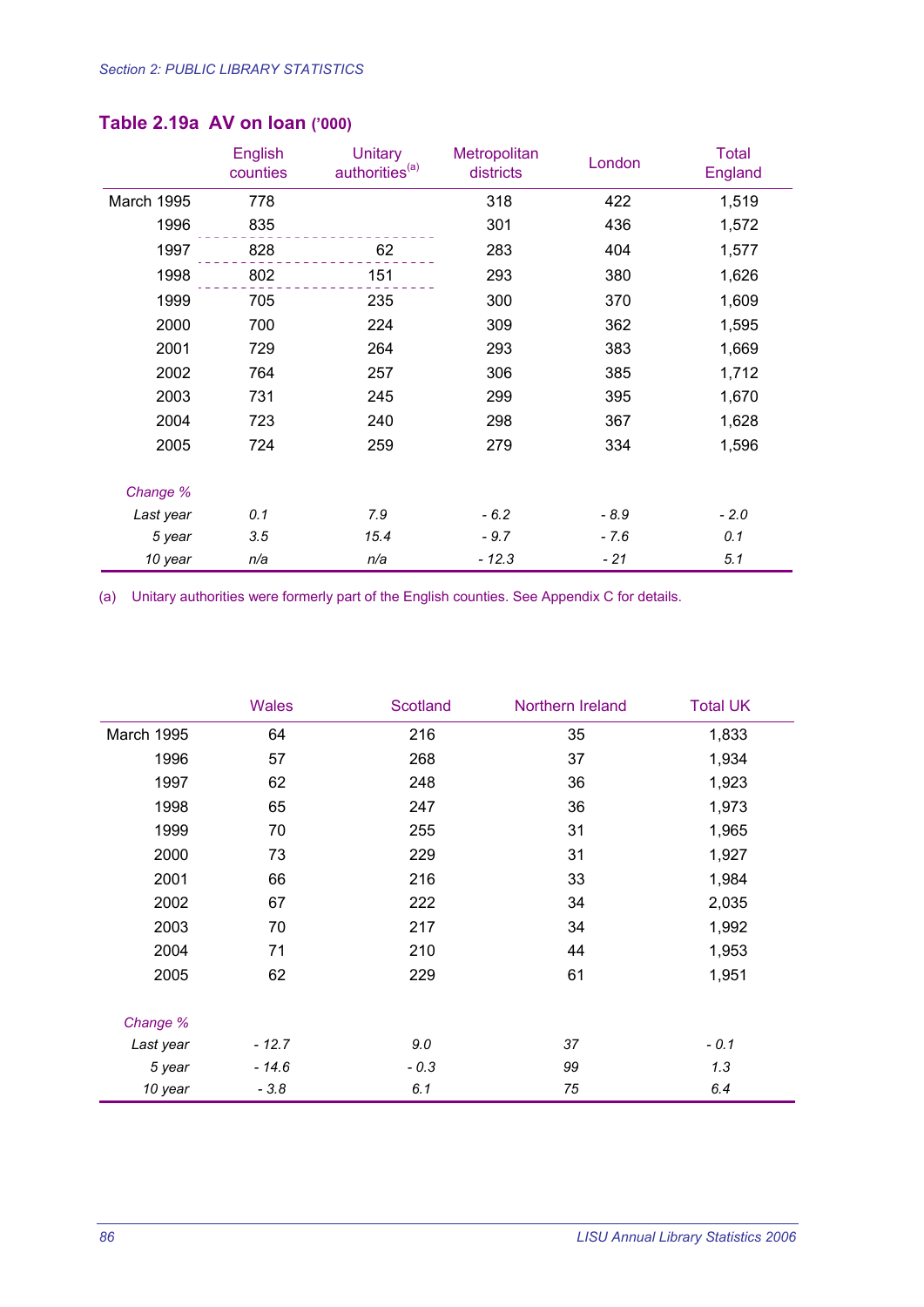## Table 2.19a AV on loan ('000)

| | English counties | Unitary authorities[(a)] | Metropolitan districts | London | Total England |
|---|---|---|---|---|---|
| March 1995 | 778 | | 318 | 422 | 1,519 |
| 1996 | 835 | | 301 | 436 | 1,572 |
| 1997 | 828 | 62 | 283 | 404 | 1,577 |
| 1998 | 802 | 151 | 293 | 380 | 1,626 |
| 1999 | 705 | 235 | 300 | 370 | 1,609 |
| 2000 | 700 | 224 | 309 | 362 | 1,595 |
| 2001 | 729 | 264 | 293 | 383 | 1,669 |
| 2002 | 764 | 257 | 306 | 385 | 1,712 |
| 2003 | 731 | 245 | 299 | 395 | 1,670 |
| 2004 | 723 | 240 | 298 | 367 | 1,628 |
| 2005 | 724 | 259 | 279 | 334 | 1,596 |
| *Change %* | | | | | |
| *Last year* | *0.1* | *7.9* | *- 6.2* | *- 8.9* | *- 2.0* |
| *5 year* | *3.5* | *15.4* | *- 9.7* | *- 7.6* | *0.1* |
| *10 year* | *n/a* | *n/a* | *- 12.3* | *- 21* | *5.1* |

(a) Unitary authorities were formerly part of the English counties. See Appendix C for details.

| | Wales | Scotland | Northern Ireland | Total UK |
|---|---|---|---|---|
| March 1995 | 64 | 216 | 35 | 1,833 |
| 1996 | 57 | 268 | 37 | 1,934 |
| 1997 | 62 | 248 | 36 | 1,923 |
| 1998 | 65 | 247 | 36 | 1,973 |
| 1999 | 70 | 255 | 31 | 1,965 |
| 2000 | 73 | 229 | 31 | 1,927 |
| 2001 | 66 | 216 | 33 | 1,984 |
| 2002 | 67 | 222 | 34 | 2,035 |
| 2003 | 70 | 217 | 34 | 1,992 |
| 2004 | 71 | 210 | 44 | 1,953 |
| 2005 | 62 | 229 | 61 | 1,951 |
| *Change %* | | | | |
| *Last year* | *- 12.7* | *9.0* | *37* | *- 0.1* |
| *5 year* | *- 14.6* | *- 0.3* | *99* | *1.3* |
| *10 year* | *- 3.8* | *6.1* | *75* | *6.4* |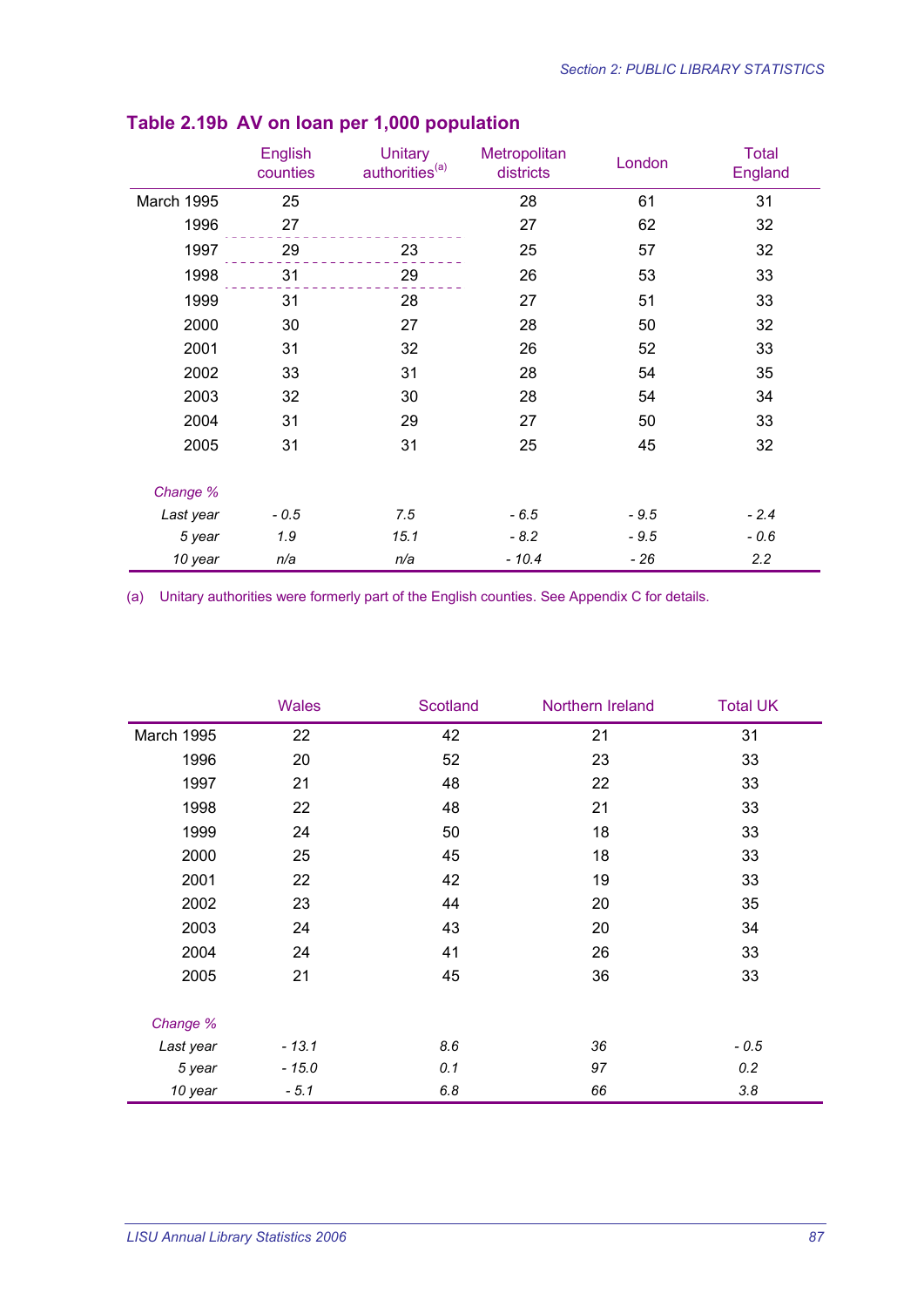## Table 2.19b AV on loan per 1,000 population

| | English counties | Unitary authorities[a] | Metropolitan districts | London | Total England |
|---|---|---|---|---|---|
| March 1995 | 25 | | 28 | 61 | 31 |
| 1996 | 27 | | 27 | 62 | 32 |
| 1997 | 29 | 23 | 25 | 57 | 32 |
| 1998 | 31 | 29 | 26 | 53 | 33 |
| 1999 | 31 | 28 | 27 | 51 | 33 |
| 2000 | 30 | 27 | 28 | 50 | 32 |
| 2001 | 31 | 32 | 26 | 52 | 33 |
| 2002 | 33 | 31 | 28 | 54 | 35 |
| 2003 | 32 | 30 | 28 | 54 | 34 |
| 2004 | 31 | 29 | 27 | 50 | 33 |
| 2005 | 31 | 31 | 25 | 45 | 32 |
| *Change %* | | | | | |
| *Last year* | *- 0.5* | *7.5* | *- 6.5* | *- 9.5* | *- 2.4* |
| *5 year* | *1.9* | *15.1* | *- 8.2* | *- 9.5* | *- 0.6* |
| *10 year* | *n/a* | *n/a* | *- 10.4* | *- 26* | *2.2* |

(a) Unitary authorities were formerly part of the English counties. See Appendix C for details.

| | Wales | Scotland | Northern Ireland | Total UK |
|---|---|---|---|---|
| March 1995 | 22 | 42 | 21 | 31 |
| 1996 | 20 | 52 | 23 | 33 |
| 1997 | 21 | 48 | 22 | 33 |
| 1998 | 22 | 48 | 21 | 33 |
| 1999 | 24 | 50 | 18 | 33 |
| 2000 | 25 | 45 | 18 | 33 |
| 2001 | 22 | 42 | 19 | 33 |
| 2002 | 23 | 44 | 20 | 35 |
| 2003 | 24 | 43 | 20 | 34 |
| 2004 | 24 | 41 | 26 | 33 |
| 2005 | 21 | 45 | 36 | 33 |
| *Change %* | | | | |
| *Last year* | *- 13.1* | *8.6* | *36* | *- 0.5* |
| *5 year* | *- 15.0* | *0.1* | *97* | *0.2* |
| *10 year* | *- 5.1* | *6.8* | *66* | *3.8* |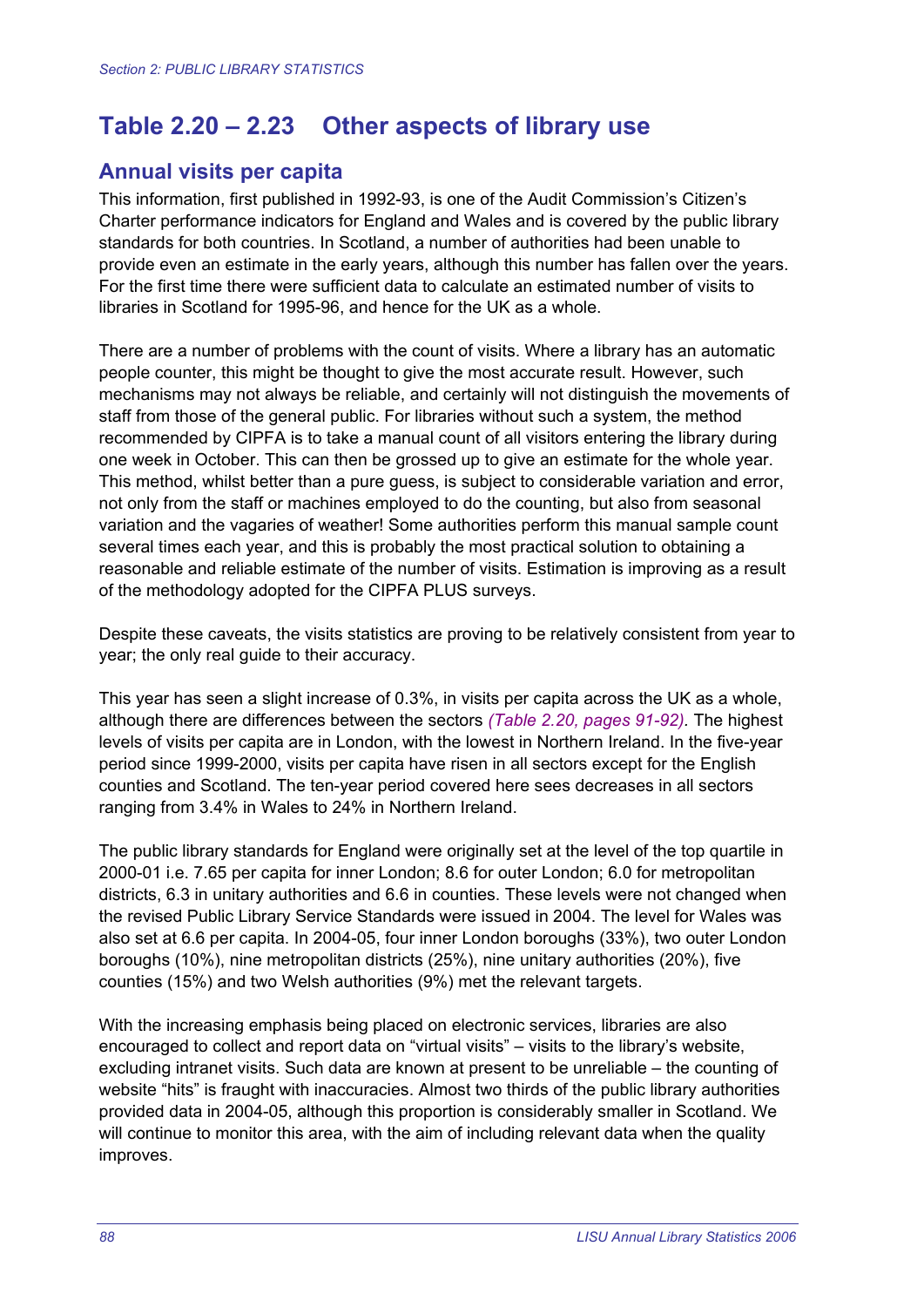# Table 2.20 – 2.23 Other aspects of library use

## Annual visits per capita

This information, first published in 1992-93, is one of the Audit Commission's Citizen's Charter performance indicators for England and Wales and is covered by the public library standards for both countries. In Scotland, a number of authorities had been unable to provide even an estimate in the early years, although this number has fallen over the years. For the first time there were sufficient data to calculate an estimated number of visits to libraries in Scotland for 1995-96, and hence for the UK as a whole.

There are a number of problems with the count of visits. Where a library has an automatic people counter, this might be thought to give the most accurate result. However, such mechanisms may not always be reliable, and certainly will not distinguish the movements of staff from those of the general public. For libraries without such a system, the method recommended by CIPFA is to take a manual count of all visitors entering the library during one week in October. This can then be grossed up to give an estimate for the whole year. This method, whilst better than a pure guess, is subject to considerable variation and error, not only from the staff or machines employed to do the counting, but also from seasonal variation and the vagaries of weather! Some authorities perform this manual sample count several times each year, and this is probably the most practical solution to obtaining a reasonable and reliable estimate of the number of visits. Estimation is improving as a result of the methodology adopted for the CIPFA PLUS surveys.

Despite these caveats, the visits statistics are proving to be relatively consistent from year to year; the only real guide to their accuracy.

This year has seen a slight increase of 0.3%, in visits per capita across the UK as a whole, although there are differences between the sectors *(Table 2.20, pages 91-92).* The highest levels of visits per capita are in London, with the lowest in Northern Ireland. In the five-year period since 1999-2000, visits per capita have risen in all sectors except for the English counties and Scotland. The ten-year period covered here sees decreases in all sectors ranging from 3.4% in Wales to 24% in Northern Ireland.

The public library standards for England were originally set at the level of the top quartile in 2000-01 i.e. 7.65 per capita for inner London; 8.6 for outer London; 6.0 for metropolitan districts, 6.3 in unitary authorities and 6.6 in counties. These levels were not changed when the revised Public Library Service Standards were issued in 2004. The level for Wales was also set at 6.6 per capita. In 2004-05, four inner London boroughs (33%), two outer London boroughs (10%), nine metropolitan districts (25%), nine unitary authorities (20%), five counties (15%) and two Welsh authorities (9%) met the relevant targets.

With the increasing emphasis being placed on electronic services, libraries are also encouraged to collect and report data on "virtual visits" – visits to the library's website, excluding intranet visits. Such data are known at present to be unreliable – the counting of website "hits" is fraught with inaccuracies. Almost two thirds of the public library authorities provided data in 2004-05, although this proportion is considerably smaller in Scotland. We will continue to monitor this area, with the aim of including relevant data when the quality improves.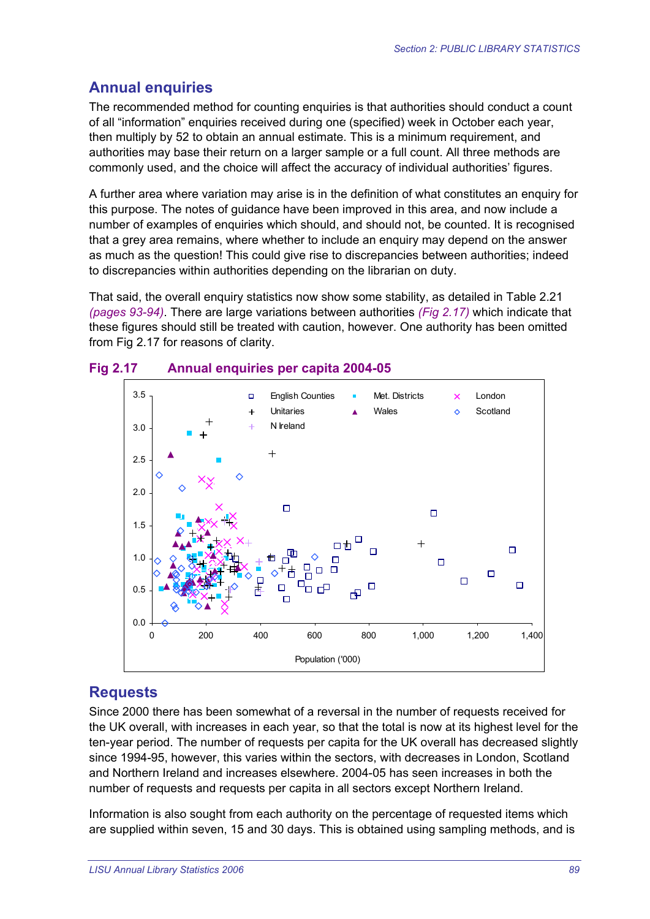## Annual enquiries

The recommended method for counting enquiries is that authorities should conduct a count of all "information" enquiries received during one (specified) week in October each year, then multiply by 52 to obtain an annual estimate. This is a minimum requirement, and authorities may base their return on a larger sample or a full count. All three methods are commonly used, and the choice will affect the accuracy of individual authorities' figures.

A further area where variation may arise is in the definition of what constitutes an enquiry for this purpose. The notes of guidance have been improved in this area, and now include a number of examples of enquiries which should, and should not, be counted. It is recognised that a grey area remains, where whether to include an enquiry may depend on the answer as much as the question! This could give rise to discrepancies between authorities; indeed to discrepancies within authorities depending on the librarian on duty.

That said, the overall enquiry statistics now show some stability, as detailed in Table 2.21 *(pages 93-94)*. There are large variations between authorities *(Fig 2.17)* which indicate that these figures should still be treated with caution, however. One authority has been omitted from Fig 2.17 for reasons of clarity.

**Fig 2.17 Annual enquiries per capita 2004-05**

## Requests

Since 2000 there has been somewhat of a reversal in the number of requests received for the UK overall, with increases in each year, so that the total is now at its highest level for the ten-year period. The number of requests per capita for the UK overall has decreased slightly since 1994-95, however, this varies within the sectors, with decreases in London, Scotland and Northern Ireland and increases elsewhere. 2004-05 has seen increases in both the number of requests and requests per capita in all sectors except Northern Ireland.

Information is also sought from each authority on the percentage of requested items which are supplied within seven, 15 and 30 days. This is obtained using sampling methods, and is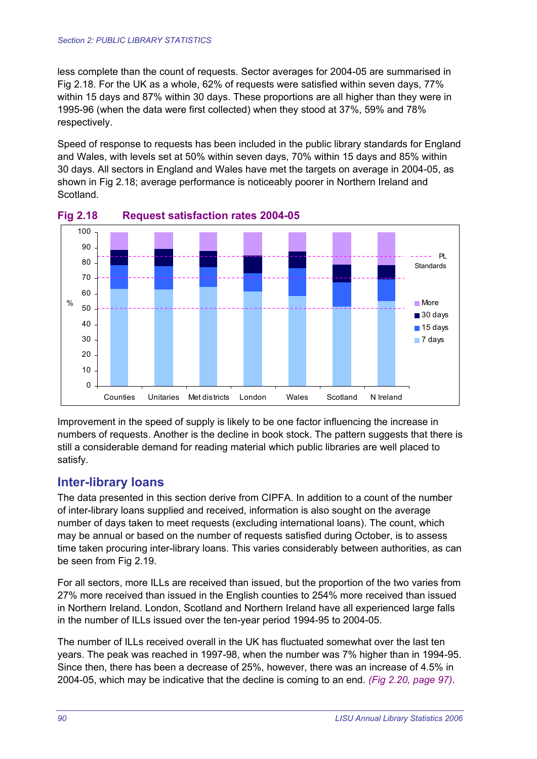less complete than the count of requests. Sector averages for 2004-05 are summarised in Fig 2.18. For the UK as a whole, 62% of requests were satisfied within seven days, 77% within 15 days and 87% within 30 days. These proportions are all higher than they were in 1995-96 (when the data were first collected) when they stood at 37%, 59% and 78% respectively.

Speed of response to requests has been included in the public library standards for England and Wales, with levels set at 50% within seven days, 70% within 15 days and 85% within 30 days. All sectors in England and Wales have met the targets on average in 2004-05, as shown in Fig 2.18; average performance is noticeably poorer in Northern Ireland and Scotland.

**Fig 2.18 Request satisfaction rates 2004-05**

Improvement in the speed of supply is likely to be one factor influencing the increase in numbers of requests. Another is the decline in book stock. The pattern suggests that there is still a considerable demand for reading material which public libraries are well placed to satisfy.

## Inter-library loans

The data presented in this section derive from CIPFA. In addition to a count of the number of inter-library loans supplied and received, information is also sought on the average number of days taken to meet requests (excluding international loans). The count, which may be annual or based on the number of requests satisfied during October, is to assess time taken procuring inter-library loans. This varies considerably between authorities, as can be seen from Fig 2.19.

For all sectors, more ILLs are received than issued, but the proportion of the two varies from 27% more received than issued in the English counties to 254% more received than issued in Northern Ireland. London, Scotland and Northern Ireland have all experienced large falls in the number of ILLs issued over the ten-year period 1994-95 to 2004-05.

The number of ILLs received overall in the UK has fluctuated somewhat over the last ten years. The peak was reached in 1997-98, when the number was 7% higher than in 1994-95. Since then, there has been a decrease of 25%, however, there was an increase of 4.5% in 2004-05, which may be indicative that the decline is coming to an end. *(Fig 2.20, page 97)*.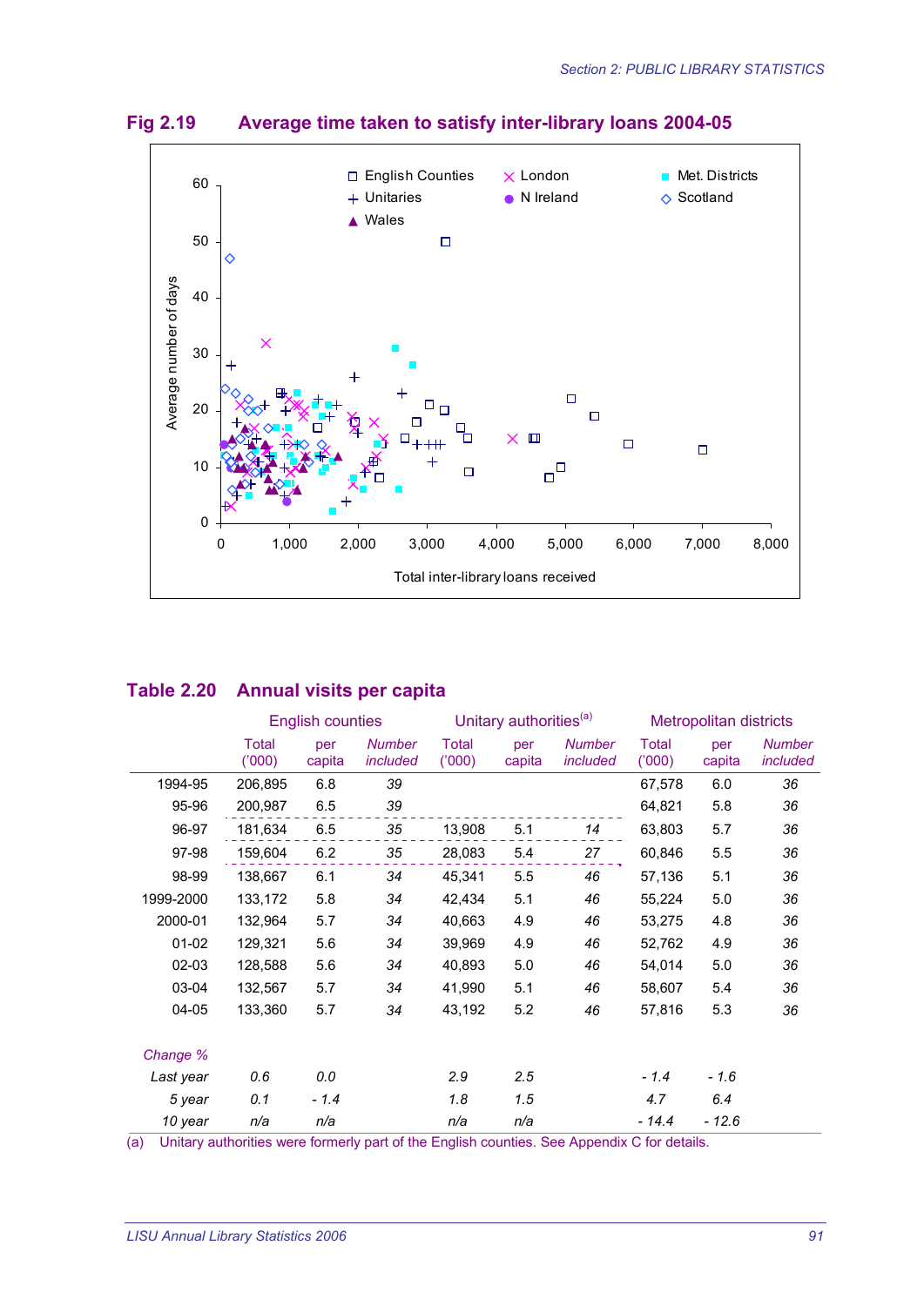## Fig 2.19 Average time taken to satisfy inter-library loans 2004-05

## Table 2.20 Annual visits per capita

| | English counties | | | Unitary authorities[a] | | | Metropolitan districts | | |
|---|---|---|---|---|---|---|---|---|---|
| | Total ('000) | per capita | *Number included* | Total ('000) | per capita | *Number included* | Total ('000) | per capita | *Number included* |
| 1994-95 | 206,895 | 6.8 | *39* | | | | 67,578 | 6.0 | *36* |
| 95-96 | 200,987 | 6.5 | *39* | | | | 64,821 | 5.8 | *36* |
| 96-97 | 181,634 | 6.5 | *35* | 13,908 | 5.1 | *14* | 63,803 | 5.7 | *36* |
| 97-98 | 159,604 | 6.2 | *35* | 28,083 | 5.4 | *27* | 60,846 | 5.5 | *36* |
| 98-99 | 138,667 | 6.1 | *34* | 45,341 | 5.5 | *46* | 57,136 | 5.1 | *36* |
| 1999-2000 | 133,172 | 5.8 | *34* | 42,434 | 5.1 | *46* | 55,224 | 5.0 | *36* |
| 2000-01 | 132,964 | 5.7 | *34* | 40,663 | 4.9 | *46* | 53,275 | 4.8 | *36* |
| 01-02 | 129,321 | 5.6 | *34* | 39,969 | 4.9 | *46* | 52,762 | 4.9 | *36* |
| 02-03 | 128,588 | 5.6 | *34* | 40,893 | 5.0 | *46* | 54,014 | 5.0 | *36* |
| 03-04 | 132,567 | 5.7 | *34* | 41,990 | 5.1 | *46* | 58,607 | 5.4 | *36* |
| 04-05 | 133,360 | 5.7 | *34* | 43,192 | 5.2 | *46* | 57,816 | 5.3 | *36* |
| *Change %* | | | | | | | | | |
| *Last year* | *0.6* | *0.0* | | *2.9* | *2.5* | | *- 1.4* | *- 1.6* | |
| *5 year* | *0.1* | *- 1.4* | | *1.8* | *1.5* | | *4.7* | *6.4* | |
| *10 year* | *n/a* | *n/a* | | *n/a* | *n/a* | | *- 14.4* | *- 12.6* | |

(a) Unitary authorities were formerly part of the English counties. See Appendix C for details.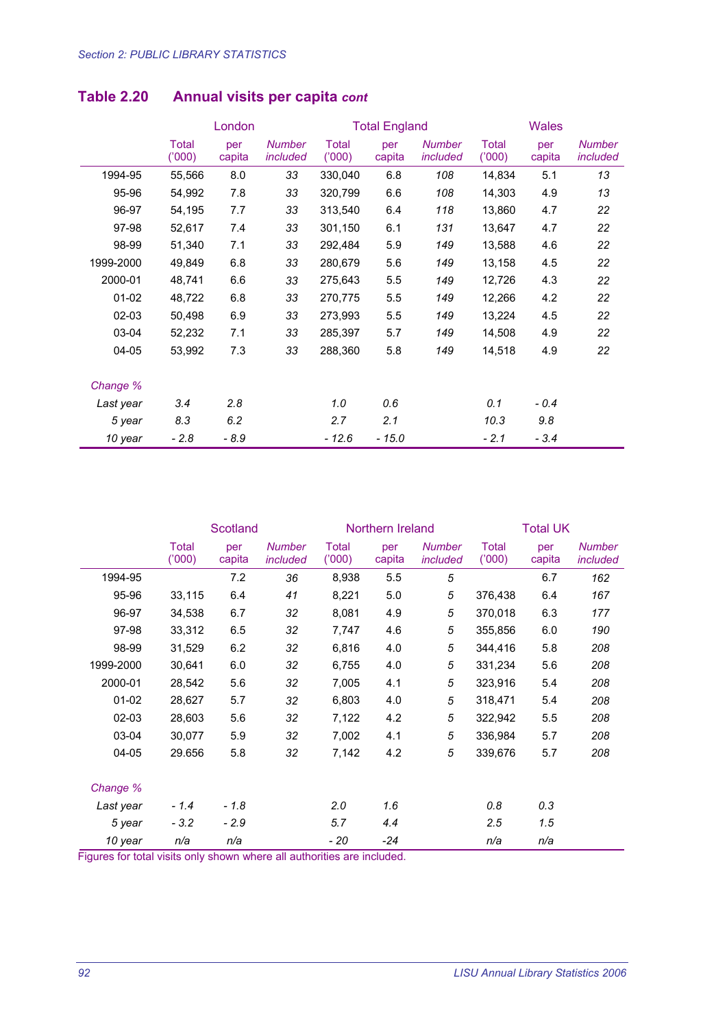## Table 2.20 Annual visits per capita *cont*

| | London | | | Total England | | | Wales | | |
|---|---|---|---|---|---|---|---|---|---|
| | Total ('000) | per capita | *Number included* | Total ('000) | per capita | *Number included* | Total ('000) | per capita | *Number included* |
| 1994-95 | 55,566 | 8.0 | *33* | 330,040 | 6.8 | *108* | 14,834 | 5.1 | *13* |
| 95-96 | 54,992 | 7.8 | *33* | 320,799 | 6.6 | *108* | 14,303 | 4.9 | *13* |
| 96-97 | 54,195 | 7.7 | *33* | 313,540 | 6.4 | *118* | 13,860 | 4.7 | *22* |
| 97-98 | 52,617 | 7.4 | *33* | 301,150 | 6.1 | *131* | 13,647 | 4.7 | *22* |
| 98-99 | 51,340 | 7.1 | *33* | 292,484 | 5.9 | *149* | 13,588 | 4.6 | *22* |
| 1999-2000 | 49,849 | 6.8 | *33* | 280,679 | 5.6 | *149* | 13,158 | 4.5 | *22* |
| 2000-01 | 48,741 | 6.6 | *33* | 275,643 | 5.5 | *149* | 12,726 | 4.3 | *22* |
| 01-02 | 48,722 | 6.8 | *33* | 270,775 | 5.5 | *149* | 12,266 | 4.2 | *22* |
| 02-03 | 50,498 | 6.9 | *33* | 273,993 | 5.5 | *149* | 13,224 | 4.5 | *22* |
| 03-04 | 52,232 | 7.1 | *33* | 285,397 | 5.7 | *149* | 14,508 | 4.9 | *22* |
| 04-05 | 53,992 | 7.3 | *33* | 288,360 | 5.8 | *149* | 14,518 | 4.9 | *22* |
| *Change %* | | | | | | | | | |
| *Last year* | *3.4* | *2.8* | | *1.0* | *0.6* | | *0.1* | *- 0.4* | |
| *5 year* | *8.3* | *6.2* | | *2.7* | *2.1* | | *10.3* | *9.8* | |
| *10 year* | *- 2.8* | *- 8.9* | | *- 12.6* | *- 15.0* | | *- 2.1* | *- 3.4* | |

| | Scotland | | | Northern Ireland | | | Total UK | | |
|---|---|---|---|---|---|---|---|---|---|
| | Total ('000) | per capita | *Number included* | Total ('000) | per capita | *Number included* | Total ('000) | per capita | *Number included* |
| 1994-95 | | 7.2 | *36* | 8,938 | 5.5 | *5* | | 6.7 | *162* |
| 95-96 | 33,115 | 6.4 | *41* | 8,221 | 5.0 | *5* | 376,438 | 6.4 | *167* |
| 96-97 | 34,538 | 6.7 | *32* | 8,081 | 4.9 | *5* | 370,018 | 6.3 | *177* |
| 97-98 | 33,312 | 6.5 | *32* | 7,747 | 4.6 | *5* | 355,856 | 6.0 | *190* |
| 98-99 | 31,529 | 6.2 | *32* | 6,816 | 4.0 | *5* | 344,416 | 5.8 | *208* |
| 1999-2000 | 30,641 | 6.0 | *32* | 6,755 | 4.0 | *5* | 331,234 | 5.6 | *208* |
| 2000-01 | 28,542 | 5.6 | *32* | 7,005 | 4.1 | *5* | 323,916 | 5.4 | *208* |
| 01-02 | 28,627 | 5.7 | *32* | 6,803 | 4.0 | *5* | 318,471 | 5.4 | *208* |
| 02-03 | 28,603 | 5.6 | *32* | 7,122 | 4.2 | *5* | 322,942 | 5.5 | *208* |
| 03-04 | 30,077 | 5.9 | *32* | 7,002 | 4.1 | *5* | 336,984 | 5.7 | *208* |
| 04-05 | 29.656 | 5.8 | *32* | 7,142 | 4.2 | *5* | 339,676 | 5.7 | *208* |
| *Change %* | | | | | | | | | |
| *Last year* | *- 1.4* | *- 1.8* | | *2.0* | *1.6* | | *0.8* | *0.3* | |
| *5 year* | *- 3.2* | *- 2.9* | | *5.7* | *4.4* | | *2.5* | *1.5* | |
| *10 year* | *n/a* | *n/a* | | *- 20* | *-24* | | *n/a* | *n/a* | |

Figures for total visits only shown where all authorities are included.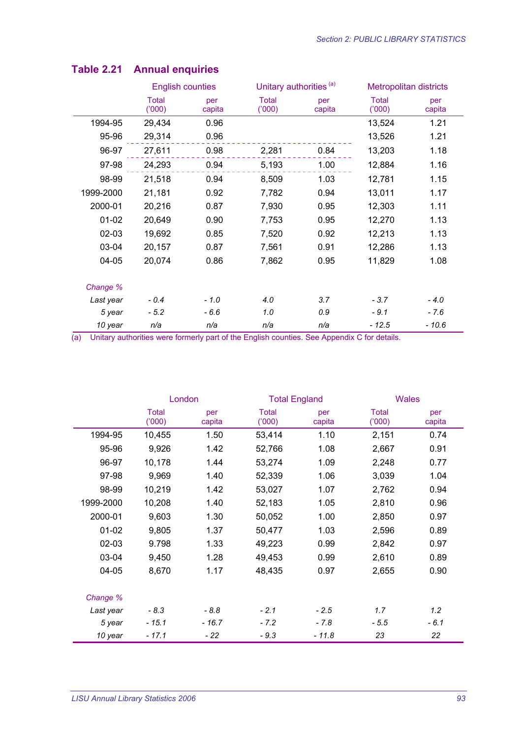## Table 2.21 Annual enquiries

| | English counties | | Unitary authorities [(a)] | | Metropolitan districts | |
|---|---|---|---|---|---|---|
| | Total ('000) | per capita | Total ('000) | per capita | Total ('000) | per capita |
| 1994-95 | 29,434 | 0.96 | | | 13,524 | 1.21 |
| 95-96 | 29,314 | 0.96 | | | 13,526 | 1.21 |
| 96-97 | 27,611 | 0.98 | 2,281 | 0.84 | 13,203 | 1.18 |
| 97-98 | 24,293 | 0.94 | 5,193 | 1.00 | 12,884 | 1.16 |
| 98-99 | 21,518 | 0.94 | 8,509 | 1.03 | 12,781 | 1.15 |
| 1999-2000 | 21,181 | 0.92 | 7,782 | 0.94 | 13,011 | 1.17 |
| 2000-01 | 20,216 | 0.87 | 7,930 | 0.95 | 12,303 | 1.11 |
| 01-02 | 20,649 | 0.90 | 7,753 | 0.95 | 12,270 | 1.13 |
| 02-03 | 19,692 | 0.85 | 7,520 | 0.92 | 12,213 | 1.13 |
| 03-04 | 20,157 | 0.87 | 7,561 | 0.91 | 12,286 | 1.13 |
| 04-05 | 20,074 | 0.86 | 7,862 | 0.95 | 11,829 | 1.08 |
| *Change %* | | | | | | |
| *Last year* | *- 0.4* | *- 1.0* | *4.0* | *3.7* | *- 3.7* | *- 4.0* |
| *5 year* | *- 5.2* | *- 6.6* | *1.0* | *0.9* | *- 9.1* | *- 7.6* |
| *10 year* | *n/a* | *n/a* | *n/a* | *n/a* | *- 12.5* | *- 10.6* |

(a) Unitary authorities were formerly part of the English counties. See Appendix C for details.

| | London | | Total England | | Wales | |
|---|---|---|---|---|---|---|
| | Total ('000) | per capita | Total ('000) | per capita | Total ('000) | per capita |
| 1994-95 | 10,455 | 1.50 | 53,414 | 1.10 | 2,151 | 0.74 |
| 95-96 | 9,926 | 1.42 | 52,766 | 1.08 | 2,667 | 0.91 |
| 96-97 | 10,178 | 1.44 | 53,274 | 1.09 | 2,248 | 0.77 |
| 97-98 | 9,969 | 1.40 | 52,339 | 1.06 | 3,039 | 1.04 |
| 98-99 | 10,219 | 1.42 | 53,027 | 1.07 | 2,762 | 0.94 |
| 1999-2000 | 10,208 | 1.40 | 52,183 | 1.05 | 2,810 | 0.96 |
| 2000-01 | 9,603 | 1.30 | 50,052 | 1.00 | 2,850 | 0.97 |
| 01-02 | 9,805 | 1.37 | 50,477 | 1.03 | 2,596 | 0.89 |
| 02-03 | 9.798 | 1.33 | 49,223 | 0.99 | 2,842 | 0.97 |
| 03-04 | 9,450 | 1.28 | 49,453 | 0.99 | 2,610 | 0.89 |
| 04-05 | 8,670 | 1.17 | 48,435 | 0.97 | 2,655 | 0.90 |
| *Change %* | | | | | | |
| *Last year* | *- 8.3* | *- 8.8* | *- 2.1* | *- 2.5* | *1.7* | *1.2* |
| *5 year* | *- 15.1* | *- 16.7* | *- 7.2* | *- 7.8* | *- 5.5* | *- 6.1* |
| *10 year* | *- 17.1* | *- 22* | *- 9.3* | *- 11.8* | *23* | *22* |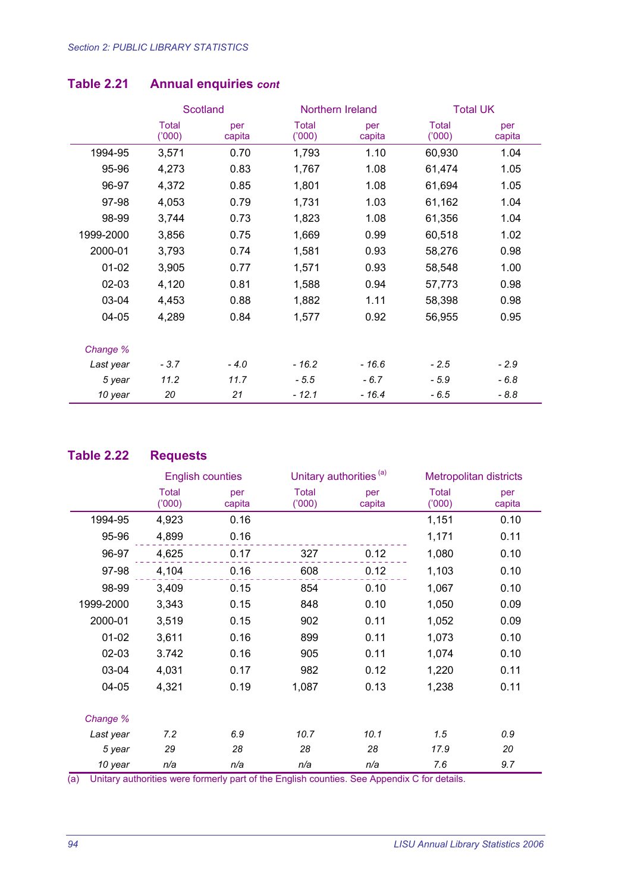## Table 2.21 Annual enquiries *cont*

| | Scotland | | Northern Ireland | | Total UK | |
|---|---|---|---|---|---|---|
| | Total ('000) | per capita | Total ('000) | per capita | Total ('000) | per capita |
| 1994-95 | 3,571 | 0.70 | 1,793 | 1.10 | 60,930 | 1.04 |
| 95-96 | 4,273 | 0.83 | 1,767 | 1.08 | 61,474 | 1.05 |
| 96-97 | 4,372 | 0.85 | 1,801 | 1.08 | 61,694 | 1.05 |
| 97-98 | 4,053 | 0.79 | 1,731 | 1.03 | 61,162 | 1.04 |
| 98-99 | 3,744 | 0.73 | 1,823 | 1.08 | 61,356 | 1.04 |
| 1999-2000 | 3,856 | 0.75 | 1,669 | 0.99 | 60,518 | 1.02 |
| 2000-01 | 3,793 | 0.74 | 1,581 | 0.93 | 58,276 | 0.98 |
| 01-02 | 3,905 | 0.77 | 1,571 | 0.93 | 58,548 | 1.00 |
| 02-03 | 4,120 | 0.81 | 1,588 | 0.94 | 57,773 | 0.98 |
| 03-04 | 4,453 | 0.88 | 1,882 | 1.11 | 58,398 | 0.98 |
| 04-05 | 4,289 | 0.84 | 1,577 | 0.92 | 56,955 | 0.95 |
| *Change %* | | | | | | |
| *Last year* | *- 3.7* | *- 4.0* | *- 16.2* | *- 16.6* | *- 2.5* | *- 2.9* |
| *5 year* | *11.2* | *11.7* | *- 5.5* | *- 6.7* | *- 5.9* | *- 6.8* |
| *10 year* | *20* | *21* | *- 12.1* | *- 16.4* | *- 6.5* | *- 8.8* |

## Table 2.22 Requests

| | English counties | | Unitary authorities [a] | | Metropolitan districts | |
|---|---|---|---|---|---|---|
| | Total ('000) | per capita | Total ('000) | per capita | Total ('000) | per capita |
| 1994-95 | 4,923 | 0.16 | | | 1,151 | 0.10 |
| 95-96 | 4,899 | 0.16 | | | 1,171 | 0.11 |
| 96-97 | 4,625 | 0.17 | 327 | 0.12 | 1,080 | 0.10 |
| 97-98 | 4,104 | 0.16 | 608 | 0.12 | 1,103 | 0.10 |
| 98-99 | 3,409 | 0.15 | 854 | 0.10 | 1,067 | 0.10 |
| 1999-2000 | 3,343 | 0.15 | 848 | 0.10 | 1,050 | 0.09 |
| 2000-01 | 3,519 | 0.15 | 902 | 0.11 | 1,052 | 0.09 |
| 01-02 | 3,611 | 0.16 | 899 | 0.11 | 1,073 | 0.10 |
| 02-03 | 3.742 | 0.16 | 905 | 0.11 | 1,074 | 0.10 |
| 03-04 | 4,031 | 0.17 | 982 | 0.12 | 1,220 | 0.11 |
| 04-05 | 4,321 | 0.19 | 1,087 | 0.13 | 1,238 | 0.11 |
| *Change %* | | | | | | |
| *Last year* | *7.2* | *6.9* | *10.7* | *10.1* | *1.5* | *0.9* |
| *5 year* | *29* | *28* | *28* | *28* | *17.9* | *20* |
| *10 year* | *n/a* | *n/a* | *n/a* | *n/a* | *7.6* | *9.7* |

(a) Unitary authorities were formerly part of the English counties. See Appendix C for details.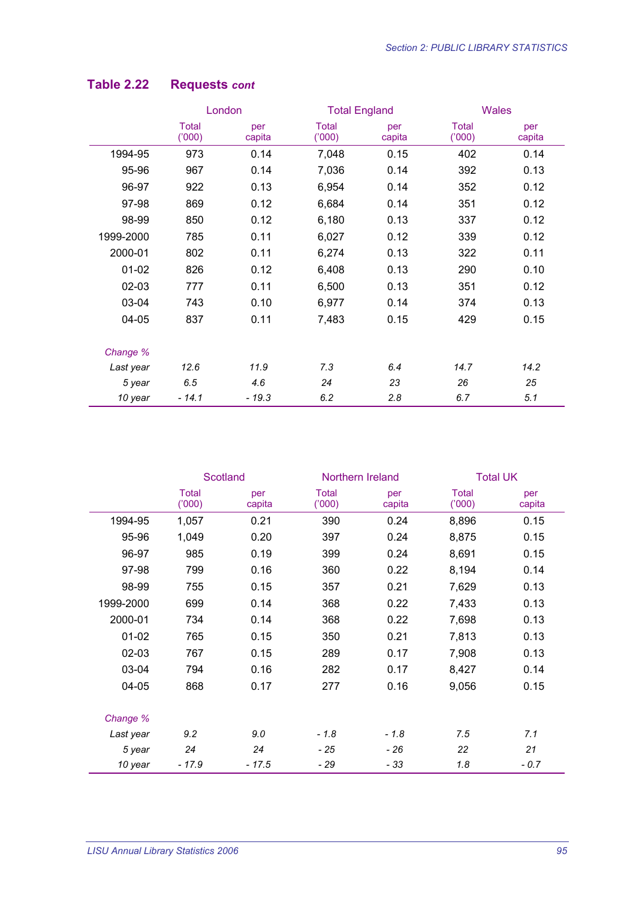## Table 2.22 Requests *cont*

| | London | | Total England | | Wales | |
|---|---|---|---|---|---|---|
| | Total ('000) | per capita | Total ('000) | per capita | Total ('000) | per capita |
| 1994-95 | 973 | 0.14 | 7,048 | 0.15 | 402 | 0.14 |
| 95-96 | 967 | 0.14 | 7,036 | 0.14 | 392 | 0.13 |
| 96-97 | 922 | 0.13 | 6,954 | 0.14 | 352 | 0.12 |
| 97-98 | 869 | 0.12 | 6,684 | 0.14 | 351 | 0.12 |
| 98-99 | 850 | 0.12 | 6,180 | 0.13 | 337 | 0.12 |
| 1999-2000 | 785 | 0.11 | 6,027 | 0.12 | 339 | 0.12 |
| 2000-01 | 802 | 0.11 | 6,274 | 0.13 | 322 | 0.11 |
| 01-02 | 826 | 0.12 | 6,408 | 0.13 | 290 | 0.10 |
| 02-03 | 777 | 0.11 | 6,500 | 0.13 | 351 | 0.12 |
| 03-04 | 743 | 0.10 | 6,977 | 0.14 | 374 | 0.13 |
| 04-05 | 837 | 0.11 | 7,483 | 0.15 | 429 | 0.15 |
| *Change %* | | | | | | |
| *Last year* | *12.6* | *11.9* | *7.3* | *6.4* | *14.7* | *14.2* |
| *5 year* | *6.5* | *4.6* | *24* | *23* | *26* | *25* |
| *10 year* | *- 14.1* | *- 19.3* | *6.2* | *2.8* | *6.7* | *5.1* |

| | Scotland | | Northern Ireland | | Total UK | |
|---|---|---|---|---|---|---|
| | Total ('000) | per capita | Total ('000) | per capita | Total ('000) | per capita |
| 1994-95 | 1,057 | 0.21 | 390 | 0.24 | 8,896 | 0.15 |
| 95-96 | 1,049 | 0.20 | 397 | 0.24 | 8,875 | 0.15 |
| 96-97 | 985 | 0.19 | 399 | 0.24 | 8,691 | 0.15 |
| 97-98 | 799 | 0.16 | 360 | 0.22 | 8,194 | 0.14 |
| 98-99 | 755 | 0.15 | 357 | 0.21 | 7,629 | 0.13 |
| 1999-2000 | 699 | 0.14 | 368 | 0.22 | 7,433 | 0.13 |
| 2000-01 | 734 | 0.14 | 368 | 0.22 | 7,698 | 0.13 |
| 01-02 | 765 | 0.15 | 350 | 0.21 | 7,813 | 0.13 |
| 02-03 | 767 | 0.15 | 289 | 0.17 | 7,908 | 0.13 |
| 03-04 | 794 | 0.16 | 282 | 0.17 | 8,427 | 0.14 |
| 04-05 | 868 | 0.17 | 277 | 0.16 | 9,056 | 0.15 |
| *Change %* | | | | | | |
| *Last year* | *9.2* | *9.0* | *- 1.8* | *- 1.8* | *7.5* | *7.1* |
| *5 year* | *24* | *24* | *- 25* | *- 26* | *22* | *21* |
| *10 year* | *- 17.9* | *- 17.5* | *- 29* | *- 33* | *1.8* | *- 0.7* |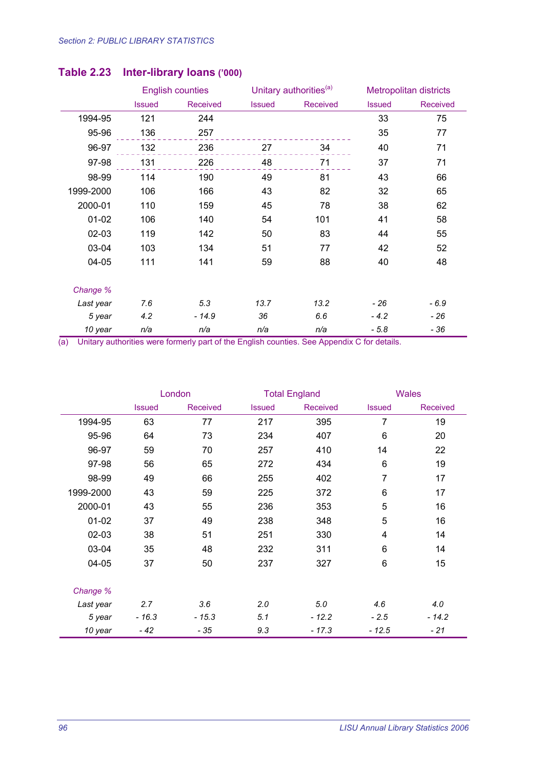## Table 2.23 Inter-library loans ('000)

| | English counties | | Unitary authorities[a] | | Metropolitan districts | |
|---|---|---|---|---|---|---|
| | Issued | Received | Issued | Received | Issued | Received |
| 1994-95 | 121 | 244 | | | 33 | 75 |
| 95-96 | 136 | 257 | | | 35 | 77 |
| 96-97 | 132 | 236 | 27 | 34 | 40 | 71 |
| 97-98 | 131 | 226 | 48 | 71 | 37 | 71 |
| 98-99 | 114 | 190 | 49 | 81 | 43 | 66 |
| 1999-2000 | 106 | 166 | 43 | 82 | 32 | 65 |
| 2000-01 | 110 | 159 | 45 | 78 | 38 | 62 |
| 01-02 | 106 | 140 | 54 | 101 | 41 | 58 |
| 02-03 | 119 | 142 | 50 | 83 | 44 | 55 |
| 03-04 | 103 | 134 | 51 | 77 | 42 | 52 |
| 04-05 | 111 | 141 | 59 | 88 | 40 | 48 |
| *Change %* | | | | | | |
| *Last year* | *7.6* | *5.3* | *13.7* | *13.2* | *- 26* | *- 6.9* |
| *5 year* | *4.2* | *- 14.9* | *36* | *6.6* | *- 4.2* | *- 26* |
| *10 year* | *n/a* | *n/a* | *n/a* | *n/a* | *- 5.8* | *- 36* |

(a) Unitary authorities were formerly part of the English counties. See Appendix C for details.

| | London | | Total England | | Wales | |
|---|---|---|---|---|---|---|
| | Issued | Received | Issued | Received | Issued | Received |
| 1994-95 | 63 | 77 | 217 | 395 | 7 | 19 |
| 95-96 | 64 | 73 | 234 | 407 | 6 | 20 |
| 96-97 | 59 | 70 | 257 | 410 | 14 | 22 |
| 97-98 | 56 | 65 | 272 | 434 | 6 | 19 |
| 98-99 | 49 | 66 | 255 | 402 | 7 | 17 |
| 1999-2000 | 43 | 59 | 225 | 372 | 6 | 17 |
| 2000-01 | 43 | 55 | 236 | 353 | 5 | 16 |
| 01-02 | 37 | 49 | 238 | 348 | 5 | 16 |
| 02-03 | 38 | 51 | 251 | 330 | 4 | 14 |
| 03-04 | 35 | 48 | 232 | 311 | 6 | 14 |
| 04-05 | 37 | 50 | 237 | 327 | 6 | 15 |
| *Change %* | | | | | | |
| *Last year* | *2.7* | *3.6* | *2.0* | *5.0* | *4.6* | *4.0* |
| *5 year* | *- 16.3* | *- 15.3* | *5.1* | *- 12.2* | *- 2.5* | *- 14.2* |
| *10 year* | *- 42* | *- 35* | *9.3* | *- 17.3* | *- 12.5* | *- 21* |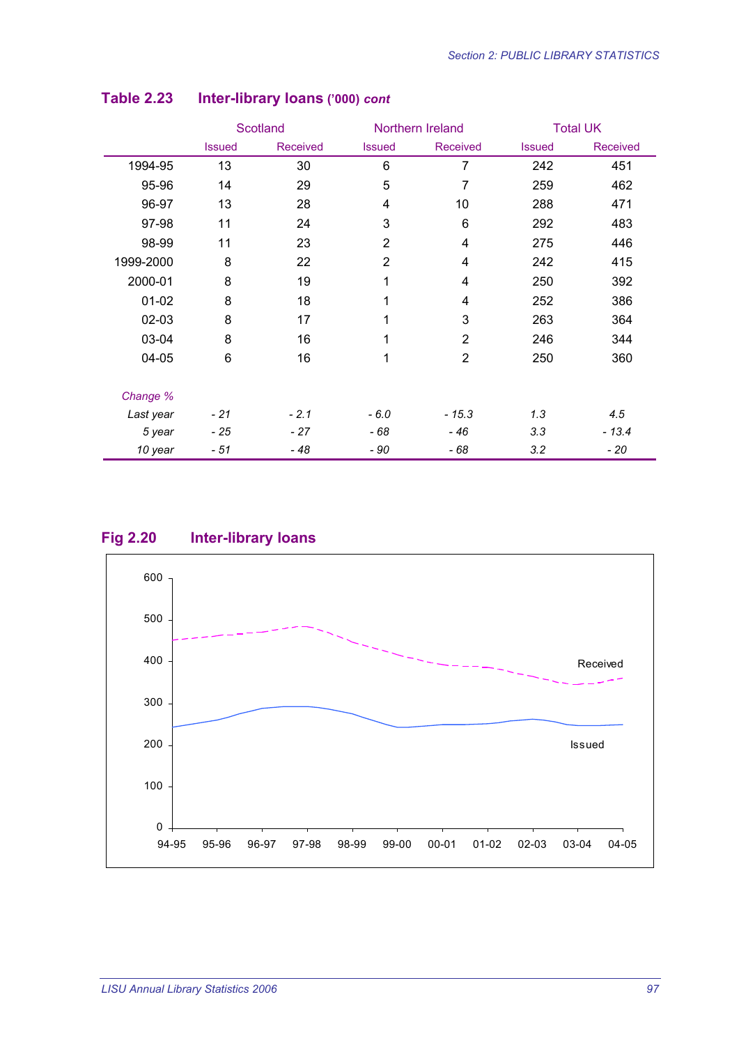## Table 2.23 Inter-library loans ('000) *cont*

| | Scotland | | Northern Ireland | | Total UK | |
|---|---|---|---|---|---|---|
| | Issued | Received | Issued | Received | Issued | Received |
| 1994-95 | 13 | 30 | 6 | 7 | 242 | 451 |
| 95-96 | 14 | 29 | 5 | 7 | 259 | 462 |
| 96-97 | 13 | 28 | 4 | 10 | 288 | 471 |
| 97-98 | 11 | 24 | 3 | 6 | 292 | 483 |
| 98-99 | 11 | 23 | 2 | 4 | 275 | 446 |
| 1999-2000 | 8 | 22 | 2 | 4 | 242 | 415 |
| 2000-01 | 8 | 19 | 1 | 4 | 250 | 392 |
| 01-02 | 8 | 18 | 1 | 4 | 252 | 386 |
| 02-03 | 8 | 17 | 1 | 3 | 263 | 364 |
| 03-04 | 8 | 16 | 1 | 2 | 246 | 344 |
| 04-05 | 6 | 16 | 1 | 2 | 250 | 360 |
| *Change %* | | | | | | |
| *Last year* | *- 21* | *- 2.1* | *- 6.0* | *- 15.3* | *1.3* | *4.5* |
| *5 year* | *- 25* | *- 27* | *- 68* | *- 46* | *3.3* | *- 13.4* |
| *10 year* | *- 51* | *- 48* | *- 90* | *- 68* | *3.2* | *- 20* |

## Fig 2.20 Inter-library loans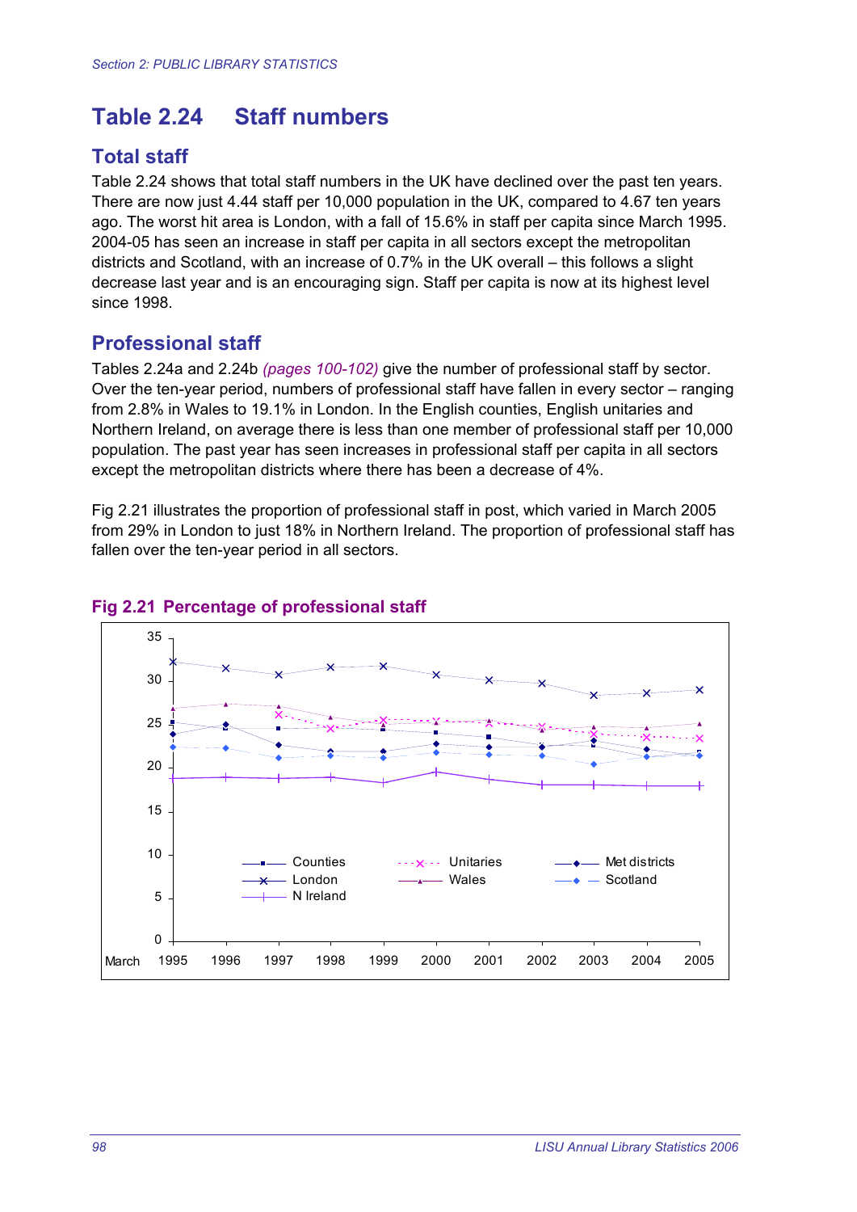# Table 2.24 Staff numbers

## Total staff

Table 2.24 shows that total staff numbers in the UK have declined over the past ten years. There are now just 4.44 staff per 10,000 population in the UK, compared to 4.67 ten years ago. The worst hit area is London, with a fall of 15.6% in staff per capita since March 1995. 2004-05 has seen an increase in staff per capita in all sectors except the metropolitan districts and Scotland, with an increase of 0.7% in the UK overall – this follows a slight decrease last year and is an encouraging sign. Staff per capita is now at its highest level since 1998.

## Professional staff

Tables 2.24a and 2.24b *(pages 100-102)* give the number of professional staff by sector. Over the ten-year period, numbers of professional staff have fallen in every sector – ranging from 2.8% in Wales to 19.1% in London. In the English counties, English unitaries and Northern Ireland, on average there is less than one member of professional staff per 10,000 population. The past year has seen increases in professional staff per capita in all sectors except the metropolitan districts where there has been a decrease of 4%.

Fig 2.21 illustrates the proportion of professional staff in post, which varied in March 2005 from 29% in London to just 18% in Northern Ireland. The proportion of professional staff has fallen over the ten-year period in all sectors.

### Fig 2.21 Percentage of professional staff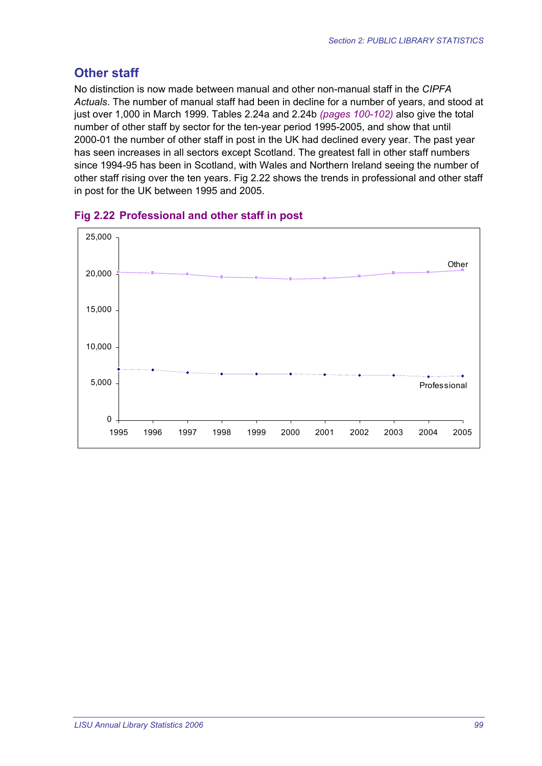## Other staff

No distinction is now made between manual and other non-manual staff in the *CIPFA Actuals*. The number of manual staff had been in decline for a number of years, and stood at just over 1,000 in March 1999. Tables 2.24a and 2.24b *(pages 100-102)* also give the total number of other staff by sector for the ten-year period 1995-2005, and show that until 2000-01 the number of other staff in post in the UK had declined every year. The past year has seen increases in all sectors except Scotland. The greatest fall in other staff numbers since 1994-95 has been in Scotland, with Wales and Northern Ireland seeing the number of other staff rising over the ten years. Fig 2.22 shows the trends in professional and other staff in post for the UK between 1995 and 2005.

### Fig 2.22 Professional and other staff in post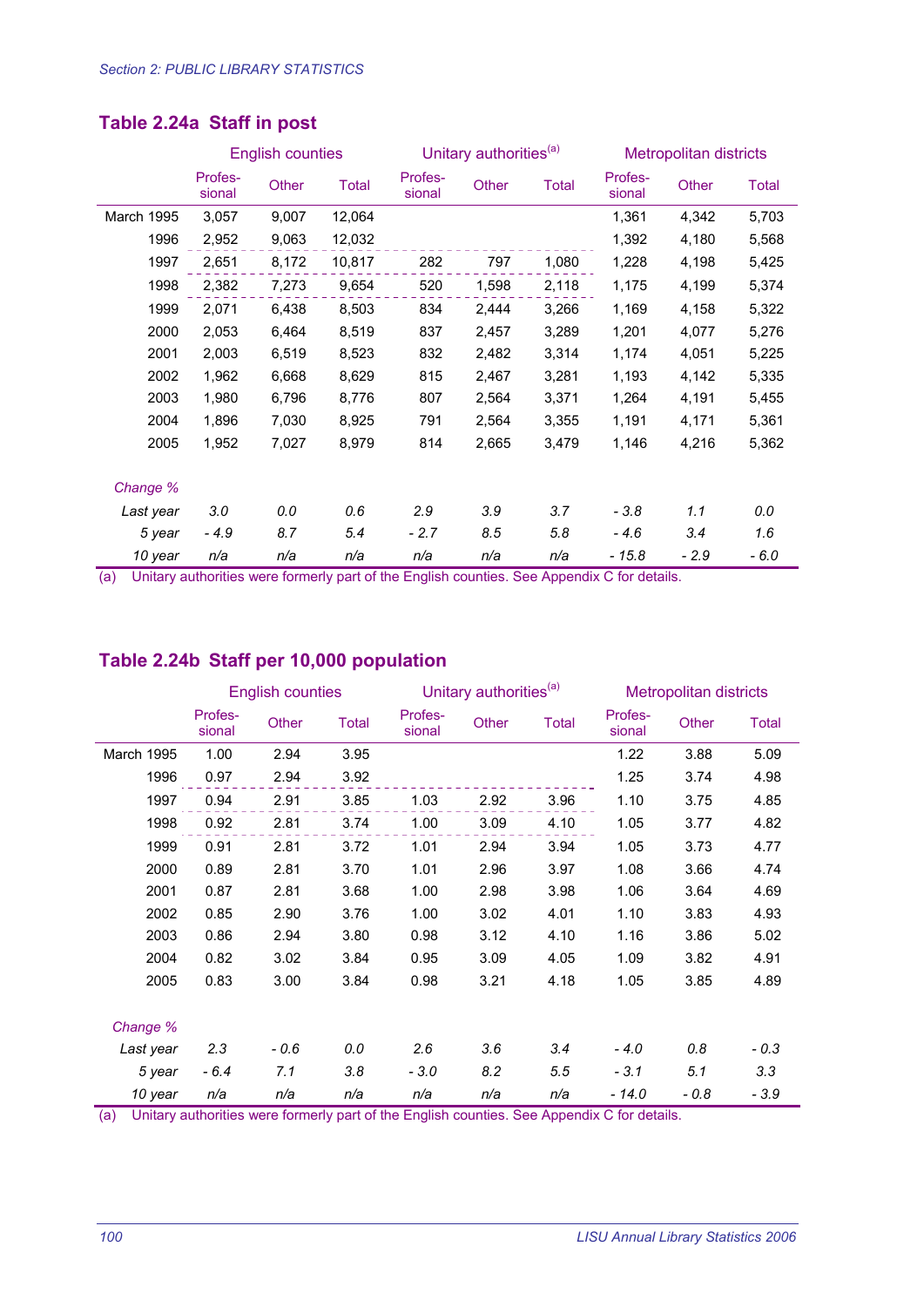## Table 2.24a Staff in post

| | English counties | | | Unitary authorities[a] | | | Metropolitan districts | | |
|---|---|---|---|---|---|---|---|---|---|
| | Profes-sional | Other | Total | Profes-sional | Other | Total | Profes-sional | Other | Total |
| March 1995 | 3,057 | 9,007 | 12,064 | | | | 1,361 | 4,342 | 5,703 |
| 1996 | 2,952 | 9,063 | 12,032 | | | | 1,392 | 4,180 | 5,568 |
| 1997 | 2,651 | 8,172 | 10,817 | 282 | 797 | 1,080 | 1,228 | 4,198 | 5,425 |
| 1998 | 2,382 | 7,273 | 9,654 | 520 | 1,598 | 2,118 | 1,175 | 4,199 | 5,374 |
| 1999 | 2,071 | 6,438 | 8,503 | 834 | 2,444 | 3,266 | 1,169 | 4,158 | 5,322 |
| 2000 | 2,053 | 6,464 | 8,519 | 837 | 2,457 | 3,289 | 1,201 | 4,077 | 5,276 |
| 2001 | 2,003 | 6,519 | 8,523 | 832 | 2,482 | 3,314 | 1,174 | 4,051 | 5,225 |
| 2002 | 1,962 | 6,668 | 8,629 | 815 | 2,467 | 3,281 | 1,193 | 4,142 | 5,335 |
| 2003 | 1,980 | 6,796 | 8,776 | 807 | 2,564 | 3,371 | 1,264 | 4,191 | 5,455 |
| 2004 | 1,896 | 7,030 | 8,925 | 791 | 2,564 | 3,355 | 1,191 | 4,171 | 5,361 |
| 2005 | 1,952 | 7,027 | 8,979 | 814 | 2,665 | 3,479 | 1,146 | 4,216 | 5,362 |
| *Change %* | | | | | | | | | |
| *Last year* | *3.0* | *0.0* | *0.6* | *2.9* | *3.9* | *3.7* | *- 3.8* | *1.1* | *0.0* |
| *5 year* | *- 4.9* | *8.7* | *5.4* | *- 2.7* | *8.5* | *5.8* | *- 4.6* | *3.4* | *1.6* |
| *10 year* | *n/a* | *n/a* | *n/a* | *n/a* | *n/a* | *n/a* | *- 15.8* | *- 2.9* | *- 6.0* |

(a) Unitary authorities were formerly part of the English counties. See Appendix C for details.

## Table 2.24b Staff per 10,000 population

| | English counties | | | Unitary authorities[a] | | | Metropolitan districts | | |
|---|---|---|---|---|---|---|---|---|---|
| | Profes-sional | Other | Total | Profes-sional | Other | Total | Profes-sional | Other | Total |
| March 1995 | 1.00 | 2.94 | 3.95 | | | | 1.22 | 3.88 | 5.09 |
| 1996 | 0.97 | 2.94 | 3.92 | | | | 1.25 | 3.74 | 4.98 |
| 1997 | 0.94 | 2.91 | 3.85 | 1.03 | 2.92 | 3.96 | 1.10 | 3.75 | 4.85 |
| 1998 | 0.92 | 2.81 | 3.74 | 1.00 | 3.09 | 4.10 | 1.05 | 3.77 | 4.82 |
| 1999 | 0.91 | 2.81 | 3.72 | 1.01 | 2.94 | 3.94 | 1.05 | 3.73 | 4.77 |
| 2000 | 0.89 | 2.81 | 3.70 | 1.01 | 2.96 | 3.97 | 1.08 | 3.66 | 4.74 |
| 2001 | 0.87 | 2.81 | 3.68 | 1.00 | 2.98 | 3.98 | 1.06 | 3.64 | 4.69 |
| 2002 | 0.85 | 2.90 | 3.76 | 1.00 | 3.02 | 4.01 | 1.10 | 3.83 | 4.93 |
| 2003 | 0.86 | 2.94 | 3.80 | 0.98 | 3.12 | 4.10 | 1.16 | 3.86 | 5.02 |
| 2004 | 0.82 | 3.02 | 3.84 | 0.95 | 3.09 | 4.05 | 1.09 | 3.82 | 4.91 |
| 2005 | 0.83 | 3.00 | 3.84 | 0.98 | 3.21 | 4.18 | 1.05 | 3.85 | 4.89 |
| *Change %* | | | | | | | | | |
| *Last year* | *2.3* | *- 0.6* | *0.0* | *2.6* | *3.6* | *3.4* | *- 4.0* | *0.8* | *- 0.3* |
| *5 year* | *- 6.4* | *7.1* | *3.8* | *- 3.0* | *8.2* | *5.5* | *- 3.1* | *5.1* | *3.3* |
| *10 year* | *n/a* | *n/a* | *n/a* | *n/a* | *n/a* | *n/a* | *- 14.0* | *- 0.8* | *- 3.9* |

(a) Unitary authorities were formerly part of the English counties. See Appendix C for details.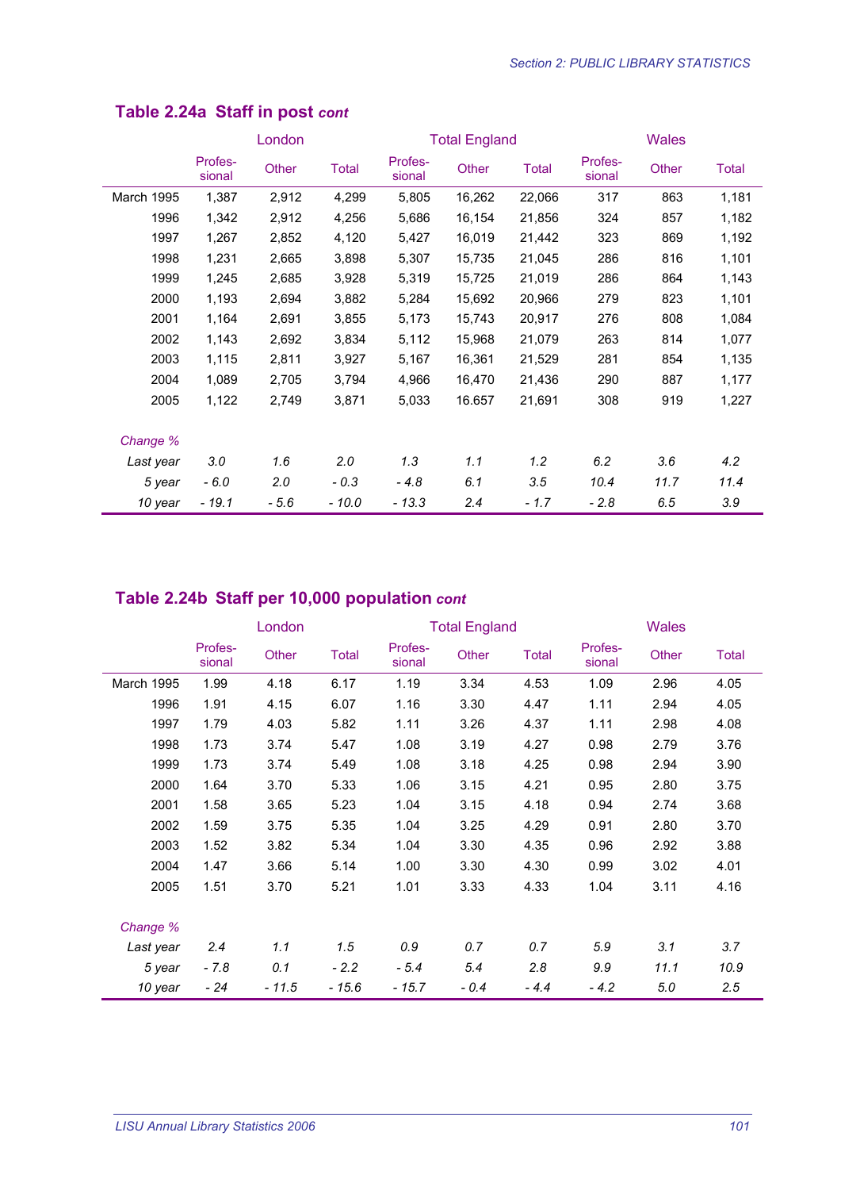## Table 2.24a Staff in post *cont*

| | London | | | Total England | | | Wales | | |
|---|---|---|---|---|---|---|---|---|---|
| | Profes-sional | Other | Total | Profes-sional | Other | Total | Profes-sional | Other | Total |
| March 1995 | 1,387 | 2,912 | 4,299 | 5,805 | 16,262 | 22,066 | 317 | 863 | 1,181 |
| 1996 | 1,342 | 2,912 | 4,256 | 5,686 | 16,154 | 21,856 | 324 | 857 | 1,182 |
| 1997 | 1,267 | 2,852 | 4,120 | 5,427 | 16,019 | 21,442 | 323 | 869 | 1,192 |
| 1998 | 1,231 | 2,665 | 3,898 | 5,307 | 15,735 | 21,045 | 286 | 816 | 1,101 |
| 1999 | 1,245 | 2,685 | 3,928 | 5,319 | 15,725 | 21,019 | 286 | 864 | 1,143 |
| 2000 | 1,193 | 2,694 | 3,882 | 5,284 | 15,692 | 20,966 | 279 | 823 | 1,101 |
| 2001 | 1,164 | 2,691 | 3,855 | 5,173 | 15,743 | 20,917 | 276 | 808 | 1,084 |
| 2002 | 1,143 | 2,692 | 3,834 | 5,112 | 15,968 | 21,079 | 263 | 814 | 1,077 |
| 2003 | 1,115 | 2,811 | 3,927 | 5,167 | 16,361 | 21,529 | 281 | 854 | 1,135 |
| 2004 | 1,089 | 2,705 | 3,794 | 4,966 | 16,470 | 21,436 | 290 | 887 | 1,177 |
| 2005 | 1,122 | 2,749 | 3,871 | 5,033 | 16.657 | 21,691 | 308 | 919 | 1,227 |
| *Change %* | | | | | | | | | |
| *Last year* | *3.0* | *1.6* | *2.0* | *1.3* | *1.1* | *1.2* | *6.2* | *3.6* | *4.2* |
| *5 year* | *- 6.0* | *2.0* | *- 0.3* | *- 4.8* | *6.1* | *3.5* | *10.4* | *11.7* | *11.4* |
| *10 year* | *- 19.1* | *- 5.6* | *- 10.0* | *- 13.3* | *2.4* | *- 1.7* | *- 2.8* | *6.5* | *3.9* |

## Table 2.24b Staff per 10,000 population *cont*

| | London | | | Total England | | | Wales | | |
|---|---|---|---|---|---|---|---|---|---|
| | Profes-sional | Other | Total | Profes-sional | Other | Total | Profes-sional | Other | Total |
| March 1995 | 1.99 | 4.18 | 6.17 | 1.19 | 3.34 | 4.53 | 1.09 | 2.96 | 4.05 |
| 1996 | 1.91 | 4.15 | 6.07 | 1.16 | 3.30 | 4.47 | 1.11 | 2.94 | 4.05 |
| 1997 | 1.79 | 4.03 | 5.82 | 1.11 | 3.26 | 4.37 | 1.11 | 2.98 | 4.08 |
| 1998 | 1.73 | 3.74 | 5.47 | 1.08 | 3.19 | 4.27 | 0.98 | 2.79 | 3.76 |
| 1999 | 1.73 | 3.74 | 5.49 | 1.08 | 3.18 | 4.25 | 0.98 | 2.94 | 3.90 |
| 2000 | 1.64 | 3.70 | 5.33 | 1.06 | 3.15 | 4.21 | 0.95 | 2.80 | 3.75 |
| 2001 | 1.58 | 3.65 | 5.23 | 1.04 | 3.15 | 4.18 | 0.94 | 2.74 | 3.68 |
| 2002 | 1.59 | 3.75 | 5.35 | 1.04 | 3.25 | 4.29 | 0.91 | 2.80 | 3.70 |
| 2003 | 1.52 | 3.82 | 5.34 | 1.04 | 3.30 | 4.35 | 0.96 | 2.92 | 3.88 |
| 2004 | 1.47 | 3.66 | 5.14 | 1.00 | 3.30 | 4.30 | 0.99 | 3.02 | 4.01 |
| 2005 | 1.51 | 3.70 | 5.21 | 1.01 | 3.33 | 4.33 | 1.04 | 3.11 | 4.16 |
| *Change %* | | | | | | | | | |
| *Last year* | *2.4* | *1.1* | *1.5* | *0.9* | *0.7* | *0.7* | *5.9* | *3.1* | *3.7* |
| *5 year* | *- 7.8* | *0.1* | *- 2.2* | *- 5.4* | *5.4* | *2.8* | *9.9* | *11.1* | *10.9* |
| *10 year* | *- 24* | *- 11.5* | *- 15.6* | *- 15.7* | *- 0.4* | *- 4.4* | *- 4.2* | *5.0* | *2.5* |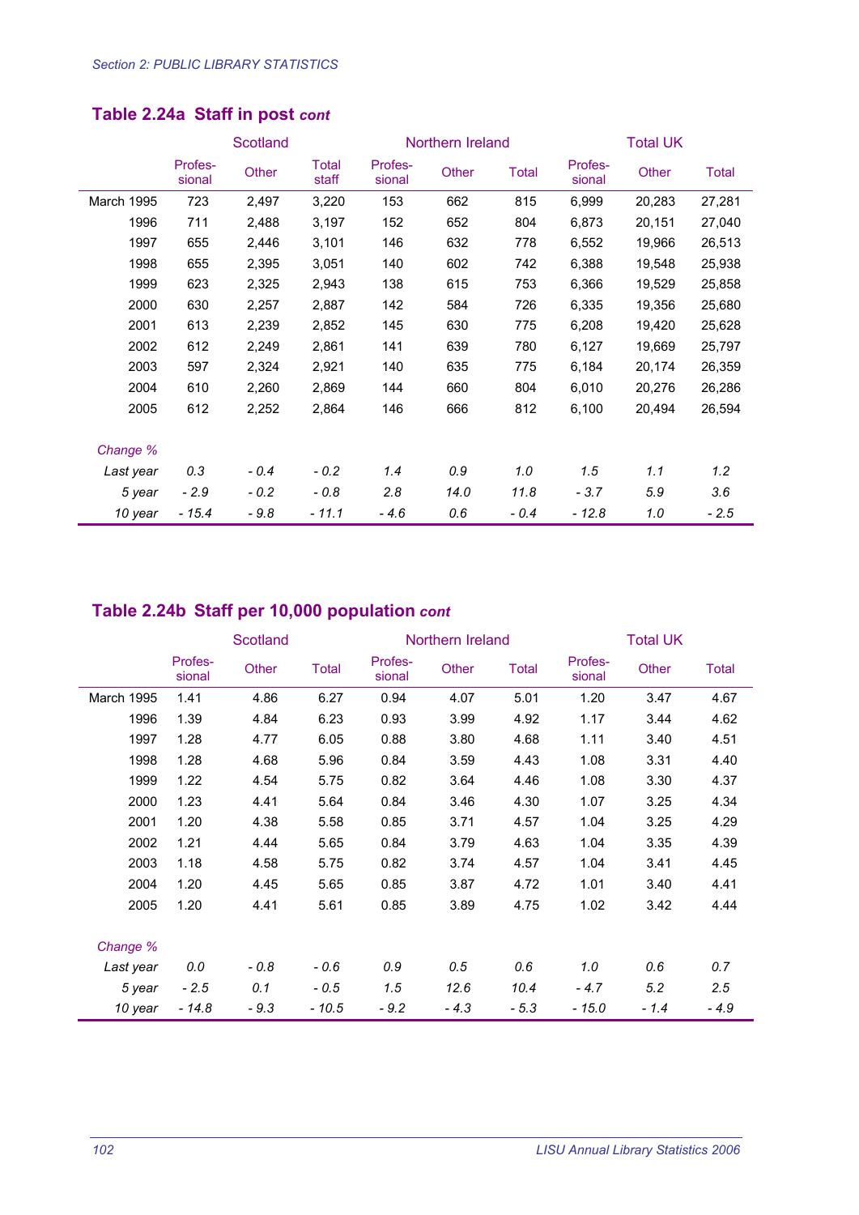## Table 2.24a Staff in post *cont*

| | Scotland | | | Northern Ireland | | | Total UK | | |
|---|---|---|---|---|---|---|---|---|---|
| | Profes-sional | Other | Total staff | Profes-sional | Other | Total | Profes-sional | Other | Total |
| March 1995 | 723 | 2,497 | 3,220 | 153 | 662 | 815 | 6,999 | 20,283 | 27,281 |
| 1996 | 711 | 2,488 | 3,197 | 152 | 652 | 804 | 6,873 | 20,151 | 27,040 |
| 1997 | 655 | 2,446 | 3,101 | 146 | 632 | 778 | 6,552 | 19,966 | 26,513 |
| 1998 | 655 | 2,395 | 3,051 | 140 | 602 | 742 | 6,388 | 19,548 | 25,938 |
| 1999 | 623 | 2,325 | 2,943 | 138 | 615 | 753 | 6,366 | 19,529 | 25,858 |
| 2000 | 630 | 2,257 | 2,887 | 142 | 584 | 726 | 6,335 | 19,356 | 25,680 |
| 2001 | 613 | 2,239 | 2,852 | 145 | 630 | 775 | 6,208 | 19,420 | 25,628 |
| 2002 | 612 | 2,249 | 2,861 | 141 | 639 | 780 | 6,127 | 19,669 | 25,797 |
| 2003 | 597 | 2,324 | 2,921 | 140 | 635 | 775 | 6,184 | 20,174 | 26,359 |
| 2004 | 610 | 2,260 | 2,869 | 144 | 660 | 804 | 6,010 | 20,276 | 26,286 |
| 2005 | 612 | 2,252 | 2,864 | 146 | 666 | 812 | 6,100 | 20,494 | 26,594 |
| *Change %* | | | | | | | | | |
| *Last year* | *0.3* | *- 0.4* | *- 0.2* | *1.4* | *0.9* | *1.0* | *1.5* | *1.1* | *1.2* |
| *5 year* | *- 2.9* | *- 0.2* | *- 0.8* | *2.8* | *14.0* | *11.8* | *- 3.7* | *5.9* | *3.6* |
| *10 year* | *- 15.4* | *- 9.8* | *- 11.1* | *- 4.6* | *0.6* | *- 0.4* | *- 12.8* | *1.0* | *- 2.5* |

## Table 2.24b Staff per 10,000 population *cont*

| | Scotland | | | Northern Ireland | | | Total UK | | |
|---|---|---|---|---|---|---|---|---|---|
| | Profes-sional | Other | Total | Profes-sional | Other | Total | Profes-sional | Other | Total |
| March 1995 | 1.41 | 4.86 | 6.27 | 0.94 | 4.07 | 5.01 | 1.20 | 3.47 | 4.67 |
| 1996 | 1.39 | 4.84 | 6.23 | 0.93 | 3.99 | 4.92 | 1.17 | 3.44 | 4.62 |
| 1997 | 1.28 | 4.77 | 6.05 | 0.88 | 3.80 | 4.68 | 1.11 | 3.40 | 4.51 |
| 1998 | 1.28 | 4.68 | 5.96 | 0.84 | 3.59 | 4.43 | 1.08 | 3.31 | 4.40 |
| 1999 | 1.22 | 4.54 | 5.75 | 0.82 | 3.64 | 4.46 | 1.08 | 3.30 | 4.37 |
| 2000 | 1.23 | 4.41 | 5.64 | 0.84 | 3.46 | 4.30 | 1.07 | 3.25 | 4.34 |
| 2001 | 1.20 | 4.38 | 5.58 | 0.85 | 3.71 | 4.57 | 1.04 | 3.25 | 4.29 |
| 2002 | 1.21 | 4.44 | 5.65 | 0.84 | 3.79 | 4.63 | 1.04 | 3.35 | 4.39 |
| 2003 | 1.18 | 4.58 | 5.75 | 0.82 | 3.74 | 4.57 | 1.04 | 3.41 | 4.45 |
| 2004 | 1.20 | 4.45 | 5.65 | 0.85 | 3.87 | 4.72 | 1.01 | 3.40 | 4.41 |
| 2005 | 1.20 | 4.41 | 5.61 | 0.85 | 3.89 | 4.75 | 1.02 | 3.42 | 4.44 |
| *Change %* | | | | | | | | | |
| *Last year* | *0.0* | *- 0.8* | *- 0.6* | *0.9* | *0.5* | *0.6* | *1.0* | *0.6* | *0.7* |
| *5 year* | *- 2.5* | *0.1* | *- 0.5* | *1.5* | *12.6* | *10.4* | *- 4.7* | *5.2* | *2.5* |
| *10 year* | *- 14.8* | *- 9.3* | *- 10.5* | *- 9.2* | *- 4.3* | *- 5.3* | *- 15.0* | *- 1.4* | *- 4.9* |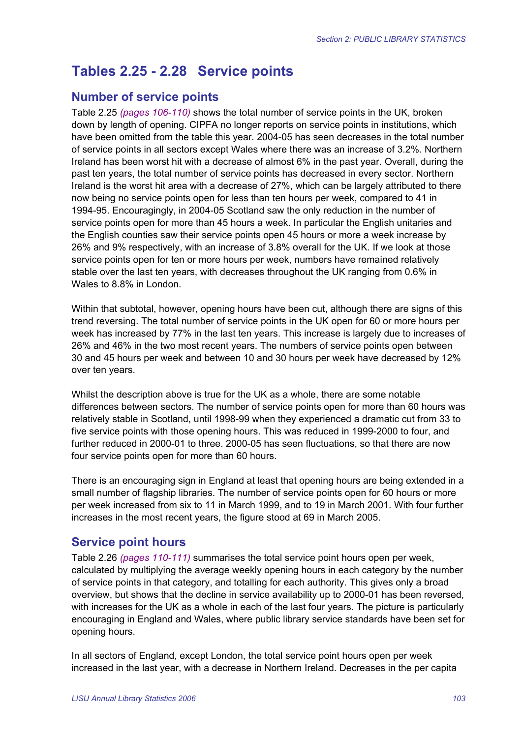# Tables 2.25 - 2.28 Service points

## Number of service points

Table 2.25 *(pages 106-110)* shows the total number of service points in the UK, broken down by length of opening. CIPFA no longer reports on service points in institutions, which have been omitted from the table this year. 2004-05 has seen decreases in the total number of service points in all sectors except Wales where there was an increase of 3.2%. Northern Ireland has been worst hit with a decrease of almost 6% in the past year. Overall, during the past ten years, the total number of service points has decreased in every sector. Northern Ireland is the worst hit area with a decrease of 27%, which can be largely attributed to there now being no service points open for less than ten hours per week, compared to 41 in 1994-95. Encouragingly, in 2004-05 Scotland saw the only reduction in the number of service points open for more than 45 hours a week. In particular the English unitaries and the English counties saw their service points open 45 hours or more a week increase by 26% and 9% respectively, with an increase of 3.8% overall for the UK. If we look at those service points open for ten or more hours per week, numbers have remained relatively stable over the last ten years, with decreases throughout the UK ranging from 0.6% in Wales to 8.8% in London.

Within that subtotal, however, opening hours have been cut, although there are signs of this trend reversing. The total number of service points in the UK open for 60 or more hours per week has increased by 77% in the last ten years. This increase is largely due to increases of 26% and 46% in the two most recent years. The numbers of service points open between 30 and 45 hours per week and between 10 and 30 hours per week have decreased by 12% over ten years.

Whilst the description above is true for the UK as a whole, there are some notable differences between sectors. The number of service points open for more than 60 hours was relatively stable in Scotland, until 1998-99 when they experienced a dramatic cut from 33 to five service points with those opening hours. This was reduced in 1999-2000 to four, and further reduced in 2000-01 to three. 2000-05 has seen fluctuations, so that there are now four service points open for more than 60 hours.

There is an encouraging sign in England at least that opening hours are being extended in a small number of flagship libraries. The number of service points open for 60 hours or more per week increased from six to 11 in March 1999, and to 19 in March 2001. With four further increases in the most recent years, the figure stood at 69 in March 2005.

## Service point hours

Table 2.26 *(pages 110-111)* summarises the total service point hours open per week, calculated by multiplying the average weekly opening hours in each category by the number of service points in that category, and totalling for each authority. This gives only a broad overview, but shows that the decline in service availability up to 2000-01 has been reversed, with increases for the UK as a whole in each of the last four years. The picture is particularly encouraging in England and Wales, where public library service standards have been set for opening hours.

In all sectors of England, except London, the total service point hours open per week increased in the last year, with a decrease in Northern Ireland. Decreases in the per capita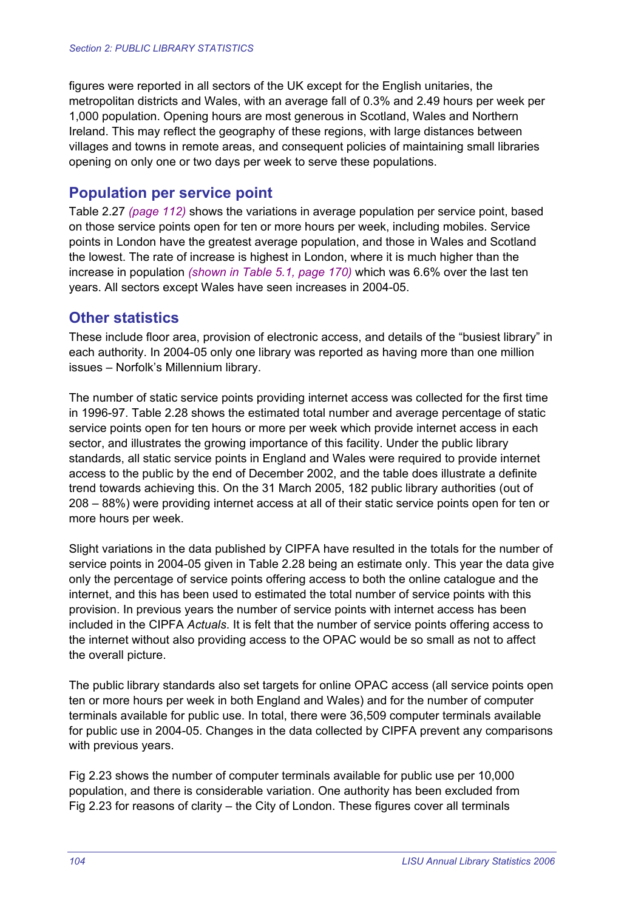figures were reported in all sectors of the UK except for the English unitaries, the metropolitan districts and Wales, with an average fall of 0.3% and 2.49 hours per week per 1,000 population. Opening hours are most generous in Scotland, Wales and Northern Ireland. This may reflect the geography of these regions, with large distances between villages and towns in remote areas, and consequent policies of maintaining small libraries opening on only one or two days per week to serve these populations.

## Population per service point

Table 2.27 *(page 112)* shows the variations in average population per service point, based on those service points open for ten or more hours per week, including mobiles. Service points in London have the greatest average population, and those in Wales and Scotland the lowest. The rate of increase is highest in London, where it is much higher than the increase in population *(shown in Table 5.1, page 170)* which was 6.6% over the last ten years. All sectors except Wales have seen increases in 2004-05.

## Other statistics

These include floor area, provision of electronic access, and details of the "busiest library" in each authority. In 2004-05 only one library was reported as having more than one million issues – Norfolk's Millennium library.

The number of static service points providing internet access was collected for the first time in 1996-97. Table 2.28 shows the estimated total number and average percentage of static service points open for ten hours or more per week which provide internet access in each sector, and illustrates the growing importance of this facility. Under the public library standards, all static service points in England and Wales were required to provide internet access to the public by the end of December 2002, and the table does illustrate a definite trend towards achieving this. On the 31 March 2005, 182 public library authorities (out of 208 – 88%) were providing internet access at all of their static service points open for ten or more hours per week.

Slight variations in the data published by CIPFA have resulted in the totals for the number of service points in 2004-05 given in Table 2.28 being an estimate only. This year the data give only the percentage of service points offering access to both the online catalogue and the internet, and this has been used to estimated the total number of service points with this provision. In previous years the number of service points with internet access has been included in the CIPFA *Actuals*. It is felt that the number of service points offering access to the internet without also providing access to the OPAC would be so small as not to affect the overall picture.

The public library standards also set targets for online OPAC access (all service points open ten or more hours per week in both England and Wales) and for the number of computer terminals available for public use. In total, there were 36,509 computer terminals available for public use in 2004-05. Changes in the data collected by CIPFA prevent any comparisons with previous years.

Fig 2.23 shows the number of computer terminals available for public use per 10,000 population, and there is considerable variation. One authority has been excluded from Fig 2.23 for reasons of clarity – the City of London. These figures cover all terminals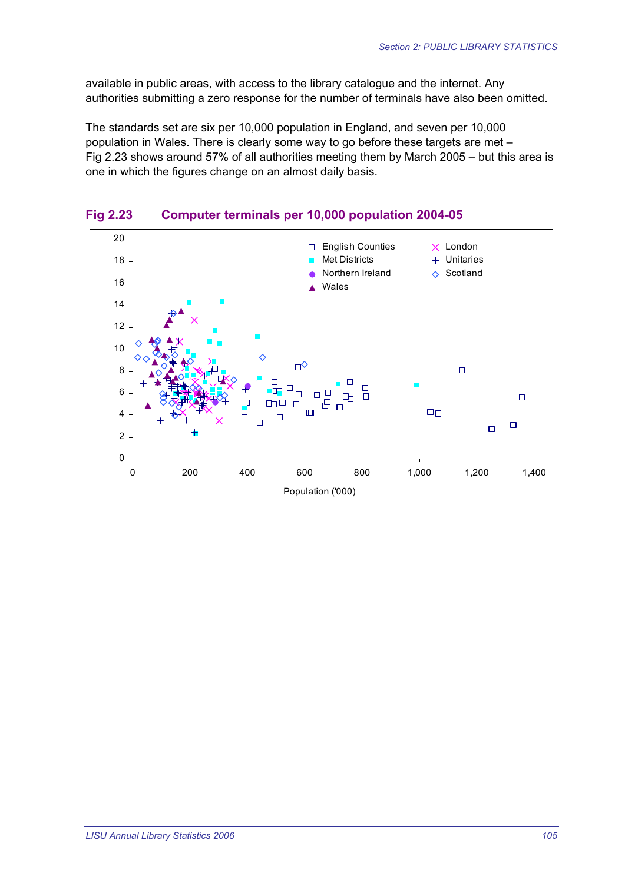available in public areas, with access to the library catalogue and the internet. Any authorities submitting a zero response for the number of terminals have also been omitted.

The standards set are six per 10,000 population in England, and seven per 10,000 population in Wales. There is clearly some way to go before these targets are met – Fig 2.23 shows around 57% of all authorities meeting them by March 2005 – but this area is one in which the figures change on an almost daily basis.

## Fig 2.23 Computer terminals per 10,000 population 2004-05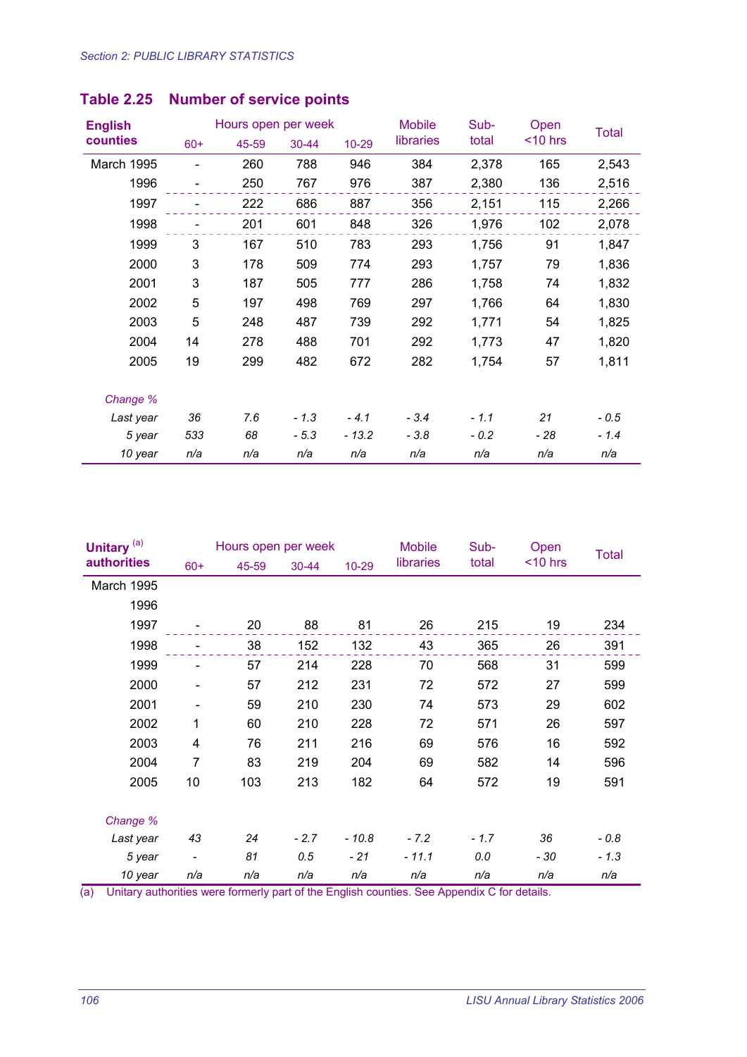### Table 2.25 Number of service points

| English counties | Hours open per week | | | | Mobile libraries | Sub-total | Open <10 hrs | Total |
|---|---|---|---|---|---|---|---|---|
| | 60+ | 45-59 | 30-44 | 10-29 | | | | |
| March 1995 | - | 260 | 788 | 946 | 384 | 2,378 | 165 | 2,543 |
| 1996 | - | 250 | 767 | 976 | 387 | 2,380 | 136 | 2,516 |
| 1997 | - | 222 | 686 | 887 | 356 | 2,151 | 115 | 2,266 |
| 1998 | - | 201 | 601 | 848 | 326 | 1,976 | 102 | 2,078 |
| 1999 | 3 | 167 | 510 | 783 | 293 | 1,756 | 91 | 1,847 |
| 2000 | 3 | 178 | 509 | 774 | 293 | 1,757 | 79 | 1,836 |
| 2001 | 3 | 187 | 505 | 777 | 286 | 1,758 | 74 | 1,832 |
| 2002 | 5 | 197 | 498 | 769 | 297 | 1,766 | 64 | 1,830 |
| 2003 | 5 | 248 | 487 | 739 | 292 | 1,771 | 54 | 1,825 |
| 2004 | 14 | 278 | 488 | 701 | 292 | 1,773 | 47 | 1,820 |
| 2005 | 19 | 299 | 482 | 672 | 282 | 1,754 | 57 | 1,811 |
| *Change %* | | | | | | | | |
| *Last year* | *36* | *7.6* | *- 1.3* | *- 4.1* | *- 3.4* | *- 1.1* | *21* | *- 0.5* |
| *5 year* | *533* | *68* | *- 5.3* | *- 13.2* | *- 3.8* | *- 0.2* | *- 28* | *- 1.4* |
| *10 year* | *n/a* | *n/a* | *n/a* | *n/a* | *n/a* | *n/a* | *n/a* | *n/a* |

| Unitary [(a)] authorities | Hours open per week | | | | Mobile libraries | Sub-total | Open <10 hrs | Total |
|---|---|---|---|---|---|---|---|---|
| | 60+ | 45-59 | 30-44 | 10-29 | | | | |
| March 1995 | | | | | | | | |
| 1996 | | | | | | | | |
| 1997 | - | 20 | 88 | 81 | 26 | 215 | 19 | 234 |
| 1998 | - | 38 | 152 | 132 | 43 | 365 | 26 | 391 |
| 1999 | - | 57 | 214 | 228 | 70 | 568 | 31 | 599 |
| 2000 | - | 57 | 212 | 231 | 72 | 572 | 27 | 599 |
| 2001 | - | 59 | 210 | 230 | 74 | 573 | 29 | 602 |
| 2002 | 1 | 60 | 210 | 228 | 72 | 571 | 26 | 597 |
| 2003 | 4 | 76 | 211 | 216 | 69 | 576 | 16 | 592 |
| 2004 | 7 | 83 | 219 | 204 | 69 | 582 | 14 | 596 |
| 2005 | 10 | 103 | 213 | 182 | 64 | 572 | 19 | 591 |
| *Change %* | | | | | | | | |
| *Last year* | *43* | *24* | *- 2.7* | *- 10.8* | *- 7.2* | *- 1.7* | *36* | *- 0.8* |
| *5 year* | *-* | *81* | *0.5* | *- 21* | *- 11.1* | *0.0* | *- 30* | *- 1.3* |
| *10 year* | *n/a* | *n/a* | *n/a* | *n/a* | *n/a* | *n/a* | *n/a* | *n/a* |

(a) Unitary authorities were formerly part of the English counties. See Appendix C for details.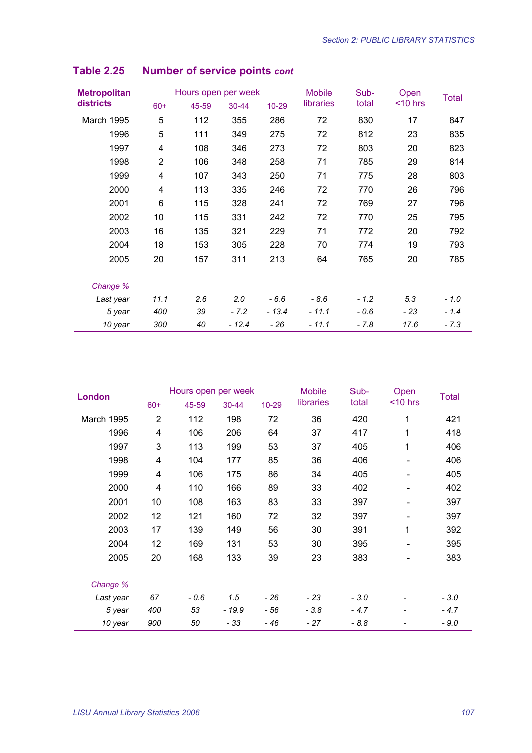## Table 2.25 Number of service points *cont*

| Metropolitan districts | Hours open per week | | | | Mobile libraries | Sub-total | Open <10 hrs | Total |
|---|---|---|---|---|---|---|---|---|
| | 60+ | 45-59 | 30-44 | 10-29 | | | | |
| March 1995 | 5 | 112 | 355 | 286 | 72 | 830 | 17 | 847 |
| 1996 | 5 | 111 | 349 | 275 | 72 | 812 | 23 | 835 |
| 1997 | 4 | 108 | 346 | 273 | 72 | 803 | 20 | 823 |
| 1998 | 2 | 106 | 348 | 258 | 71 | 785 | 29 | 814 |
| 1999 | 4 | 107 | 343 | 250 | 71 | 775 | 28 | 803 |
| 2000 | 4 | 113 | 335 | 246 | 72 | 770 | 26 | 796 |
| 2001 | 6 | 115 | 328 | 241 | 72 | 769 | 27 | 796 |
| 2002 | 10 | 115 | 331 | 242 | 72 | 770 | 25 | 795 |
| 2003 | 16 | 135 | 321 | 229 | 71 | 772 | 20 | 792 |
| 2004 | 18 | 153 | 305 | 228 | 70 | 774 | 19 | 793 |
| 2005 | 20 | 157 | 311 | 213 | 64 | 765 | 20 | 785 |
| *Change %* | | | | | | | | |
| *Last year* | *11.1* | *2.6* | *2.0* | *- 6.6* | *- 8.6* | *- 1.2* | *5.3* | *- 1.0* |
| *5 year* | *400* | *39* | *- 7.2* | *- 13.4* | *- 11.1* | *- 0.6* | *- 23* | *- 1.4* |
| *10 year* | *300* | *40* | *- 12.4* | *- 26* | *- 11.1* | *- 7.8* | *17.6* | *- 7.3* |

| London | Hours open per week | | | | Mobile libraries | Sub-total | Open <10 hrs | Total |
|---|---|---|---|---|---|---|---|---|
| | 60+ | 45-59 | 30-44 | 10-29 | | | | |
| March 1995 | 2 | 112 | 198 | 72 | 36 | 420 | 1 | 421 |
| 1996 | 4 | 106 | 206 | 64 | 37 | 417 | 1 | 418 |
| 1997 | 3 | 113 | 199 | 53 | 37 | 405 | 1 | 406 |
| 1998 | 4 | 104 | 177 | 85 | 36 | 406 | - | 406 |
| 1999 | 4 | 106 | 175 | 86 | 34 | 405 | - | 405 |
| 2000 | 4 | 110 | 166 | 89 | 33 | 402 | - | 402 |
| 2001 | 10 | 108 | 163 | 83 | 33 | 397 | - | 397 |
| 2002 | 12 | 121 | 160 | 72 | 32 | 397 | - | 397 |
| 2003 | 17 | 139 | 149 | 56 | 30 | 391 | 1 | 392 |
| 2004 | 12 | 169 | 131 | 53 | 30 | 395 | - | 395 |
| 2005 | 20 | 168 | 133 | 39 | 23 | 383 | - | 383 |
| *Change %* | | | | | | | | |
| *Last year* | *67* | *- 0.6* | *1.5* | *- 26* | *- 23* | *- 3.0* | *-* | *- 3.0* |
| *5 year* | *400* | *53* | *- 19.9* | *- 56* | *- 3.8* | *- 4.7* | *-* | *- 4.7* |
| *10 year* | *900* | *50* | *- 33* | *- 46* | *- 27* | *- 8.8* | *-* | *- 9.0* |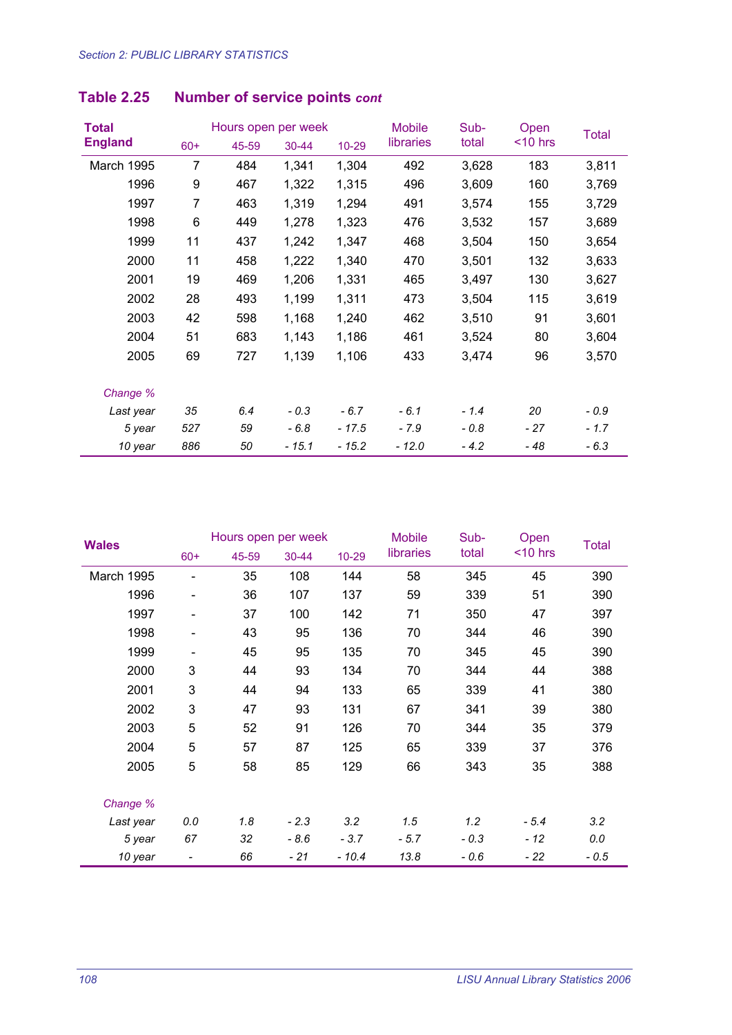*Section 2: PUBLIC LIBRARY STATISTICS*

## Table 2.25 Number of service points *cont*

| Total England | Hours open per week | | | | Mobile libraries | Sub-total | Open <10 hrs | Total |
|---|---|---|---|---|---|---|---|---|
| | 60+ | 45-59 | 30-44 | 10-29 | | | | |
| March 1995 | 7 | 484 | 1,341 | 1,304 | 492 | 3,628 | 183 | 3,811 |
| 1996 | 9 | 467 | 1,322 | 1,315 | 496 | 3,609 | 160 | 3,769 |
| 1997 | 7 | 463 | 1,319 | 1,294 | 491 | 3,574 | 155 | 3,729 |
| 1998 | 6 | 449 | 1,278 | 1,323 | 476 | 3,532 | 157 | 3,689 |
| 1999 | 11 | 437 | 1,242 | 1,347 | 468 | 3,504 | 150 | 3,654 |
| 2000 | 11 | 458 | 1,222 | 1,340 | 470 | 3,501 | 132 | 3,633 |
| 2001 | 19 | 469 | 1,206 | 1,331 | 465 | 3,497 | 130 | 3,627 |
| 2002 | 28 | 493 | 1,199 | 1,311 | 473 | 3,504 | 115 | 3,619 |
| 2003 | 42 | 598 | 1,168 | 1,240 | 462 | 3,510 | 91 | 3,601 |
| 2004 | 51 | 683 | 1,143 | 1,186 | 461 | 3,524 | 80 | 3,604 |
| 2005 | 69 | 727 | 1,139 | 1,106 | 433 | 3,474 | 96 | 3,570 |
| *Change %* | | | | | | | | |
| *Last year* | *35* | *6.4* | *- 0.3* | *- 6.7* | *- 6.1* | *- 1.4* | *20* | *- 0.9* |
| *5 year* | *527* | *59* | *- 6.8* | *- 17.5* | *- 7.9* | *- 0.8* | *- 27* | *- 1.7* |
| *10 year* | *886* | *50* | *- 15.1* | *- 15.2* | *- 12.0* | *- 4.2* | *- 48* | *- 6.3* |

| Wales | Hours open per week | | | | Mobile libraries | Sub-total | Open <10 hrs | Total |
|---|---|---|---|---|---|---|---|---|
| | 60+ | 45-59 | 30-44 | 10-29 | | | | |
| March 1995 | - | 35 | 108 | 144 | 58 | 345 | 45 | 390 |
| 1996 | - | 36 | 107 | 137 | 59 | 339 | 51 | 390 |
| 1997 | - | 37 | 100 | 142 | 71 | 350 | 47 | 397 |
| 1998 | - | 43 | 95 | 136 | 70 | 344 | 46 | 390 |
| 1999 | - | 45 | 95 | 135 | 70 | 345 | 45 | 390 |
| 2000 | 3 | 44 | 93 | 134 | 70 | 344 | 44 | 388 |
| 2001 | 3 | 44 | 94 | 133 | 65 | 339 | 41 | 380 |
| 2002 | 3 | 47 | 93 | 131 | 67 | 341 | 39 | 380 |
| 2003 | 5 | 52 | 91 | 126 | 70 | 344 | 35 | 379 |
| 2004 | 5 | 57 | 87 | 125 | 65 | 339 | 37 | 376 |
| 2005 | 5 | 58 | 85 | 129 | 66 | 343 | 35 | 388 |
| *Change %* | | | | | | | | |
| *Last year* | *0.0* | *1.8* | *- 2.3* | *3.2* | *1.5* | *1.2* | *- 5.4* | *3.2* |
| *5 year* | *67* | *32* | *- 8.6* | *- 3.7* | *- 5.7* | *- 0.3* | *- 12* | *0.0* |
| *10 year* | *-* | *66* | *- 21* | *- 10.4* | *13.8* | *- 0.6* | *- 22* | *- 0.5* |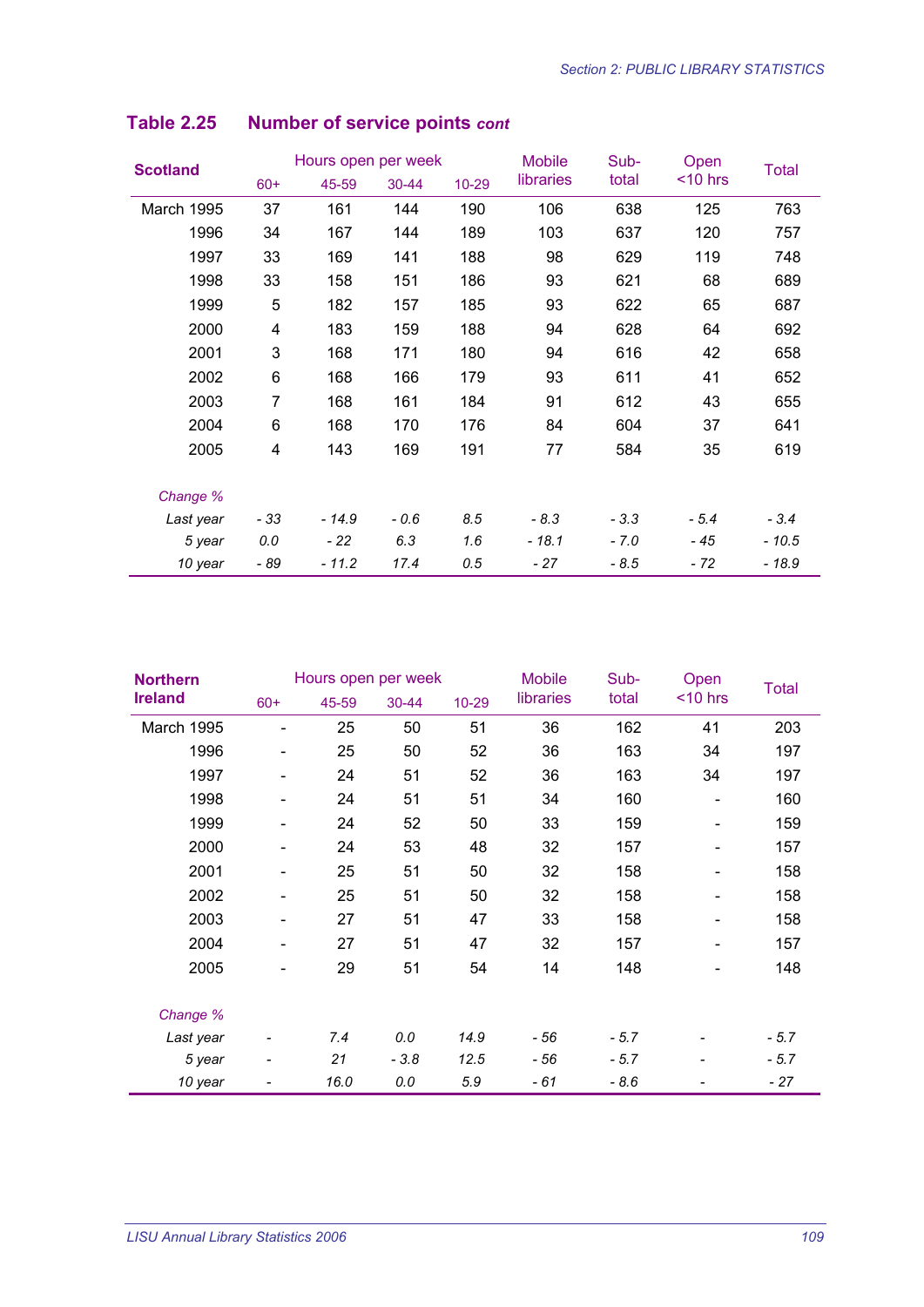## Table 2.25 Number of service points *cont*

| Scotland | Hours open per week | | | | Mobile libraries | Sub-total | Open <10 hrs | Total |
|---|---|---|---|---|---|---|---|---|
| | 60+ | 45-59 | 30-44 | 10-29 | | | | |
| March 1995 | 37 | 161 | 144 | 190 | 106 | 638 | 125 | 763 |
| 1996 | 34 | 167 | 144 | 189 | 103 | 637 | 120 | 757 |
| 1997 | 33 | 169 | 141 | 188 | 98 | 629 | 119 | 748 |
| 1998 | 33 | 158 | 151 | 186 | 93 | 621 | 68 | 689 |
| 1999 | 5 | 182 | 157 | 185 | 93 | 622 | 65 | 687 |
| 2000 | 4 | 183 | 159 | 188 | 94 | 628 | 64 | 692 |
| 2001 | 3 | 168 | 171 | 180 | 94 | 616 | 42 | 658 |
| 2002 | 6 | 168 | 166 | 179 | 93 | 611 | 41 | 652 |
| 2003 | 7 | 168 | 161 | 184 | 91 | 612 | 43 | 655 |
| 2004 | 6 | 168 | 170 | 176 | 84 | 604 | 37 | 641 |
| 2005 | 4 | 143 | 169 | 191 | 77 | 584 | 35 | 619 |
| *Change %* | | | | | | | | |
| *Last year* | *- 33* | *- 14.9* | *- 0.6* | *8.5* | *- 8.3* | *- 3.3* | *- 5.4* | *- 3.4* |
| *5 year* | *0.0* | *- 22* | *6.3* | *1.6* | *- 18.1* | *- 7.0* | *- 45* | *- 10.5* |
| *10 year* | *- 89* | *- 11.2* | *17.4* | *0.5* | *- 27* | *- 8.5* | *- 72* | *- 18.9* |

| Northern Ireland | Hours open per week | | | | Mobile libraries | Sub-total | Open <10 hrs | Total |
|---|---|---|---|---|---|---|---|---|
| | 60+ | 45-59 | 30-44 | 10-29 | | | | |
| March 1995 | - | 25 | 50 | 51 | 36 | 162 | 41 | 203 |
| 1996 | - | 25 | 50 | 52 | 36 | 163 | 34 | 197 |
| 1997 | - | 24 | 51 | 52 | 36 | 163 | 34 | 197 |
| 1998 | - | 24 | 51 | 51 | 34 | 160 | - | 160 |
| 1999 | - | 24 | 52 | 50 | 33 | 159 | - | 159 |
| 2000 | - | 24 | 53 | 48 | 32 | 157 | - | 157 |
| 2001 | - | 25 | 51 | 50 | 32 | 158 | - | 158 |
| 2002 | - | 25 | 51 | 50 | 32 | 158 | - | 158 |
| 2003 | - | 27 | 51 | 47 | 33 | 158 | - | 158 |
| 2004 | - | 27 | 51 | 47 | 32 | 157 | - | 157 |
| 2005 | - | 29 | 51 | 54 | 14 | 148 | - | 148 |
| *Change %* | | | | | | | | |
| *Last year* | *-* | *7.4* | *0.0* | *14.9* | *- 56* | *- 5.7* | *-* | *- 5.7* |
| *5 year* | *-* | *21* | *- 3.8* | *12.5* | *- 56* | *- 5.7* | *-* | *- 5.7* |
| *10 year* | *-* | *16.0* | *0.0* | *5.9* | *- 61* | *- 8.6* | *-* | *- 27* |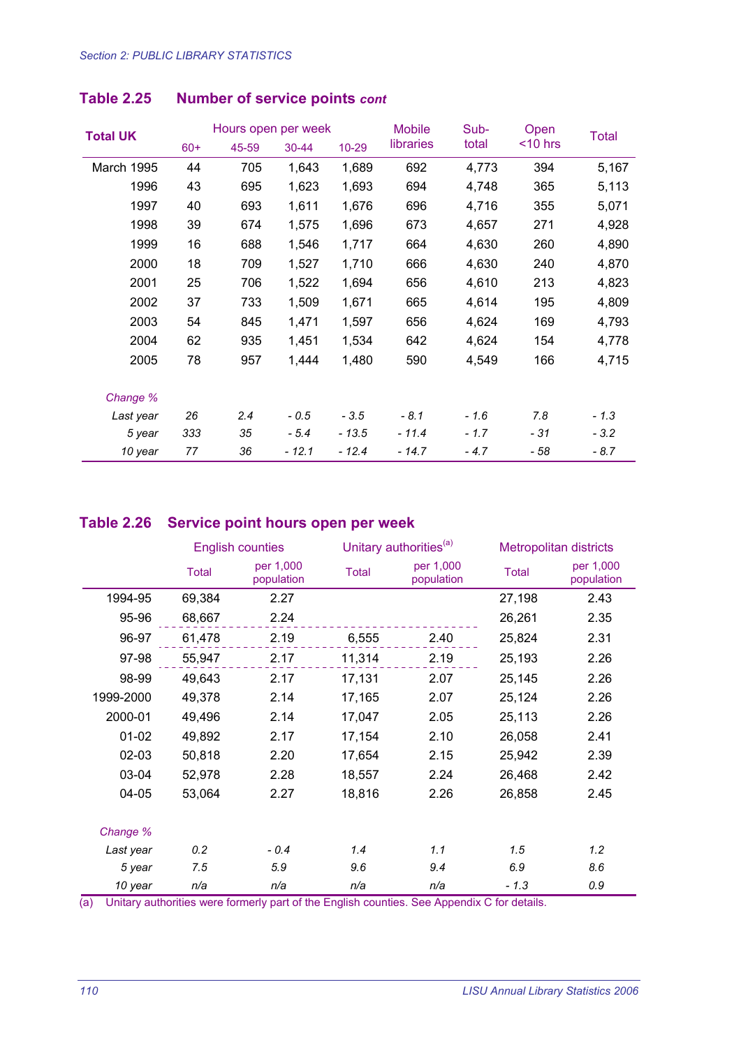## Table 2.25 Number of service points *cont*

| Total UK | Hours open per week | | | | Mobile libraries | Sub-total | Open <10 hrs | Total |
|---|---|---|---|---|---|---|---|---|
| | 60+ | 45-59 | 30-44 | 10-29 | | | | |
| March 1995 | 44 | 705 | 1,643 | 1,689 | 692 | 4,773 | 394 | 5,167 |
| 1996 | 43 | 695 | 1,623 | 1,693 | 694 | 4,748 | 365 | 5,113 |
| 1997 | 40 | 693 | 1,611 | 1,676 | 696 | 4,716 | 355 | 5,071 |
| 1998 | 39 | 674 | 1,575 | 1,696 | 673 | 4,657 | 271 | 4,928 |
| 1999 | 16 | 688 | 1,546 | 1,717 | 664 | 4,630 | 260 | 4,890 |
| 2000 | 18 | 709 | 1,527 | 1,710 | 666 | 4,630 | 240 | 4,870 |
| 2001 | 25 | 706 | 1,522 | 1,694 | 656 | 4,610 | 213 | 4,823 |
| 2002 | 37 | 733 | 1,509 | 1,671 | 665 | 4,614 | 195 | 4,809 |
| 2003 | 54 | 845 | 1,471 | 1,597 | 656 | 4,624 | 169 | 4,793 |
| 2004 | 62 | 935 | 1,451 | 1,534 | 642 | 4,624 | 154 | 4,778 |
| 2005 | 78 | 957 | 1,444 | 1,480 | 590 | 4,549 | 166 | 4,715 |
| *Change %* | | | | | | | | |
| *Last year* | *26* | *2.4* | *- 0.5* | *- 3.5* | *- 8.1* | *- 1.6* | *7.8* | *- 1.3* |
| *5 year* | *333* | *35* | *- 5.4* | *- 13.5* | *- 11.4* | *- 1.7* | *- 31* | *- 3.2* |
| *10 year* | *77* | *36* | *- 12.1* | *- 12.4* | *- 14.7* | *- 4.7* | *- 58* | *- 8.7* |

## Table 2.26 Service point hours open per week

| | English counties | | Unitary authorities[(a)] | | Metropolitan districts | |
|---|---|---|---|---|---|---|
| | Total | per 1,000 population | Total | per 1,000 population | Total | per 1,000 population |
| 1994-95 | 69,384 | 2.27 | | | 27,198 | 2.43 |
| 95-96 | 68,667 | 2.24 | | | 26,261 | 2.35 |
| 96-97 | 61,478 | 2.19 | 6,555 | 2.40 | 25,824 | 2.31 |
| 97-98 | 55,947 | 2.17 | 11,314 | 2.19 | 25,193 | 2.26 |
| 98-99 | 49,643 | 2.17 | 17,131 | 2.07 | 25,145 | 2.26 |
| 1999-2000 | 49,378 | 2.14 | 17,165 | 2.07 | 25,124 | 2.26 |
| 2000-01 | 49,496 | 2.14 | 17,047 | 2.05 | 25,113 | 2.26 |
| 01-02 | 49,892 | 2.17 | 17,154 | 2.10 | 26,058 | 2.41 |
| 02-03 | 50,818 | 2.20 | 17,654 | 2.15 | 25,942 | 2.39 |
| 03-04 | 52,978 | 2.28 | 18,557 | 2.24 | 26,468 | 2.42 |
| 04-05 | 53,064 | 2.27 | 18,816 | 2.26 | 26,858 | 2.45 |
| *Change %* | | | | | | |
| *Last year* | *0.2* | *- 0.4* | *1.4* | *1.1* | *1.5* | *1.2* |
| *5 year* | *7.5* | *5.9* | *9.6* | *9.4* | *6.9* | *8.6* |
| *10 year* | *n/a* | *n/a* | *n/a* | *n/a* | *- 1.3* | *0.9* |

(a) Unitary authorities were formerly part of the English counties. See Appendix C for details.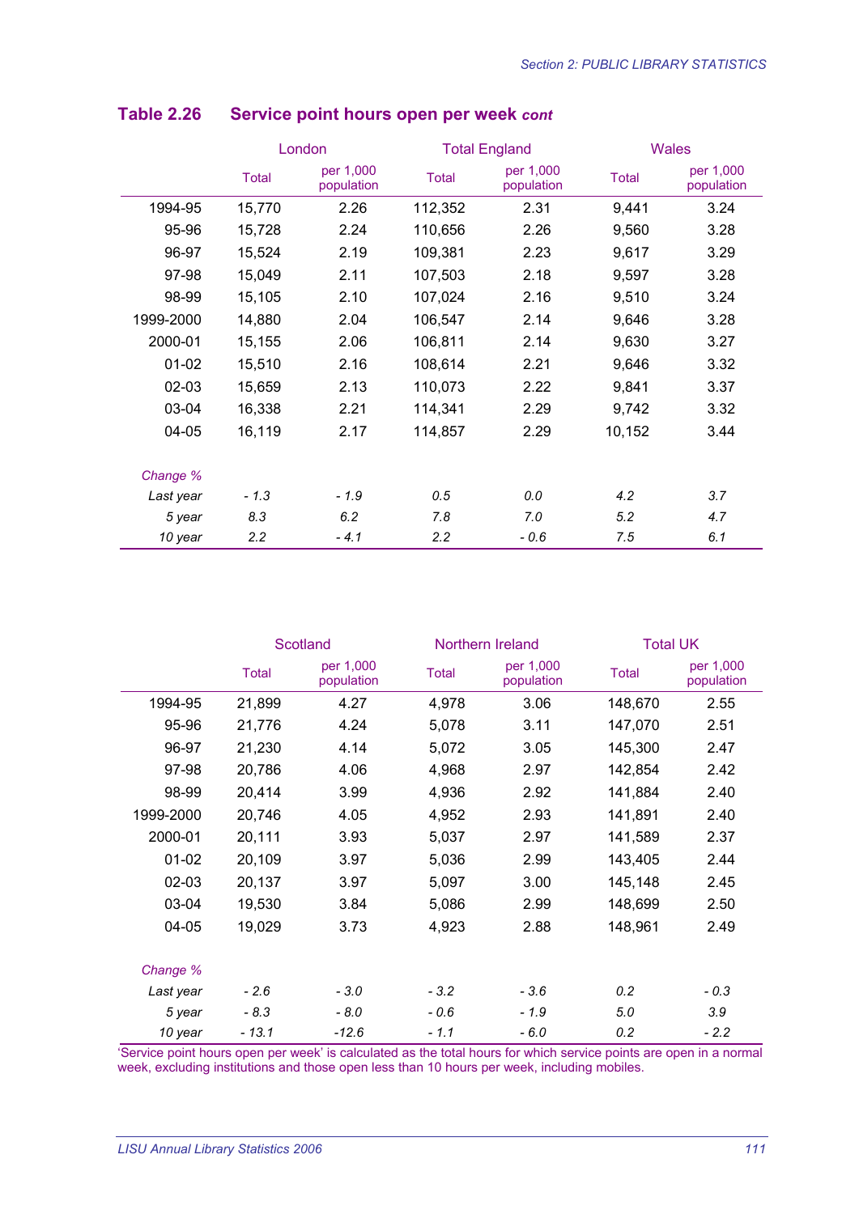## Table 2.26 Service point hours open per week *cont*

| | London | | Total England | | Wales | |
|---|---|---|---|---|---|---|
| | Total | per 1,000 population | Total | per 1,000 population | Total | per 1,000 population |
| 1994-95 | 15,770 | 2.26 | 112,352 | 2.31 | 9,441 | 3.24 |
| 95-96 | 15,728 | 2.24 | 110,656 | 2.26 | 9,560 | 3.28 |
| 96-97 | 15,524 | 2.19 | 109,381 | 2.23 | 9,617 | 3.29 |
| 97-98 | 15,049 | 2.11 | 107,503 | 2.18 | 9,597 | 3.28 |
| 98-99 | 15,105 | 2.10 | 107,024 | 2.16 | 9,510 | 3.24 |
| 1999-2000 | 14,880 | 2.04 | 106,547 | 2.14 | 9,646 | 3.28 |
| 2000-01 | 15,155 | 2.06 | 106,811 | 2.14 | 9,630 | 3.27 |
| 01-02 | 15,510 | 2.16 | 108,614 | 2.21 | 9,646 | 3.32 |
| 02-03 | 15,659 | 2.13 | 110,073 | 2.22 | 9,841 | 3.37 |
| 03-04 | 16,338 | 2.21 | 114,341 | 2.29 | 9,742 | 3.32 |
| 04-05 | 16,119 | 2.17 | 114,857 | 2.29 | 10,152 | 3.44 |
| *Change %* | | | | | | |
| *Last year* | *- 1.3* | *- 1.9* | *0.5* | *0.0* | *4.2* | *3.7* |
| *5 year* | *8.3* | *6.2* | *7.8* | *7.0* | *5.2* | *4.7* |
| *10 year* | *2.2* | *- 4.1* | *2.2* | *- 0.6* | *7.5* | *6.1* |

| | Scotland | | Northern Ireland | | Total UK | |
|---|---|---|---|---|---|---|
| | Total | per 1,000 population | Total | per 1,000 population | Total | per 1,000 population |
| 1994-95 | 21,899 | 4.27 | 4,978 | 3.06 | 148,670 | 2.55 |
| 95-96 | 21,776 | 4.24 | 5,078 | 3.11 | 147,070 | 2.51 |
| 96-97 | 21,230 | 4.14 | 5,072 | 3.05 | 145,300 | 2.47 |
| 97-98 | 20,786 | 4.06 | 4,968 | 2.97 | 142,854 | 2.42 |
| 98-99 | 20,414 | 3.99 | 4,936 | 2.92 | 141,884 | 2.40 |
| 1999-2000 | 20,746 | 4.05 | 4,952 | 2.93 | 141,891 | 2.40 |
| 2000-01 | 20,111 | 3.93 | 5,037 | 2.97 | 141,589 | 2.37 |
| 01-02 | 20,109 | 3.97 | 5,036 | 2.99 | 143,405 | 2.44 |
| 02-03 | 20,137 | 3.97 | 5,097 | 3.00 | 145,148 | 2.45 |
| 03-04 | 19,530 | 3.84 | 5,086 | 2.99 | 148,699 | 2.50 |
| 04-05 | 19,029 | 3.73 | 4,923 | 2.88 | 148,961 | 2.49 |
| *Change %* | | | | | | |
| *Last year* | *- 2.6* | *- 3.0* | *- 3.2* | *- 3.6* | *0.2* | *- 0.3* |
| *5 year* | *- 8.3* | *- 8.0* | *- 0.6* | *- 1.9* | *5.0* | *3.9* |
| *10 year* | *- 13.1* | *-12.6* | *- 1.1* | *- 6.0* | *0.2* | *- 2.2* |

'Service point hours open per week' is calculated as the total hours for which service points are open in a normal week, excluding institutions and those open less than 10 hours per week, including mobiles.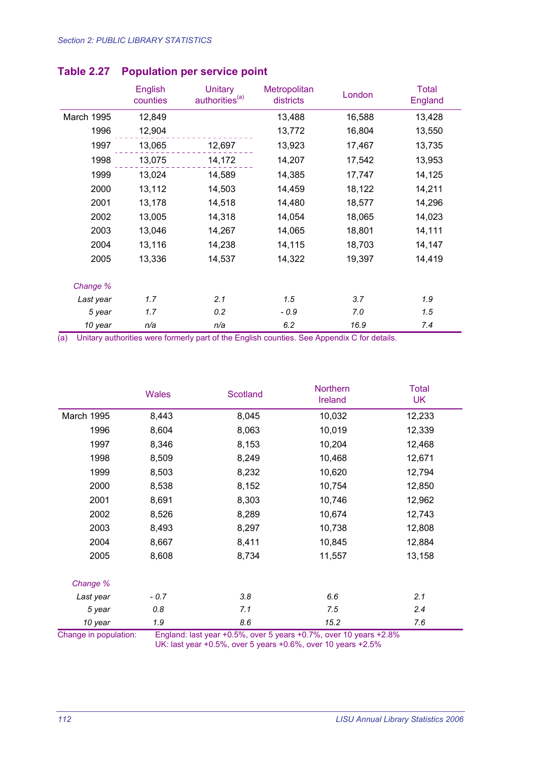## Table 2.27 Population per service point

| | English counties | Unitary authorities[(a)] | Metropolitan districts | London | Total England |
|---|---|---|---|---|---|
| March 1995 | 12,849 | | 13,488 | 16,588 | 13,428 |
| 1996 | 12,904 | | 13,772 | 16,804 | 13,550 |
| 1997 | 13,065 | 12,697 | 13,923 | 17,467 | 13,735 |
| 1998 | 13,075 | 14,172 | 14,207 | 17,542 | 13,953 |
| 1999 | 13,024 | 14,589 | 14,385 | 17,747 | 14,125 |
| 2000 | 13,112 | 14,503 | 14,459 | 18,122 | 14,211 |
| 2001 | 13,178 | 14,518 | 14,480 | 18,577 | 14,296 |
| 2002 | 13,005 | 14,318 | 14,054 | 18,065 | 14,023 |
| 2003 | 13,046 | 14,267 | 14,065 | 18,801 | 14,111 |
| 2004 | 13,116 | 14,238 | 14,115 | 18,703 | 14,147 |
| 2005 | 13,336 | 14,537 | 14,322 | 19,397 | 14,419 |
| *Change %* | | | | | |
| *Last year* | *1.7* | *2.1* | *1.5* | *3.7* | *1.9* |
| *5 year* | *1.7* | *0.2* | *- 0.9* | *7.0* | *1.5* |
| *10 year* | *n/a* | *n/a* | *6.2* | *16.9* | *7.4* |

(a) Unitary authorities were formerly part of the English counties. See Appendix C for details.

| | Wales | Scotland | Northern Ireland | Total UK |
|---|---|---|---|---|
| March 1995 | 8,443 | 8,045 | 10,032 | 12,233 |
| 1996 | 8,604 | 8,063 | 10,019 | 12,339 |
| 1997 | 8,346 | 8,153 | 10,204 | 12,468 |
| 1998 | 8,509 | 8,249 | 10,468 | 12,671 |
| 1999 | 8,503 | 8,232 | 10,620 | 12,794 |
| 2000 | 8,538 | 8,152 | 10,754 | 12,850 |
| 2001 | 8,691 | 8,303 | 10,746 | 12,962 |
| 2002 | 8,526 | 8,289 | 10,674 | 12,743 |
| 2003 | 8,493 | 8,297 | 10,738 | 12,808 |
| 2004 | 8,667 | 8,411 | 10,845 | 12,884 |
| 2005 | 8,608 | 8,734 | 11,557 | 13,158 |
| *Change %* | | | | |
| *Last year* | *- 0.7* | *3.8* | *6.6* | *2.1* |
| *5 year* | *0.8* | *7.1* | *7.5* | *2.4* |
| *10 year* | *1.9* | *8.6* | *15.2* | *7.6* |

Change in population: England: last year +0.5%, over 5 years +0.7%, over 10 years +2.8%
UK: last year +0.5%, over 5 years +0.6%, over 10 years +2.5%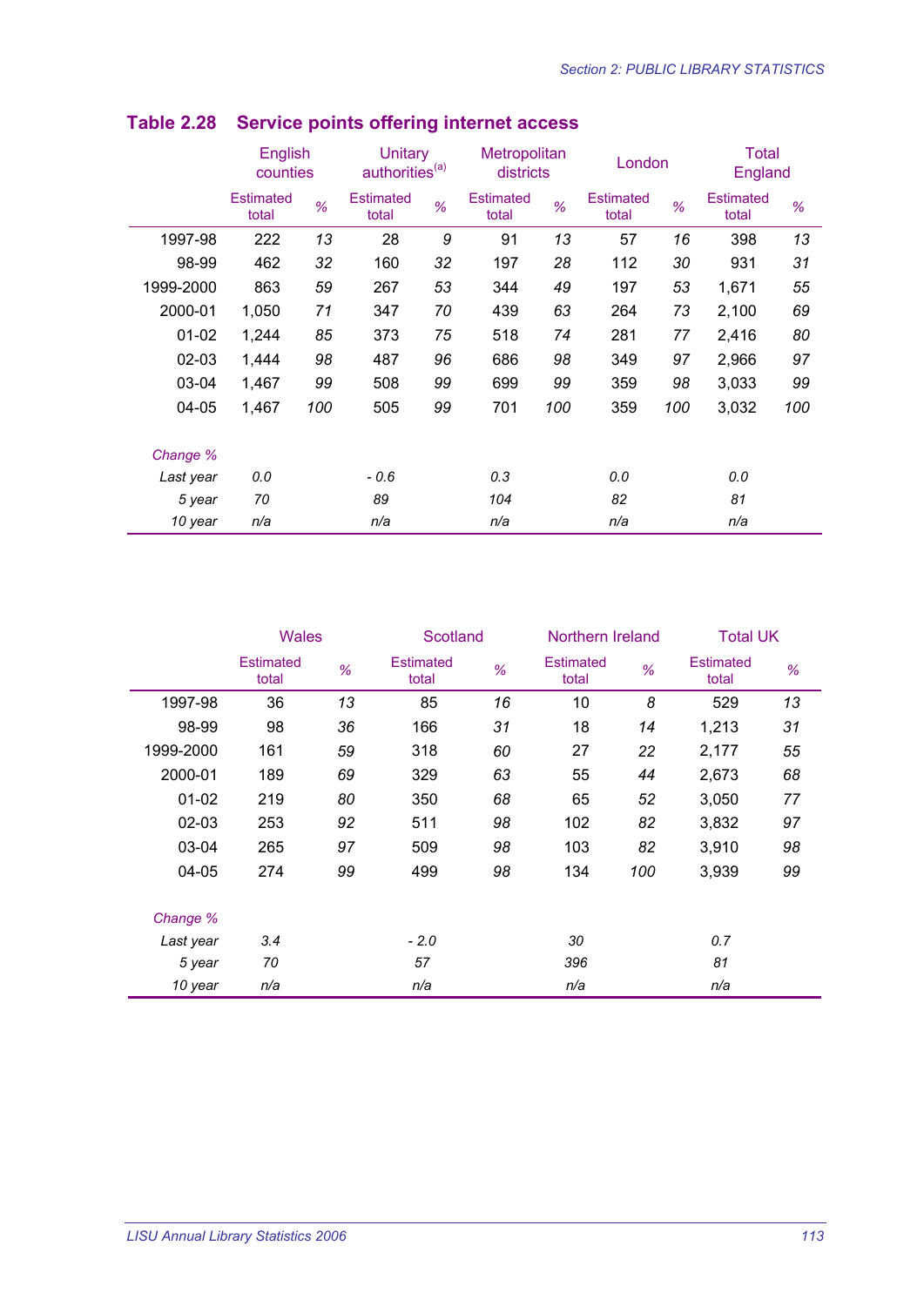## Table 2.28 Service points offering internet access

| | English counties | | Unitary authorities[a] | | Metropolitan districts | | London | | Total England | |
|---|---|---|---|---|---|---|---|---|---|---|
| | Estimated total | % | Estimated total | % | Estimated total | % | Estimated total | % | Estimated total | % |
| 1997-98 | 222 | *13* | 28 | *9* | 91 | *13* | 57 | *16* | 398 | *13* |
| 98-99 | 462 | *32* | 160 | *32* | 197 | *28* | 112 | *30* | 931 | *31* |
| 1999-2000 | 863 | *59* | 267 | *53* | 344 | *49* | 197 | *53* | 1,671 | *55* |
| 2000-01 | 1,050 | *71* | 347 | *70* | 439 | *63* | 264 | *73* | 2,100 | *69* |
| 01-02 | 1,244 | *85* | 373 | *75* | 518 | *74* | 281 | *77* | 2,416 | *80* |
| 02-03 | 1,444 | *98* | 487 | *96* | 686 | *98* | 349 | *97* | 2,966 | *97* |
| 03-04 | 1,467 | *99* | 508 | *99* | 699 | *99* | 359 | *98* | 3,033 | *99* |
| 04-05 | 1,467 | *100* | 505 | *99* | 701 | *100* | 359 | *100* | 3,032 | *100* |
| *Change %* | | | | | | | | | | |
| *Last year* | *0.0* | | *- 0.6* | | *0.3* | | *0.0* | | *0.0* | |
| *5 year* | *70* | | *89* | | *104* | | *82* | | *81* | |
| *10 year* | *n/a* | | *n/a* | | *n/a* | | *n/a* | | *n/a* | |

| | Wales | | Scotland | | Northern Ireland | | Total UK | |
|---|---|---|---|---|---|---|---|---|
| | Estimated total | % | Estimated total | % | Estimated total | % | Estimated total | % |
| 1997-98 | 36 | *13* | 85 | *16* | 10 | *8* | 529 | *13* |
| 98-99 | 98 | *36* | 166 | *31* | 18 | *14* | 1,213 | *31* |
| 1999-2000 | 161 | *59* | 318 | *60* | 27 | *22* | 2,177 | *55* |
| 2000-01 | 189 | *69* | 329 | *63* | 55 | *44* | 2,673 | *68* |
| 01-02 | 219 | *80* | 350 | *68* | 65 | *52* | 3,050 | *77* |
| 02-03 | 253 | *92* | 511 | *98* | 102 | *82* | 3,832 | *97* |
| 03-04 | 265 | *97* | 509 | *98* | 103 | *82* | 3,910 | *98* |
| 04-05 | 274 | *99* | 499 | *98* | 134 | *100* | 3,939 | *99* |
| *Change %* | | | | | | | | |
| *Last year* | *3.4* | | *- 2.0* | | *30* | | *0.7* | |
| *5 year* | *70* | | *57* | | *396* | | *81* | |
| *10 year* | *n/a* | | *n/a* | | *n/a* | | *n/a* | |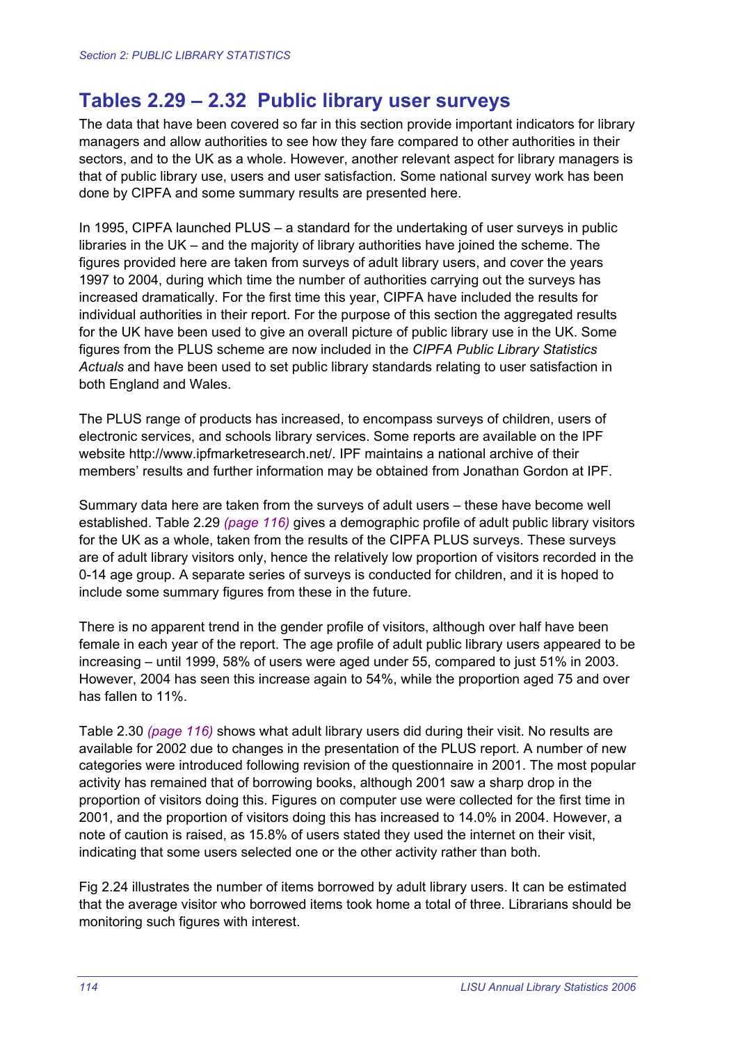## Tables 2.29 – 2.32 Public library user surveys

The data that have been covered so far in this section provide important indicators for library managers and allow authorities to see how they fare compared to other authorities in their sectors, and to the UK as a whole. However, another relevant aspect for library managers is that of public library use, users and user satisfaction. Some national survey work has been done by CIPFA and some summary results are presented here.

In 1995, CIPFA launched PLUS – a standard for the undertaking of user surveys in public libraries in the UK – and the majority of library authorities have joined the scheme. The figures provided here are taken from surveys of adult library users, and cover the years 1997 to 2004, during which time the number of authorities carrying out the surveys has increased dramatically. For the first time this year, CIPFA have included the results for individual authorities in their report. For the purpose of this section the aggregated results for the UK have been used to give an overall picture of public library use in the UK. Some figures from the PLUS scheme are now included in the *CIPFA Public Library Statistics Actuals* and have been used to set public library standards relating to user satisfaction in both England and Wales.

The PLUS range of products has increased, to encompass surveys of children, users of electronic services, and schools library services. Some reports are available on the IPF website http://www.ipfmarketresearch.net/. IPF maintains a national archive of their members' results and further information may be obtained from Jonathan Gordon at IPF.

Summary data here are taken from the surveys of adult users – these have become well established. Table 2.29 *(page 116)* gives a demographic profile of adult public library visitors for the UK as a whole, taken from the results of the CIPFA PLUS surveys. These surveys are of adult library visitors only, hence the relatively low proportion of visitors recorded in the 0-14 age group. A separate series of surveys is conducted for children, and it is hoped to include some summary figures from these in the future.

There is no apparent trend in the gender profile of visitors, although over half have been female in each year of the report. The age profile of adult public library users appeared to be increasing – until 1999, 58% of users were aged under 55, compared to just 51% in 2003. However, 2004 has seen this increase again to 54%, while the proportion aged 75 and over has fallen to 11%.

Table 2.30 *(page 116)* shows what adult library users did during their visit. No results are available for 2002 due to changes in the presentation of the PLUS report. A number of new categories were introduced following revision of the questionnaire in 2001. The most popular activity has remained that of borrowing books, although 2001 saw a sharp drop in the proportion of visitors doing this. Figures on computer use were collected for the first time in 2001, and the proportion of visitors doing this has increased to 14.0% in 2004. However, a note of caution is raised, as 15.8% of users stated they used the internet on their visit, indicating that some users selected one or the other activity rather than both.

Fig 2.24 illustrates the number of items borrowed by adult library users. It can be estimated that the average visitor who borrowed items took home a total of three. Librarians should be monitoring such figures with interest.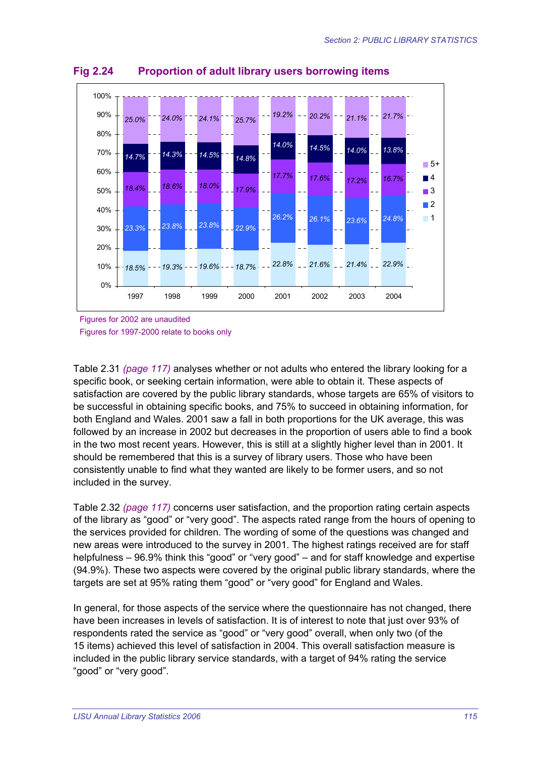## Fig 2.24 Proportion of adult library users borrowing items

| | 1997 | 1998 | 1999 | 2000 | 2001 | 2002 | 2003 | 2004 |
|---|---|---|---|---|---|---|---|---|
| 5+ | 25.0% | 24.0% | 24.1% | 25.7% | 19.2% | 20.2% | 21.1% | 21.7% |
| 4 | 14.7% | 14.3% | 14.5% | 14.8% | 14.0% | 14.5% | 14.0% | 13.8% |
| 3 | 18.4% | 18.6% | 18.0% | 17.9% | 17.7% | 17.6% | 17.2% | 16.7% |
| 2 | 23.3% | 23.8% | 23.8% | 22.9% | 26.2% | 26.1% | 23.6% | 24.8% |
| 1 | 18.5% | 19.3% | 19.6% | 18.7% | 22.8% | 21.6% | 21.4% | 22.9% |

Figures for 2002 are unaudited

Figures for 1997-2000 relate to books only

Table 2.31 *(page 117)* analyses whether or not adults who entered the library looking for a specific book, or seeking certain information, were able to obtain it. These aspects of satisfaction are covered by the public library standards, whose targets are 65% of visitors to be successful in obtaining specific books, and 75% to succeed in obtaining information, for both England and Wales. 2001 saw a fall in both proportions for the UK average, this was followed by an increase in 2002 but decreases in the proportion of users able to find a book in the two most recent years. However, this is still at a slightly higher level than in 2001. It should be remembered that this is a survey of library users. Those who have been consistently unable to find what they wanted are likely to be former users, and so not included in the survey.

Table 2.32 *(page 117)* concerns user satisfaction, and the proportion rating certain aspects of the library as "good" or "very good". The aspects rated range from the hours of opening to the services provided for children. The wording of some of the questions was changed and new areas were introduced to the survey in 2001. The highest ratings received are for staff helpfulness – 96.9% think this "good" or "very good" – and for staff knowledge and expertise (94.9%). These two aspects were covered by the original public library standards, where the targets are set at 95% rating them "good" or "very good" for England and Wales.

In general, for those aspects of the service where the questionnaire has not changed, there have been increases in levels of satisfaction. It is of interest to note that just over 93% of respondents rated the service as "good" or "very good" overall, when only two (of the 15 items) achieved this level of satisfaction in 2004. This overall satisfaction measure is included in the public library service standards, with a target of 94% rating the service "good" or "very good".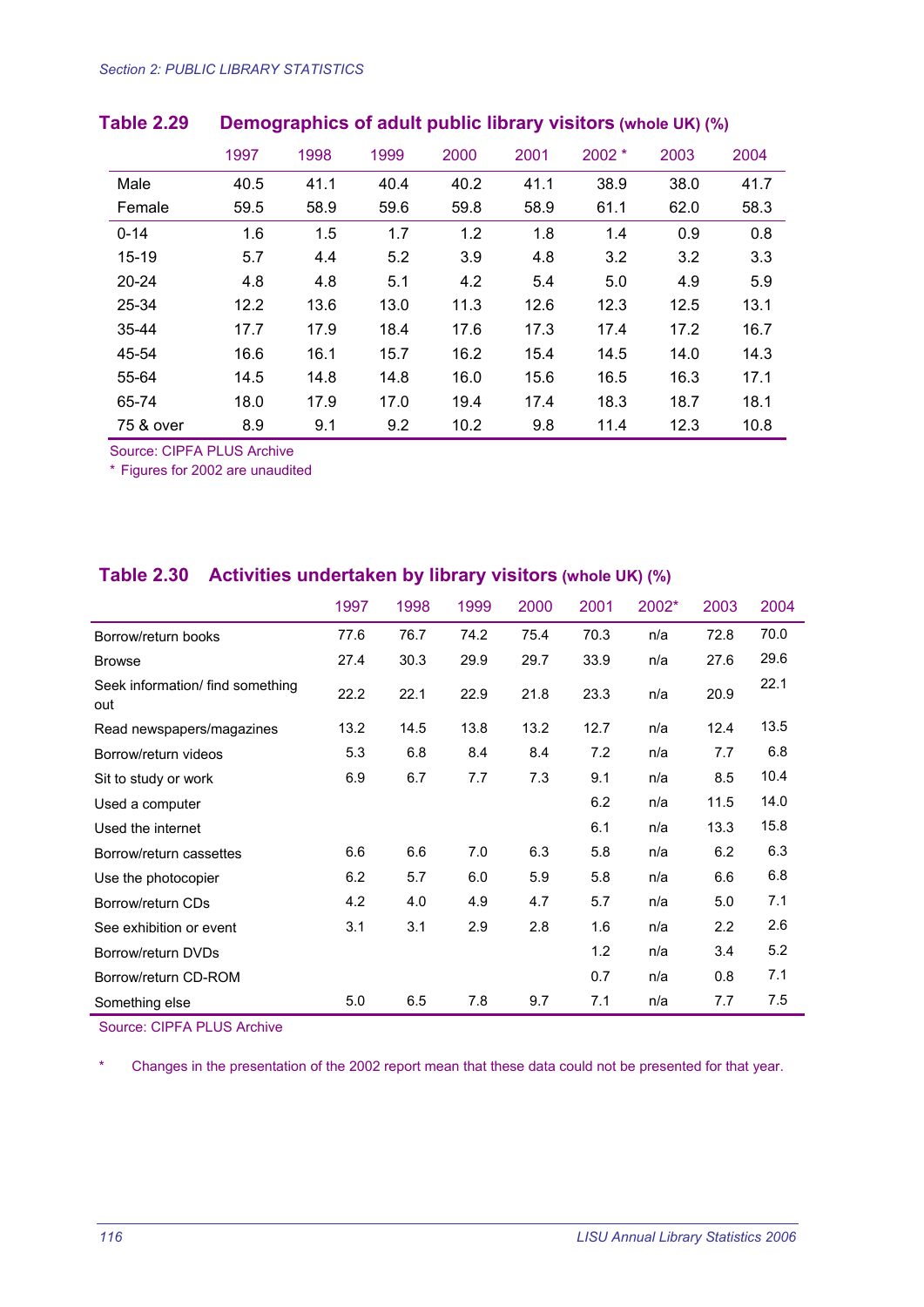### Table 2.29 Demographics of adult public library visitors (whole UK) (%)

| | 1997 | 1998 | 1999 | 2000 | 2001 | 2002 * | 2003 | 2004 |
|---|---|---|---|---|---|---|---|---|
| Male | 40.5 | 41.1 | 40.4 | 40.2 | 41.1 | 38.9 | 38.0 | 41.7 |
| Female | 59.5 | 58.9 | 59.6 | 59.8 | 58.9 | 61.1 | 62.0 | 58.3 |
| 0-14 | 1.6 | 1.5 | 1.7 | 1.2 | 1.8 | 1.4 | 0.9 | 0.8 |
| 15-19 | 5.7 | 4.4 | 5.2 | 3.9 | 4.8 | 3.2 | 3.2 | 3.3 |
| 20-24 | 4.8 | 4.8 | 5.1 | 4.2 | 5.4 | 5.0 | 4.9 | 5.9 |
| 25-34 | 12.2 | 13.6 | 13.0 | 11.3 | 12.6 | 12.3 | 12.5 | 13.1 |
| 35-44 | 17.7 | 17.9 | 18.4 | 17.6 | 17.3 | 17.4 | 17.2 | 16.7 |
| 45-54 | 16.6 | 16.1 | 15.7 | 16.2 | 15.4 | 14.5 | 14.0 | 14.3 |
| 55-64 | 14.5 | 14.8 | 14.8 | 16.0 | 15.6 | 16.5 | 16.3 | 17.1 |
| 65-74 | 18.0 | 17.9 | 17.0 | 19.4 | 17.4 | 18.3 | 18.7 | 18.1 |
| 75 & over | 8.9 | 9.1 | 9.2 | 10.2 | 9.8 | 11.4 | 12.3 | 10.8 |

Source: CIPFA PLUS Archive

* Figures for 2002 are unaudited

### Table 2.30 Activities undertaken by library visitors (whole UK) (%)

| | 1997 | 1998 | 1999 | 2000 | 2001 | 2002* | 2003 | 2004 |
|---|---|---|---|---|---|---|---|---|
| Borrow/return books | 77.6 | 76.7 | 74.2 | 75.4 | 70.3 | n/a | 72.8 | 70.0 |
| Browse | 27.4 | 30.3 | 29.9 | 29.7 | 33.9 | n/a | 27.6 | 29.6 |
| Seek information/ find something out | 22.2 | 22.1 | 22.9 | 21.8 | 23.3 | n/a | 20.9 | 22.1 |
| Read newspapers/magazines | 13.2 | 14.5 | 13.8 | 13.2 | 12.7 | n/a | 12.4 | 13.5 |
| Borrow/return videos | 5.3 | 6.8 | 8.4 | 8.4 | 7.2 | n/a | 7.7 | 6.8 |
| Sit to study or work | 6.9 | 6.7 | 7.7 | 7.3 | 9.1 | n/a | 8.5 | 10.4 |
| Used a computer | | | | | 6.2 | n/a | 11.5 | 14.0 |
| Used the internet | | | | | 6.1 | n/a | 13.3 | 15.8 |
| Borrow/return cassettes | 6.6 | 6.6 | 7.0 | 6.3 | 5.8 | n/a | 6.2 | 6.3 |
| Use the photocopier | 6.2 | 5.7 | 6.0 | 5.9 | 5.8 | n/a | 6.6 | 6.8 |
| Borrow/return CDs | 4.2 | 4.0 | 4.9 | 4.7 | 5.7 | n/a | 5.0 | 7.1 |
| See exhibition or event | 3.1 | 3.1 | 2.9 | 2.8 | 1.6 | n/a | 2.2 | 2.6 |
| Borrow/return DVDs | | | | | 1.2 | n/a | 3.4 | 5.2 |
| Borrow/return CD-ROM | | | | | 0.7 | n/a | 0.8 | 7.1 |
| Something else | 5.0 | 6.5 | 7.8 | 9.7 | 7.1 | n/a | 7.7 | 7.5 |

Source: CIPFA PLUS Archive

* Changes in the presentation of the 2002 report mean that these data could not be presented for that year.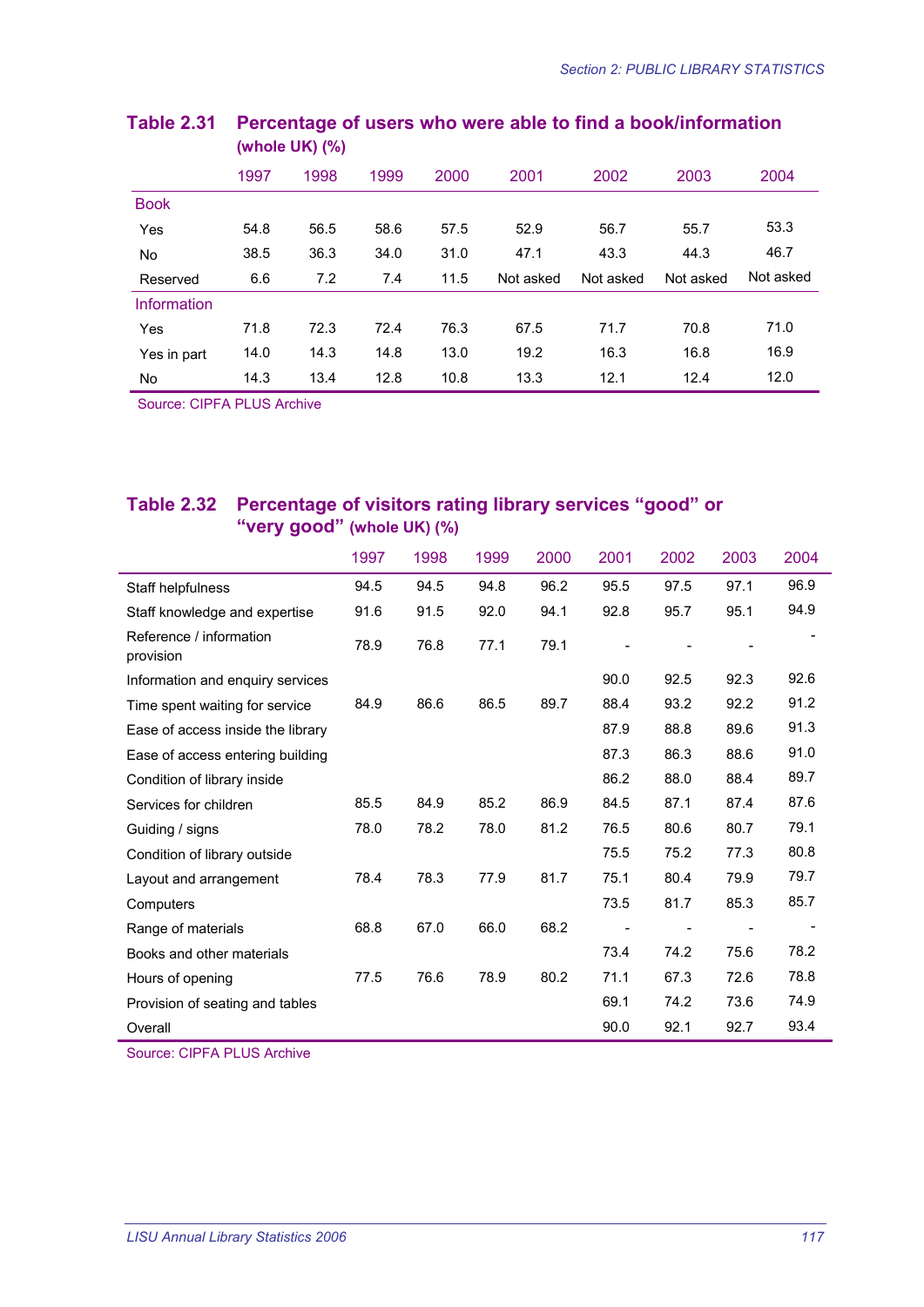## Table 2.31 Percentage of users who were able to find a book/information (whole UK) (%)

| | 1997 | 1998 | 1999 | 2000 | 2001 | 2002 | 2003 | 2004 |
|---|---|---|---|---|---|---|---|---|
| **Book** | | | | | | | | |
| Yes | 54.8 | 56.5 | 58.6 | 57.5 | 52.9 | 56.7 | 55.7 | 53.3 |
| No | 38.5 | 36.3 | 34.0 | 31.0 | 47.1 | 43.3 | 44.3 | 46.7 |
| Reserved | 6.6 | 7.2 | 7.4 | 11.5 | Not asked | Not asked | Not asked | Not asked |
| **Information** | | | | | | | | |
| Yes | 71.8 | 72.3 | 72.4 | 76.3 | 67.5 | 71.7 | 70.8 | 71.0 |
| Yes in part | 14.0 | 14.3 | 14.8 | 13.0 | 19.2 | 16.3 | 16.8 | 16.9 |
| No | 14.3 | 13.4 | 12.8 | 10.8 | 13.3 | 12.1 | 12.4 | 12.0 |

Source: CIPFA PLUS Archive

## Table 2.32 Percentage of visitors rating library services "good" or "very good" (whole UK) (%)

| | 1997 | 1998 | 1999 | 2000 | 2001 | 2002 | 2003 | 2004 |
|---|---|---|---|---|---|---|---|---|
| Staff helpfulness | 94.5 | 94.5 | 94.8 | 96.2 | 95.5 | 97.5 | 97.1 | 96.9 |
| Staff knowledge and expertise | 91.6 | 91.5 | 92.0 | 94.1 | 92.8 | 95.7 | 95.1 | 94.9 |
| Reference / information provision | 78.9 | 76.8 | 77.1 | 79.1 | - | - | - | - |
| Information and enquiry services | | | | | 90.0 | 92.5 | 92.3 | 92.6 |
| Time spent waiting for service | 84.9 | 86.6 | 86.5 | 89.7 | 88.4 | 93.2 | 92.2 | 91.2 |
| Ease of access inside the library | | | | | 87.9 | 88.8 | 89.6 | 91.3 |
| Ease of access entering building | | | | | 87.3 | 86.3 | 88.6 | 91.0 |
| Condition of library inside | | | | | 86.2 | 88.0 | 88.4 | 89.7 |
| Services for children | 85.5 | 84.9 | 85.2 | 86.9 | 84.5 | 87.1 | 87.4 | 87.6 |
| Guiding / signs | 78.0 | 78.2 | 78.0 | 81.2 | 76.5 | 80.6 | 80.7 | 79.1 |
| Condition of library outside | | | | | 75.5 | 75.2 | 77.3 | 80.8 |
| Layout and arrangement | 78.4 | 78.3 | 77.9 | 81.7 | 75.1 | 80.4 | 79.9 | 79.7 |
| Computers | | | | | 73.5 | 81.7 | 85.3 | 85.7 |
| Range of materials | 68.8 | 67.0 | 66.0 | 68.2 | - | - | - | - |
| Books and other materials | | | | | 73.4 | 74.2 | 75.6 | 78.2 |
| Hours of opening | 77.5 | 76.6 | 78.9 | 80.2 | 71.1 | 67.3 | 72.6 | 78.8 |
| Provision of seating and tables | | | | | 69.1 | 74.2 | 73.6 | 74.9 |
| Overall | | | | | 90.0 | 92.1 | 92.7 | 93.4 |

Source: CIPFA PLUS Archive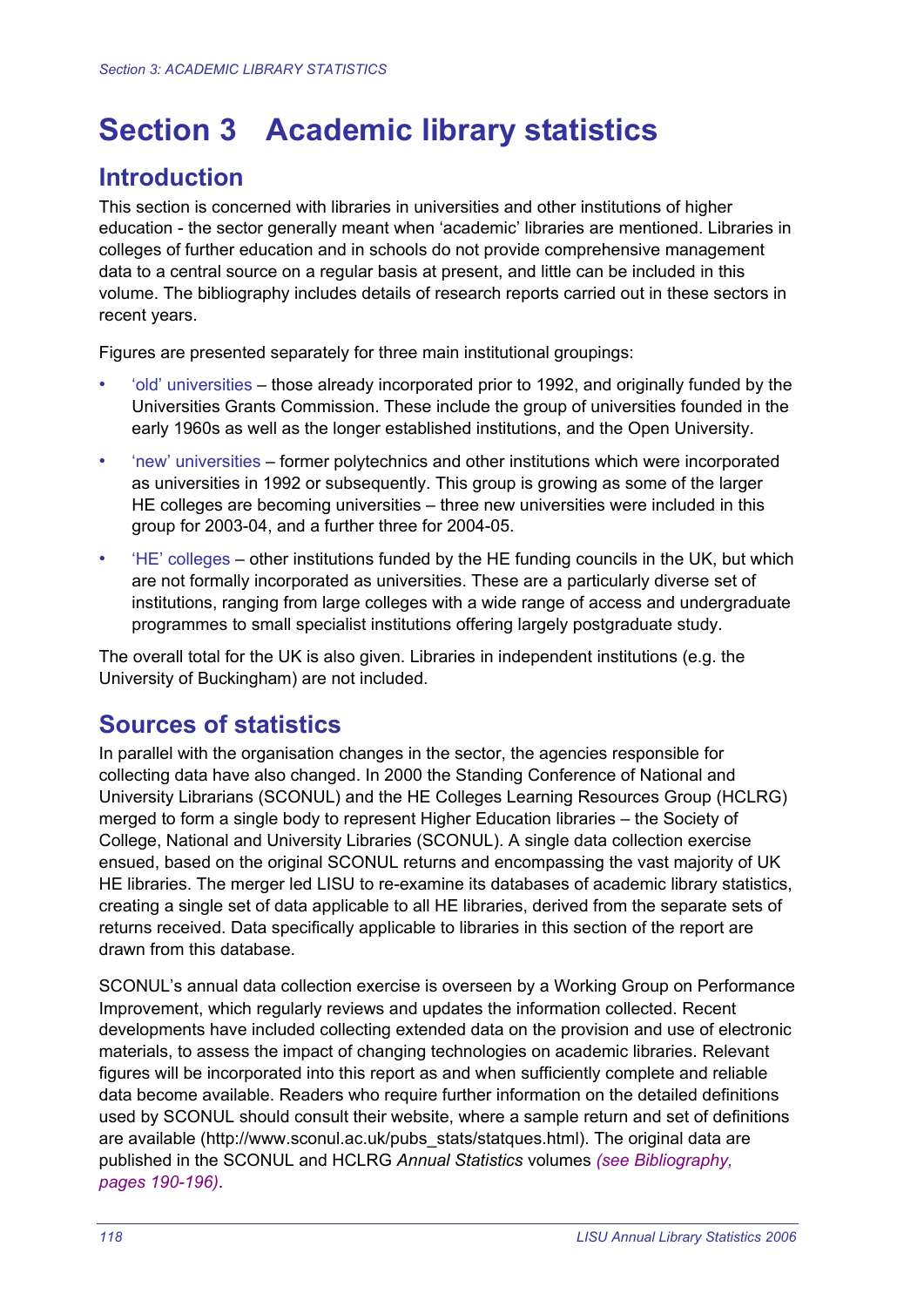# Section 3 Academic library statistics

## Introduction

This section is concerned with libraries in universities and other institutions of higher education - the sector generally meant when 'academic' libraries are mentioned. Libraries in colleges of further education and in schools do not provide comprehensive management data to a central source on a regular basis at present, and little can be included in this volume. The bibliography includes details of research reports carried out in these sectors in recent years.

Figures are presented separately for three main institutional groupings:

- 'old' universities – those already incorporated prior to 1992, and originally funded by the Universities Grants Commission. These include the group of universities founded in the early 1960s as well as the longer established institutions, and the Open University.
- 'new' universities – former polytechnics and other institutions which were incorporated as universities in 1992 or subsequently. This group is growing as some of the larger HE colleges are becoming universities – three new universities were included in this group for 2003-04, and a further three for 2004-05.
- 'HE' colleges – other institutions funded by the HE funding councils in the UK, but which are not formally incorporated as universities. These are a particularly diverse set of institutions, ranging from large colleges with a wide range of access and undergraduate programmes to small specialist institutions offering largely postgraduate study.

The overall total for the UK is also given. Libraries in independent institutions (e.g. the University of Buckingham) are not included.

## Sources of statistics

In parallel with the organisation changes in the sector, the agencies responsible for collecting data have also changed. In 2000 the Standing Conference of National and University Librarians (SCONUL) and the HE Colleges Learning Resources Group (HCLRG) merged to form a single body to represent Higher Education libraries – the Society of College, National and University Libraries (SCONUL). A single data collection exercise ensued, based on the original SCONUL returns and encompassing the vast majority of UK HE libraries. The merger led LISU to re-examine its databases of academic library statistics, creating a single set of data applicable to all HE libraries, derived from the separate sets of returns received. Data specifically applicable to libraries in this section of the report are drawn from this database.

SCONUL's annual data collection exercise is overseen by a Working Group on Performance Improvement, which regularly reviews and updates the information collected. Recent developments have included collecting extended data on the provision and use of electronic materials, to assess the impact of changing technologies on academic libraries. Relevant figures will be incorporated into this report as and when sufficiently complete and reliable data become available. Readers who require further information on the detailed definitions used by SCONUL should consult their website, where a sample return and set of definitions are available (http://www.sconul.ac.uk/pubs_stats/statques.html). The original data are published in the SCONUL and HCLRG *Annual Statistics* volumes *(see Bibliography, pages 190-196)*.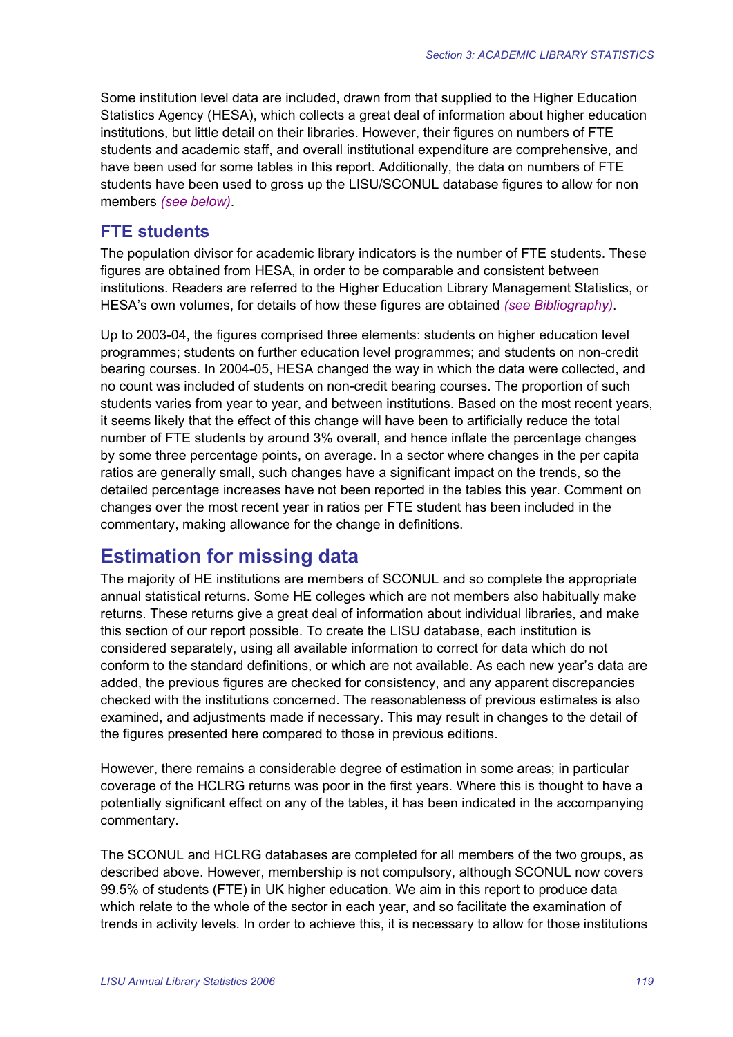Some institution level data are included, drawn from that supplied to the Higher Education Statistics Agency (HESA), which collects a great deal of information about higher education institutions, but little detail on their libraries. However, their figures on numbers of FTE students and academic staff, and overall institutional expenditure are comprehensive, and have been used for some tables in this report. Additionally, the data on numbers of FTE students have been used to gross up the LISU/SCONUL database figures to allow for non members *(see below)*.

### FTE students

The population divisor for academic library indicators is the number of FTE students. These figures are obtained from HESA, in order to be comparable and consistent between institutions. Readers are referred to the Higher Education Library Management Statistics, or HESA's own volumes, for details of how these figures are obtained *(see Bibliography)*.

Up to 2003-04, the figures comprised three elements: students on higher education level programmes; students on further education level programmes; and students on non-credit bearing courses. In 2004-05, HESA changed the way in which the data were collected, and no count was included of students on non-credit bearing courses. The proportion of such students varies from year to year, and between institutions. Based on the most recent years, it seems likely that the effect of this change will have been to artificially reduce the total number of FTE students by around 3% overall, and hence inflate the percentage changes by some three percentage points, on average. In a sector where changes in the per capita ratios are generally small, such changes have a significant impact on the trends, so the detailed percentage increases have not been reported in the tables this year. Comment on changes over the most recent year in ratios per FTE student has been included in the commentary, making allowance for the change in definitions.

## Estimation for missing data

The majority of HE institutions are members of SCONUL and so complete the appropriate annual statistical returns. Some HE colleges which are not members also habitually make returns. These returns give a great deal of information about individual libraries, and make this section of our report possible. To create the LISU database, each institution is considered separately, using all available information to correct for data which do not conform to the standard definitions, or which are not available. As each new year's data are added, the previous figures are checked for consistency, and any apparent discrepancies checked with the institutions concerned. The reasonableness of previous estimates is also examined, and adjustments made if necessary. This may result in changes to the detail of the figures presented here compared to those in previous editions.

However, there remains a considerable degree of estimation in some areas; in particular coverage of the HCLRG returns was poor in the first years. Where this is thought to have a potentially significant effect on any of the tables, it has been indicated in the accompanying commentary.

The SCONUL and HCLRG databases are completed for all members of the two groups, as described above. However, membership is not compulsory, although SCONUL now covers 99.5% of students (FTE) in UK higher education. We aim in this report to produce data which relate to the whole of the sector in each year, and so facilitate the examination of trends in activity levels. In order to achieve this, it is necessary to allow for those institutions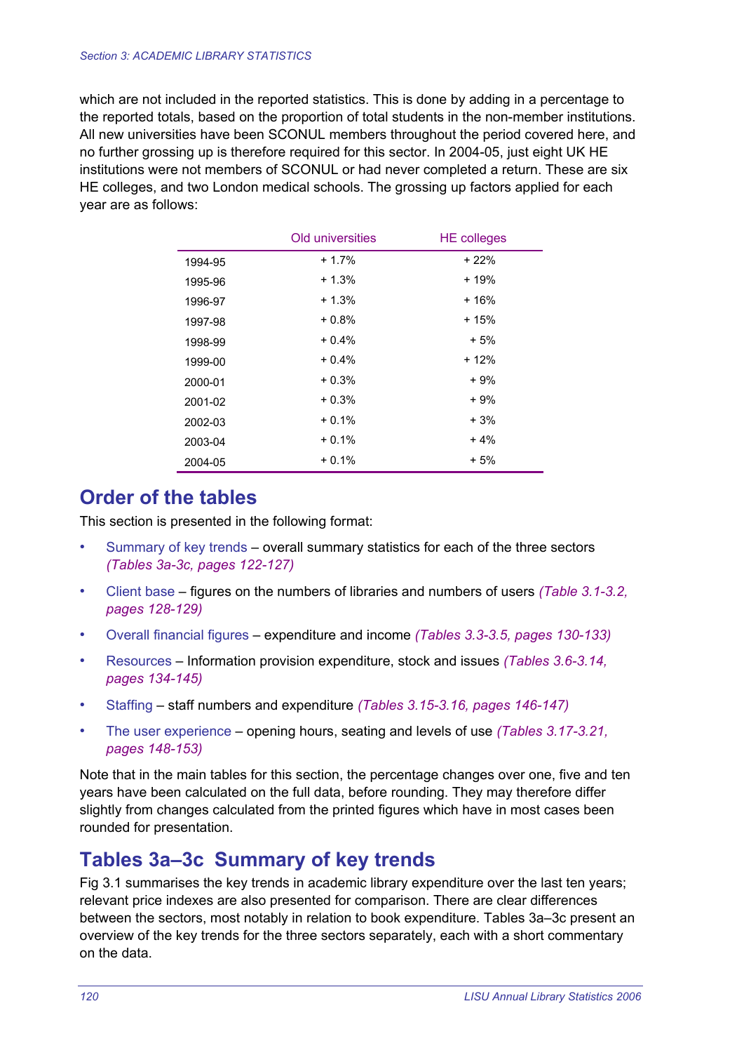which are not included in the reported statistics. This is done by adding in a percentage to the reported totals, based on the proportion of total students in the non-member institutions. All new universities have been SCONUL members throughout the period covered here, and no further grossing up is therefore required for this sector. In 2004-05, just eight UK HE institutions were not members of SCONUL or had never completed a return. These are six HE colleges, and two London medical schools. The grossing up factors applied for each year are as follows:

| | Old universities | HE colleges |
|---|---|---|
| 1994-95 | + 1.7% | + 22% |
| 1995-96 | + 1.3% | + 19% |
| 1996-97 | + 1.3% | + 16% |
| 1997-98 | + 0.8% | + 15% |
| 1998-99 | + 0.4% | + 5% |
| 1999-00 | + 0.4% | + 12% |
| 2000-01 | + 0.3% | + 9% |
| 2001-02 | + 0.3% | + 9% |
| 2002-03 | + 0.1% | + 3% |
| 2003-04 | + 0.1% | + 4% |
| 2004-05 | + 0.1% | + 5% |

## Order of the tables

This section is presented in the following format:

- Summary of key trends – overall summary statistics for each of the three sectors *(Tables 3a-3c, pages 122-127)*
- Client base – figures on the numbers of libraries and numbers of users *(Table 3.1-3.2, pages 128-129)*
- Overall financial figures – expenditure and income *(Tables 3.3-3.5, pages 130-133)*
- Resources – Information provision expenditure, stock and issues *(Tables 3.6-3.14, pages 134-145)*
- Staffing – staff numbers and expenditure *(Tables 3.15-3.16, pages 146-147)*
- The user experience – opening hours, seating and levels of use *(Tables 3.17-3.21, pages 148-153)*

Note that in the main tables for this section, the percentage changes over one, five and ten years have been calculated on the full data, before rounding. They may therefore differ slightly from changes calculated from the printed figures which have in most cases been rounded for presentation.

## Tables 3a–3c Summary of key trends

Fig 3.1 summarises the key trends in academic library expenditure over the last ten years; relevant price indexes are also presented for comparison. There are clear differences between the sectors, most notably in relation to book expenditure. Tables 3a–3c present an overview of the key trends for the three sectors separately, each with a short commentary on the data.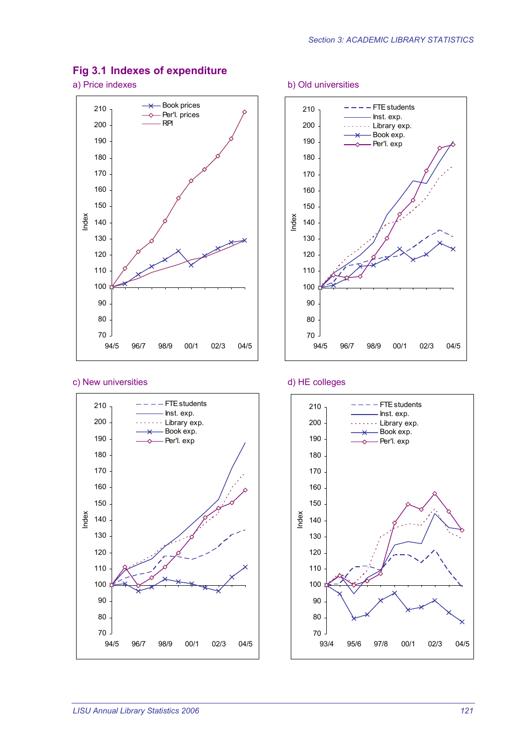## Fig 3.1 Indexes of expenditure

a) Price indexes

Legend: Book prices, Per'l. prices, RPI

Index (70–210); 94/5, 96/7, 98/9, 00/1, 02/3, 04/5

b) Old universities

Legend: FTE students, Inst. exp., Library exp., Book exp., Per'l. exp

Index (70–210); 94/5, 96/7, 98/9, 00/1, 02/3, 04/5

c) New universities

Legend: FTE students, Inst. exp., Library exp., Book exp., Per'l. exp

Index (70–210); 94/5, 96/7, 98/9, 00/1, 02/3, 04/5

d) HE colleges

Legend: FTE students, Inst. exp., Library exp., Book exp., Per'l. exp

Index (70–210); 93/4, 95/6, 97/8, 00/1, 02/3, 04/5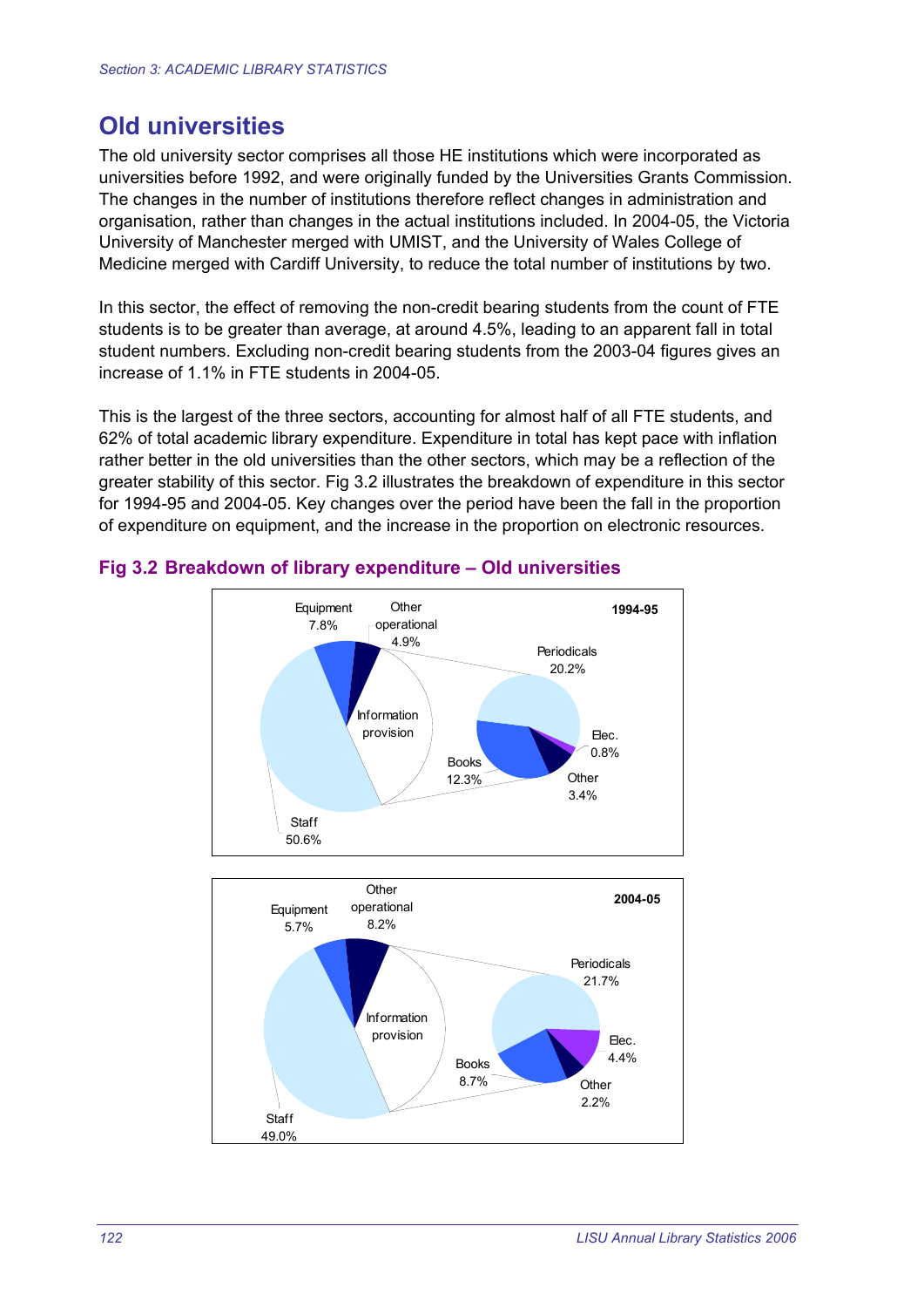## Old universities

The old university sector comprises all those HE institutions which were incorporated as universities before 1992, and were originally funded by the Universities Grants Commission. The changes in the number of institutions therefore reflect changes in administration and organisation, rather than changes in the actual institutions included. In 2004-05, the Victoria University of Manchester merged with UMIST, and the University of Wales College of Medicine merged with Cardiff University, to reduce the total number of institutions by two.

In this sector, the effect of removing the non-credit bearing students from the count of FTE students is to be greater than average, at around 4.5%, leading to an apparent fall in total student numbers. Excluding non-credit bearing students from the 2003-04 figures gives an increase of 1.1% in FTE students in 2004-05.

This is the largest of the three sectors, accounting for almost half of all FTE students, and 62% of total academic library expenditure. Expenditure in total has kept pace with inflation rather better in the old universities than the other sectors, which may be a reflection of the greater stability of this sector. Fig 3.2 illustrates the breakdown of expenditure in this sector for 1994-95 and 2004-05. Key changes over the period have been the fall in the proportion of expenditure on equipment, and the increase in the proportion on electronic resources.

### Fig 3.2 Breakdown of library expenditure – Old universities

**1994-95**

Equipment 7.8%
Other operational 4.9%
Information provision
Staff 50.6%
Periodicals 20.2%
Elec. 0.8%
Other 3.4%
Books 12.3%

**2004-05**

Equipment 5.7%
Other operational 8.2%
Information provision
Staff 49.0%
Periodicals 21.7%
Elec. 4.4%
Other 2.2%
Books 8.7%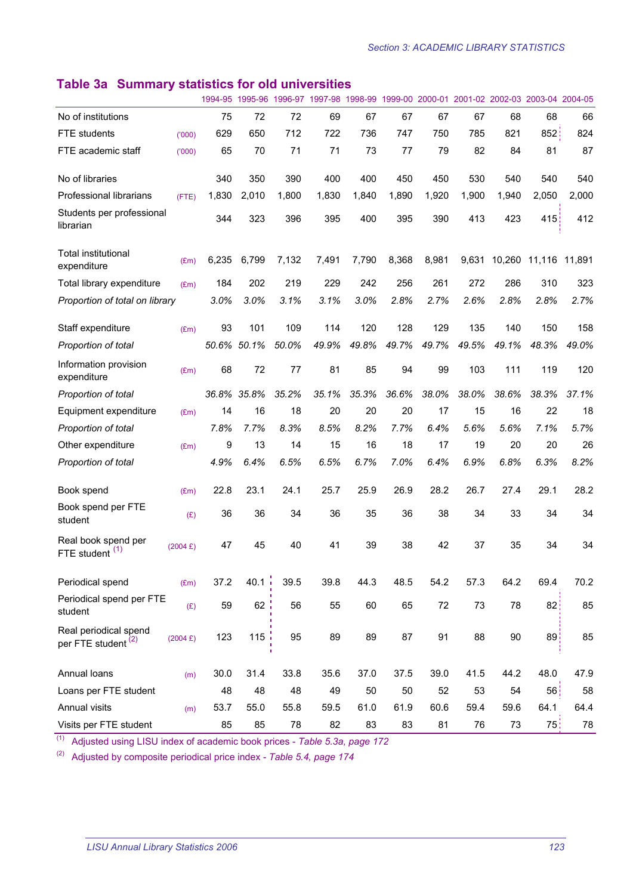## Table 3a Summary statistics for old universities

| | | 1994-95 | 1995-96 | 1996-97 | 1997-98 | 1998-99 | 1999-00 | 2000-01 | 2001-02 | 2002-03 | 2003-04 | 2004-05 |
|---|---|---|---|---|---|---|---|---|---|---|---|---|
| No of institutions | | 75 | 72 | 72 | 69 | 67 | 67 | 67 | 67 | 68 | 68 | 66 |
| FTE students | ('000) | 629 | 650 | 712 | 722 | 736 | 747 | 750 | 785 | 821 | 852 | 824 |
| FTE academic staff | ('000) | 65 | 70 | 71 | 71 | 73 | 77 | 79 | 82 | 84 | 81 | 87 |
| No of libraries | | 340 | 350 | 390 | 400 | 400 | 450 | 450 | 530 | 540 | 540 | 540 |
| Professional librarians | (FTE) | 1,830 | 2,010 | 1,800 | 1,830 | 1,840 | 1,890 | 1,920 | 1,900 | 1,940 | 2,050 | 2,000 |
| Students per professional librarian | | 344 | 323 | 396 | 395 | 400 | 395 | 390 | 413 | 423 | 415 | 412 |
| Total institutional expenditure | (£m) | 6,235 | 6,799 | 7,132 | 7,491 | 7,790 | 8,368 | 8,981 | 9,631 | 10,260 | 11,116 | 11,891 |
| Total library expenditure | (£m) | 184 | 202 | 219 | 229 | 242 | 256 | 261 | 272 | 286 | 310 | 323 |
| *Proportion of total on library* | | *3.0%* | *3.0%* | *3.1%* | *3.1%* | *3.0%* | *2.8%* | *2.7%* | *2.6%* | *2.8%* | *2.8%* | *2.7%* |
| Staff expenditure | (£m) | 93 | 101 | 109 | 114 | 120 | 128 | 129 | 135 | 140 | 150 | 158 |
| *Proportion of total* | | *50.6%* | *50.1%* | *50.0%* | *49.9%* | *49.8%* | *49.7%* | *49.7%* | *49.5%* | *49.1%* | *48.3%* | *49.0%* |
| Information provision expenditure | (£m) | 68 | 72 | 77 | 81 | 85 | 94 | 99 | 103 | 111 | 119 | 120 |
| *Proportion of total* | | *36.8%* | *35.8%* | *35.2%* | *35.1%* | *35.3%* | *36.6%* | *38.0%* | *38.0%* | *38.6%* | *38.3%* | *37.1%* |
| Equipment expenditure | (£m) | 14 | 16 | 18 | 20 | 20 | 20 | 17 | 15 | 16 | 22 | 18 |
| *Proportion of total* | | *7.8%* | *7.7%* | *8.3%* | *8.5%* | *8.2%* | *7.7%* | *6.4%* | *5.6%* | *5.6%* | *7.1%* | *5.7%* |
| Other expenditure | (£m) | 9 | 13 | 14 | 15 | 16 | 18 | 17 | 19 | 20 | 20 | 26 |
| *Proportion of total* | | *4.9%* | *6.4%* | *6.5%* | *6.5%* | *6.7%* | *7.0%* | *6.4%* | *6.9%* | *6.8%* | *6.3%* | *8.2%* |
| Book spend | (£m) | 22.8 | 23.1 | 24.1 | 25.7 | 25.9 | 26.9 | 28.2 | 26.7 | 27.4 | 29.1 | 28.2 |
| Book spend per FTE student | (£) | 36 | 36 | 34 | 36 | 35 | 36 | 38 | 34 | 33 | 34 | 34 |
| Real book spend per FTE student [1] | (2004 £) | 47 | 45 | 40 | 41 | 39 | 38 | 42 | 37 | 35 | 34 | 34 |
| Periodical spend | (£m) | 37.2 | 40.1 | 39.5 | 39.8 | 44.3 | 48.5 | 54.2 | 57.3 | 64.2 | 69.4 | 70.2 |
| Periodical spend per FTE student | (£) | 59 | 62 | 56 | 55 | 60 | 65 | 72 | 73 | 78 | 82 | 85 |
| Real periodical spend per FTE student [2] | (2004 £) | 123 | 115 | 95 | 89 | 89 | 87 | 91 | 88 | 90 | 89 | 85 |
| Annual loans | (m) | 30.0 | 31.4 | 33.8 | 35.6 | 37.0 | 37.5 | 39.0 | 41.5 | 44.2 | 48.0 | 47.9 |
| Loans per FTE student | | 48 | 48 | 48 | 49 | 50 | 50 | 52 | 53 | 54 | 56 | 58 |
| Annual visits | (m) | 53.7 | 55.0 | 55.8 | 59.5 | 61.0 | 61.9 | 60.6 | 59.4 | 59.6 | 64.1 | 64.4 |
| Visits per FTE student | | 85 | 85 | 78 | 82 | 83 | 83 | 81 | 76 | 73 | 75 | 78 |

[1] Adjusted using LISU index of academic book prices - *Table 5.3a, page 172*

[2] Adjusted by composite periodical price index - *Table 5.4, page 174*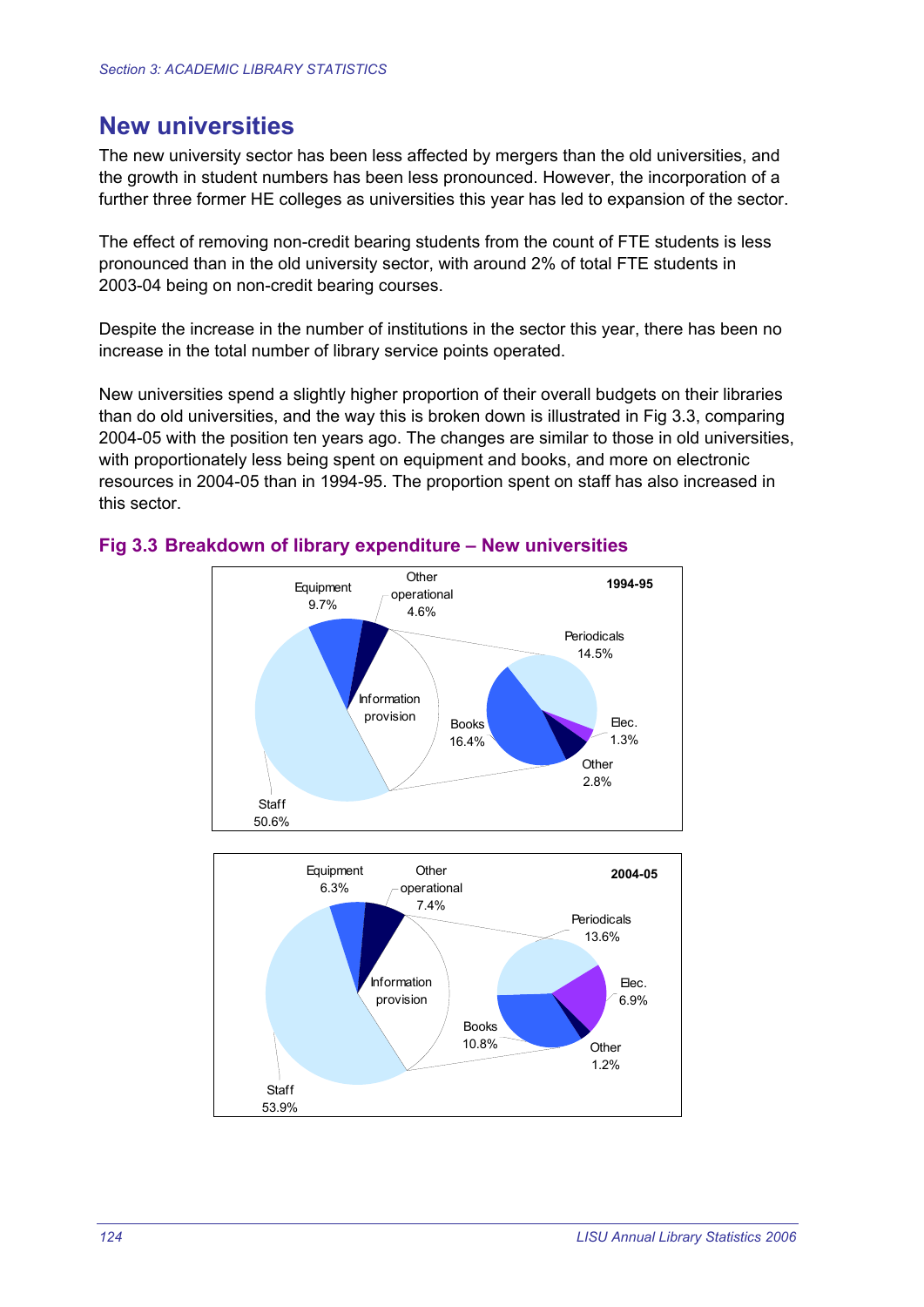## New universities

The new university sector has been less affected by mergers than the old universities, and the growth in student numbers has been less pronounced. However, the incorporation of a further three former HE colleges as universities this year has led to expansion of the sector.

The effect of removing non-credit bearing students from the count of FTE students is less pronounced than in the old university sector, with around 2% of total FTE students in 2003-04 being on non-credit bearing courses.

Despite the increase in the number of institutions in the sector this year, there has been no increase in the total number of library service points operated.

New universities spend a slightly higher proportion of their overall budgets on their libraries than do old universities, and the way this is broken down is illustrated in Fig 3.3, comparing 2004-05 with the position ten years ago. The changes are similar to those in old universities, with proportionately less being spent on equipment and books, and more on electronic resources in 2004-05 than in 1994-95. The proportion spent on staff has also increased in this sector.

### Fig 3.3 Breakdown of library expenditure – New universities

**1994-95**

- Staff 50.6%
- Equipment 9.7%
- Other operational 4.6%
- Information provision:
  - Periodicals 14.5%
  - Books 16.4%
  - Elec. 1.3%
  - Other 2.8%

**2004-05**

- Staff 53.9%
- Equipment 6.3%
- Other operational 7.4%
- Information provision:
  - Periodicals 13.6%
  - Books 10.8%
  - Elec. 6.9%
  - Other 1.2%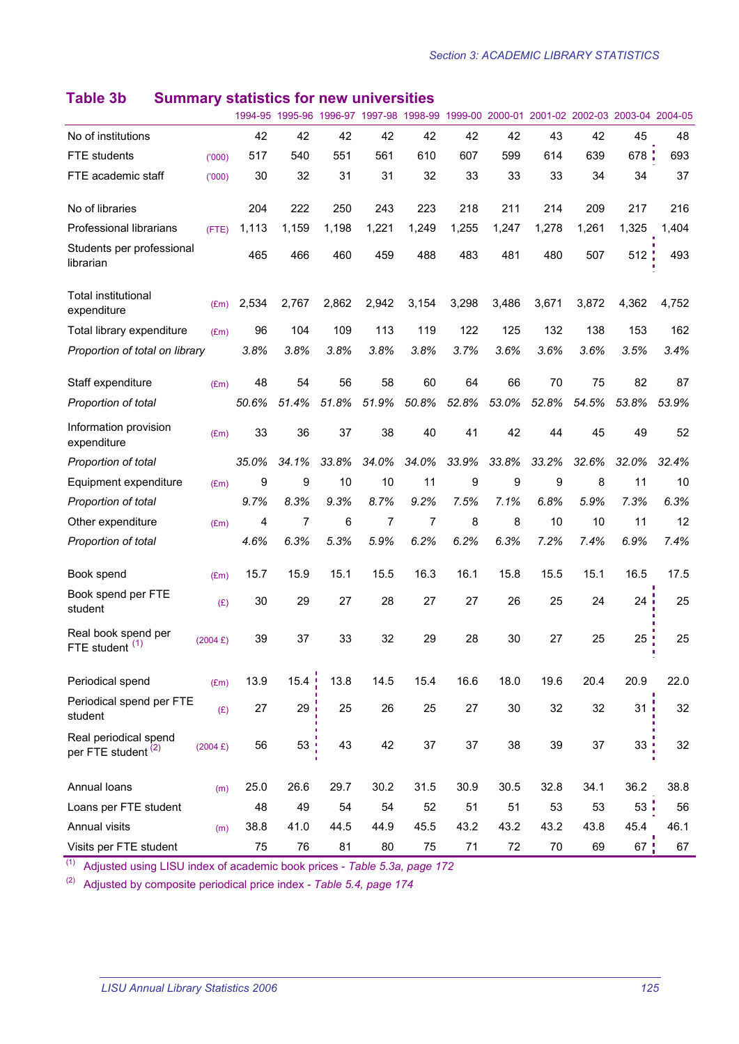## Table 3b Summary statistics for new universities

| | | 1994-95 | 1995-96 | 1996-97 | 1997-98 | 1998-99 | 1999-00 | 2000-01 | 2001-02 | 2002-03 | 2003-04 | 2004-05 |
|---|---|---|---|---|---|---|---|---|---|---|---|---|
| No of institutions | | 42 | 42 | 42 | 42 | 42 | 42 | 42 | 43 | 42 | 45 | 48 |
| FTE students | ('000) | 517 | 540 | 551 | 561 | 610 | 607 | 599 | 614 | 639 | 678 | 693 |
| FTE academic staff | ('000) | 30 | 32 | 31 | 31 | 32 | 33 | 33 | 33 | 34 | 34 | 37 |
| No of libraries | | 204 | 222 | 250 | 243 | 223 | 218 | 211 | 214 | 209 | 217 | 216 |
| Professional librarians | (FTE) | 1,113 | 1,159 | 1,198 | 1,221 | 1,249 | 1,255 | 1,247 | 1,278 | 1,261 | 1,325 | 1,404 |
| Students per professional librarian | | 465 | 466 | 460 | 459 | 488 | 483 | 481 | 480 | 507 | 512 | 493 |
| Total institutional expenditure | (£m) | 2,534 | 2,767 | 2,862 | 2,942 | 3,154 | 3,298 | 3,486 | 3,671 | 3,872 | 4,362 | 4,752 |
| Total library expenditure | (£m) | 96 | 104 | 109 | 113 | 119 | 122 | 125 | 132 | 138 | 153 | 162 |
| *Proportion of total on library* | | *3.8%* | *3.8%* | *3.8%* | *3.8%* | *3.8%* | *3.7%* | *3.6%* | *3.6%* | *3.6%* | *3.5%* | *3.4%* |
| Staff expenditure | (£m) | 48 | 54 | 56 | 58 | 60 | 64 | 66 | 70 | 75 | 82 | 87 |
| *Proportion of total* | | *50.6%* | *51.4%* | *51.8%* | *51.9%* | *50.8%* | *52.8%* | *53.0%* | *52.8%* | *54.5%* | *53.8%* | *53.9%* |
| Information provision expenditure | (£m) | 33 | 36 | 37 | 38 | 40 | 41 | 42 | 44 | 45 | 49 | 52 |
| *Proportion of total* | | *35.0%* | *34.1%* | *33.8%* | *34.0%* | *34.0%* | *33.9%* | *33.8%* | *33.2%* | *32.6%* | *32.0%* | *32.4%* |
| Equipment expenditure | (£m) | 9 | 9 | 10 | 10 | 11 | 9 | 9 | 9 | 8 | 11 | 10 |
| *Proportion of total* | | *9.7%* | *8.3%* | *9.3%* | *8.7%* | *9.2%* | *7.5%* | *7.1%* | *6.8%* | *5.9%* | *7.3%* | *6.3%* |
| Other expenditure | (£m) | 4 | 7 | 6 | 7 | 7 | 8 | 8 | 10 | 10 | 11 | 12 |
| *Proportion of total* | | *4.6%* | *6.3%* | *5.3%* | *5.9%* | *6.2%* | *6.2%* | *6.3%* | *7.2%* | *7.4%* | *6.9%* | *7.4%* |
| Book spend | (£m) | 15.7 | 15.9 | 15.1 | 15.5 | 16.3 | 16.1 | 15.8 | 15.5 | 15.1 | 16.5 | 17.5 |
| Book spend per FTE student | (£) | 30 | 29 | 27 | 28 | 27 | 27 | 26 | 25 | 24 | 24 | 25 |
| Real book spend per FTE student [(1)] | (2004 £) | 39 | 37 | 33 | 32 | 29 | 28 | 30 | 27 | 25 | 25 | 25 |
| Periodical spend | (£m) | 13.9 | 15.4 | 13.8 | 14.5 | 15.4 | 16.6 | 18.0 | 19.6 | 20.4 | 20.9 | 22.0 |
| Periodical spend per FTE student | (£) | 27 | 29 | 25 | 26 | 25 | 27 | 30 | 32 | 32 | 31 | 32 |
| Real periodical spend per FTE student [(2)] | (2004 £) | 56 | 53 | 43 | 42 | 37 | 37 | 38 | 39 | 37 | 33 | 32 |
| Annual loans | (m) | 25.0 | 26.6 | 29.7 | 30.2 | 31.5 | 30.9 | 30.5 | 32.8 | 34.1 | 36.2 | 38.8 |
| Loans per FTE student | | 48 | 49 | 54 | 54 | 52 | 51 | 51 | 53 | 53 | 53 | 56 |
| Annual visits | (m) | 38.8 | 41.0 | 44.5 | 44.9 | 45.5 | 43.2 | 43.2 | 43.2 | 43.8 | 45.4 | 46.1 |
| Visits per FTE student | | 75 | 76 | 81 | 80 | 75 | 71 | 72 | 70 | 69 | 67 | 67 |

(1) Adjusted using LISU index of academic book prices - *Table 5.3a, page 172*

(2) Adjusted by composite periodical price index - *Table 5.4, page 174*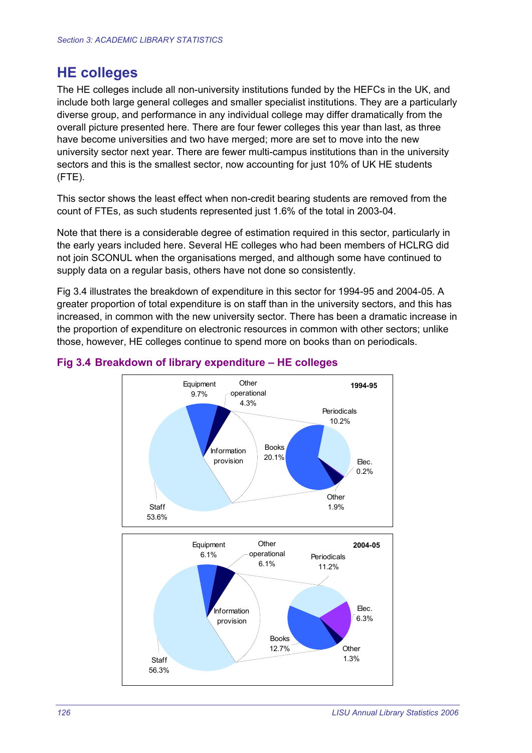## HE colleges

The HE colleges include all non-university institutions funded by the HEFCs in the UK, and include both large general colleges and smaller specialist institutions. They are a particularly diverse group, and performance in any individual college may differ dramatically from the overall picture presented here. There are four fewer colleges this year than last, as three have become universities and two have merged; more are set to move into the new university sector next year. There are fewer multi-campus institutions than in the university sectors and this is the smallest sector, now accounting for just 10% of UK HE students (FTE).

This sector shows the least effect when non-credit bearing students are removed from the count of FTEs, as such students represented just 1.6% of the total in 2003-04.

Note that there is a considerable degree of estimation required in this sector, particularly in the early years included here. Several HE colleges who had been members of HCLRG did not join SCONUL when the organisations merged, and although some have continued to supply data on a regular basis, others have not done so consistently.

Fig 3.4 illustrates the breakdown of expenditure in this sector for 1994-95 and 2004-05. A greater proportion of total expenditure is on staff than in the university sectors, and this has increased, in common with the new university sector. There has been a dramatic increase in the proportion of expenditure on electronic resources in common with other sectors; unlike those, however, HE colleges continue to spend more on books than on periodicals.

**Fig 3.4 Breakdown of library expenditure – HE colleges**

**1994-95**

| Category | % |
|---|---|
| Staff | 53.6% |
| Equipment | 9.7% |
| Other operational | 4.3% |
| Information provision: Books | 20.1% |
| Information provision: Periodicals | 10.2% |
| Information provision: Elec. | 0.2% |
| Information provision: Other | 1.9% |

**2004-05**

| Category | % |
|---|---|
| Staff | 56.3% |
| Equipment | 6.1% |
| Other operational | 6.1% |
| Information provision: Books | 12.7% |
| Information provision: Periodicals | 11.2% |
| Information provision: Elec. | 6.3% |
| Information provision: Other | 1.3% |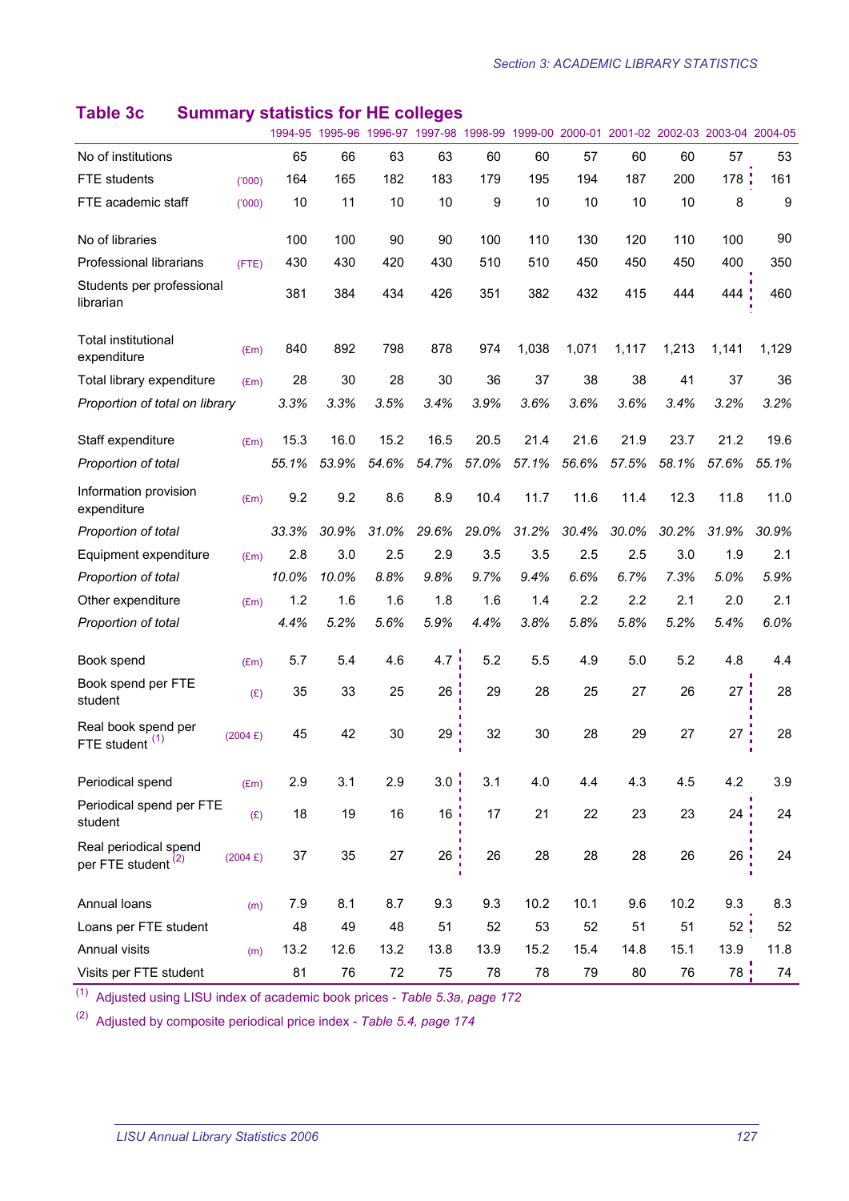## Table 3c Summary statistics for HE colleges

| | | 1994-95 | 1995-96 | 1996-97 | 1997-98 | 1998-99 | 1999-00 | 2000-01 | 2001-02 | 2002-03 | 2003-04 | 2004-05 |
|---|---|---|---|---|---|---|---|---|---|---|---|---|
| No of institutions | | 65 | 66 | 63 | 63 | 60 | 60 | 57 | 60 | 60 | 57 | 53 |
| FTE students | ('000) | 164 | 165 | 182 | 183 | 179 | 195 | 194 | 187 | 200 | 178 | 161 |
| FTE academic staff | ('000) | 10 | 11 | 10 | 10 | 9 | 10 | 10 | 10 | 10 | 8 | 9 |
| No of libraries | | 100 | 100 | 90 | 90 | 100 | 110 | 130 | 120 | 110 | 100 | 90 |
| Professional librarians | (FTE) | 430 | 430 | 420 | 430 | 510 | 510 | 450 | 450 | 450 | 400 | 350 |
| Students per professional librarian | | 381 | 384 | 434 | 426 | 351 | 382 | 432 | 415 | 444 | 444 | 460 |
| Total institutional expenditure | (£m) | 840 | 892 | 798 | 878 | 974 | 1,038 | 1,071 | 1,117 | 1,213 | 1,141 | 1,129 |
| Total library expenditure | (£m) | 28 | 30 | 28 | 30 | 36 | 37 | 38 | 38 | 41 | 37 | 36 |
| *Proportion of total on library* | | *3.3%* | *3.3%* | *3.5%* | *3.4%* | *3.9%* | *3.6%* | *3.6%* | *3.6%* | *3.4%* | *3.2%* | *3.2%* |
| Staff expenditure | (£m) | 15.3 | 16.0 | 15.2 | 16.5 | 20.5 | 21.4 | 21.6 | 21.9 | 23.7 | 21.2 | 19.6 |
| *Proportion of total* | | *55.1%* | *53.9%* | *54.6%* | *54.7%* | *57.0%* | *57.1%* | *56.6%* | *57.5%* | *58.1%* | *57.6%* | *55.1%* |
| Information provision expenditure | (£m) | 9.2 | 9.2 | 8.6 | 8.9 | 10.4 | 11.7 | 11.6 | 11.4 | 12.3 | 11.8 | 11.0 |
| *Proportion of total* | | *33.3%* | *30.9%* | *31.0%* | *29.6%* | *29.0%* | *31.2%* | *30.4%* | *30.0%* | *30.2%* | *31.9%* | *30.9%* |
| Equipment expenditure | (£m) | 2.8 | 3.0 | 2.5 | 2.9 | 3.5 | 3.5 | 2.5 | 2.5 | 3.0 | 1.9 | 2.1 |
| *Proportion of total* | | *10.0%* | *10.0%* | *8.8%* | *9.8%* | *9.7%* | *9.4%* | *6.6%* | *6.7%* | *7.3%* | *5.0%* | *5.9%* |
| Other expenditure | (£m) | 1.2 | 1.6 | 1.6 | 1.8 | 1.6 | 1.4 | 2.2 | 2.2 | 2.1 | 2.0 | 2.1 |
| *Proportion of total* | | *4.4%* | *5.2%* | *5.6%* | *5.9%* | *4.4%* | *3.8%* | *5.8%* | *5.8%* | *5.2%* | *5.4%* | *6.0%* |
| Book spend | (£m) | 5.7 | 5.4 | 4.6 | 4.7 | 5.2 | 5.5 | 4.9 | 5.0 | 5.2 | 4.8 | 4.4 |
| Book spend per FTE student | (£) | 35 | 33 | 25 | 26 | 29 | 28 | 25 | 27 | 26 | 27 | 28 |
| Real book spend per FTE student [1] | (2004 £) | 45 | 42 | 30 | 29 | 32 | 30 | 28 | 29 | 27 | 27 | 28 |
| Periodical spend | (£m) | 2.9 | 3.1 | 2.9 | 3.0 | 3.1 | 4.0 | 4.4 | 4.3 | 4.5 | 4.2 | 3.9 |
| Periodical spend per FTE student | (£) | 18 | 19 | 16 | 16 | 17 | 21 | 22 | 23 | 23 | 24 | 24 |
| Real periodical spend per FTE student [2] | (2004 £) | 37 | 35 | 27 | 26 | 26 | 28 | 28 | 28 | 26 | 26 | 24 |
| Annual loans | (m) | 7.9 | 8.1 | 8.7 | 9.3 | 9.3 | 10.2 | 10.1 | 9.6 | 10.2 | 9.3 | 8.3 |
| Loans per FTE student | | 48 | 49 | 48 | 51 | 52 | 53 | 52 | 51 | 51 | 52 | 52 |
| Annual visits | (m) | 13.2 | 12.6 | 13.2 | 13.8 | 13.9 | 15.2 | 15.4 | 14.8 | 15.1 | 13.9 | 11.8 |
| Visits per FTE student | | 81 | 76 | 72 | 75 | 78 | 78 | 79 | 80 | 76 | 78 | 74 |

(1) Adjusted using LISU index of academic book prices - *Table 5.3a, page 172*

(2) Adjusted by composite periodical price index - *Table 5.4, page 174*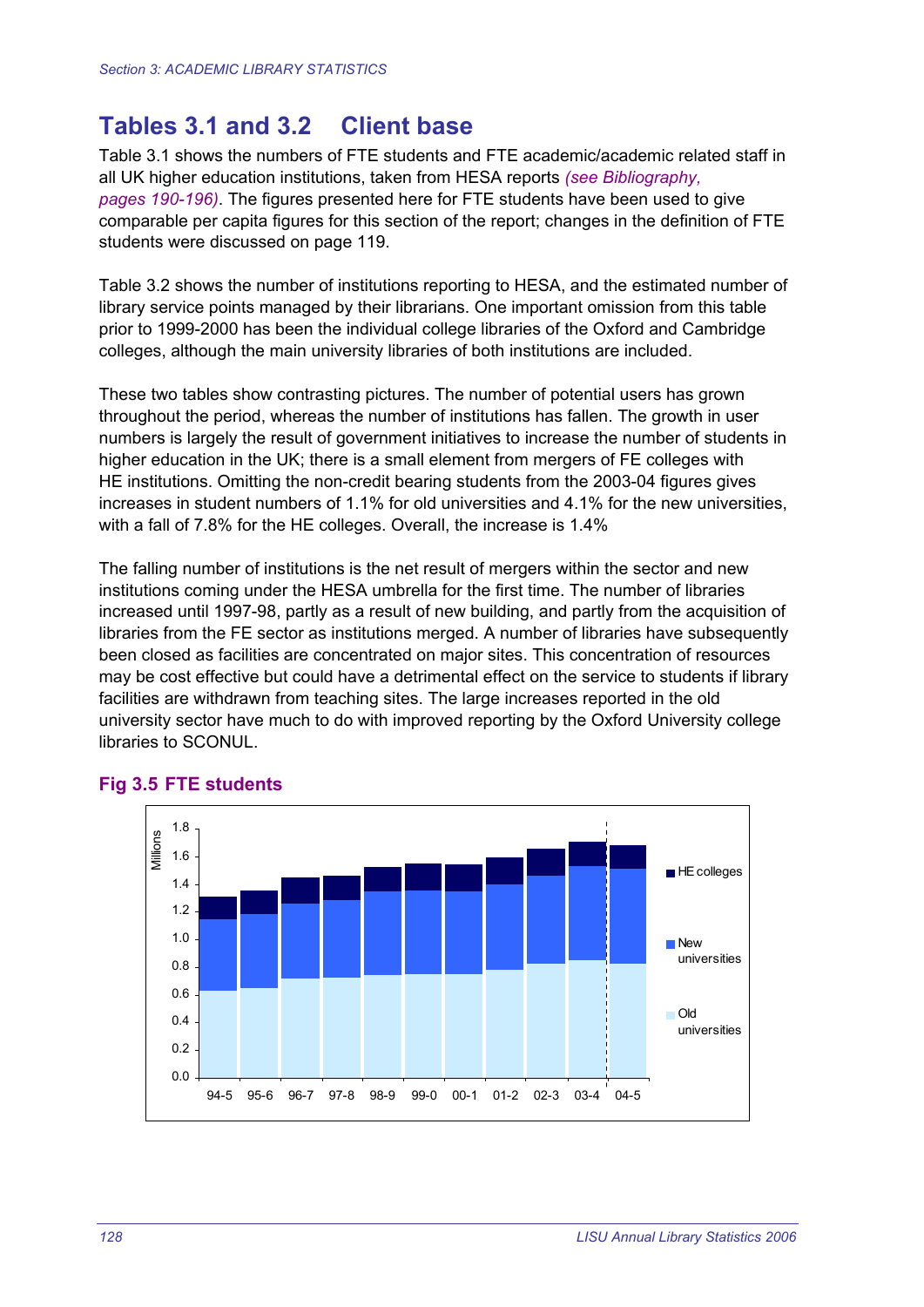## Tables 3.1 and 3.2 Client base

Table 3.1 shows the numbers of FTE students and FTE academic/academic related staff in all UK higher education institutions, taken from HESA reports *(see Bibliography, pages 190-196)*. The figures presented here for FTE students have been used to give comparable per capita figures for this section of the report; changes in the definition of FTE students were discussed on page 119.

Table 3.2 shows the number of institutions reporting to HESA, and the estimated number of library service points managed by their librarians. One important omission from this table prior to 1999-2000 has been the individual college libraries of the Oxford and Cambridge colleges, although the main university libraries of both institutions are included.

These two tables show contrasting pictures. The number of potential users has grown throughout the period, whereas the number of institutions has fallen. The growth in user numbers is largely the result of government initiatives to increase the number of students in higher education in the UK; there is a small element from mergers of FE colleges with HE institutions. Omitting the non-credit bearing students from the 2003-04 figures gives increases in student numbers of 1.1% for old universities and 4.1% for the new universities, with a fall of 7.8% for the HE colleges. Overall, the increase is 1.4%

The falling number of institutions is the net result of mergers within the sector and new institutions coming under the HESA umbrella for the first time. The number of libraries increased until 1997-98, partly as a result of new building, and partly from the acquisition of libraries from the FE sector as institutions merged. A number of libraries have subsequently been closed as facilities are concentrated on major sites. This concentration of resources may be cost effective but could have a detrimental effect on the service to students if library facilities are withdrawn from teaching sites. The large increases reported in the old university sector have much to do with improved reporting by the Oxford University college libraries to SCONUL.

### Fig 3.5 FTE students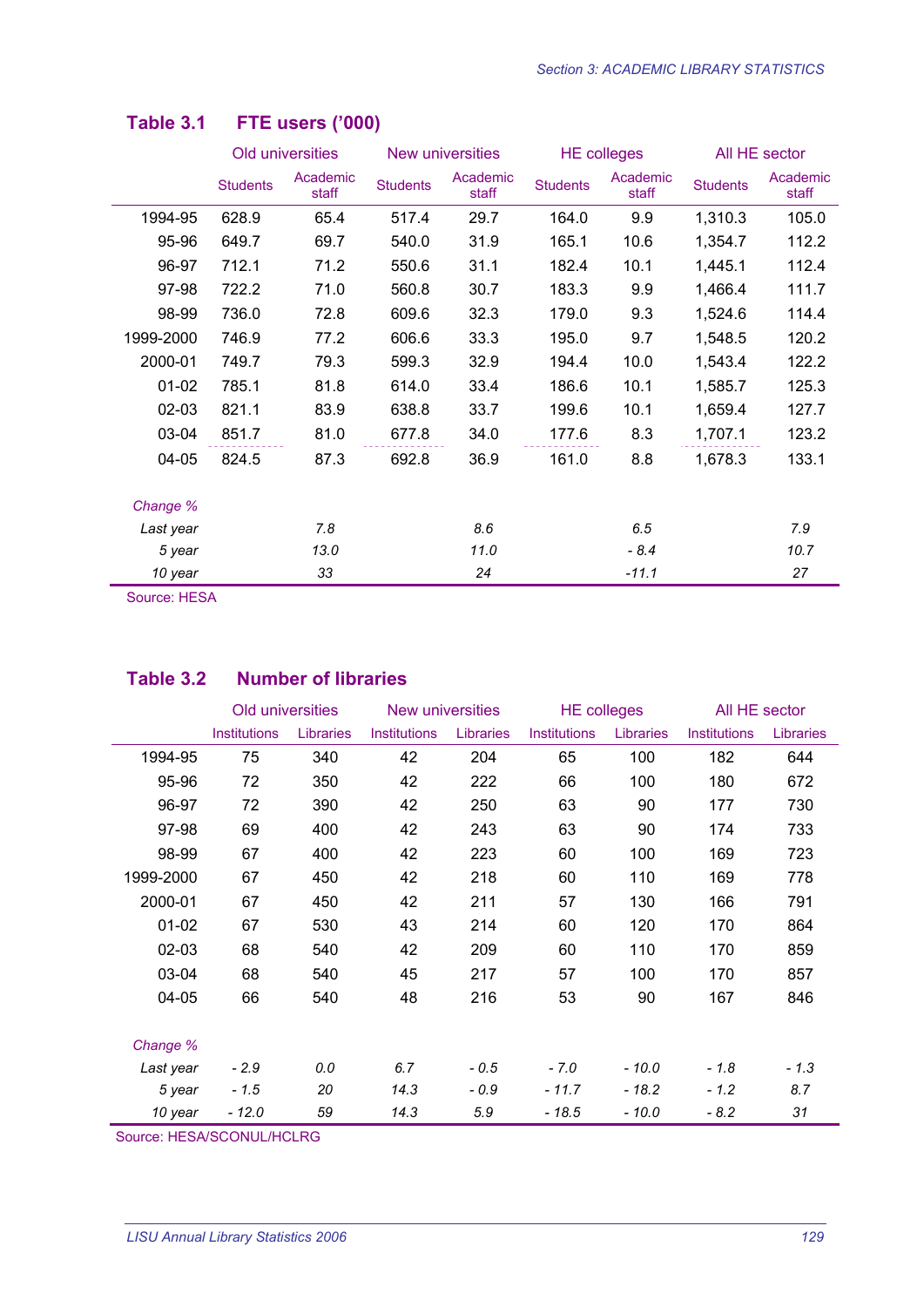## Table 3.1 FTE users ('000)

| | Old universities | | New universities | | HE colleges | | All HE sector | |
|---|---|---|---|---|---|---|---|---|
| | Students | Academic staff | Students | Academic staff | Students | Academic staff | Students | Academic staff |
| 1994-95 | 628.9 | 65.4 | 517.4 | 29.7 | 164.0 | 9.9 | 1,310.3 | 105.0 |
| 95-96 | 649.7 | 69.7 | 540.0 | 31.9 | 165.1 | 10.6 | 1,354.7 | 112.2 |
| 96-97 | 712.1 | 71.2 | 550.6 | 31.1 | 182.4 | 10.1 | 1,445.1 | 112.4 |
| 97-98 | 722.2 | 71.0 | 560.8 | 30.7 | 183.3 | 9.9 | 1,466.4 | 111.7 |
| 98-99 | 736.0 | 72.8 | 609.6 | 32.3 | 179.0 | 9.3 | 1,524.6 | 114.4 |
| 1999-2000 | 746.9 | 77.2 | 606.6 | 33.3 | 195.0 | 9.7 | 1,548.5 | 120.2 |
| 2000-01 | 749.7 | 79.3 | 599.3 | 32.9 | 194.4 | 10.0 | 1,543.4 | 122.2 |
| 01-02 | 785.1 | 81.8 | 614.0 | 33.4 | 186.6 | 10.1 | 1,585.7 | 125.3 |
| 02-03 | 821.1 | 83.9 | 638.8 | 33.7 | 199.6 | 10.1 | 1,659.4 | 127.7 |
| 03-04 | 851.7 | 81.0 | 677.8 | 34.0 | 177.6 | 8.3 | 1,707.1 | 123.2 |
| 04-05 | 824.5 | 87.3 | 692.8 | 36.9 | 161.0 | 8.8 | 1,678.3 | 133.1 |
| *Change %* | | | | | | | | |
| *Last year* | | *7.8* | | *8.6* | | *6.5* | | *7.9* |
| *5 year* | | *13.0* | | *11.0* | | *- 8.4* | | *10.7* |
| *10 year* | | *33* | | *24* | | *-11.1* | | *27* |

Source: HESA

## Table 3.2 Number of libraries

| | Old universities | | New universities | | HE colleges | | All HE sector | |
|---|---|---|---|---|---|---|---|---|
| | Institutions | Libraries | Institutions | Libraries | Institutions | Libraries | Institutions | Libraries |
| 1994-95 | 75 | 340 | 42 | 204 | 65 | 100 | 182 | 644 |
| 95-96 | 72 | 350 | 42 | 222 | 66 | 100 | 180 | 672 |
| 96-97 | 72 | 390 | 42 | 250 | 63 | 90 | 177 | 730 |
| 97-98 | 69 | 400 | 42 | 243 | 63 | 90 | 174 | 733 |
| 98-99 | 67 | 400 | 42 | 223 | 60 | 100 | 169 | 723 |
| 1999-2000 | 67 | 450 | 42 | 218 | 60 | 110 | 169 | 778 |
| 2000-01 | 67 | 450 | 42 | 211 | 57 | 130 | 166 | 791 |
| 01-02 | 67 | 530 | 43 | 214 | 60 | 120 | 170 | 864 |
| 02-03 | 68 | 540 | 42 | 209 | 60 | 110 | 170 | 859 |
| 03-04 | 68 | 540 | 45 | 217 | 57 | 100 | 170 | 857 |
| 04-05 | 66 | 540 | 48 | 216 | 53 | 90 | 167 | 846 |
| *Change %* | | | | | | | | |
| *Last year* | *- 2.9* | *0.0* | *6.7* | *- 0.5* | *- 7.0* | *- 10.0* | *- 1.8* | *- 1.3* |
| *5 year* | *- 1.5* | *20* | *14.3* | *- 0.9* | *- 11.7* | *- 18.2* | *- 1.2* | *8.7* |
| *10 year* | *- 12.0* | *59* | *14.3* | *5.9* | *- 18.5* | *- 10.0* | *- 8.2* | *31* |

Source: HESA/SCONUL/HCLRG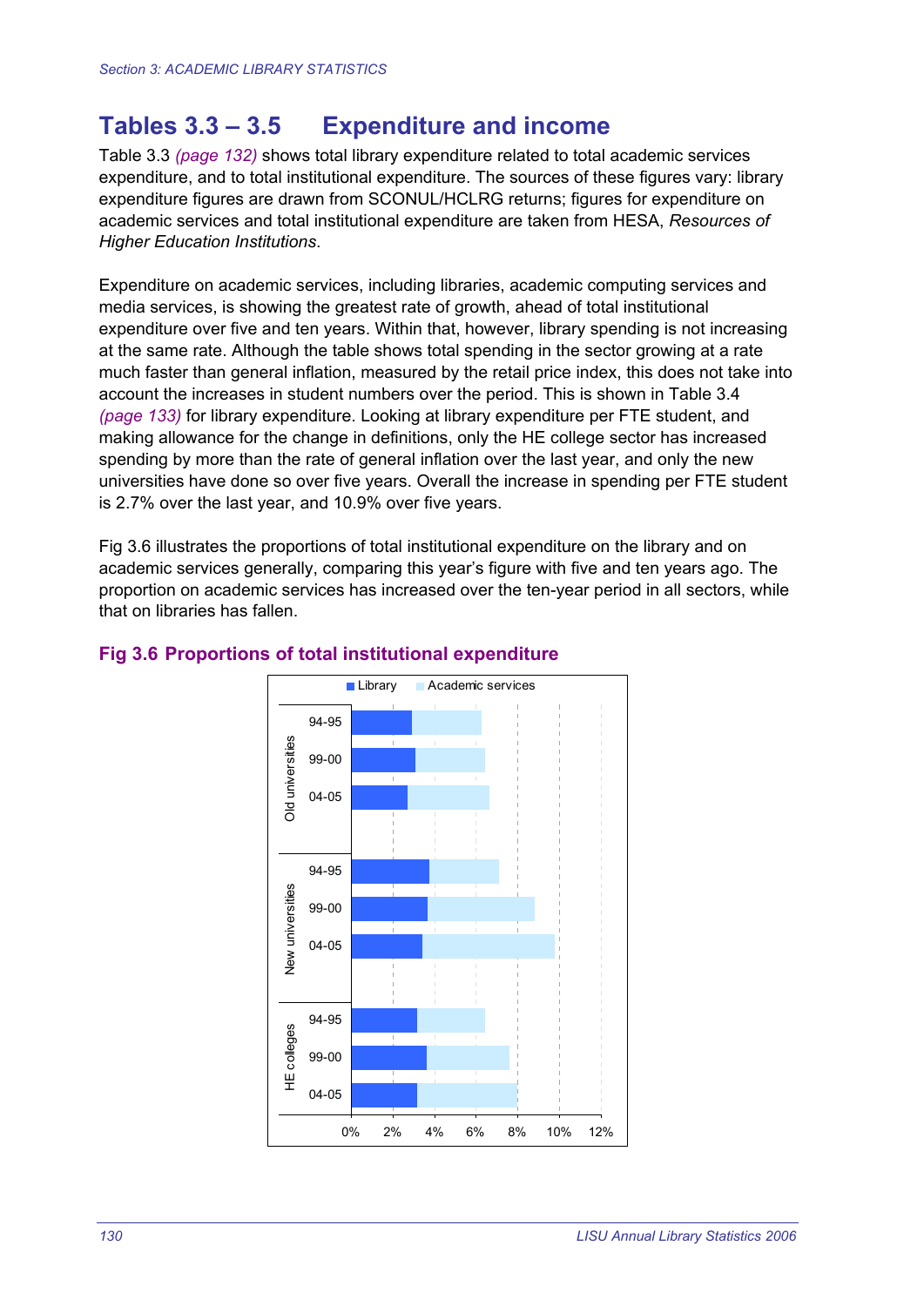## Tables 3.3 – 3.5 Expenditure and income

Table 3.3 *(page 132)* shows total library expenditure related to total academic services expenditure, and to total institutional expenditure. The sources of these figures vary: library expenditure figures are drawn from SCONUL/HCLRG returns; figures for expenditure on academic services and total institutional expenditure are taken from HESA, *Resources of Higher Education Institutions*.

Expenditure on academic services, including libraries, academic computing services and media services, is showing the greatest rate of growth, ahead of total institutional expenditure over five and ten years. Within that, however, library spending is not increasing at the same rate. Although the table shows total spending in the sector growing at a rate much faster than general inflation, measured by the retail price index, this does not take into account the increases in student numbers over the period. This is shown in Table 3.4 *(page 133)* for library expenditure. Looking at library expenditure per FTE student, and making allowance for the change in definitions, only the HE college sector has increased spending by more than the rate of general inflation over the last year, and only the new universities have done so over five years. Overall the increase in spending per FTE student is 2.7% over the last year, and 10.9% over five years.

Fig 3.6 illustrates the proportions of total institutional expenditure on the library and on academic services generally, comparing this year's figure with five and ten years ago. The proportion on academic services has increased over the ten-year period in all sectors, while that on libraries has fallen.

### Fig 3.6 Proportions of total institutional expenditure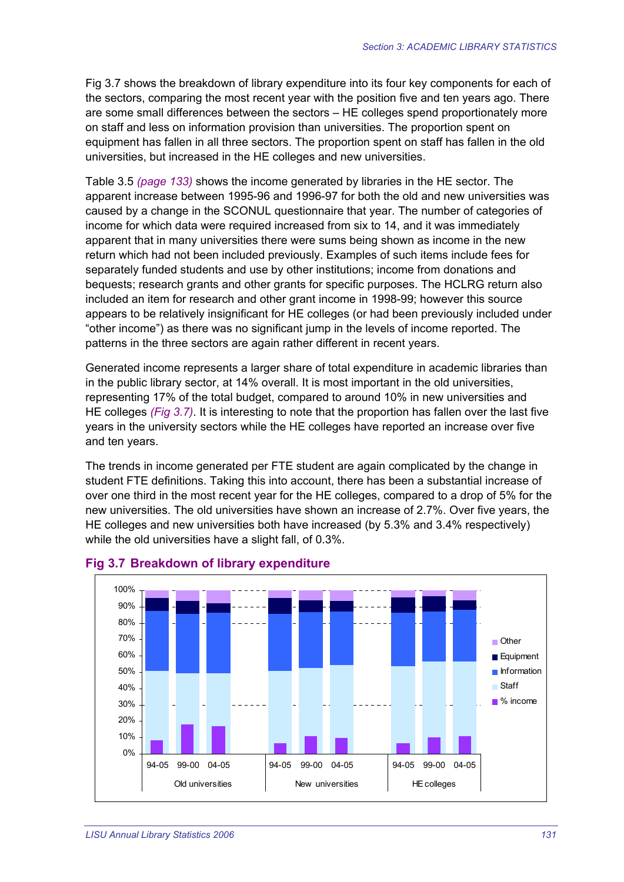Fig 3.7 shows the breakdown of library expenditure into its four key components for each of the sectors, comparing the most recent year with the position five and ten years ago. There are some small differences between the sectors – HE colleges spend proportionately more on staff and less on information provision than universities. The proportion spent on equipment has fallen in all three sectors. The proportion spent on staff has fallen in the old universities, but increased in the HE colleges and new universities.

Table 3.5 *(page 133)* shows the income generated by libraries in the HE sector. The apparent increase between 1995-96 and 1996-97 for both the old and new universities was caused by a change in the SCONUL questionnaire that year. The number of categories of income for which data were required increased from six to 14, and it was immediately apparent that in many universities there were sums being shown as income in the new return which had not been included previously. Examples of such items include fees for separately funded students and use by other institutions; income from donations and bequests; research grants and other grants for specific purposes. The HCLRG return also included an item for research and other grant income in 1998-99; however this source appears to be relatively insignificant for HE colleges (or had been previously included under "other income") as there was no significant jump in the levels of income reported. The patterns in the three sectors are again rather different in recent years.

Generated income represents a larger share of total expenditure in academic libraries than in the public library sector, at 14% overall. It is most important in the old universities, representing 17% of the total budget, compared to around 10% in new universities and HE colleges *(Fig 3.7)*. It is interesting to note that the proportion has fallen over the last five years in the university sectors while the HE colleges have reported an increase over five and ten years.

The trends in income generated per FTE student are again complicated by the change in student FTE definitions. Taking this into account, there has been a substantial increase of over one third in the most recent year for the HE colleges, compared to a drop of 5% for the new universities. The old universities have shown an increase of 2.7%. Over five years, the HE colleges and new universities both have increased (by 5.3% and 3.4% respectively) while the old universities have a slight fall, of 0.3%.

## Fig 3.7 Breakdown of library expenditure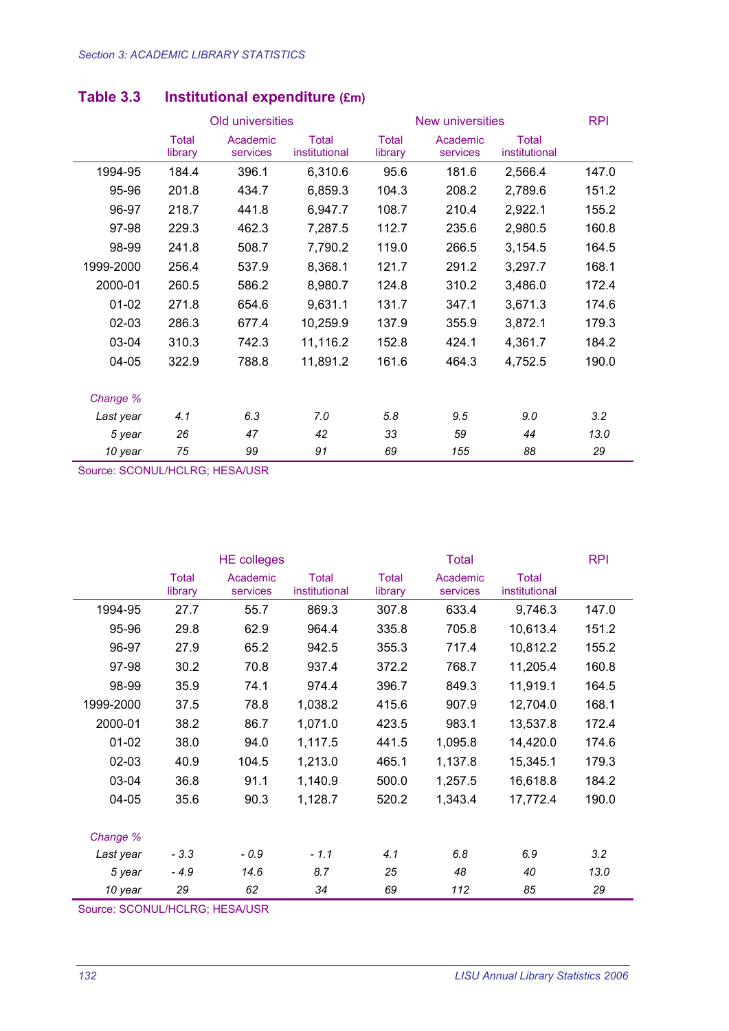## Table 3.3 Institutional expenditure (£m)

| | Old universities | | | New universities | | | RPI |
|---|---|---|---|---|---|---|---|
| | Total library | Academic services | Total institutional | Total library | Academic services | Total institutional | |
| 1994-95 | 184.4 | 396.1 | 6,310.6 | 95.6 | 181.6 | 2,566.4 | 147.0 |
| 95-96 | 201.8 | 434.7 | 6,859.3 | 104.3 | 208.2 | 2,789.6 | 151.2 |
| 96-97 | 218.7 | 441.8 | 6,947.7 | 108.7 | 210.4 | 2,922.1 | 155.2 |
| 97-98 | 229.3 | 462.3 | 7,287.5 | 112.7 | 235.6 | 2,980.5 | 160.8 |
| 98-99 | 241.8 | 508.7 | 7,790.2 | 119.0 | 266.5 | 3,154.5 | 164.5 |
| 1999-2000 | 256.4 | 537.9 | 8,368.1 | 121.7 | 291.2 | 3,297.7 | 168.1 |
| 2000-01 | 260.5 | 586.2 | 8,980.7 | 124.8 | 310.2 | 3,486.0 | 172.4 |
| 01-02 | 271.8 | 654.6 | 9,631.1 | 131.7 | 347.1 | 3,671.3 | 174.6 |
| 02-03 | 286.3 | 677.4 | 10,259.9 | 137.9 | 355.9 | 3,872.1 | 179.3 |
| 03-04 | 310.3 | 742.3 | 11,116.2 | 152.8 | 424.1 | 4,361.7 | 184.2 |
| 04-05 | 322.9 | 788.8 | 11,891.2 | 161.6 | 464.3 | 4,752.5 | 190.0 |
| *Change %* | | | | | | | |
| *Last year* | *4.1* | *6.3* | *7.0* | *5.8* | *9.5* | *9.0* | *3.2* |
| *5 year* | *26* | *47* | *42* | *33* | *59* | *44* | *13.0* |
| *10 year* | *75* | *99* | *91* | *69* | *155* | *88* | *29* |

Source: SCONUL/HCLRG; HESA/USR

| | HE colleges | | | Total | | | RPI |
|---|---|---|---|---|---|---|---|
| | Total library | Academic services | Total institutional | Total library | Academic services | Total institutional | |
| 1994-95 | 27.7 | 55.7 | 869.3 | 307.8 | 633.4 | 9,746.3 | 147.0 |
| 95-96 | 29.8 | 62.9 | 964.4 | 335.8 | 705.8 | 10,613.4 | 151.2 |
| 96-97 | 27.9 | 65.2 | 942.5 | 355.3 | 717.4 | 10,812.2 | 155.2 |
| 97-98 | 30.2 | 70.8 | 937.4 | 372.2 | 768.7 | 11,205.4 | 160.8 |
| 98-99 | 35.9 | 74.1 | 974.4 | 396.7 | 849.3 | 11,919.1 | 164.5 |
| 1999-2000 | 37.5 | 78.8 | 1,038.2 | 415.6 | 907.9 | 12,704.0 | 168.1 |
| 2000-01 | 38.2 | 86.7 | 1,071.0 | 423.5 | 983.1 | 13,537.8 | 172.4 |
| 01-02 | 38.0 | 94.0 | 1,117.5 | 441.5 | 1,095.8 | 14,420.0 | 174.6 |
| 02-03 | 40.9 | 104.5 | 1,213.0 | 465.1 | 1,137.8 | 15,345.1 | 179.3 |
| 03-04 | 36.8 | 91.1 | 1,140.9 | 500.0 | 1,257.5 | 16,618.8 | 184.2 |
| 04-05 | 35.6 | 90.3 | 1,128.7 | 520.2 | 1,343.4 | 17,772.4 | 190.0 |
| *Change %* | | | | | | | |
| *Last year* | *- 3.3* | *- 0.9* | *- 1.1* | *4.1* | *6.8* | *6.9* | *3.2* |
| *5 year* | *- 4.9* | *14.6* | *8.7* | *25* | *48* | *40* | *13.0* |
| *10 year* | *29* | *62* | *34* | *69* | *112* | *85* | *29* |

Source: SCONUL/HCLRG; HESA/USR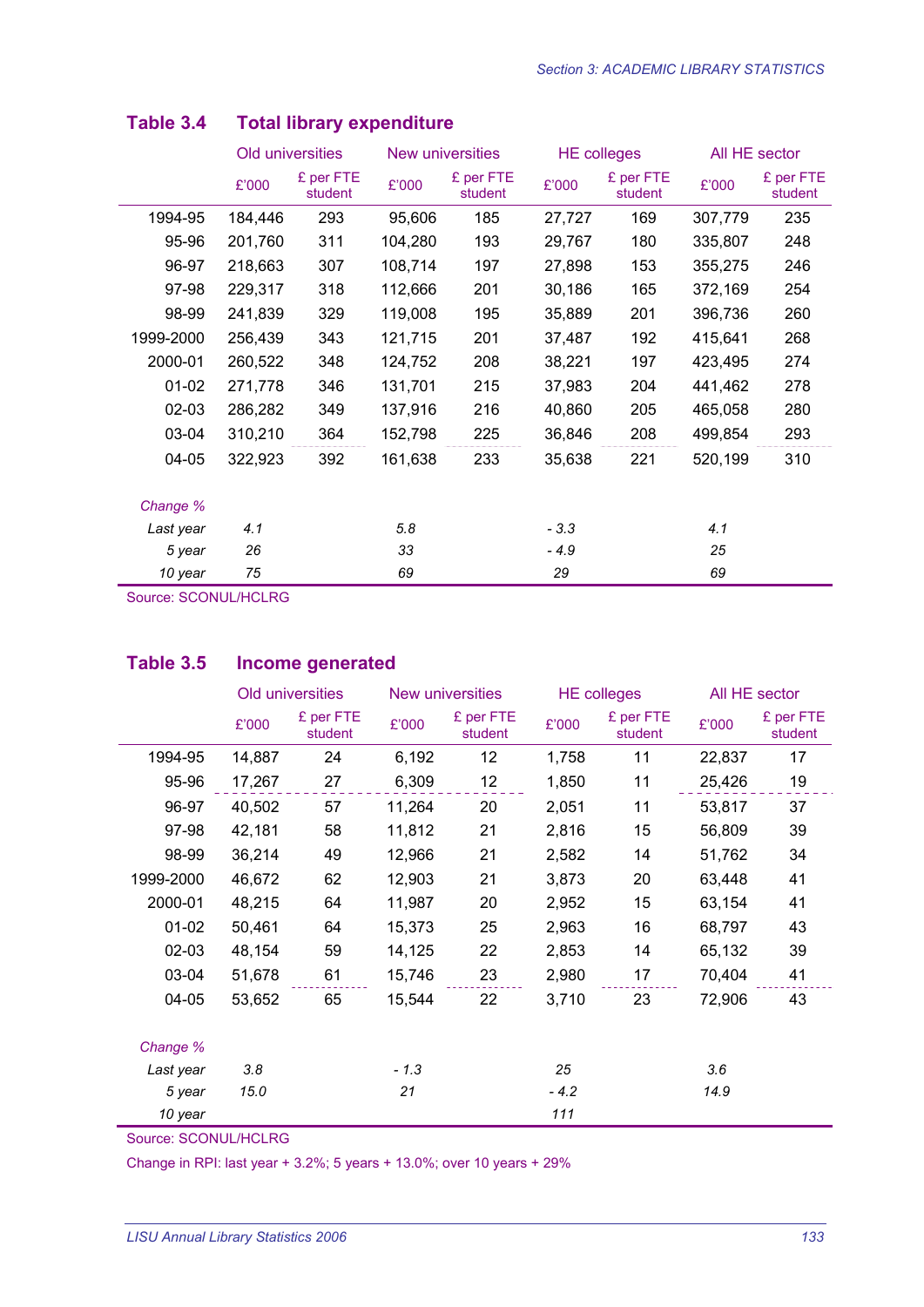## Table 3.4 Total library expenditure

| | Old universities | | New universities | | HE colleges | | All HE sector | |
|---|---|---|---|---|---|---|---|---|
| | £'000 | £ per FTE student | £'000 | £ per FTE student | £'000 | £ per FTE student | £'000 | £ per FTE student |
| 1994-95 | 184,446 | 293 | 95,606 | 185 | 27,727 | 169 | 307,779 | 235 |
| 95-96 | 201,760 | 311 | 104,280 | 193 | 29,767 | 180 | 335,807 | 248 |
| 96-97 | 218,663 | 307 | 108,714 | 197 | 27,898 | 153 | 355,275 | 246 |
| 97-98 | 229,317 | 318 | 112,666 | 201 | 30,186 | 165 | 372,169 | 254 |
| 98-99 | 241,839 | 329 | 119,008 | 195 | 35,889 | 201 | 396,736 | 260 |
| 1999-2000 | 256,439 | 343 | 121,715 | 201 | 37,487 | 192 | 415,641 | 268 |
| 2000-01 | 260,522 | 348 | 124,752 | 208 | 38,221 | 197 | 423,495 | 274 |
| 01-02 | 271,778 | 346 | 131,701 | 215 | 37,983 | 204 | 441,462 | 278 |
| 02-03 | 286,282 | 349 | 137,916 | 216 | 40,860 | 205 | 465,058 | 280 |
| 03-04 | 310,210 | 364 | 152,798 | 225 | 36,846 | 208 | 499,854 | 293 |
| 04-05 | 322,923 | 392 | 161,638 | 233 | 35,638 | 221 | 520,199 | 310 |
| *Change %* | | | | | | | | |
| *Last year* | *4.1* | | *5.8* | | *- 3.3* | | *4.1* | |
| *5 year* | *26* | | *33* | | *- 4.9* | | *25* | |
| *10 year* | *75* | | *69* | | *29* | | *69* | |

Source: SCONUL/HCLRG

## Table 3.5 Income generated

| | Old universities | | New universities | | HE colleges | | All HE sector | |
|---|---|---|---|---|---|---|---|---|
| | £'000 | £ per FTE student | £'000 | £ per FTE student | £'000 | £ per FTE student | £'000 | £ per FTE student |
| 1994-95 | 14,887 | 24 | 6,192 | 12 | 1,758 | 11 | 22,837 | 17 |
| 95-96 | 17,267 | 27 | 6,309 | 12 | 1,850 | 11 | 25,426 | 19 |
| 96-97 | 40,502 | 57 | 11,264 | 20 | 2,051 | 11 | 53,817 | 37 |
| 97-98 | 42,181 | 58 | 11,812 | 21 | 2,816 | 15 | 56,809 | 39 |
| 98-99 | 36,214 | 49 | 12,966 | 21 | 2,582 | 14 | 51,762 | 34 |
| 1999-2000 | 46,672 | 62 | 12,903 | 21 | 3,873 | 20 | 63,448 | 41 |
| 2000-01 | 48,215 | 64 | 11,987 | 20 | 2,952 | 15 | 63,154 | 41 |
| 01-02 | 50,461 | 64 | 15,373 | 25 | 2,963 | 16 | 68,797 | 43 |
| 02-03 | 48,154 | 59 | 14,125 | 22 | 2,853 | 14 | 65,132 | 39 |
| 03-04 | 51,678 | 61 | 15,746 | 23 | 2,980 | 17 | 70,404 | 41 |
| 04-05 | 53,652 | 65 | 15,544 | 22 | 3,710 | 23 | 72,906 | 43 |
| *Change %* | | | | | | | | |
| *Last year* | *3.8* | | *- 1.3* | | *25* | | *3.6* | |
| *5 year* | *15.0* | | *21* | | *- 4.2* | | *14.9* | |
| *10 year* | | | | | *111* | | | |

Source: SCONUL/HCLRG

Change in RPI: last year + 3.2%; 5 years + 13.0%; over 10 years + 29%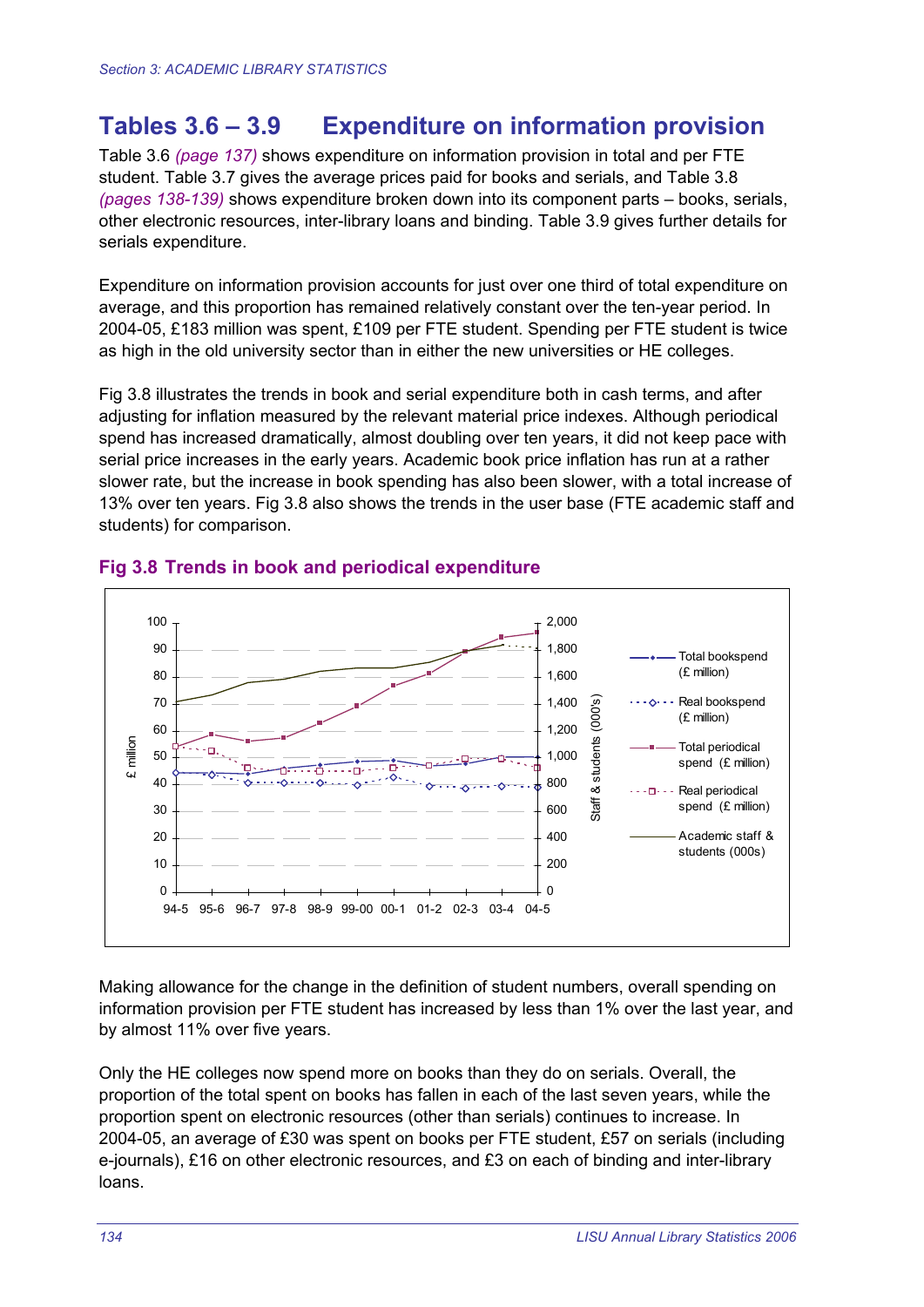## Tables 3.6 – 3.9 Expenditure on information provision

Table 3.6 *(page 137)* shows expenditure on information provision in total and per FTE student. Table 3.7 gives the average prices paid for books and serials, and Table 3.8 *(pages 138-139)* shows expenditure broken down into its component parts – books, serials, other electronic resources, inter-library loans and binding. Table 3.9 gives further details for serials expenditure.

Expenditure on information provision accounts for just over one third of total expenditure on average, and this proportion has remained relatively constant over the ten-year period. In 2004-05, £183 million was spent, £109 per FTE student. Spending per FTE student is twice as high in the old university sector than in either the new universities or HE colleges.

Fig 3.8 illustrates the trends in book and serial expenditure both in cash terms, and after adjusting for inflation measured by the relevant material price indexes. Although periodical spend has increased dramatically, almost doubling over ten years, it did not keep pace with serial price increases in the early years. Academic book price inflation has run at a rather slower rate, but the increase in book spending has also been slower, with a total increase of 13% over ten years. Fig 3.8 also shows the trends in the user base (FTE academic staff and students) for comparison.

### Fig 3.8 Trends in book and periodical expenditure

Making allowance for the change in the definition of student numbers, overall spending on information provision per FTE student has increased by less than 1% over the last year, and by almost 11% over five years.

Only the HE colleges now spend more on books than they do on serials. Overall, the proportion of the total spent on books has fallen in each of the last seven years, while the proportion spent on electronic resources (other than serials) continues to increase. In 2004-05, an average of £30 was spent on books per FTE student, £57 on serials (including e-journals), £16 on other electronic resources, and £3 on each of binding and inter-library loans.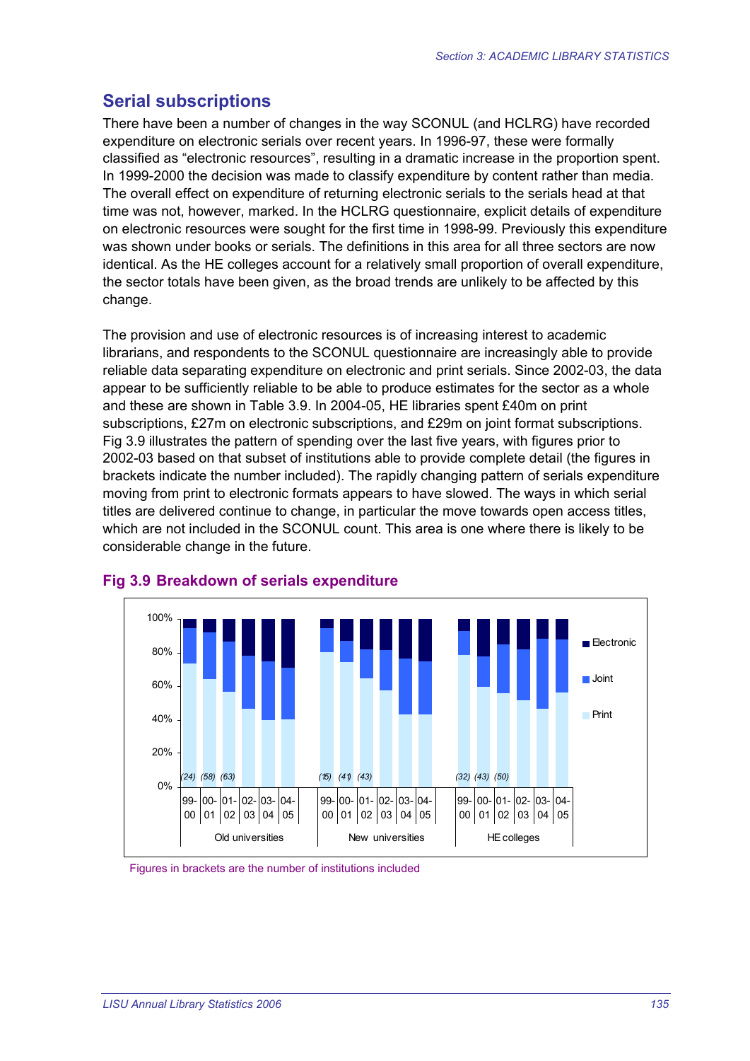## Serial subscriptions

There have been a number of changes in the way SCONUL (and HCLRG) have recorded expenditure on electronic serials over recent years. In 1996-97, these were formally classified as "electronic resources", resulting in a dramatic increase in the proportion spent. In 1999-2000 the decision was made to classify expenditure by content rather than media. The overall effect on expenditure of returning electronic serials to the serials head at that time was not, however, marked. In the HCLRG questionnaire, explicit details of expenditure on electronic resources were sought for the first time in 1998-99. Previously this expenditure was shown under books or serials. The definitions in this area for all three sectors are now identical. As the HE colleges account for a relatively small proportion of overall expenditure, the sector totals have been given, as the broad trends are unlikely to be affected by this change.

The provision and use of electronic resources is of increasing interest to academic librarians, and respondents to the SCONUL questionnaire are increasingly able to provide reliable data separating expenditure on electronic and print serials. Since 2002-03, the data appear to be sufficiently reliable to be able to produce estimates for the sector as a whole and these are shown in Table 3.9. In 2004-05, HE libraries spent £40m on print subscriptions, £27m on electronic subscriptions, and £29m on joint format subscriptions. Fig 3.9 illustrates the pattern of spending over the last five years, with figures prior to 2002-03 based on that subset of institutions able to provide complete detail (the figures in brackets indicate the number included). The rapidly changing pattern of serials expenditure moving from print to electronic formats appears to have slowed. The ways in which serial titles are delivered continue to change, in particular the move towards open access titles, which are not included in the SCONUL count. This area is one where there is likely to be considerable change in the future.

### Fig 3.9 Breakdown of serials expenditure

Figures in brackets are the number of institutions included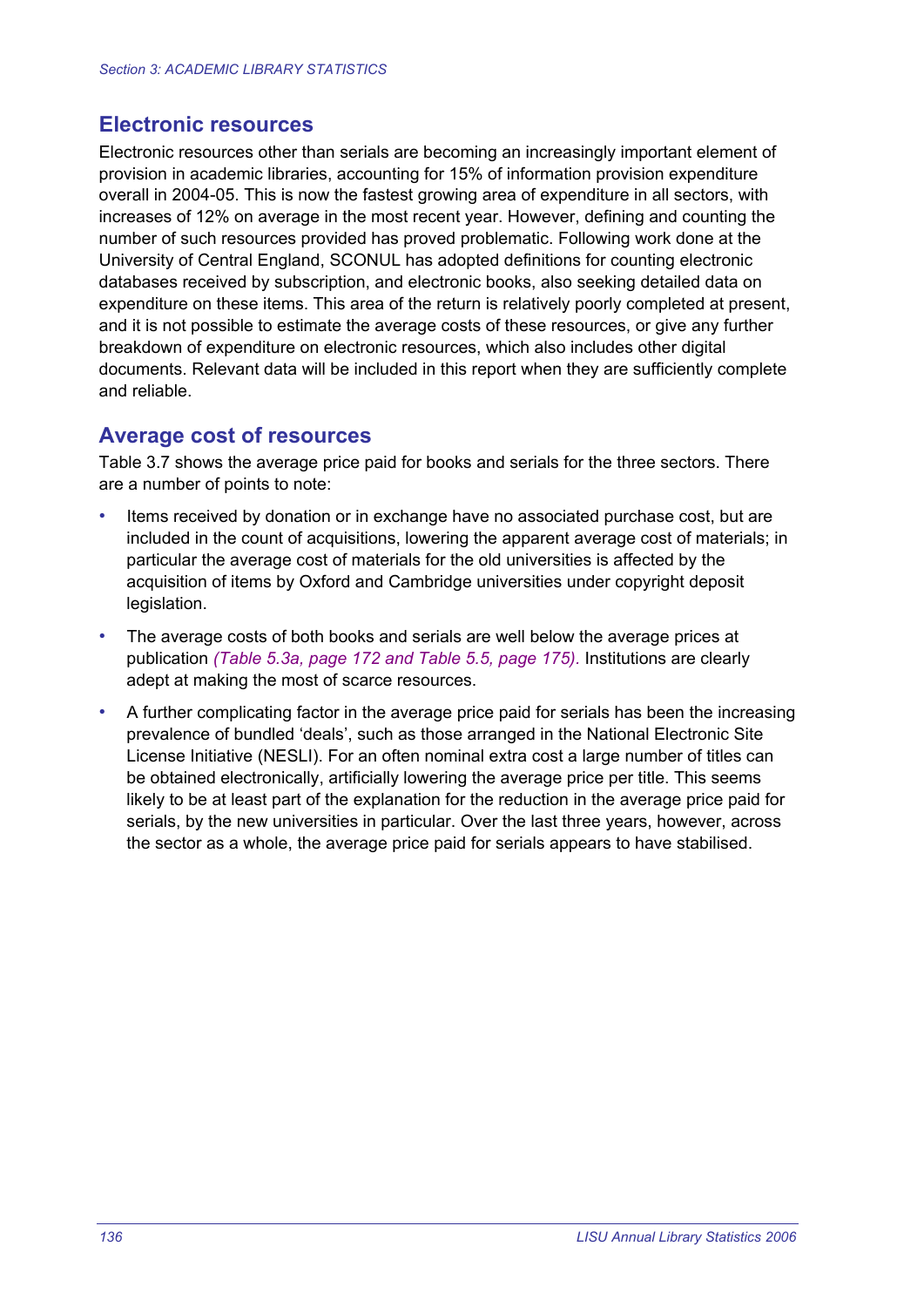## Electronic resources

Electronic resources other than serials are becoming an increasingly important element of provision in academic libraries, accounting for 15% of information provision expenditure overall in 2004-05. This is now the fastest growing area of expenditure in all sectors, with increases of 12% on average in the most recent year. However, defining and counting the number of such resources provided has proved problematic. Following work done at the University of Central England, SCONUL has adopted definitions for counting electronic databases received by subscription, and electronic books, also seeking detailed data on expenditure on these items. This area of the return is relatively poorly completed at present, and it is not possible to estimate the average costs of these resources, or give any further breakdown of expenditure on electronic resources, which also includes other digital documents. Relevant data will be included in this report when they are sufficiently complete and reliable.

## Average cost of resources

Table 3.7 shows the average price paid for books and serials for the three sectors. There are a number of points to note:

- Items received by donation or in exchange have no associated purchase cost, but are included in the count of acquisitions, lowering the apparent average cost of materials; in particular the average cost of materials for the old universities is affected by the acquisition of items by Oxford and Cambridge universities under copyright deposit legislation.
- The average costs of both books and serials are well below the average prices at publication *(Table 5.3a, page 172 and Table 5.5, page 175).* Institutions are clearly adept at making the most of scarce resources.
- A further complicating factor in the average price paid for serials has been the increasing prevalence of bundled 'deals', such as those arranged in the National Electronic Site License Initiative (NESLI). For an often nominal extra cost a large number of titles can be obtained electronically, artificially lowering the average price per title. This seems likely to be at least part of the explanation for the reduction in the average price paid for serials, by the new universities in particular. Over the last three years, however, across the sector as a whole, the average price paid for serials appears to have stabilised.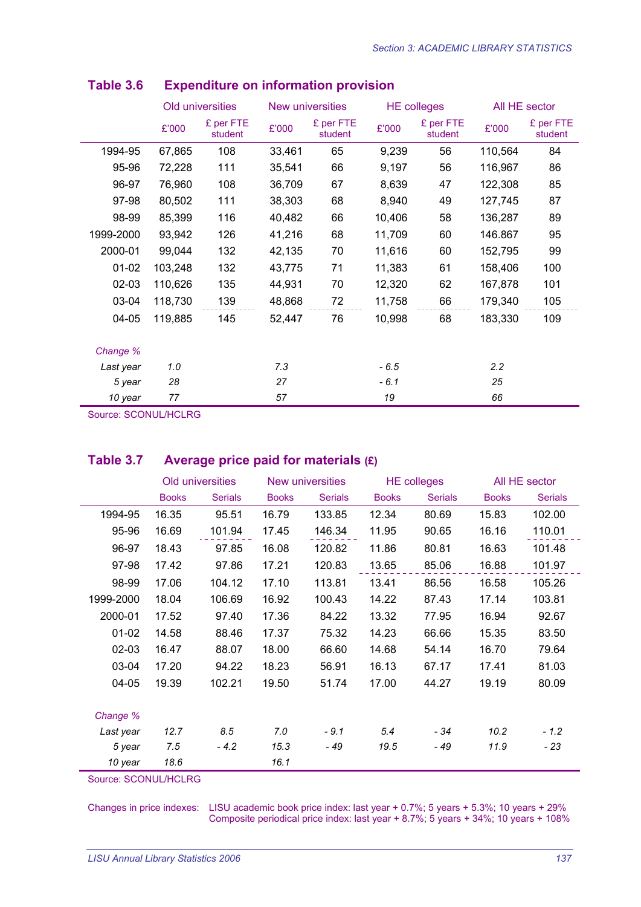## Table 3.6 Expenditure on information provision

| | Old universities | | New universities | | HE colleges | | All HE sector | |
|---|---|---|---|---|---|---|---|---|
| | £'000 | £ per FTE student | £'000 | £ per FTE student | £'000 | £ per FTE student | £'000 | £ per FTE student |
| 1994-95 | 67,865 | 108 | 33,461 | 65 | 9,239 | 56 | 110,564 | 84 |
| 95-96 | 72,228 | 111 | 35,541 | 66 | 9,197 | 56 | 116,967 | 86 |
| 96-97 | 76,960 | 108 | 36,709 | 67 | 8,639 | 47 | 122,308 | 85 |
| 97-98 | 80,502 | 111 | 38,303 | 68 | 8,940 | 49 | 127,745 | 87 |
| 98-99 | 85,399 | 116 | 40,482 | 66 | 10,406 | 58 | 136,287 | 89 |
| 1999-2000 | 93,942 | 126 | 41,216 | 68 | 11,709 | 60 | 146.867 | 95 |
| 2000-01 | 99,044 | 132 | 42,135 | 70 | 11,616 | 60 | 152,795 | 99 |
| 01-02 | 103,248 | 132 | 43,775 | 71 | 11,383 | 61 | 158,406 | 100 |
| 02-03 | 110,626 | 135 | 44,931 | 70 | 12,320 | 62 | 167,878 | 101 |
| 03-04 | 118,730 | 139 | 48,868 | 72 | 11,758 | 66 | 179,340 | 105 |
| 04-05 | 119,885 | 145 | 52,447 | 76 | 10,998 | 68 | 183,330 | 109 |
| *Change %* | | | | | | | | |
| *Last year* | *1.0* | | *7.3* | | *- 6.5* | | *2.2* | |
| *5 year* | *28* | | *27* | | *- 6.1* | | *25* | |
| *10 year* | *77* | | *57* | | *19* | | *66* | |

Source: SCONUL/HCLRG

## Table 3.7 Average price paid for materials (£)

| | Old universities | | New universities | | HE colleges | | All HE sector | |
|---|---|---|---|---|---|---|---|---|
| | Books | Serials | Books | Serials | Books | Serials | Books | Serials |
| 1994-95 | 16.35 | 95.51 | 16.79 | 133.85 | 12.34 | 80.69 | 15.83 | 102.00 |
| 95-96 | 16.69 | 101.94 | 17.45 | 146.34 | 11.95 | 90.65 | 16.16 | 110.01 |
| 96-97 | 18.43 | 97.85 | 16.08 | 120.82 | 11.86 | 80.81 | 16.63 | 101.48 |
| 97-98 | 17.42 | 97.86 | 17.21 | 120.83 | 13.65 | 85.06 | 16.88 | 101.97 |
| 98-99 | 17.06 | 104.12 | 17.10 | 113.81 | 13.41 | 86.56 | 16.58 | 105.26 |
| 1999-2000 | 18.04 | 106.69 | 16.92 | 100.43 | 14.22 | 87.43 | 17.14 | 103.81 |
| 2000-01 | 17.52 | 97.40 | 17.36 | 84.22 | 13.32 | 77.95 | 16.94 | 92.67 |
| 01-02 | 14.58 | 88.46 | 17.37 | 75.32 | 14.23 | 66.66 | 15.35 | 83.50 |
| 02-03 | 16.47 | 88.07 | 18.00 | 66.60 | 14.68 | 54.14 | 16.70 | 79.64 |
| 03-04 | 17.20 | 94.22 | 18.23 | 56.91 | 16.13 | 67.17 | 17.41 | 81.03 |
| 04-05 | 19.39 | 102.21 | 19.50 | 51.74 | 17.00 | 44.27 | 19.19 | 80.09 |
| *Change %* | | | | | | | | |
| *Last year* | *12.7* | *8.5* | *7.0* | *- 9.1* | *5.4* | *- 34* | *10.2* | *- 1.2* |
| *5 year* | *7.5* | *- 4.2* | *15.3* | *- 49* | *19.5* | *- 49* | *11.9* | *- 23* |
| *10 year* | *18.6* | | *16.1* | | | | | |

Source: SCONUL/HCLRG

Changes in price indexes: LISU academic book price index: last year + 0.7%; 5 years + 5.3%; 10 years + 29%
Composite periodical price index: last year + 8.7%; 5 years + 34%; 10 years + 108%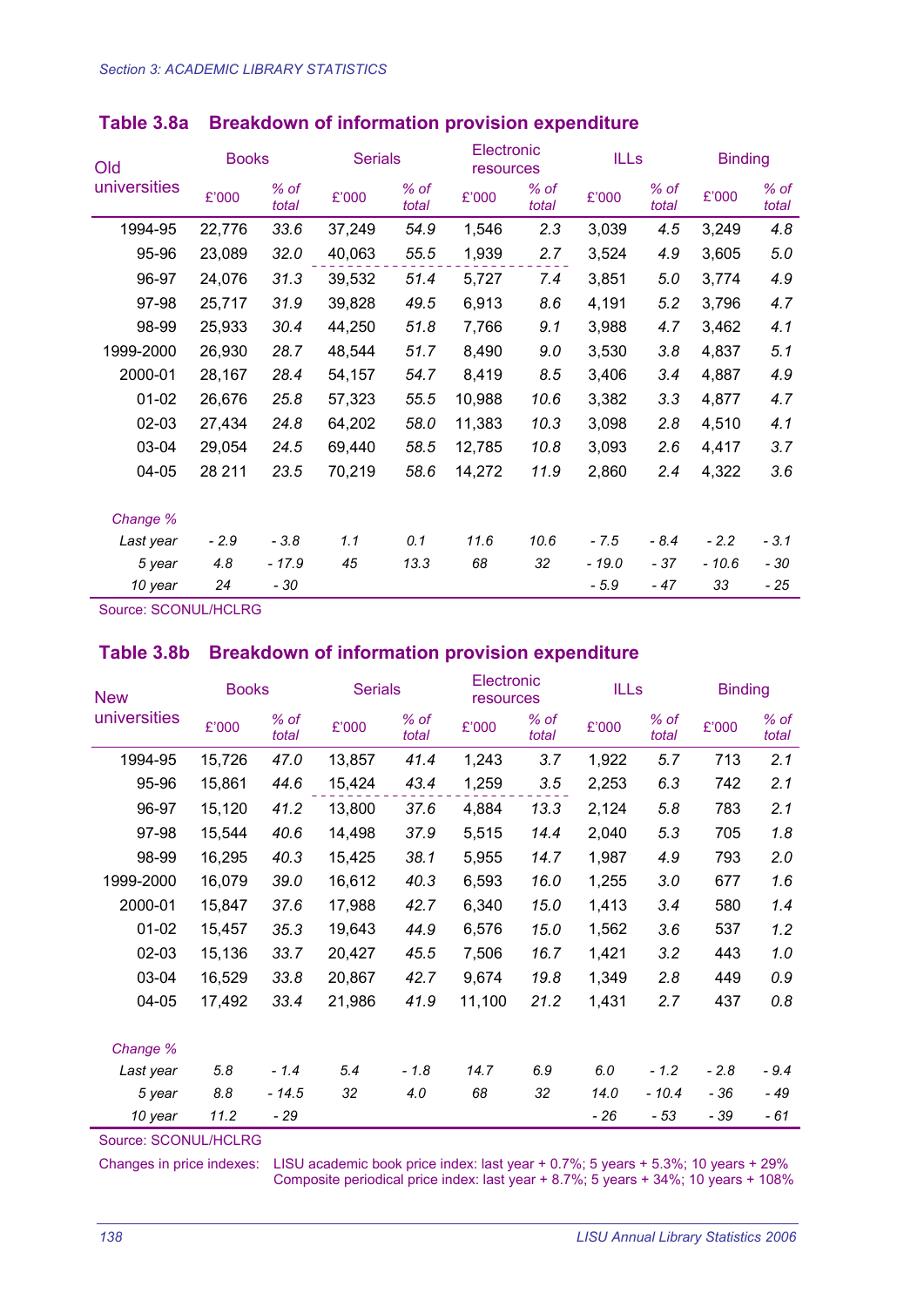Section 3: ACADEMIC LIBRARY STATISTICS

## Table 3.8a Breakdown of information provision expenditure

| Old universities | Books | | Serials | | Electronic resources | | ILLs | | Binding | |
|---|---|---|---|---|---|---|---|---|---|---|
| | £'000 | % of total | £'000 | % of total | £'000 | % of total | £'000 | % of total | £'000 | % of total |
| 1994-95 | 22,776 | *33.6* | 37,249 | *54.9* | 1,546 | *2.3* | 3,039 | *4.5* | 3,249 | *4.8* |
| 95-96 | 23,089 | *32.0* | 40,063 | *55.5* | 1,939 | *2.7* | 3,524 | *4.9* | 3,605 | *5.0* |
| 96-97 | 24,076 | *31.3* | 39,532 | *51.4* | 5,727 | *7.4* | 3,851 | *5.0* | 3,774 | *4.9* |
| 97-98 | 25,717 | *31.9* | 39,828 | *49.5* | 6,913 | *8.6* | 4,191 | *5.2* | 3,796 | *4.7* |
| 98-99 | 25,933 | *30.4* | 44,250 | *51.8* | 7,766 | *9.1* | 3,988 | *4.7* | 3,462 | *4.1* |
| 1999-2000 | 26,930 | *28.7* | 48,544 | *51.7* | 8,490 | *9.0* | 3,530 | *3.8* | 4,837 | *5.1* |
| 2000-01 | 28,167 | *28.4* | 54,157 | *54.7* | 8,419 | *8.5* | 3,406 | *3.4* | 4,887 | *4.9* |
| 01-02 | 26,676 | *25.8* | 57,323 | *55.5* | 10,988 | *10.6* | 3,382 | *3.3* | 4,877 | *4.7* |
| 02-03 | 27,434 | *24.8* | 64,202 | *58.0* | 11,383 | *10.3* | 3,098 | *2.8* | 4,510 | *4.1* |
| 03-04 | 29,054 | *24.5* | 69,440 | *58.5* | 12,785 | *10.8* | 3,093 | *2.6* | 4,417 | *3.7* |
| 04-05 | 28 211 | *23.5* | 70,219 | *58.6* | 14,272 | *11.9* | 2,860 | *2.4* | 4,322 | *3.6* |
| *Change %* | | | | | | | | | | |
| *Last year* | *- 2.9* | *- 3.8* | *1.1* | *0.1* | *11.6* | *10.6* | *- 7.5* | *- 8.4* | *- 2.2* | *- 3.1* |
| *5 year* | *4.8* | *- 17.9* | *45* | *13.3* | *68* | *32* | *- 19.0* | *- 37* | *- 10.6* | *- 30* |
| *10 year* | *24* | *- 30* | | | | | *- 5.9* | *- 47* | *33* | *- 25* |

Source: SCONUL/HCLRG

## Table 3.8b Breakdown of information provision expenditure

| New universities | Books | | Serials | | Electronic resources | | ILLs | | Binding | |
|---|---|---|---|---|---|---|---|---|---|---|
| | £'000 | % of total | £'000 | % of total | £'000 | % of total | £'000 | % of total | £'000 | % of total |
| 1994-95 | 15,726 | *47.0* | 13,857 | *41.4* | 1,243 | *3.7* | 1,922 | *5.7* | 713 | *2.1* |
| 95-96 | 15,861 | *44.6* | 15,424 | *43.4* | 1,259 | *3.5* | 2,253 | *6.3* | 742 | *2.1* |
| 96-97 | 15,120 | *41.2* | 13,800 | *37.6* | 4,884 | *13.3* | 2,124 | *5.8* | 783 | *2.1* |
| 97-98 | 15,544 | *40.6* | 14,498 | *37.9* | 5,515 | *14.4* | 2,040 | *5.3* | 705 | *1.8* |
| 98-99 | 16,295 | *40.3* | 15,425 | *38.1* | 5,955 | *14.7* | 1,987 | *4.9* | 793 | *2.0* |
| 1999-2000 | 16,079 | *39.0* | 16,612 | *40.3* | 6,593 | *16.0* | 1,255 | *3.0* | 677 | *1.6* |
| 2000-01 | 15,847 | *37.6* | 17,988 | *42.7* | 6,340 | *15.0* | 1,413 | *3.4* | 580 | *1.4* |
| 01-02 | 15,457 | *35.3* | 19,643 | *44.9* | 6,576 | *15.0* | 1,562 | *3.6* | 537 | *1.2* |
| 02-03 | 15,136 | *33.7* | 20,427 | *45.5* | 7,506 | *16.7* | 1,421 | *3.2* | 443 | *1.0* |
| 03-04 | 16,529 | *33.8* | 20,867 | *42.7* | 9,674 | *19.8* | 1,349 | *2.8* | 449 | *0.9* |
| 04-05 | 17,492 | *33.4* | 21,986 | *41.9* | 11,100 | *21.2* | 1,431 | *2.7* | 437 | *0.8* |
| *Change %* | | | | | | | | | | |
| *Last year* | *5.8* | *- 1.4* | *5.4* | *- 1.8* | *14.7* | *6.9* | *6.0* | *- 1.2* | *- 2.8* | *- 9.4* |
| *5 year* | *8.8* | *- 14.5* | *32* | *4.0* | *68* | *32* | *14.0* | *- 10.4* | *- 36* | *- 49* |
| *10 year* | *11.2* | *- 29* | | | | | *- 26* | *- 53* | *- 39* | *- 61* |

Source: SCONUL/HCLRG

Changes in price indexes: LISU academic book price index: last year + 0.7%; 5 years + 5.3%; 10 years + 29%
Composite periodical price index: last year + 8.7%; 5 years + 34%; 10 years + 108%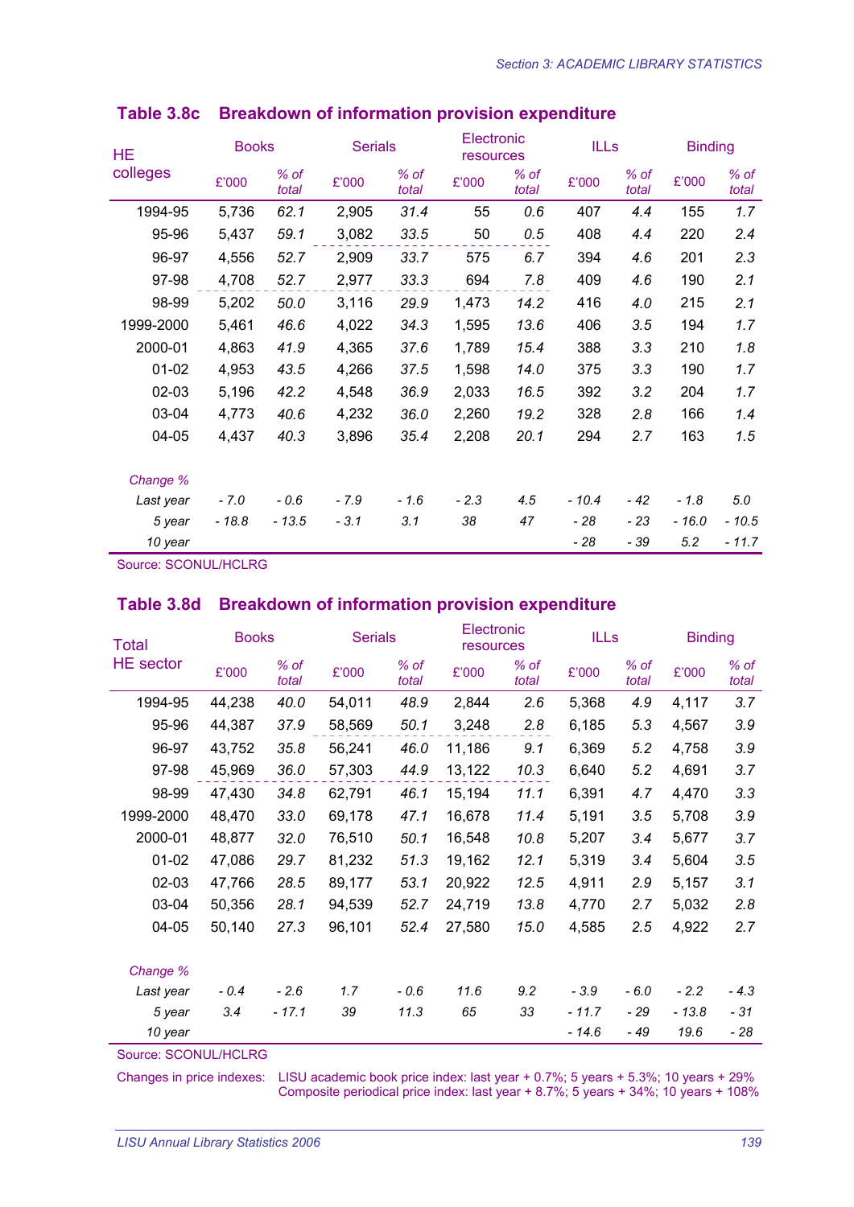## Table 3.8c Breakdown of information provision expenditure

| HE colleges | Books | | Serials | | Electronic resources | | ILLs | | Binding | |
|---|---|---|---|---|---|---|---|---|---|---|
| | £'000 | *% of total* | £'000 | *% of total* | £'000 | *% of total* | £'000 | *% of total* | £'000 | *% of total* |
| 1994-95 | 5,736 | *62.1* | 2,905 | *31.4* | 55 | *0.6* | 407 | *4.4* | 155 | *1.7* |
| 95-96 | 5,437 | *59.1* | 3,082 | *33.5* | 50 | *0.5* | 408 | *4.4* | 220 | *2.4* |
| 96-97 | 4,556 | *52.7* | 2,909 | *33.7* | 575 | *6.7* | 394 | *4.6* | 201 | *2.3* |
| 97-98 | 4,708 | *52.7* | 2,977 | *33.3* | 694 | *7.8* | 409 | *4.6* | 190 | *2.1* |
| 98-99 | 5,202 | *50.0* | 3,116 | *29.9* | 1,473 | *14.2* | 416 | *4.0* | 215 | *2.1* |
| 1999-2000 | 5,461 | *46.6* | 4,022 | *34.3* | 1,595 | *13.6* | 406 | *3.5* | 194 | *1.7* |
| 2000-01 | 4,863 | *41.9* | 4,365 | *37.6* | 1,789 | *15.4* | 388 | *3.3* | 210 | *1.8* |
| 01-02 | 4,953 | *43.5* | 4,266 | *37.5* | 1,598 | *14.0* | 375 | *3.3* | 190 | *1.7* |
| 02-03 | 5,196 | *42.2* | 4,548 | *36.9* | 2,033 | *16.5* | 392 | *3.2* | 204 | *1.7* |
| 03-04 | 4,773 | *40.6* | 4,232 | *36.0* | 2,260 | *19.2* | 328 | *2.8* | 166 | *1.4* |
| 04-05 | 4,437 | *40.3* | 3,896 | *35.4* | 2,208 | *20.1* | 294 | *2.7* | 163 | *1.5* |
| *Change %* | | | | | | | | | | |
| *Last year* | *- 7.0* | *- 0.6* | *- 7.9* | *- 1.6* | *- 2.3* | *4.5* | *- 10.4* | *- 42* | *- 1.8* | *5.0* |
| *5 year* | *- 18.8* | *- 13.5* | *- 3.1* | *3.1* | *38* | *47* | *- 28* | *- 23* | *- 16.0* | *- 10.5* |
| *10 year* | | | | | | | *- 28* | *- 39* | *5.2* | *- 11.7* |

Source: SCONUL/HCLRG

## Table 3.8d Breakdown of information provision expenditure

| Total HE sector | Books | | Serials | | Electronic resources | | ILLs | | Binding | |
|---|---|---|---|---|---|---|---|---|---|---|
| | £'000 | *% of total* | £'000 | *% of total* | £'000 | *% of total* | £'000 | *% of total* | £'000 | *% of total* |
| 1994-95 | 44,238 | *40.0* | 54,011 | *48.9* | 2,844 | *2.6* | 5,368 | *4.9* | 4,117 | *3.7* |
| 95-96 | 44,387 | *37.9* | 58,569 | *50.1* | 3,248 | *2.8* | 6,185 | *5.3* | 4,567 | *3.9* |
| 96-97 | 43,752 | *35.8* | 56,241 | *46.0* | 11,186 | *9.1* | 6,369 | *5.2* | 4,758 | *3.9* |
| 97-98 | 45,969 | *36.0* | 57,303 | *44.9* | 13,122 | *10.3* | 6,640 | *5.2* | 4,691 | *3.7* |
| 98-99 | 47,430 | *34.8* | 62,791 | *46.1* | 15,194 | *11.1* | 6,391 | *4.7* | 4,470 | *3.3* |
| 1999-2000 | 48,470 | *33.0* | 69,178 | *47.1* | 16,678 | *11.4* | 5,191 | *3.5* | 5,708 | *3.9* |
| 2000-01 | 48,877 | *32.0* | 76,510 | *50.1* | 16,548 | *10.8* | 5,207 | *3.4* | 5,677 | *3.7* |
| 01-02 | 47,086 | *29.7* | 81,232 | *51.3* | 19,162 | *12.1* | 5,319 | *3.4* | 5,604 | *3.5* |
| 02-03 | 47,766 | *28.5* | 89,177 | *53.1* | 20,922 | *12.5* | 4,911 | *2.9* | 5,157 | *3.1* |
| 03-04 | 50,356 | *28.1* | 94,539 | *52.7* | 24,719 | *13.8* | 4,770 | *2.7* | 5,032 | *2.8* |
| 04-05 | 50,140 | *27.3* | 96,101 | *52.4* | 27,580 | *15.0* | 4,585 | *2.5* | 4,922 | *2.7* |
| *Change %* | | | | | | | | | | |
| *Last year* | *- 0.4* | *- 2.6* | *1.7* | *- 0.6* | *11.6* | *9.2* | *- 3.9* | *- 6.0* | *- 2.2* | *- 4.3* |
| *5 year* | *3.4* | *- 17.1* | *39* | *11.3* | *65* | *33* | *- 11.7* | *- 29* | *- 13.8* | *- 31* |
| *10 year* | | | | | | | *- 14.6* | *- 49* | *19.6* | *- 28* |

Source: SCONUL/HCLRG

Changes in price indexes: LISU academic book price index: last year + 0.7%; 5 years + 5.3%; 10 years + 29%
Composite periodical price index: last year + 8.7%; 5 years + 34%; 10 years + 108%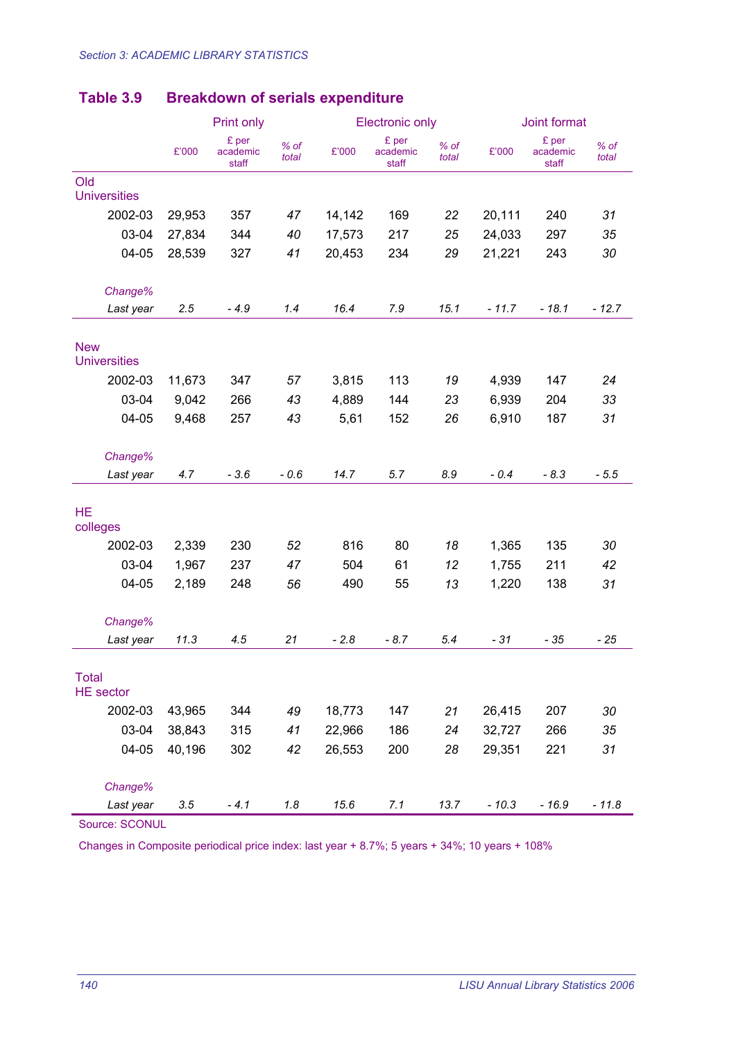## Table 3.9 Breakdown of serials expenditure

| | Print only | | | Electronic only | | | Joint format | | |
|---|---|---|---|---|---|---|---|---|---|
| | £'000 | £ per academic staff | *% of total* | £'000 | £ per academic staff | *% of total* | £'000 | £ per academic staff | *% of total* |
| **Old Universities** | | | | | | | | | |
| 2002-03 | 29,953 | 357 | *47* | 14,142 | 169 | *22* | 20,111 | 240 | *31* |
| 03-04 | 27,834 | 344 | *40* | 17,573 | 217 | *25* | 24,033 | 297 | *35* |
| 04-05 | 28,539 | 327 | *41* | 20,453 | 234 | *29* | 21,221 | 243 | *30* |
| *Change%* | | | | | | | | | |
| *Last year* | *2.5* | *- 4.9* | *1.4* | *16.4* | *7.9* | *15.1* | *- 11.7* | *- 18.1* | *- 12.7* |
| **New Universities** | | | | | | | | | |
| 2002-03 | 11,673 | 347 | *57* | 3,815 | 113 | *19* | 4,939 | 147 | *24* |
| 03-04 | 9,042 | 266 | *43* | 4,889 | 144 | *23* | 6,939 | 204 | *33* |
| 04-05 | 9,468 | 257 | *43* | 5,61 | 152 | *26* | 6,910 | 187 | *31* |
| *Change%* | | | | | | | | | |
| *Last year* | *4.7* | *- 3.6* | *- 0.6* | *14.7* | *5.7* | *8.9* | *- 0.4* | *- 8.3* | *- 5.5* |
| **HE colleges** | | | | | | | | | |
| 2002-03 | 2,339 | 230 | *52* | 816 | 80 | *18* | 1,365 | 135 | *30* |
| 03-04 | 1,967 | 237 | *47* | 504 | 61 | *12* | 1,755 | 211 | *42* |
| 04-05 | 2,189 | 248 | *56* | 490 | 55 | *13* | 1,220 | 138 | *31* |
| *Change%* | | | | | | | | | |
| *Last year* | *11.3* | *4.5* | *21* | *- 2.8* | *- 8.7* | *5.4* | *- 31* | *- 35* | *- 25* |
| **Total HE sector** | | | | | | | | | |
| 2002-03 | 43,965 | 344 | *49* | 18,773 | 147 | *21* | 26,415 | 207 | *30* |
| 03-04 | 38,843 | 315 | *41* | 22,966 | 186 | *24* | 32,727 | 266 | *35* |
| 04-05 | 40,196 | 302 | *42* | 26,553 | 200 | *28* | 29,351 | 221 | *31* |
| *Change%* | | | | | | | | | |
| *Last year* | *3.5* | *- 4.1* | *1.8* | *15.6* | *7.1* | *13.7* | *- 10.3* | *- 16.9* | *- 11.8* |

Source: SCONUL

Changes in Composite periodical price index: last year + 8.7%; 5 years + 34%; 10 years + 108%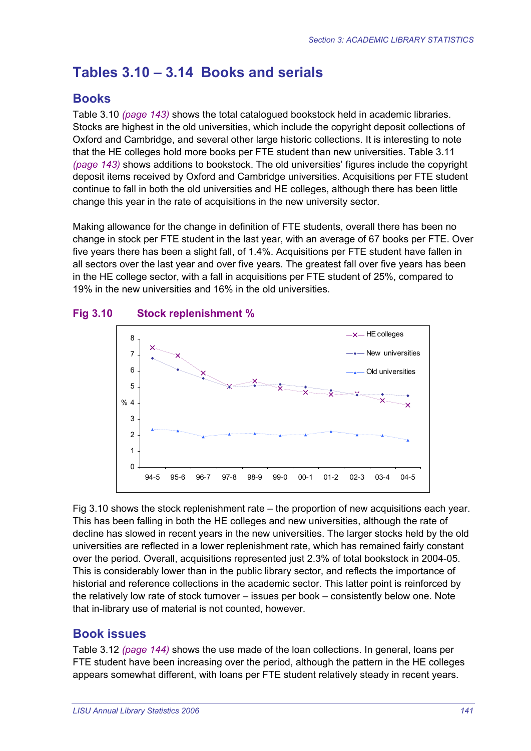# Tables 3.10 – 3.14 Books and serials

## Books

Table 3.10 *(page 143)* shows the total catalogued bookstock held in academic libraries. Stocks are highest in the old universities, which include the copyright deposit collections of Oxford and Cambridge, and several other large historic collections. It is interesting to note that the HE colleges hold more books per FTE student than new universities. Table 3.11 *(page 143)* shows additions to bookstock. The old universities' figures include the copyright deposit items received by Oxford and Cambridge universities. Acquisitions per FTE student continue to fall in both the old universities and HE colleges, although there has been little change this year in the rate of acquisitions in the new university sector.

Making allowance for the change in definition of FTE students, overall there has been no change in stock per FTE student in the last year, with an average of 67 books per FTE. Over five years there has been a slight fall, of 1.4%. Acquisitions per FTE student have fallen in all sectors over the last year and over five years. The greatest fall over five years has been in the HE college sector, with a fall in acquisitions per FTE student of 25%, compared to 19% in the new universities and 16% in the old universities.

**Fig 3.10 Stock replenishment %**

Fig 3.10 shows the stock replenishment rate – the proportion of new acquisitions each year. This has been falling in both the HE colleges and new universities, although the rate of decline has slowed in recent years in the new universities. The larger stocks held by the old universities are reflected in a lower replenishment rate, which has remained fairly constant over the period. Overall, acquisitions represented just 2.3% of total bookstock in 2004-05. This is considerably lower than in the public library sector, and reflects the importance of historial and reference collections in the academic sector. This latter point is reinforced by the relatively low rate of stock turnover – issues per book – consistently below one. Note that in-library use of material is not counted, however.

## Book issues

Table 3.12 *(page 144)* shows the use made of the loan collections. In general, loans per FTE student have been increasing over the period, although the pattern in the HE colleges appears somewhat different, with loans per FTE student relatively steady in recent years.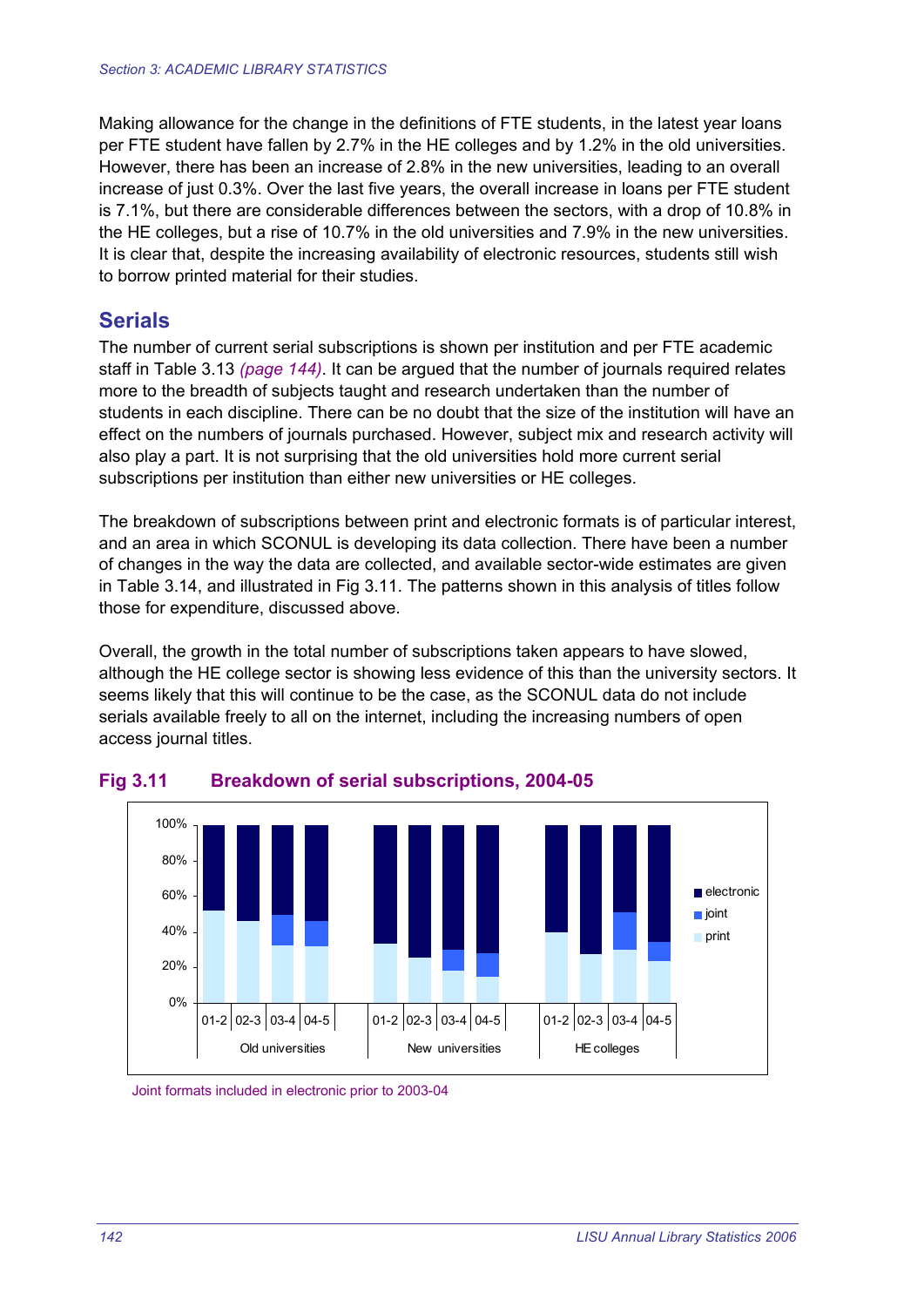Making allowance for the change in the definitions of FTE students, in the latest year loans per FTE student have fallen by 2.7% in the HE colleges and by 1.2% in the old universities. However, there has been an increase of 2.8% in the new universities, leading to an overall increase of just 0.3%. Over the last five years, the overall increase in loans per FTE student is 7.1%, but there are considerable differences between the sectors, with a drop of 10.8% in the HE colleges, but a rise of 10.7% in the old universities and 7.9% in the new universities. It is clear that, despite the increasing availability of electronic resources, students still wish to borrow printed material for their studies.

## Serials

The number of current serial subscriptions is shown per institution and per FTE academic staff in Table 3.13 *(page 144)*. It can be argued that the number of journals required relates more to the breadth of subjects taught and research undertaken than the number of students in each discipline. There can be no doubt that the size of the institution will have an effect on the numbers of journals purchased. However, subject mix and research activity will also play a part. It is not surprising that the old universities hold more current serial subscriptions per institution than either new universities or HE colleges.

The breakdown of subscriptions between print and electronic formats is of particular interest, and an area in which SCONUL is developing its data collection. There have been a number of changes in the way the data are collected, and available sector-wide estimates are given in Table 3.14, and illustrated in Fig 3.11. The patterns shown in this analysis of titles follow those for expenditure, discussed above.

Overall, the growth in the total number of subscriptions taken appears to have slowed, although the HE college sector is showing less evidence of this than the university sectors. It seems likely that this will continue to be the case, as the SCONUL data do not include serials available freely to all on the internet, including the increasing numbers of open access journal titles.

**Fig 3.11 Breakdown of serial subscriptions, 2004-05**

Joint formats included in electronic prior to 2003-04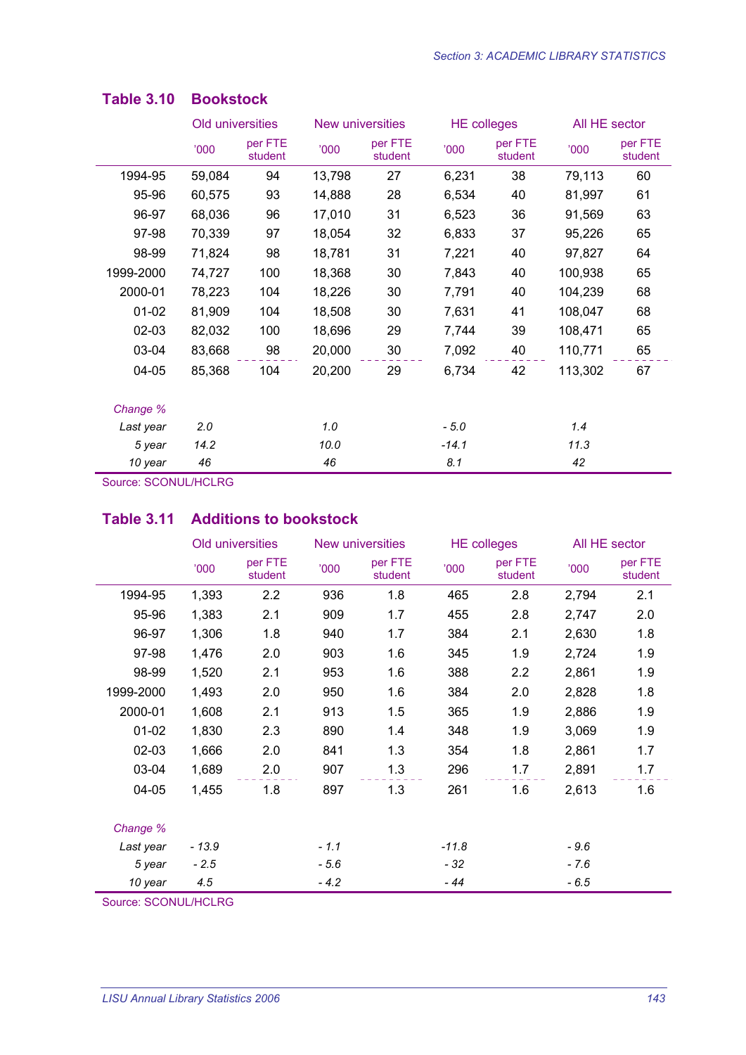## Table 3.10 Bookstock

| | Old universities | | New universities | | HE colleges | | All HE sector | |
|---|---|---|---|---|---|---|---|---|
| | '000 | per FTE student | '000 | per FTE student | '000 | per FTE student | '000 | per FTE student |
| 1994-95 | 59,084 | 94 | 13,798 | 27 | 6,231 | 38 | 79,113 | 60 |
| 95-96 | 60,575 | 93 | 14,888 | 28 | 6,534 | 40 | 81,997 | 61 |
| 96-97 | 68,036 | 96 | 17,010 | 31 | 6,523 | 36 | 91,569 | 63 |
| 97-98 | 70,339 | 97 | 18,054 | 32 | 6,833 | 37 | 95,226 | 65 |
| 98-99 | 71,824 | 98 | 18,781 | 31 | 7,221 | 40 | 97,827 | 64 |
| 1999-2000 | 74,727 | 100 | 18,368 | 30 | 7,843 | 40 | 100,938 | 65 |
| 2000-01 | 78,223 | 104 | 18,226 | 30 | 7,791 | 40 | 104,239 | 68 |
| 01-02 | 81,909 | 104 | 18,508 | 30 | 7,631 | 41 | 108,047 | 68 |
| 02-03 | 82,032 | 100 | 18,696 | 29 | 7,744 | 39 | 108,471 | 65 |
| 03-04 | 83,668 | 98 | 20,000 | 30 | 7,092 | 40 | 110,771 | 65 |
| 04-05 | 85,368 | 104 | 20,200 | 29 | 6,734 | 42 | 113,302 | 67 |
| *Change %* | | | | | | | | |
| *Last year* | *2.0* | | *1.0* | | *- 5.0* | | *1.4* | |
| *5 year* | *14.2* | | *10.0* | | *-14.1* | | *11.3* | |
| *10 year* | *46* | | *46* | | *8.1* | | *42* | |

Source: SCONUL/HCLRG

## Table 3.11 Additions to bookstock

| | Old universities | | New universities | | HE colleges | | All HE sector | |
|---|---|---|---|---|---|---|---|---|
| | '000 | per FTE student | '000 | per FTE student | '000 | per FTE student | '000 | per FTE student |
| 1994-95 | 1,393 | 2.2 | 936 | 1.8 | 465 | 2.8 | 2,794 | 2.1 |
| 95-96 | 1,383 | 2.1 | 909 | 1.7 | 455 | 2.8 | 2,747 | 2.0 |
| 96-97 | 1,306 | 1.8 | 940 | 1.7 | 384 | 2.1 | 2,630 | 1.8 |
| 97-98 | 1,476 | 2.0 | 903 | 1.6 | 345 | 1.9 | 2,724 | 1.9 |
| 98-99 | 1,520 | 2.1 | 953 | 1.6 | 388 | 2.2 | 2,861 | 1.9 |
| 1999-2000 | 1,493 | 2.0 | 950 | 1.6 | 384 | 2.0 | 2,828 | 1.8 |
| 2000-01 | 1,608 | 2.1 | 913 | 1.5 | 365 | 1.9 | 2,886 | 1.9 |
| 01-02 | 1,830 | 2.3 | 890 | 1.4 | 348 | 1.9 | 3,069 | 1.9 |
| 02-03 | 1,666 | 2.0 | 841 | 1.3 | 354 | 1.8 | 2,861 | 1.7 |
| 03-04 | 1,689 | 2.0 | 907 | 1.3 | 296 | 1.7 | 2,891 | 1.7 |
| 04-05 | 1,455 | 1.8 | 897 | 1.3 | 261 | 1.6 | 2,613 | 1.6 |
| *Change %* | | | | | | | | |
| *Last year* | *- 13.9* | | *- 1.1* | | *-11.8* | | *- 9.6* | |
| *5 year* | *- 2.5* | | *- 5.6* | | *- 32* | | *- 7.6* | |
| *10 year* | *4.5* | | *- 4.2* | | *- 44* | | *- 6.5* | |

Source: SCONUL/HCLRG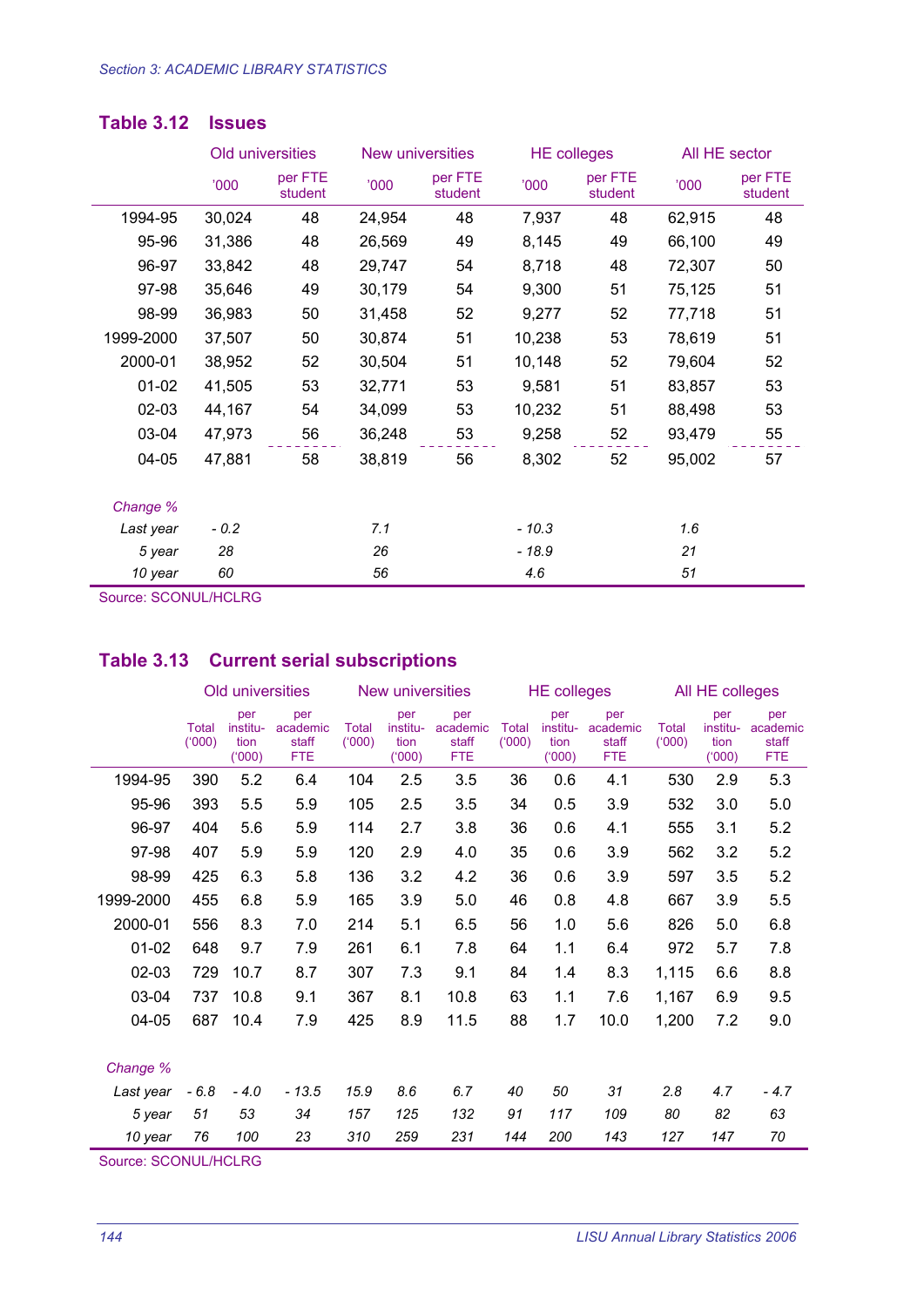## Table 3.12 Issues

| | Old universities | | New universities | | HE colleges | | All HE sector | |
|---|---|---|---|---|---|---|---|---|
| | '000 | per FTE student | '000 | per FTE student | '000 | per FTE student | '000 | per FTE student |
| 1994-95 | 30,024 | 48 | 24,954 | 48 | 7,937 | 48 | 62,915 | 48 |
| 95-96 | 31,386 | 48 | 26,569 | 49 | 8,145 | 49 | 66,100 | 49 |
| 96-97 | 33,842 | 48 | 29,747 | 54 | 8,718 | 48 | 72,307 | 50 |
| 97-98 | 35,646 | 49 | 30,179 | 54 | 9,300 | 51 | 75,125 | 51 |
| 98-99 | 36,983 | 50 | 31,458 | 52 | 9,277 | 52 | 77,718 | 51 |
| 1999-2000 | 37,507 | 50 | 30,874 | 51 | 10,238 | 53 | 78,619 | 51 |
| 2000-01 | 38,952 | 52 | 30,504 | 51 | 10,148 | 52 | 79,604 | 52 |
| 01-02 | 41,505 | 53 | 32,771 | 53 | 9,581 | 51 | 83,857 | 53 |
| 02-03 | 44,167 | 54 | 34,099 | 53 | 10,232 | 51 | 88,498 | 53 |
| 03-04 | 47,973 | 56 | 36,248 | 53 | 9,258 | 52 | 93,479 | 55 |
| 04-05 | 47,881 | 58 | 38,819 | 56 | 8,302 | 52 | 95,002 | 57 |
| *Change %* | | | | | | | | |
| *Last year* | *- 0.2* | | *7.1* | | *- 10.3* | | *1.6* | |
| *5 year* | *28* | | *26* | | *- 18.9* | | *21* | |
| *10 year* | *60* | | *56* | | *4.6* | | *51* | |

Source: SCONUL/HCLRG

## Table 3.13 Current serial subscriptions

| | Old universities | | | New universities | | | HE colleges | | | All HE colleges | | |
|---|---|---|---|---|---|---|---|---|---|---|---|---|
| | Total ('000) | per institution ('000) | per academic staff FTE | Total ('000) | per institution ('000) | per academic staff FTE | Total ('000) | per institution ('000) | per academic staff FTE | Total ('000) | per institution ('000) | per academic staff FTE |
| 1994-95 | 390 | 5.2 | 6.4 | 104 | 2.5 | 3.5 | 36 | 0.6 | 4.1 | 530 | 2.9 | 5.3 |
| 95-96 | 393 | 5.5 | 5.9 | 105 | 2.5 | 3.5 | 34 | 0.5 | 3.9 | 532 | 3.0 | 5.0 |
| 96-97 | 404 | 5.6 | 5.9 | 114 | 2.7 | 3.8 | 36 | 0.6 | 4.1 | 555 | 3.1 | 5.2 |
| 97-98 | 407 | 5.9 | 5.9 | 120 | 2.9 | 4.0 | 35 | 0.6 | 3.9 | 562 | 3.2 | 5.2 |
| 98-99 | 425 | 6.3 | 5.8 | 136 | 3.2 | 4.2 | 36 | 0.6 | 3.9 | 597 | 3.5 | 5.2 |
| 1999-2000 | 455 | 6.8 | 5.9 | 165 | 3.9 | 5.0 | 46 | 0.8 | 4.8 | 667 | 3.9 | 5.5 |
| 2000-01 | 556 | 8.3 | 7.0 | 214 | 5.1 | 6.5 | 56 | 1.0 | 5.6 | 826 | 5.0 | 6.8 |
| 01-02 | 648 | 9.7 | 7.9 | 261 | 6.1 | 7.8 | 64 | 1.1 | 6.4 | 972 | 5.7 | 7.8 |
| 02-03 | 729 | 10.7 | 8.7 | 307 | 7.3 | 9.1 | 84 | 1.4 | 8.3 | 1,115 | 6.6 | 8.8 |
| 03-04 | 737 | 10.8 | 9.1 | 367 | 8.1 | 10.8 | 63 | 1.1 | 7.6 | 1,167 | 6.9 | 9.5 |
| 04-05 | 687 | 10.4 | 7.9 | 425 | 8.9 | 11.5 | 88 | 1.7 | 10.0 | 1,200 | 7.2 | 9.0 |
| *Change %* | | | | | | | | | | | | |
| *Last year* | *- 6.8* | *- 4.0* | *- 13.5* | *15.9* | *8.6* | *6.7* | *40* | *50* | *31* | *2.8* | *4.7* | *- 4.7* |
| *5 year* | *51* | *53* | *34* | *157* | *125* | *132* | *91* | *117* | *109* | *80* | *82* | *63* |
| *10 year* | *76* | *100* | *23* | *310* | *259* | *231* | *144* | *200* | *143* | *127* | *147* | *70* |

Source: SCONUL/HCLRG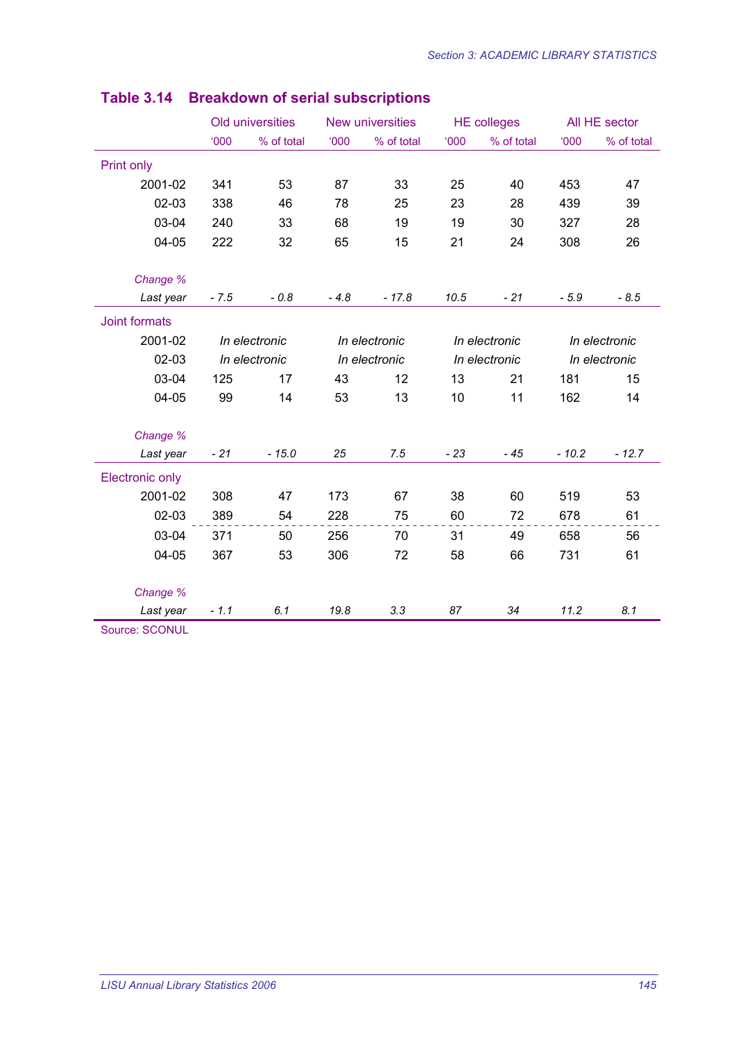## Table 3.14 Breakdown of serial subscriptions

| | Old universities | | New universities | | HE colleges | | All HE sector | |
|---|---|---|---|---|---|---|---|---|
| | '000 | % of total | '000 | % of total | '000 | % of total | '000 | % of total |
| **Print only** | | | | | | | | |
| 2001-02 | 341 | 53 | 87 | 33 | 25 | 40 | 453 | 47 |
| 02-03 | 338 | 46 | 78 | 25 | 23 | 28 | 439 | 39 |
| 03-04 | 240 | 33 | 68 | 19 | 19 | 30 | 327 | 28 |
| 04-05 | 222 | 32 | 65 | 15 | 21 | 24 | 308 | 26 |
| *Change %* | | | | | | | | |
| *Last year* | *- 7.5* | *- 0.8* | *- 4.8* | *- 17.8* | *10.5* | *- 21* | *- 5.9* | *- 8.5* |
| **Joint formats** | | | | | | | | |
| 2001-02 | *In electronic* | | *In electronic* | | *In electronic* | | *In electronic* | |
| 02-03 | *In electronic* | | *In electronic* | | *In electronic* | | *In electronic* | |
| 03-04 | 125 | 17 | 43 | 12 | 13 | 21 | 181 | 15 |
| 04-05 | 99 | 14 | 53 | 13 | 10 | 11 | 162 | 14 |
| *Change %* | | | | | | | | |
| *Last year* | *- 21* | *- 15.0* | *25* | *7.5* | *- 23* | *- 45* | *- 10.2* | *- 12.7* |
| **Electronic only** | | | | | | | | |
| 2001-02 | 308 | 47 | 173 | 67 | 38 | 60 | 519 | 53 |
| 02-03 | 389 | 54 | 228 | 75 | 60 | 72 | 678 | 61 |
| 03-04 | 371 | 50 | 256 | 70 | 31 | 49 | 658 | 56 |
| 04-05 | 367 | 53 | 306 | 72 | 58 | 66 | 731 | 61 |
| *Change %* | | | | | | | | |
| *Last year* | *- 1.1* | *6.1* | *19.8* | *3.3* | *87* | *34* | *11.2* | *8.1* |

Source: SCONUL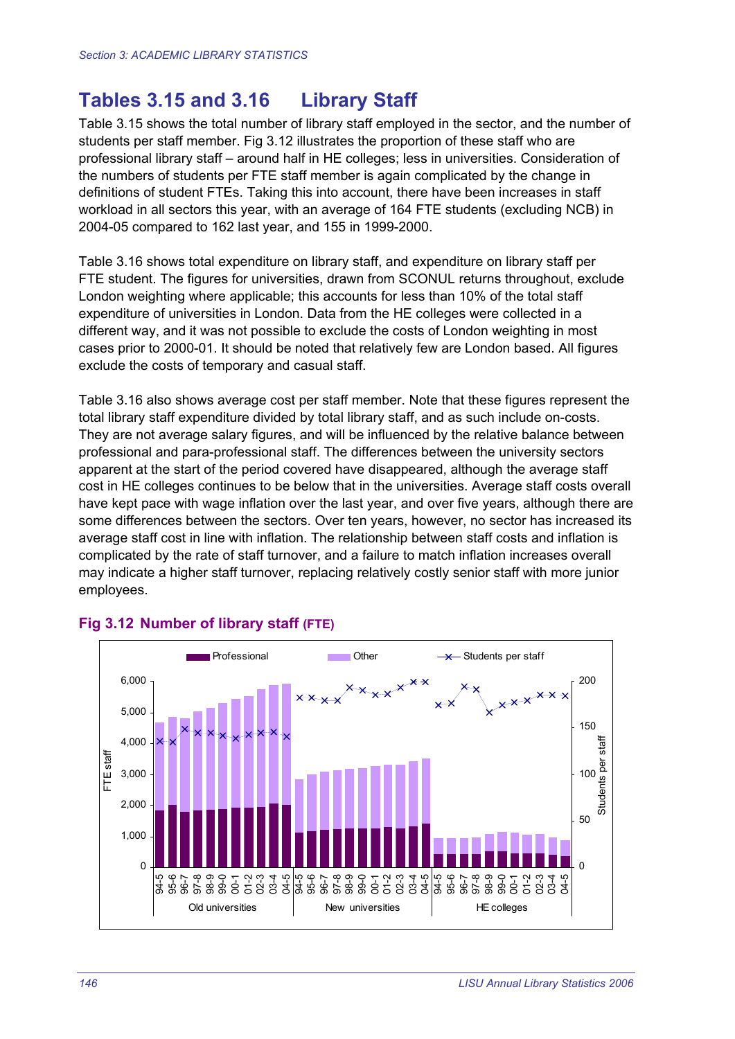## Tables 3.15 and 3.16 Library Staff

Table 3.15 shows the total number of library staff employed in the sector, and the number of students per staff member. Fig 3.12 illustrates the proportion of these staff who are professional library staff – around half in HE colleges; less in universities. Consideration of the numbers of students per FTE staff member is again complicated by the change in definitions of student FTEs. Taking this into account, there have been increases in staff workload in all sectors this year, with an average of 164 FTE students (excluding NCB) in 2004-05 compared to 162 last year, and 155 in 1999-2000.

Table 3.16 shows total expenditure on library staff, and expenditure on library staff per FTE student. The figures for universities, drawn from SCONUL returns throughout, exclude London weighting where applicable; this accounts for less than 10% of the total staff expenditure of universities in London. Data from the HE colleges were collected in a different way, and it was not possible to exclude the costs of London weighting in most cases prior to 2000-01. It should be noted that relatively few are London based. All figures exclude the costs of temporary and casual staff.

Table 3.16 also shows average cost per staff member. Note that these figures represent the total library staff expenditure divided by total library staff, and as such include on-costs. They are not average salary figures, and will be influenced by the relative balance between professional and para-professional staff. The differences between the university sectors apparent at the start of the period covered have disappeared, although the average staff cost in HE colleges continues to be below that in the universities. Average staff costs overall have kept pace with wage inflation over the last year, and over five years, although there are some differences between the sectors. Over ten years, however, no sector has increased its average staff cost in line with inflation. The relationship between staff costs and inflation is complicated by the rate of staff turnover, and a failure to match inflation increases overall may indicate a higher staff turnover, replacing relatively costly senior staff with more junior employees.

### Fig 3.12 Number of library staff (FTE)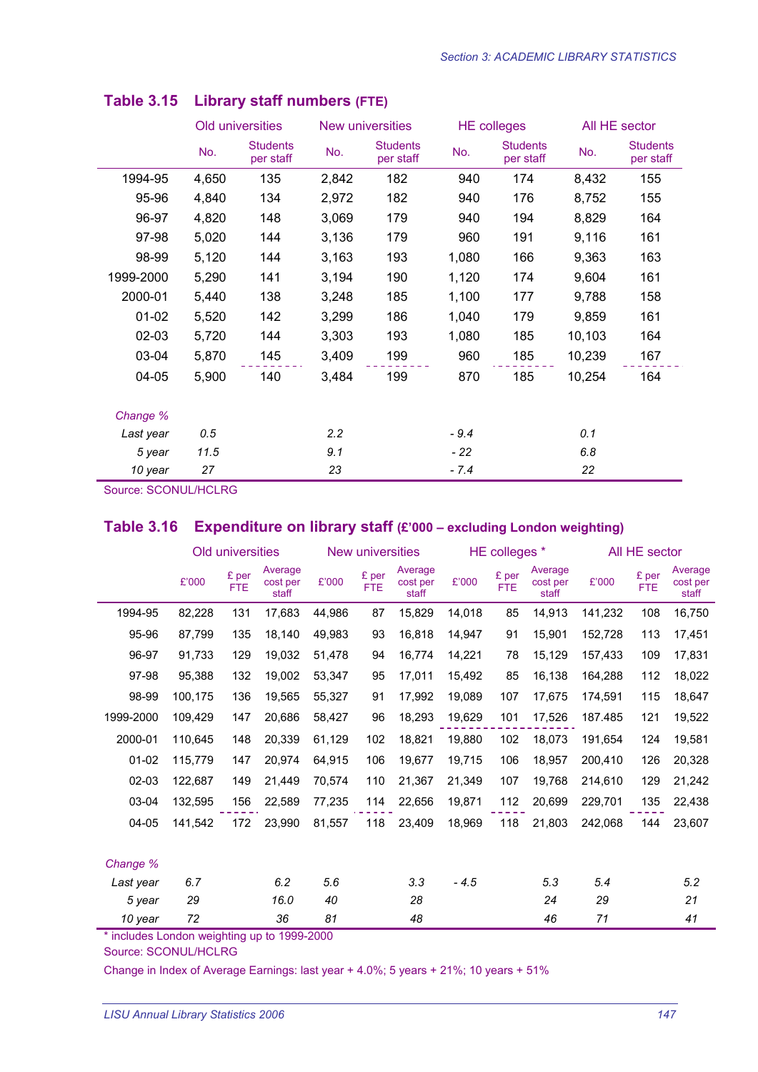## Table 3.15 Library staff numbers (FTE)

| | Old universities | | New universities | | HE colleges | | All HE sector | |
|---|---|---|---|---|---|---|---|---|
| | No. | Students per staff | No. | Students per staff | No. | Students per staff | No. | Students per staff |
| 1994-95 | 4,650 | 135 | 2,842 | 182 | 940 | 174 | 8,432 | 155 |
| 95-96 | 4,840 | 134 | 2,972 | 182 | 940 | 176 | 8,752 | 155 |
| 96-97 | 4,820 | 148 | 3,069 | 179 | 940 | 194 | 8,829 | 164 |
| 97-98 | 5,020 | 144 | 3,136 | 179 | 960 | 191 | 9,116 | 161 |
| 98-99 | 5,120 | 144 | 3,163 | 193 | 1,080 | 166 | 9,363 | 163 |
| 1999-2000 | 5,290 | 141 | 3,194 | 190 | 1,120 | 174 | 9,604 | 161 |
| 2000-01 | 5,440 | 138 | 3,248 | 185 | 1,100 | 177 | 9,788 | 158 |
| 01-02 | 5,520 | 142 | 3,299 | 186 | 1,040 | 179 | 9,859 | 161 |
| 02-03 | 5,720 | 144 | 3,303 | 193 | 1,080 | 185 | 10,103 | 164 |
| 03-04 | 5,870 | 145 | 3,409 | 199 | 960 | 185 | 10,239 | 167 |
| 04-05 | 5,900 | 140 | 3,484 | 199 | 870 | 185 | 10,254 | 164 |
| *Change %* | | | | | | | | |
| *Last year* | *0.5* | | *2.2* | | *- 9.4* | | *0.1* | |
| *5 year* | *11.5* | | *9.1* | | *- 22* | | *6.8* | |
| *10 year* | *27* | | *23* | | *- 7.4* | | *22* | |

Source: SCONUL/HCLRG

## Table 3.16 Expenditure on library staff (£'000 – excluding London weighting)

| | Old universities | | | New universities | | | HE colleges * | | | All HE sector | | |
|---|---|---|---|---|---|---|---|---|---|---|---|---|
| | £'000 | £ per FTE | Average cost per staff | £'000 | £ per FTE | Average cost per staff | £'000 | £ per FTE | Average cost per staff | £'000 | £ per FTE | Average cost per staff |
| 1994-95 | 82,228 | 131 | 17,683 | 44,986 | 87 | 15,829 | 14,018 | 85 | 14,913 | 141,232 | 108 | 16,750 |
| 95-96 | 87,799 | 135 | 18,140 | 49,983 | 93 | 16,818 | 14,947 | 91 | 15,901 | 152,728 | 113 | 17,451 |
| 96-97 | 91,733 | 129 | 19,032 | 51,478 | 94 | 16,774 | 14,221 | 78 | 15,129 | 157,433 | 109 | 17,831 |
| 97-98 | 95,388 | 132 | 19,002 | 53,347 | 95 | 17,011 | 15,492 | 85 | 16,138 | 164,288 | 112 | 18,022 |
| 98-99 | 100,175 | 136 | 19,565 | 55,327 | 91 | 17,992 | 19,089 | 107 | 17,675 | 174,591 | 115 | 18,647 |
| 1999-2000 | 109,429 | 147 | 20,686 | 58,427 | 96 | 18,293 | 19,629 | 101 | 17,526 | 187.485 | 121 | 19,522 |
| 2000-01 | 110,645 | 148 | 20,339 | 61,129 | 102 | 18,821 | 19,880 | 102 | 18,073 | 191,654 | 124 | 19,581 |
| 01-02 | 115,779 | 147 | 20,974 | 64,915 | 106 | 19,677 | 19,715 | 106 | 18,957 | 200,410 | 126 | 20,328 |
| 02-03 | 122,687 | 149 | 21,449 | 70,574 | 110 | 21,367 | 21,349 | 107 | 19,768 | 214,610 | 129 | 21,242 |
| 03-04 | 132,595 | 156 | 22,589 | 77,235 | 114 | 22,656 | 19,871 | 112 | 20,699 | 229,701 | 135 | 22,438 |
| 04-05 | 141,542 | 172 | 23,990 | 81,557 | 118 | 23,409 | 18,969 | 118 | 21,803 | 242,068 | 144 | 23,607 |
| *Change %* | | | | | | | | | | | | |
| *Last year* | *6.7* | | *6.2* | *5.6* | | *3.3* | *- 4.5* | | *5.3* | *5.4* | | *5.2* |
| *5 year* | *29* | | *16.0* | *40* | | *28* | | | *24* | *29* | | *21* |
| *10 year* | *72* | | *36* | *81* | | *48* | | | *46* | *71* | | *41* |

\* includes London weighting up to 1999-2000

Source: SCONUL/HCLRG

Change in Index of Average Earnings: last year + 4.0%; 5 years + 21%; 10 years + 51%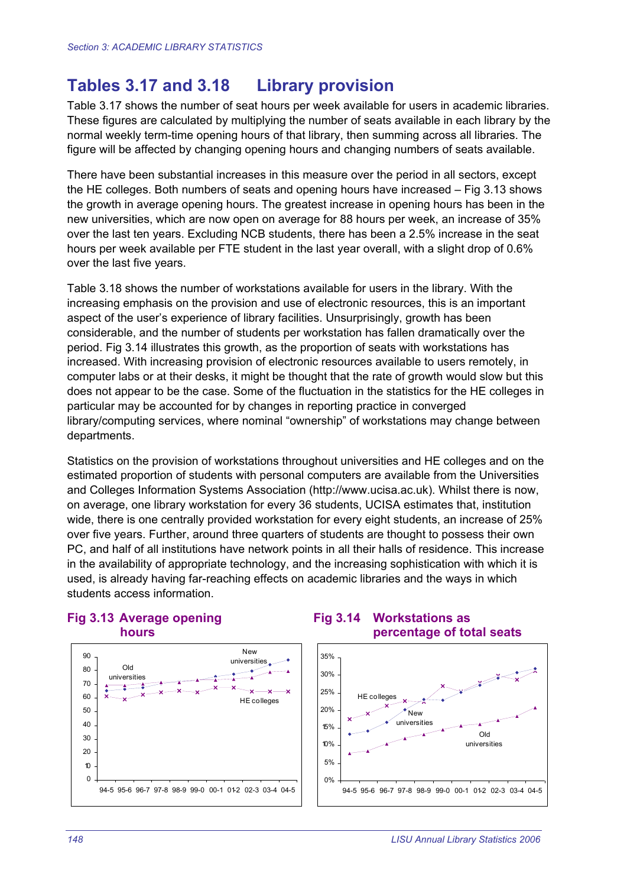# Tables 3.17 and 3.18 Library provision

Table 3.17 shows the number of seat hours per week available for users in academic libraries. These figures are calculated by multiplying the number of seats available in each library by the normal weekly term-time opening hours of that library, then summing across all libraries. The figure will be affected by changing opening hours and changing numbers of seats available.

There have been substantial increases in this measure over the period in all sectors, except the HE colleges. Both numbers of seats and opening hours have increased – Fig 3.13 shows the growth in average opening hours. The greatest increase in opening hours has been in the new universities, which are now open on average for 88 hours per week, an increase of 35% over the last ten years. Excluding NCB students, there has been a 2.5% increase in the seat hours per week available per FTE student in the last year overall, with a slight drop of 0.6% over the last five years.

Table 3.18 shows the number of workstations available for users in the library. With the increasing emphasis on the provision and use of electronic resources, this is an important aspect of the user's experience of library facilities. Unsurprisingly, growth has been considerable, and the number of students per workstation has fallen dramatically over the period. Fig 3.14 illustrates this growth, as the proportion of seats with workstations has increased. With increasing provision of electronic resources available to users remotely, in computer labs or at their desks, it might be thought that the rate of growth would slow but this does not appear to be the case. Some of the fluctuation in the statistics for the HE colleges in particular may be accounted for by changes in reporting practice in converged library/computing services, where nominal "ownership" of workstations may change between departments.

Statistics on the provision of workstations throughout universities and HE colleges and on the estimated proportion of students with personal computers are available from the Universities and Colleges Information Systems Association (http://www.ucisa.ac.uk). Whilst there is now, on average, one library workstation for every 36 students, UCISA estimates that, institution wide, there is one centrally provided workstation for every eight students, an increase of 25% over five years. Further, around three quarters of students are thought to possess their own PC, and half of all institutions have network points in all their halls of residence. This increase in the availability of appropriate technology, and the increasing sophistication with which it is used, is already having far-reaching effects on academic libraries and the ways in which students access information.

**Fig 3.13 Average opening hours**

**Fig 3.14 Workstations as percentage of total seats**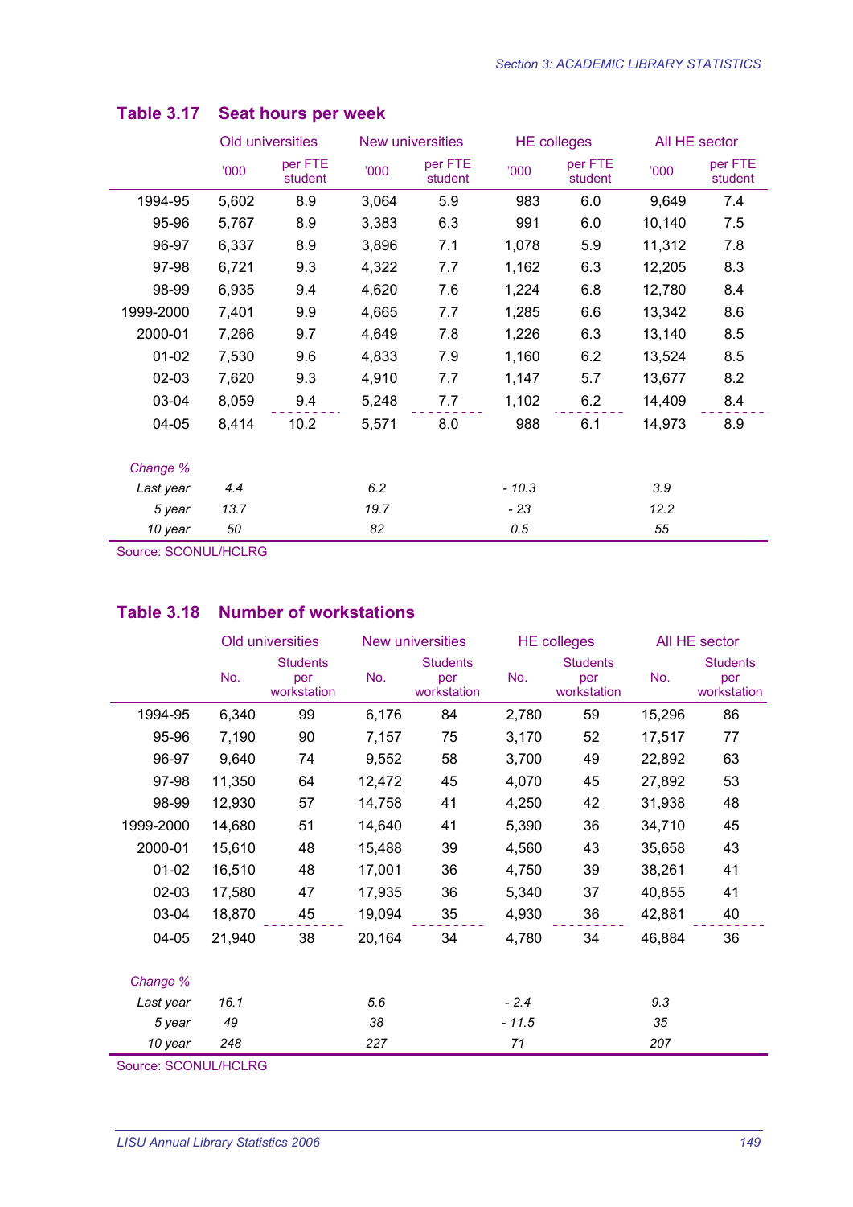## Table 3.17 Seat hours per week

| | Old universities | | New universities | | HE colleges | | All HE sector | |
|---|---|---|---|---|---|---|---|---|
| | '000 | per FTE student | '000 | per FTE student | '000 | per FTE student | '000 | per FTE student |
| 1994-95 | 5,602 | 8.9 | 3,064 | 5.9 | 983 | 6.0 | 9,649 | 7.4 |
| 95-96 | 5,767 | 8.9 | 3,383 | 6.3 | 991 | 6.0 | 10,140 | 7.5 |
| 96-97 | 6,337 | 8.9 | 3,896 | 7.1 | 1,078 | 5.9 | 11,312 | 7.8 |
| 97-98 | 6,721 | 9.3 | 4,322 | 7.7 | 1,162 | 6.3 | 12,205 | 8.3 |
| 98-99 | 6,935 | 9.4 | 4,620 | 7.6 | 1,224 | 6.8 | 12,780 | 8.4 |
| 1999-2000 | 7,401 | 9.9 | 4,665 | 7.7 | 1,285 | 6.6 | 13,342 | 8.6 |
| 2000-01 | 7,266 | 9.7 | 4,649 | 7.8 | 1,226 | 6.3 | 13,140 | 8.5 |
| 01-02 | 7,530 | 9.6 | 4,833 | 7.9 | 1,160 | 6.2 | 13,524 | 8.5 |
| 02-03 | 7,620 | 9.3 | 4,910 | 7.7 | 1,147 | 5.7 | 13,677 | 8.2 |
| 03-04 | 8,059 | 9.4 | 5,248 | 7.7 | 1,102 | 6.2 | 14,409 | 8.4 |
| 04-05 | 8,414 | 10.2 | 5,571 | 8.0 | 988 | 6.1 | 14,973 | 8.9 |
| *Change %* | | | | | | | | |
| *Last year* | *4.4* | | *6.2* | | *- 10.3* | | *3.9* | |
| *5 year* | *13.7* | | *19.7* | | *- 23* | | *12.2* | |
| *10 year* | *50* | | *82* | | *0.5* | | *55* | |

Source: SCONUL/HCLRG

## Table 3.18 Number of workstations

| | Old universities | | New universities | | HE colleges | | All HE sector | |
|---|---|---|---|---|---|---|---|---|
| | No. | Students per workstation | No. | Students per workstation | No. | Students per workstation | No. | Students per workstation |
| 1994-95 | 6,340 | 99 | 6,176 | 84 | 2,780 | 59 | 15,296 | 86 |
| 95-96 | 7,190 | 90 | 7,157 | 75 | 3,170 | 52 | 17,517 | 77 |
| 96-97 | 9,640 | 74 | 9,552 | 58 | 3,700 | 49 | 22,892 | 63 |
| 97-98 | 11,350 | 64 | 12,472 | 45 | 4,070 | 45 | 27,892 | 53 |
| 98-99 | 12,930 | 57 | 14,758 | 41 | 4,250 | 42 | 31,938 | 48 |
| 1999-2000 | 14,680 | 51 | 14,640 | 41 | 5,390 | 36 | 34,710 | 45 |
| 2000-01 | 15,610 | 48 | 15,488 | 39 | 4,560 | 43 | 35,658 | 43 |
| 01-02 | 16,510 | 48 | 17,001 | 36 | 4,750 | 39 | 38,261 | 41 |
| 02-03 | 17,580 | 47 | 17,935 | 36 | 5,340 | 37 | 40,855 | 41 |
| 03-04 | 18,870 | 45 | 19,094 | 35 | 4,930 | 36 | 42,881 | 40 |
| 04-05 | 21,940 | 38 | 20,164 | 34 | 4,780 | 34 | 46,884 | 36 |
| *Change %* | | | | | | | | |
| *Last year* | *16.1* | | *5.6* | | *- 2.4* | | *9.3* | |
| *5 year* | *49* | | *38* | | *- 11.5* | | *35* | |
| *10 year* | *248* | | *227* | | *71* | | *207* | |

Source: SCONUL/HCLRG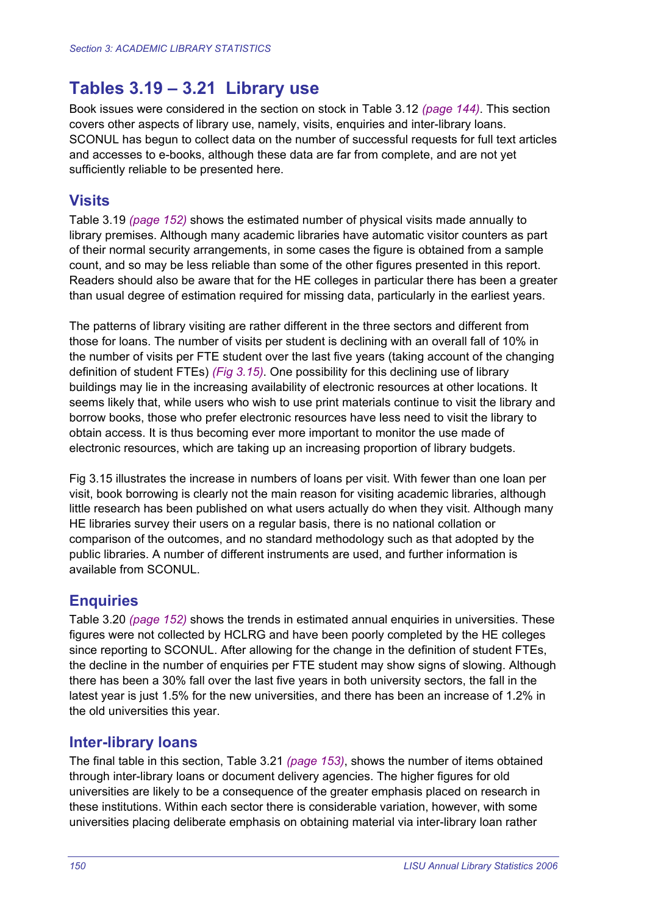# Tables 3.19 – 3.21 Library use

Book issues were considered in the section on stock in Table 3.12 *(page 144)*. This section covers other aspects of library use, namely, visits, enquiries and inter-library loans. SCONUL has begun to collect data on the number of successful requests for full text articles and accesses to e-books, although these data are far from complete, and are not yet sufficiently reliable to be presented here.

## Visits

Table 3.19 *(page 152)* shows the estimated number of physical visits made annually to library premises. Although many academic libraries have automatic visitor counters as part of their normal security arrangements, in some cases the figure is obtained from a sample count, and so may be less reliable than some of the other figures presented in this report. Readers should also be aware that for the HE colleges in particular there has been a greater than usual degree of estimation required for missing data, particularly in the earliest years.

The patterns of library visiting are rather different in the three sectors and different from those for loans. The number of visits per student is declining with an overall fall of 10% in the number of visits per FTE student over the last five years (taking account of the changing definition of student FTEs) *(Fig 3.15)*. One possibility for this declining use of library buildings may lie in the increasing availability of electronic resources at other locations. It seems likely that, while users who wish to use print materials continue to visit the library and borrow books, those who prefer electronic resources have less need to visit the library to obtain access. It is thus becoming ever more important to monitor the use made of electronic resources, which are taking up an increasing proportion of library budgets.

Fig 3.15 illustrates the increase in numbers of loans per visit. With fewer than one loan per visit, book borrowing is clearly not the main reason for visiting academic libraries, although little research has been published on what users actually do when they visit. Although many HE libraries survey their users on a regular basis, there is no national collation or comparison of the outcomes, and no standard methodology such as that adopted by the public libraries. A number of different instruments are used, and further information is available from SCONUL.

## Enquiries

Table 3.20 *(page 152)* shows the trends in estimated annual enquiries in universities. These figures were not collected by HCLRG and have been poorly completed by the HE colleges since reporting to SCONUL. After allowing for the change in the definition of student FTEs, the decline in the number of enquiries per FTE student may show signs of slowing. Although there has been a 30% fall over the last five years in both university sectors, the fall in the latest year is just 1.5% for the new universities, and there has been an increase of 1.2% in the old universities this year.

## Inter-library loans

The final table in this section, Table 3.21 *(page 153)*, shows the number of items obtained through inter-library loans or document delivery agencies. The higher figures for old universities are likely to be a consequence of the greater emphasis placed on research in these institutions. Within each sector there is considerable variation, however, with some universities placing deliberate emphasis on obtaining material via inter-library loan rather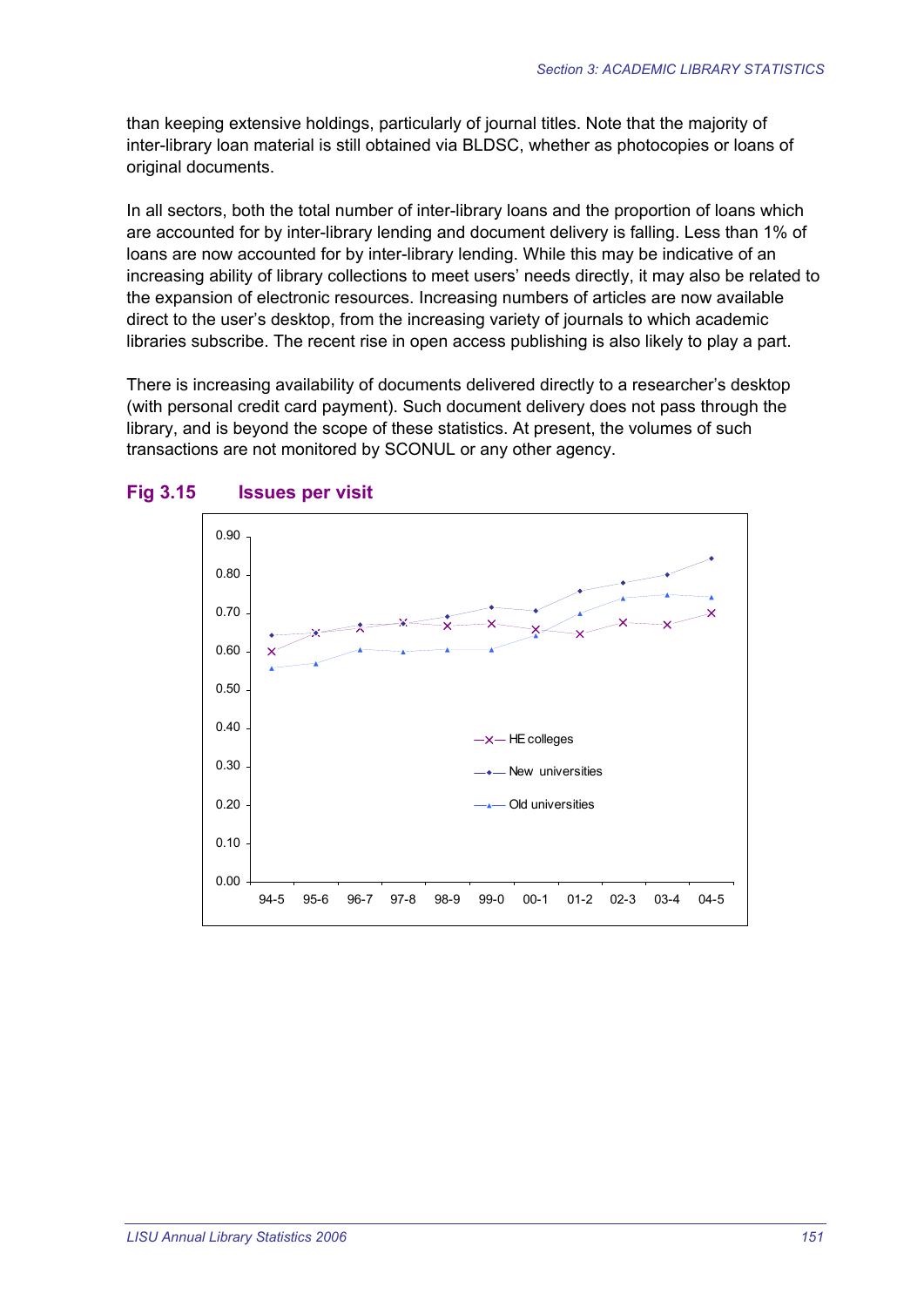than keeping extensive holdings, particularly of journal titles. Note that the majority of inter-library loan material is still obtained via BLDSC, whether as photocopies or loans of original documents.

In all sectors, both the total number of inter-library loans and the proportion of loans which are accounted for by inter-library lending and document delivery is falling. Less than 1% of loans are now accounted for by inter-library lending. While this may be indicative of an increasing ability of library collections to meet users' needs directly, it may also be related to the expansion of electronic resources. Increasing numbers of articles are now available direct to the user's desktop, from the increasing variety of journals to which academic libraries subscribe. The recent rise in open access publishing is also likely to play a part.

There is increasing availability of documents delivered directly to a researcher's desktop (with personal credit card payment). Such document delivery does not pass through the library, and is beyond the scope of these statistics. At present, the volumes of such transactions are not monitored by SCONUL or any other agency.

## Fig 3.15 Issues per visit

0.90
0.80
0.70
0.60
0.50
0.40
0.30
0.20
0.10
0.00

94-5 95-6 96-7 97-8 98-9 99-0 00-1 01-2 02-3 03-4 04-5

HE colleges
New universities
Old universities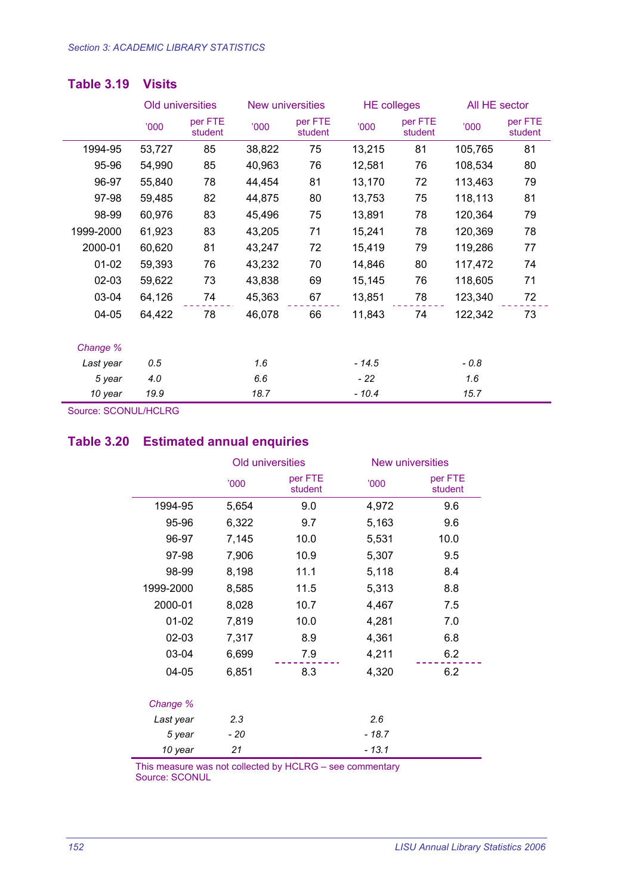Section 3: ACADEMIC LIBRARY STATISTICS

## Table 3.19 Visits

| | Old universities | | New universities | | HE colleges | | All HE sector | |
|---|---|---|---|---|---|---|---|---|
| | '000 | per FTE student | '000 | per FTE student | '000 | per FTE student | '000 | per FTE student |
| 1994-95 | 53,727 | 85 | 38,822 | 75 | 13,215 | 81 | 105,765 | 81 |
| 95-96 | 54,990 | 85 | 40,963 | 76 | 12,581 | 76 | 108,534 | 80 |
| 96-97 | 55,840 | 78 | 44,454 | 81 | 13,170 | 72 | 113,463 | 79 |
| 97-98 | 59,485 | 82 | 44,875 | 80 | 13,753 | 75 | 118,113 | 81 |
| 98-99 | 60,976 | 83 | 45,496 | 75 | 13,891 | 78 | 120,364 | 79 |
| 1999-2000 | 61,923 | 83 | 43,205 | 71 | 15,241 | 78 | 120,369 | 78 |
| 2000-01 | 60,620 | 81 | 43,247 | 72 | 15,419 | 79 | 119,286 | 77 |
| 01-02 | 59,393 | 76 | 43,232 | 70 | 14,846 | 80 | 117,472 | 74 |
| 02-03 | 59,622 | 73 | 43,838 | 69 | 15,145 | 76 | 118,605 | 71 |
| 03-04 | 64,126 | 74 | 45,363 | 67 | 13,851 | 78 | 123,340 | 72 |
| 04-05 | 64,422 | 78 | 46,078 | 66 | 11,843 | 74 | 122,342 | 73 |
| *Change %* | | | | | | | | |
| *Last year* | *0.5* | | *1.6* | | *- 14.5* | | *- 0.8* | |
| *5 year* | *4.0* | | *6.6* | | *- 22* | | *1.6* | |
| *10 year* | *19.9* | | *18.7* | | *- 10.4* | | *15.7* | |

Source: SCONUL/HCLRG

## Table 3.20 Estimated annual enquiries

| | Old universities | | New universities | |
|---|---|---|---|---|
| | '000 | per FTE student | '000 | per FTE student |
| 1994-95 | 5,654 | 9.0 | 4,972 | 9.6 |
| 95-96 | 6,322 | 9.7 | 5,163 | 9.6 |
| 96-97 | 7,145 | 10.0 | 5,531 | 10.0 |
| 97-98 | 7,906 | 10.9 | 5,307 | 9.5 |
| 98-99 | 8,198 | 11.1 | 5,118 | 8.4 |
| 1999-2000 | 8,585 | 11.5 | 5,313 | 8.8 |
| 2000-01 | 8,028 | 10.7 | 4,467 | 7.5 |
| 01-02 | 7,819 | 10.0 | 4,281 | 7.0 |
| 02-03 | 7,317 | 8.9 | 4,361 | 6.8 |
| 03-04 | 6,699 | 7.9 | 4,211 | 6.2 |
| 04-05 | 6,851 | 8.3 | 4,320 | 6.2 |
| *Change %* | | | | |
| *Last year* | *2.3* | | *2.6* | |
| *5 year* | *- 20* | | *- 18.7* | |
| *10 year* | *21* | | *- 13.1* | |

This measure was not collected by HCLRG – see commentary
Source: SCONUL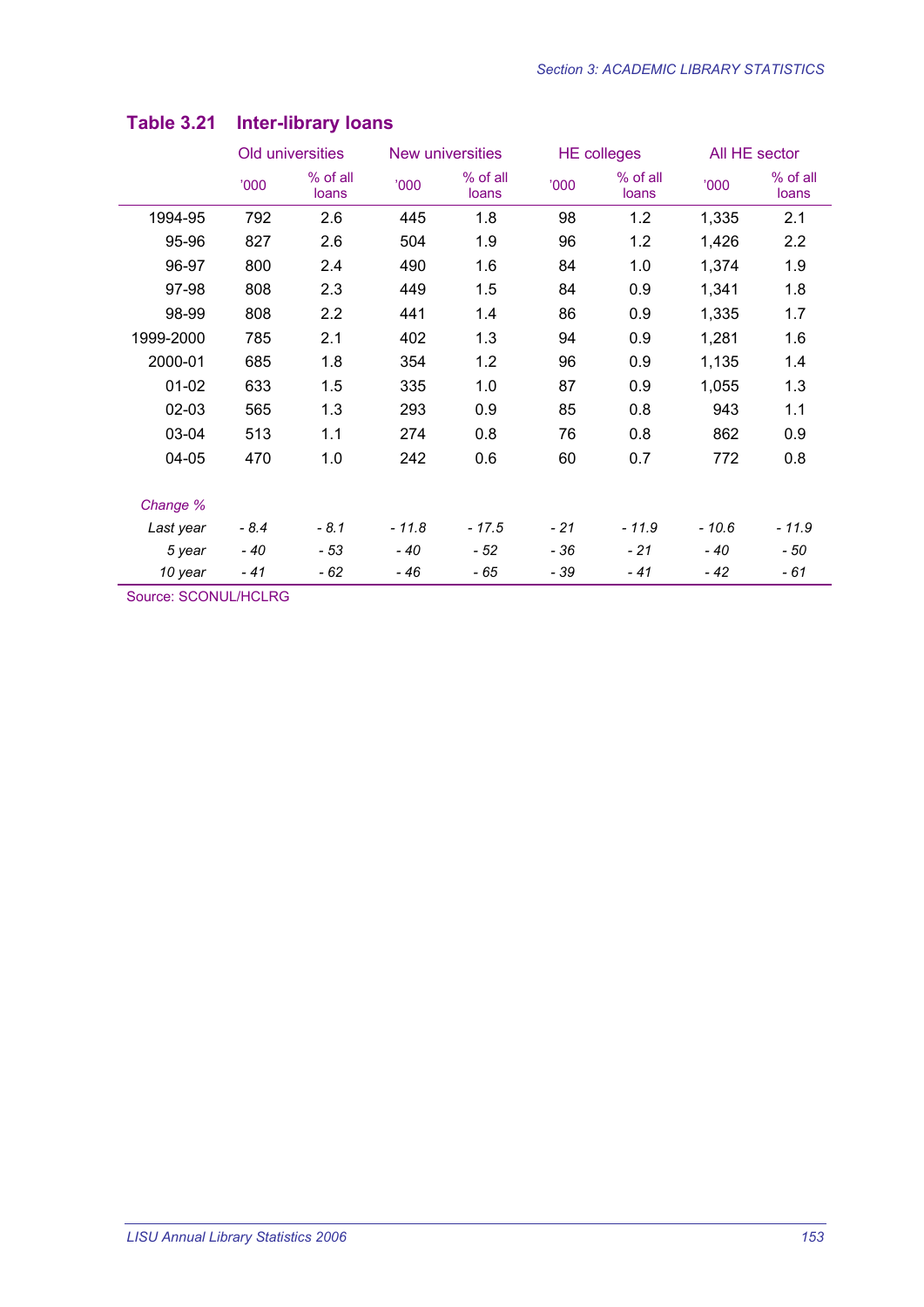## Table 3.21 Inter-library loans

| | Old universities | | New universities | | HE colleges | | All HE sector | |
|---|---|---|---|---|---|---|---|---|
| | '000 | % of all loans | '000 | % of all loans | '000 | % of all loans | '000 | % of all loans |
| 1994-95 | 792 | 2.6 | 445 | 1.8 | 98 | 1.2 | 1,335 | 2.1 |
| 95-96 | 827 | 2.6 | 504 | 1.9 | 96 | 1.2 | 1,426 | 2.2 |
| 96-97 | 800 | 2.4 | 490 | 1.6 | 84 | 1.0 | 1,374 | 1.9 |
| 97-98 | 808 | 2.3 | 449 | 1.5 | 84 | 0.9 | 1,341 | 1.8 |
| 98-99 | 808 | 2.2 | 441 | 1.4 | 86 | 0.9 | 1,335 | 1.7 |
| 1999-2000 | 785 | 2.1 | 402 | 1.3 | 94 | 0.9 | 1,281 | 1.6 |
| 2000-01 | 685 | 1.8 | 354 | 1.2 | 96 | 0.9 | 1,135 | 1.4 |
| 01-02 | 633 | 1.5 | 335 | 1.0 | 87 | 0.9 | 1,055 | 1.3 |
| 02-03 | 565 | 1.3 | 293 | 0.9 | 85 | 0.8 | 943 | 1.1 |
| 03-04 | 513 | 1.1 | 274 | 0.8 | 76 | 0.8 | 862 | 0.9 |
| 04-05 | 470 | 1.0 | 242 | 0.6 | 60 | 0.7 | 772 | 0.8 |
| *Change %* | | | | | | | | |
| *Last year* | *- 8.4* | *- 8.1* | *- 11.8* | *- 17.5* | *- 21* | *- 11.9* | *- 10.6* | *- 11.9* |
| *5 year* | *- 40* | *- 53* | *- 40* | *- 52* | *- 36* | *- 21* | *- 40* | *- 50* |
| *10 year* | *- 41* | *- 62* | *- 46* | *- 65* | *- 39* | *- 41* | *- 42* | *- 61* |

Source: SCONUL/HCLRG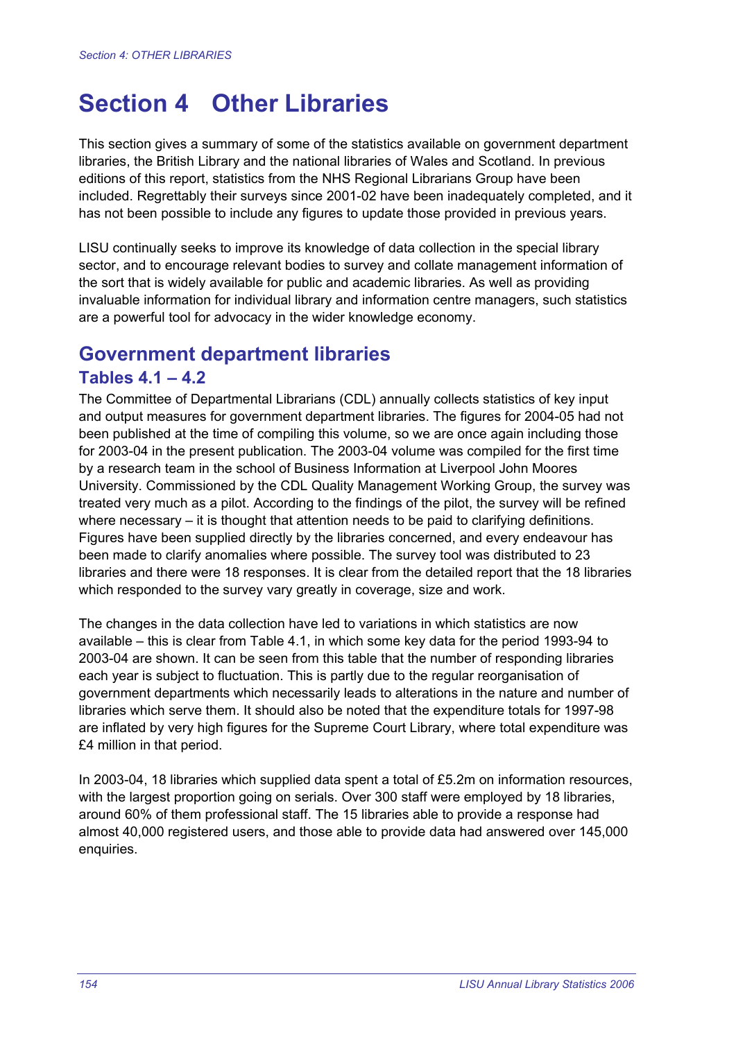# Section 4 Other Libraries

This section gives a summary of some of the statistics available on government department libraries, the British Library and the national libraries of Wales and Scotland. In previous editions of this report, statistics from the NHS Regional Librarians Group have been included. Regrettably their surveys since 2001-02 have been inadequately completed, and it has not been possible to include any figures to update those provided in previous years.

LISU continually seeks to improve its knowledge of data collection in the special library sector, and to encourage relevant bodies to survey and collate management information of the sort that is widely available for public and academic libraries. As well as providing invaluable information for individual library and information centre managers, such statistics are a powerful tool for advocacy in the wider knowledge economy.

## Government department libraries

### Tables 4.1 – 4.2

The Committee of Departmental Librarians (CDL) annually collects statistics of key input and output measures for government department libraries. The figures for 2004-05 had not been published at the time of compiling this volume, so we are once again including those for 2003-04 in the present publication. The 2003-04 volume was compiled for the first time by a research team in the school of Business Information at Liverpool John Moores University. Commissioned by the CDL Quality Management Working Group, the survey was treated very much as a pilot. According to the findings of the pilot, the survey will be refined where necessary – it is thought that attention needs to be paid to clarifying definitions. Figures have been supplied directly by the libraries concerned, and every endeavour has been made to clarify anomalies where possible. The survey tool was distributed to 23 libraries and there were 18 responses. It is clear from the detailed report that the 18 libraries which responded to the survey vary greatly in coverage, size and work.

The changes in the data collection have led to variations in which statistics are now available – this is clear from Table 4.1, in which some key data for the period 1993-94 to 2003-04 are shown. It can be seen from this table that the number of responding libraries each year is subject to fluctuation. This is partly due to the regular reorganisation of government departments which necessarily leads to alterations in the nature and number of libraries which serve them. It should also be noted that the expenditure totals for 1997-98 are inflated by very high figures for the Supreme Court Library, where total expenditure was £4 million in that period.

In 2003-04, 18 libraries which supplied data spent a total of £5.2m on information resources, with the largest proportion going on serials. Over 300 staff were employed by 18 libraries, around 60% of them professional staff. The 15 libraries able to provide a response had almost 40,000 registered users, and those able to provide data had answered over 145,000 enquiries.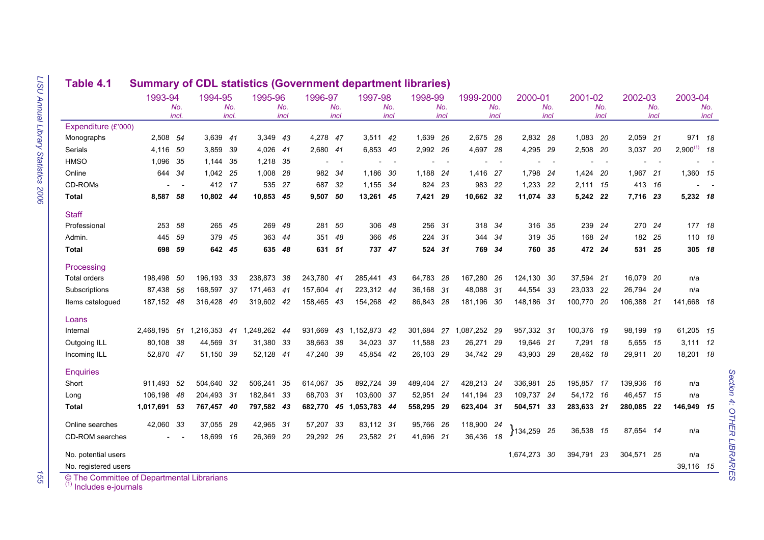## Table 4.1 Summary of CDL statistics (Government department libraries)

| | 1993-94 | No. incl. | 1994-95 | No. incl. | 1995-96 | No. incl | 1996-97 | No. incl | 1997-98 | No. incl | 1998-99 | No. incl | 1999-2000 | No. incl | 2000-01 | No. incl | 2001-02 | No. incl | 2002-03 | No. incl | 2003-04 | No. incl |
|---|---|---|---|---|---|---|---|---|---|---|---|---|---|---|---|---|---|---|---|---|---|---|
| **Expenditure (£'000)** | | | | | | | | | | | | | | | | | | | | | | |
| Monographs | 2,508 | 54 | 3,639 | 41 | 3,349 | 43 | 4,278 | 47 | 3,511 | 42 | 1,639 | 26 | 2,675 | 28 | 2,832 | 28 | 1,083 | 20 | 2,059 | 21 | 971 | 18 |
| Serials | 4,116 | 50 | 3,859 | 39 | 4,026 | 41 | 2,680 | 41 | 6,853 | 40 | 2,992 | 26 | 4,697 | 28 | 4,295 | 29 | 2,508 | 20 | 3,037 | 20 | 2,900[1] | 18 |
| HMSO | 1,096 | 35 | 1,144 | 35 | 1,218 | 35 | - | - | - | - | - | - | - | - | - | - | - | - | - | - | - | - |
| Online | 644 | 34 | 1,042 | 25 | 1,008 | 28 | 982 | 34 | 1,186 | 30 | 1,188 | 24 | 1,416 | 27 | 1,798 | 24 | 1,424 | 20 | 1,967 | 21 | 1,360 | 15 |
| CD-ROMs | - | - | 412 | 17 | 535 | 27 | 687 | 32 | 1,155 | 34 | 824 | 23 | 983 | 22 | 1,233 | 22 | 2,111 | 15 | 413 | 16 | - | - |
| **Total** | **8,587** | **58** | **10,802** | **44** | **10,853** | **45** | **9,507** | **50** | **13,261** | **45** | **7,421** | **29** | **10,662** | **32** | **11,074** | **33** | **5,242** | **22** | **7,716** | **23** | **5,232** | **18** |
| **Staff** | | | | | | | | | | | | | | | | | | | | | | |
| Professional | 253 | 58 | 265 | 45 | 269 | 48 | 281 | 50 | 306 | 48 | 256 | 31 | 318 | 34 | 316 | 35 | 239 | 24 | 270 | 24 | 177 | 18 |
| Admin. | 445 | 59 | 379 | 45 | 363 | 44 | 351 | 48 | 366 | 46 | 224 | 31 | 344 | 34 | 319 | 35 | 168 | 24 | 182 | 25 | 110 | 18 |
| **Total** | **698** | **59** | **642** | **45** | **635** | **48** | **631** | **51** | **737** | **47** | **524** | **31** | **769** | **34** | **760** | **35** | **472** | **24** | **531** | **25** | **305** | **18** |
| **Processing** | | | | | | | | | | | | | | | | | | | | | | |
| Total orders | 198,498 | 50 | 196,193 | 33 | 238,873 | 38 | 243,780 | 41 | 285,441 | 43 | 64,783 | 28 | 167,280 | 26 | 124,130 | 30 | 37,594 | 21 | 16,079 | 20 | n/a | |
| Subscriptions | 87,438 | 56 | 168,597 | 37 | 171,463 | 41 | 157,604 | 41 | 223,312 | 44 | 36,168 | 31 | 48,088 | 31 | 44,554 | 33 | 23,033 | 22 | 26,794 | 24 | n/a | |
| Items catalogued | 187,152 | 48 | 316,428 | 40 | 319,602 | 42 | 158,465 | 43 | 154,268 | 42 | 86,843 | 28 | 181,196 | 30 | 148,186 | 31 | 100,770 | 20 | 106,388 | 21 | 141,668 | 18 |
| **Loans** | | | | | | | | | | | | | | | | | | | | | | |
| Internal | 2,468,195 | 51 | 1,216,353 | 41 | 1,248,262 | 44 | 931,669 | 43 | 1,152,873 | 42 | 301,684 | 27 | 1,087,252 | 29 | 957,332 | 31 | 100,376 | 19 | 98,199 | 19 | 61,205 | 15 |
| Outgoing ILL | 80,108 | 38 | 44,569 | 31 | 31,380 | 33 | 38,663 | 38 | 34,023 | 37 | 11,588 | 23 | 26,271 | 29 | 19,646 | 21 | 7,291 | 18 | 5,655 | 15 | 3,111 | 12 |
| Incoming ILL | 52,870 | 47 | 51,150 | 39 | 52,128 | 41 | 47,240 | 39 | 45,854 | 42 | 26,103 | 29 | 34,742 | 29 | 43,903 | 29 | 28,462 | 18 | 29,911 | 20 | 18,201 | 18 |
| **Enquiries** | | | | | | | | | | | | | | | | | | | | | | |
| Short | 911,493 | 52 | 504,640 | 32 | 506,241 | 35 | 614,067 | 35 | 892,724 | 39 | 489,404 | 27 | 428,213 | 24 | 336,981 | 25 | 195,857 | 17 | 139,936 | 16 | n/a | |
| Long | 106,198 | 48 | 204,493 | 31 | 182,841 | 33 | 68,703 | 31 | 103,600 | 37 | 52,951 | 24 | 141,194 | 23 | 109,737 | 24 | 54,172 | 16 | 46,457 | 15 | n/a | |
| **Total** | **1,017,691** | **53** | **767,457** | **40** | **797,582** | **43** | **682,770** | **45** | **1,053,783** | **44** | **558,295** | **29** | **623,404** | **31** | **504,571** | **33** | **283,633** | **21** | **280,085** | **22** | **146,949** | **15** |
| Online searches | 42,060 | 33 | 37,055 | 28 | 42,965 | 31 | 57,207 | 33 | 83,112 | 31 | 95,766 | 26 | 118,900 | 24 | } 134,259 (Online and CD-ROM searches combined) | 25 | 36,538 | 15 | 87,654 | 14 | n/a | |
| CD-ROM searches | - | - | 18,699 | 16 | 26,369 | 20 | 29,292 | 26 | 23,582 | 21 | 41,696 | 21 | 36,436 | 18 | | | | | | | | |
| No. potential users | | | | | | | | | | | | | | | 1,674,273 | 30 | 394,791 | 23 | 304,571 | 25 | n/a | |
| No. registered users | | | | | | | | | | | | | | | | | | | | | 39,116 | 15 |

© The Committee of Departmental Librarians
[1] Includes e-journals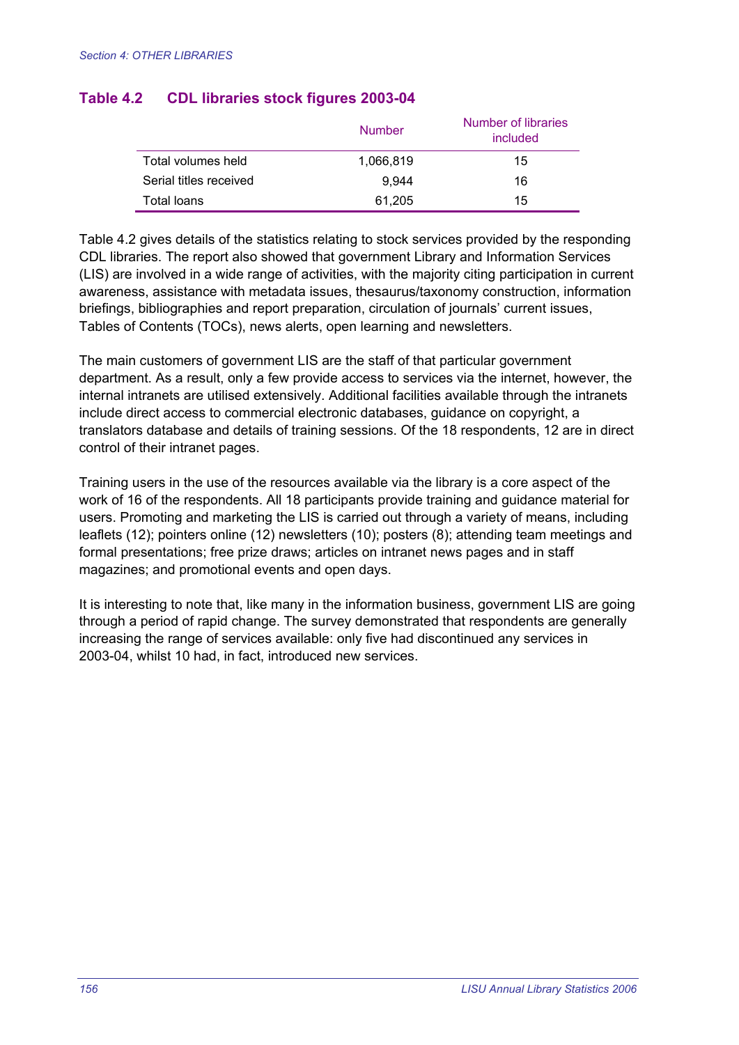### Table 4.2 CDL libraries stock figures 2003-04

| | Number | Number of libraries included |
|---|---|---|
| Total volumes held | 1,066,819 | 15 |
| Serial titles received | 9,944 | 16 |
| Total loans | 61,205 | 15 |

Table 4.2 gives details of the statistics relating to stock services provided by the responding CDL libraries. The report also showed that government Library and Information Services (LIS) are involved in a wide range of activities, with the majority citing participation in current awareness, assistance with metadata issues, thesaurus/taxonomy construction, information briefings, bibliographies and report preparation, circulation of journals' current issues, Tables of Contents (TOCs), news alerts, open learning and newsletters.

The main customers of government LIS are the staff of that particular government department. As a result, only a few provide access to services via the internet, however, the internal intranets are utilised extensively. Additional facilities available through the intranets include direct access to commercial electronic databases, guidance on copyright, a translators database and details of training sessions. Of the 18 respondents, 12 are in direct control of their intranet pages.

Training users in the use of the resources available via the library is a core aspect of the work of 16 of the respondents. All 18 participants provide training and guidance material for users. Promoting and marketing the LIS is carried out through a variety of means, including leaflets (12); pointers online (12) newsletters (10); posters (8); attending team meetings and formal presentations; free prize draws; articles on intranet news pages and in staff magazines; and promotional events and open days.

It is interesting to note that, like many in the information business, government LIS are going through a period of rapid change. The survey demonstrated that respondents are generally increasing the range of services available: only five had discontinued any services in 2003-04, whilst 10 had, in fact, introduced new services.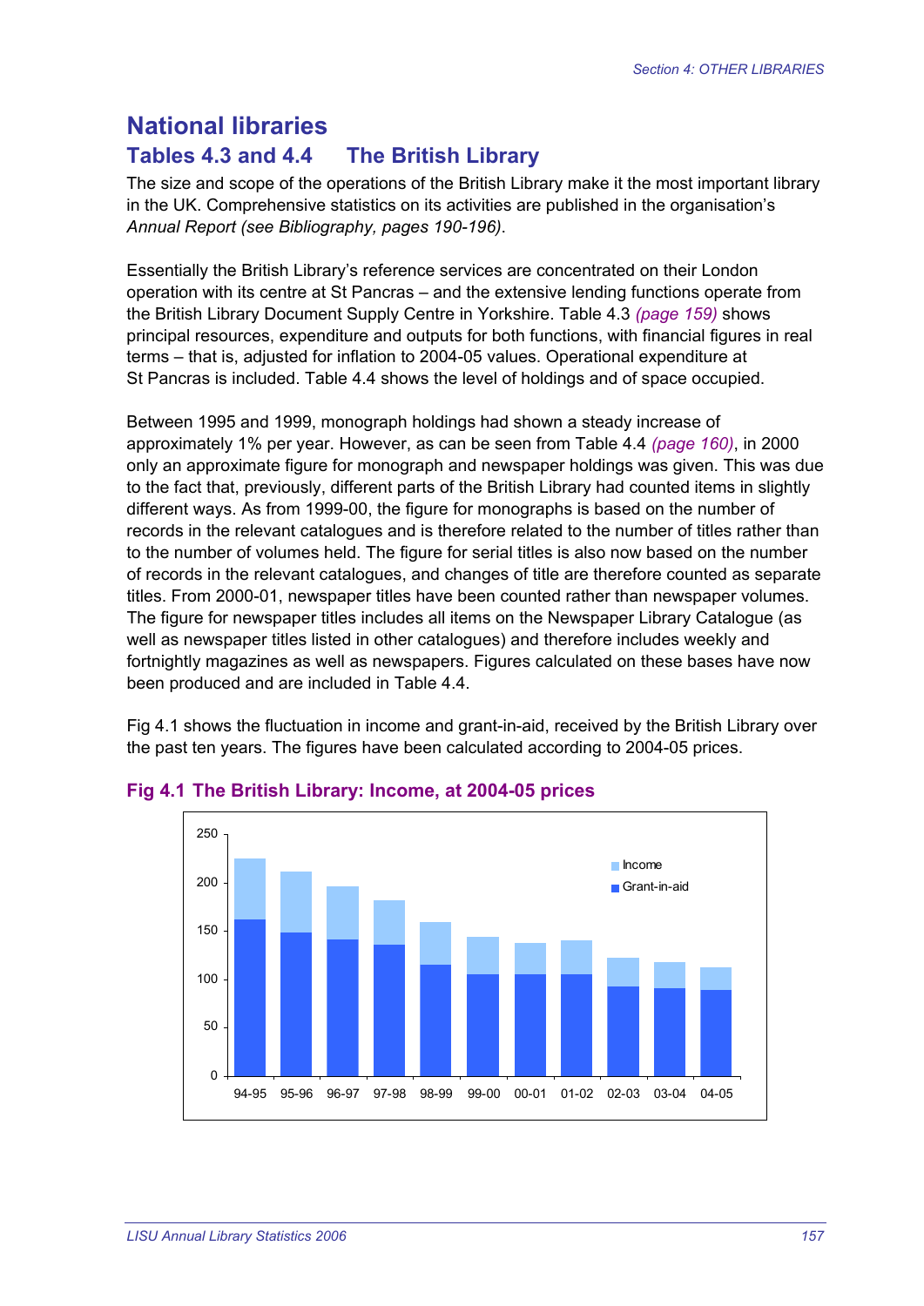# National libraries

## Tables 4.3 and 4.4 The British Library

The size and scope of the operations of the British Library make it the most important library in the UK. Comprehensive statistics on its activities are published in the organisation's *Annual Report (see Bibliography, pages 190-196)*.

Essentially the British Library's reference services are concentrated on their London operation with its centre at St Pancras – and the extensive lending functions operate from the British Library Document Supply Centre in Yorkshire. Table 4.3 *(page 159)* shows principal resources, expenditure and outputs for both functions, with financial figures in real terms – that is, adjusted for inflation to 2004-05 values. Operational expenditure at St Pancras is included. Table 4.4 shows the level of holdings and of space occupied.

Between 1995 and 1999, monograph holdings had shown a steady increase of approximately 1% per year. However, as can be seen from Table 4.4 *(page 160)*, in 2000 only an approximate figure for monograph and newspaper holdings was given. This was due to the fact that, previously, different parts of the British Library had counted items in slightly different ways. As from 1999-00, the figure for monographs is based on the number of records in the relevant catalogues and is therefore related to the number of titles rather than to the number of volumes held. The figure for serial titles is also now based on the number of records in the relevant catalogues, and changes of title are therefore counted as separate titles. From 2000-01, newspaper titles have been counted rather than newspaper volumes. The figure for newspaper titles includes all items on the Newspaper Library Catalogue (as well as newspaper titles listed in other catalogues) and therefore includes weekly and fortnightly magazines as well as newspapers. Figures calculated on these bases have now been produced and are included in Table 4.4.

Fig 4.1 shows the fluctuation in income and grant-in-aid, received by the British Library over the past ten years. The figures have been calculated according to 2004-05 prices.

### Fig 4.1 The British Library: Income, at 2004-05 prices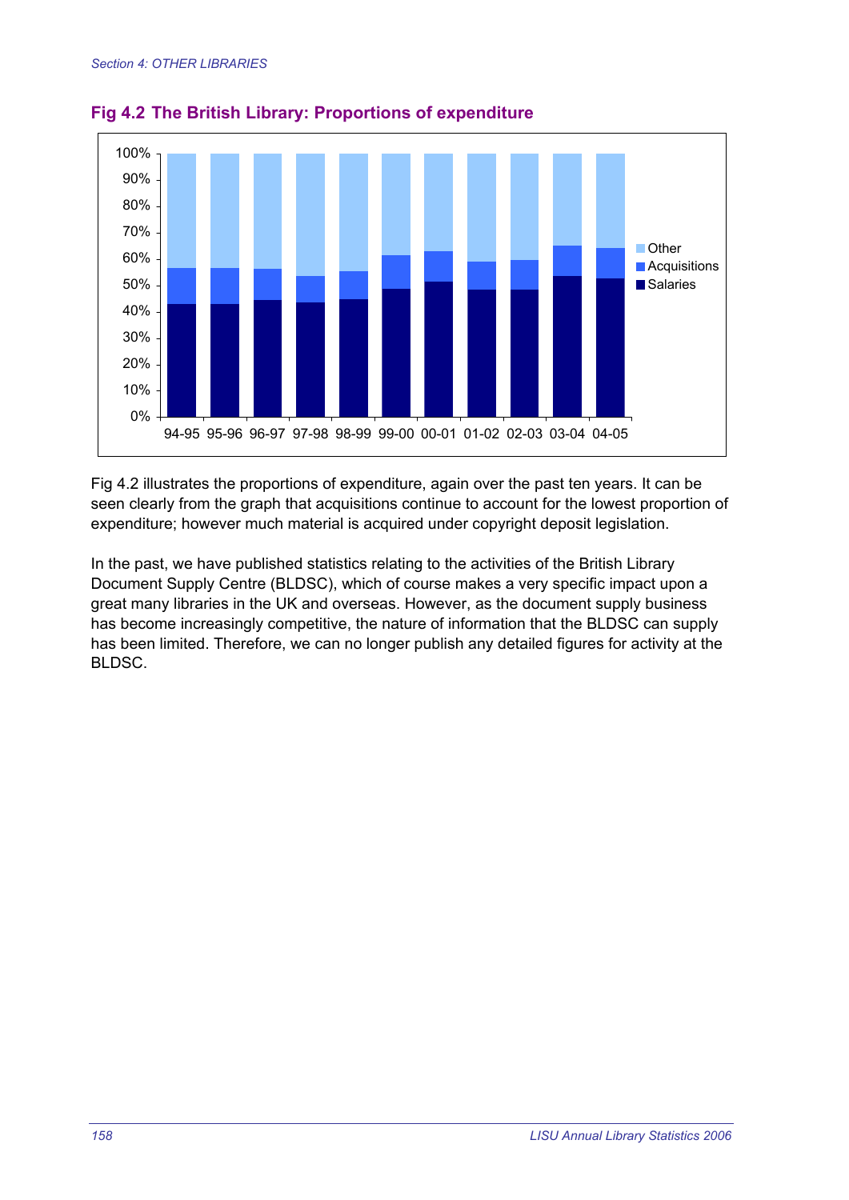## Fig 4.2 The British Library: Proportions of expenditure

Fig 4.2 illustrates the proportions of expenditure, again over the past ten years. It can be seen clearly from the graph that acquisitions continue to account for the lowest proportion of expenditure; however much material is acquired under copyright deposit legislation.

In the past, we have published statistics relating to the activities of the British Library Document Supply Centre (BLDSC), which of course makes a very specific impact upon a great many libraries in the UK and overseas. However, as the document supply business has become increasingly competitive, the nature of information that the BLDSC can supply has been limited. Therefore, we can no longer publish any detailed figures for activity at the BLDSC.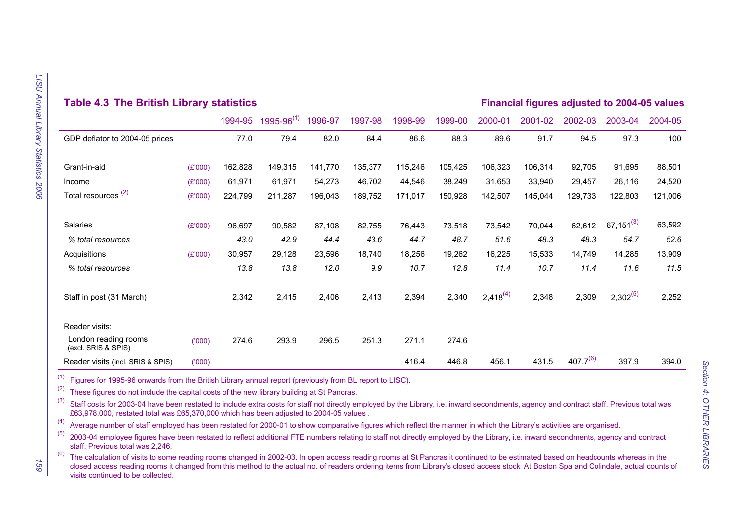## Table 4.3 The British Library statistics

**Financial figures adjusted to 2004-05 values**

| | | 1994-95 | 1995-96[1] | 1996-97 | 1997-98 | 1998-99 | 1999-00 | 2000-01 | 2001-02 | 2002-03 | 2003-04 | 2004-05 |
|---|---|---|---|---|---|---|---|---|---|---|---|---|
| GDP deflator to 2004-05 prices | | 77.0 | 79.4 | 82.0 | 84.4 | 86.6 | 88.3 | 89.6 | 91.7 | 94.5 | 97.3 | 100 |
| Grant-in-aid | (£'000) | 162,828 | 149,315 | 141,770 | 135,377 | 115,246 | 105,425 | 106,323 | 106,314 | 92,705 | 91,695 | 88,501 |
| Income | (£'000) | 61,971 | 61,971 | 54,273 | 46,702 | 44,546 | 38,249 | 31,653 | 33,940 | 29,457 | 26,116 | 24,520 |
| Total resources [2] | (£'000) | 224,799 | 211,287 | 196,043 | 189,752 | 171,017 | 150,928 | 142,507 | 145,044 | 129,733 | 122,803 | 121,006 |
| Salaries | (£'000) | 96,697 | 90,582 | 87,108 | 82,755 | 76,443 | 73,518 | 73,542 | 70,044 | 62,612 | 67,151[3] | 63,592 |
| *% total resources* | | *43.0* | *42.9* | *44.4* | *43.6* | *44.7* | *48.7* | *51.6* | *48.3* | *48.3* | *54.7* | *52.6* |
| Acquisitions | (£'000) | 30,957 | 29,128 | 23,596 | 18,740 | 18,256 | 19,262 | 16,225 | 15,533 | 14,749 | 14,285 | 13,909 |
| *% total resources* | | *13.8* | *13.8* | *12.0* | *9.9* | *10.7* | *12.8* | *11.4* | *10.7* | *11.4* | *11.6* | *11.5* |
| Staff in post (31 March) | | 2,342 | 2,415 | 2,406 | 2,413 | 2,394 | 2,340 | 2,418[4] | 2,348 | 2,309 | 2,302[5] | 2,252 |
| Reader visits: | | | | | | | | | | | | |
| London reading rooms (excl. SRIS & SPIS) | ('000) | 274.6 | 293.9 | 296.5 | 251.3 | 271.1 | 274.6 | | | | | |
| Reader visits (incl. SRIS & SPIS) | ('000) | | | | | 416.4 | 446.8 | 456.1 | 431.5 | 407.7[6] | 397.9 | 394.0 |

(1) Figures for 1995-96 onwards from the British Library annual report (previously from BL report to LISC).

(2) These figures do not include the capital costs of the new library building at St Pancras.

(3) Staff costs for 2003-04 have been restated to include extra costs for staff not directly employed by the Library, i.e. inward secondments, agency and contract staff. Previous total was £63,978,000, restated total was £65,370,000 which has been adjusted to 2004-05 values .

(4) Average number of staff employed has been restated for 2000-01 to show comparative figures which reflect the manner in which the Library's activities are organised.

(5) 2003-04 employee figures have been restated to reflect additional FTE numbers relating to staff not directly employed by the Library, i.e. inward secondments, agency and contract staff. Previous total was 2,246,

(6) The calculation of visits to some reading rooms changed in 2002-03. In open access reading rooms at St Pancras it continued to be estimated based on headcounts whereas in the closed access reading rooms it changed from this method to the actual no. of readers ordering items from Library's closed access stock. At Boston Spa and Colindale, actual counts of visits continued to be collected.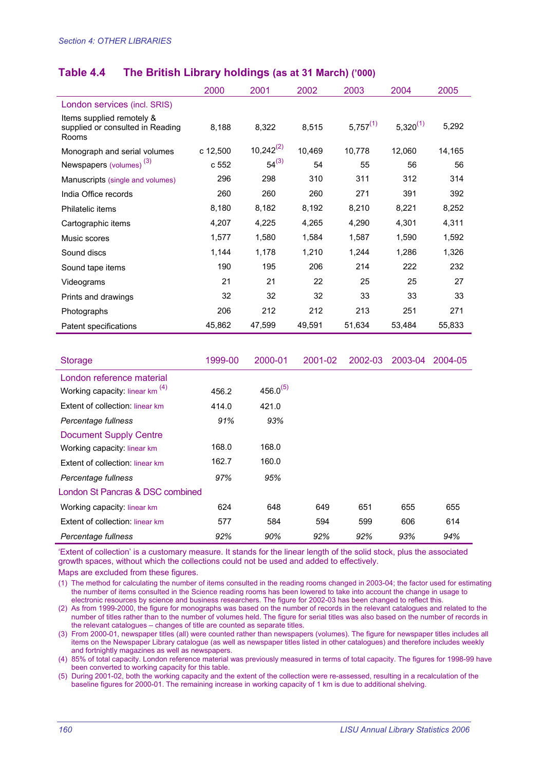## Table 4.4 The British Library holdings (as at 31 March) ('000)

| | 2000 | 2001 | 2002 | 2003 | 2004 | 2005 |
|---|---|---|---|---|---|---|
| **London services** (incl. SRIS) | | | | | | |
| Items supplied remotely & supplied or consulted in Reading Rooms | 8,188 | 8,322 | 8,515 | 5,757(1) | 5,320(1) | 5,292 |
| Monograph and serial volumes | c 12,500 | 10,242(2) | 10,469 | 10,778 | 12,060 | 14,165 |
| Newspapers (volumes) (3) | c 552 | 54(3) | 54 | 55 | 56 | 56 |
| Manuscripts (single and volumes) | 296 | 298 | 310 | 311 | 312 | 314 |
| India Office records | 260 | 260 | 260 | 271 | 391 | 392 |
| Philatelic items | 8,180 | 8,182 | 8,192 | 8,210 | 8,221 | 8,252 |
| Cartographic items | 4,207 | 4,225 | 4,265 | 4,290 | 4,301 | 4,311 |
| Music scores | 1,577 | 1,580 | 1,584 | 1,587 | 1,590 | 1,592 |
| Sound discs | 1,144 | 1,178 | 1,210 | 1,244 | 1,286 | 1,326 |
| Sound tape items | 190 | 195 | 206 | 214 | 222 | 232 |
| Videograms | 21 | 21 | 22 | 25 | 25 | 27 |
| Prints and drawings | 32 | 32 | 32 | 33 | 33 | 33 |
| Photographs | 206 | 212 | 212 | 213 | 251 | 271 |
| Patent specifications | 45,862 | 47,599 | 49,591 | 51,634 | 53,484 | 55,833 |

| Storage | 1999-00 | 2000-01 | 2001-02 | 2002-03 | 2003-04 | 2004-05 |
|---|---|---|---|---|---|---|
| **London reference material** | | | | | | |
| Working capacity: linear km (4) | 456.2 | 456.0(5) | | | | |
| Extent of collection: linear km | 414.0 | 421.0 | | | | |
| *Percentage fullness* | *91%* | *93%* | | | | |
| **Document Supply Centre** | | | | | | |
| Working capacity: linear km | 168.0 | 168.0 | | | | |
| Extent of collection: linear km | 162.7 | 160.0 | | | | |
| *Percentage fullness* | *97%* | *95%* | | | | |
| **London St Pancras & DSC combined** | | | | | | |
| Working capacity: linear km | 624 | 648 | 649 | 651 | 655 | 655 |
| Extent of collection: linear km | 577 | 584 | 594 | 599 | 606 | 614 |
| *Percentage fullness* | *92%* | *90%* | *92%* | *92%* | *93%* | *94%* |

'Extent of collection' is a customary measure. It stands for the linear length of the solid stock, plus the associated growth spaces, without which the collections could not be used and added to effectively.

Maps are excluded from these figures.

(1) The method for calculating the number of items consulted in the reading rooms changed in 2003-04; the factor used for estimating the number of items consulted in the Science reading rooms has been lowered to take into account the change in usage to electronic resources by science and business researchers. The figure for 2002-03 has been changed to reflect this.

(2) As from 1999-2000, the figure for monographs was based on the number of records in the relevant catalogues and related to the number of titles rather than to the number of volumes held. The figure for serial titles was also based on the number of records in the relevant catalogues – changes of title are counted as separate titles.

(3) From 2000-01, newspaper titles (all) were counted rather than newspapers (volumes). The figure for newspaper titles includes all items on the Newspaper Library catalogue (as well as newspaper titles listed in other catalogues) and therefore includes weekly and fortnightly magazines as well as newspapers.

(4) 85% of total capacity. London reference material was previously measured in terms of total capacity. The figures for 1998-99 have been converted to working capacity for this table.

(5) During 2001-02, both the working capacity and the extent of the collection were re-assessed, resulting in a recalculation of the baseline figures for 2000-01. The remaining increase in working capacity of 1 km is due to additional shelving.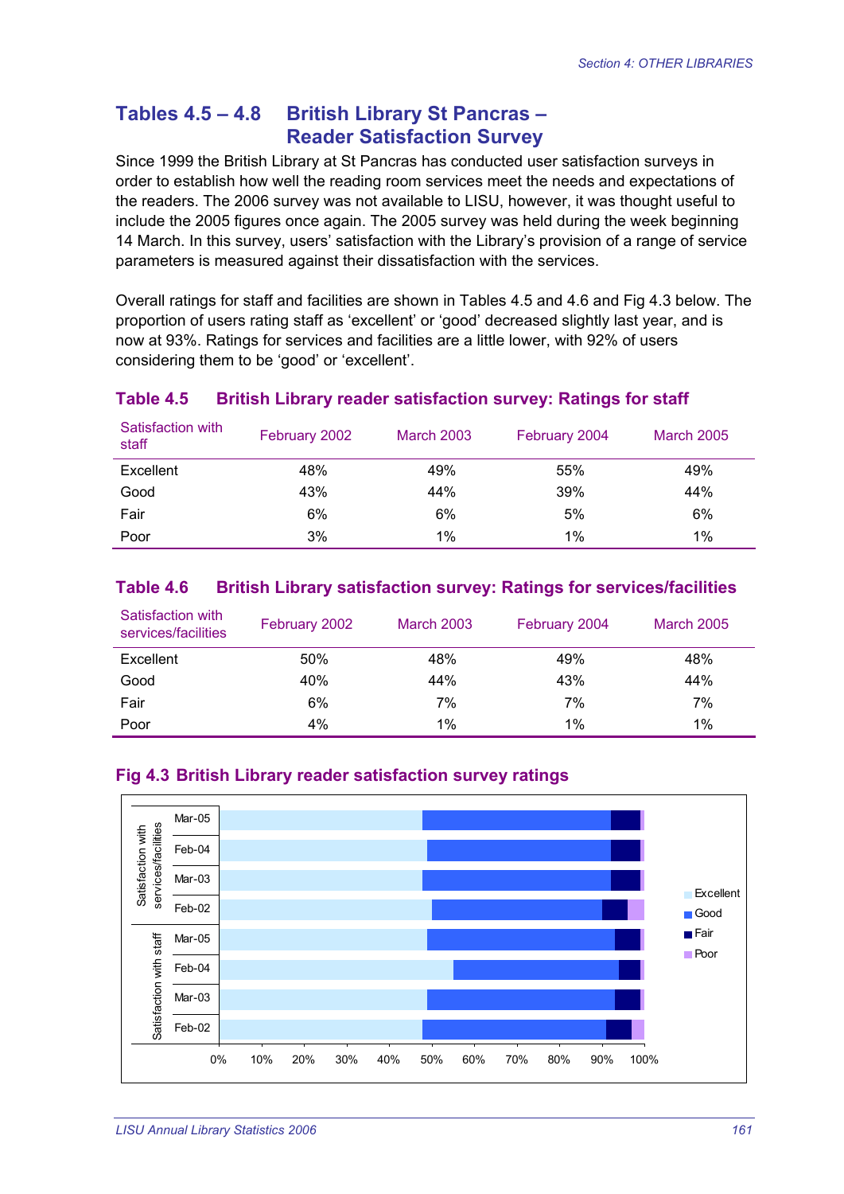## Tables 4.5 – 4.8 British Library St Pancras – Reader Satisfaction Survey

Since 1999 the British Library at St Pancras has conducted user satisfaction surveys in order to establish how well the reading room services meet the needs and expectations of the readers. The 2006 survey was not available to LISU, however, it was thought useful to include the 2005 figures once again. The 2005 survey was held during the week beginning 14 March. In this survey, users' satisfaction with the Library's provision of a range of service parameters is measured against their dissatisfaction with the services.

Overall ratings for staff and facilities are shown in Tables 4.5 and 4.6 and Fig 4.3 below. The proportion of users rating staff as 'excellent' or 'good' decreased slightly last year, and is now at 93%. Ratings for services and facilities are a little lower, with 92% of users considering them to be 'good' or 'excellent'.

### Table 4.5 British Library reader satisfaction survey: Ratings for staff

| Satisfaction with staff | February 2002 | March 2003 | February 2004 | March 2005 |
|---|---|---|---|---|
| Excellent | 48% | 49% | 55% | 49% |
| Good | 43% | 44% | 39% | 44% |
| Fair | 6% | 6% | 5% | 6% |
| Poor | 3% | 1% | 1% | 1% |

### Table 4.6 British Library satisfaction survey: Ratings for services/facilities

| Satisfaction with services/facilities | February 2002 | March 2003 | February 2004 | March 2005 |
|---|---|---|---|---|
| Excellent | 50% | 48% | 49% | 48% |
| Good | 40% | 44% | 43% | 44% |
| Fair | 6% | 7% | 7% | 7% |
| Poor | 4% | 1% | 1% | 1% |

### Fig 4.3 British Library reader satisfaction survey ratings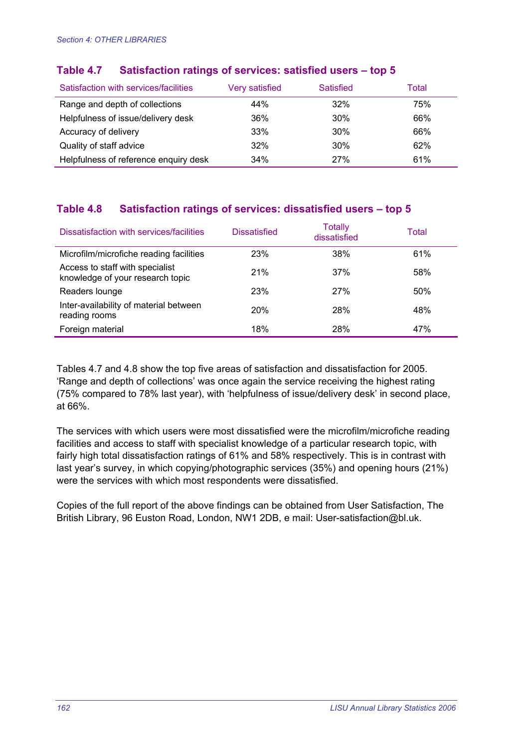### Table 4.7 Satisfaction ratings of services: satisfied users – top 5

| Satisfaction with services/facilities | Very satisfied | Satisfied | Total |
|---|---|---|---|
| Range and depth of collections | 44% | 32% | 75% |
| Helpfulness of issue/delivery desk | 36% | 30% | 66% |
| Accuracy of delivery | 33% | 30% | 66% |
| Quality of staff advice | 32% | 30% | 62% |
| Helpfulness of reference enquiry desk | 34% | 27% | 61% |

### Table 4.8 Satisfaction ratings of services: dissatisfied users – top 5

| Dissatisfaction with services/facilities | Dissatisfied | Totally dissatisfied | Total |
|---|---|---|---|
| Microfilm/microfiche reading facilities | 23% | 38% | 61% |
| Access to staff with specialist knowledge of your research topic | 21% | 37% | 58% |
| Readers lounge | 23% | 27% | 50% |
| Inter-availability of material between reading rooms | 20% | 28% | 48% |
| Foreign material | 18% | 28% | 47% |

Tables 4.7 and 4.8 show the top five areas of satisfaction and dissatisfaction for 2005. 'Range and depth of collections' was once again the service receiving the highest rating (75% compared to 78% last year), with 'helpfulness of issue/delivery desk' in second place, at 66%.

The services with which users were most dissatisfied were the microfilm/microfiche reading facilities and access to staff with specialist knowledge of a particular research topic, with fairly high total dissatisfaction ratings of 61% and 58% respectively. This is in contrast with last year's survey, in which copying/photographic services (35%) and opening hours (21%) were the services with which most respondents were dissatisfied.

Copies of the full report of the above findings can be obtained from User Satisfaction, The British Library, 96 Euston Road, London, NW1 2DB, e mail: User-satisfaction@bl.uk.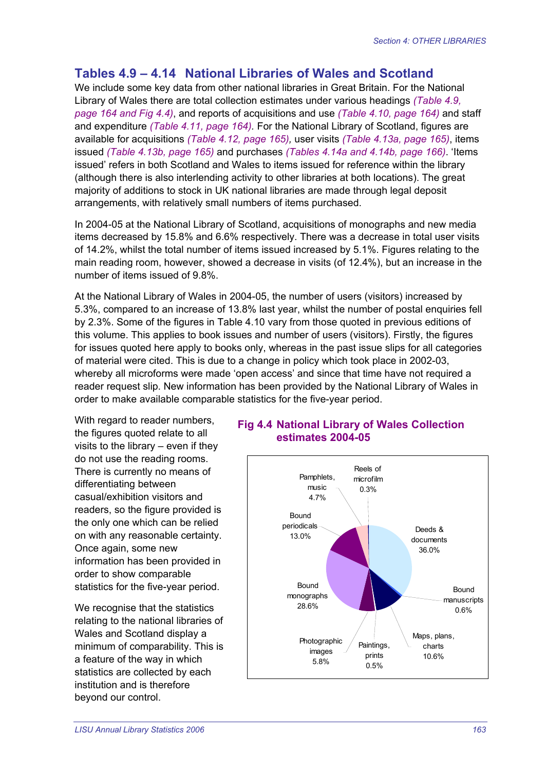## Tables 4.9 – 4.14 National Libraries of Wales and Scotland

We include some key data from other national libraries in Great Britain. For the National Library of Wales there are total collection estimates under various headings *(Table 4.9, page 164 and Fig 4.4)*, and reports of acquisitions and use *(Table 4.10, page 164)* and staff and expenditure *(Table 4.11, page 164)*. For the National Library of Scotland, figures are available for acquisitions *(Table 4.12, page 165)*, user visits *(Table 4.13a, page 165)*, items issued *(Table 4.13b, page 165)* and purchases *(Tables 4.14a and 4.14b, page 166)*. 'Items issued' refers in both Scotland and Wales to items issued for reference within the library (although there is also interlending activity to other libraries at both locations). The great majority of additions to stock in UK national libraries are made through legal deposit arrangements, with relatively small numbers of items purchased.

In 2004-05 at the National Library of Scotland, acquisitions of monographs and new media items decreased by 15.8% and 6.6% respectively. There was a decrease in total user visits of 14.2%, whilst the total number of items issued increased by 5.1%. Figures relating to the main reading room, however, showed a decrease in visits (of 12.4%), but an increase in the number of items issued of 9.8%.

At the National Library of Wales in 2004-05, the number of users (visitors) increased by 5.3%, compared to an increase of 13.8% last year, whilst the number of postal enquiries fell by 2.3%. Some of the figures in Table 4.10 vary from those quoted in previous editions of this volume. This applies to book issues and number of users (visitors). Firstly, the figures for issues quoted here apply to books only, whereas in the past issue slips for all categories of material were cited. This is due to a change in policy which took place in 2002-03, whereby all microforms were made 'open access' and since that time have not required a reader request slip. New information has been provided by the National Library of Wales in order to make available comparable statistics for the five-year period.

With regard to reader numbers, the figures quoted relate to all visits to the library – even if they do not use the reading rooms. There is currently no means of differentiating between casual/exhibition visitors and readers, so the figure provided is the only one which can be relied on with any reasonable certainty. Once again, some new information has been provided in order to show comparable statistics for the five-year period.

We recognise that the statistics relating to the national libraries of Wales and Scotland display a minimum of comparability. This is a feature of the way in which statistics are collected by each institution and is therefore beyond our control.

### Fig 4.4 National Library of Wales Collection estimates 2004-05

| Category | % |
|---|---|
| Deeds & documents | 36.0% |
| Bound manuscripts | 0.6% |
| Maps, plans, charts | 10.6% |
| Paintings, prints | 0.5% |
| Photographic images | 5.8% |
| Bound monographs | 28.6% |
| Bound periodicals | 13.0% |
| Pamphlets, music | 4.7% |
| Reels of microfilm | 0.3% |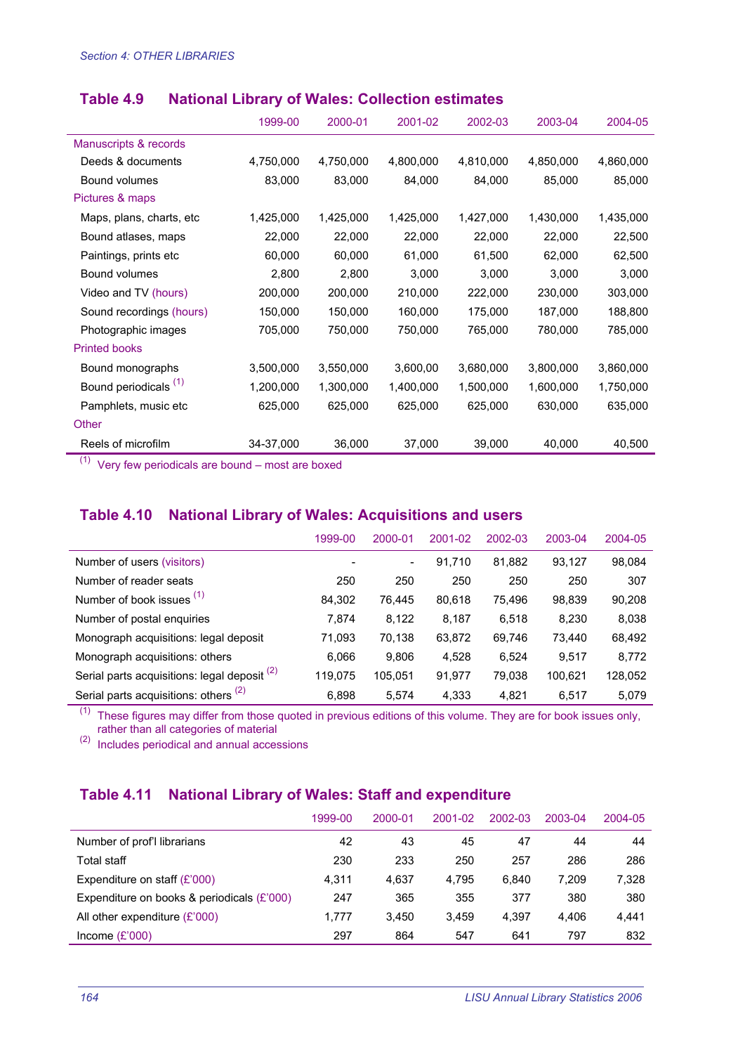Section 4: OTHER LIBRARIES

## Table 4.9 National Library of Wales: Collection estimates

| | 1999-00 | 2000-01 | 2001-02 | 2002-03 | 2003-04 | 2004-05 |
|---|---|---|---|---|---|---|
| Manuscripts & records | | | | | | |
| Deeds & documents | 4,750,000 | 4,750,000 | 4,800,000 | 4,810,000 | 4,850,000 | 4,860,000 |
| Bound volumes | 83,000 | 83,000 | 84,000 | 84,000 | 85,000 | 85,000 |
| Pictures & maps | | | | | | |
| Maps, plans, charts, etc | 1,425,000 | 1,425,000 | 1,425,000 | 1,427,000 | 1,430,000 | 1,435,000 |
| Bound atlases, maps | 22,000 | 22,000 | 22,000 | 22,000 | 22,000 | 22,500 |
| Paintings, prints etc | 60,000 | 60,000 | 61,000 | 61,500 | 62,000 | 62,500 |
| Bound volumes | 2,800 | 2,800 | 3,000 | 3,000 | 3,000 | 3,000 |
| Video and TV (hours) | 200,000 | 200,000 | 210,000 | 222,000 | 230,000 | 303,000 |
| Sound recordings (hours) | 150,000 | 150,000 | 160,000 | 175,000 | 187,000 | 188,800 |
| Photographic images | 705,000 | 750,000 | 750,000 | 765,000 | 780,000 | 785,000 |
| Printed books | | | | | | |
| Bound monographs | 3,500,000 | 3,550,000 | 3,600,00 | 3,680,000 | 3,800,000 | 3,860,000 |
| Bound periodicals [1] | 1,200,000 | 1,300,000 | 1,400,000 | 1,500,000 | 1,600,000 | 1,750,000 |
| Pamphlets, music etc | 625,000 | 625,000 | 625,000 | 625,000 | 630,000 | 635,000 |
| Other | | | | | | |
| Reels of microfilm | 34-37,000 | 36,000 | 37,000 | 39,000 | 40,000 | 40,500 |

(1) Very few periodicals are bound – most are boxed

## Table 4.10 National Library of Wales: Acquisitions and users

| | 1999-00 | 2000-01 | 2001-02 | 2002-03 | 2003-04 | 2004-05 |
|---|---|---|---|---|---|---|
| Number of users (visitors) | - | - | 91,710 | 81,882 | 93,127 | 98,084 |
| Number of reader seats | 250 | 250 | 250 | 250 | 250 | 307 |
| Number of book issues [1] | 84,302 | 76,445 | 80,618 | 75,496 | 98,839 | 90,208 |
| Number of postal enquiries | 7,874 | 8,122 | 8,187 | 6,518 | 8,230 | 8,038 |
| Monograph acquisitions: legal deposit | 71,093 | 70,138 | 63,872 | 69,746 | 73,440 | 68,492 |
| Monograph acquisitions: others | 6,066 | 9,806 | 4,528 | 6,524 | 9,517 | 8,772 |
| Serial parts acquisitions: legal deposit [2] | 119,075 | 105,051 | 91,977 | 79,038 | 100,621 | 128,052 |
| Serial parts acquisitions: others [2] | 6,898 | 5,574 | 4,333 | 4,821 | 6,517 | 5,079 |

(1) These figures may differ from those quoted in previous editions of this volume. They are for book issues only, rather than all categories of material

(2) Includes periodical and annual accessions

## Table 4.11 National Library of Wales: Staff and expenditure

| | 1999-00 | 2000-01 | 2001-02 | 2002-03 | 2003-04 | 2004-05 |
|---|---|---|---|---|---|---|
| Number of prof'l librarians | 42 | 43 | 45 | 47 | 44 | 44 |
| Total staff | 230 | 233 | 250 | 257 | 286 | 286 |
| Expenditure on staff (£'000) | 4,311 | 4,637 | 4,795 | 6,840 | 7,209 | 7,328 |
| Expenditure on books & periodicals (£'000) | 247 | 365 | 355 | 377 | 380 | 380 |
| All other expenditure (£'000) | 1,777 | 3,450 | 3,459 | 4,397 | 4,406 | 4,441 |
| Income (£'000) | 297 | 864 | 547 | 641 | 797 | 832 |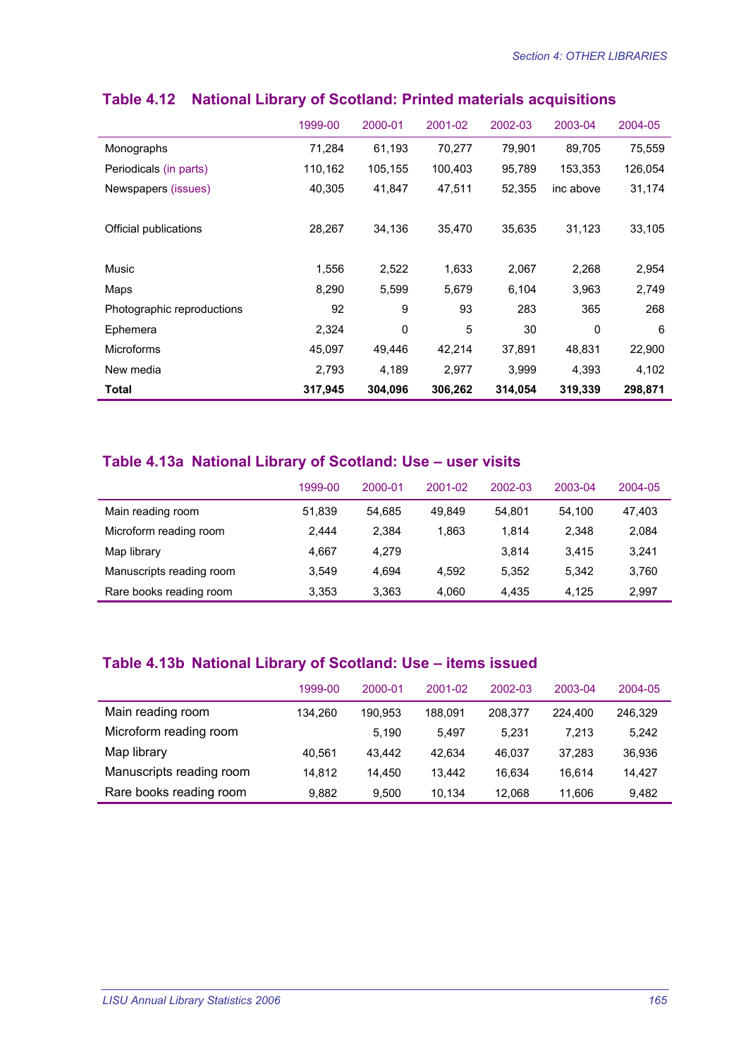## Table 4.12 National Library of Scotland: Printed materials acquisitions

| | 1999-00 | 2000-01 | 2001-02 | 2002-03 | 2003-04 | 2004-05 |
|---|---|---|---|---|---|---|
| Monographs | 71,284 | 61,193 | 70,277 | 79,901 | 89,705 | 75,559 |
| Periodicals (in parts) | 110,162 | 105,155 | 100,403 | 95,789 | 153,353 | 126,054 |
| Newspapers (issues) | 40,305 | 41,847 | 47,511 | 52,355 | inc above | 31,174 |
| Official publications | 28,267 | 34,136 | 35,470 | 35,635 | 31,123 | 33,105 |
| Music | 1,556 | 2,522 | 1,633 | 2,067 | 2,268 | 2,954 |
| Maps | 8,290 | 5,599 | 5,679 | 6,104 | 3,963 | 2,749 |
| Photographic reproductions | 92 | 9 | 93 | 283 | 365 | 268 |
| Ephemera | 2,324 | 0 | 5 | 30 | 0 | 6 |
| Microforms | 45,097 | 49,446 | 42,214 | 37,891 | 48,831 | 22,900 |
| New media | 2,793 | 4,189 | 2,977 | 3,999 | 4,393 | 4,102 |
| **Total** | **317,945** | **304,096** | **306,262** | **314,054** | **319,339** | **298,871** |

## Table 4.13a National Library of Scotland: Use – user visits

| | 1999-00 | 2000-01 | 2001-02 | 2002-03 | 2003-04 | 2004-05 |
|---|---|---|---|---|---|---|
| Main reading room | 51,839 | 54,685 | 49,849 | 54,801 | 54,100 | 47,403 |
| Microform reading room | 2,444 | 2,384 | 1,863 | 1,814 | 2,348 | 2,084 |
| Map library | 4,667 | 4,279 | | 3,814 | 3,415 | 3,241 |
| Manuscripts reading room | 3,549 | 4,694 | 4,592 | 5,352 | 5,342 | 3,760 |
| Rare books reading room | 3,353 | 3,363 | 4,060 | 4,435 | 4,125 | 2,997 |

## Table 4.13b National Library of Scotland: Use – items issued

| | 1999-00 | 2000-01 | 2001-02 | 2002-03 | 2003-04 | 2004-05 |
|---|---|---|---|---|---|---|
| Main reading room | 134,260 | 190,953 | 188,091 | 208,377 | 224,400 | 246,329 |
| Microform reading room | | 5,190 | 5,497 | 5,231 | 7,213 | 5,242 |
| Map library | 40,561 | 43,442 | 42,634 | 46,037 | 37,283 | 36,936 |
| Manuscripts reading room | 14,812 | 14,450 | 13,442 | 16,634 | 16,614 | 14,427 |
| Rare books reading room | 9,882 | 9,500 | 10,134 | 12,068 | 11,606 | 9,482 |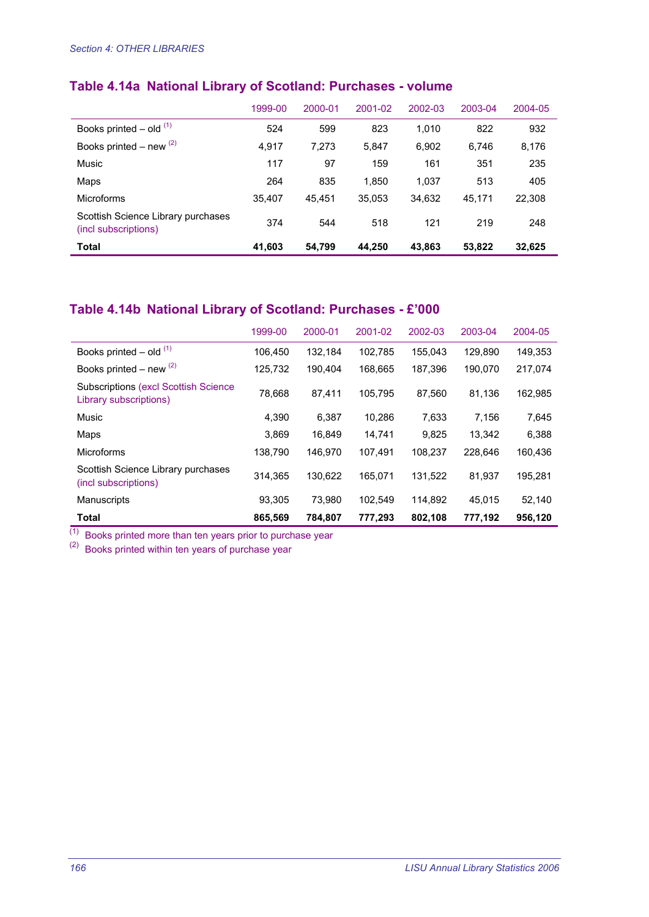*Section 4: OTHER LIBRARIES*

## Table 4.14a National Library of Scotland: Purchases - volume

| | 1999-00 | 2000-01 | 2001-02 | 2002-03 | 2003-04 | 2004-05 |
|---|---|---|---|---|---|---|
| Books printed – old (1) | 524 | 599 | 823 | 1,010 | 822 | 932 |
| Books printed – new (2) | 4,917 | 7,273 | 5,847 | 6,902 | 6,746 | 8,176 |
| Music | 117 | 97 | 159 | 161 | 351 | 235 |
| Maps | 264 | 835 | 1,850 | 1,037 | 513 | 405 |
| Microforms | 35,407 | 45,451 | 35,053 | 34,632 | 45,171 | 22,308 |
| Scottish Science Library purchases (incl subscriptions) | 374 | 544 | 518 | 121 | 219 | 248 |
| **Total** | **41,603** | **54,799** | **44,250** | **43,863** | **53,822** | **32,625** |

## Table 4.14b National Library of Scotland: Purchases - £'000

| | 1999-00 | 2000-01 | 2001-02 | 2002-03 | 2003-04 | 2004-05 |
|---|---|---|---|---|---|---|
| Books printed – old (1) | 106,450 | 132,184 | 102,785 | 155,043 | 129,890 | 149,353 |
| Books printed – new (2) | 125,732 | 190,404 | 168,665 | 187,396 | 190,070 | 217,074 |
| Subscriptions (excl Scottish Science Library subscriptions) | 78,668 | 87,411 | 105,795 | 87,560 | 81,136 | 162,985 |
| Music | 4,390 | 6,387 | 10,286 | 7,633 | 7,156 | 7,645 |
| Maps | 3,869 | 16,849 | 14,741 | 9,825 | 13,342 | 6,388 |
| Microforms | 138,790 | 146,970 | 107,491 | 108,237 | 228,646 | 160,436 |
| Scottish Science Library purchases (incl subscriptions) | 314,365 | 130,622 | 165,071 | 131,522 | 81,937 | 195,281 |
| Manuscripts | 93,305 | 73,980 | 102,549 | 114,892 | 45,015 | 52,140 |
| **Total** | **865,569** | **784,807** | **777,293** | **802,108** | **777,192** | **956,120** |

(1) Books printed more than ten years prior to purchase year

(2) Books printed within ten years of purchase year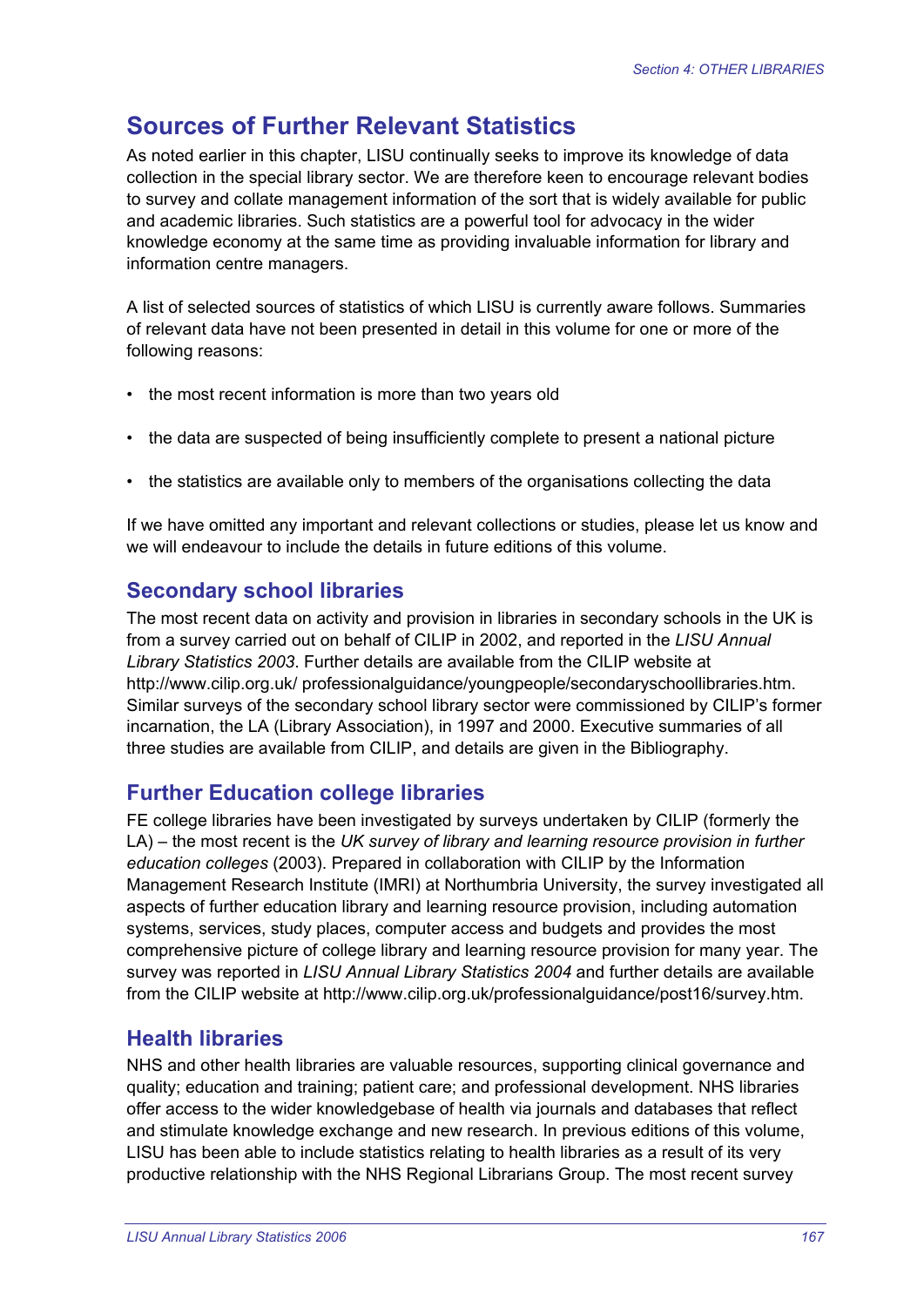## Sources of Further Relevant Statistics

As noted earlier in this chapter, LISU continually seeks to improve its knowledge of data collection in the special library sector. We are therefore keen to encourage relevant bodies to survey and collate management information of the sort that is widely available for public and academic libraries. Such statistics are a powerful tool for advocacy in the wider knowledge economy at the same time as providing invaluable information for library and information centre managers.

A list of selected sources of statistics of which LISU is currently aware follows. Summaries of relevant data have not been presented in detail in this volume for one or more of the following reasons:

- the most recent information is more than two years old
- the data are suspected of being insufficiently complete to present a national picture
- the statistics are available only to members of the organisations collecting the data

If we have omitted any important and relevant collections or studies, please let us know and we will endeavour to include the details in future editions of this volume.

### Secondary school libraries

The most recent data on activity and provision in libraries in secondary schools in the UK is from a survey carried out on behalf of CILIP in 2002, and reported in the *LISU Annual Library Statistics 2003*. Further details are available from the CILIP website at http://www.cilip.org.uk/ professionalguidance/youngpeople/secondaryschoollibraries.htm. Similar surveys of the secondary school library sector were commissioned by CILIP's former incarnation, the LA (Library Association), in 1997 and 2000. Executive summaries of all three studies are available from CILIP, and details are given in the Bibliography.

### Further Education college libraries

FE college libraries have been investigated by surveys undertaken by CILIP (formerly the LA) – the most recent is the *UK survey of library and learning resource provision in further education colleges* (2003). Prepared in collaboration with CILIP by the Information Management Research Institute (IMRI) at Northumbria University, the survey investigated all aspects of further education library and learning resource provision, including automation systems, services, study places, computer access and budgets and provides the most comprehensive picture of college library and learning resource provision for many year. The survey was reported in *LISU Annual Library Statistics 2004* and further details are available from the CILIP website at http://www.cilip.org.uk/professionalguidance/post16/survey.htm.

### Health libraries

NHS and other health libraries are valuable resources, supporting clinical governance and quality; education and training; patient care; and professional development. NHS libraries offer access to the wider knowledgebase of health via journals and databases that reflect and stimulate knowledge exchange and new research. In previous editions of this volume, LISU has been able to include statistics relating to health libraries as a result of its very productive relationship with the NHS Regional Librarians Group. The most recent survey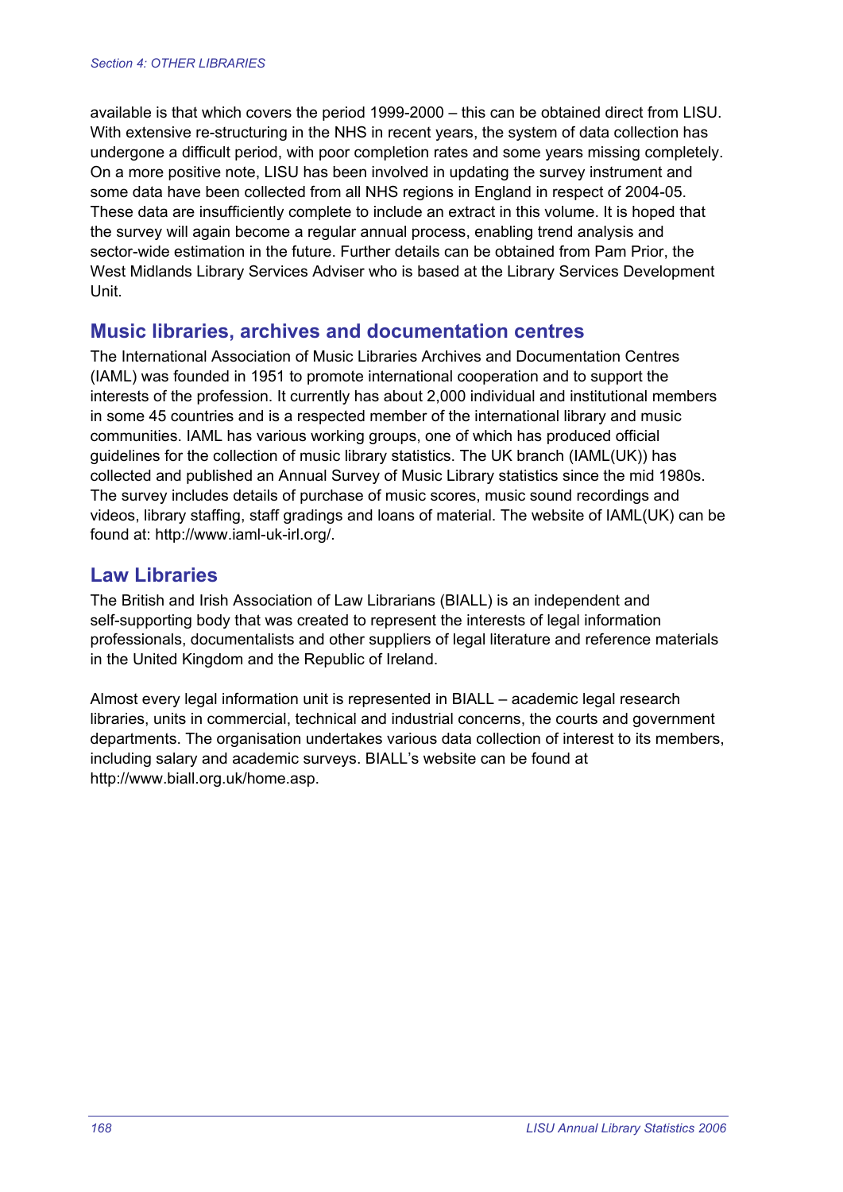available is that which covers the period 1999-2000 – this can be obtained direct from LISU. With extensive re-structuring in the NHS in recent years, the system of data collection has undergone a difficult period, with poor completion rates and some years missing completely. On a more positive note, LISU has been involved in updating the survey instrument and some data have been collected from all NHS regions in England in respect of 2004-05. These data are insufficiently complete to include an extract in this volume. It is hoped that the survey will again become a regular annual process, enabling trend analysis and sector-wide estimation in the future. Further details can be obtained from Pam Prior, the West Midlands Library Services Adviser who is based at the Library Services Development Unit.

## Music libraries, archives and documentation centres

The International Association of Music Libraries Archives and Documentation Centres (IAML) was founded in 1951 to promote international cooperation and to support the interests of the profession. It currently has about 2,000 individual and institutional members in some 45 countries and is a respected member of the international library and music communities. IAML has various working groups, one of which has produced official guidelines for the collection of music library statistics. The UK branch (IAML(UK)) has collected and published an Annual Survey of Music Library statistics since the mid 1980s. The survey includes details of purchase of music scores, music sound recordings and videos, library staffing, staff gradings and loans of material. The website of IAML(UK) can be found at: http://www.iaml-uk-irl.org/.

## Law Libraries

The British and Irish Association of Law Librarians (BIALL) is an independent and self-supporting body that was created to represent the interests of legal information professionals, documentalists and other suppliers of legal literature and reference materials in the United Kingdom and the Republic of Ireland.

Almost every legal information unit is represented in BIALL – academic legal research libraries, units in commercial, technical and industrial concerns, the courts and government departments. The organisation undertakes various data collection of interest to its members, including salary and academic surveys. BIALL's website can be found at http://www.biall.org.uk/home.asp.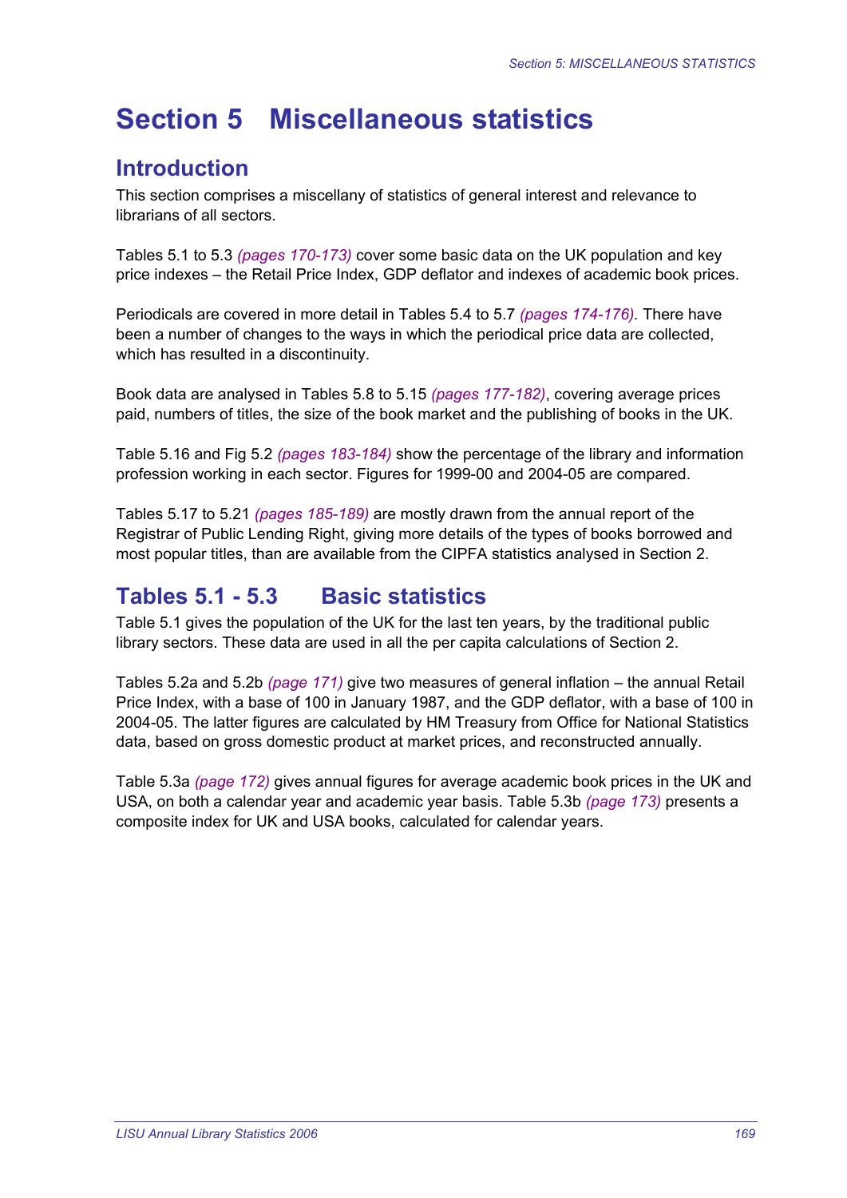# Section 5 Miscellaneous statistics

## Introduction

This section comprises a miscellany of statistics of general interest and relevance to librarians of all sectors.

Tables 5.1 to 5.3 *(pages 170-173)* cover some basic data on the UK population and key price indexes – the Retail Price Index, GDP deflator and indexes of academic book prices.

Periodicals are covered in more detail in Tables 5.4 to 5.7 *(pages 174-176)*. There have been a number of changes to the ways in which the periodical price data are collected, which has resulted in a discontinuity.

Book data are analysed in Tables 5.8 to 5.15 *(pages 177-182)*, covering average prices paid, numbers of titles, the size of the book market and the publishing of books in the UK.

Table 5.16 and Fig 5.2 *(pages 183-184)* show the percentage of the library and information profession working in each sector. Figures for 1999-00 and 2004-05 are compared.

Tables 5.17 to 5.21 *(pages 185-189)* are mostly drawn from the annual report of the Registrar of Public Lending Right, giving more details of the types of books borrowed and most popular titles, than are available from the CIPFA statistics analysed in Section 2.

## Tables 5.1 - 5.3 Basic statistics

Table 5.1 gives the population of the UK for the last ten years, by the traditional public library sectors. These data are used in all the per capita calculations of Section 2.

Tables 5.2a and 5.2b *(page 171)* give two measures of general inflation – the annual Retail Price Index, with a base of 100 in January 1987, and the GDP deflator, with a base of 100 in 2004-05. The latter figures are calculated by HM Treasury from Office for National Statistics data, based on gross domestic product at market prices, and reconstructed annually.

Table 5.3a *(page 172)* gives annual figures for average academic book prices in the UK and USA, on both a calendar year and academic year basis. Table 5.3b *(page 173)* presents a composite index for UK and USA books, calculated for calendar years.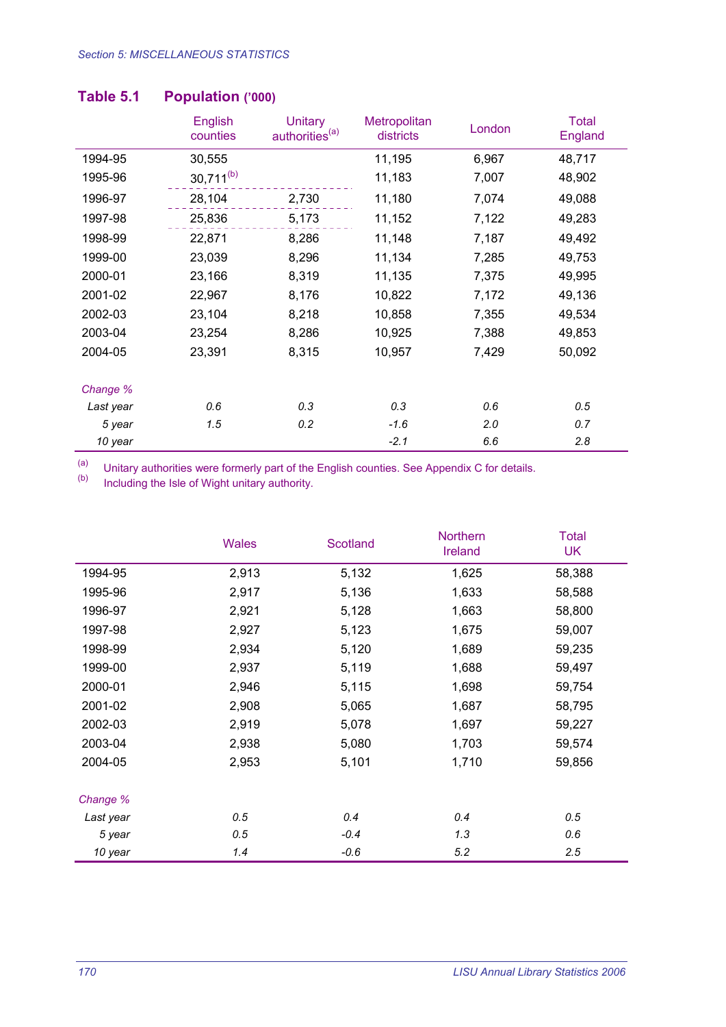## Table 5.1 Population ('000)

| | English counties | Unitary authorities[a] | Metropolitan districts | London | Total England |
|---|---|---|---|---|---|
| 1994-95 | 30,555 | | 11,195 | 6,967 | 48,717 |
| 1995-96 | 30,711[b] | | 11,183 | 7,007 | 48,902 |
| 1996-97 | 28,104 | 2,730 | 11,180 | 7,074 | 49,088 |
| 1997-98 | 25,836 | 5,173 | 11,152 | 7,122 | 49,283 |
| 1998-99 | 22,871 | 8,286 | 11,148 | 7,187 | 49,492 |
| 1999-00 | 23,039 | 8,296 | 11,134 | 7,285 | 49,753 |
| 2000-01 | 23,166 | 8,319 | 11,135 | 7,375 | 49,995 |
| 2001-02 | 22,967 | 8,176 | 10,822 | 7,172 | 49,136 |
| 2002-03 | 23,104 | 8,218 | 10,858 | 7,355 | 49,534 |
| 2003-04 | 23,254 | 8,286 | 10,925 | 7,388 | 49,853 |
| 2004-05 | 23,391 | 8,315 | 10,957 | 7,429 | 50,092 |
| *Change %* | | | | | |
| *Last year* | *0.6* | *0.3* | *0.3* | *0.6* | *0.5* |
| *5 year* | *1.5* | *0.2* | *-1.6* | *2.0* | *0.7* |
| *10 year* | | | *-2.1* | *6.6* | *2.8* |

[a] Unitary authorities were formerly part of the English counties. See Appendix C for details.
[b] Including the Isle of Wight unitary authority.

| | Wales | Scotland | Northern Ireland | Total UK |
|---|---|---|---|---|
| 1994-95 | 2,913 | 5,132 | 1,625 | 58,388 |
| 1995-96 | 2,917 | 5,136 | 1,633 | 58,588 |
| 1996-97 | 2,921 | 5,128 | 1,663 | 58,800 |
| 1997-98 | 2,927 | 5,123 | 1,675 | 59,007 |
| 1998-99 | 2,934 | 5,120 | 1,689 | 59,235 |
| 1999-00 | 2,937 | 5,119 | 1,688 | 59,497 |
| 2000-01 | 2,946 | 5,115 | 1,698 | 59,754 |
| 2001-02 | 2,908 | 5,065 | 1,687 | 58,795 |
| 2002-03 | 2,919 | 5,078 | 1,697 | 59,227 |
| 2003-04 | 2,938 | 5,080 | 1,703 | 59,574 |
| 2004-05 | 2,953 | 5,101 | 1,710 | 59,856 |
| *Change %* | | | | |
| *Last year* | *0.5* | *0.4* | *0.4* | *0.5* |
| *5 year* | *0.5* | *-0.4* | *1.3* | *0.6* |
| *10 year* | *1.4* | *-0.6* | *5.2* | *2.5* |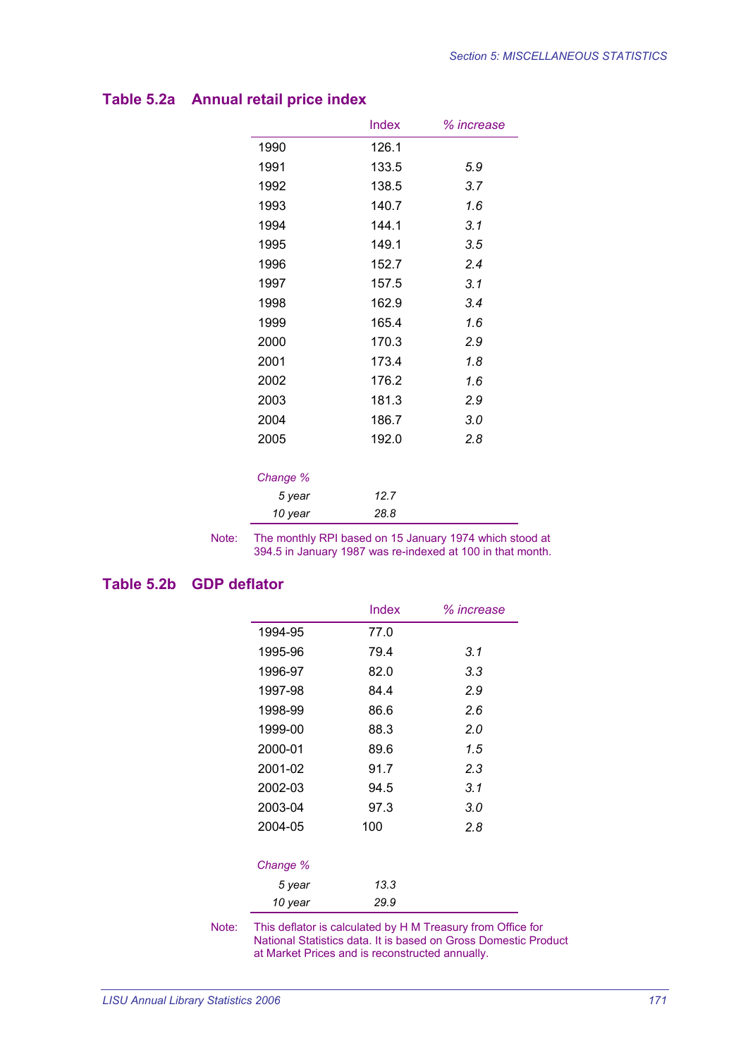## Table 5.2a Annual retail price index

| | Index | *% increase* |
|---|---|---|
| 1990 | 126.1 | |
| 1991 | 133.5 | *5.9* |
| 1992 | 138.5 | *3.7* |
| 1993 | 140.7 | *1.6* |
| 1994 | 144.1 | *3.1* |
| 1995 | 149.1 | *3.5* |
| 1996 | 152.7 | *2.4* |
| 1997 | 157.5 | *3.1* |
| 1998 | 162.9 | *3.4* |
| 1999 | 165.4 | *1.6* |
| 2000 | 170.3 | *2.9* |
| 2001 | 173.4 | *1.8* |
| 2002 | 176.2 | *1.6* |
| 2003 | 181.3 | *2.9* |
| 2004 | 186.7 | *3.0* |
| 2005 | 192.0 | *2.8* |
| *Change %* | | |
| *5 year* | *12.7* | |
| *10 year* | *28.8* | |

Note: The monthly RPI based on 15 January 1974 which stood at 394.5 in January 1987 was re-indexed at 100 in that month.

## Table 5.2b GDP deflator

| | Index | *% increase* |
|---|---|---|
| 1994-95 | 77.0 | |
| 1995-96 | 79.4 | *3.1* |
| 1996-97 | 82.0 | *3.3* |
| 1997-98 | 84.4 | *2.9* |
| 1998-99 | 86.6 | *2.6* |
| 1999-00 | 88.3 | *2.0* |
| 2000-01 | 89.6 | *1.5* |
| 2001-02 | 91.7 | *2.3* |
| 2002-03 | 94.5 | *3.1* |
| 2003-04 | 97.3 | *3.0* |
| 2004-05 | 100 | *2.8* |
| *Change %* | | |
| *5 year* | *13.3* | |
| *10 year* | *29.9* | |

Note: This deflator is calculated by H M Treasury from Office for National Statistics data. It is based on Gross Domestic Product at Market Prices and is reconstructed annually.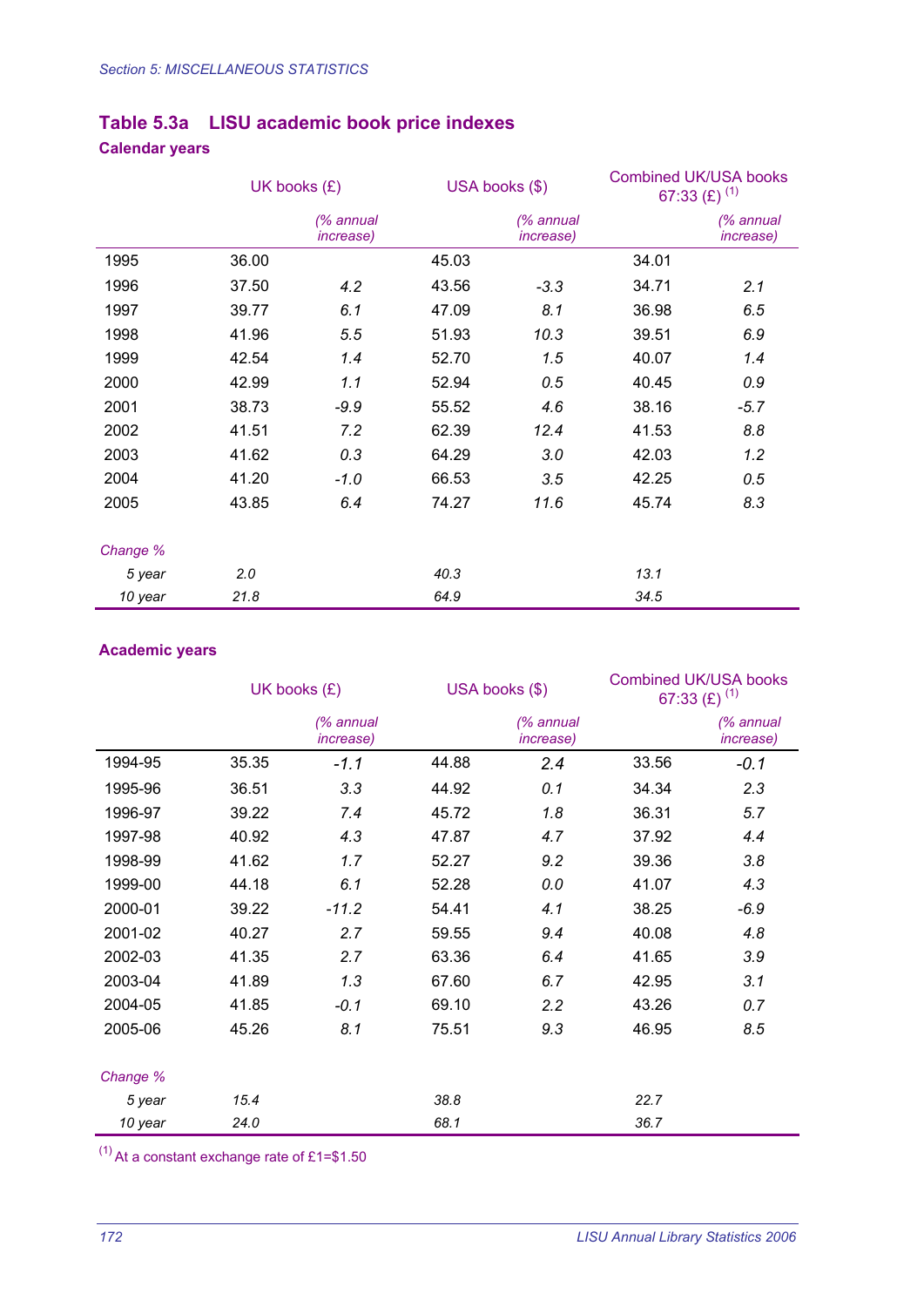## Table 5.3a LISU academic book price indexes

### Calendar years

| | UK books (£) | | USA books ($) | | Combined UK/USA books 67:33 (£) [1] | |
|---|---|---|---|---|---|---|
| | | *(% annual increase)* | | *(% annual increase)* | | *(% annual increase)* |
| 1995 | 36.00 | | 45.03 | | 34.01 | |
| 1996 | 37.50 | *4.2* | 43.56 | *-3.3* | 34.71 | *2.1* |
| 1997 | 39.77 | *6.1* | 47.09 | *8.1* | 36.98 | *6.5* |
| 1998 | 41.96 | *5.5* | 51.93 | *10.3* | 39.51 | *6.9* |
| 1999 | 42.54 | *1.4* | 52.70 | *1.5* | 40.07 | *1.4* |
| 2000 | 42.99 | *1.1* | 52.94 | *0.5* | 40.45 | *0.9* |
| 2001 | 38.73 | *-9.9* | 55.52 | *4.6* | 38.16 | *-5.7* |
| 2002 | 41.51 | *7.2* | 62.39 | *12.4* | 41.53 | *8.8* |
| 2003 | 41.62 | *0.3* | 64.29 | *3.0* | 42.03 | *1.2* |
| 2004 | 41.20 | *-1.0* | 66.53 | *3.5* | 42.25 | *0.5* |
| 2005 | 43.85 | *6.4* | 74.27 | *11.6* | 45.74 | *8.3* |
| *Change %* | | | | | | |
| *5 year* | *2.0* | | *40.3* | | *13.1* | |
| *10 year* | *21.8* | | *64.9* | | *34.5* | |

### Academic years

| | UK books (£) | | USA books ($) | | Combined UK/USA books 67:33 (£) [1] | |
|---|---|---|---|---|---|---|
| | | *(% annual increase)* | | *(% annual increase)* | | *(% annual increase)* |
| 1994-95 | 35.35 | *-1.1* | 44.88 | *2.4* | 33.56 | *-0.1* |
| 1995-96 | 36.51 | *3.3* | 44.92 | *0.1* | 34.34 | *2.3* |
| 1996-97 | 39.22 | *7.4* | 45.72 | *1.8* | 36.31 | *5.7* |
| 1997-98 | 40.92 | *4.3* | 47.87 | *4.7* | 37.92 | *4.4* |
| 1998-99 | 41.62 | *1.7* | 52.27 | *9.2* | 39.36 | *3.8* |
| 1999-00 | 44.18 | *6.1* | 52.28 | *0.0* | 41.07 | *4.3* |
| 2000-01 | 39.22 | *-11.2* | 54.41 | *4.1* | 38.25 | *-6.9* |
| 2001-02 | 40.27 | *2.7* | 59.55 | *9.4* | 40.08 | *4.8* |
| 2002-03 | 41.35 | *2.7* | 63.36 | *6.4* | 41.65 | *3.9* |
| 2003-04 | 41.89 | *1.3* | 67.60 | *6.7* | 42.95 | *3.1* |
| 2004-05 | 41.85 | *-0.1* | 69.10 | *2.2* | 43.26 | *0.7* |
| 2005-06 | 45.26 | *8.1* | 75.51 | *9.3* | 46.95 | *8.5* |
| *Change %* | | | | | | |
| *5 year* | *15.4* | | *38.8* | | *22.7* | |
| *10 year* | *24.0* | | *68.1* | | *36.7* | |

[1] At a constant exchange rate of £1=$1.50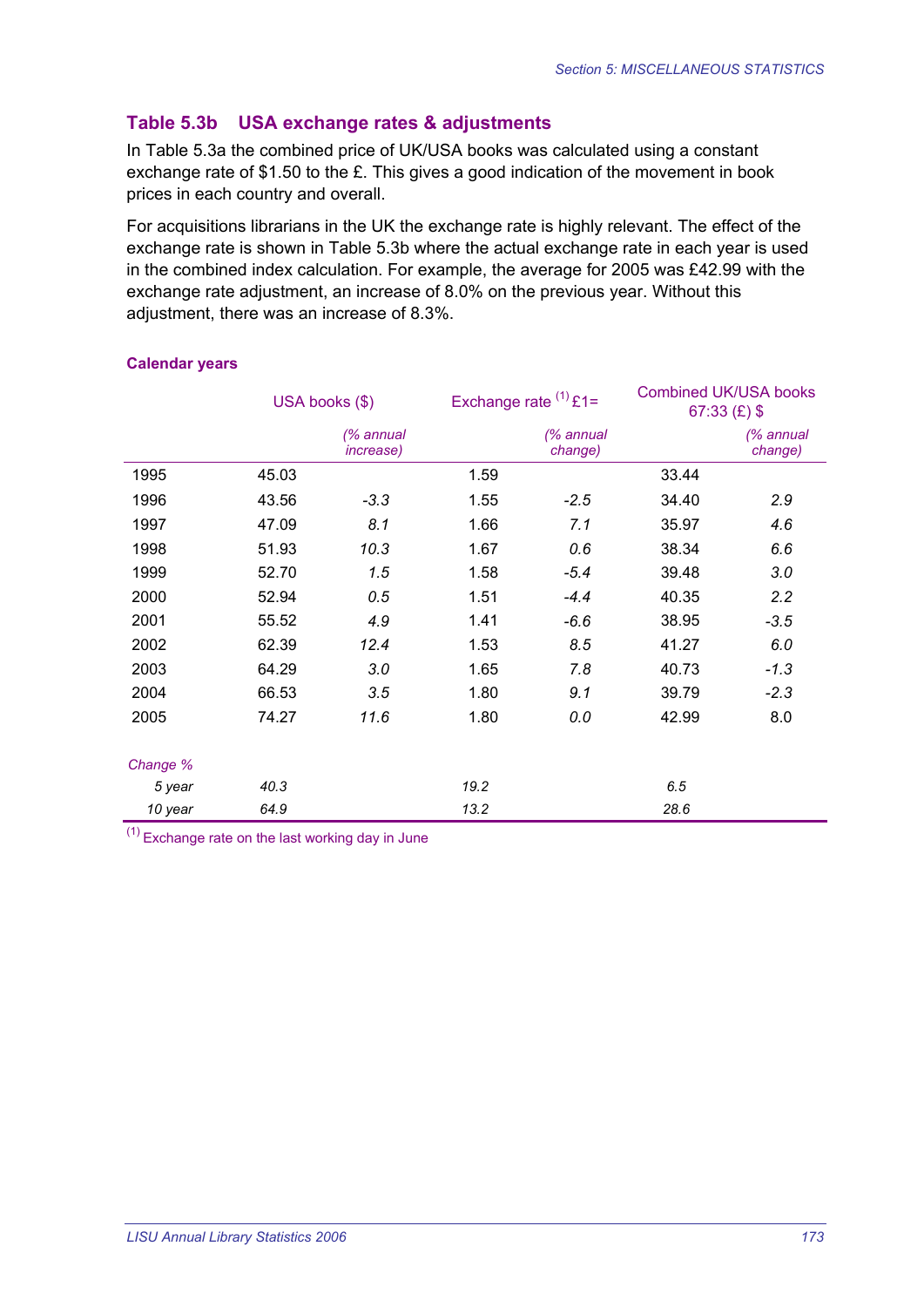## Table 5.3b USA exchange rates & adjustments

In Table 5.3a the combined price of UK/USA books was calculated using a constant exchange rate of $1.50 to the £. This gives a good indication of the movement in book prices in each country and overall.

For acquisitions librarians in the UK the exchange rate is highly relevant. The effect of the exchange rate is shown in Table 5.3b where the actual exchange rate in each year is used in the combined index calculation. For example, the average for 2005 was £42.99 with the exchange rate adjustment, an increase of 8.0% on the previous year. Without this adjustment, there was an increase of 8.3%.

**Calendar years**

| | USA books ($) | | Exchange rate [1] £1= | | Combined UK/USA books 67:33 (£) $ | |
|---|---|---|---|---|---|---|
| | | *(% annual increase)* | | *(% annual change)* | | *(% annual change)* |
| 1995 | 45.03 | | 1.59 | | 33.44 | |
| 1996 | 43.56 | *-3.3* | 1.55 | *-2.5* | 34.40 | *2.9* |
| 1997 | 47.09 | *8.1* | 1.66 | *7.1* | 35.97 | *4.6* |
| 1998 | 51.93 | *10.3* | 1.67 | *0.6* | 38.34 | *6.6* |
| 1999 | 52.70 | *1.5* | 1.58 | *-5.4* | 39.48 | *3.0* |
| 2000 | 52.94 | *0.5* | 1.51 | *-4.4* | 40.35 | *2.2* |
| 2001 | 55.52 | *4.9* | 1.41 | *-6.6* | 38.95 | *-3.5* |
| 2002 | 62.39 | *12.4* | 1.53 | *8.5* | 41.27 | *6.0* |
| 2003 | 64.29 | *3.0* | 1.65 | *7.8* | 40.73 | *-1.3* |
| 2004 | 66.53 | *3.5* | 1.80 | *9.1* | 39.79 | *-2.3* |
| 2005 | 74.27 | *11.6* | 1.80 | *0.0* | 42.99 | 8.0 |
| *Change %* | | | | | | |
| *5 year* | *40.3* | | *19.2* | | *6.5* | |
| *10 year* | *64.9* | | *13.2* | | *28.6* | |

[1] Exchange rate on the last working day in June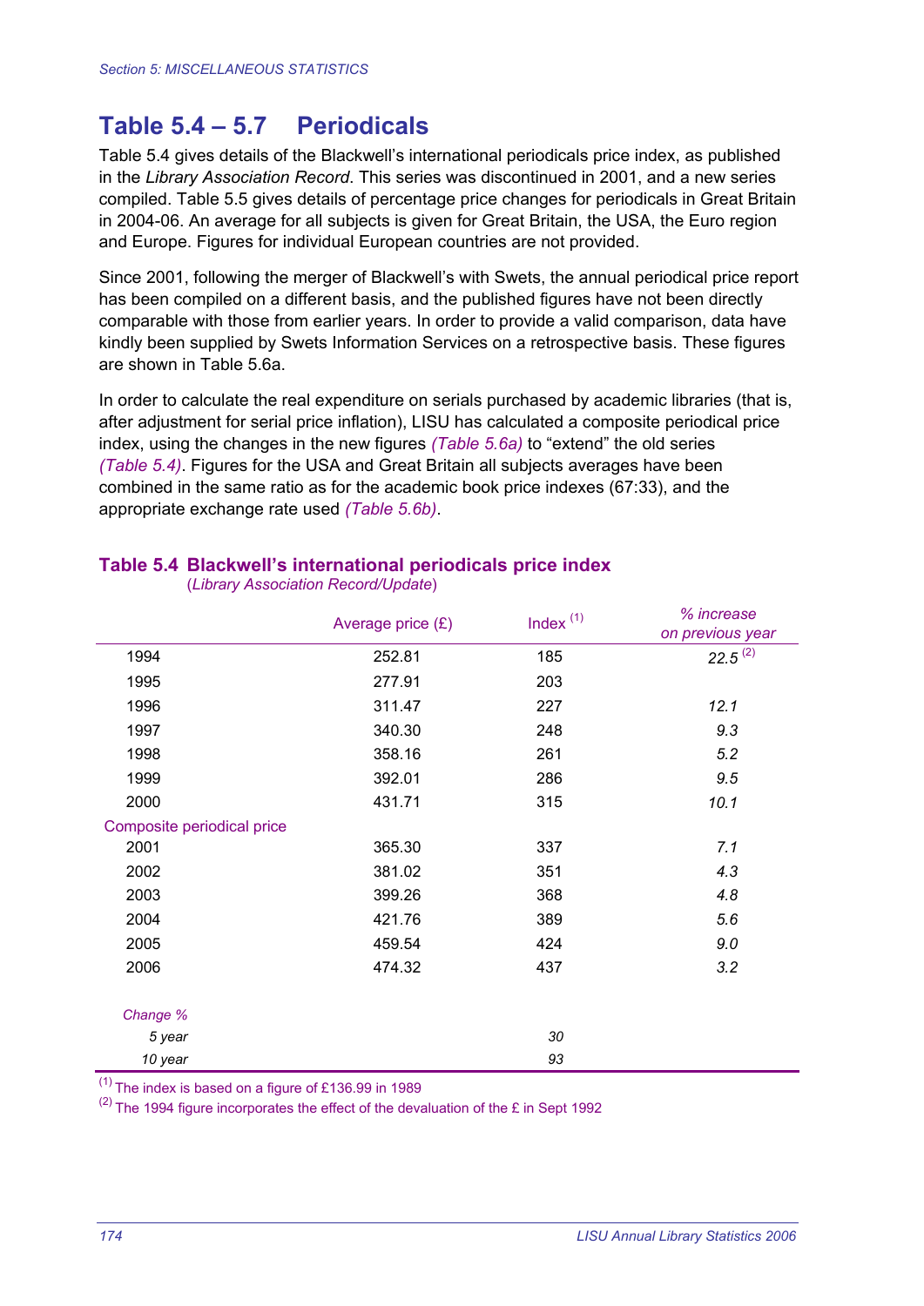Section 5: MISCELLANEOUS STATISTICS

## Table 5.4 – 5.7 Periodicals

Table 5.4 gives details of the Blackwell's international periodicals price index, as published in the *Library Association Record*. This series was discontinued in 2001, and a new series compiled. Table 5.5 gives details of percentage price changes for periodicals in Great Britain in 2004-06. An average for all subjects is given for Great Britain, the USA, the Euro region and Europe. Figures for individual European countries are not provided.

Since 2001, following the merger of Blackwell's with Swets, the annual periodical price report has been compiled on a different basis, and the published figures have not been directly comparable with those from earlier years. In order to provide a valid comparison, data have kindly been supplied by Swets Information Services on a retrospective basis. These figures are shown in Table 5.6a.

In order to calculate the real expenditure on serials purchased by academic libraries (that is, after adjustment for serial price inflation), LISU has calculated a composite periodical price index, using the changes in the new figures *(Table 5.6a)* to "extend" the old series *(Table 5.4)*. Figures for the USA and Great Britain all subjects averages have been combined in the same ratio as for the academic book price indexes (67:33), and the appropriate exchange rate used *(Table 5.6b)*.

### Table 5.4 Blackwell's international periodicals price index
(*Library Association Record/Update*)

| | Average price (£) | Index [1] | *% increase on previous year* |
|---|---|---|---|
| 1994 | 252.81 | 185 | *22.5* [2] |
| 1995 | 277.91 | 203 | |
| 1996 | 311.47 | 227 | *12.1* |
| 1997 | 340.30 | 248 | *9.3* |
| 1998 | 358.16 | 261 | *5.2* |
| 1999 | 392.01 | 286 | *9.5* |
| 2000 | 431.71 | 315 | *10.1* |
| Composite periodical price | | | |
| 2001 | 365.30 | 337 | *7.1* |
| 2002 | 381.02 | 351 | *4.3* |
| 2003 | 399.26 | 368 | *4.8* |
| 2004 | 421.76 | 389 | *5.6* |
| 2005 | 459.54 | 424 | *9.0* |
| 2006 | 474.32 | 437 | *3.2* |
| *Change %* | | | |
| *5 year* | | *30* | |
| *10 year* | | *93* | |

[1] The index is based on a figure of £136.99 in 1989

[2] The 1994 figure incorporates the effect of the devaluation of the £ in Sept 1992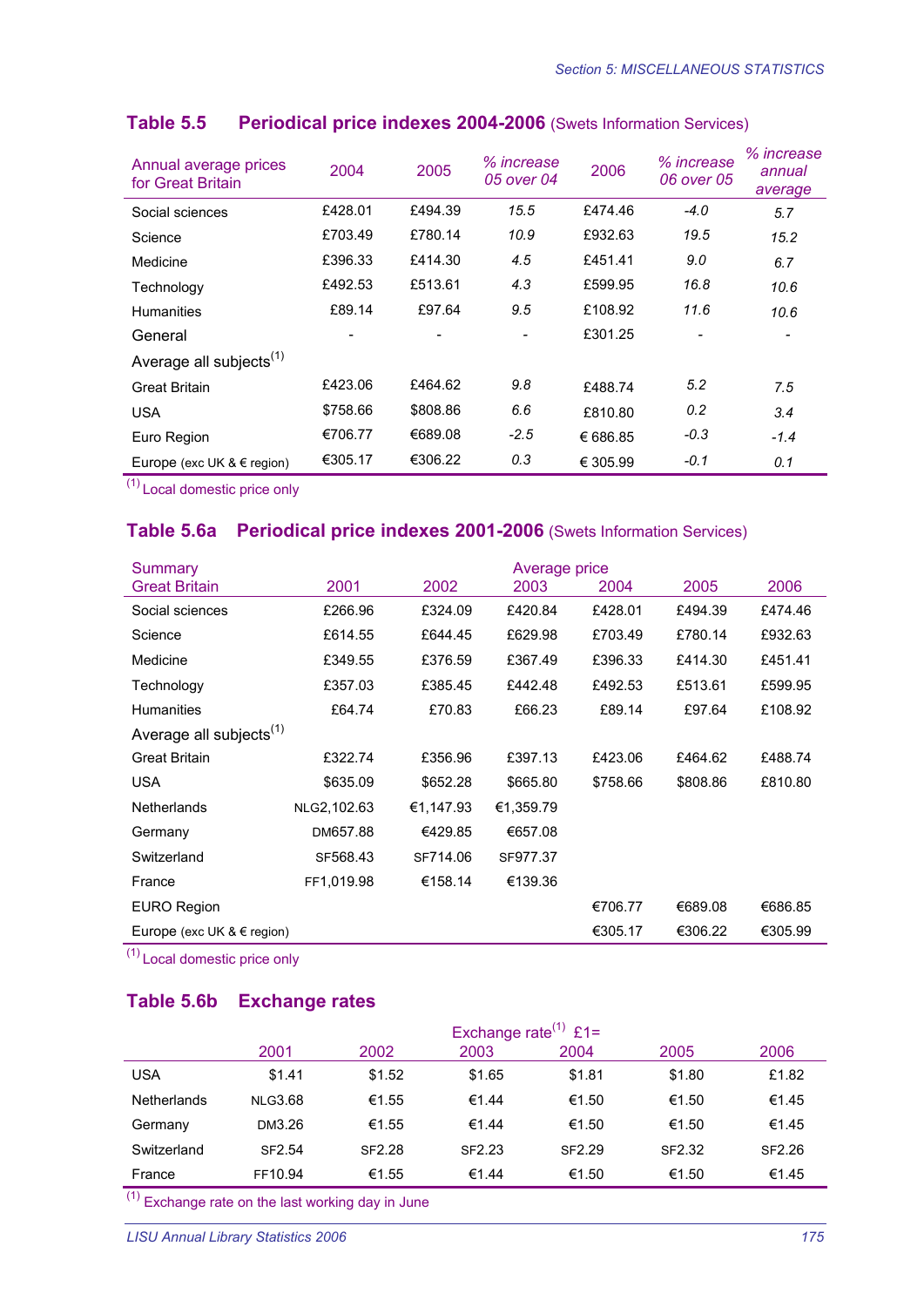## Table 5.5 Periodical price indexes 2004-2006 (Swets Information Services)

| Annual average prices for Great Britain | 2004 | 2005 | *% increase 05 over 04* | 2006 | *% increase 06 over 05* | *% increase annual average* |
|---|---|---|---|---|---|---|
| Social sciences | £428.01 | £494.39 | *15.5* | £474.46 | *-4.0* | *5.7* |
| Science | £703.49 | £780.14 | *10.9* | £932.63 | *19.5* | *15.2* |
| Medicine | £396.33 | £414.30 | *4.5* | £451.41 | *9.0* | *6.7* |
| Technology | £492.53 | £513.61 | *4.3* | £599.95 | *16.8* | *10.6* |
| Humanities | £89.14 | £97.64 | *9.5* | £108.92 | *11.6* | *10.6* |
| General | - | - | - | £301.25 | - | - |
| Average all subjects[1] | | | | | | |
| Great Britain | £423.06 | £464.62 | *9.8* | £488.74 | *5.2* | *7.5* |
| USA | $758.66 | $808.86 | *6.6* | £810.80 | *0.2* | *3.4* |
| Euro Region | €706.77 | €689.08 | *-2.5* | € 686.85 | *-0.3* | *-1.4* |
| Europe (exc UK & € region) | €305.17 | €306.22 | *0.3* | € 305.99 | *-0.1* | *0.1* |

[1] Local domestic price only

## Table 5.6a Periodical price indexes 2001-2006 (Swets Information Services)

| Summary Great Britain | 2001 | 2002 | Average price 2003 | 2004 | 2005 | 2006 |
|---|---|---|---|---|---|---|
| Social sciences | £266.96 | £324.09 | £420.84 | £428.01 | £494.39 | £474.46 |
| Science | £614.55 | £644.45 | £629.98 | £703.49 | £780.14 | £932.63 |
| Medicine | £349.55 | £376.59 | £367.49 | £396.33 | £414.30 | £451.41 |
| Technology | £357.03 | £385.45 | £442.48 | £492.53 | £513.61 | £599.95 |
| Humanities | £64.74 | £70.83 | £66.23 | £89.14 | £97.64 | £108.92 |
| Average all subjects[1] | | | | | | |
| Great Britain | £322.74 | £356.96 | £397.13 | £423.06 | £464.62 | £488.74 |
| USA | $635.09 | $652.28 | $665.80 | $758.66 | $808.86 | £810.80 |
| Netherlands | NLG2,102.63 | €1,147.93 | €1,359.79 | | | |
| Germany | DM657.88 | €429.85 | €657.08 | | | |
| Switzerland | SF568.43 | SF714.06 | SF977.37 | | | |
| France | FF1,019.98 | €158.14 | €139.36 | | | |
| EURO Region | | | | €706.77 | €689.08 | €686.85 |
| Europe (exc UK & € region) | | | | €305.17 | €306.22 | €305.99 |

[1] Local domestic price only

## Table 5.6b Exchange rates

| | 2001 | 2002 | Exchange rate[1] £1= 2003 | 2004 | 2005 | 2006 |
|---|---|---|---|---|---|---|
| USA | $1.41 | $1.52 | $1.65 | $1.81 | $1.80 | £1.82 |
| Netherlands | NLG3.68 | €1.55 | €1.44 | €1.50 | €1.50 | €1.45 |
| Germany | DM3.26 | €1.55 | €1.44 | €1.50 | €1.50 | €1.45 |
| Switzerland | SF2.54 | SF2.28 | SF2.23 | SF2.29 | SF2.32 | SF2.26 |
| France | FF10.94 | €1.55 | €1.44 | €1.50 | €1.50 | €1.45 |

[1] Exchange rate on the last working day in June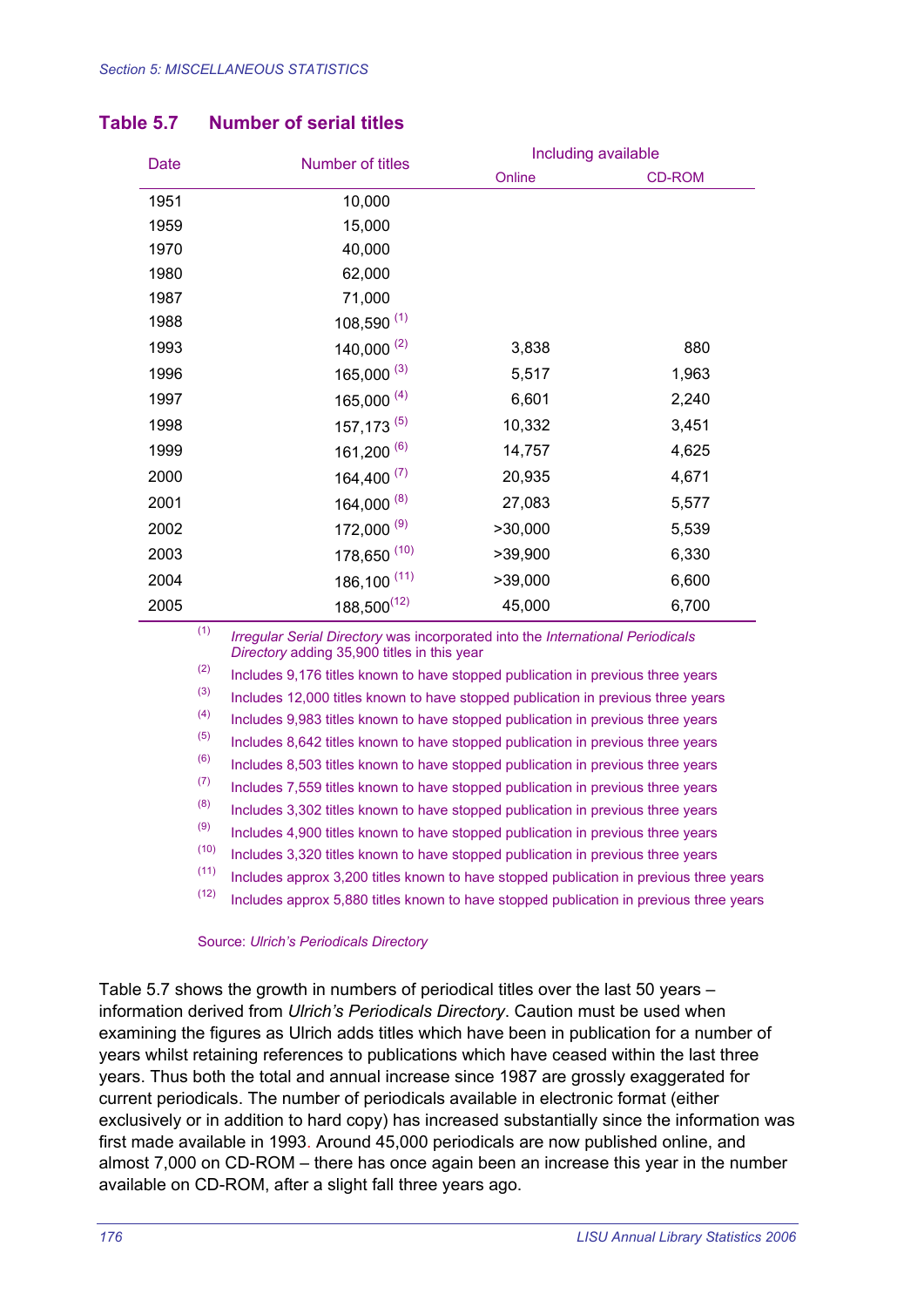## Table 5.7 Number of serial titles

| Date | Number of titles | Including available | |
|---|---|---|---|
| | | Online | CD-ROM |
| 1951 | 10,000 | | |
| 1959 | 15,000 | | |
| 1970 | 40,000 | | |
| 1980 | 62,000 | | |
| 1987 | 71,000 | | |
| 1988 | 108,590 (1) | | |
| 1993 | 140,000 (2) | 3,838 | 880 |
| 1996 | 165,000 (3) | 5,517 | 1,963 |
| 1997 | 165,000 (4) | 6,601 | 2,240 |
| 1998 | 157,173 (5) | 10,332 | 3,451 |
| 1999 | 161,200 (6) | 14,757 | 4,625 |
| 2000 | 164,400 (7) | 20,935 | 4,671 |
| 2001 | 164,000 (8) | 27,083 | 5,577 |
| 2002 | 172,000 (9) | >30,000 | 5,539 |
| 2003 | 178,650 (10) | >39,900 | 6,330 |
| 2004 | 186,100 (11) | >39,000 | 6,600 |
| 2005 | 188,500(12) | 45,000 | 6,700 |

(1) *Irregular Serial Directory* was incorporated into the *International Periodicals Directory* adding 35,900 titles in this year

(2) Includes 9,176 titles known to have stopped publication in previous three years

(3) Includes 12,000 titles known to have stopped publication in previous three years

(4) Includes 9,983 titles known to have stopped publication in previous three years

(5) Includes 8,642 titles known to have stopped publication in previous three years

(6) Includes 8,503 titles known to have stopped publication in previous three years

(7) Includes 7,559 titles known to have stopped publication in previous three years

(8) Includes 3,302 titles known to have stopped publication in previous three years

(9) Includes 4,900 titles known to have stopped publication in previous three years

(10) Includes 3,320 titles known to have stopped publication in previous three years

(11) Includes approx 3,200 titles known to have stopped publication in previous three years

(12) Includes approx 5,880 titles known to have stopped publication in previous three years

Source: *Ulrich's Periodicals Directory*

Table 5.7 shows the growth in numbers of periodical titles over the last 50 years – information derived from *Ulrich's Periodicals Directory*. Caution must be used when examining the figures as Ulrich adds titles which have been in publication for a number of years whilst retaining references to publications which have ceased within the last three years. Thus both the total and annual increase since 1987 are grossly exaggerated for current periodicals. The number of periodicals available in electronic format (either exclusively or in addition to hard copy) has increased substantially since the information was first made available in 1993. Around 45,000 periodicals are now published online, and almost 7,000 on CD-ROM – there has once again been an increase this year in the number available on CD-ROM, after a slight fall three years ago.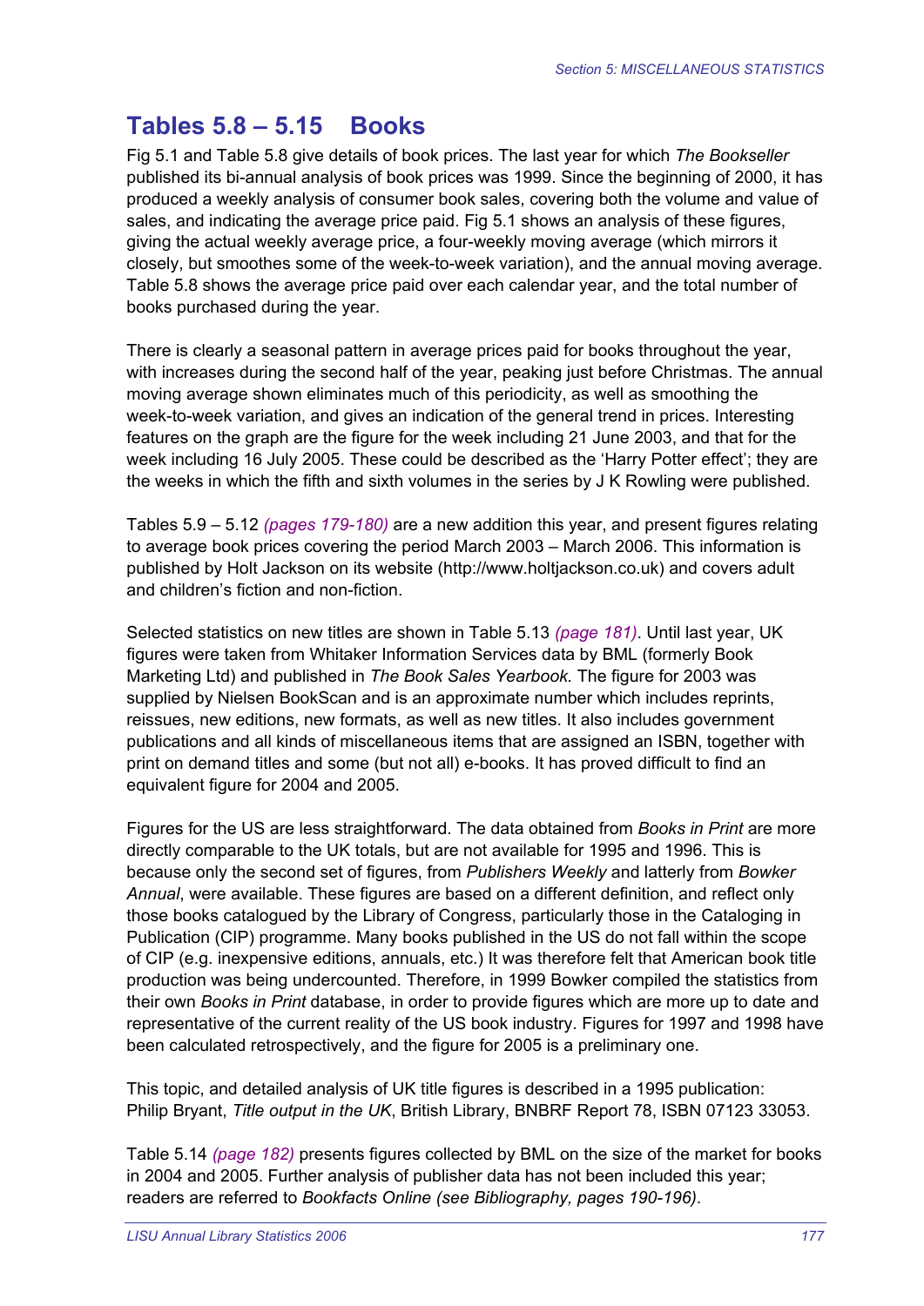## Tables 5.8 – 5.15 Books

Fig 5.1 and Table 5.8 give details of book prices. The last year for which *The Bookseller* published its bi-annual analysis of book prices was 1999. Since the beginning of 2000, it has produced a weekly analysis of consumer book sales, covering both the volume and value of sales, and indicating the average price paid. Fig 5.1 shows an analysis of these figures, giving the actual weekly average price, a four-weekly moving average (which mirrors it closely, but smoothes some of the week-to-week variation), and the annual moving average. Table 5.8 shows the average price paid over each calendar year, and the total number of books purchased during the year.

There is clearly a seasonal pattern in average prices paid for books throughout the year, with increases during the second half of the year, peaking just before Christmas. The annual moving average shown eliminates much of this periodicity, as well as smoothing the week-to-week variation, and gives an indication of the general trend in prices. Interesting features on the graph are the figure for the week including 21 June 2003, and that for the week including 16 July 2005. These could be described as the 'Harry Potter effect'; they are the weeks in which the fifth and sixth volumes in the series by J K Rowling were published.

Tables 5.9 – 5.12 *(pages 179-180)* are a new addition this year, and present figures relating to average book prices covering the period March 2003 – March 2006. This information is published by Holt Jackson on its website (http://www.holtjackson.co.uk) and covers adult and children's fiction and non-fiction.

Selected statistics on new titles are shown in Table 5.13 *(page 181)*. Until last year, UK figures were taken from Whitaker Information Services data by BML (formerly Book Marketing Ltd) and published in *The Book Sales Yearbook.* The figure for 2003 was supplied by Nielsen BookScan and is an approximate number which includes reprints, reissues, new editions, new formats, as well as new titles. It also includes government publications and all kinds of miscellaneous items that are assigned an ISBN, together with print on demand titles and some (but not all) e-books. It has proved difficult to find an equivalent figure for 2004 and 2005.

Figures for the US are less straightforward. The data obtained from *Books in Print* are more directly comparable to the UK totals, but are not available for 1995 and 1996. This is because only the second set of figures, from *Publishers Weekly* and latterly from *Bowker Annual*, were available. These figures are based on a different definition, and reflect only those books catalogued by the Library of Congress, particularly those in the Cataloging in Publication (CIP) programme. Many books published in the US do not fall within the scope of CIP (e.g. inexpensive editions, annuals, etc.) It was therefore felt that American book title production was being undercounted. Therefore, in 1999 Bowker compiled the statistics from their own *Books in Print* database, in order to provide figures which are more up to date and representative of the current reality of the US book industry. Figures for 1997 and 1998 have been calculated retrospectively, and the figure for 2005 is a preliminary one.

This topic, and detailed analysis of UK title figures is described in a 1995 publication: Philip Bryant, *Title output in the UK*, British Library, BNBRF Report 78, ISBN 07123 33053.

Table 5.14 *(page 182)* presents figures collected by BML on the size of the market for books in 2004 and 2005. Further analysis of publisher data has not been included this year; readers are referred to *Bookfacts Online (see Bibliography, pages 190-196)*.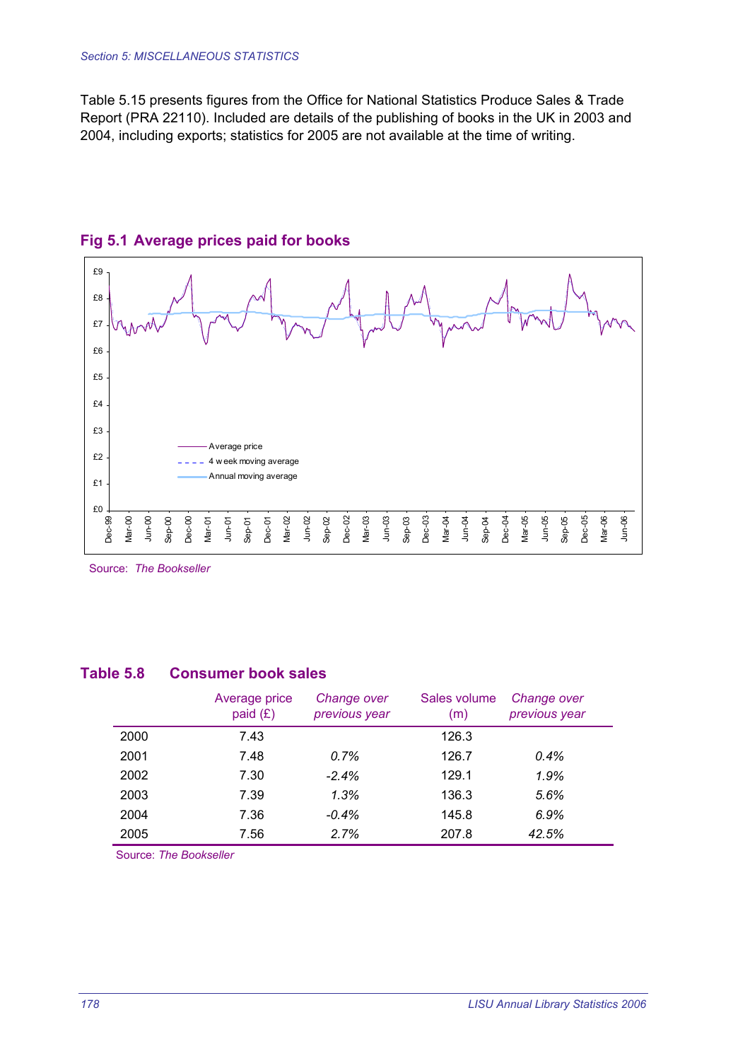Table 5.15 presents figures from the Office for National Statistics Produce Sales & Trade Report (PRA 22110). Included are details of the publishing of books in the UK in 2003 and 2004, including exports; statistics for 2005 are not available at the time of writing.

## Fig 5.1 Average prices paid for books

Source: *The Bookseller*

## Table 5.8 Consumer book sales

| | Average price paid (£) | *Change over previous year* | Sales volume (m) | *Change over previous year* |
|---|---|---|---|---|
| 2000 | 7.43 | | 126.3 | |
| 2001 | 7.48 | *0.7%* | 126.7 | *0.4%* |
| 2002 | 7.30 | *-2.4%* | 129.1 | *1.9%* |
| 2003 | 7.39 | *1.3%* | 136.3 | *5.6%* |
| 2004 | 7.36 | *-0.4%* | 145.8 | *6.9%* |
| 2005 | 7.56 | *2.7%* | 207.8 | *42.5%* |

Source: *The Bookseller*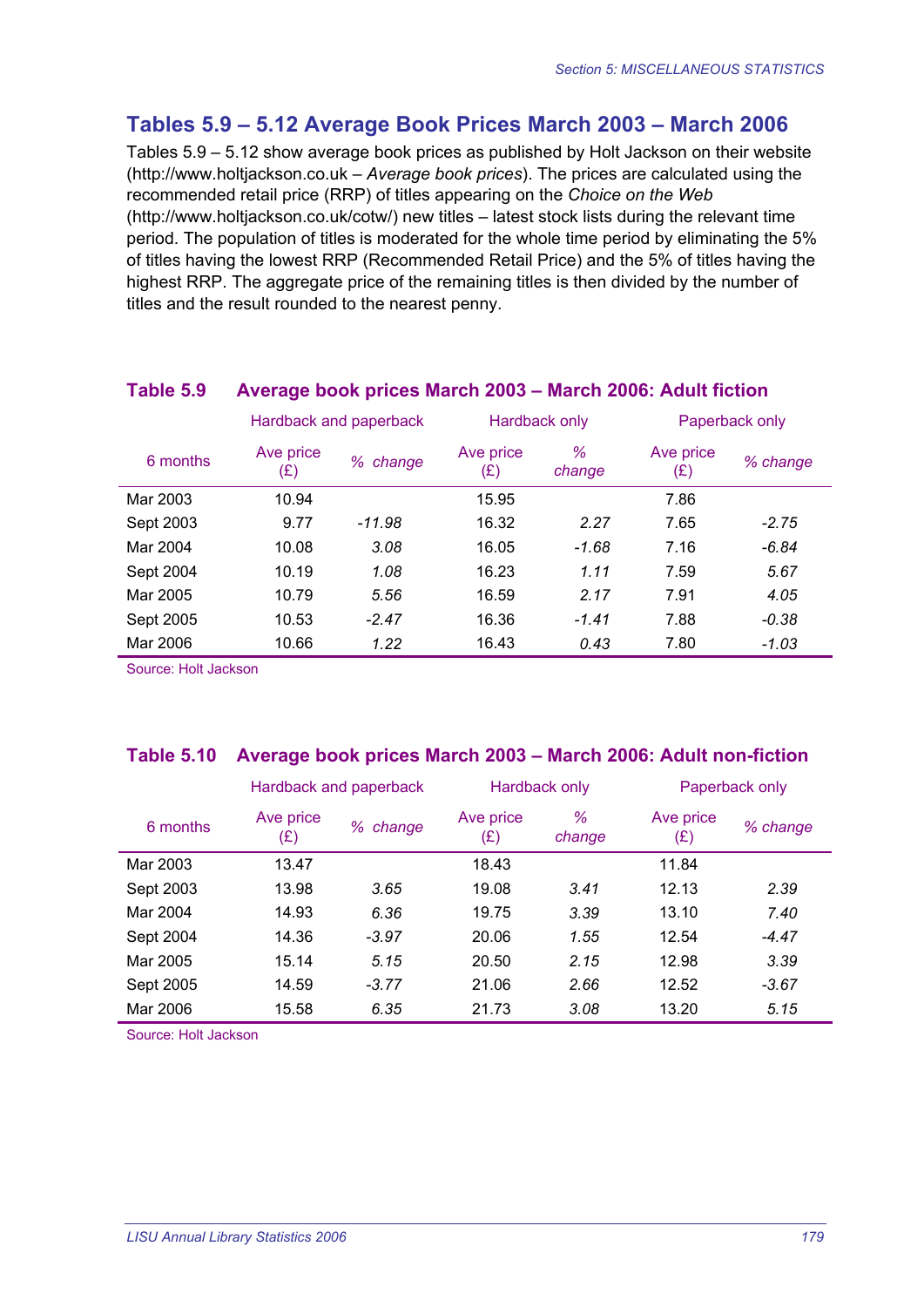## Tables 5.9 – 5.12 Average Book Prices March 2003 – March 2006

Tables 5.9 – 5.12 show average book prices as published by Holt Jackson on their website (http://www.holtjackson.co.uk – *Average book prices*). The prices are calculated using the recommended retail price (RRP) of titles appearing on the *Choice on the Web* (http://www.holtjackson.co.uk/cotw/) new titles – latest stock lists during the relevant time period. The population of titles is moderated for the whole time period by eliminating the 5% of titles having the lowest RRP (Recommended Retail Price) and the 5% of titles having the highest RRP. The aggregate price of the remaining titles is then divided by the number of titles and the result rounded to the nearest penny.

### Table 5.9 Average book prices March 2003 – March 2006: Adult fiction

| | Hardback and paperback | | Hardback only | | Paperback only | |
|---|---|---|---|---|---|---|
| 6 months | Ave price (£) | *% change* | Ave price (£) | *% change* | Ave price (£) | *% change* |
| Mar 2003 | 10.94 | | 15.95 | | 7.86 | |
| Sept 2003 | 9.77 | *-11.98* | 16.32 | *2.27* | 7.65 | *-2.75* |
| Mar 2004 | 10.08 | *3.08* | 16.05 | *-1.68* | 7.16 | *-6.84* |
| Sept 2004 | 10.19 | *1.08* | 16.23 | *1.11* | 7.59 | *5.67* |
| Mar 2005 | 10.79 | *5.56* | 16.59 | *2.17* | 7.91 | *4.05* |
| Sept 2005 | 10.53 | *-2.47* | 16.36 | *-1.41* | 7.88 | *-0.38* |
| Mar 2006 | 10.66 | *1.22* | 16.43 | *0.43* | 7.80 | *-1.03* |

Source: Holt Jackson

### Table 5.10 Average book prices March 2003 – March 2006: Adult non-fiction

| | Hardback and paperback | | Hardback only | | Paperback only | |
|---|---|---|---|---|---|---|
| 6 months | Ave price (£) | *% change* | Ave price (£) | *% change* | Ave price (£) | *% change* |
| Mar 2003 | 13.47 | | 18.43 | | 11.84 | |
| Sept 2003 | 13.98 | *3.65* | 19.08 | *3.41* | 12.13 | *2.39* |
| Mar 2004 | 14.93 | *6.36* | 19.75 | *3.39* | 13.10 | *7.40* |
| Sept 2004 | 14.36 | *-3.97* | 20.06 | *1.55* | 12.54 | *-4.47* |
| Mar 2005 | 15.14 | *5.15* | 20.50 | *2.15* | 12.98 | *3.39* |
| Sept 2005 | 14.59 | *-3.77* | 21.06 | *2.66* | 12.52 | *-3.67* |
| Mar 2006 | 15.58 | *6.35* | 21.73 | *3.08* | 13.20 | *5.15* |

Source: Holt Jackson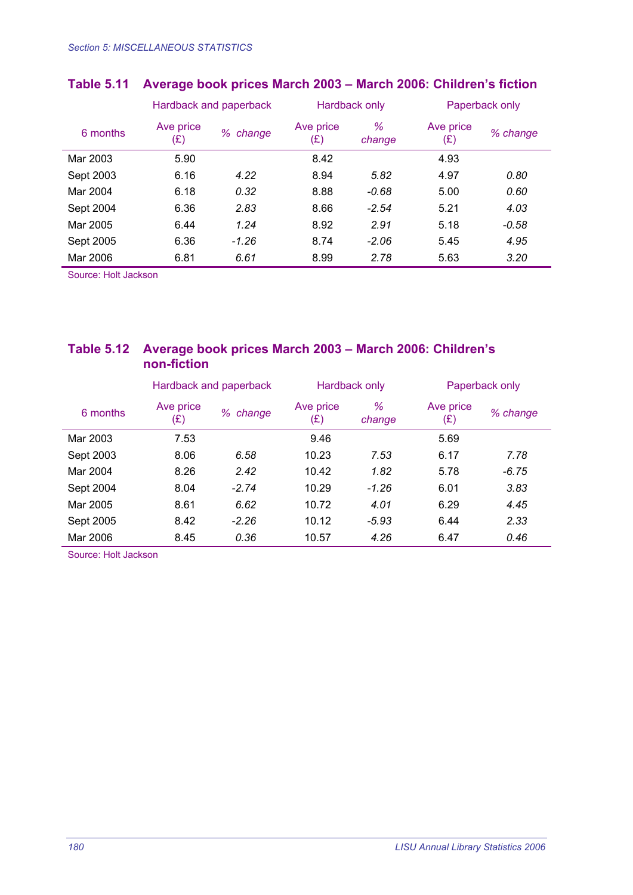### Table 5.11 Average book prices March 2003 – March 2006: Children's fiction

| 6 months | Hardback and paperback | | Hardback only | | Paperback only | |
|---|---|---|---|---|---|---|
| | Ave price (£) | *% change* | Ave price (£) | *% change* | Ave price (£) | *% change* |
| Mar 2003 | 5.90 | | 8.42 | | 4.93 | |
| Sept 2003 | 6.16 | *4.22* | 8.94 | *5.82* | 4.97 | *0.80* |
| Mar 2004 | 6.18 | *0.32* | 8.88 | *-0.68* | 5.00 | *0.60* |
| Sept 2004 | 6.36 | *2.83* | 8.66 | *-2.54* | 5.21 | *4.03* |
| Mar 2005 | 6.44 | *1.24* | 8.92 | *2.91* | 5.18 | *-0.58* |
| Sept 2005 | 6.36 | *-1.26* | 8.74 | *-2.06* | 5.45 | *4.95* |
| Mar 2006 | 6.81 | *6.61* | 8.99 | *2.78* | 5.63 | *3.20* |

Source: Holt Jackson

### Table 5.12 Average book prices March 2003 – March 2006: Children's non-fiction

| 6 months | Hardback and paperback | | Hardback only | | Paperback only | |
|---|---|---|---|---|---|---|
| | Ave price (£) | *% change* | Ave price (£) | *% change* | Ave price (£) | *% change* |
| Mar 2003 | 7.53 | | 9.46 | | 5.69 | |
| Sept 2003 | 8.06 | *6.58* | 10.23 | *7.53* | 6.17 | *7.78* |
| Mar 2004 | 8.26 | *2.42* | 10.42 | *1.82* | 5.78 | *-6.75* |
| Sept 2004 | 8.04 | *-2.74* | 10.29 | *-1.26* | 6.01 | *3.83* |
| Mar 2005 | 8.61 | *6.62* | 10.72 | *4.01* | 6.29 | *4.45* |
| Sept 2005 | 8.42 | *-2.26* | 10.12 | *-5.93* | 6.44 | *2.33* |
| Mar 2006 | 8.45 | *0.36* | 10.57 | *4.26* | 6.47 | *0.46* |

Source: Holt Jackson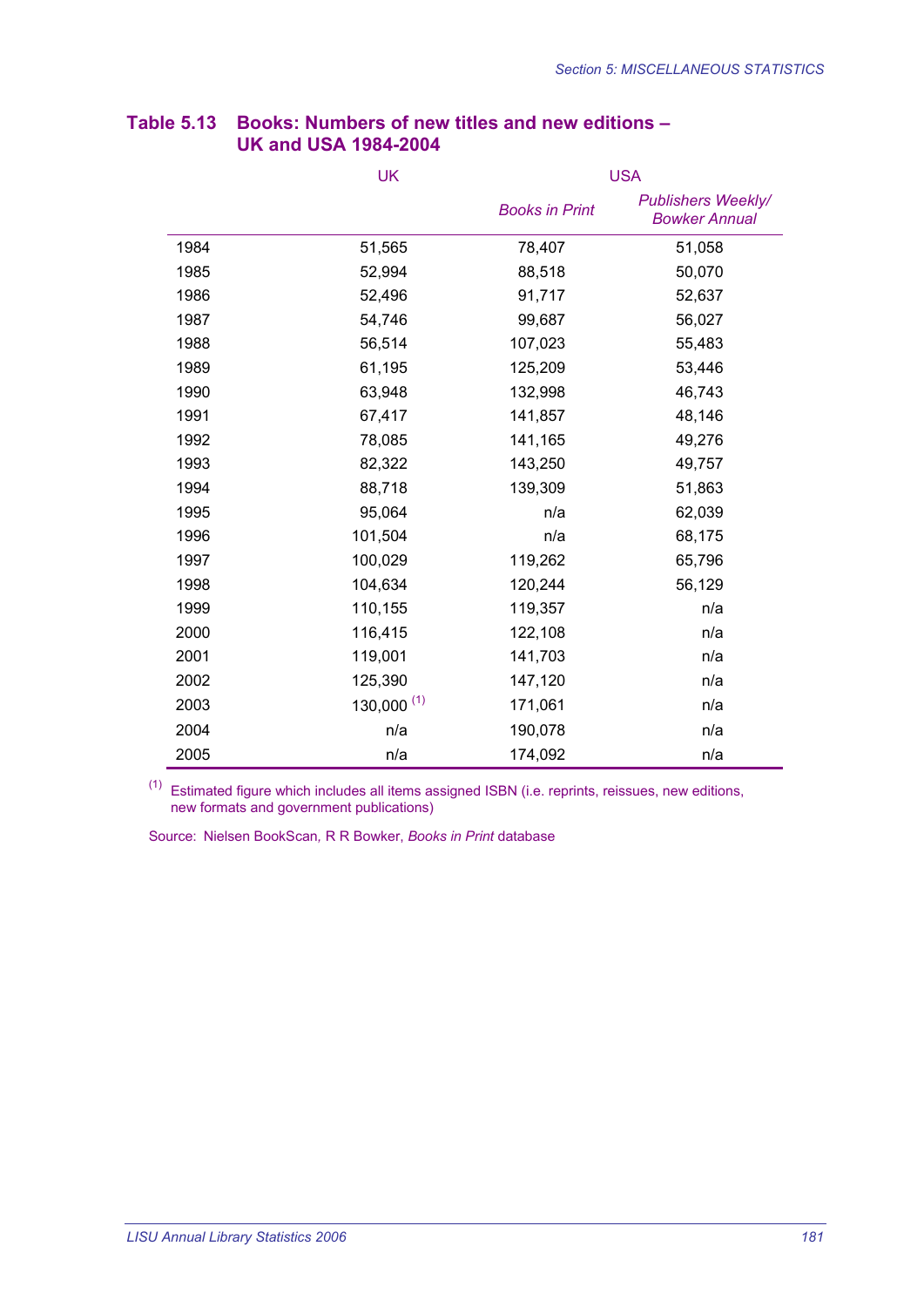## Table 5.13 Books: Numbers of new titles and new editions – UK and USA 1984-2004

| | UK | USA | |
|---|---|---|---|
| | | *Books in Print* | *Publishers Weekly/ Bowker Annual* |
| 1984 | 51,565 | 78,407 | 51,058 |
| 1985 | 52,994 | 88,518 | 50,070 |
| 1986 | 52,496 | 91,717 | 52,637 |
| 1987 | 54,746 | 99,687 | 56,027 |
| 1988 | 56,514 | 107,023 | 55,483 |
| 1989 | 61,195 | 125,209 | 53,446 |
| 1990 | 63,948 | 132,998 | 46,743 |
| 1991 | 67,417 | 141,857 | 48,146 |
| 1992 | 78,085 | 141,165 | 49,276 |
| 1993 | 82,322 | 143,250 | 49,757 |
| 1994 | 88,718 | 139,309 | 51,863 |
| 1995 | 95,064 | n/a | 62,039 |
| 1996 | 101,504 | n/a | 68,175 |
| 1997 | 100,029 | 119,262 | 65,796 |
| 1998 | 104,634 | 120,244 | 56,129 |
| 1999 | 110,155 | 119,357 | n/a |
| 2000 | 116,415 | 122,108 | n/a |
| 2001 | 119,001 | 141,703 | n/a |
| 2002 | 125,390 | 147,120 | n/a |
| 2003 | 130,000 (1) | 171,061 | n/a |
| 2004 | n/a | 190,078 | n/a |
| 2005 | n/a | 174,092 | n/a |

(1) Estimated figure which includes all items assigned ISBN (i.e. reprints, reissues, new editions, new formats and government publications)

Source: Nielsen BookScan, R R Bowker, *Books in Print* database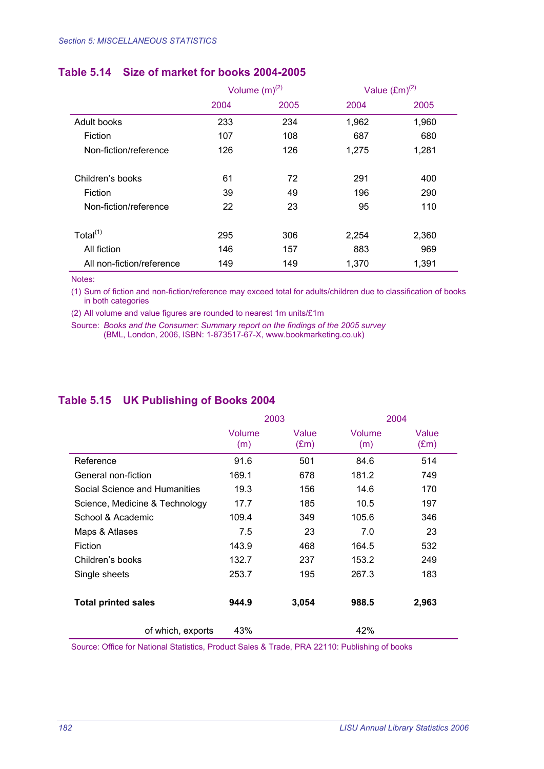## Table 5.14 Size of market for books 2004-2005

| | Volume (m)[2] | | Value (£m)[2] | |
|---|---|---|---|---|
| | 2004 | 2005 | 2004 | 2005 |
| Adult books | 233 | 234 | 1,962 | 1,960 |
| Fiction | 107 | 108 | 687 | 680 |
| Non-fiction/reference | 126 | 126 | 1,275 | 1,281 |
| | | | | |
| Children's books | 61 | 72 | 291 | 400 |
| Fiction | 39 | 49 | 196 | 290 |
| Non-fiction/reference | 22 | 23 | 95 | 110 |
| | | | | |
| Total[1] | 295 | 306 | 2,254 | 2,360 |
| All fiction | 146 | 157 | 883 | 969 |
| All non-fiction/reference | 149 | 149 | 1,370 | 1,391 |

Notes:

(1) Sum of fiction and non-fiction/reference may exceed total for adults/children due to classification of books in both categories

(2) All volume and value figures are rounded to nearest 1m units/£1m

Source: *Books and the Consumer: Summary report on the findings of the 2005 survey* (BML, London, 2006, ISBN: 1-873517-67-X, www.bookmarketing.co.uk)

## Table 5.15 UK Publishing of Books 2004

| | 2003 | | 2004 | |
|---|---|---|---|---|
| | Volume (m) | Value (£m) | Volume (m) | Value (£m) |
| Reference | 91.6 | 501 | 84.6 | 514 |
| General non-fiction | 169.1 | 678 | 181.2 | 749 |
| Social Science and Humanities | 19.3 | 156 | 14.6 | 170 |
| Science, Medicine & Technology | 17.7 | 185 | 10.5 | 197 |
| School & Academic | 109.4 | 349 | 105.6 | 346 |
| Maps & Atlases | 7.5 | 23 | 7.0 | 23 |
| Fiction | 143.9 | 468 | 164.5 | 532 |
| Children's books | 132.7 | 237 | 153.2 | 249 |
| Single sheets | 253.7 | 195 | 267.3 | 183 |
| | | | | |
| **Total printed sales** | **944.9** | **3,054** | **988.5** | **2,963** |
| | | | | |
| of which, exports | 43% | | 42% | |

Source: Office for National Statistics, Product Sales & Trade, PRA 22110: Publishing of books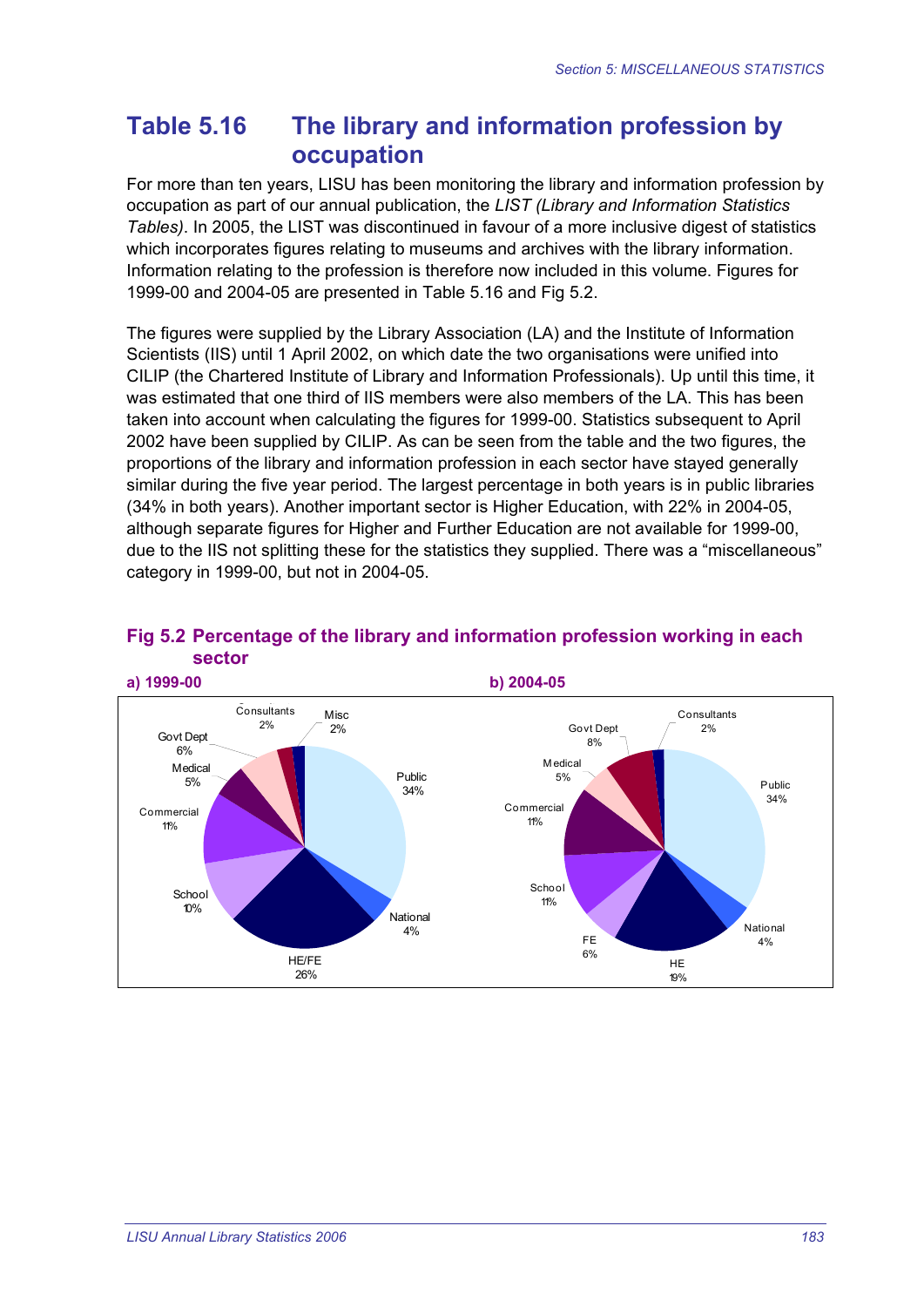# Table 5.16 The library and information profession by occupation

For more than ten years, LISU has been monitoring the library and information profession by occupation as part of our annual publication, the *LIST (Library and Information Statistics Tables)*. In 2005, the LIST was discontinued in favour of a more inclusive digest of statistics which incorporates figures relating to museums and archives with the library information. Information relating to the profession is therefore now included in this volume. Figures for 1999-00 and 2004-05 are presented in Table 5.16 and Fig 5.2.

The figures were supplied by the Library Association (LA) and the Institute of Information Scientists (IIS) until 1 April 2002, on which date the two organisations were unified into CILIP (the Chartered Institute of Library and Information Professionals). Up until this time, it was estimated that one third of IIS members were also members of the LA. This has been taken into account when calculating the figures for 1999-00. Statistics subsequent to April 2002 have been supplied by CILIP. As can be seen from the table and the two figures, the proportions of the library and information profession in each sector have stayed generally similar during the five year period. The largest percentage in both years is in public libraries (34% in both years). Another important sector is Higher Education, with 22% in 2004-05, although separate figures for Higher and Further Education are not available for 1999-00, due to the IIS not splitting these for the statistics they supplied. There was a "miscellaneous" category in 1999-00, but not in 2004-05.

## Fig 5.2 Percentage of the library and information profession working in each sector

**a) 1999-00**

| Sector | % |
|---|---|
| Public | 34% |
| National | 4% |
| HE/FE | 26% |
| School | 10% |
| Commercial | 11% |
| Medical | 5% |
| Govt Dept | 6% |
| Consultants | 2% |
| Misc | 2% |

**b) 2004-05**

| Sector | % |
|---|---|
| Public | 34% |
| National | 4% |
| HE | 19% |
| FE | 6% |
| School | 11% |
| Commercial | 11% |
| Medical | 5% |
| Govt Dept | 8% |
| Consultants | 2% |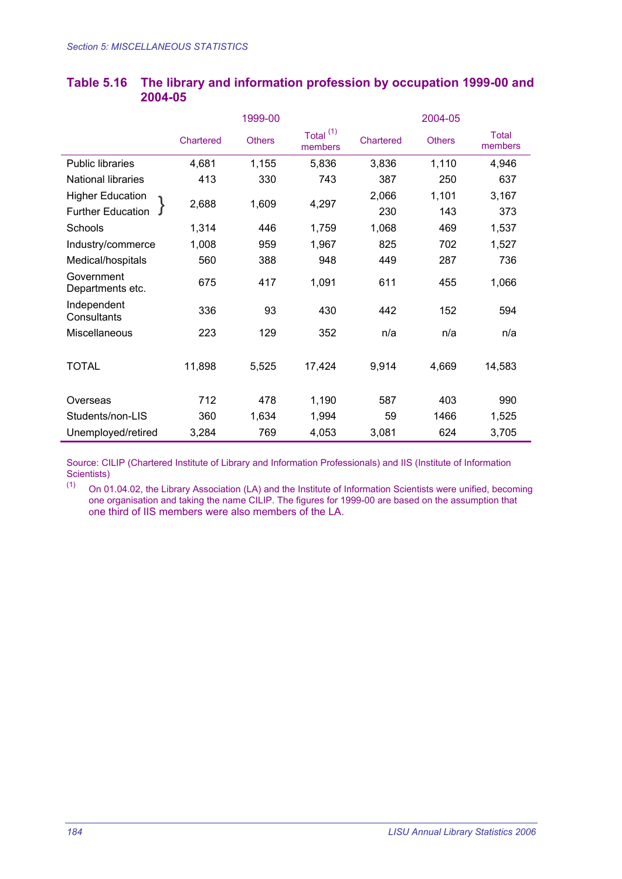*Section 5: MISCELLANEOUS STATISTICS*

## Table 5.16 The library and information profession by occupation 1999-00 and 2004-05

| | 1999-00 | | | 2004-05 | | |
|---|---|---|---|---|---|---|
| | Chartered | Others | Total [(1)] members | Chartered | Others | Total members |
| Public libraries | 4,681 | 1,155 | 5,836 | 3,836 | 1,110 | 4,946 |
| National libraries | 413 | 330 | 743 | 387 | 250 | 637 |
| Higher Education } | 2,688 | 1,609 | 4,297 | 2,066 | 1,101 | 3,167 |
| Further Education } | | | | 230 | 143 | 373 |
| Schools | 1,314 | 446 | 1,759 | 1,068 | 469 | 1,537 |
| Industry/commerce | 1,008 | 959 | 1,967 | 825 | 702 | 1,527 |
| Medical/hospitals | 560 | 388 | 948 | 449 | 287 | 736 |
| Government Departments etc. | 675 | 417 | 1,091 | 611 | 455 | 1,066 |
| Independent Consultants | 336 | 93 | 430 | 442 | 152 | 594 |
| Miscellaneous | 223 | 129 | 352 | n/a | n/a | n/a |
| TOTAL | 11,898 | 5,525 | 17,424 | 9,914 | 4,669 | 14,583 |
| Overseas | 712 | 478 | 1,190 | 587 | 403 | 990 |
| Students/non-LIS | 360 | 1,634 | 1,994 | 59 | 1466 | 1,525 |
| Unemployed/retired | 3,284 | 769 | 4,053 | 3,081 | 624 | 3,705 |

Source: CILIP (Chartered Institute of Library and Information Professionals) and IIS (Institute of Information Scientists)

(1) On 01.04.02, the Library Association (LA) and the Institute of Information Scientists were unified, becoming one organisation and taking the name CILIP. The figures for 1999-00 are based on the assumption that one third of IIS members were also members of the LA.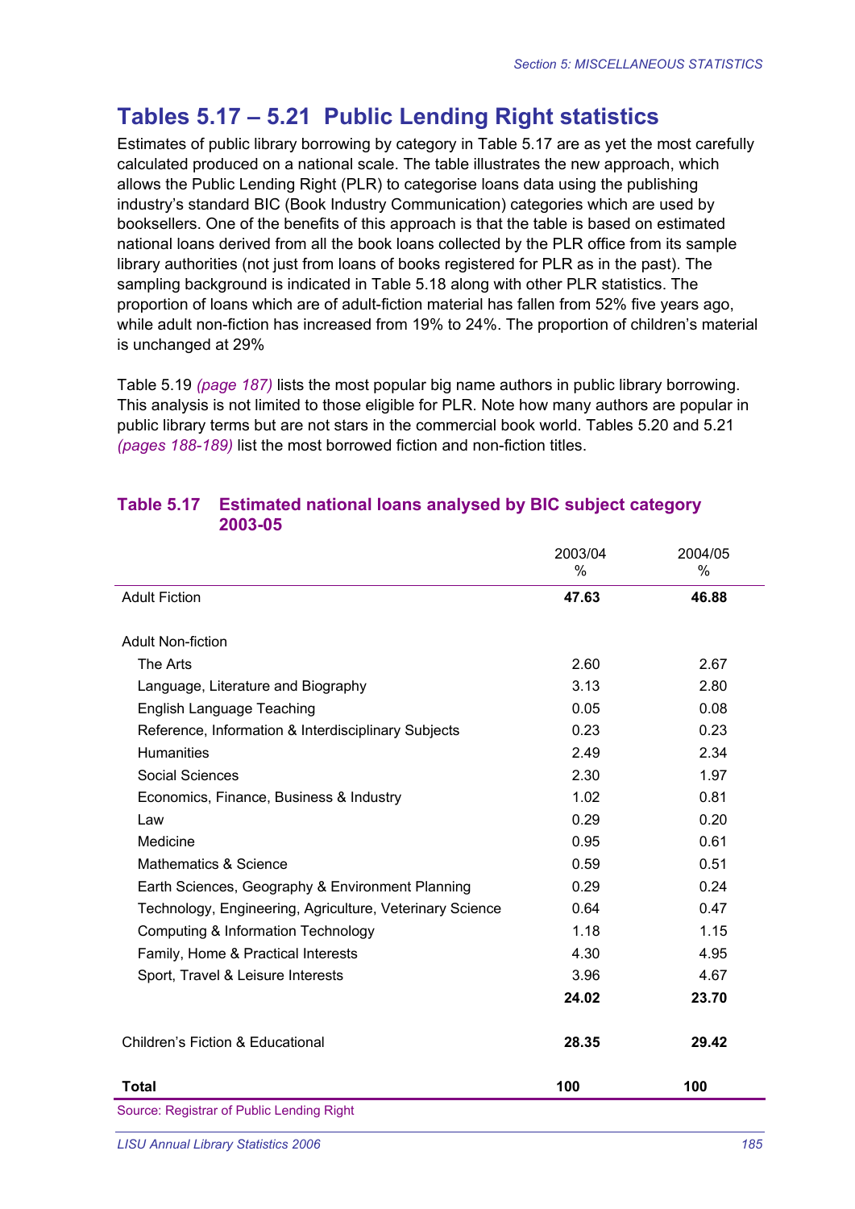# Tables 5.17 – 5.21 Public Lending Right statistics

Estimates of public library borrowing by category in Table 5.17 are as yet the most carefully calculated produced on a national scale. The table illustrates the new approach, which allows the Public Lending Right (PLR) to categorise loans data using the publishing industry's standard BIC (Book Industry Communication) categories which are used by booksellers. One of the benefits of this approach is that the table is based on estimated national loans derived from all the book loans collected by the PLR office from its sample library authorities (not just from loans of books registered for PLR as in the past). The sampling background is indicated in Table 5.18 along with other PLR statistics. The proportion of loans which are of adult-fiction material has fallen from 52% five years ago, while adult non-fiction has increased from 19% to 24%. The proportion of children's material is unchanged at 29%

Table 5.19 *(page 187)* lists the most popular big name authors in public library borrowing. This analysis is not limited to those eligible for PLR. Note how many authors are popular in public library terms but are not stars in the commercial book world. Tables 5.20 and 5.21 *(pages 188-189)* list the most borrowed fiction and non-fiction titles.

## Table 5.17 Estimated national loans analysed by BIC subject category 2003-05

| | 2003/04 % | 2004/05 % |
|---|---|---|
| Adult Fiction | **47.63** | **46.88** |
| | | |
| Adult Non-fiction | | |
| The Arts | 2.60 | 2.67 |
| Language, Literature and Biography | 3.13 | 2.80 |
| English Language Teaching | 0.05 | 0.08 |
| Reference, Information & Interdisciplinary Subjects | 0.23 | 0.23 |
| Humanities | 2.49 | 2.34 |
| Social Sciences | 2.30 | 1.97 |
| Economics, Finance, Business & Industry | 1.02 | 0.81 |
| Law | 0.29 | 0.20 |
| Medicine | 0.95 | 0.61 |
| Mathematics & Science | 0.59 | 0.51 |
| Earth Sciences, Geography & Environment Planning | 0.29 | 0.24 |
| Technology, Engineering, Agriculture, Veterinary Science | 0.64 | 0.47 |
| Computing & Information Technology | 1.18 | 1.15 |
| Family, Home & Practical Interests | 4.30 | 4.95 |
| Sport, Travel & Leisure Interests | 3.96 | 4.67 |
| | **24.02** | **23.70** |
| | | |
| Children's Fiction & Educational | **28.35** | **29.42** |
| | | |
| **Total** | **100** | **100** |

Source: Registrar of Public Lending Right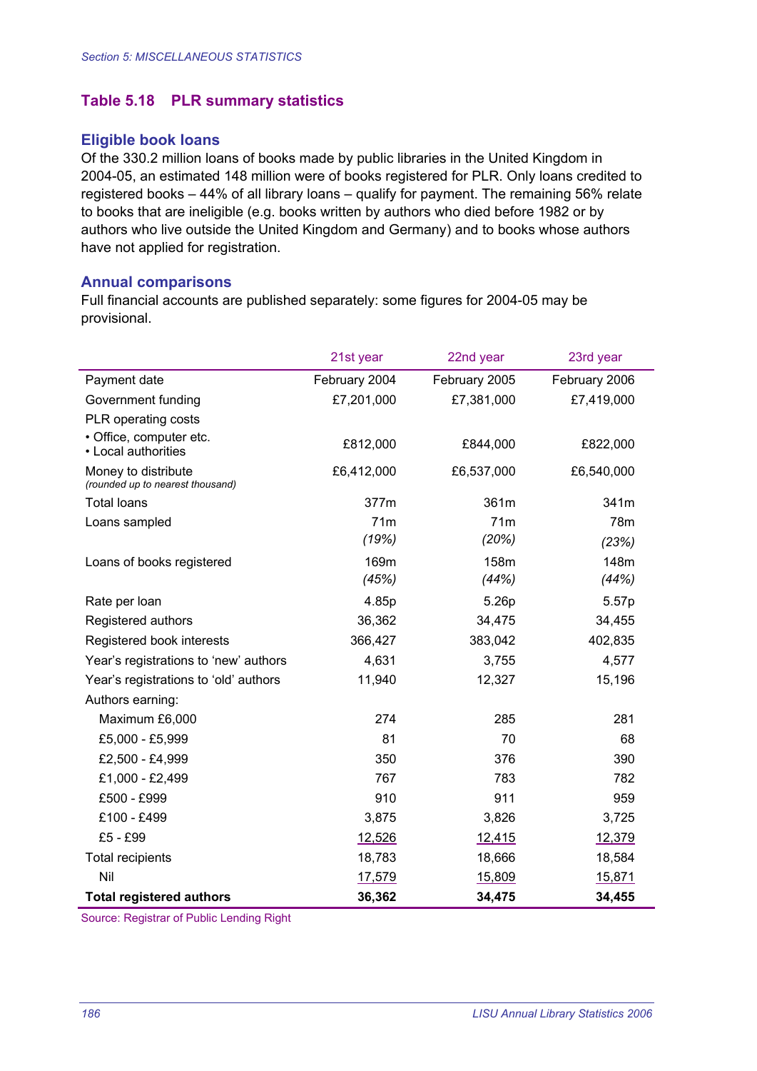## Table 5.18 PLR summary statistics

### Eligible book loans

Of the 330.2 million loans of books made by public libraries in the United Kingdom in 2004-05, an estimated 148 million were of books registered for PLR. Only loans credited to registered books – 44% of all library loans – qualify for payment. The remaining 56% relate to books that are ineligible (e.g. books written by authors who died before 1982 or by authors who live outside the United Kingdom and Germany) and to books whose authors have not applied for registration.

### Annual comparisons

Full financial accounts are published separately: some figures for 2004-05 may be provisional.

| | 21st year | 22nd year | 23rd year |
|---|---|---|---|
| Payment date | February 2004 | February 2005 | February 2006 |
| Government funding | £7,201,000 | £7,381,000 | £7,419,000 |
| PLR operating costs | | | |
| • Office, computer etc.<br>• Local authorities | £812,000 | £844,000 | £822,000 |
| Money to distribute *(rounded up to nearest thousand)* | £6,412,000 | £6,537,000 | £6,540,000 |
| Total loans | 377m | 361m | 341m |
| Loans sampled | 71m<br>*(19%)* | 71m<br>*(20%)* | 78m<br>*(23%)* |
| Loans of books registered | 169m<br>*(45%)* | 158m<br>*(44%)* | 148m<br>*(44%)* |
| Rate per loan | 4.85p | 5.26p | 5.57p |
| Registered authors | 36,362 | 34,475 | 34,455 |
| Registered book interests | 366,427 | 383,042 | 402,835 |
| Year's registrations to 'new' authors | 4,631 | 3,755 | 4,577 |
| Year's registrations to 'old' authors | 11,940 | 12,327 | 15,196 |
| Authors earning: | | | |
| Maximum £6,000 | 274 | 285 | 281 |
| £5,000 - £5,999 | 81 | 70 | 68 |
| £2,500 - £4,999 | 350 | 376 | 390 |
| £1,000 - £2,499 | 767 | 783 | 782 |
| £500 - £999 | 910 | 911 | 959 |
| £100 - £499 | 3,875 | 3,826 | 3,725 |
| £5 - £99 | 12,526 | 12,415 | 12,379 |
| Total recipients | 18,783 | 18,666 | 18,584 |
| Nil | 17,579 | 15,809 | 15,871 |
| **Total registered authors** | **36,362** | **34,475** | **34,455** |

Source: Registrar of Public Lending Right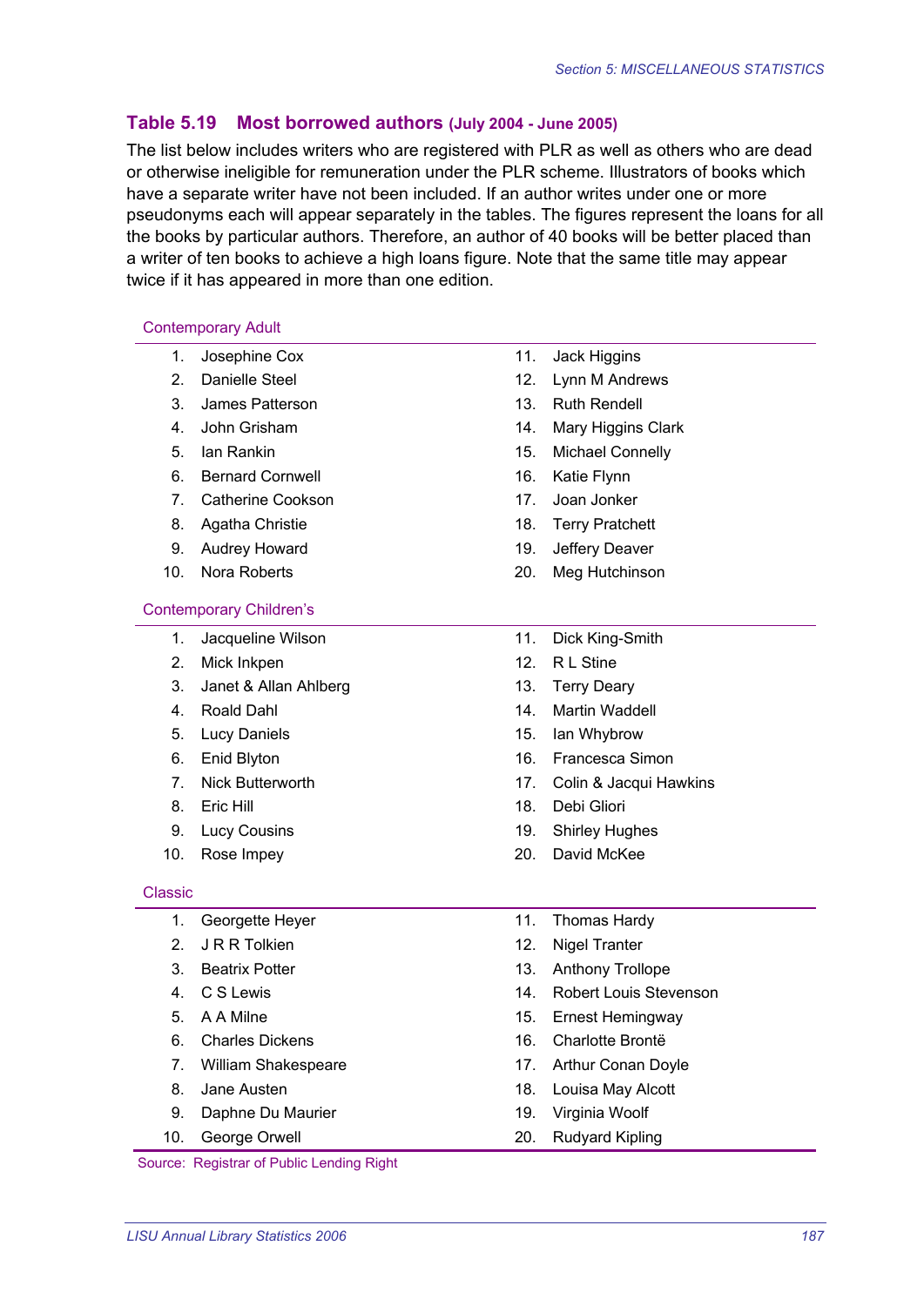## Table 5.19 Most borrowed authors (July 2004 - June 2005)

The list below includes writers who are registered with PLR as well as others who are dead or otherwise ineligible for remuneration under the PLR scheme. Illustrators of books which have a separate writer have not been included. If an author writes under one or more pseudonyms each will appear separately in the tables. The figures represent the loans for all the books by particular authors. Therefore, an author of 40 books will be better placed than a writer of ten books to achieve a high loans figure. Note that the same title may appear twice if it has appeared in more than one edition.

**Contemporary Adult**

| | | | |
|---|---|---|---|
| 1. | Josephine Cox | 11. | Jack Higgins |
| 2. | Danielle Steel | 12. | Lynn M Andrews |
| 3. | James Patterson | 13. | Ruth Rendell |
| 4. | John Grisham | 14. | Mary Higgins Clark |
| 5. | Ian Rankin | 15. | Michael Connelly |
| 6. | Bernard Cornwell | 16. | Katie Flynn |
| 7. | Catherine Cookson | 17. | Joan Jonker |
| 8. | Agatha Christie | 18. | Terry Pratchett |
| 9. | Audrey Howard | 19. | Jeffery Deaver |
| 10. | Nora Roberts | 20. | Meg Hutchinson |

**Contemporary Children's**

| | | | |
|---|---|---|---|
| 1. | Jacqueline Wilson | 11. | Dick King-Smith |
| 2. | Mick Inkpen | 12. | R L Stine |
| 3. | Janet & Allan Ahlberg | 13. | Terry Deary |
| 4. | Roald Dahl | 14. | Martin Waddell |
| 5. | Lucy Daniels | 15. | Ian Whybrow |
| 6. | Enid Blyton | 16. | Francesca Simon |
| 7. | Nick Butterworth | 17. | Colin & Jacqui Hawkins |
| 8. | Eric Hill | 18. | Debi Gliori |
| 9. | Lucy Cousins | 19. | Shirley Hughes |
| 10. | Rose Impey | 20. | David McKee |

**Classic**

| | | | |
|---|---|---|---|
| 1. | Georgette Heyer | 11. | Thomas Hardy |
| 2. | J R R Tolkien | 12. | Nigel Tranter |
| 3. | Beatrix Potter | 13. | Anthony Trollope |
| 4. | C S Lewis | 14. | Robert Louis Stevenson |
| 5. | A A Milne | 15. | Ernest Hemingway |
| 6. | Charles Dickens | 16. | Charlotte Brontë |
| 7. | William Shakespeare | 17. | Arthur Conan Doyle |
| 8. | Jane Austen | 18. | Louisa May Alcott |
| 9. | Daphne Du Maurier | 19. | Virginia Woolf |
| 10. | George Orwell | 20. | Rudyard Kipling |

Source: Registrar of Public Lending Right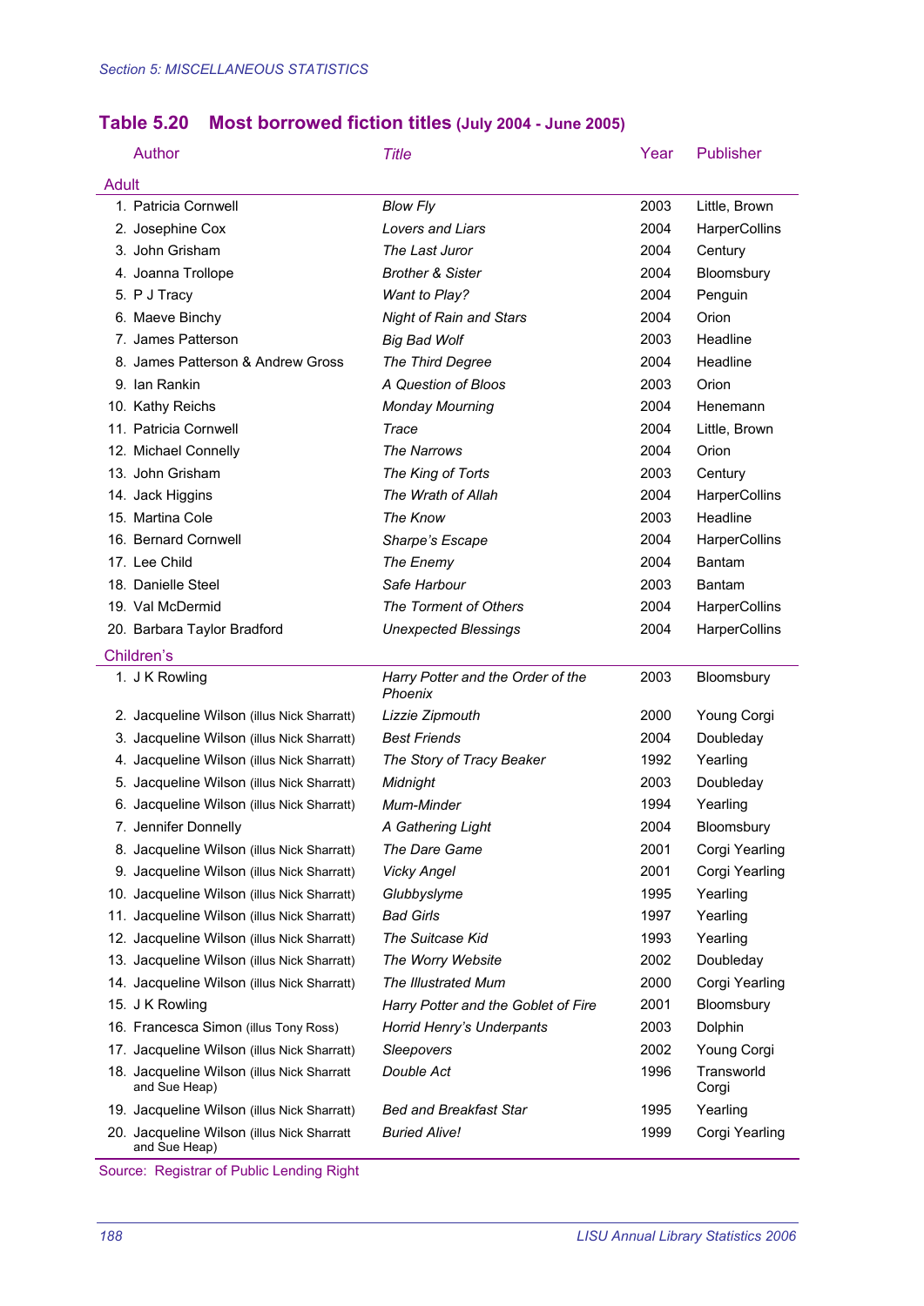## Table 5.20 Most borrowed fiction titles (July 2004 - June 2005)

| | Author | *Title* | Year | Publisher |
|---|---|---|---|---|
| **Adult** | | | | |
| 1. | Patricia Cornwell | *Blow Fly* | 2003 | Little, Brown |
| 2. | Josephine Cox | *Lovers and Liars* | 2004 | HarperCollins |
| 3. | John Grisham | *The Last Juror* | 2004 | Century |
| 4. | Joanna Trollope | *Brother & Sister* | 2004 | Bloomsbury |
| 5. | P J Tracy | *Want to Play?* | 2004 | Penguin |
| 6. | Maeve Binchy | *Night of Rain and Stars* | 2004 | Orion |
| 7. | James Patterson | *Big Bad Wolf* | 2003 | Headline |
| 8. | James Patterson & Andrew Gross | *The Third Degree* | 2004 | Headline |
| 9. | Ian Rankin | *A Question of Bloos* | 2003 | Orion |
| 10. | Kathy Reichs | *Monday Mourning* | 2004 | Henemann |
| 11. | Patricia Cornwell | *Trace* | 2004 | Little, Brown |
| 12. | Michael Connelly | *The Narrows* | 2004 | Orion |
| 13. | John Grisham | *The King of Torts* | 2003 | Century |
| 14. | Jack Higgins | *The Wrath of Allah* | 2004 | HarperCollins |
| 15. | Martina Cole | *The Know* | 2003 | Headline |
| 16. | Bernard Cornwell | *Sharpe's Escape* | 2004 | HarperCollins |
| 17. | Lee Child | *The Enemy* | 2004 | Bantam |
| 18. | Danielle Steel | *Safe Harbour* | 2003 | Bantam |
| 19. | Val McDermid | *The Torment of Others* | 2004 | HarperCollins |
| 20. | Barbara Taylor Bradford | *Unexpected Blessings* | 2004 | HarperCollins |
| **Children's** | | | | |
| 1. | J K Rowling | *Harry Potter and the Order of the Phoenix* | 2003 | Bloomsbury |
| 2. | Jacqueline Wilson (illus Nick Sharratt) | *Lizzie Zipmouth* | 2000 | Young Corgi |
| 3. | Jacqueline Wilson (illus Nick Sharratt) | *Best Friends* | 2004 | Doubleday |
| 4. | Jacqueline Wilson (illus Nick Sharratt) | *The Story of Tracy Beaker* | 1992 | Yearling |
| 5. | Jacqueline Wilson (illus Nick Sharratt) | *Midnight* | 2003 | Doubleday |
| 6. | Jacqueline Wilson (illus Nick Sharratt) | *Mum-Minder* | 1994 | Yearling |
| 7. | Jennifer Donnelly | *A Gathering Light* | 2004 | Bloomsbury |
| 8. | Jacqueline Wilson (illus Nick Sharratt) | *The Dare Game* | 2001 | Corgi Yearling |
| 9. | Jacqueline Wilson (illus Nick Sharratt) | *Vicky Angel* | 2001 | Corgi Yearling |
| 10. | Jacqueline Wilson (illus Nick Sharratt) | *Glubbyslyme* | 1995 | Yearling |
| 11. | Jacqueline Wilson (illus Nick Sharratt) | *Bad Girls* | 1997 | Yearling |
| 12. | Jacqueline Wilson (illus Nick Sharratt) | *The Suitcase Kid* | 1993 | Yearling |
| 13. | Jacqueline Wilson (illus Nick Sharratt) | *The Worry Website* | 2002 | Doubleday |
| 14. | Jacqueline Wilson (illus Nick Sharratt) | *The Illustrated Mum* | 2000 | Corgi Yearling |
| 15. | J K Rowling | *Harry Potter and the Goblet of Fire* | 2001 | Bloomsbury |
| 16. | Francesca Simon (illus Tony Ross) | *Horrid Henry's Underpants* | 2003 | Dolphin |
| 17. | Jacqueline Wilson (illus Nick Sharratt) | *Sleepovers* | 2002 | Young Corgi |
| 18. | Jacqueline Wilson (illus Nick Sharratt and Sue Heap) | *Double Act* | 1996 | Transworld Corgi |
| 19. | Jacqueline Wilson (illus Nick Sharratt) | *Bed and Breakfast Star* | 1995 | Yearling |
| 20. | Jacqueline Wilson (illus Nick Sharratt and Sue Heap) | *Buried Alive!* | 1999 | Corgi Yearling |

Source: Registrar of Public Lending Right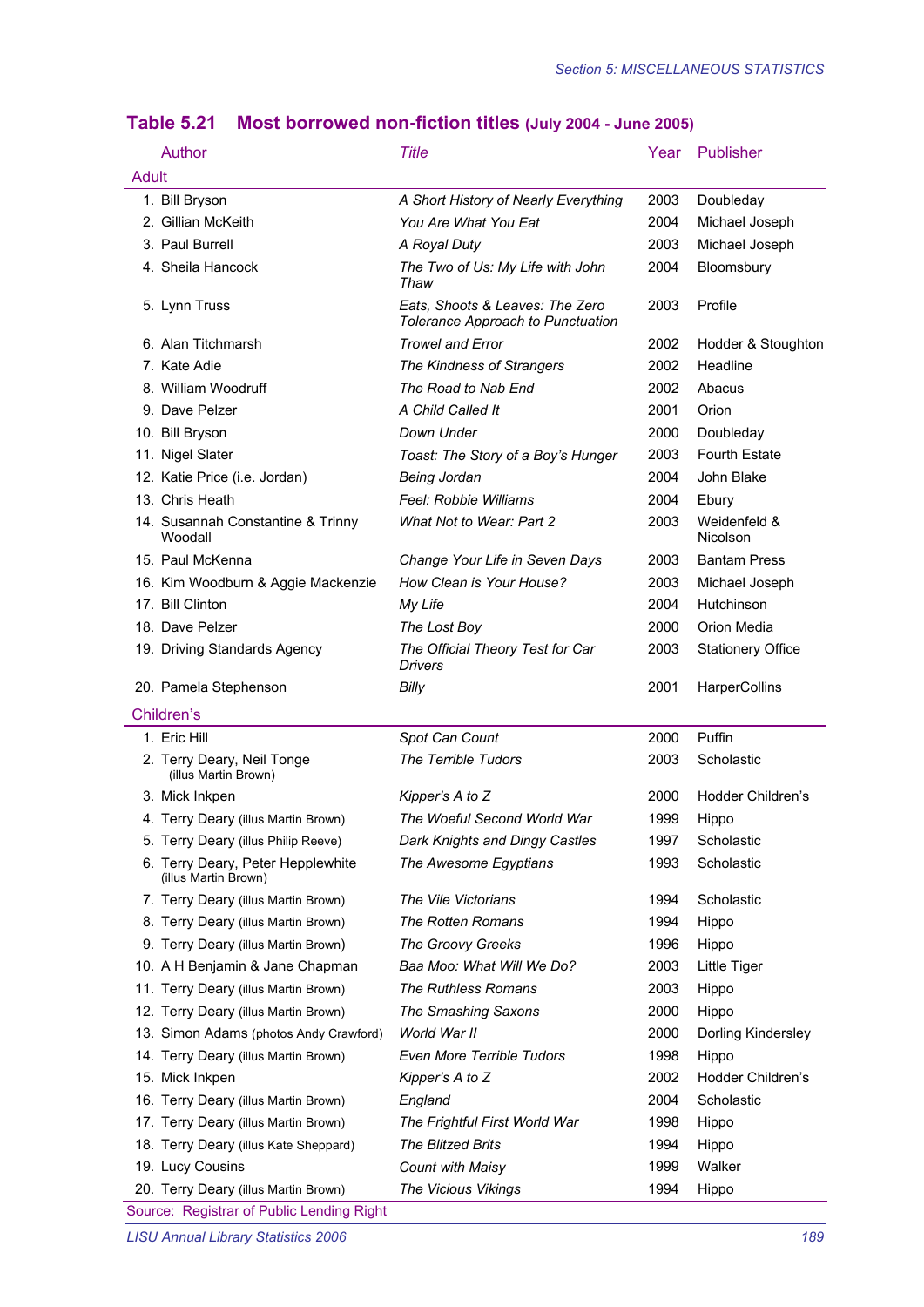## Table 5.21 Most borrowed non-fiction titles (July 2004 - June 2005)

| | Author | Title | Year | Publisher |
|---|---|---|---|---|
| **Adult** | | | | |
| 1. | Bill Bryson | *A Short History of Nearly Everything* | 2003 | Doubleday |
| 2. | Gillian McKeith | *You Are What You Eat* | 2004 | Michael Joseph |
| 3. | Paul Burrell | *A Royal Duty* | 2003 | Michael Joseph |
| 4. | Sheila Hancock | *The Two of Us: My Life with John Thaw* | 2004 | Bloomsbury |
| 5. | Lynn Truss | *Eats, Shoots & Leaves: The Zero Tolerance Approach to Punctuation* | 2003 | Profile |
| 6. | Alan Titchmarsh | *Trowel and Error* | 2002 | Hodder & Stoughton |
| 7. | Kate Adie | *The Kindness of Strangers* | 2002 | Headline |
| 8. | William Woodruff | *The Road to Nab End* | 2002 | Abacus |
| 9. | Dave Pelzer | *A Child Called It* | 2001 | Orion |
| 10. | Bill Bryson | *Down Under* | 2000 | Doubleday |
| 11. | Nigel Slater | *Toast: The Story of a Boy's Hunger* | 2003 | Fourth Estate |
| 12. | Katie Price (i.e. Jordan) | *Being Jordan* | 2004 | John Blake |
| 13. | Chris Heath | *Feel: Robbie Williams* | 2004 | Ebury |
| 14. | Susannah Constantine & Trinny Woodall | *What Not to Wear: Part 2* | 2003 | Weidenfeld & Nicolson |
| 15. | Paul McKenna | *Change Your Life in Seven Days* | 2003 | Bantam Press |
| 16. | Kim Woodburn & Aggie Mackenzie | *How Clean is Your House?* | 2003 | Michael Joseph |
| 17. | Bill Clinton | *My Life* | 2004 | Hutchinson |
| 18. | Dave Pelzer | *The Lost Boy* | 2000 | Orion Media |
| 19. | Driving Standards Agency | *The Official Theory Test for Car Drivers* | 2003 | Stationery Office |
| 20. | Pamela Stephenson | *Billy* | 2001 | HarperCollins |
| **Children's** | | | | |
| 1. | Eric Hill | *Spot Can Count* | 2000 | Puffin |
| 2. | Terry Deary, Neil Tonge (illus Martin Brown) | *The Terrible Tudors* | 2003 | Scholastic |
| 3. | Mick Inkpen | *Kipper's A to Z* | 2000 | Hodder Children's |
| 4. | Terry Deary (illus Martin Brown) | *The Woeful Second World War* | 1999 | Hippo |
| 5. | Terry Deary (illus Philip Reeve) | *Dark Knights and Dingy Castles* | 1997 | Scholastic |
| 6. | Terry Deary, Peter Hepplewhite (illus Martin Brown) | *The Awesome Egyptians* | 1993 | Scholastic |
| 7. | Terry Deary (illus Martin Brown) | *The Vile Victorians* | 1994 | Scholastic |
| 8. | Terry Deary (illus Martin Brown) | *The Rotten Romans* | 1994 | Hippo |
| 9. | Terry Deary (illus Martin Brown) | *The Groovy Greeks* | 1996 | Hippo |
| 10. | A H Benjamin & Jane Chapman | *Baa Moo: What Will We Do?* | 2003 | Little Tiger |
| 11. | Terry Deary (illus Martin Brown) | *The Ruthless Romans* | 2003 | Hippo |
| 12. | Terry Deary (illus Martin Brown) | *The Smashing Saxons* | 2000 | Hippo |
| 13. | Simon Adams (photos Andy Crawford) | *World War II* | 2000 | Dorling Kindersley |
| 14. | Terry Deary (illus Martin Brown) | *Even More Terrible Tudors* | 1998 | Hippo |
| 15. | Mick Inkpen | *Kipper's A to Z* | 2002 | Hodder Children's |
| 16. | Terry Deary (illus Martin Brown) | *England* | 2004 | Scholastic |
| 17. | Terry Deary (illus Martin Brown) | *The Frightful First World War* | 1998 | Hippo |
| 18. | Terry Deary (illus Kate Sheppard) | *The Blitzed Brits* | 1994 | Hippo |
| 19. | Lucy Cousins | *Count with Maisy* | 1999 | Walker |
| 20. | Terry Deary (illus Martin Brown) | *The Vicious Vikings* | 1994 | Hippo |

Source: Registrar of Public Lending Right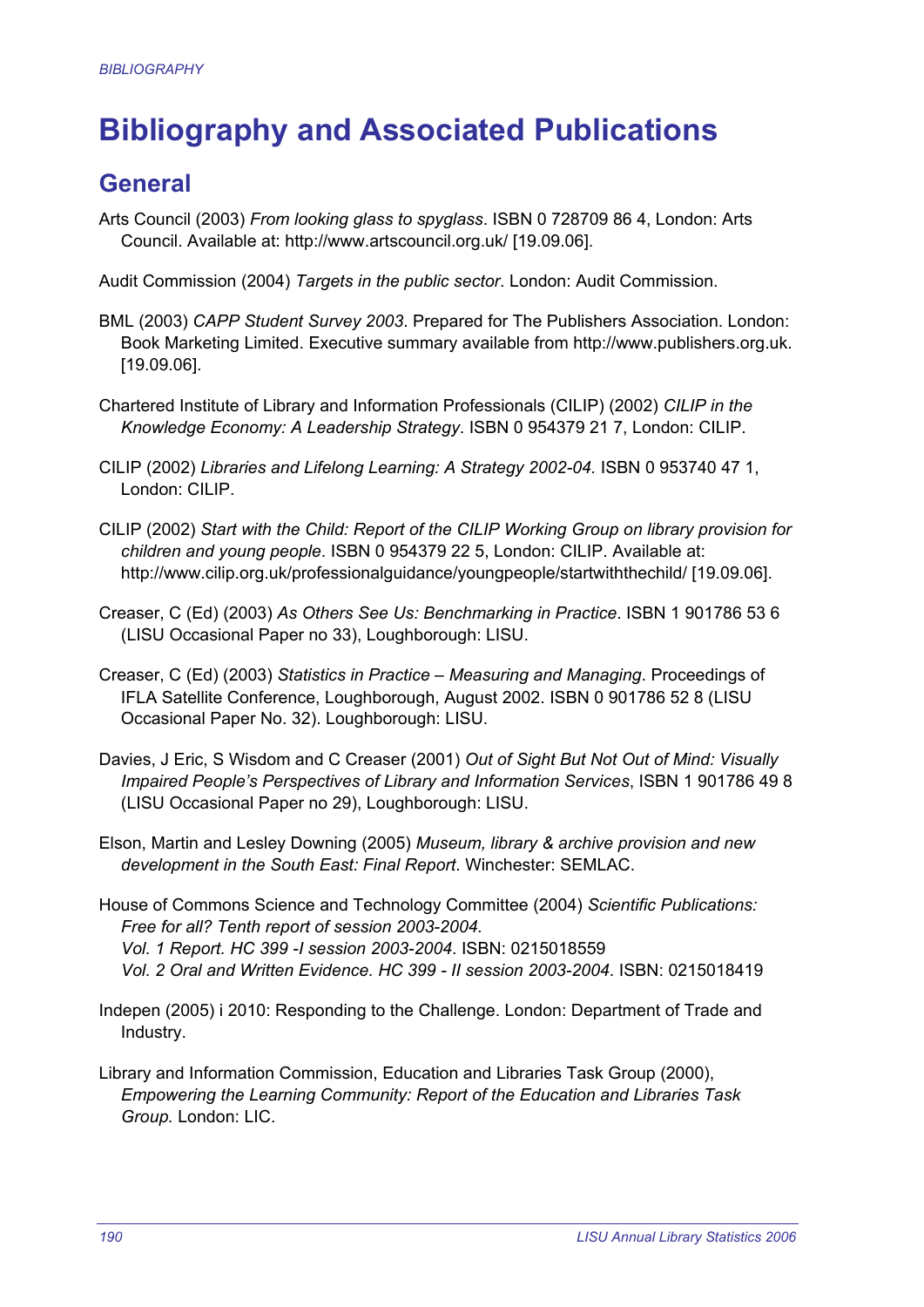# Bibliography and Associated Publications

## General

Arts Council (2003) *From looking glass to spyglass*. ISBN 0 728709 86 4, London: Arts Council. Available at: http://www.artscouncil.org.uk/ [19.09.06].

Audit Commission (2004) *Targets in the public sector*. London: Audit Commission.

BML (2003) *CAPP Student Survey 2003*. Prepared for The Publishers Association. London: Book Marketing Limited. Executive summary available from http://www.publishers.org.uk. [19.09.06].

Chartered Institute of Library and Information Professionals (CILIP) (2002) *CILIP in the Knowledge Economy: A Leadership Strategy*. ISBN 0 954379 21 7, London: CILIP.

CILIP (2002) *Libraries and Lifelong Learning: A Strategy 2002-04.* ISBN 0 953740 47 1, London: CILIP.

CILIP (2002) *Start with the Child: Report of the CILIP Working Group on library provision for children and young people*. ISBN 0 954379 22 5, London: CILIP. Available at: http://www.cilip.org.uk/professionalguidance/youngpeople/startwiththechild/ [19.09.06].

Creaser, C (Ed) (2003) *As Others See Us: Benchmarking in Practice*. ISBN 1 901786 53 6 (LISU Occasional Paper no 33), Loughborough: LISU.

Creaser, C (Ed) (2003) *Statistics in Practice – Measuring and Managing*. Proceedings of IFLA Satellite Conference, Loughborough, August 2002. ISBN 0 901786 52 8 (LISU Occasional Paper No. 32). Loughborough: LISU.

Davies, J Eric, S Wisdom and C Creaser (2001) *Out of Sight But Not Out of Mind: Visually Impaired People's Perspectives of Library and Information Services*, ISBN 1 901786 49 8 (LISU Occasional Paper no 29), Loughborough: LISU.

Elson, Martin and Lesley Downing (2005) *Museum, library & archive provision and new development in the South East: Final Report*. Winchester: SEMLAC.

House of Commons Science and Technology Committee (2004) *Scientific Publications: Free for all? Tenth report of session 2003-2004.*
*Vol. 1 Report. HC 399 -I session 2003-2004*. ISBN: 0215018559
*Vol. 2 Oral and Written Evidence. HC 399 - II session 2003-2004*. ISBN: 0215018419

Indepen (2005) i 2010: Responding to the Challenge. London: Department of Trade and Industry.

Library and Information Commission, Education and Libraries Task Group (2000), *Empowering the Learning Community: Report of the Education and Libraries Task Group.* London: LIC.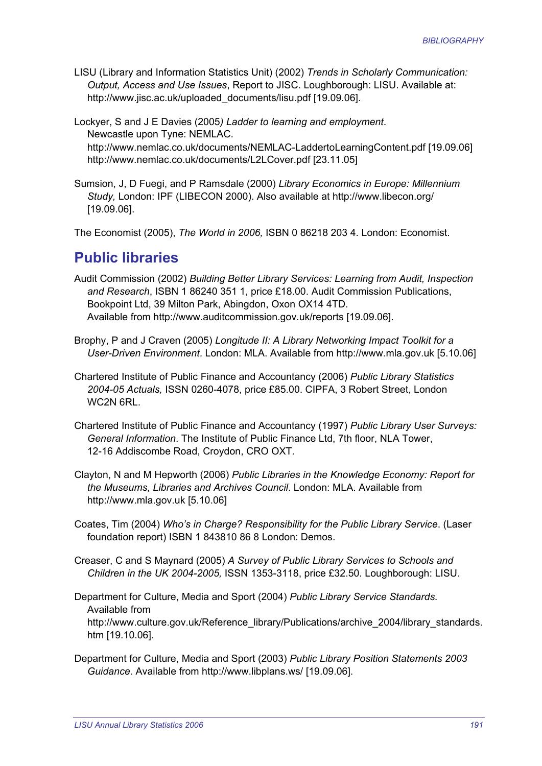LISU (Library and Information Statistics Unit) (2002) *Trends in Scholarly Communication: Output, Access and Use Issues*, Report to JISC. Loughborough: LISU. Available at: http://www.jisc.ac.uk/uploaded_documents/lisu.pdf [19.09.06].

Lockyer, S and J E Davies (2005*) Ladder to learning and employment*. Newcastle upon Tyne: NEMLAC. http://www.nemlac.co.uk/documents/NEMLAC-LaddertoLearningContent.pdf [19.09.06] http://www.nemlac.co.uk/documents/L2LCover.pdf [23.11.05]

Sumsion, J, D Fuegi, and P Ramsdale (2000) *Library Economics in Europe: Millennium Study,* London: IPF (LIBECON 2000). Also available at http://www.libecon.org/ [19.09.06].

The Economist (2005), *The World in 2006,* ISBN 0 86218 203 4. London: Economist.

## Public libraries

Audit Commission (2002) *Building Better Library Services: Learning from Audit, Inspection and Research*, ISBN 1 86240 351 1, price £18.00. Audit Commission Publications, Bookpoint Ltd, 39 Milton Park, Abingdon, Oxon OX14 4TD. Available from http://www.auditcommission.gov.uk/reports [19.09.06].

Brophy, P and J Craven (2005) *Longitude II: A Library Networking Impact Toolkit for a User-Driven Environment*. London: MLA. Available from http://www.mla.gov.uk [5.10.06]

Chartered Institute of Public Finance and Accountancy (2006) *Public Library Statistics 2004-05 Actuals,* ISSN 0260-4078, price £85.00. CIPFA, 3 Robert Street, London WC2N 6RL.

Chartered Institute of Public Finance and Accountancy (1997) *Public Library User Surveys: General Information*. The Institute of Public Finance Ltd, 7th floor, NLA Tower, 12-16 Addiscombe Road, Croydon, CRO OXT.

Clayton, N and M Hepworth (2006) *Public Libraries in the Knowledge Economy: Report for the Museums, Libraries and Archives Council*. London: MLA. Available from http://www.mla.gov.uk [5.10.06]

Coates, Tim (2004) *Who's in Charge? Responsibility for the Public Library Service*. (Laser foundation report) ISBN 1 843810 86 8 London: Demos.

Creaser, C and S Maynard (2005) *A Survey of Public Library Services to Schools and Children in the UK 2004-2005,* ISSN 1353-3118, price £32.50. Loughborough: LISU.

Department for Culture, Media and Sport (2004) *Public Library Service Standards.* Available from http://www.culture.gov.uk/Reference_library/Publications/archive_2004/library_standards.htm [19.10.06].

Department for Culture, Media and Sport (2003) *Public Library Position Statements 2003 Guidance*. Available from http://www.libplans.ws/ [19.09.06].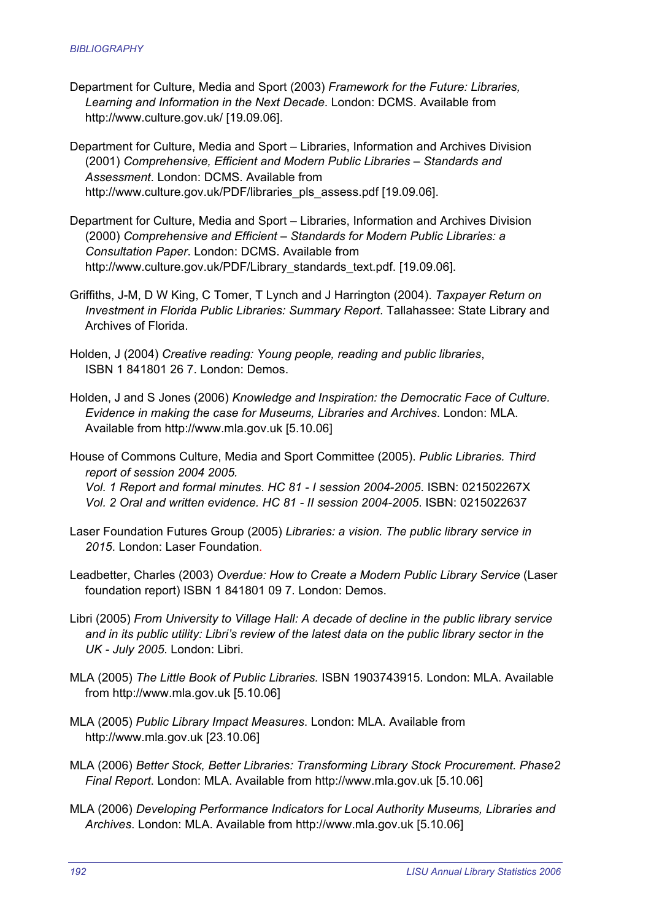Department for Culture, Media and Sport (2003) *Framework for the Future: Libraries, Learning and Information in the Next Decade*. London: DCMS. Available from http://www.culture.gov.uk/ [19.09.06].

Department for Culture, Media and Sport – Libraries, Information and Archives Division (2001) *Comprehensive, Efficient and Modern Public Libraries – Standards and Assessment*. London: DCMS. Available from http://www.culture.gov.uk/PDF/libraries_pls_assess.pdf [19.09.06].

Department for Culture, Media and Sport – Libraries, Information and Archives Division (2000) *Comprehensive and Efficient – Standards for Modern Public Libraries: a Consultation Paper*. London: DCMS. Available from http://www.culture.gov.uk/PDF/Library_standards_text.pdf. [19.09.06].

Griffiths, J-M, D W King, C Tomer, T Lynch and J Harrington (2004). *Taxpayer Return on Investment in Florida Public Libraries: Summary Report*. Tallahassee: State Library and Archives of Florida.

Holden, J (2004) *Creative reading: Young people, reading and public libraries*, ISBN 1 841801 26 7. London: Demos.

Holden, J and S Jones (2006) *Knowledge and Inspiration: the Democratic Face of Culture. Evidence in making the case for Museums, Libraries and Archives*. London: MLA. Available from http://www.mla.gov.uk [5.10.06]

House of Commons Culture, Media and Sport Committee (2005). *Public Libraries. Third report of session 2004 2005.*
*Vol. 1 Report and formal minutes*. *HC 81 - I session 2004-2005*. ISBN: 021502267X
*Vol. 2 Oral and written evidence. HC 81 - II session 2004-2005*. ISBN: 0215022637

Laser Foundation Futures Group (2005) *Libraries: a vision. The public library service in 2015*. London: Laser Foundation.

Leadbetter, Charles (2003) *Overdue: How to Create a Modern Public Library Service* (Laser foundation report) ISBN 1 841801 09 7. London: Demos.

Libri (2005) *From University to Village Hall: A decade of decline in the public library service and in its public utility: Libri's review of the latest data on the public library sector in the UK - July 2005*. London: Libri.

MLA (2005) *The Little Book of Public Libraries.* ISBN 1903743915. London: MLA. Available from http://www.mla.gov.uk [5.10.06]

MLA (2005) *Public Library Impact Measures*. London: MLA. Available from http://www.mla.gov.uk [23.10.06]

MLA (2006) *Better Stock, Better Libraries: Transforming Library Stock Procurement. Phase2 Final Report*. London: MLA. Available from http://www.mla.gov.uk [5.10.06]

MLA (2006) *Developing Performance Indicators for Local Authority Museums, Libraries and Archives*. London: MLA. Available from http://www.mla.gov.uk [5.10.06]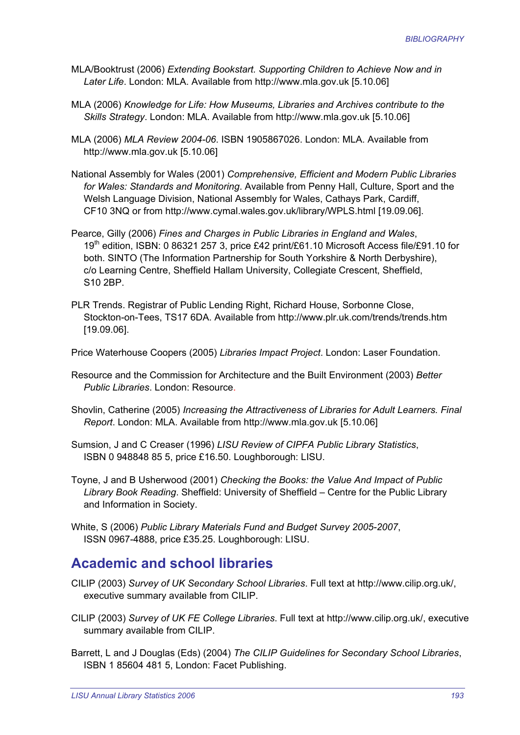MLA/Booktrust (2006) *Extending Bookstart. Supporting Children to Achieve Now and in Later Life*. London: MLA. Available from http://www.mla.gov.uk [5.10.06]

MLA (2006) *Knowledge for Life: How Museums, Libraries and Archives contribute to the Skills Strategy*. London: MLA. Available from http://www.mla.gov.uk [5.10.06]

MLA (2006) *MLA Review 2004-06*. ISBN 1905867026. London: MLA. Available from http://www.mla.gov.uk [5.10.06]

National Assembly for Wales (2001) *Comprehensive, Efficient and Modern Public Libraries for Wales: Standards and Monitoring*. Available from Penny Hall, Culture, Sport and the Welsh Language Division, National Assembly for Wales, Cathays Park, Cardiff, CF10 3NQ or from http://www.cymal.wales.gov.uk/library/WPLS.html [19.09.06].

Pearce, Gilly (2006) *Fines and Charges in Public Libraries in England and Wales*, 19th edition, ISBN: 0 86321 257 3, price £42 print/£61.10 Microsoft Access file/£91.10 for both. SINTO (The Information Partnership for South Yorkshire & North Derbyshire), c/o Learning Centre, Sheffield Hallam University, Collegiate Crescent, Sheffield, S10 2BP.

PLR Trends. Registrar of Public Lending Right, Richard House, Sorbonne Close, Stockton-on-Tees, TS17 6DA. Available from http://www.plr.uk.com/trends/trends.htm [19.09.06].

Price Waterhouse Coopers (2005) *Libraries Impact Project*. London: Laser Foundation.

Resource and the Commission for Architecture and the Built Environment (2003) *Better Public Libraries*. London: Resource.

Shovlin, Catherine (2005) *Increasing the Attractiveness of Libraries for Adult Learners. Final Report*. London: MLA. Available from http://www.mla.gov.uk [5.10.06]

Sumsion, J and C Creaser (1996) *LISU Review of CIPFA Public Library Statistics*, ISBN 0 948848 85 5, price £16.50. Loughborough: LISU.

Toyne, J and B Usherwood (2001) *Checking the Books: the Value And Impact of Public Library Book Reading*. Sheffield: University of Sheffield – Centre for the Public Library and Information in Society.

White, S (2006) *Public Library Materials Fund and Budget Survey 2005-2007*, ISSN 0967-4888, price £35.25. Loughborough: LISU.

## Academic and school libraries

CILIP (2003) *Survey of UK Secondary School Libraries*. Full text at http://www.cilip.org.uk/, executive summary available from CILIP.

CILIP (2003) *Survey of UK FE College Libraries*. Full text at http://www.cilip.org.uk/, executive summary available from CILIP.

Barrett, L and J Douglas (Eds) (2004) *The CILIP Guidelines for Secondary School Libraries*, ISBN 1 85604 481 5, London: Facet Publishing.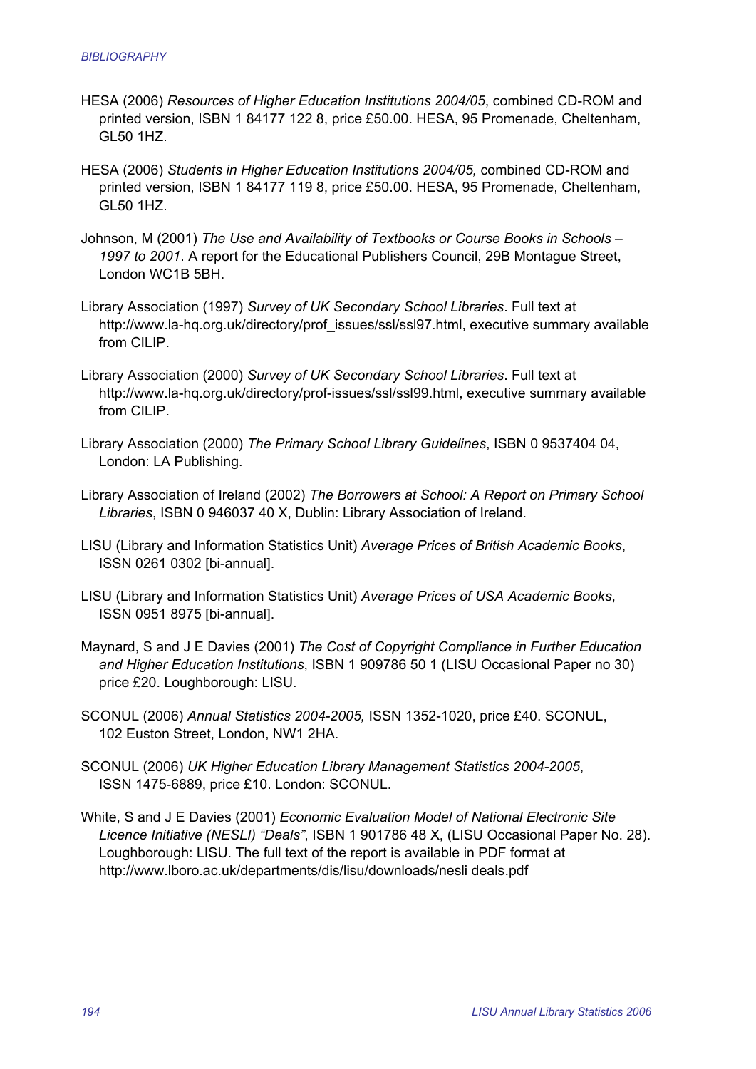HESA (2006) *Resources of Higher Education Institutions 2004/05*, combined CD-ROM and printed version, ISBN 1 84177 122 8, price £50.00. HESA, 95 Promenade, Cheltenham, GL50 1HZ.

HESA (2006) *Students in Higher Education Institutions 2004/05,* combined CD-ROM and printed version, ISBN 1 84177 119 8, price £50.00. HESA, 95 Promenade, Cheltenham, GL50 1HZ.

Johnson, M (2001) *The Use and Availability of Textbooks or Course Books in Schools – 1997 to 2001*. A report for the Educational Publishers Council, 29B Montague Street, London WC1B 5BH.

Library Association (1997) *Survey of UK Secondary School Libraries*. Full text at http://www.la-hq.org.uk/directory/prof_issues/ssl/ssl97.html, executive summary available from CILIP.

Library Association (2000) *Survey of UK Secondary School Libraries*. Full text at http://www.la-hq.org.uk/directory/prof-issues/ssl/ssl99.html, executive summary available from CILIP.

Library Association (2000) *The Primary School Library Guidelines*, ISBN 0 9537404 04, London: LA Publishing.

Library Association of Ireland (2002) *The Borrowers at School: A Report on Primary School Libraries*, ISBN 0 946037 40 X, Dublin: Library Association of Ireland.

LISU (Library and Information Statistics Unit) *Average Prices of British Academic Books*, ISSN 0261 0302 [bi-annual].

LISU (Library and Information Statistics Unit) *Average Prices of USA Academic Books*, ISSN 0951 8975 [bi-annual].

Maynard, S and J E Davies (2001) *The Cost of Copyright Compliance in Further Education and Higher Education Institutions*, ISBN 1 909786 50 1 (LISU Occasional Paper no 30) price £20. Loughborough: LISU.

SCONUL (2006) *Annual Statistics 2004-2005,* ISSN 1352-1020, price £40. SCONUL, 102 Euston Street, London, NW1 2HA.

SCONUL (2006) *UK Higher Education Library Management Statistics 2004-2005*, ISSN 1475-6889, price £10. London: SCONUL.

White, S and J E Davies (2001) *Economic Evaluation Model of National Electronic Site Licence Initiative (NESLI) "Deals"*, ISBN 1 901786 48 X, (LISU Occasional Paper No. 28). Loughborough: LISU. The full text of the report is available in PDF format at http://www.lboro.ac.uk/departments/dis/lisu/downloads/nesli deals.pdf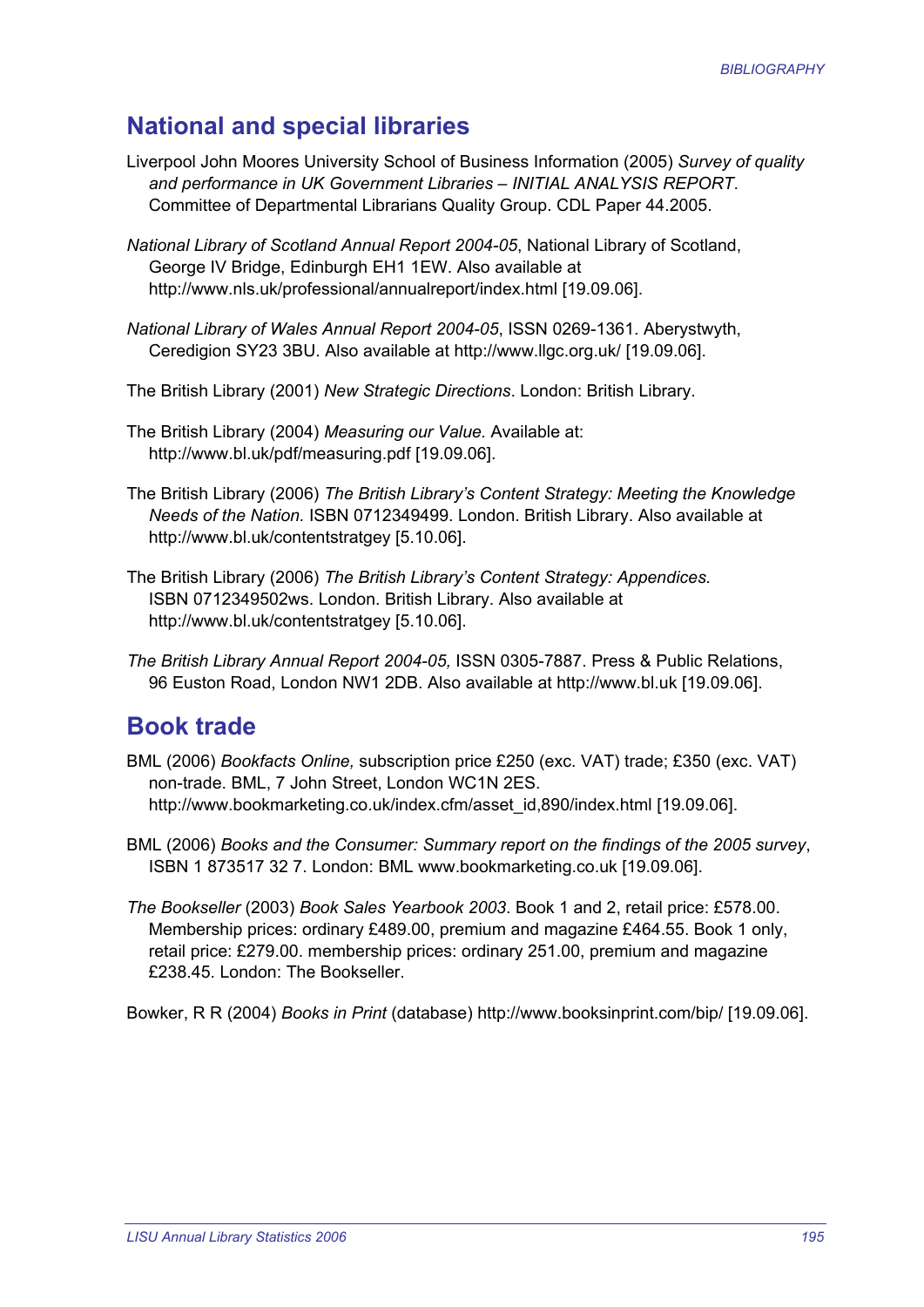## National and special libraries

Liverpool John Moores University School of Business Information (2005) *Survey of quality and performance in UK Government Libraries – INITIAL ANALYSIS REPORT*. Committee of Departmental Librarians Quality Group. CDL Paper 44.2005.

*National Library of Scotland Annual Report 2004-05*, National Library of Scotland, George IV Bridge, Edinburgh EH1 1EW. Also available at http://www.nls.uk/professional/annualreport/index.html [19.09.06].

*National Library of Wales Annual Report 2004-05*, ISSN 0269-1361. Aberystwyth, Ceredigion SY23 3BU. Also available at http://www.llgc.org.uk/ [19.09.06].

The British Library (2001) *New Strategic Directions*. London: British Library.

The British Library (2004) *Measuring our Value*. Available at: http://www.bl.uk/pdf/measuring.pdf [19.09.06].

The British Library (2006) *The British Library's Content Strategy: Meeting the Knowledge Needs of the Nation.* ISBN 0712349499. London. British Library. Also available at http://www.bl.uk/contentstratgey [5.10.06].

The British Library (2006) *The British Library's Content Strategy: Appendices.* ISBN 0712349502ws. London. British Library. Also available at http://www.bl.uk/contentstratgey [5.10.06].

*The British Library Annual Report 2004-05,* ISSN 0305-7887. Press & Public Relations, 96 Euston Road, London NW1 2DB. Also available at http://www.bl.uk [19.09.06].

## Book trade

BML (2006) *Bookfacts Online,* subscription price £250 (exc. VAT) trade; £350 (exc. VAT) non-trade. BML, 7 John Street, London WC1N 2ES. http://www.bookmarketing.co.uk/index.cfm/asset_id,890/index.html [19.09.06].

BML (2006) *Books and the Consumer: Summary report on the findings of the 2005 survey*, ISBN 1 873517 32 7. London: BML www.bookmarketing.co.uk [19.09.06].

*The Bookseller* (2003) *Book Sales Yearbook 2003*. Book 1 and 2, retail price: £578.00. Membership prices: ordinary £489.00, premium and magazine £464.55. Book 1 only, retail price: £279.00. membership prices: ordinary 251.00, premium and magazine £238.45. London: The Bookseller.

Bowker, R R (2004) *Books in Print* (database) http://www.booksinprint.com/bip/ [19.09.06].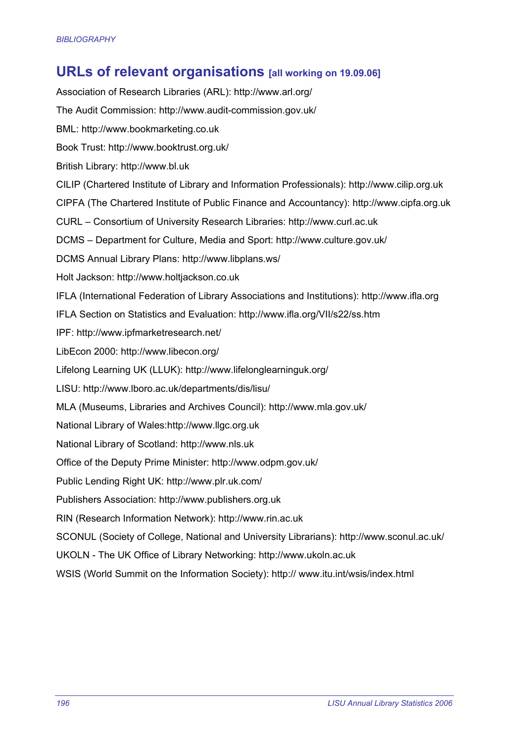## URLs of relevant organisations [all working on 19.09.06]

Association of Research Libraries (ARL): http://www.arl.org/

The Audit Commission: http://www.audit-commission.gov.uk/

BML: http://www.bookmarketing.co.uk

Book Trust: http://www.booktrust.org.uk/

British Library: http://www.bl.uk

CILIP (Chartered Institute of Library and Information Professionals): http://www.cilip.org.uk

CIPFA (The Chartered Institute of Public Finance and Accountancy): http://www.cipfa.org.uk

CURL – Consortium of University Research Libraries: http://www.curl.ac.uk

DCMS – Department for Culture, Media and Sport: http://www.culture.gov.uk/

DCMS Annual Library Plans: http://www.libplans.ws/

Holt Jackson: http://www.holtjackson.co.uk

IFLA (International Federation of Library Associations and Institutions): http://www.ifla.org

IFLA Section on Statistics and Evaluation: http://www.ifla.org/VII/s22/ss.htm

IPF: http://www.ipfmarketresearch.net/

LibEcon 2000: http://www.libecon.org/

Lifelong Learning UK (LLUK): http://www.lifelonglearninguk.org/

LISU: http://www.lboro.ac.uk/departments/dis/lisu/

MLA (Museums, Libraries and Archives Council): http://www.mla.gov.uk/

National Library of Wales:http://www.llgc.org.uk

National Library of Scotland: http://www.nls.uk

Office of the Deputy Prime Minister: http://www.odpm.gov.uk/

Public Lending Right UK: http://www.plr.uk.com/

Publishers Association: http://www.publishers.org.uk

RIN (Research Information Network): http://www.rin.ac.uk

SCONUL (Society of College, National and University Librarians): http://www.sconul.ac.uk/

UKOLN - The UK Office of Library Networking: http://www.ukoln.ac.uk

WSIS (World Summit on the Information Society): http:// www.itu.int/wsis/index.html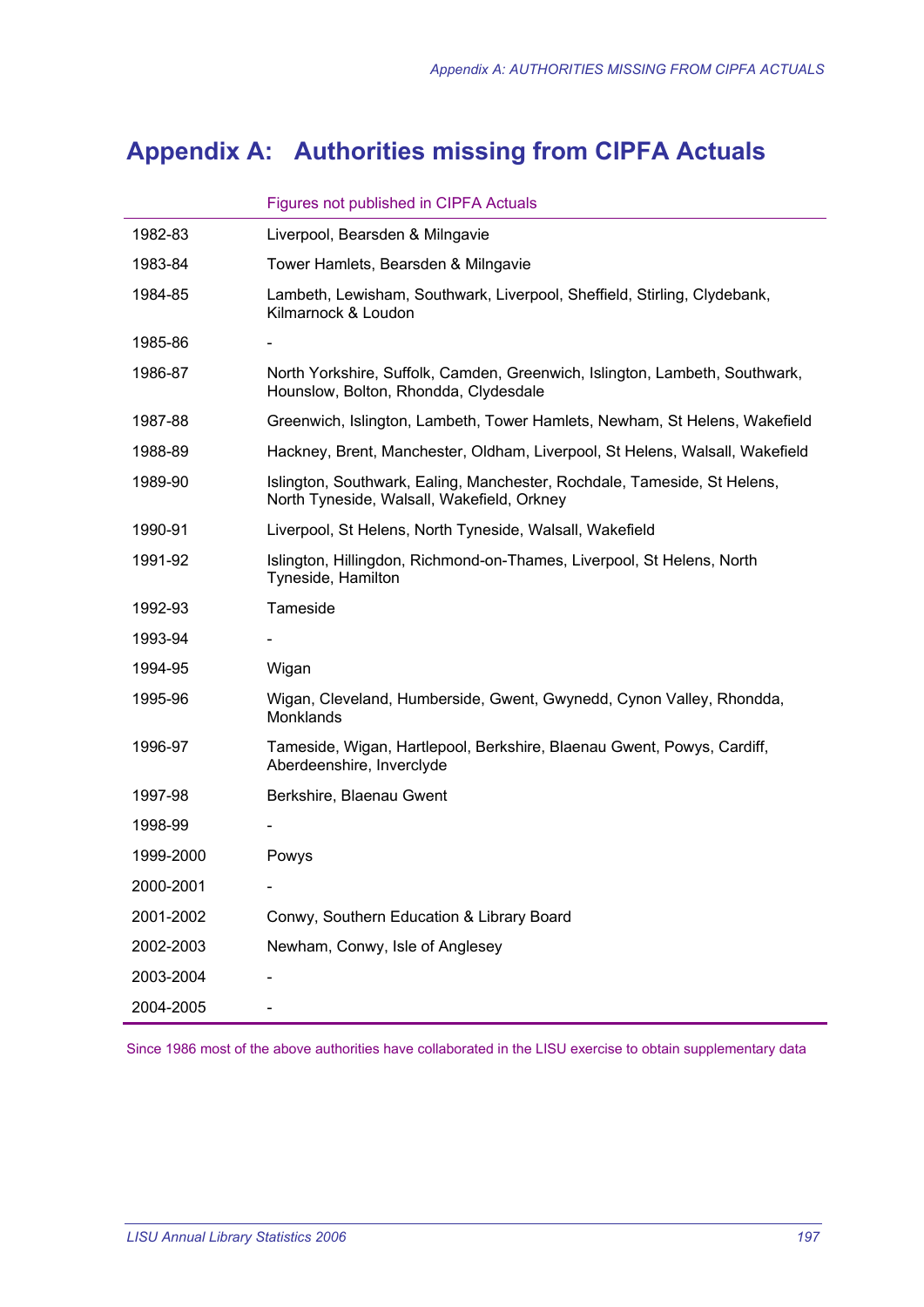# Appendix A: Authorities missing from CIPFA Actuals

| | Figures not published in CIPFA Actuals |
|---|---|
| 1982-83 | Liverpool, Bearsden & Milngavie |
| 1983-84 | Tower Hamlets, Bearsden & Milngavie |
| 1984-85 | Lambeth, Lewisham, Southwark, Liverpool, Sheffield, Stirling, Clydebank, Kilmarnock & Loudon |
| 1985-86 | - |
| 1986-87 | North Yorkshire, Suffolk, Camden, Greenwich, Islington, Lambeth, Southwark, Hounslow, Bolton, Rhondda, Clydesdale |
| 1987-88 | Greenwich, Islington, Lambeth, Tower Hamlets, Newham, St Helens, Wakefield |
| 1988-89 | Hackney, Brent, Manchester, Oldham, Liverpool, St Helens, Walsall, Wakefield |
| 1989-90 | Islington, Southwark, Ealing, Manchester, Rochdale, Tameside, St Helens, North Tyneside, Walsall, Wakefield, Orkney |
| 1990-91 | Liverpool, St Helens, North Tyneside, Walsall, Wakefield |
| 1991-92 | Islington, Hillingdon, Richmond-on-Thames, Liverpool, St Helens, North Tyneside, Hamilton |
| 1992-93 | Tameside |
| 1993-94 | - |
| 1994-95 | Wigan |
| 1995-96 | Wigan, Cleveland, Humberside, Gwent, Gwynedd, Cynon Valley, Rhondda, Monklands |
| 1996-97 | Tameside, Wigan, Hartlepool, Berkshire, Blaenau Gwent, Powys, Cardiff, Aberdeenshire, Inverclyde |
| 1997-98 | Berkshire, Blaenau Gwent |
| 1998-99 | - |
| 1999-2000 | Powys |
| 2000-2001 | - |
| 2001-2002 | Conwy, Southern Education & Library Board |
| 2002-2003 | Newham, Conwy, Isle of Anglesey |
| 2003-2004 | - |
| 2004-2005 | - |

Since 1986 most of the above authorities have collaborated in the LISU exercise to obtain supplementary data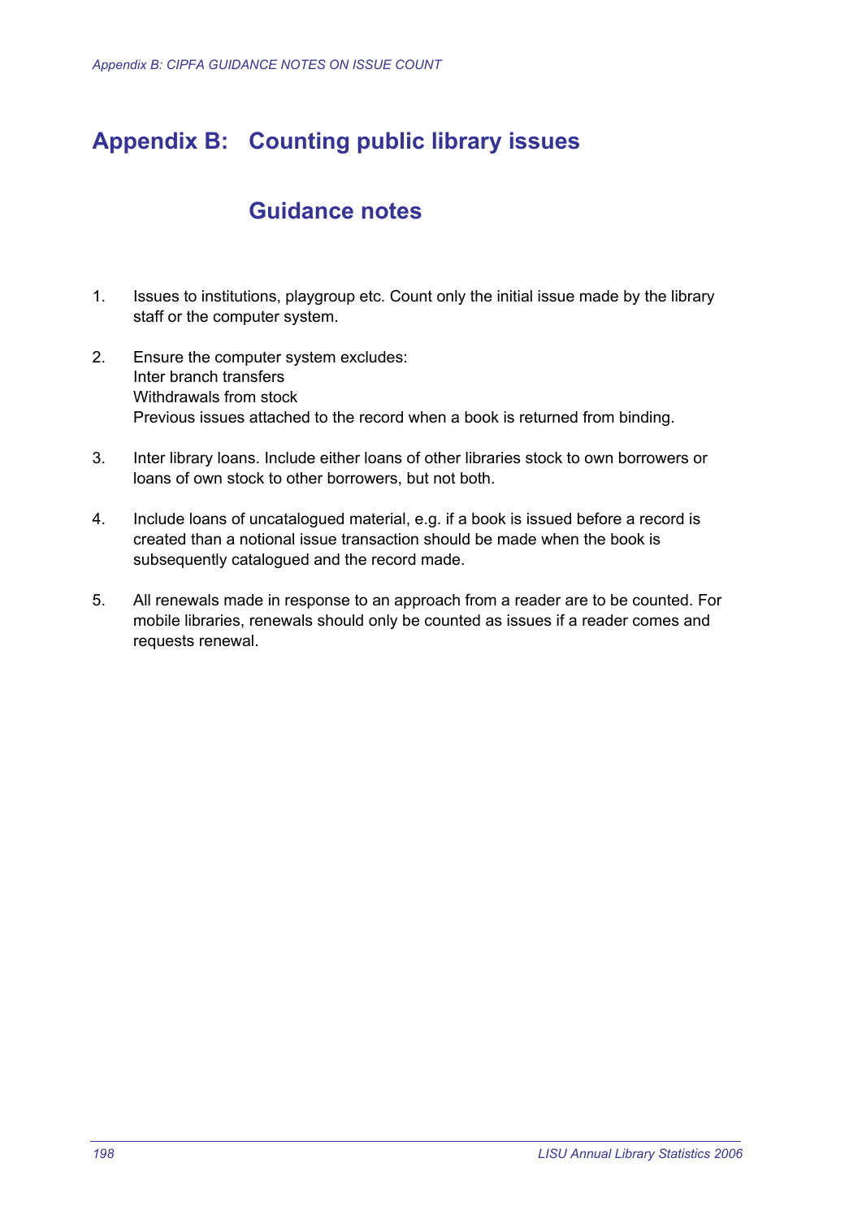# Appendix B: Counting public library issues

## Guidance notes

1. Issues to institutions, playgroup etc. Count only the initial issue made by the library staff or the computer system.

2. Ensure the computer system excludes:
   Inter branch transfers
   Withdrawals from stock
   Previous issues attached to the record when a book is returned from binding.

3. Inter library loans. Include either loans of other libraries stock to own borrowers or loans of own stock to other borrowers, but not both.

4. Include loans of uncatalogued material, e.g. if a book is issued before a record is created than a notional issue transaction should be made when the book is subsequently catalogued and the record made.

5. All renewals made in response to an approach from a reader are to be counted. For mobile libraries, renewals should only be counted as issues if a reader comes and requests renewal.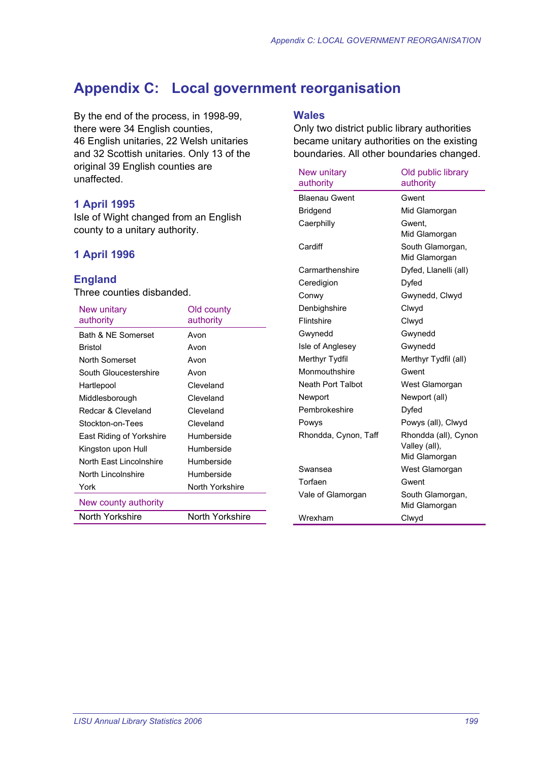# Appendix C: Local government reorganisation

By the end of the process, in 1998-99, there were 34 English counties, 46 English unitaries, 22 Welsh unitaries and 32 Scottish unitaries. Only 13 of the original 39 English counties are unaffected.

### 1 April 1995

Isle of Wight changed from an English county to a unitary authority.

### 1 April 1996

### England

Three counties disbanded.

| New unitary authority | Old county authority |
|---|---|
| Bath & NE Somerset | Avon |
| Bristol | Avon |
| North Somerset | Avon |
| South Gloucestershire | Avon |
| Hartlepool | Cleveland |
| Middlesborough | Cleveland |
| Redcar & Cleveland | Cleveland |
| Stockton-on-Tees | Cleveland |
| East Riding of Yorkshire | Humberside |
| Kingston upon Hull | Humberside |
| North East Lincolnshire | Humberside |
| North Lincolnshire | Humberside |
| York | North Yorkshire |
| **New county authority** | |
| North Yorkshire | North Yorkshire |

### Wales

Only two district public library authorities became unitary authorities on the existing boundaries. All other boundaries changed.

| New unitary authority | Old public library authority |
|---|---|
| Blaenau Gwent | Gwent |
| Bridgend | Mid Glamorgan |
| Caerphilly | Gwent, Mid Glamorgan |
| Cardiff | South Glamorgan, Mid Glamorgan |
| Carmarthenshire | Dyfed, Llanelli (all) |
| Ceredigion | Dyfed |
| Conwy | Gwynedd, Clwyd |
| Denbighshire | Clwyd |
| Flintshire | Clwyd |
| Gwynedd | Gwynedd |
| Isle of Anglesey | Gwynedd |
| Merthyr Tydfil | Merthyr Tydfil (all) |
| Monmouthshire | Gwent |
| Neath Port Talbot | West Glamorgan |
| Newport | Newport (all) |
| Pembrokeshire | Dyfed |
| Powys | Powys (all), Clwyd |
| Rhondda, Cynon, Taff | Rhondda (all), Cynon Valley (all), Mid Glamorgan |
| Swansea | West Glamorgan |
| Torfaen | Gwent |
| Vale of Glamorgan | South Glamorgan, Mid Glamorgan |
| Wrexham | Clwyd |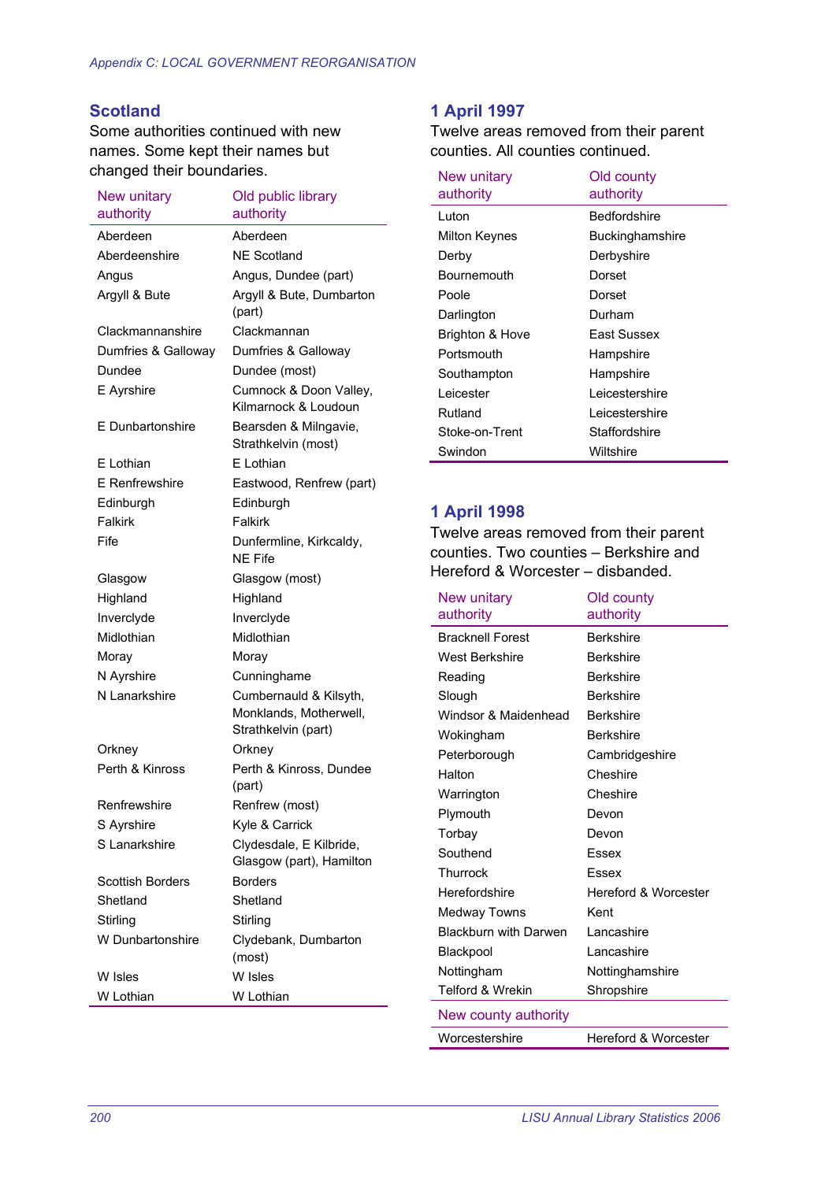## Scotland

Some authorities continued with new names. Some kept their names but changed their boundaries.

| New unitary authority | Old public library authority |
|---|---|
| Aberdeen | Aberdeen |
| Aberdeenshire | NE Scotland |
| Angus | Angus, Dundee (part) |
| Argyll & Bute | Argyll & Bute, Dumbarton (part) |
| Clackmannanshire | Clackmannan |
| Dumfries & Galloway | Dumfries & Galloway |
| Dundee | Dundee (most) |
| E Ayrshire | Cumnock & Doon Valley, Kilmarnock & Loudoun |
| E Dunbartonshire | Bearsden & Milngavie, Strathkelvin (most) |
| E Lothian | E Lothian |
| E Renfrewshire | Eastwood, Renfrew (part) |
| Edinburgh | Edinburgh |
| Falkirk | Falkirk |
| Fife | Dunfermline, Kirkcaldy, NE Fife |
| Glasgow | Glasgow (most) |
| Highland | Highland |
| Inverclyde | Inverclyde |
| Midlothian | Midlothian |
| Moray | Moray |
| N Ayrshire | Cunninghame |
| N Lanarkshire | Cumbernauld & Kilsyth, Monklands, Motherwell, Strathkelvin (part) |
| Orkney | Orkney |
| Perth & Kinross | Perth & Kinross, Dundee (part) |
| Renfrewshire | Renfrew (most) |
| S Ayrshire | Kyle & Carrick |
| S Lanarkshire | Clydesdale, E Kilbride, Glasgow (part), Hamilton |
| Scottish Borders | Borders |
| Shetland | Shetland |
| Stirling | Stirling |
| W Dunbartonshire | Clydebank, Dumbarton (most) |
| W Isles | W Isles |
| W Lothian | W Lothian |

## 1 April 1997

Twelve areas removed from their parent counties. All counties continued.

| New unitary authority | Old county authority |
|---|---|
| Luton | Bedfordshire |
| Milton Keynes | Buckinghamshire |
| Derby | Derbyshire |
| Bournemouth | Dorset |
| Poole | Dorset |
| Darlington | Durham |
| Brighton & Hove | East Sussex |
| Portsmouth | Hampshire |
| Southampton | Hampshire |
| Leicester | Leicestershire |
| Rutland | Leicestershire |
| Stoke-on-Trent | Staffordshire |
| Swindon | Wiltshire |

## 1 April 1998

Twelve areas removed from their parent counties. Two counties – Berkshire and Hereford & Worcester – disbanded.

| New unitary authority | Old county authority |
|---|---|
| Bracknell Forest | Berkshire |
| West Berkshire | Berkshire |
| Reading | Berkshire |
| Slough | Berkshire |
| Windsor & Maidenhead | Berkshire |
| Wokingham | Berkshire |
| Peterborough | Cambridgeshire |
| Halton | Cheshire |
| Warrington | Cheshire |
| Plymouth | Devon |
| Torbay | Devon |
| Southend | Essex |
| Thurrock | Essex |
| Herefordshire | Hereford & Worcester |
| Medway Towns | Kent |
| Blackburn with Darwen | Lancashire |
| Blackpool | Lancashire |
| Nottingham | Nottinghamshire |
| Telford & Wrekin | Shropshire |
| **New county authority** | |
| Worcestershire | Hereford & Worcester |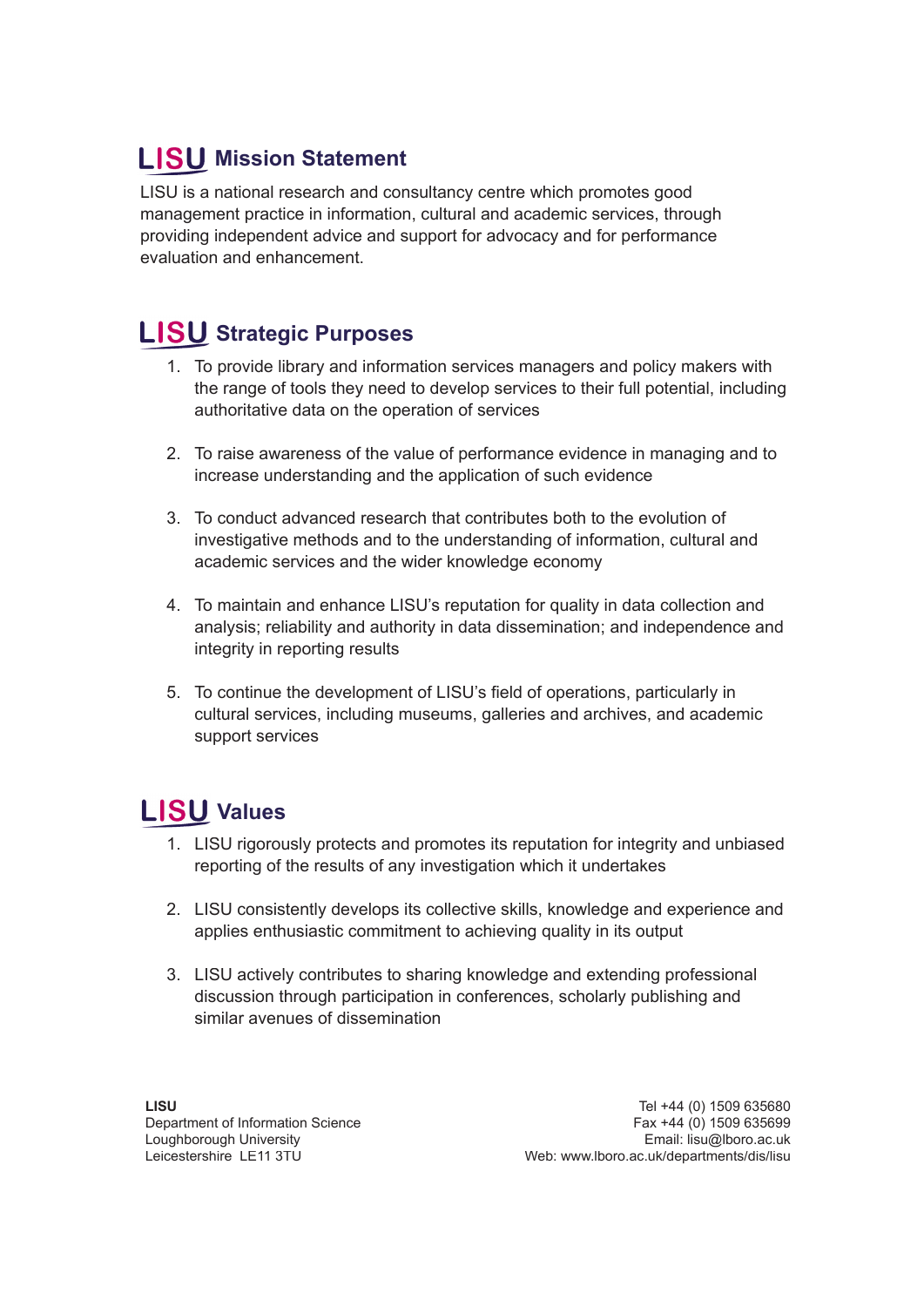## LISU Mission Statement

LISU is a national research and consultancy centre which promotes good management practice in information, cultural and academic services, through providing independent advice and support for advocacy and for performance evaluation and enhancement.

## LISU Strategic Purposes

1. To provide library and information services managers and policy makers with the range of tools they need to develop services to their full potential, including authoritative data on the operation of services

2. To raise awareness of the value of performance evidence in managing and to increase understanding and the application of such evidence

3. To conduct advanced research that contributes both to the evolution of investigative methods and to the understanding of information, cultural and academic services and the wider knowledge economy

4. To maintain and enhance LISU's reputation for quality in data collection and analysis; reliability and authority in data dissemination; and independence and integrity in reporting results

5. To continue the development of LISU's field of operations, particularly in cultural services, including museums, galleries and archives, and academic support services

## LISU Values

1. LISU rigorously protects and promotes its reputation for integrity and unbiased reporting of the results of any investigation which it undertakes

2. LISU consistently develops its collective skills, knowledge and experience and applies enthusiastic commitment to achieving quality in its output

3. LISU actively contributes to sharing knowledge and extending professional discussion through participation in conferences, scholarly publishing and similar avenues of dissemination

**LISU**
Department of Information Science
Loughborough University
Leicestershire LE11 3TU

Tel +44 (0) 1509 635680
Fax +44 (0) 1509 635699
Email: lisu@lboro.ac.uk
Web: www.lboro.ac.uk/departments/dis/lisu